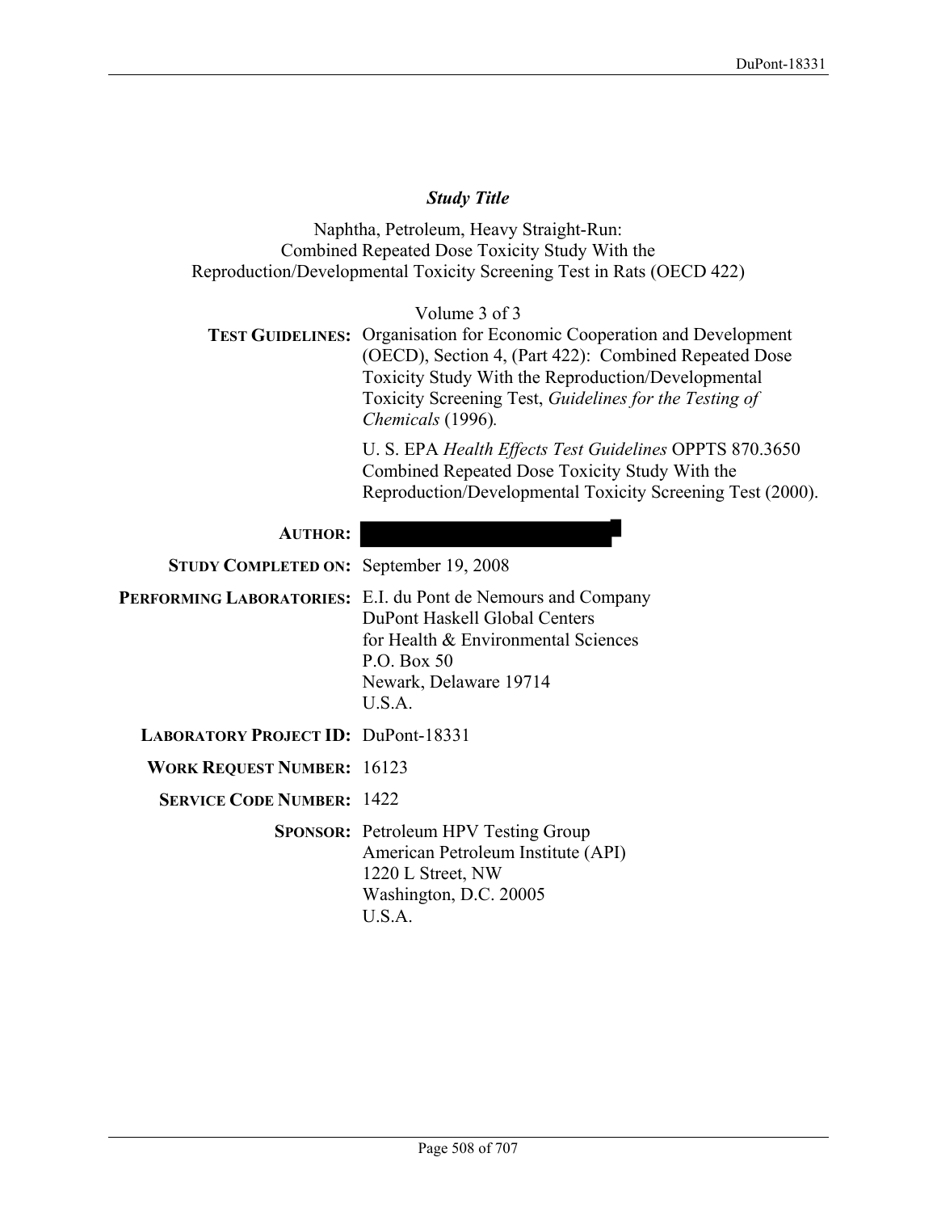## *Study Title*

Naphtha, Petroleum, Heavy Straight-Run:
Combined Repeated Dose Toxicity Study With the
Reproduction/Developmental Toxicity Screening Test in Rats (OECD 422)

Volume 3 of 3

**TEST GUIDELINES:** Organisation for Economic Cooperation and Development (OECD), Section 4, (Part 422): Combined Repeated Dose Toxicity Study With the Reproduction/Developmental Toxicity Screening Test, *Guidelines for the Testing of Chemicals* (1996).

U. S. EPA *Health Effects Test Guidelines* OPPTS 870.3650 Combined Repeated Dose Toxicity Study With the Reproduction/Developmental Toxicity Screening Test (2000).

**AUTHOR:**

**STUDY COMPLETED ON:** September 19, 2008

**PERFORMING LABORATORIES:** E.I. du Pont de Nemours and Company
DuPont Haskell Global Centers
for Health & Environmental Sciences
P.O. Box 50
Newark, Delaware 19714
U.S.A.

**LABORATORY PROJECT ID:** DuPont-18331

**WORK REQUEST NUMBER:** 16123

**SERVICE CODE NUMBER:** 1422

**SPONSOR:** Petroleum HPV Testing Group
American Petroleum Institute (API)
1220 L Street, NW
Washington, D.C. 20005
U.S.A.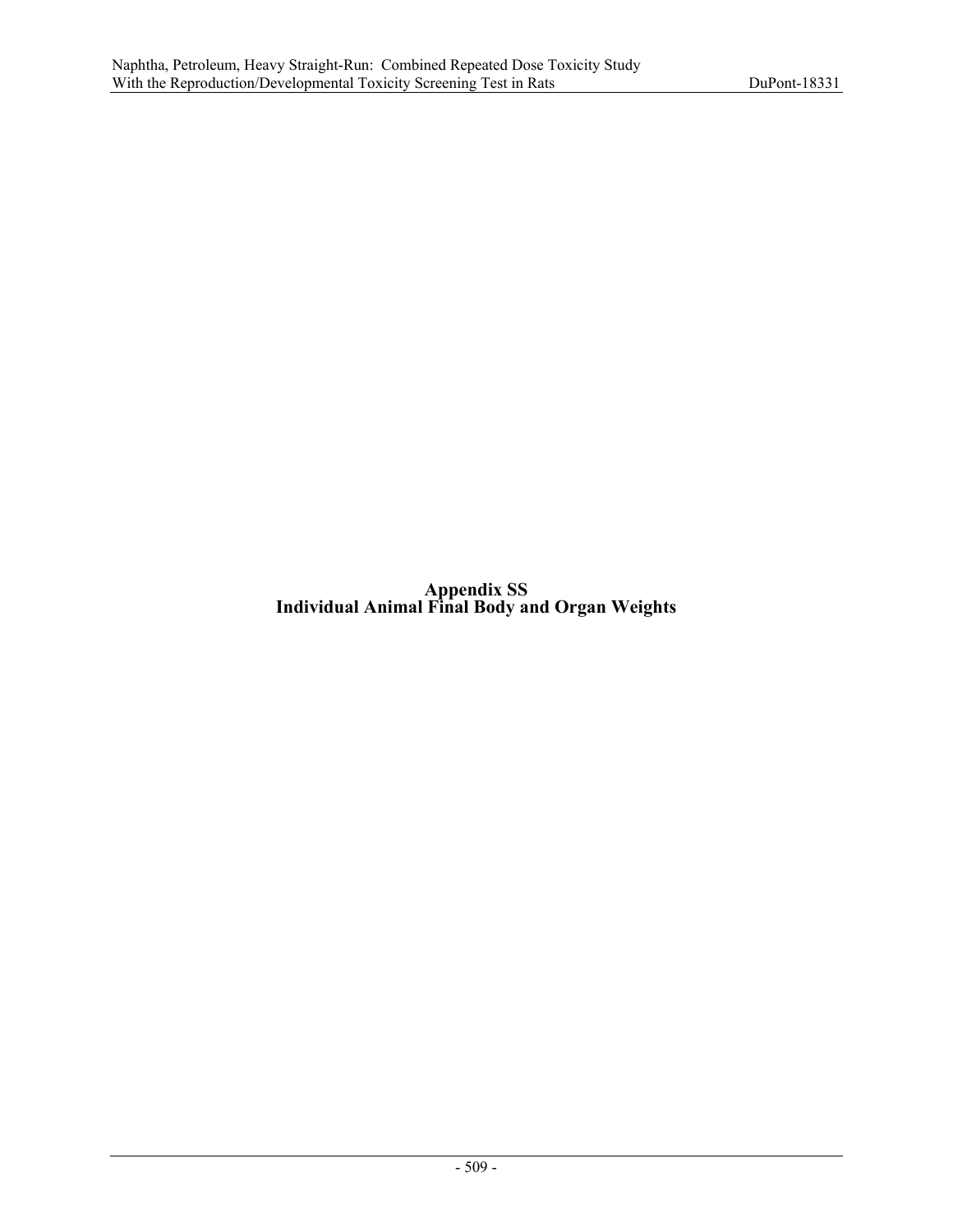# Appendix SS
## Individual Animal Final Body and Organ Weights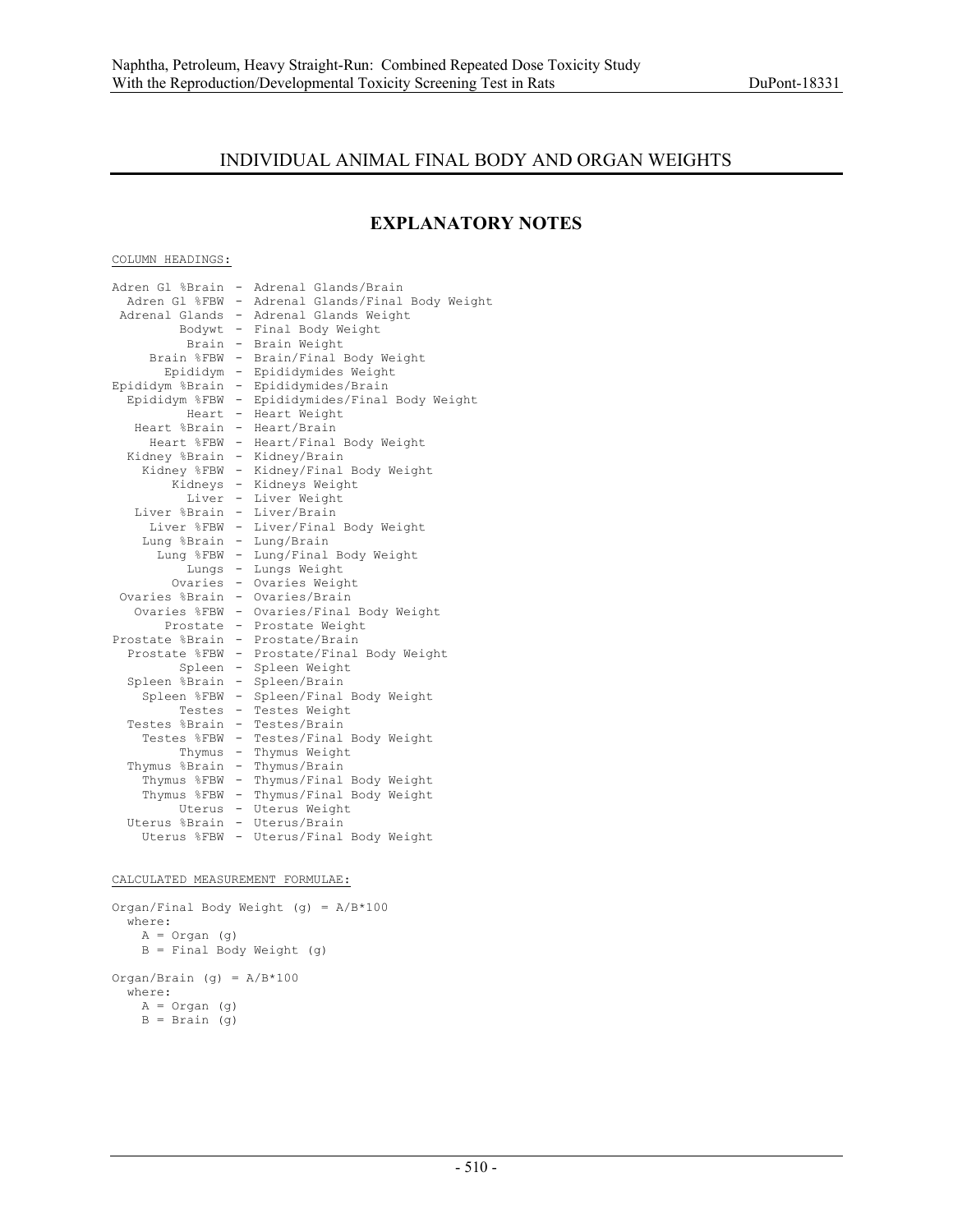# INDIVIDUAL ANIMAL FINAL BODY AND ORGAN WEIGHTS

## EXPLANATORY NOTES

COLUMN HEADINGS:

```
Adren Gl %Brain  -  Adrenal Glands/Brain
  Adren Gl %FBW  -  Adrenal Glands/Final Body Weight
 Adrenal Glands  -  Adrenal Glands Weight
         Bodywt  -  Final Body Weight
          Brain  -  Brain Weight
     Brain %FBW  -  Brain/Final Body Weight
       Epididym  -  Epididymides Weight
Epididym %Brain  -  Epididymides/Brain
  Epididym %FBW  -  Epididymides/Final Body Weight
          Heart  -  Heart Weight
   Heart %Brain  -  Heart/Brain
     Heart %FBW  -  Heart/Final Body Weight
  Kidney %Brain  -  Kidney/Brain
    Kidney %FBW  -  Kidney/Final Body Weight
        Kidneys  -  Kidneys Weight
          Liver  -  Liver Weight
   Liver %Brain  -  Liver/Brain
     Liver %FBW  -  Liver/Final Body Weight
    Lung %Brain  -  Lung/Brain
      Lung %FBW  -  Lung/Final Body Weight
          Lungs  -  Lungs Weight
        Ovaries  -  Ovaries Weight
 Ovaries %Brain  -  Ovaries/Brain
   Ovaries %FBW  -  Ovaries/Final Body Weight
       Prostate  -  Prostate Weight
Prostate %Brain  -  Prostate/Brain
  Prostate %FBW  -  Prostate/Final Body Weight
         Spleen  -  Spleen Weight
  Spleen %Brain  -  Spleen/Brain
    Spleen %FBW  -  Spleen/Final Body Weight
         Testes  -  Testes Weight
  Testes %Brain  -  Testes/Brain
    Testes %FBW  -  Testes/Final Body Weight
         Thymus  -  Thymus Weight
  Thymus %Brain  -  Thymus/Brain
    Thymus %FBW  -  Thymus/Final Body Weight
    Thymus %FBW  -  Thymus/Final Body Weight
         Uterus  -  Uterus Weight
  Uterus %Brain  -  Uterus/Brain
    Uterus %FBW  -  Uterus/Final Body Weight
```

CALCULATED MEASUREMENT FORMULAE:

```
Organ/Final Body Weight (g) = A/B*100
  where:
    A = Organ (g)
    B = Final Body Weight (g)

Organ/Brain (g) = A/B*100
  where:
    A = Organ (g)
    B = Brain (g)
```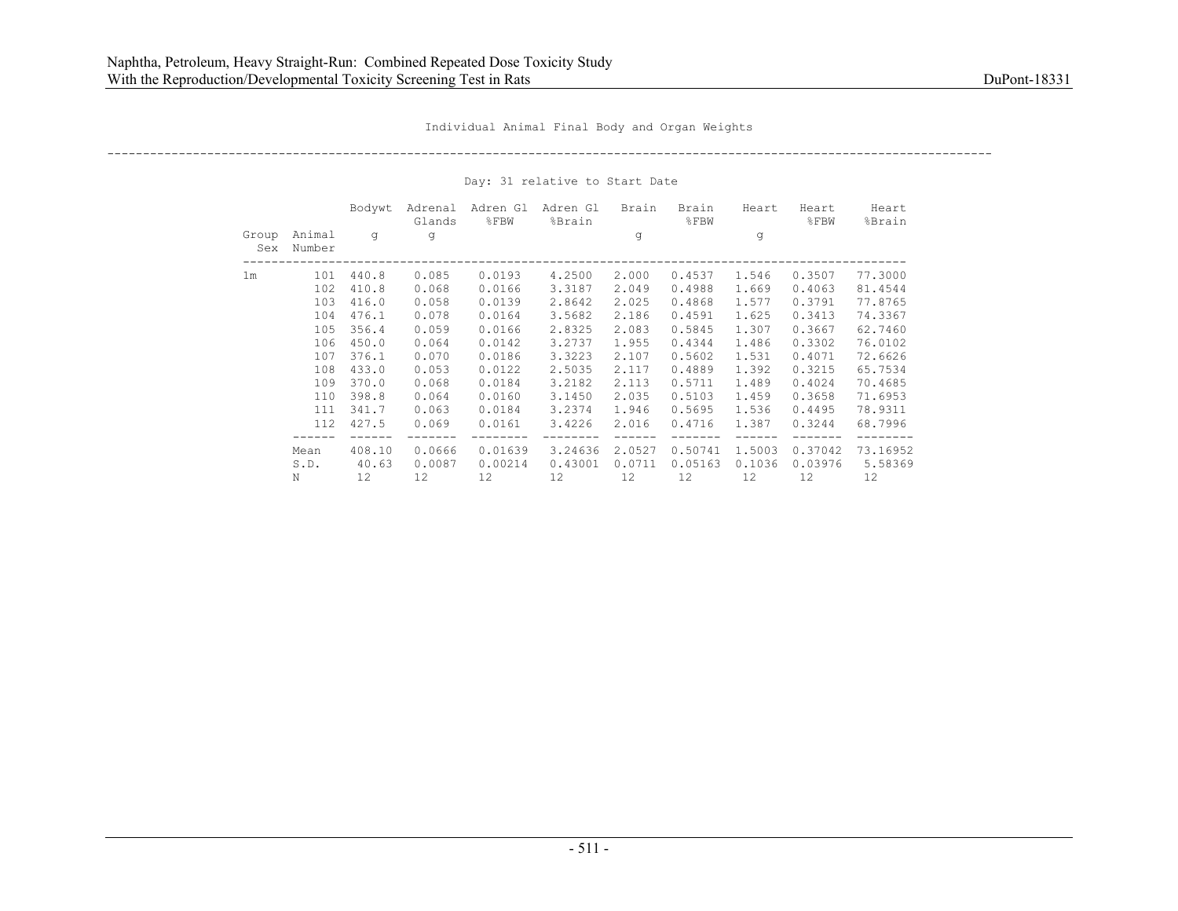Individual Animal Final Body and Organ Weights

Day: 31 relative to Start Date

| Group Sex | Animal Number | Bodywt g | Adrenal Glands g | Adren Gl %FBW | Adren Gl %Brain | Brain g | Brain %FBW | Heart g | Heart %FBW | Heart %Brain |
|---|---|---|---|---|---|---|---|---|---|---|
| 1m | 101 | 440.8 | 0.085 | 0.0193 | 4.2500 | 2.000 | 0.4537 | 1.546 | 0.3507 | 77.3000 |
| | 102 | 410.8 | 0.068 | 0.0166 | 3.3187 | 2.049 | 0.4988 | 1.669 | 0.4063 | 81.4544 |
| | 103 | 416.0 | 0.058 | 0.0139 | 2.8642 | 2.025 | 0.4868 | 1.577 | 0.3791 | 77.8765 |
| | 104 | 476.1 | 0.078 | 0.0164 | 3.5682 | 2.186 | 0.4591 | 1.625 | 0.3413 | 74.3367 |
| | 105 | 356.4 | 0.059 | 0.0166 | 2.8325 | 2.083 | 0.5845 | 1.307 | 0.3667 | 62.7460 |
| | 106 | 450.0 | 0.064 | 0.0142 | 3.2737 | 1.955 | 0.4344 | 1.486 | 0.3302 | 76.0102 |
| | 107 | 376.1 | 0.070 | 0.0186 | 3.3223 | 2.107 | 0.5602 | 1.531 | 0.4071 | 72.6626 |
| | 108 | 433.0 | 0.053 | 0.0122 | 2.5035 | 2.117 | 0.4889 | 1.392 | 0.3215 | 65.7534 |
| | 109 | 370.0 | 0.068 | 0.0184 | 3.2182 | 2.113 | 0.5711 | 1.489 | 0.4024 | 70.4685 |
| | 110 | 398.8 | 0.064 | 0.0160 | 3.1450 | 2.035 | 0.5103 | 1.459 | 0.3658 | 71.6953 |
| | 111 | 341.7 | 0.063 | 0.0184 | 3.2374 | 1.946 | 0.5695 | 1.536 | 0.4495 | 78.9311 |
| | 112 | 427.5 | 0.069 | 0.0161 | 3.4226 | 2.016 | 0.4716 | 1.387 | 0.3244 | 68.7996 |
| | Mean | 408.10 | 0.0666 | 0.01639 | 3.24636 | 2.0527 | 0.50741 | 1.5003 | 0.37042 | 73.16952 |
| | S.D. | 40.63 | 0.0087 | 0.00214 | 0.43001 | 0.0711 | 0.05163 | 0.1036 | 0.03976 | 5.58369 |
| | N | 12 | 12 | 12 | 12 | 12 | 12 | 12 | 12 | 12 |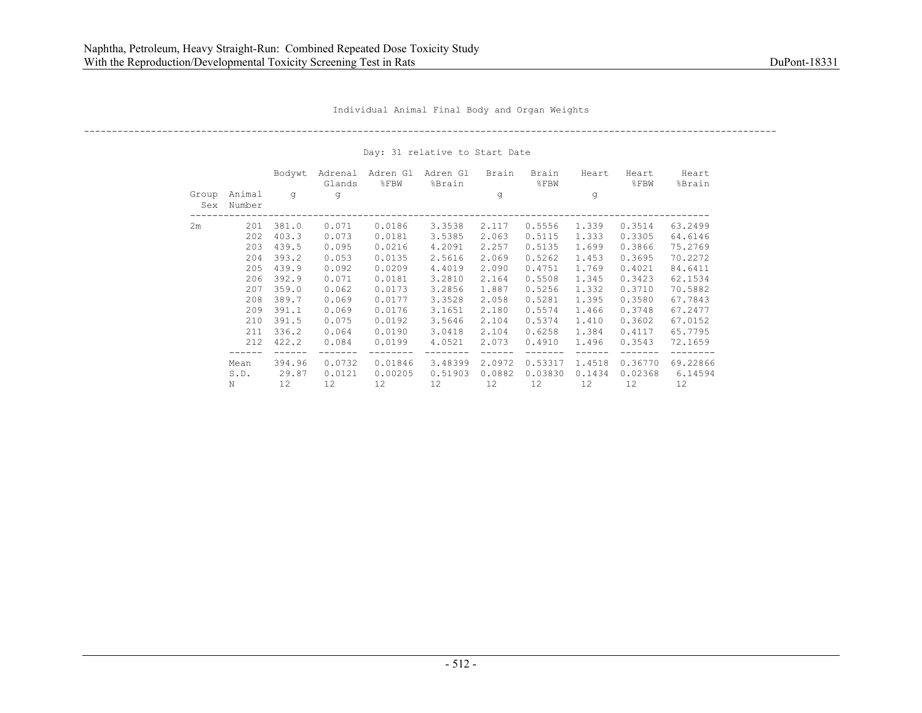Individual Animal Final Body and Organ Weights

Day: 31 relative to Start Date

| Group Sex | Animal Number | Bodywt g | Adrenal Glands g | Adren Gl %FBW | Adren Gl %Brain | Brain g | Brain %FBW | Heart g | Heart %FBW | Heart %Brain |
|---|---|---|---|---|---|---|---|---|---|---|
| 2m | 201 | 381.0 | 0.071 | 0.0186 | 3.3538 | 2.117 | 0.5556 | 1.339 | 0.3514 | 63.2499 |
| | 202 | 403.3 | 0.073 | 0.0181 | 3.5385 | 2.063 | 0.5115 | 1.333 | 0.3305 | 64.6146 |
| | 203 | 439.5 | 0.095 | 0.0216 | 4.2091 | 2.257 | 0.5135 | 1.699 | 0.3866 | 75.2769 |
| | 204 | 393.2 | 0.053 | 0.0135 | 2.5616 | 2.069 | 0.5262 | 1.453 | 0.3695 | 70.2272 |
| | 205 | 439.9 | 0.092 | 0.0209 | 4.4019 | 2.090 | 0.4751 | 1.769 | 0.4021 | 84.6411 |
| | 206 | 392.9 | 0.071 | 0.0181 | 3.2810 | 2.164 | 0.5508 | 1.345 | 0.3423 | 62.1534 |
| | 207 | 359.0 | 0.062 | 0.0173 | 3.2856 | 1.887 | 0.5256 | 1.332 | 0.3710 | 70.5882 |
| | 208 | 389.7 | 0.069 | 0.0177 | 3.3528 | 2.058 | 0.5281 | 1.395 | 0.3580 | 67.7843 |
| | 209 | 391.1 | 0.069 | 0.0176 | 3.1651 | 2.180 | 0.5574 | 1.466 | 0.3748 | 67.2477 |
| | 210 | 391.5 | 0.075 | 0.0192 | 3.5646 | 2.104 | 0.5374 | 1.410 | 0.3602 | 67.0152 |
| | 211 | 336.2 | 0.064 | 0.0190 | 3.0418 | 2.104 | 0.6258 | 1.384 | 0.4117 | 65.7795 |
| | 212 | 422.2 | 0.084 | 0.0199 | 4.0521 | 2.073 | 0.4910 | 1.496 | 0.3543 | 72.1659 |
| | Mean | 394.96 | 0.0732 | 0.01846 | 3.48399 | 2.0972 | 0.53317 | 1.4518 | 0.36770 | 69.22866 |
| | S.D. | 29.87 | 0.0121 | 0.00205 | 0.51903 | 0.0882 | 0.03830 | 0.1434 | 0.02368 | 6.14594 |
| | N | 12 | 12 | 12 | 12 | 12 | 12 | 12 | 12 | 12 |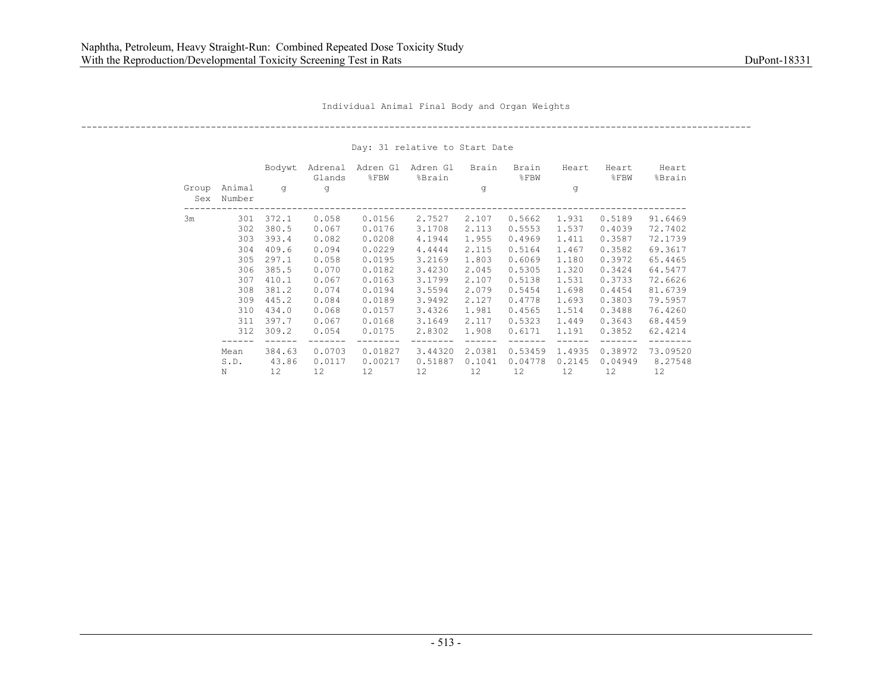Individual Animal Final Body and Organ Weights

Day: 31 relative to Start Date

| Group Sex | Animal Number | Bodywt g | Adrenal Glands g | Adren Gl %FBW | Adren Gl %Brain | Brain g | Brain %FBW | Heart g | Heart %FBW | Heart %Brain |
|---|---|---|---|---|---|---|---|---|---|---|
| 3m | 301 | 372.1 | 0.058 | 0.0156 | 2.7527 | 2.107 | 0.5662 | 1.931 | 0.5189 | 91.6469 |
| | 302 | 380.5 | 0.067 | 0.0176 | 3.1708 | 2.113 | 0.5553 | 1.537 | 0.4039 | 72.7402 |
| | 303 | 393.4 | 0.082 | 0.0208 | 4.1944 | 1.955 | 0.4969 | 1.411 | 0.3587 | 72.1739 |
| | 304 | 409.6 | 0.094 | 0.0229 | 4.4444 | 2.115 | 0.5164 | 1.467 | 0.3582 | 69.3617 |
| | 305 | 297.1 | 0.058 | 0.0195 | 3.2169 | 1.803 | 0.6069 | 1.180 | 0.3972 | 65.4465 |
| | 306 | 385.5 | 0.070 | 0.0182 | 3.4230 | 2.045 | 0.5305 | 1.320 | 0.3424 | 64.5477 |
| | 307 | 410.1 | 0.067 | 0.0163 | 3.1799 | 2.107 | 0.5138 | 1.531 | 0.3733 | 72.6626 |
| | 308 | 381.2 | 0.074 | 0.0194 | 3.5594 | 2.079 | 0.5454 | 1.698 | 0.4454 | 81.6739 |
| | 309 | 445.2 | 0.084 | 0.0189 | 3.9492 | 2.127 | 0.4778 | 1.693 | 0.3803 | 79.5957 |
| | 310 | 434.0 | 0.068 | 0.0157 | 3.4326 | 1.981 | 0.4565 | 1.514 | 0.3488 | 76.4260 |
| | 311 | 397.7 | 0.067 | 0.0168 | 3.1649 | 2.117 | 0.5323 | 1.449 | 0.3643 | 68.4459 |
| | 312 | 309.2 | 0.054 | 0.0175 | 2.8302 | 1.908 | 0.6171 | 1.191 | 0.3852 | 62.4214 |
| | Mean | 384.63 | 0.0703 | 0.01827 | 3.44320 | 2.0381 | 0.53459 | 1.4935 | 0.38972 | 73.09520 |
| | S.D. | 43.86 | 0.0117 | 0.00217 | 0.51887 | 0.1041 | 0.04778 | 0.2145 | 0.04949 | 8.27548 |
| | N | 12 | 12 | 12 | 12 | 12 | 12 | 12 | 12 | 12 |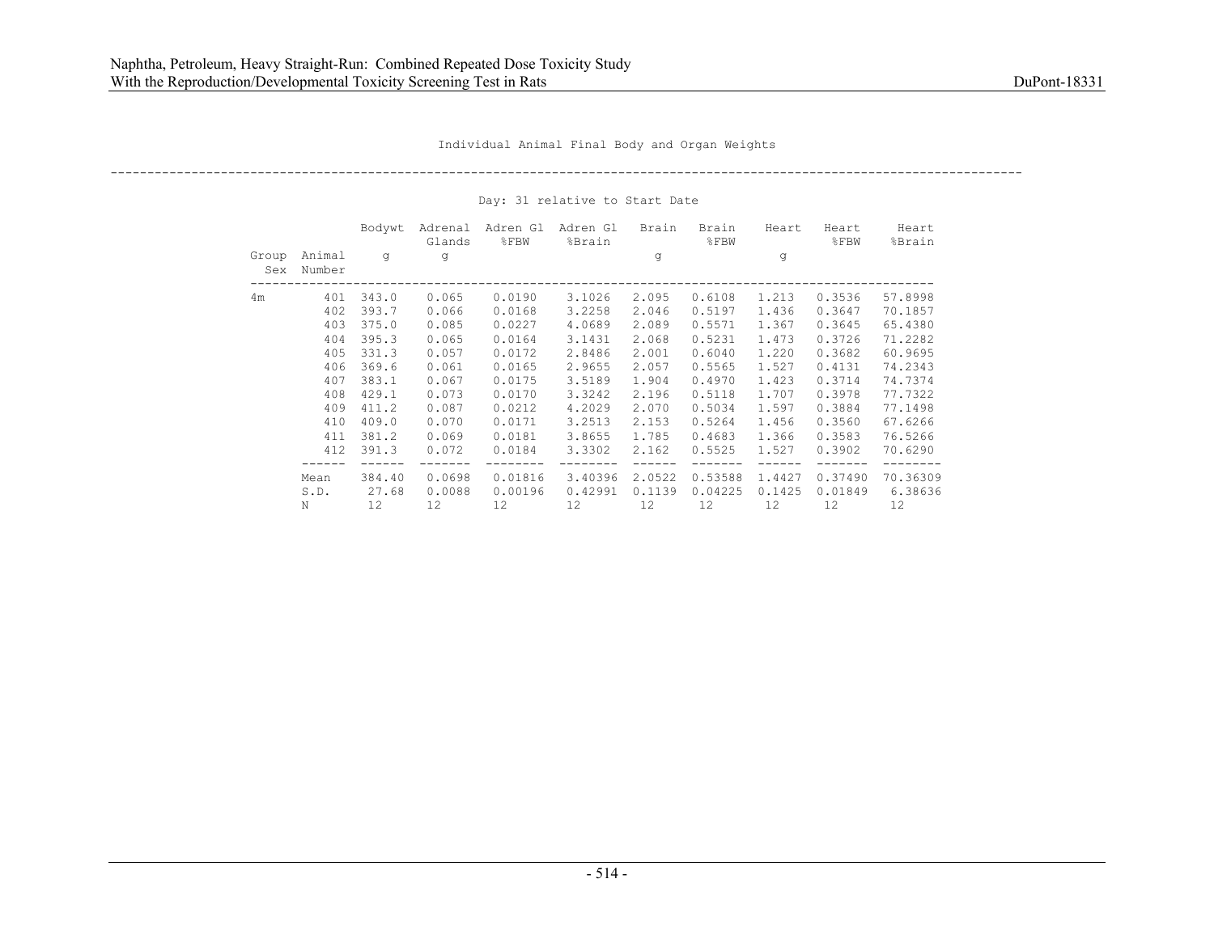Individual Animal Final Body and Organ Weights

Day: 31 relative to Start Date

| Group Sex | Animal Number | Bodywt g | Adrenal Glands g | Adren Gl %FBW | Adren Gl %Brain | Brain g | Brain %FBW | Heart g | Heart %FBW | Heart %Brain |
|---|---|---|---|---|---|---|---|---|---|---|
| 4m | 401 | 343.0 | 0.065 | 0.0190 | 3.1026 | 2.095 | 0.6108 | 1.213 | 0.3536 | 57.8998 |
| | 402 | 393.7 | 0.066 | 0.0168 | 3.2258 | 2.046 | 0.5197 | 1.436 | 0.3647 | 70.1857 |
| | 403 | 375.0 | 0.085 | 0.0227 | 4.0689 | 2.089 | 0.5571 | 1.367 | 0.3645 | 65.4380 |
| | 404 | 395.3 | 0.065 | 0.0164 | 3.1431 | 2.068 | 0.5231 | 1.473 | 0.3726 | 71.2282 |
| | 405 | 331.3 | 0.057 | 0.0172 | 2.8486 | 2.001 | 0.6040 | 1.220 | 0.3682 | 60.9695 |
| | 406 | 369.6 | 0.061 | 0.0165 | 2.9655 | 2.057 | 0.5565 | 1.527 | 0.4131 | 74.2343 |
| | 407 | 383.1 | 0.067 | 0.0175 | 3.5189 | 1.904 | 0.4970 | 1.423 | 0.3714 | 74.7374 |
| | 408 | 429.1 | 0.073 | 0.0170 | 3.3242 | 2.196 | 0.5118 | 1.707 | 0.3978 | 77.7322 |
| | 409 | 411.2 | 0.087 | 0.0212 | 4.2029 | 2.070 | 0.5034 | 1.597 | 0.3884 | 77.1498 |
| | 410 | 409.0 | 0.070 | 0.0171 | 3.2513 | 2.153 | 0.5264 | 1.456 | 0.3560 | 67.6266 |
| | 411 | 381.2 | 0.069 | 0.0181 | 3.8655 | 1.785 | 0.4683 | 1.366 | 0.3583 | 76.5266 |
| | 412 | 391.3 | 0.072 | 0.0184 | 3.3302 | 2.162 | 0.5525 | 1.527 | 0.3902 | 70.6290 |
| | Mean | 384.40 | 0.0698 | 0.01816 | 3.40396 | 2.0522 | 0.53588 | 1.4427 | 0.37490 | 70.36309 |
| | S.D. | 27.68 | 0.0088 | 0.00196 | 0.42991 | 0.1139 | 0.04225 | 0.1425 | 0.01849 | 6.38636 |
| | N | 12 | 12 | 12 | 12 | 12 | 12 | 12 | 12 | 12 |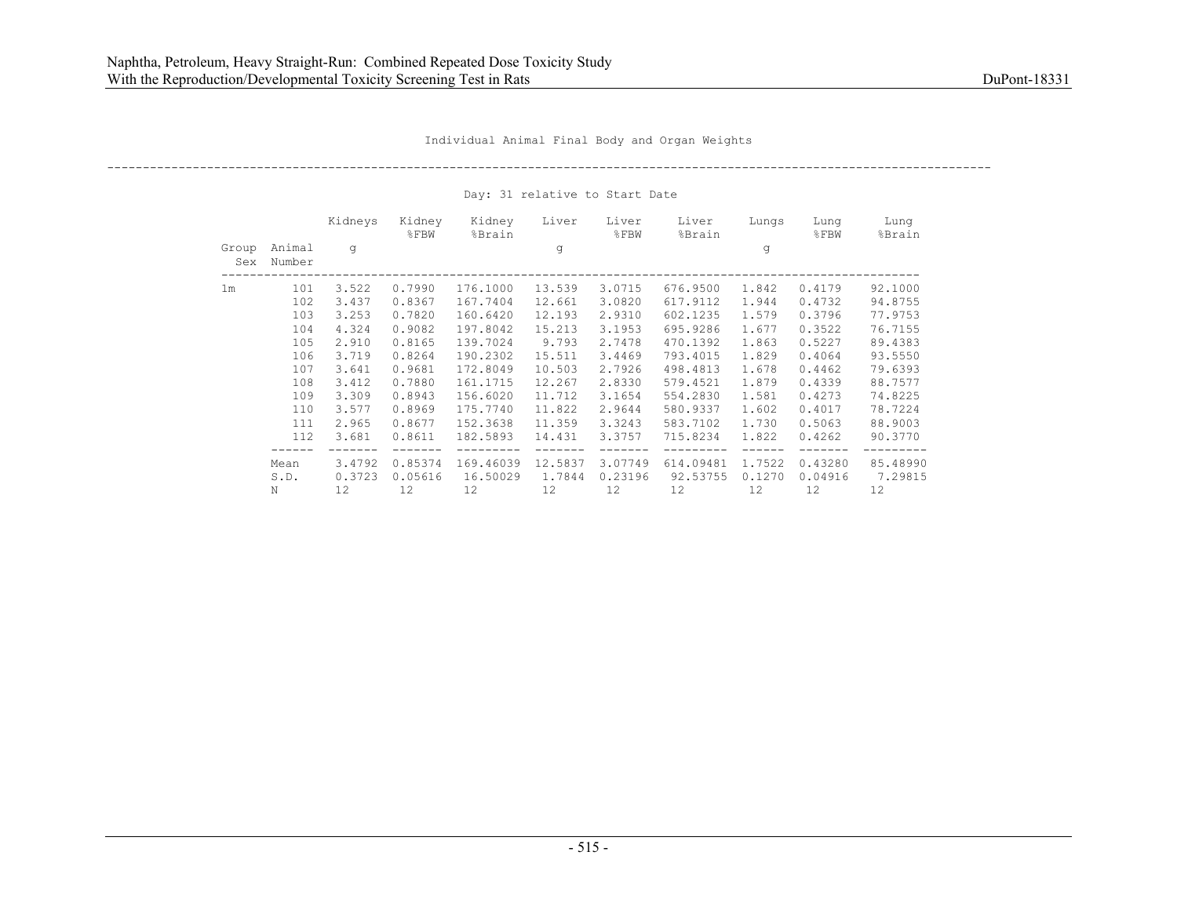Individual Animal Final Body and Organ Weights

Day: 31 relative to Start Date

| Group Sex | Animal Number | Kidneys g | Kidney %FBW | Kidney %Brain | Liver g | Liver %FBW | Liver %Brain | Lungs g | Lung %FBW | Lung %Brain |
|---|---|---|---|---|---|---|---|---|---|---|
| 1m | 101 | 3.522 | 0.7990 | 176.1000 | 13.539 | 3.0715 | 676.9500 | 1.842 | 0.4179 | 92.1000 |
| | 102 | 3.437 | 0.8367 | 167.7404 | 12.661 | 3.0820 | 617.9112 | 1.944 | 0.4732 | 94.8755 |
| | 103 | 3.253 | 0.7820 | 160.6420 | 12.193 | 2.9310 | 602.1235 | 1.579 | 0.3796 | 77.9753 |
| | 104 | 4.324 | 0.9082 | 197.8042 | 15.213 | 3.1953 | 695.9286 | 1.677 | 0.3522 | 76.7155 |
| | 105 | 2.910 | 0.8165 | 139.7024 | 9.793 | 2.7478 | 470.1392 | 1.863 | 0.5227 | 89.4383 |
| | 106 | 3.719 | 0.8264 | 190.2302 | 15.511 | 3.4469 | 793.4015 | 1.829 | 0.4064 | 93.5550 |
| | 107 | 3.641 | 0.9681 | 172.8049 | 10.503 | 2.7926 | 498.4813 | 1.678 | 0.4462 | 79.6393 |
| | 108 | 3.412 | 0.7880 | 161.1715 | 12.267 | 2.8330 | 579.4521 | 1.879 | 0.4339 | 88.7577 |
| | 109 | 3.309 | 0.8943 | 156.6020 | 11.712 | 3.1654 | 554.2830 | 1.581 | 0.4273 | 74.8225 |
| | 110 | 3.577 | 0.8969 | 175.7740 | 11.822 | 2.9644 | 580.9337 | 1.602 | 0.4017 | 78.7224 |
| | 111 | 2.965 | 0.8677 | 152.3638 | 11.359 | 3.3243 | 583.7102 | 1.730 | 0.5063 | 88.9003 |
| | 112 | 3.681 | 0.8611 | 182.5893 | 14.431 | 3.3757 | 715.8234 | 1.822 | 0.4262 | 90.3770 |
| | Mean | 3.4792 | 0.85374 | 169.46039 | 12.5837 | 3.07749 | 614.09481 | 1.7522 | 0.43280 | 85.48990 |
| | S.D. | 0.3723 | 0.05616 | 16.50029 | 1.7844 | 0.23196 | 92.53755 | 0.1270 | 0.04916 | 7.29815 |
| | N | 12 | 12 | 12 | 12 | 12 | 12 | 12 | 12 | 12 |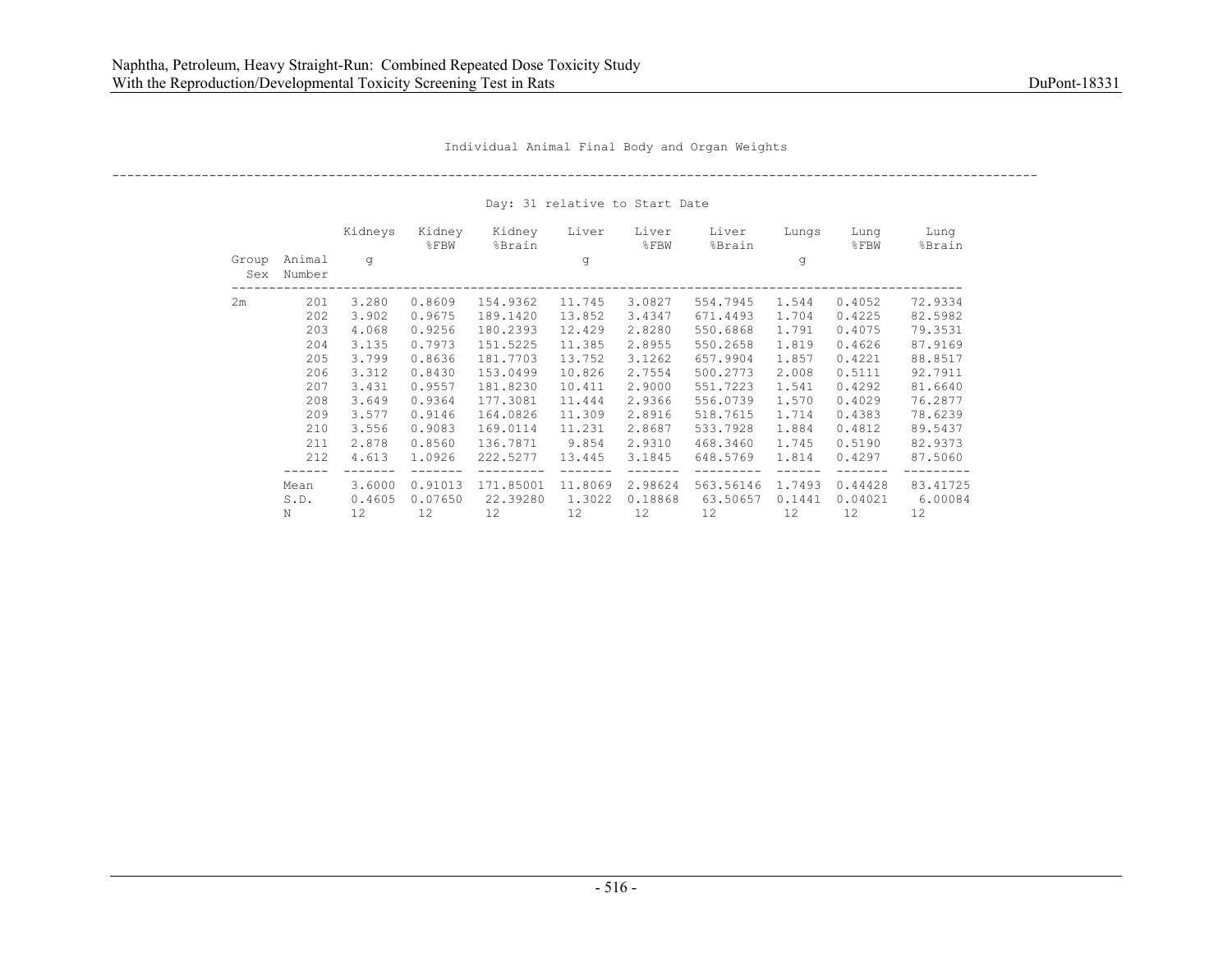Individual Animal Final Body and Organ Weights

Day: 31 relative to Start Date

| Group Sex | Animal Number | Kidneys g | Kidney %FBW | Kidney %Brain | Liver g | Liver %FBW | Liver %Brain | Lungs g | Lung %FBW | Lung %Brain |
|---|---|---|---|---|---|---|---|---|---|---|
| 2m | 201 | 3.280 | 0.8609 | 154.9362 | 11.745 | 3.0827 | 554.7945 | 1.544 | 0.4052 | 72.9334 |
| | 202 | 3.902 | 0.9675 | 189.1420 | 13.852 | 3.4347 | 671.4493 | 1.704 | 0.4225 | 82.5982 |
| | 203 | 4.068 | 0.9256 | 180.2393 | 12.429 | 2.8280 | 550.6868 | 1.791 | 0.4075 | 79.3531 |
| | 204 | 3.135 | 0.7973 | 151.5225 | 11.385 | 2.8955 | 550.2658 | 1.819 | 0.4626 | 87.9169 |
| | 205 | 3.799 | 0.8636 | 181.7703 | 13.752 | 3.1262 | 657.9904 | 1.857 | 0.4221 | 88.8517 |
| | 206 | 3.312 | 0.8430 | 153.0499 | 10.826 | 2.7554 | 500.2773 | 2.008 | 0.5111 | 92.7911 |
| | 207 | 3.431 | 0.9557 | 181.8230 | 10.411 | 2.9000 | 551.7223 | 1.541 | 0.4292 | 81.6640 |
| | 208 | 3.649 | 0.9364 | 177.3081 | 11.444 | 2.9366 | 556.0739 | 1.570 | 0.4029 | 76.2877 |
| | 209 | 3.577 | 0.9146 | 164.0826 | 11.309 | 2.8916 | 518.7615 | 1.714 | 0.4383 | 78.6239 |
| | 210 | 3.556 | 0.9083 | 169.0114 | 11.231 | 2.8687 | 533.7928 | 1.884 | 0.4812 | 89.5437 |
| | 211 | 2.878 | 0.8560 | 136.7871 | 9.854 | 2.9310 | 468.3460 | 1.745 | 0.5190 | 82.9373 |
| | 212 | 4.613 | 1.0926 | 222.5277 | 13.445 | 3.1845 | 648.5769 | 1.814 | 0.4297 | 87.5060 |
| | Mean | 3.6000 | 0.91013 | 171.85001 | 11.8069 | 2.98624 | 563.56146 | 1.7493 | 0.44428 | 83.41725 |
| | S.D. | 0.4605 | 0.07650 | 22.39280 | 1.3022 | 0.18868 | 63.50657 | 0.1441 | 0.04021 | 6.00084 |
| | N | 12 | 12 | 12 | 12 | 12 | 12 | 12 | 12 | 12 |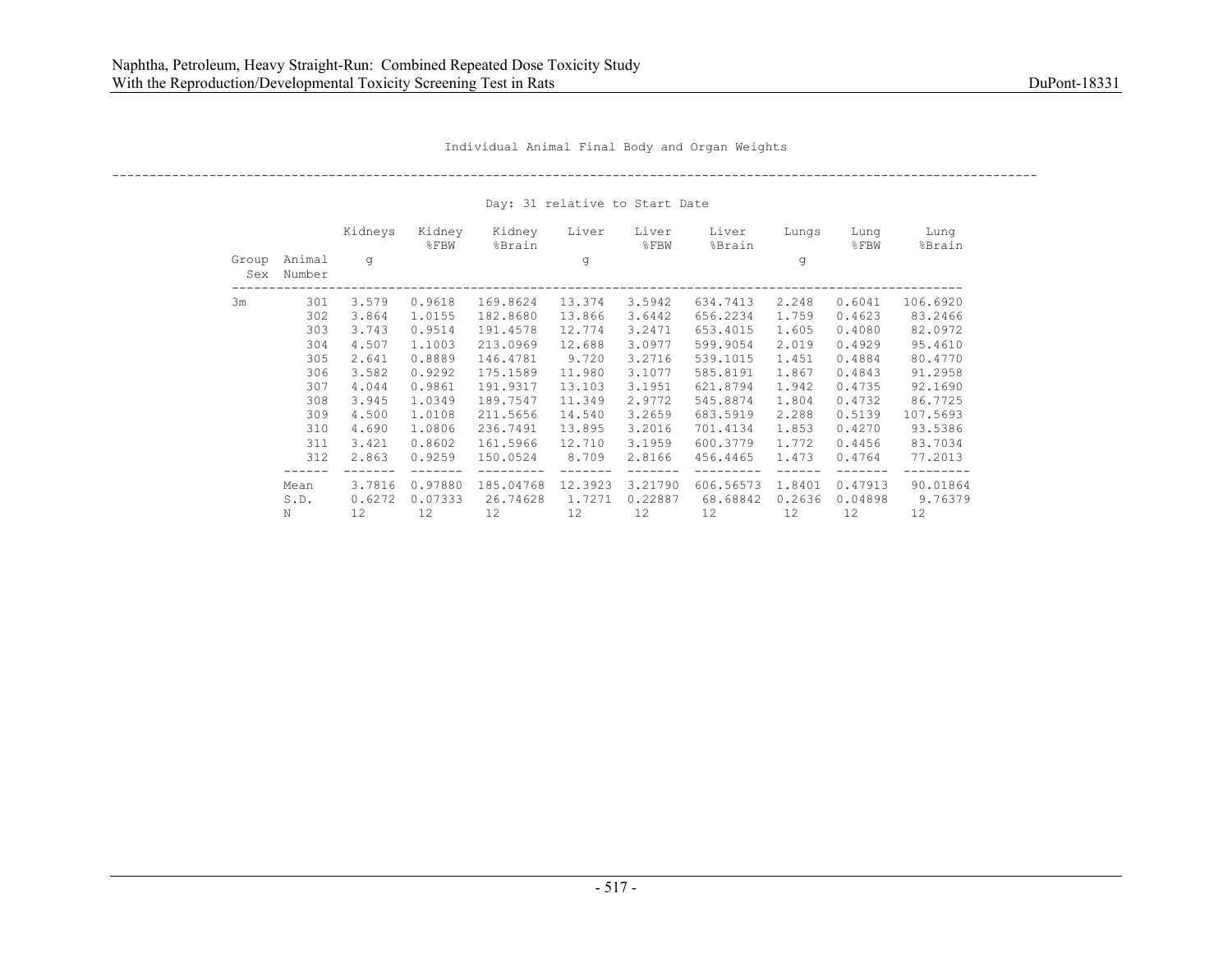Individual Animal Final Body and Organ Weights

Day: 31 relative to Start Date

| Group Sex | Animal Number | Kidneys g | Kidney %FBW | Kidney %Brain | Liver g | Liver %FBW | Liver %Brain | Lungs g | Lung %FBW | Lung %Brain |
|---|---|---|---|---|---|---|---|---|---|---|
| 3m | 301 | 3.579 | 0.9618 | 169.8624 | 13.374 | 3.5942 | 634.7413 | 2.248 | 0.6041 | 106.6920 |
| | 302 | 3.864 | 1.0155 | 182.8680 | 13.866 | 3.6442 | 656.2234 | 1.759 | 0.4623 | 83.2466 |
| | 303 | 3.743 | 0.9514 | 191.4578 | 12.774 | 3.2471 | 653.4015 | 1.605 | 0.4080 | 82.0972 |
| | 304 | 4.507 | 1.1003 | 213.0969 | 12.688 | 3.0977 | 599.9054 | 2.019 | 0.4929 | 95.4610 |
| | 305 | 2.641 | 0.8889 | 146.4781 | 9.720 | 3.2716 | 539.1015 | 1.451 | 0.4884 | 80.4770 |
| | 306 | 3.582 | 0.9292 | 175.1589 | 11.980 | 3.1077 | 585.8191 | 1.867 | 0.4843 | 91.2958 |
| | 307 | 4.044 | 0.9861 | 191.9317 | 13.103 | 3.1951 | 621.8794 | 1.942 | 0.4735 | 92.1690 |
| | 308 | 3.945 | 1.0349 | 189.7547 | 11.349 | 2.9772 | 545.8874 | 1.804 | 0.4732 | 86.7725 |
| | 309 | 4.500 | 1.0108 | 211.5656 | 14.540 | 3.2659 | 683.5919 | 2.288 | 0.5139 | 107.5693 |
| | 310 | 4.690 | 1.0806 | 236.7491 | 13.895 | 3.2016 | 701.4134 | 1.853 | 0.4270 | 93.5386 |
| | 311 | 3.421 | 0.8602 | 161.5966 | 12.710 | 3.1959 | 600.3779 | 1.772 | 0.4456 | 83.7034 |
| | 312 | 2.863 | 0.9259 | 150.0524 | 8.709 | 2.8166 | 456.4465 | 1.473 | 0.4764 | 77.2013 |
| | Mean | 3.7816 | 0.97880 | 185.04768 | 12.3923 | 3.21790 | 606.56573 | 1.8401 | 0.47913 | 90.01864 |
| | S.D. | 0.6272 | 0.07333 | 26.74628 | 1.7271 | 0.22887 | 68.68842 | 0.2636 | 0.04898 | 9.76379 |
| | N | 12 | 12 | 12 | 12 | 12 | 12 | 12 | 12 | 12 |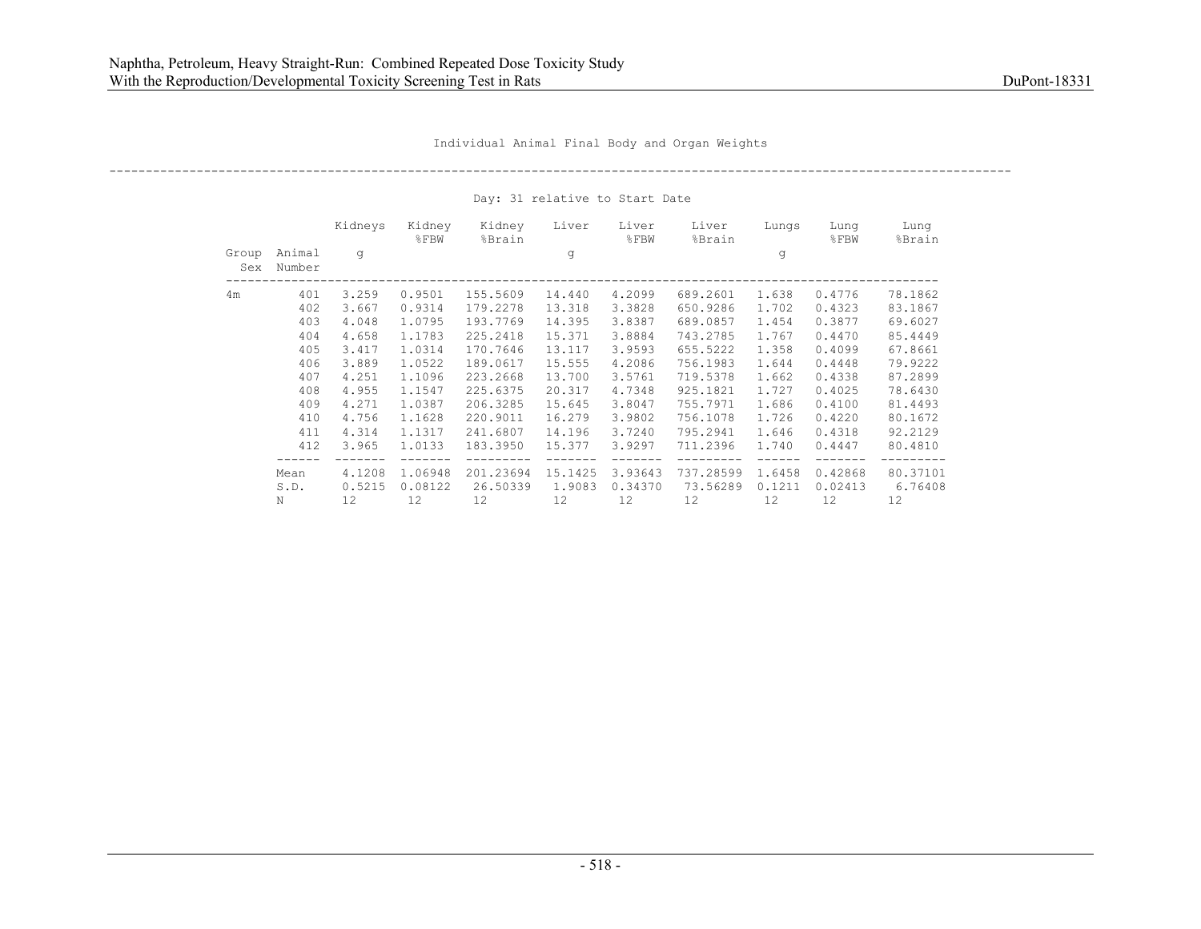Individual Animal Final Body and Organ Weights

Day: 31 relative to Start Date

| Group Sex | Animal Number | Kidneys g | Kidney %FBW | Kidney %Brain | Liver g | Liver %FBW | Liver %Brain | Lungs g | Lung %FBW | Lung %Brain |
|---|---|---|---|---|---|---|---|---|---|---|
| 4m | 401 | 3.259 | 0.9501 | 155.5609 | 14.440 | 4.2099 | 689.2601 | 1.638 | 0.4776 | 78.1862 |
| | 402 | 3.667 | 0.9314 | 179.2278 | 13.318 | 3.3828 | 650.9286 | 1.702 | 0.4323 | 83.1867 |
| | 403 | 4.048 | 1.0795 | 193.7769 | 14.395 | 3.8387 | 689.0857 | 1.454 | 0.3877 | 69.6027 |
| | 404 | 4.658 | 1.1783 | 225.2418 | 15.371 | 3.8884 | 743.2785 | 1.767 | 0.4470 | 85.4449 |
| | 405 | 3.417 | 1.0314 | 170.7646 | 13.117 | 3.9593 | 655.5222 | 1.358 | 0.4099 | 67.8661 |
| | 406 | 3.889 | 1.0522 | 189.0617 | 15.555 | 4.2086 | 756.1983 | 1.644 | 0.4448 | 79.9222 |
| | 407 | 4.251 | 1.1096 | 223.2668 | 13.700 | 3.5761 | 719.5378 | 1.662 | 0.4338 | 87.2899 |
| | 408 | 4.955 | 1.1547 | 225.6375 | 20.317 | 4.7348 | 925.1821 | 1.727 | 0.4025 | 78.6430 |
| | 409 | 4.271 | 1.0387 | 206.3285 | 15.645 | 3.8047 | 755.7971 | 1.686 | 0.4100 | 81.4493 |
| | 410 | 4.756 | 1.1628 | 220.9011 | 16.279 | 3.9802 | 756.1078 | 1.726 | 0.4220 | 80.1672 |
| | 411 | 4.314 | 1.1317 | 241.6807 | 14.196 | 3.7240 | 795.2941 | 1.646 | 0.4318 | 92.2129 |
| | 412 | 3.965 | 1.0133 | 183.3950 | 15.377 | 3.9297 | 711.2396 | 1.740 | 0.4447 | 80.4810 |
| | Mean | 4.1208 | 1.06948 | 201.23694 | 15.1425 | 3.93643 | 737.28599 | 1.6458 | 0.42868 | 80.37101 |
| | S.D. | 0.5215 | 0.08122 | 26.50339 | 1.9083 | 0.34370 | 73.56289 | 0.1211 | 0.02413 | 6.76408 |
| | N | 12 | 12 | 12 | 12 | 12 | 12 | 12 | 12 | 12 |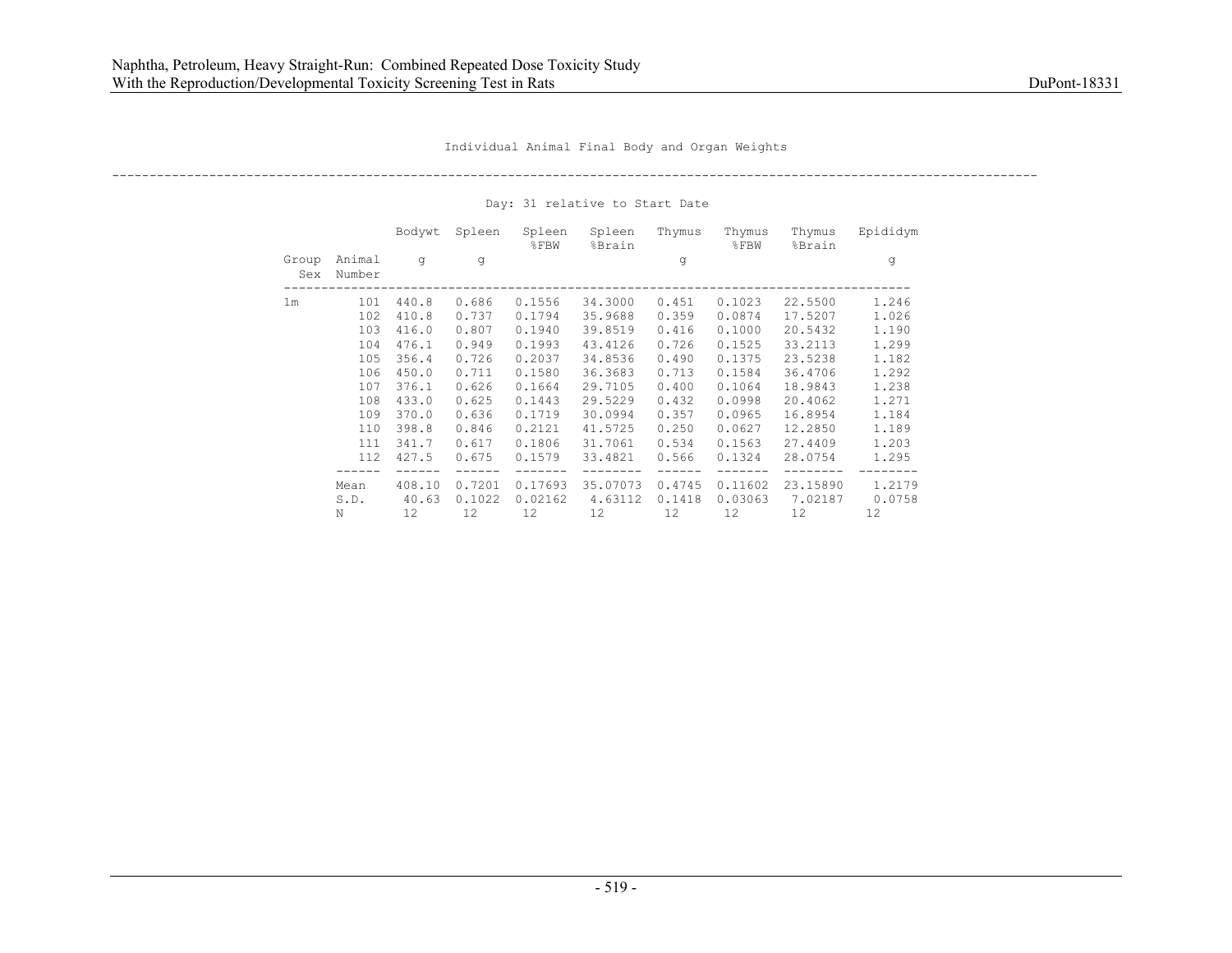Individual Animal Final Body and Organ Weights

Day: 31 relative to Start Date

| Group Sex | Animal Number | Bodywt g | Spleen g | Spleen %FBW | Spleen %Brain | Thymus g | Thymus %FBW | Thymus %Brain | Epididym g |
|---|---|---|---|---|---|---|---|---|---|
| 1m | 101 | 440.8 | 0.686 | 0.1556 | 34.3000 | 0.451 | 0.1023 | 22.5500 | 1.246 |
| | 102 | 410.8 | 0.737 | 0.1794 | 35.9688 | 0.359 | 0.0874 | 17.5207 | 1.026 |
| | 103 | 416.0 | 0.807 | 0.1940 | 39.8519 | 0.416 | 0.1000 | 20.5432 | 1.190 |
| | 104 | 476.1 | 0.949 | 0.1993 | 43.4126 | 0.726 | 0.1525 | 33.2113 | 1.299 |
| | 105 | 356.4 | 0.726 | 0.2037 | 34.8536 | 0.490 | 0.1375 | 23.5238 | 1.182 |
| | 106 | 450.0 | 0.711 | 0.1580 | 36.3683 | 0.713 | 0.1584 | 36.4706 | 1.292 |
| | 107 | 376.1 | 0.626 | 0.1664 | 29.7105 | 0.400 | 0.1064 | 18.9843 | 1.238 |
| | 108 | 433.0 | 0.625 | 0.1443 | 29.5229 | 0.432 | 0.0998 | 20.4062 | 1.271 |
| | 109 | 370.0 | 0.636 | 0.1719 | 30.0994 | 0.357 | 0.0965 | 16.8954 | 1.184 |
| | 110 | 398.8 | 0.846 | 0.2121 | 41.5725 | 0.250 | 0.0627 | 12.2850 | 1.189 |
| | 111 | 341.7 | 0.617 | 0.1806 | 31.7061 | 0.534 | 0.1563 | 27.4409 | 1.203 |
| | 112 | 427.5 | 0.675 | 0.1579 | 33.4821 | 0.566 | 0.1324 | 28.0754 | 1.295 |
| | Mean | 408.10 | 0.7201 | 0.17693 | 35.07073 | 0.4745 | 0.11602 | 23.15890 | 1.2179 |
| | S.D. | 40.63 | 0.1022 | 0.02162 | 4.63112 | 0.1418 | 0.03063 | 7.02187 | 0.0758 |
| | N | 12 | 12 | 12 | 12 | 12 | 12 | 12 | 12 |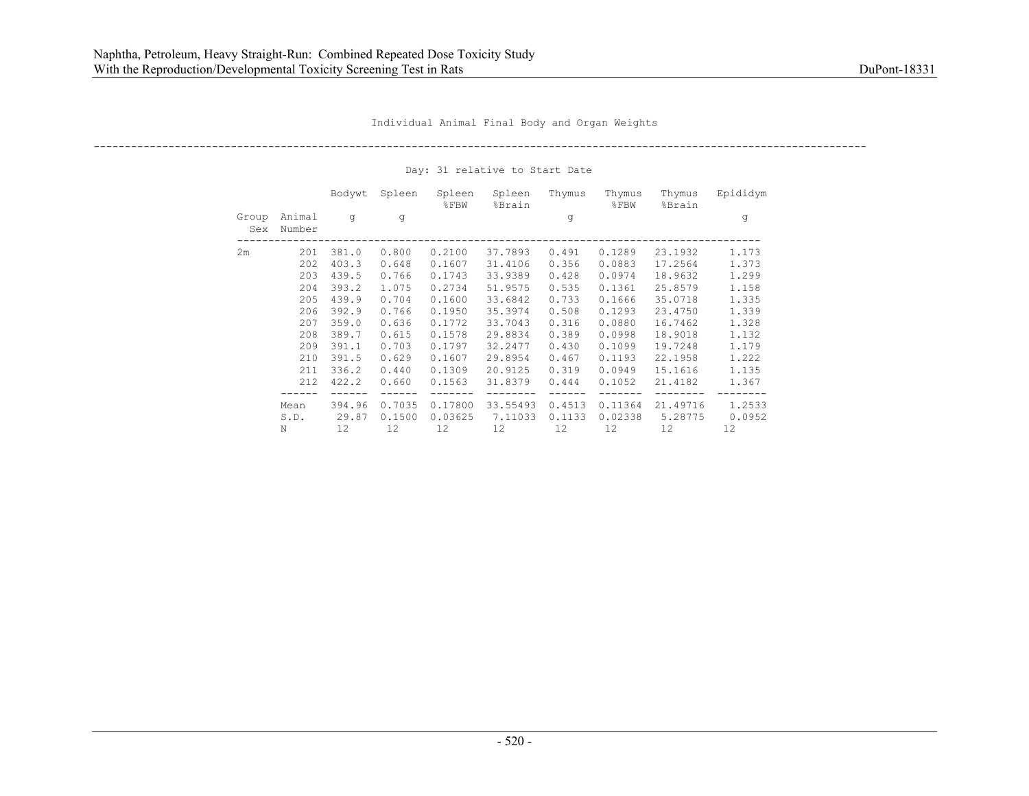Individual Animal Final Body and Organ Weights

Day: 31 relative to Start Date

| Group Sex | Animal Number | Bodywt g | Spleen g | Spleen %FBW | Spleen %Brain | Thymus g | Thymus %FBW | Thymus %Brain | Epididym g |
|---|---|---|---|---|---|---|---|---|---|
| 2m | 201 | 381.0 | 0.800 | 0.2100 | 37.7893 | 0.491 | 0.1289 | 23.1932 | 1.173 |
| | 202 | 403.3 | 0.648 | 0.1607 | 31.4106 | 0.356 | 0.0883 | 17.2564 | 1.373 |
| | 203 | 439.5 | 0.766 | 0.1743 | 33.9389 | 0.428 | 0.0974 | 18.9632 | 1.299 |
| | 204 | 393.2 | 1.075 | 0.2734 | 51.9575 | 0.535 | 0.1361 | 25.8579 | 1.158 |
| | 205 | 439.9 | 0.704 | 0.1600 | 33.6842 | 0.733 | 0.1666 | 35.0718 | 1.335 |
| | 206 | 392.9 | 0.766 | 0.1950 | 35.3974 | 0.508 | 0.1293 | 23.4750 | 1.339 |
| | 207 | 359.0 | 0.636 | 0.1772 | 33.7043 | 0.316 | 0.0880 | 16.7462 | 1.328 |
| | 208 | 389.7 | 0.615 | 0.1578 | 29.8834 | 0.389 | 0.0998 | 18.9018 | 1.132 |
| | 209 | 391.1 | 0.703 | 0.1797 | 32.2477 | 0.430 | 0.1099 | 19.7248 | 1.179 |
| | 210 | 391.5 | 0.629 | 0.1607 | 29.8954 | 0.467 | 0.1193 | 22.1958 | 1.222 |
| | 211 | 336.2 | 0.440 | 0.1309 | 20.9125 | 0.319 | 0.0949 | 15.1616 | 1.135 |
| | 212 | 422.2 | 0.660 | 0.1563 | 31.8379 | 0.444 | 0.1052 | 21.4182 | 1.367 |
| | Mean | 394.96 | 0.7035 | 0.17800 | 33.55493 | 0.4513 | 0.11364 | 21.49716 | 1.2533 |
| | S.D. | 29.87 | 0.1500 | 0.03625 | 7.11033 | 0.1133 | 0.02338 | 5.28775 | 0.0952 |
| | N | 12 | 12 | 12 | 12 | 12 | 12 | 12 | 12 |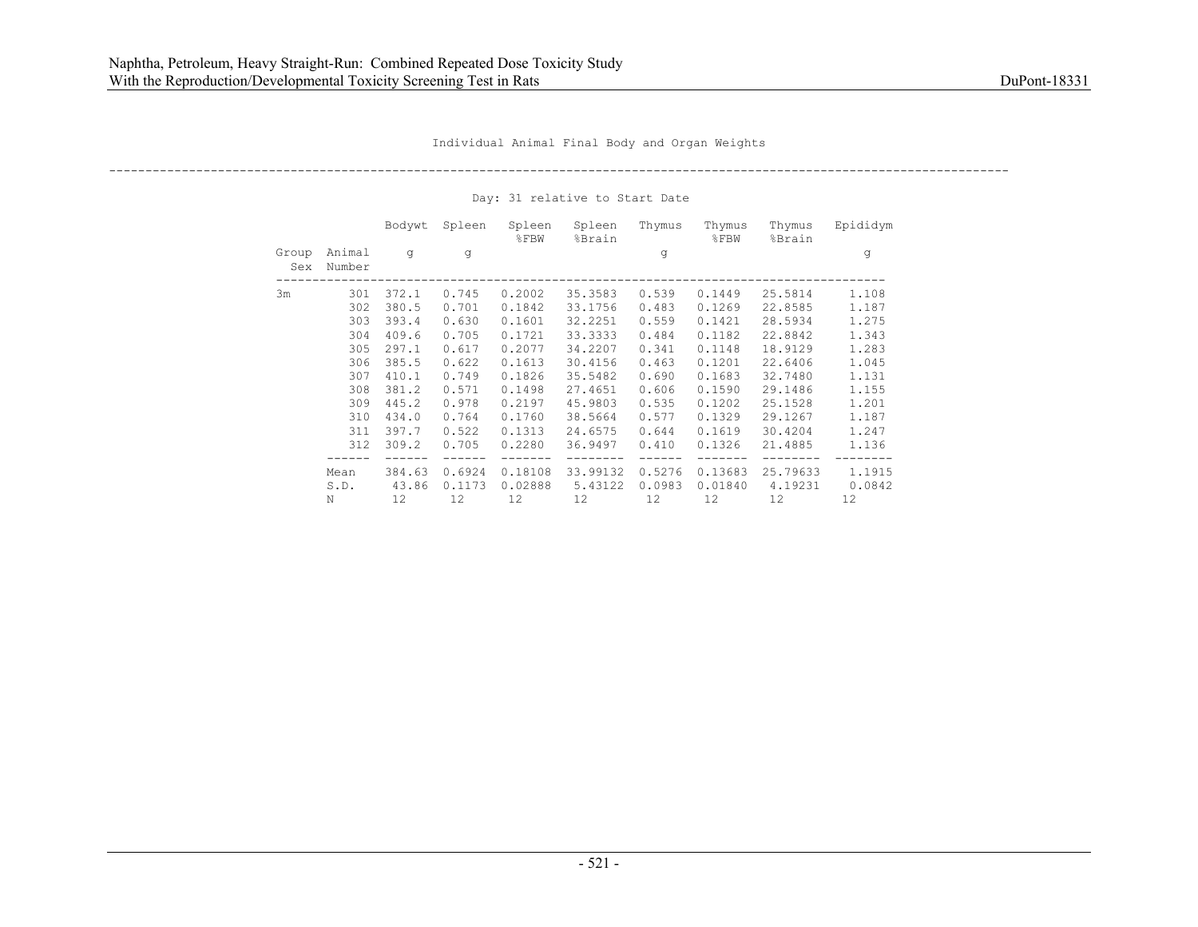Individual Animal Final Body and Organ Weights

Day: 31 relative to Start Date

| Group Sex | Animal Number | Bodywt g | Spleen g | Spleen %FBW | Spleen %Brain | Thymus g | Thymus %FBW | Thymus %Brain | Epididym g |
|---|---|---|---|---|---|---|---|---|---|
| 3m | 301 | 372.1 | 0.745 | 0.2002 | 35.3583 | 0.539 | 0.1449 | 25.5814 | 1.108 |
| | 302 | 380.5 | 0.701 | 0.1842 | 33.1756 | 0.483 | 0.1269 | 22.8585 | 1.187 |
| | 303 | 393.4 | 0.630 | 0.1601 | 32.2251 | 0.559 | 0.1421 | 28.5934 | 1.275 |
| | 304 | 409.6 | 0.705 | 0.1721 | 33.3333 | 0.484 | 0.1182 | 22.8842 | 1.343 |
| | 305 | 297.1 | 0.617 | 0.2077 | 34.2207 | 0.341 | 0.1148 | 18.9129 | 1.283 |
| | 306 | 385.5 | 0.622 | 0.1613 | 30.4156 | 0.463 | 0.1201 | 22.6406 | 1.045 |
| | 307 | 410.1 | 0.749 | 0.1826 | 35.5482 | 0.690 | 0.1683 | 32.7480 | 1.131 |
| | 308 | 381.2 | 0.571 | 0.1498 | 27.4651 | 0.606 | 0.1590 | 29.1486 | 1.155 |
| | 309 | 445.2 | 0.978 | 0.2197 | 45.9803 | 0.535 | 0.1202 | 25.1528 | 1.201 |
| | 310 | 434.0 | 0.764 | 0.1760 | 38.5664 | 0.577 | 0.1329 | 29.1267 | 1.187 |
| | 311 | 397.7 | 0.522 | 0.1313 | 24.6575 | 0.644 | 0.1619 | 30.4204 | 1.247 |
| | 312 | 309.2 | 0.705 | 0.2280 | 36.9497 | 0.410 | 0.1326 | 21.4885 | 1.136 |
| | Mean | 384.63 | 0.6924 | 0.18108 | 33.99132 | 0.5276 | 0.13683 | 25.79633 | 1.1915 |
| | S.D. | 43.86 | 0.1173 | 0.02888 | 5.43122 | 0.0983 | 0.01840 | 4.19231 | 0.0842 |
| | N | 12 | 12 | 12 | 12 | 12 | 12 | 12 | 12 |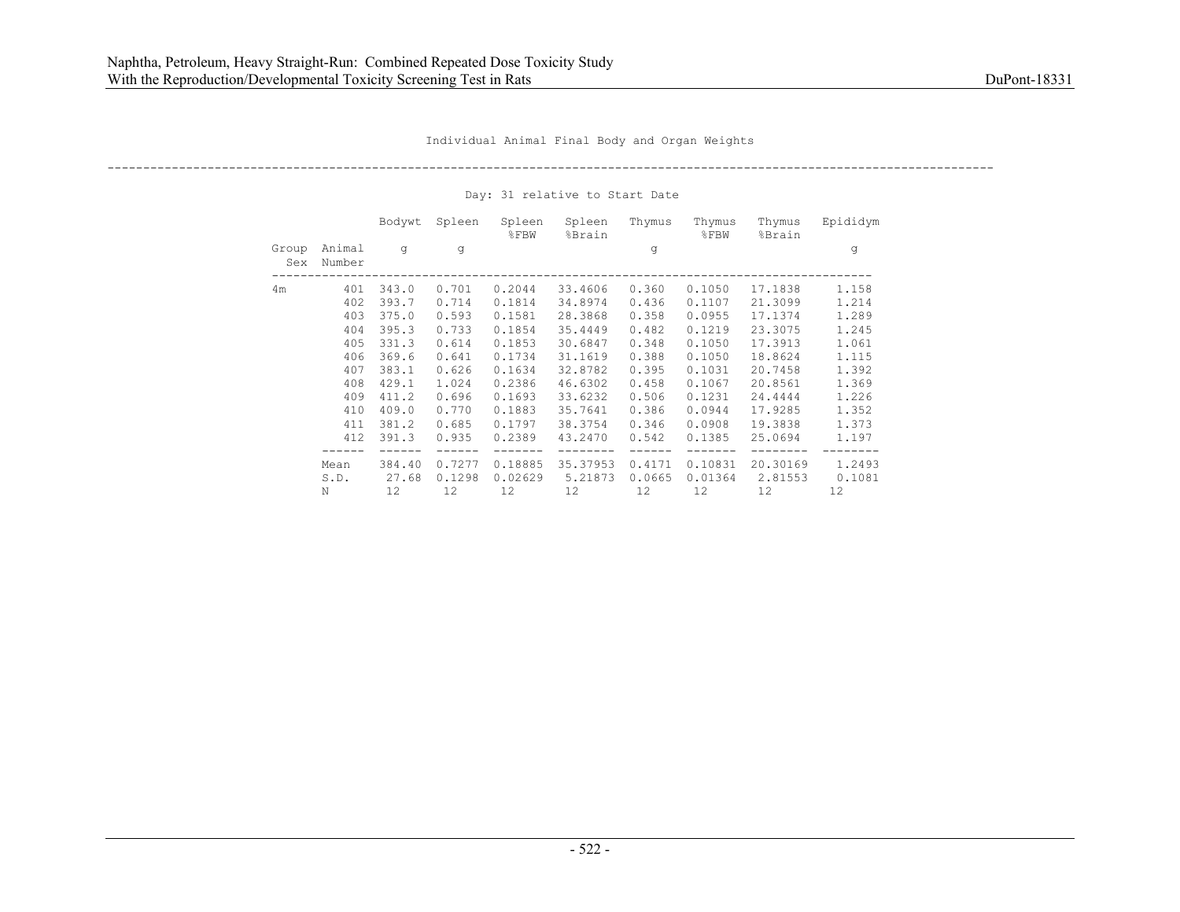Individual Animal Final Body and Organ Weights

Day: 31 relative to Start Date

| Group Sex | Animal Number | Bodywt g | Spleen g | Spleen %FBW | Spleen %Brain | Thymus g | Thymus %FBW | Thymus %Brain | Epididym g |
|---|---|---|---|---|---|---|---|---|---|
| 4m | 401 | 343.0 | 0.701 | 0.2044 | 33.4606 | 0.360 | 0.1050 | 17.1838 | 1.158 |
| | 402 | 393.7 | 0.714 | 0.1814 | 34.8974 | 0.436 | 0.1107 | 21.3099 | 1.214 |
| | 403 | 375.0 | 0.593 | 0.1581 | 28.3868 | 0.358 | 0.0955 | 17.1374 | 1.289 |
| | 404 | 395.3 | 0.733 | 0.1854 | 35.4449 | 0.482 | 0.1219 | 23.3075 | 1.245 |
| | 405 | 331.3 | 0.614 | 0.1853 | 30.6847 | 0.348 | 0.1050 | 17.3913 | 1.061 |
| | 406 | 369.6 | 0.641 | 0.1734 | 31.1619 | 0.388 | 0.1050 | 18.8624 | 1.115 |
| | 407 | 383.1 | 0.626 | 0.1634 | 32.8782 | 0.395 | 0.1031 | 20.7458 | 1.392 |
| | 408 | 429.1 | 1.024 | 0.2386 | 46.6302 | 0.458 | 0.1067 | 20.8561 | 1.369 |
| | 409 | 411.2 | 0.696 | 0.1693 | 33.6232 | 0.506 | 0.1231 | 24.4444 | 1.226 |
| | 410 | 409.0 | 0.770 | 0.1883 | 35.7641 | 0.386 | 0.0944 | 17.9285 | 1.352 |
| | 411 | 381.2 | 0.685 | 0.1797 | 38.3754 | 0.346 | 0.0908 | 19.3838 | 1.373 |
| | 412 | 391.3 | 0.935 | 0.2389 | 43.2470 | 0.542 | 0.1385 | 25.0694 | 1.197 |
| | Mean | 384.40 | 0.7277 | 0.18885 | 35.37953 | 0.4171 | 0.10831 | 20.30169 | 1.2493 |
| | S.D. | 27.68 | 0.1298 | 0.02629 | 5.21873 | 0.0665 | 0.01364 | 2.81553 | 0.1081 |
| | N | 12 | 12 | 12 | 12 | 12 | 12 | 12 | 12 |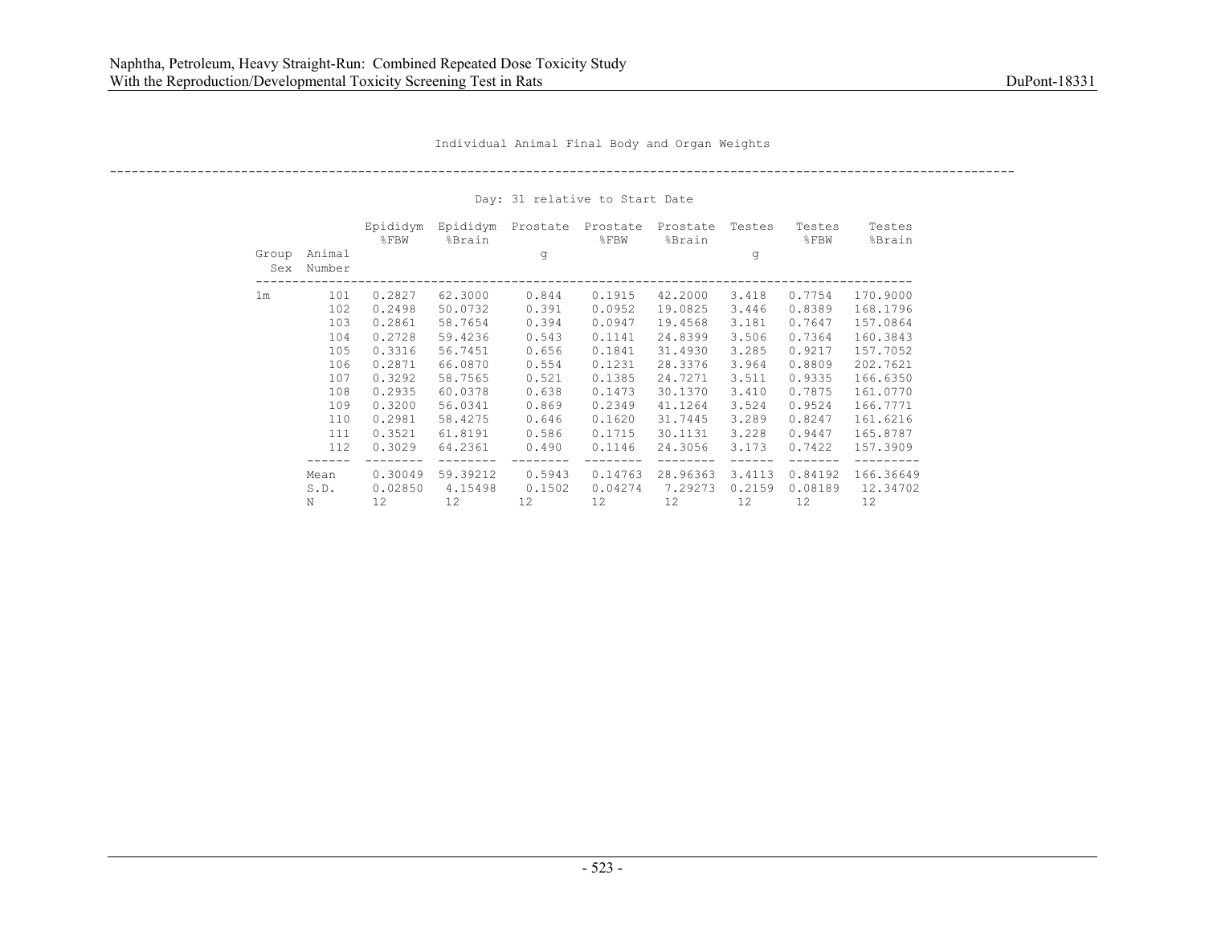Individual Animal Final Body and Organ Weights

Day: 31 relative to Start Date

| Group Sex | Animal Number | Epididym %FBW | Epididym %Brain | Prostate g | Prostate %FBW | Prostate %Brain | Testes g | Testes %FBW | Testes %Brain |
|---|---|---|---|---|---|---|---|---|---|
| 1m | 101 | 0.2827 | 62.3000 | 0.844 | 0.1915 | 42.2000 | 3.418 | 0.7754 | 170.9000 |
| | 102 | 0.2498 | 50.0732 | 0.391 | 0.0952 | 19.0825 | 3.446 | 0.8389 | 168.1796 |
| | 103 | 0.2861 | 58.7654 | 0.394 | 0.0947 | 19.4568 | 3.181 | 0.7647 | 157.0864 |
| | 104 | 0.2728 | 59.4236 | 0.543 | 0.1141 | 24.8399 | 3.506 | 0.7364 | 160.3843 |
| | 105 | 0.3316 | 56.7451 | 0.656 | 0.1841 | 31.4930 | 3.285 | 0.9217 | 157.7052 |
| | 106 | 0.2871 | 66.0870 | 0.554 | 0.1231 | 28.3376 | 3.964 | 0.8809 | 202.7621 |
| | 107 | 0.3292 | 58.7565 | 0.521 | 0.1385 | 24.7271 | 3.511 | 0.9335 | 166.6350 |
| | 108 | 0.2935 | 60.0378 | 0.638 | 0.1473 | 30.1370 | 3.410 | 0.7875 | 161.0770 |
| | 109 | 0.3200 | 56.0341 | 0.869 | 0.2349 | 41.1264 | 3.524 | 0.9524 | 166.7771 |
| | 110 | 0.2981 | 58.4275 | 0.646 | 0.1620 | 31.7445 | 3.289 | 0.8247 | 161.6216 |
| | 111 | 0.3521 | 61.8191 | 0.586 | 0.1715 | 30.1131 | 3.228 | 0.9447 | 165.8787 |
| | 112 | 0.3029 | 64.2361 | 0.490 | 0.1146 | 24.3056 | 3.173 | 0.7422 | 157.3909 |
| | Mean | 0.30049 | 59.39212 | 0.5943 | 0.14763 | 28.96363 | 3.4113 | 0.84192 | 166.36649 |
| | S.D. | 0.02850 | 4.15498 | 0.1502 | 0.04274 | 7.29273 | 0.2159 | 0.08189 | 12.34702 |
| | N | 12 | 12 | 12 | 12 | 12 | 12 | 12 | 12 |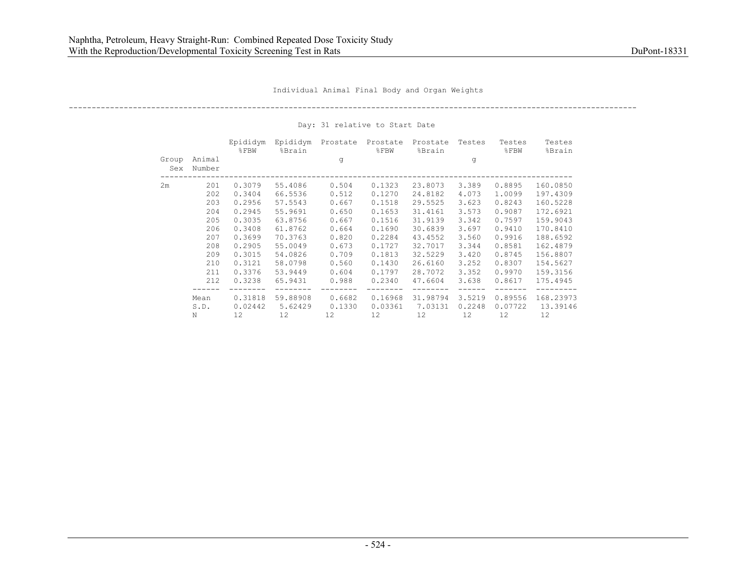Individual Animal Final Body and Organ Weights

Day: 31 relative to Start Date

| Group Sex | Animal Number | Epididym %FBW | Epididym %Brain | Prostate g | Prostate %FBW | Prostate %Brain | Testes g | Testes %FBW | Testes %Brain |
|---|---|---|---|---|---|---|---|---|---|
| 2m | 201 | 0.3079 | 55.4086 | 0.504 | 0.1323 | 23.8073 | 3.389 | 0.8895 | 160.0850 |
| | 202 | 0.3404 | 66.5536 | 0.512 | 0.1270 | 24.8182 | 4.073 | 1.0099 | 197.4309 |
| | 203 | 0.2956 | 57.5543 | 0.667 | 0.1518 | 29.5525 | 3.623 | 0.8243 | 160.5228 |
| | 204 | 0.2945 | 55.9691 | 0.650 | 0.1653 | 31.4161 | 3.573 | 0.9087 | 172.6921 |
| | 205 | 0.3035 | 63.8756 | 0.667 | 0.1516 | 31.9139 | 3.342 | 0.7597 | 159.9043 |
| | 206 | 0.3408 | 61.8762 | 0.664 | 0.1690 | 30.6839 | 3.697 | 0.9410 | 170.8410 |
| | 207 | 0.3699 | 70.3763 | 0.820 | 0.2284 | 43.4552 | 3.560 | 0.9916 | 188.6592 |
| | 208 | 0.2905 | 55.0049 | 0.673 | 0.1727 | 32.7017 | 3.344 | 0.8581 | 162.4879 |
| | 209 | 0.3015 | 54.0826 | 0.709 | 0.1813 | 32.5229 | 3.420 | 0.8745 | 156.8807 |
| | 210 | 0.3121 | 58.0798 | 0.560 | 0.1430 | 26.6160 | 3.252 | 0.8307 | 154.5627 |
| | 211 | 0.3376 | 53.9449 | 0.604 | 0.1797 | 28.7072 | 3.352 | 0.9970 | 159.3156 |
| | 212 | 0.3238 | 65.9431 | 0.988 | 0.2340 | 47.6604 | 3.638 | 0.8617 | 175.4945 |
| | Mean | 0.31818 | 59.88908 | 0.6682 | 0.16968 | 31.98794 | 3.5219 | 0.89556 | 168.23973 |
| | S.D. | 0.02442 | 5.62429 | 0.1330 | 0.03361 | 7.03131 | 0.2248 | 0.07722 | 13.39146 |
| | N | 12 | 12 | 12 | 12 | 12 | 12 | 12 | 12 |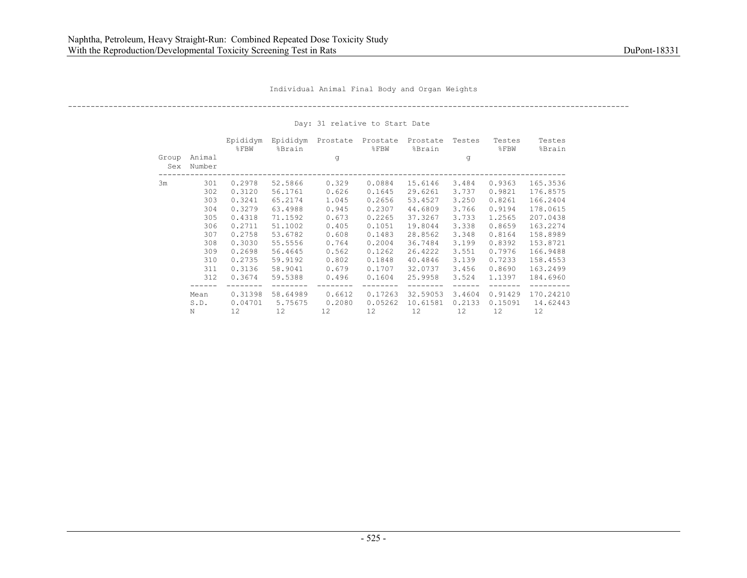Individual Animal Final Body and Organ Weights

Day: 31 relative to Start Date

| Group Sex | Animal Number | Epididym %FBW | Epididym %Brain | Prostate g | Prostate %FBW | Prostate %Brain | Testes g | Testes %FBW | Testes %Brain |
|---|---|---|---|---|---|---|---|---|---|
| 3m | 301 | 0.2978 | 52.5866 | 0.329 | 0.0884 | 15.6146 | 3.484 | 0.9363 | 165.3536 |
| | 302 | 0.3120 | 56.1761 | 0.626 | 0.1645 | 29.6261 | 3.737 | 0.9821 | 176.8575 |
| | 303 | 0.3241 | 65.2174 | 1.045 | 0.2656 | 53.4527 | 3.250 | 0.8261 | 166.2404 |
| | 304 | 0.3279 | 63.4988 | 0.945 | 0.2307 | 44.6809 | 3.766 | 0.9194 | 178.0615 |
| | 305 | 0.4318 | 71.1592 | 0.673 | 0.2265 | 37.3267 | 3.733 | 1.2565 | 207.0438 |
| | 306 | 0.2711 | 51.1002 | 0.405 | 0.1051 | 19.8044 | 3.338 | 0.8659 | 163.2274 |
| | 307 | 0.2758 | 53.6782 | 0.608 | 0.1483 | 28.8562 | 3.348 | 0.8164 | 158.8989 |
| | 308 | 0.3030 | 55.5556 | 0.764 | 0.2004 | 36.7484 | 3.199 | 0.8392 | 153.8721 |
| | 309 | 0.2698 | 56.4645 | 0.562 | 0.1262 | 26.4222 | 3.551 | 0.7976 | 166.9488 |
| | 310 | 0.2735 | 59.9192 | 0.802 | 0.1848 | 40.4846 | 3.139 | 0.7233 | 158.4553 |
| | 311 | 0.3136 | 58.9041 | 0.679 | 0.1707 | 32.0737 | 3.456 | 0.8690 | 163.2499 |
| | 312 | 0.3674 | 59.5388 | 0.496 | 0.1604 | 25.9958 | 3.524 | 1.1397 | 184.6960 |
| | Mean | 0.31398 | 58.64989 | 0.6612 | 0.17263 | 32.59053 | 3.4604 | 0.91429 | 170.24210 |
| | S.D. | 0.04701 | 5.75675 | 0.2080 | 0.05262 | 10.61581 | 0.2133 | 0.15091 | 14.62443 |
| | N | 12 | 12 | 12 | 12 | 12 | 12 | 12 | 12 |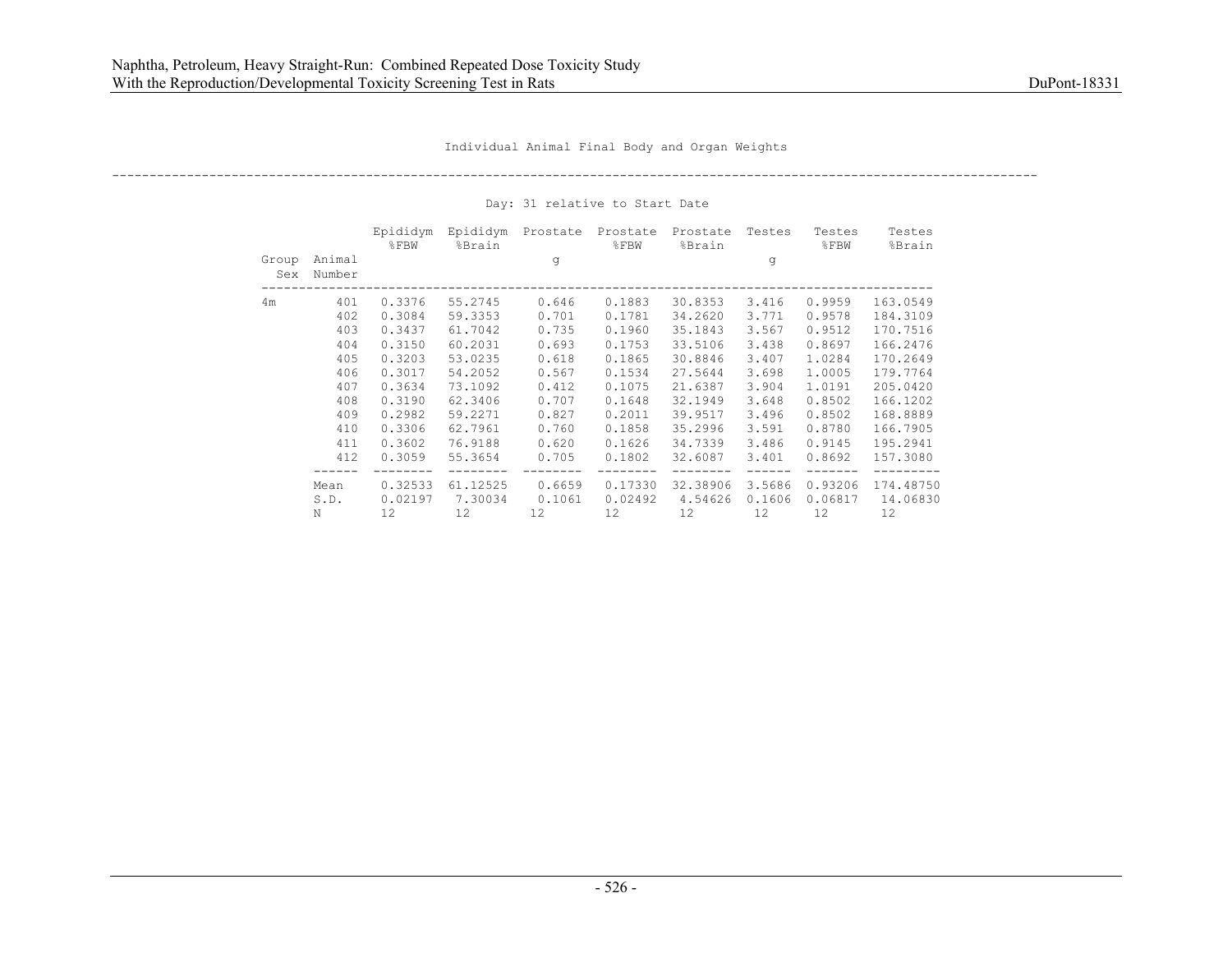Individual Animal Final Body and Organ Weights

Day: 31 relative to Start Date

| Group Sex | Animal Number | Epididym %FBW | Epididym %Brain | Prostate g | Prostate %FBW | Prostate %Brain | Testes g | Testes %FBW | Testes %Brain |
|---|---|---|---|---|---|---|---|---|---|
| 4m | 401 | 0.3376 | 55.2745 | 0.646 | 0.1883 | 30.8353 | 3.416 | 0.9959 | 163.0549 |
| | 402 | 0.3084 | 59.3353 | 0.701 | 0.1781 | 34.2620 | 3.771 | 0.9578 | 184.3109 |
| | 403 | 0.3437 | 61.7042 | 0.735 | 0.1960 | 35.1843 | 3.567 | 0.9512 | 170.7516 |
| | 404 | 0.3150 | 60.2031 | 0.693 | 0.1753 | 33.5106 | 3.438 | 0.8697 | 166.2476 |
| | 405 | 0.3203 | 53.0235 | 0.618 | 0.1865 | 30.8846 | 3.407 | 1.0284 | 170.2649 |
| | 406 | 0.3017 | 54.2052 | 0.567 | 0.1534 | 27.5644 | 3.698 | 1.0005 | 179.7764 |
| | 407 | 0.3634 | 73.1092 | 0.412 | 0.1075 | 21.6387 | 3.904 | 1.0191 | 205.0420 |
| | 408 | 0.3190 | 62.3406 | 0.707 | 0.1648 | 32.1949 | 3.648 | 0.8502 | 166.1202 |
| | 409 | 0.2982 | 59.2271 | 0.827 | 0.2011 | 39.9517 | 3.496 | 0.8502 | 168.8889 |
| | 410 | 0.3306 | 62.7961 | 0.760 | 0.1858 | 35.2996 | 3.591 | 0.8780 | 166.7905 |
| | 411 | 0.3602 | 76.9188 | 0.620 | 0.1626 | 34.7339 | 3.486 | 0.9145 | 195.2941 |
| | 412 | 0.3059 | 55.3654 | 0.705 | 0.1802 | 32.6087 | 3.401 | 0.8692 | 157.3080 |
| | Mean | 0.32533 | 61.12525 | 0.6659 | 0.17330 | 32.38906 | 3.5686 | 0.93206 | 174.48750 |
| | S.D. | 0.02197 | 7.30034 | 0.1061 | 0.02492 | 4.54626 | 0.1606 | 0.06817 | 14.06830 |
| | N | 12 | 12 | 12 | 12 | 12 | 12 | 12 | 12 |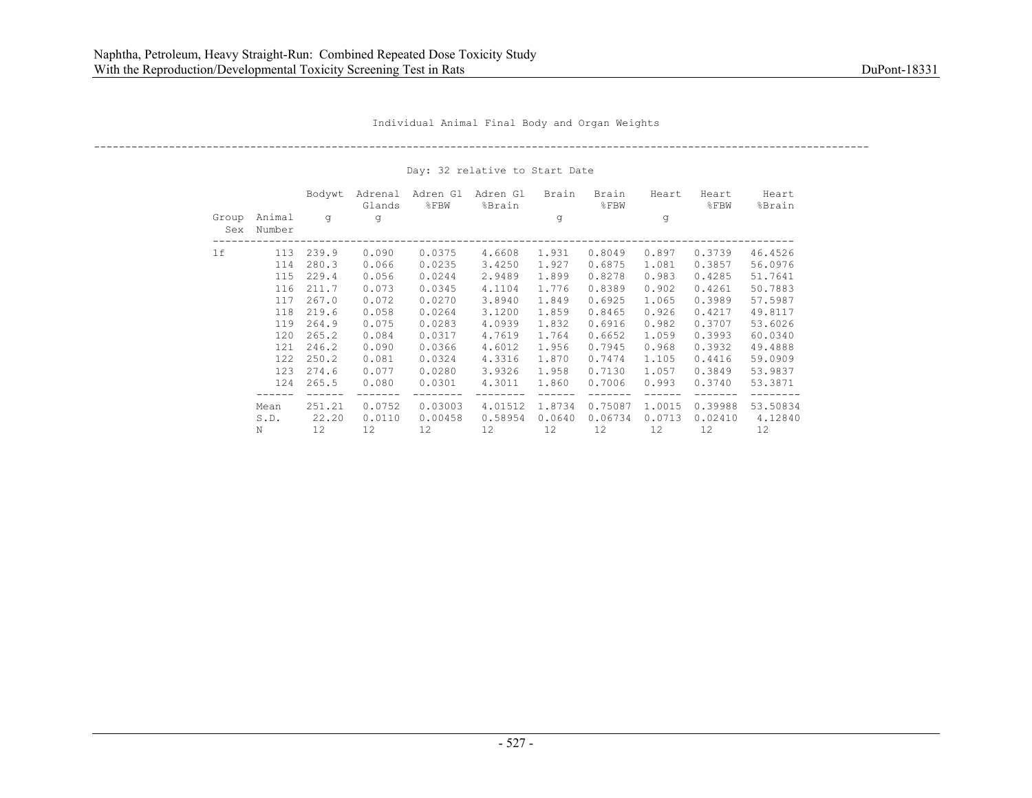Individual Animal Final Body and Organ Weights

Day: 32 relative to Start Date

| Group Sex | Animal Number | Bodywt g | Adrenal Glands g | Adren Gl %FBW | Adren Gl %Brain | Brain g | Brain %FBW | Heart g | Heart %FBW | Heart %Brain |
|---|---|---|---|---|---|---|---|---|---|---|
| 1f | 113 | 239.9 | 0.090 | 0.0375 | 4.6608 | 1.931 | 0.8049 | 0.897 | 0.3739 | 46.4526 |
| | 114 | 280.3 | 0.066 | 0.0235 | 3.4250 | 1.927 | 0.6875 | 1.081 | 0.3857 | 56.0976 |
| | 115 | 229.4 | 0.056 | 0.0244 | 2.9489 | 1.899 | 0.8278 | 0.983 | 0.4285 | 51.7641 |
| | 116 | 211.7 | 0.073 | 0.0345 | 4.1104 | 1.776 | 0.8389 | 0.902 | 0.4261 | 50.7883 |
| | 117 | 267.0 | 0.072 | 0.0270 | 3.8940 | 1.849 | 0.6925 | 1.065 | 0.3989 | 57.5987 |
| | 118 | 219.6 | 0.058 | 0.0264 | 3.1200 | 1.859 | 0.8465 | 0.926 | 0.4217 | 49.8117 |
| | 119 | 264.9 | 0.075 | 0.0283 | 4.0939 | 1.832 | 0.6916 | 0.982 | 0.3707 | 53.6026 |
| | 120 | 265.2 | 0.084 | 0.0317 | 4.7619 | 1.764 | 0.6652 | 1.059 | 0.3993 | 60.0340 |
| | 121 | 246.2 | 0.090 | 0.0366 | 4.6012 | 1.956 | 0.7945 | 0.968 | 0.3932 | 49.4888 |
| | 122 | 250.2 | 0.081 | 0.0324 | 4.3316 | 1.870 | 0.7474 | 1.105 | 0.4416 | 59.0909 |
| | 123 | 274.6 | 0.077 | 0.0280 | 3.9326 | 1.958 | 0.7130 | 1.057 | 0.3849 | 53.9837 |
| | 124 | 265.5 | 0.080 | 0.0301 | 4.3011 | 1.860 | 0.7006 | 0.993 | 0.3740 | 53.3871 |
| | Mean | 251.21 | 0.0752 | 0.03003 | 4.01512 | 1.8734 | 0.75087 | 1.0015 | 0.39988 | 53.50834 |
| | S.D. | 22.20 | 0.0110 | 0.00458 | 0.58954 | 0.0640 | 0.06734 | 0.0713 | 0.02410 | 4.12840 |
| | N | 12 | 12 | 12 | 12 | 12 | 12 | 12 | 12 | 12 |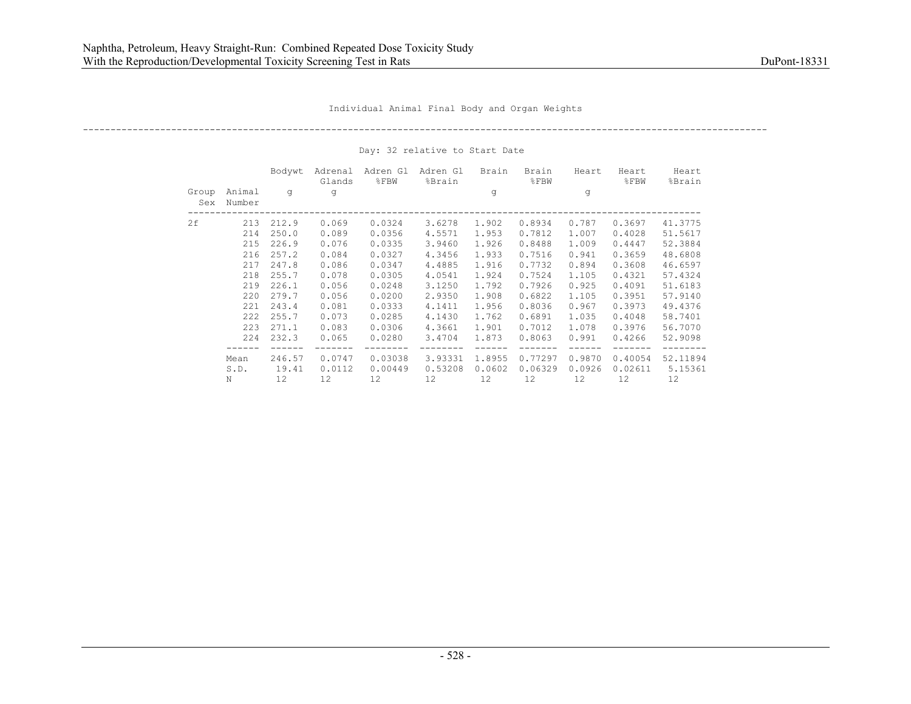Individual Animal Final Body and Organ Weights

Day: 32 relative to Start Date

| Group Sex | Animal Number | Bodywt g | Adrenal Glands g | Adren Gl %FBW | Adren Gl %Brain | Brain g | Brain %FBW | Heart g | Heart %FBW | Heart %Brain |
|---|---|---|---|---|---|---|---|---|---|---|
| 2f | 213 | 212.9 | 0.069 | 0.0324 | 3.6278 | 1.902 | 0.8934 | 0.787 | 0.3697 | 41.3775 |
| | 214 | 250.0 | 0.089 | 0.0356 | 4.5571 | 1.953 | 0.7812 | 1.007 | 0.4028 | 51.5617 |
| | 215 | 226.9 | 0.076 | 0.0335 | 3.9460 | 1.926 | 0.8488 | 1.009 | 0.4447 | 52.3884 |
| | 216 | 257.2 | 0.084 | 0.0327 | 4.3456 | 1.933 | 0.7516 | 0.941 | 0.3659 | 48.6808 |
| | 217 | 247.8 | 0.086 | 0.0347 | 4.4885 | 1.916 | 0.7732 | 0.894 | 0.3608 | 46.6597 |
| | 218 | 255.7 | 0.078 | 0.0305 | 4.0541 | 1.924 | 0.7524 | 1.105 | 0.4321 | 57.4324 |
| | 219 | 226.1 | 0.056 | 0.0248 | 3.1250 | 1.792 | 0.7926 | 0.925 | 0.4091 | 51.6183 |
| | 220 | 279.7 | 0.056 | 0.0200 | 2.9350 | 1.908 | 0.6822 | 1.105 | 0.3951 | 57.9140 |
| | 221 | 243.4 | 0.081 | 0.0333 | 4.1411 | 1.956 | 0.8036 | 0.967 | 0.3973 | 49.4376 |
| | 222 | 255.7 | 0.073 | 0.0285 | 4.1430 | 1.762 | 0.6891 | 1.035 | 0.4048 | 58.7401 |
| | 223 | 271.1 | 0.083 | 0.0306 | 4.3661 | 1.901 | 0.7012 | 1.078 | 0.3976 | 56.7070 |
| | 224 | 232.3 | 0.065 | 0.0280 | 3.4704 | 1.873 | 0.8063 | 0.991 | 0.4266 | 52.9098 |
| | Mean | 246.57 | 0.0747 | 0.03038 | 3.93331 | 1.8955 | 0.77297 | 0.9870 | 0.40054 | 52.11894 |
| | S.D. | 19.41 | 0.0112 | 0.00449 | 0.53208 | 0.0602 | 0.06329 | 0.0926 | 0.02611 | 5.15361 |
| | N | 12 | 12 | 12 | 12 | 12 | 12 | 12 | 12 | 12 |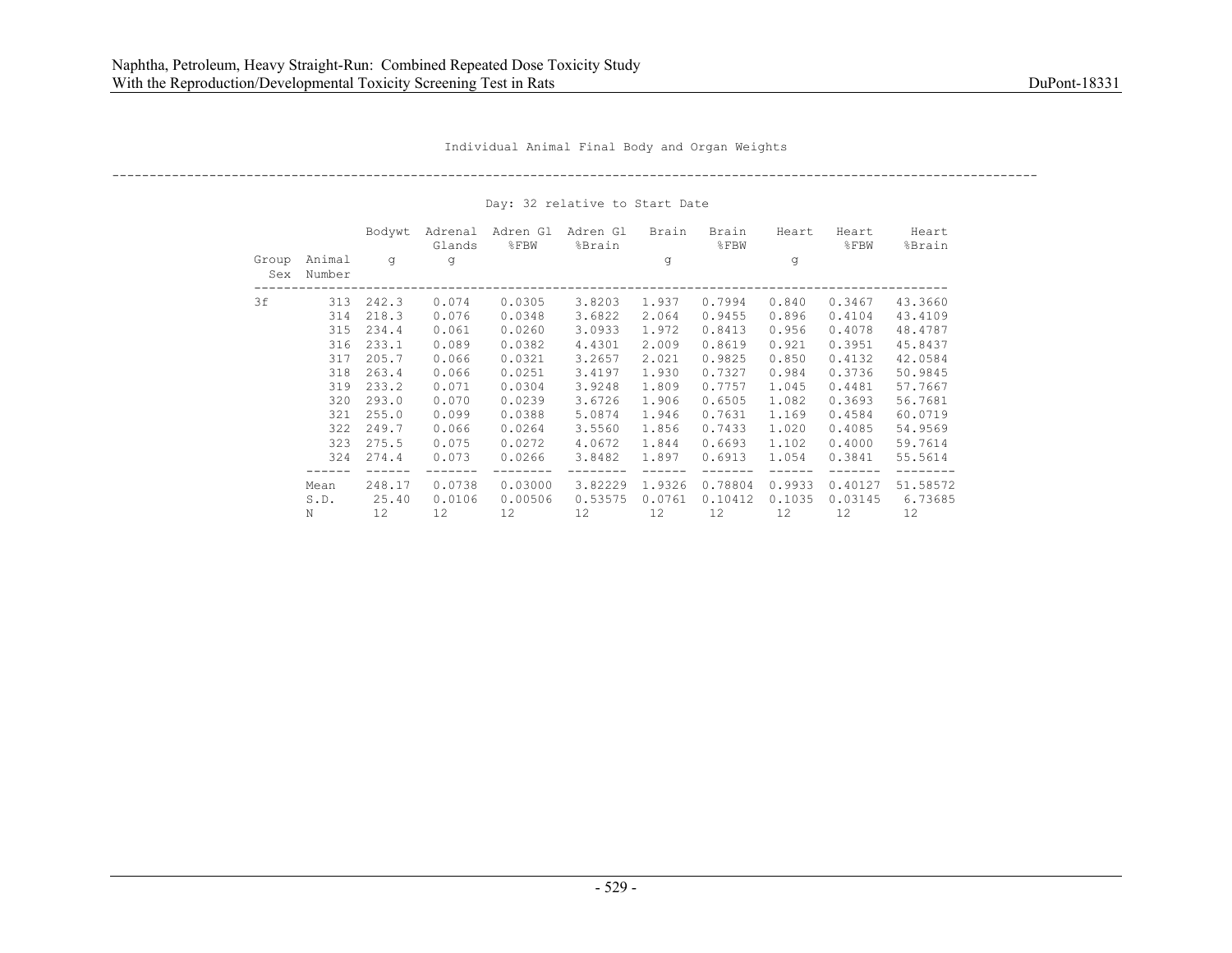Individual Animal Final Body and Organ Weights

Day: 32 relative to Start Date

| Group Sex | Animal Number | Bodywt g | Adrenal Glands g | Adren Gl %FBW | Adren Gl %Brain | Brain g | Brain %FBW | Heart g | Heart %FBW | Heart %Brain |
|---|---|---|---|---|---|---|---|---|---|---|
| 3f | 313 | 242.3 | 0.074 | 0.0305 | 3.8203 | 1.937 | 0.7994 | 0.840 | 0.3467 | 43.3660 |
| | 314 | 218.3 | 0.076 | 0.0348 | 3.6822 | 2.064 | 0.9455 | 0.896 | 0.4104 | 43.4109 |
| | 315 | 234.4 | 0.061 | 0.0260 | 3.0933 | 1.972 | 0.8413 | 0.956 | 0.4078 | 48.4787 |
| | 316 | 233.1 | 0.089 | 0.0382 | 4.4301 | 2.009 | 0.8619 | 0.921 | 0.3951 | 45.8437 |
| | 317 | 205.7 | 0.066 | 0.0321 | 3.2657 | 2.021 | 0.9825 | 0.850 | 0.4132 | 42.0584 |
| | 318 | 263.4 | 0.066 | 0.0251 | 3.4197 | 1.930 | 0.7327 | 0.984 | 0.3736 | 50.9845 |
| | 319 | 233.2 | 0.071 | 0.0304 | 3.9248 | 1.809 | 0.7757 | 1.045 | 0.4481 | 57.7667 |
| | 320 | 293.0 | 0.070 | 0.0239 | 3.6726 | 1.906 | 0.6505 | 1.082 | 0.3693 | 56.7681 |
| | 321 | 255.0 | 0.099 | 0.0388 | 5.0874 | 1.946 | 0.7631 | 1.169 | 0.4584 | 60.0719 |
| | 322 | 249.7 | 0.066 | 0.0264 | 3.5560 | 1.856 | 0.7433 | 1.020 | 0.4085 | 54.9569 |
| | 323 | 275.5 | 0.075 | 0.0272 | 4.0672 | 1.844 | 0.6693 | 1.102 | 0.4000 | 59.7614 |
| | 324 | 274.4 | 0.073 | 0.0266 | 3.8482 | 1.897 | 0.6913 | 1.054 | 0.3841 | 55.5614 |
| | Mean | 248.17 | 0.0738 | 0.03000 | 3.82229 | 1.9326 | 0.78804 | 0.9933 | 0.40127 | 51.58572 |
| | S.D. | 25.40 | 0.0106 | 0.00506 | 0.53575 | 0.0761 | 0.10412 | 0.1035 | 0.03145 | 6.73685 |
| | N | 12 | 12 | 12 | 12 | 12 | 12 | 12 | 12 | 12 |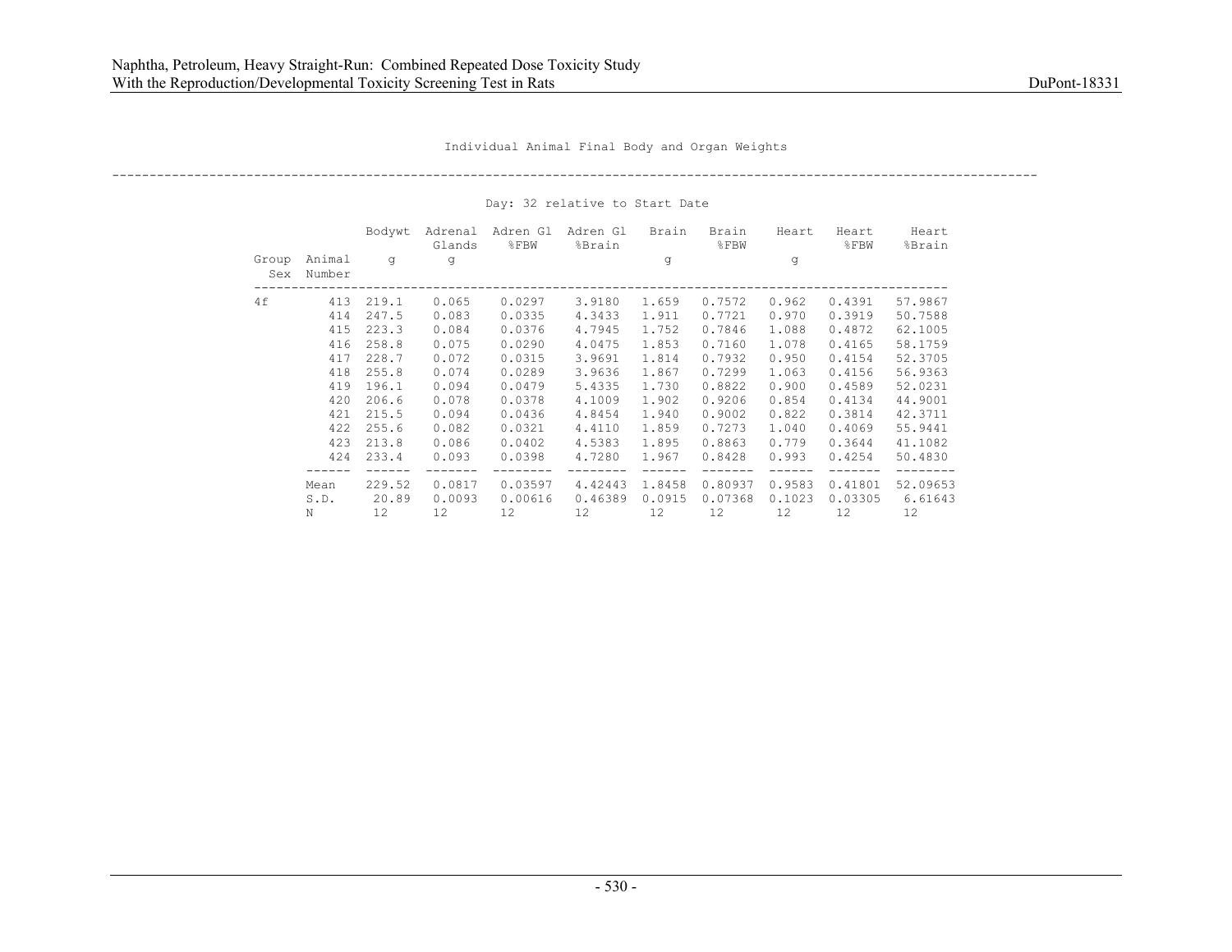Individual Animal Final Body and Organ Weights

Day: 32 relative to Start Date

| Group Sex | Animal Number | Bodywt g | Adrenal Glands g | Adren Gl %FBW | Adren Gl %Brain | Brain g | Brain %FBW | Heart g | Heart %FBW | Heart %Brain |
|---|---|---|---|---|---|---|---|---|---|---|
| 4f | 413 | 219.1 | 0.065 | 0.0297 | 3.9180 | 1.659 | 0.7572 | 0.962 | 0.4391 | 57.9867 |
| | 414 | 247.5 | 0.083 | 0.0335 | 4.3433 | 1.911 | 0.7721 | 0.970 | 0.3919 | 50.7588 |
| | 415 | 223.3 | 0.084 | 0.0376 | 4.7945 | 1.752 | 0.7846 | 1.088 | 0.4872 | 62.1005 |
| | 416 | 258.8 | 0.075 | 0.0290 | 4.0475 | 1.853 | 0.7160 | 1.078 | 0.4165 | 58.1759 |
| | 417 | 228.7 | 0.072 | 0.0315 | 3.9691 | 1.814 | 0.7932 | 0.950 | 0.4154 | 52.3705 |
| | 418 | 255.8 | 0.074 | 0.0289 | 3.9636 | 1.867 | 0.7299 | 1.063 | 0.4156 | 56.9363 |
| | 419 | 196.1 | 0.094 | 0.0479 | 5.4335 | 1.730 | 0.8822 | 0.900 | 0.4589 | 52.0231 |
| | 420 | 206.6 | 0.078 | 0.0378 | 4.1009 | 1.902 | 0.9206 | 0.854 | 0.4134 | 44.9001 |
| | 421 | 215.5 | 0.094 | 0.0436 | 4.8454 | 1.940 | 0.9002 | 0.822 | 0.3814 | 42.3711 |
| | 422 | 255.6 | 0.082 | 0.0321 | 4.4110 | 1.859 | 0.7273 | 1.040 | 0.4069 | 55.9441 |
| | 423 | 213.8 | 0.086 | 0.0402 | 4.5383 | 1.895 | 0.8863 | 0.779 | 0.3644 | 41.1082 |
| | 424 | 233.4 | 0.093 | 0.0398 | 4.7280 | 1.967 | 0.8428 | 0.993 | 0.4254 | 50.4830 |
| | Mean | 229.52 | 0.0817 | 0.03597 | 4.42443 | 1.8458 | 0.80937 | 0.9583 | 0.41801 | 52.09653 |
| | S.D. | 20.89 | 0.0093 | 0.00616 | 0.46389 | 0.0915 | 0.07368 | 0.1023 | 0.03305 | 6.61643 |
| | N | 12 | 12 | 12 | 12 | 12 | 12 | 12 | 12 | 12 |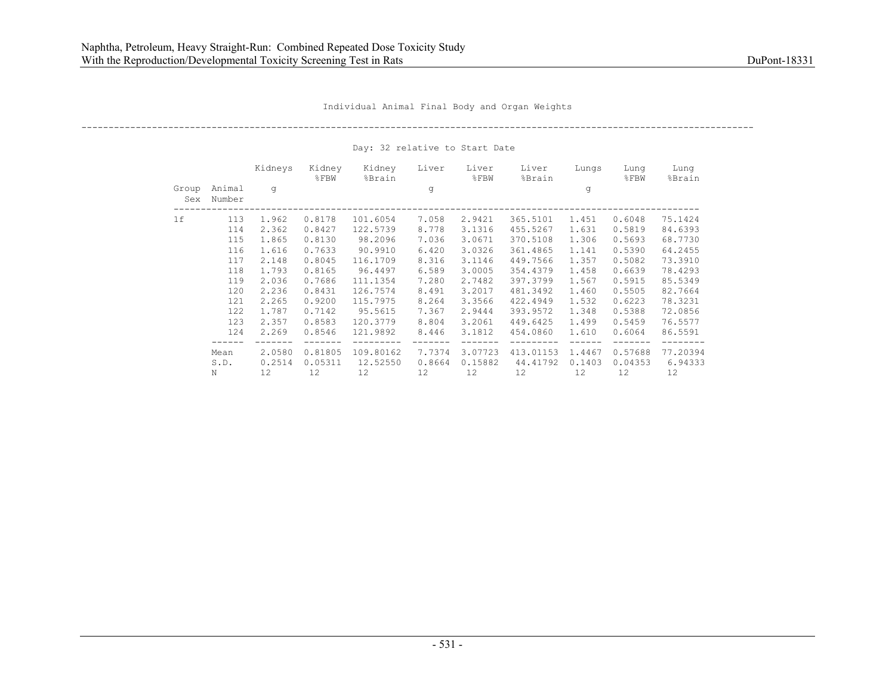Individual Animal Final Body and Organ Weights

Day: 32 relative to Start Date

| Group Sex | Animal Number | Kidneys g | Kidney %FBW | Kidney %Brain | Liver g | Liver %FBW | Liver %Brain | Lungs g | Lung %FBW | Lung %Brain |
|---|---|---|---|---|---|---|---|---|---|---|
| 1f | 113 | 1.962 | 0.8178 | 101.6054 | 7.058 | 2.9421 | 365.5101 | 1.451 | 0.6048 | 75.1424 |
| | 114 | 2.362 | 0.8427 | 122.5739 | 8.778 | 3.1316 | 455.5267 | 1.631 | 0.5819 | 84.6393 |
| | 115 | 1.865 | 0.8130 | 98.2096 | 7.036 | 3.0671 | 370.5108 | 1.306 | 0.5693 | 68.7730 |
| | 116 | 1.616 | 0.7633 | 90.9910 | 6.420 | 3.0326 | 361.4865 | 1.141 | 0.5390 | 64.2455 |
| | 117 | 2.148 | 0.8045 | 116.1709 | 8.316 | 3.1146 | 449.7566 | 1.357 | 0.5082 | 73.3910 |
| | 118 | 1.793 | 0.8165 | 96.4497 | 6.589 | 3.0005 | 354.4379 | 1.458 | 0.6639 | 78.4293 |
| | 119 | 2.036 | 0.7686 | 111.1354 | 7.280 | 2.7482 | 397.3799 | 1.567 | 0.5915 | 85.5349 |
| | 120 | 2.236 | 0.8431 | 126.7574 | 8.491 | 3.2017 | 481.3492 | 1.460 | 0.5505 | 82.7664 |
| | 121 | 2.265 | 0.9200 | 115.7975 | 8.264 | 3.3566 | 422.4949 | 1.532 | 0.6223 | 78.3231 |
| | 122 | 1.787 | 0.7142 | 95.5615 | 7.367 | 2.9444 | 393.9572 | 1.348 | 0.5388 | 72.0856 |
| | 123 | 2.357 | 0.8583 | 120.3779 | 8.804 | 3.2061 | 449.6425 | 1.499 | 0.5459 | 76.5577 |
| | 124 | 2.269 | 0.8546 | 121.9892 | 8.446 | 3.1812 | 454.0860 | 1.610 | 0.6064 | 86.5591 |
| | Mean | 2.0580 | 0.81805 | 109.80162 | 7.7374 | 3.07723 | 413.01153 | 1.4467 | 0.57688 | 77.20394 |
| | S.D. | 0.2514 | 0.05311 | 12.52550 | 0.8664 | 0.15882 | 44.41792 | 0.1403 | 0.04353 | 6.94333 |
| | N | 12 | 12 | 12 | 12 | 12 | 12 | 12 | 12 | 12 |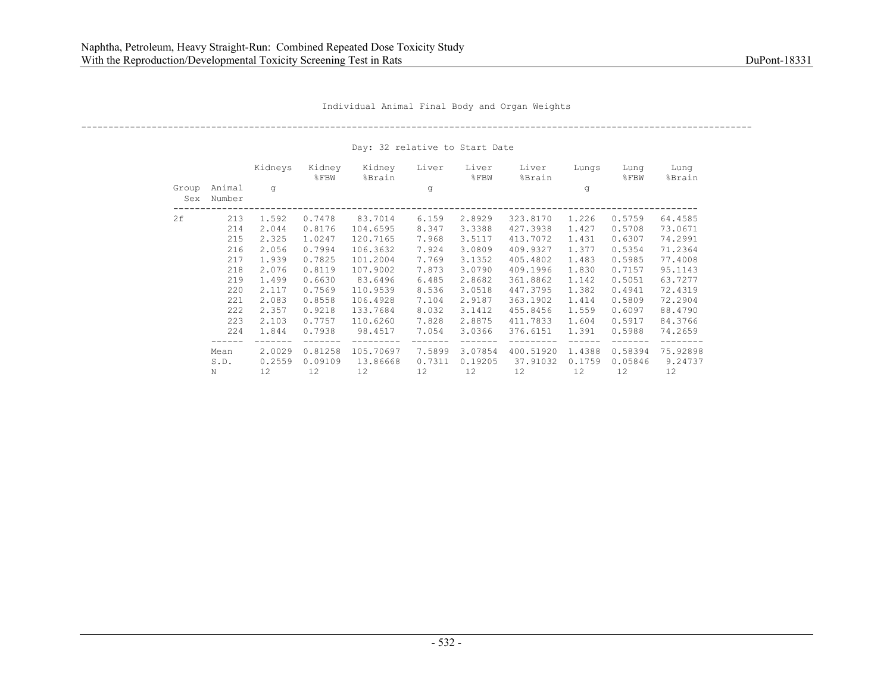Individual Animal Final Body and Organ Weights

Day: 32 relative to Start Date

| Group Sex | Animal Number | Kidneys g | Kidney %FBW | Kidney %Brain | Liver g | Liver %FBW | Liver %Brain | Lungs g | Lung %FBW | Lung %Brain |
|---|---|---|---|---|---|---|---|---|---|---|
| 2f | 213 | 1.592 | 0.7478 | 83.7014 | 6.159 | 2.8929 | 323.8170 | 1.226 | 0.5759 | 64.4585 |
| | 214 | 2.044 | 0.8176 | 104.6595 | 8.347 | 3.3388 | 427.3938 | 1.427 | 0.5708 | 73.0671 |
| | 215 | 2.325 | 1.0247 | 120.7165 | 7.968 | 3.5117 | 413.7072 | 1.431 | 0.6307 | 74.2991 |
| | 216 | 2.056 | 0.7994 | 106.3632 | 7.924 | 3.0809 | 409.9327 | 1.377 | 0.5354 | 71.2364 |
| | 217 | 1.939 | 0.7825 | 101.2004 | 7.769 | 3.1352 | 405.4802 | 1.483 | 0.5985 | 77.4008 |
| | 218 | 2.076 | 0.8119 | 107.9002 | 7.873 | 3.0790 | 409.1996 | 1.830 | 0.7157 | 95.1143 |
| | 219 | 1.499 | 0.6630 | 83.6496 | 6.485 | 2.8682 | 361.8862 | 1.142 | 0.5051 | 63.7277 |
| | 220 | 2.117 | 0.7569 | 110.9539 | 8.536 | 3.0518 | 447.3795 | 1.382 | 0.4941 | 72.4319 |
| | 221 | 2.083 | 0.8558 | 106.4928 | 7.104 | 2.9187 | 363.1902 | 1.414 | 0.5809 | 72.2904 |
| | 222 | 2.357 | 0.9218 | 133.7684 | 8.032 | 3.1412 | 455.8456 | 1.559 | 0.6097 | 88.4790 |
| | 223 | 2.103 | 0.7757 | 110.6260 | 7.828 | 2.8875 | 411.7833 | 1.604 | 0.5917 | 84.3766 |
| | 224 | 1.844 | 0.7938 | 98.4517 | 7.054 | 3.0366 | 376.6151 | 1.391 | 0.5988 | 74.2659 |
| | Mean | 2.0029 | 0.81258 | 105.70697 | 7.5899 | 3.07854 | 400.51920 | 1.4388 | 0.58394 | 75.92898 |
| | S.D. | 0.2559 | 0.09109 | 13.86668 | 0.7311 | 0.19205 | 37.91032 | 0.1759 | 0.05846 | 9.24737 |
| | N | 12 | 12 | 12 | 12 | 12 | 12 | 12 | 12 | 12 |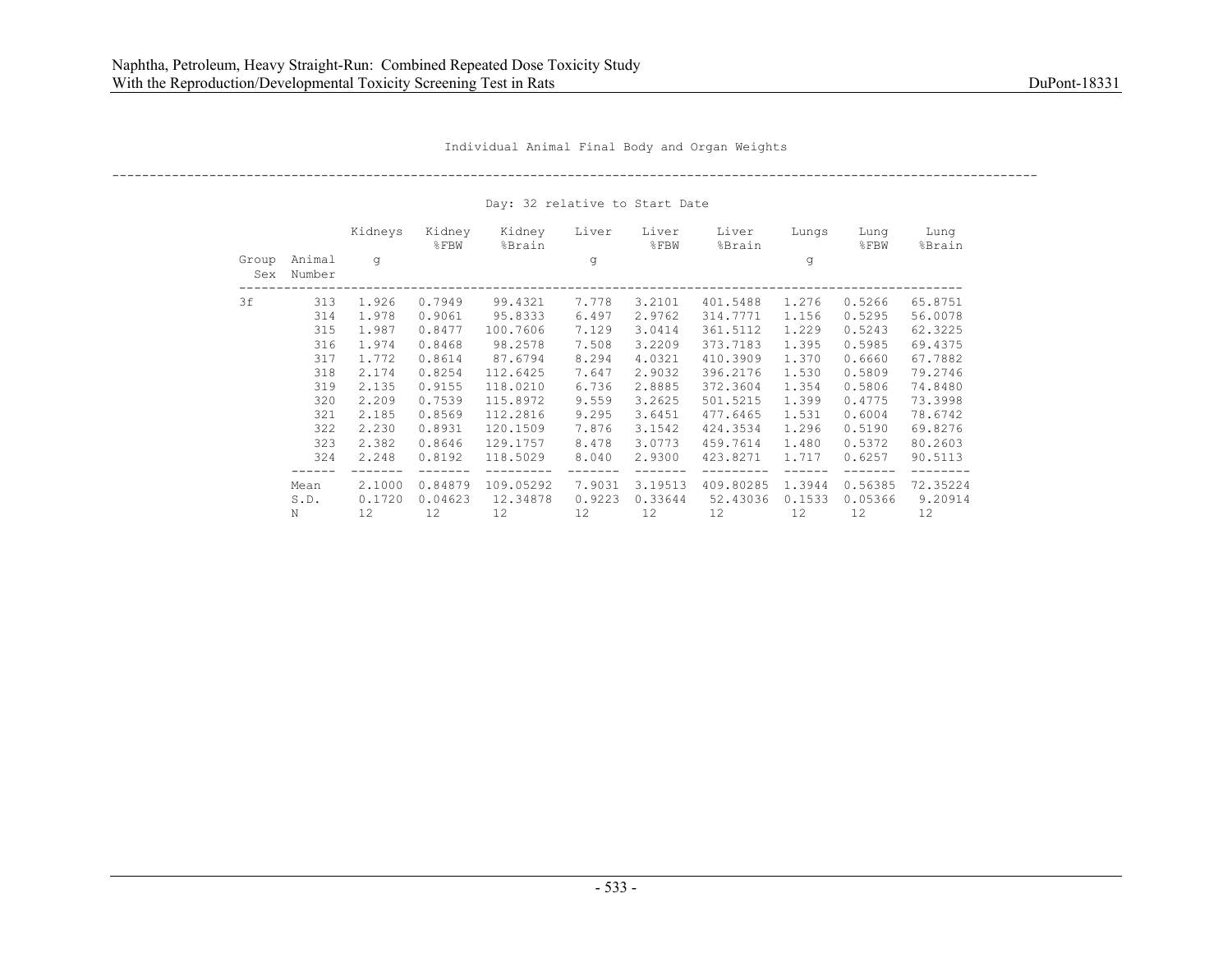Individual Animal Final Body and Organ Weights

Day: 32 relative to Start Date

| Group Sex | Animal Number | Kidneys g | Kidney %FBW | Kidney %Brain | Liver g | Liver %FBW | Liver %Brain | Lungs g | Lung %FBW | Lung %Brain |
|---|---|---|---|---|---|---|---|---|---|---|
| 3f | 313 | 1.926 | 0.7949 | 99.4321 | 7.778 | 3.2101 | 401.5488 | 1.276 | 0.5266 | 65.8751 |
| | 314 | 1.978 | 0.9061 | 95.8333 | 6.497 | 2.9762 | 314.7771 | 1.156 | 0.5295 | 56.0078 |
| | 315 | 1.987 | 0.8477 | 100.7606 | 7.129 | 3.0414 | 361.5112 | 1.229 | 0.5243 | 62.3225 |
| | 316 | 1.974 | 0.8468 | 98.2578 | 7.508 | 3.2209 | 373.7183 | 1.395 | 0.5985 | 69.4375 |
| | 317 | 1.772 | 0.8614 | 87.6794 | 8.294 | 4.0321 | 410.3909 | 1.370 | 0.6660 | 67.7882 |
| | 318 | 2.174 | 0.8254 | 112.6425 | 7.647 | 2.9032 | 396.2176 | 1.530 | 0.5809 | 79.2746 |
| | 319 | 2.135 | 0.9155 | 118.0210 | 6.736 | 2.8885 | 372.3604 | 1.354 | 0.5806 | 74.8480 |
| | 320 | 2.209 | 0.7539 | 115.8972 | 9.559 | 3.2625 | 501.5215 | 1.399 | 0.4775 | 73.3998 |
| | 321 | 2.185 | 0.8569 | 112.2816 | 9.295 | 3.6451 | 477.6465 | 1.531 | 0.6004 | 78.6742 |
| | 322 | 2.230 | 0.8931 | 120.1509 | 7.876 | 3.1542 | 424.3534 | 1.296 | 0.5190 | 69.8276 |
| | 323 | 2.382 | 0.8646 | 129.1757 | 8.478 | 3.0773 | 459.7614 | 1.480 | 0.5372 | 80.2603 |
| | 324 | 2.248 | 0.8192 | 118.5029 | 8.040 | 2.9300 | 423.8271 | 1.717 | 0.6257 | 90.5113 |
| | Mean | 2.1000 | 0.84879 | 109.05292 | 7.9031 | 3.19513 | 409.80285 | 1.3944 | 0.56385 | 72.35224 |
| | S.D. | 0.1720 | 0.04623 | 12.34878 | 0.9223 | 0.33644 | 52.43036 | 0.1533 | 0.05366 | 9.20914 |
| | N | 12 | 12 | 12 | 12 | 12 | 12 | 12 | 12 | 12 |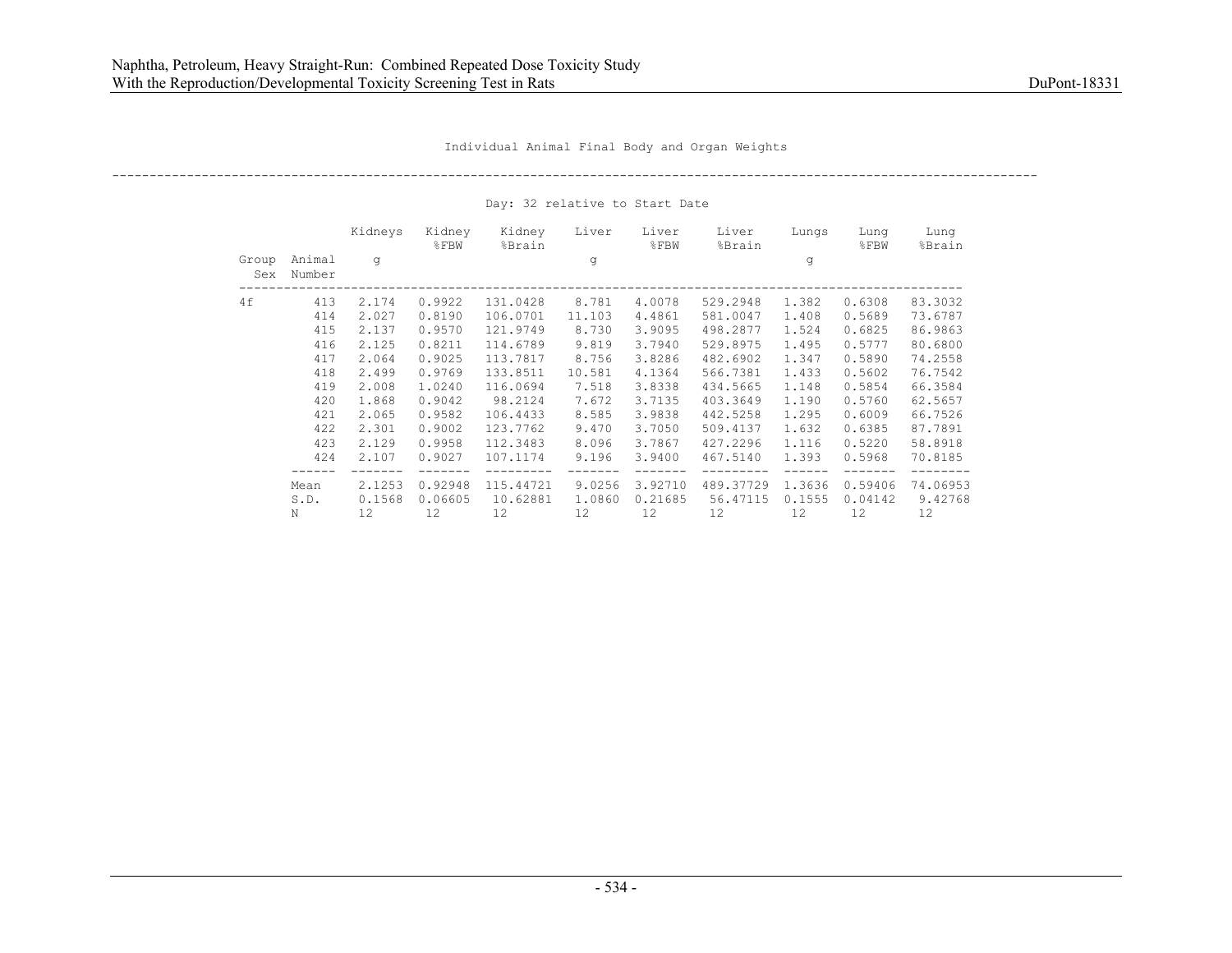Individual Animal Final Body and Organ Weights

Day: 32 relative to Start Date

| Group Sex | Animal Number | Kidneys g | Kidney %FBW | Kidney %Brain | Liver g | Liver %FBW | Liver %Brain | Lungs g | Lung %FBW | Lung %Brain |
|---|---|---|---|---|---|---|---|---|---|---|
| 4f | 413 | 2.174 | 0.9922 | 131.0428 | 8.781 | 4.0078 | 529.2948 | 1.382 | 0.6308 | 83.3032 |
| | 414 | 2.027 | 0.8190 | 106.0701 | 11.103 | 4.4861 | 581.0047 | 1.408 | 0.5689 | 73.6787 |
| | 415 | 2.137 | 0.9570 | 121.9749 | 8.730 | 3.9095 | 498.2877 | 1.524 | 0.6825 | 86.9863 |
| | 416 | 2.125 | 0.8211 | 114.6789 | 9.819 | 3.7940 | 529.8975 | 1.495 | 0.5777 | 80.6800 |
| | 417 | 2.064 | 0.9025 | 113.7817 | 8.756 | 3.8286 | 482.6902 | 1.347 | 0.5890 | 74.2558 |
| | 418 | 2.499 | 0.9769 | 133.8511 | 10.581 | 4.1364 | 566.7381 | 1.433 | 0.5602 | 76.7542 |
| | 419 | 2.008 | 1.0240 | 116.0694 | 7.518 | 3.8338 | 434.5665 | 1.148 | 0.5854 | 66.3584 |
| | 420 | 1.868 | 0.9042 | 98.2124 | 7.672 | 3.7135 | 403.3649 | 1.190 | 0.5760 | 62.5657 |
| | 421 | 2.065 | 0.9582 | 106.4433 | 8.585 | 3.9838 | 442.5258 | 1.295 | 0.6009 | 66.7526 |
| | 422 | 2.301 | 0.9002 | 123.7762 | 9.470 | 3.7050 | 509.4137 | 1.632 | 0.6385 | 87.7891 |
| | 423 | 2.129 | 0.9958 | 112.3483 | 8.096 | 3.7867 | 427.2296 | 1.116 | 0.5220 | 58.8918 |
| | 424 | 2.107 | 0.9027 | 107.1174 | 9.196 | 3.9400 | 467.5140 | 1.393 | 0.5968 | 70.8185 |
| | Mean | 2.1253 | 0.92948 | 115.44721 | 9.0256 | 3.92710 | 489.37729 | 1.3636 | 0.59406 | 74.06953 |
| | S.D. | 0.1568 | 0.06605 | 10.62881 | 1.0860 | 0.21685 | 56.47115 | 0.1555 | 0.04142 | 9.42768 |
| | N | 12 | 12 | 12 | 12 | 12 | 12 | 12 | 12 | 12 |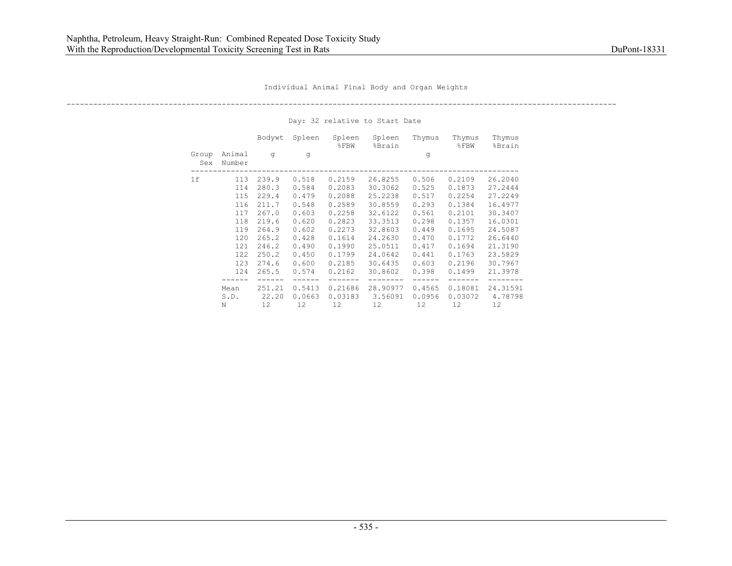Individual Animal Final Body and Organ Weights

Day: 32 relative to Start Date

| Group Sex | Animal Number | Bodywt g | Spleen g | Spleen %FBW | Spleen %Brain | Thymus g | Thymus %FBW | Thymus %Brain |
|---|---|---|---|---|---|---|---|---|
| 1f | 113 | 239.9 | 0.518 | 0.2159 | 26.8255 | 0.506 | 0.2109 | 26.2040 |
| | 114 | 280.3 | 0.584 | 0.2083 | 30.3062 | 0.525 | 0.1873 | 27.2444 |
| | 115 | 229.4 | 0.479 | 0.2088 | 25.2238 | 0.517 | 0.2254 | 27.2249 |
| | 116 | 211.7 | 0.548 | 0.2589 | 30.8559 | 0.293 | 0.1384 | 16.4977 |
| | 117 | 267.0 | 0.603 | 0.2258 | 32.6122 | 0.561 | 0.2101 | 30.3407 |
| | 118 | 219.6 | 0.620 | 0.2823 | 33.3513 | 0.298 | 0.1357 | 16.0301 |
| | 119 | 264.9 | 0.602 | 0.2273 | 32.8603 | 0.449 | 0.1695 | 24.5087 |
| | 120 | 265.2 | 0.428 | 0.1614 | 24.2630 | 0.470 | 0.1772 | 26.6440 |
| | 121 | 246.2 | 0.490 | 0.1990 | 25.0511 | 0.417 | 0.1694 | 21.3190 |
| | 122 | 250.2 | 0.450 | 0.1799 | 24.0642 | 0.441 | 0.1763 | 23.5829 |
| | 123 | 274.6 | 0.600 | 0.2185 | 30.6435 | 0.603 | 0.2196 | 30.7967 |
| | 124 | 265.5 | 0.574 | 0.2162 | 30.8602 | 0.398 | 0.1499 | 21.3978 |
| | Mean | 251.21 | 0.5413 | 0.21686 | 28.90977 | 0.4565 | 0.18081 | 24.31591 |
| | S.D. | 22.20 | 0.0663 | 0.03183 | 3.56091 | 0.0956 | 0.03072 | 4.78798 |
| | N | 12 | 12 | 12 | 12 | 12 | 12 | 12 |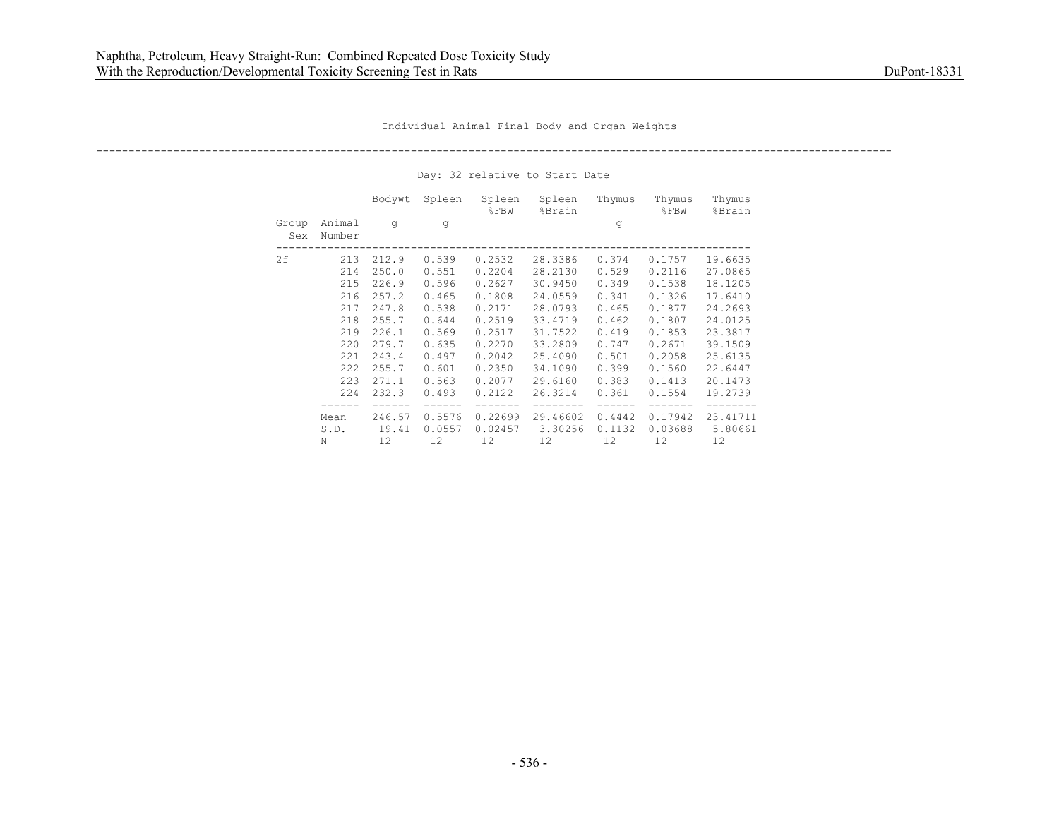Individual Animal Final Body and Organ Weights

Day: 32 relative to Start Date

| Group Sex | Animal Number | Bodywt g | Spleen g | Spleen %FBW | Spleen %Brain | Thymus g | Thymus %FBW | Thymus %Brain |
|---|---|---|---|---|---|---|---|---|
| 2f | 213 | 212.9 | 0.539 | 0.2532 | 28.3386 | 0.374 | 0.1757 | 19.6635 |
| | 214 | 250.0 | 0.551 | 0.2204 | 28.2130 | 0.529 | 0.2116 | 27.0865 |
| | 215 | 226.9 | 0.596 | 0.2627 | 30.9450 | 0.349 | 0.1538 | 18.1205 |
| | 216 | 257.2 | 0.465 | 0.1808 | 24.0559 | 0.341 | 0.1326 | 17.6410 |
| | 217 | 247.8 | 0.538 | 0.2171 | 28.0793 | 0.465 | 0.1877 | 24.2693 |
| | 218 | 255.7 | 0.644 | 0.2519 | 33.4719 | 0.462 | 0.1807 | 24.0125 |
| | 219 | 226.1 | 0.569 | 0.2517 | 31.7522 | 0.419 | 0.1853 | 23.3817 |
| | 220 | 279.7 | 0.635 | 0.2270 | 33.2809 | 0.747 | 0.2671 | 39.1509 |
| | 221 | 243.4 | 0.497 | 0.2042 | 25.4090 | 0.501 | 0.2058 | 25.6135 |
| | 222 | 255.7 | 0.601 | 0.2350 | 34.1090 | 0.399 | 0.1560 | 22.6447 |
| | 223 | 271.1 | 0.563 | 0.2077 | 29.6160 | 0.383 | 0.1413 | 20.1473 |
| | 224 | 232.3 | 0.493 | 0.2122 | 26.3214 | 0.361 | 0.1554 | 19.2739 |
| | Mean | 246.57 | 0.5576 | 0.22699 | 29.46602 | 0.4442 | 0.17942 | 23.41711 |
| | S.D. | 19.41 | 0.0557 | 0.02457 | 3.30256 | 0.1132 | 0.03688 | 5.80661 |
| | N | 12 | 12 | 12 | 12 | 12 | 12 | 12 |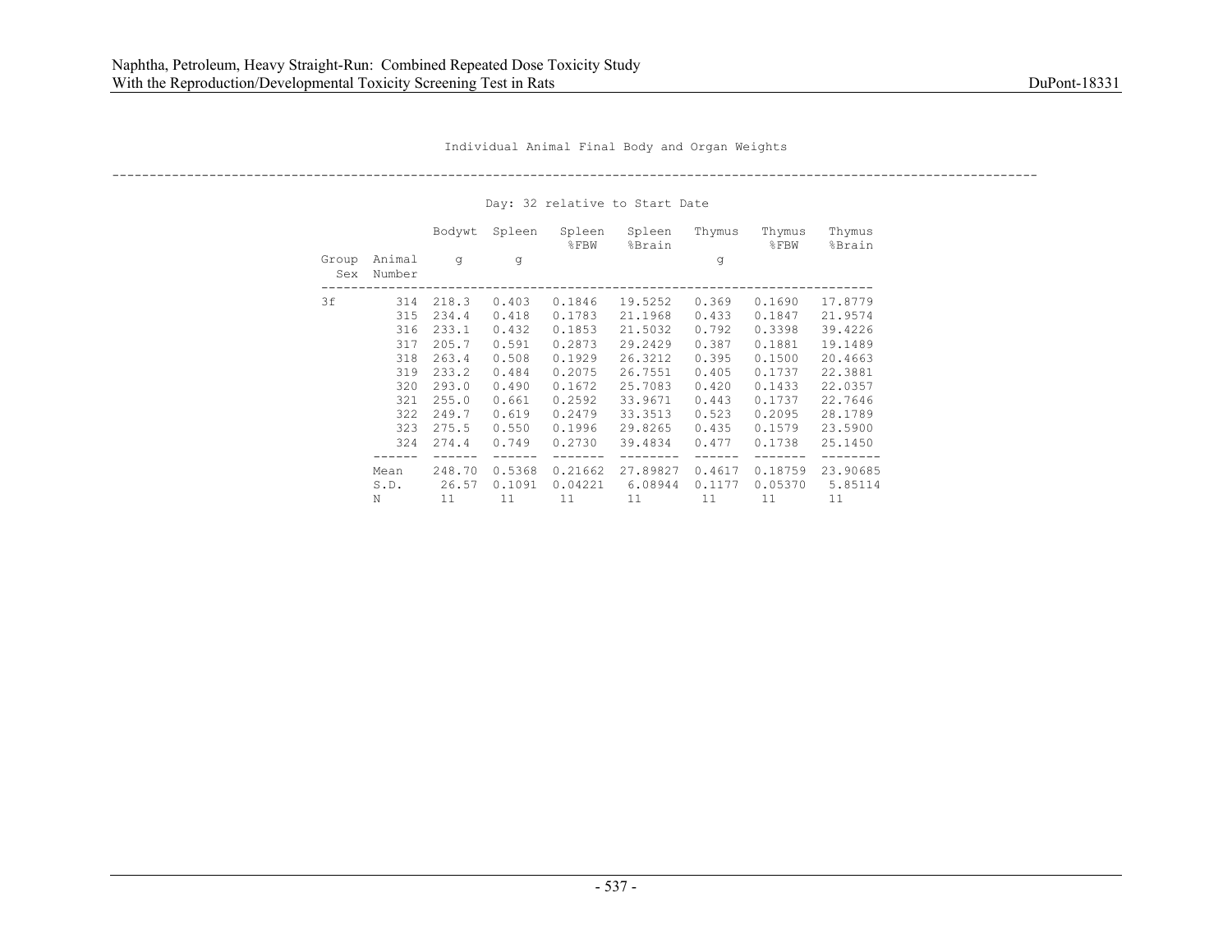Individual Animal Final Body and Organ Weights

Day: 32 relative to Start Date

| Group Sex | Animal Number | Bodywt g | Spleen g | Spleen %FBW | Spleen %Brain | Thymus g | Thymus %FBW | Thymus %Brain |
|---|---|---|---|---|---|---|---|---|
| 3f | 314 | 218.3 | 0.403 | 0.1846 | 19.5252 | 0.369 | 0.1690 | 17.8779 |
| | 315 | 234.4 | 0.418 | 0.1783 | 21.1968 | 0.433 | 0.1847 | 21.9574 |
| | 316 | 233.1 | 0.432 | 0.1853 | 21.5032 | 0.792 | 0.3398 | 39.4226 |
| | 317 | 205.7 | 0.591 | 0.2873 | 29.2429 | 0.387 | 0.1881 | 19.1489 |
| | 318 | 263.4 | 0.508 | 0.1929 | 26.3212 | 0.395 | 0.1500 | 20.4663 |
| | 319 | 233.2 | 0.484 | 0.2075 | 26.7551 | 0.405 | 0.1737 | 22.3881 |
| | 320 | 293.0 | 0.490 | 0.1672 | 25.7083 | 0.420 | 0.1433 | 22.0357 |
| | 321 | 255.0 | 0.661 | 0.2592 | 33.9671 | 0.443 | 0.1737 | 22.7646 |
| | 322 | 249.7 | 0.619 | 0.2479 | 33.3513 | 0.523 | 0.2095 | 28.1789 |
| | 323 | 275.5 | 0.550 | 0.1996 | 29.8265 | 0.435 | 0.1579 | 23.5900 |
| | 324 | 274.4 | 0.749 | 0.2730 | 39.4834 | 0.477 | 0.1738 | 25.1450 |
| | Mean | 248.70 | 0.5368 | 0.21662 | 27.89827 | 0.4617 | 0.18759 | 23.90685 |
| | S.D. | 26.57 | 0.1091 | 0.04221 | 6.08944 | 0.1177 | 0.05370 | 5.85114 |
| | N | 11 | 11 | 11 | 11 | 11 | 11 | 11 |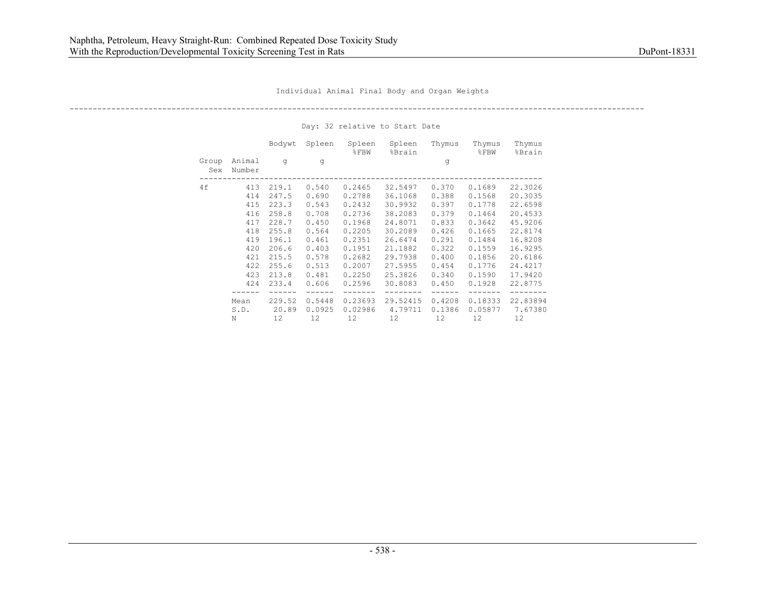Individual Animal Final Body and Organ Weights

Day: 32 relative to Start Date

| Group Sex | Animal Number | Bodywt g | Spleen g | Spleen %FBW | Spleen %Brain | Thymus g | Thymus %FBW | Thymus %Brain |
|---|---|---|---|---|---|---|---|---|
| 4f | 413 | 219.1 | 0.540 | 0.2465 | 32.5497 | 0.370 | 0.1689 | 22.3026 |
| | 414 | 247.5 | 0.690 | 0.2788 | 36.1068 | 0.388 | 0.1568 | 20.3035 |
| | 415 | 223.3 | 0.543 | 0.2432 | 30.9932 | 0.397 | 0.1778 | 22.6598 |
| | 416 | 258.8 | 0.708 | 0.2736 | 38.2083 | 0.379 | 0.1464 | 20.4533 |
| | 417 | 228.7 | 0.450 | 0.1968 | 24.8071 | 0.833 | 0.3642 | 45.9206 |
| | 418 | 255.8 | 0.564 | 0.2205 | 30.2089 | 0.426 | 0.1665 | 22.8174 |
| | 419 | 196.1 | 0.461 | 0.2351 | 26.6474 | 0.291 | 0.1484 | 16.8208 |
| | 420 | 206.6 | 0.403 | 0.1951 | 21.1882 | 0.322 | 0.1559 | 16.9295 |
| | 421 | 215.5 | 0.578 | 0.2682 | 29.7938 | 0.400 | 0.1856 | 20.6186 |
| | 422 | 255.6 | 0.513 | 0.2007 | 27.5955 | 0.454 | 0.1776 | 24.4217 |
| | 423 | 213.8 | 0.481 | 0.2250 | 25.3826 | 0.340 | 0.1590 | 17.9420 |
| | 424 | 233.4 | 0.606 | 0.2596 | 30.8083 | 0.450 | 0.1928 | 22.8775 |
| | Mean | 229.52 | 0.5448 | 0.23693 | 29.52415 | 0.4208 | 0.18333 | 22.83894 |
| | S.D. | 20.89 | 0.0925 | 0.02986 | 4.79711 | 0.1386 | 0.05877 | 7.67380 |
| | N | 12 | 12 | 12 | 12 | 12 | 12 | 12 |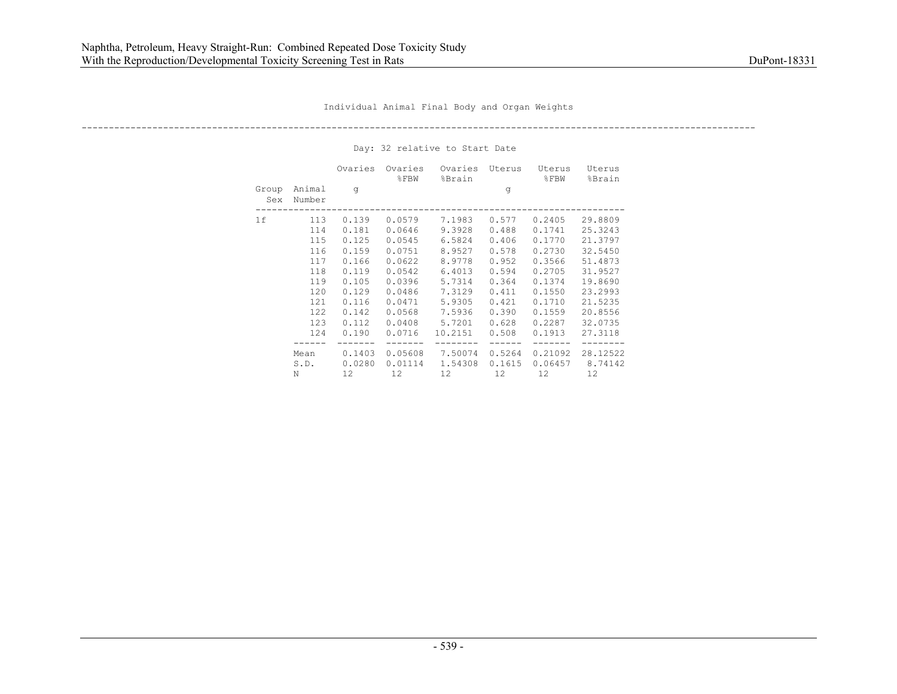Individual Animal Final Body and Organ Weights

Day: 32 relative to Start Date

| Group Sex | Animal Number | Ovaries g | Ovaries %FBW | Ovaries %Brain | Uterus g | Uterus %FBW | Uterus %Brain |
|---|---|---|---|---|---|---|---|
| 1f | 113 | 0.139 | 0.0579 | 7.1983 | 0.577 | 0.2405 | 29.8809 |
| | 114 | 0.181 | 0.0646 | 9.3928 | 0.488 | 0.1741 | 25.3243 |
| | 115 | 0.125 | 0.0545 | 6.5824 | 0.406 | 0.1770 | 21.3797 |
| | 116 | 0.159 | 0.0751 | 8.9527 | 0.578 | 0.2730 | 32.5450 |
| | 117 | 0.166 | 0.0622 | 8.9778 | 0.952 | 0.3566 | 51.4873 |
| | 118 | 0.119 | 0.0542 | 6.4013 | 0.594 | 0.2705 | 31.9527 |
| | 119 | 0.105 | 0.0396 | 5.7314 | 0.364 | 0.1374 | 19.8690 |
| | 120 | 0.129 | 0.0486 | 7.3129 | 0.411 | 0.1550 | 23.2993 |
| | 121 | 0.116 | 0.0471 | 5.9305 | 0.421 | 0.1710 | 21.5235 |
| | 122 | 0.142 | 0.0568 | 7.5936 | 0.390 | 0.1559 | 20.8556 |
| | 123 | 0.112 | 0.0408 | 5.7201 | 0.628 | 0.2287 | 32.0735 |
| | 124 | 0.190 | 0.0716 | 10.2151 | 0.508 | 0.1913 | 27.3118 |
| | Mean | 0.1403 | 0.05608 | 7.50074 | 0.5264 | 0.21092 | 28.12522 |
| | S.D. | 0.0280 | 0.01114 | 1.54308 | 0.1615 | 0.06457 | 8.74142 |
| | N | 12 | 12 | 12 | 12 | 12 | 12 |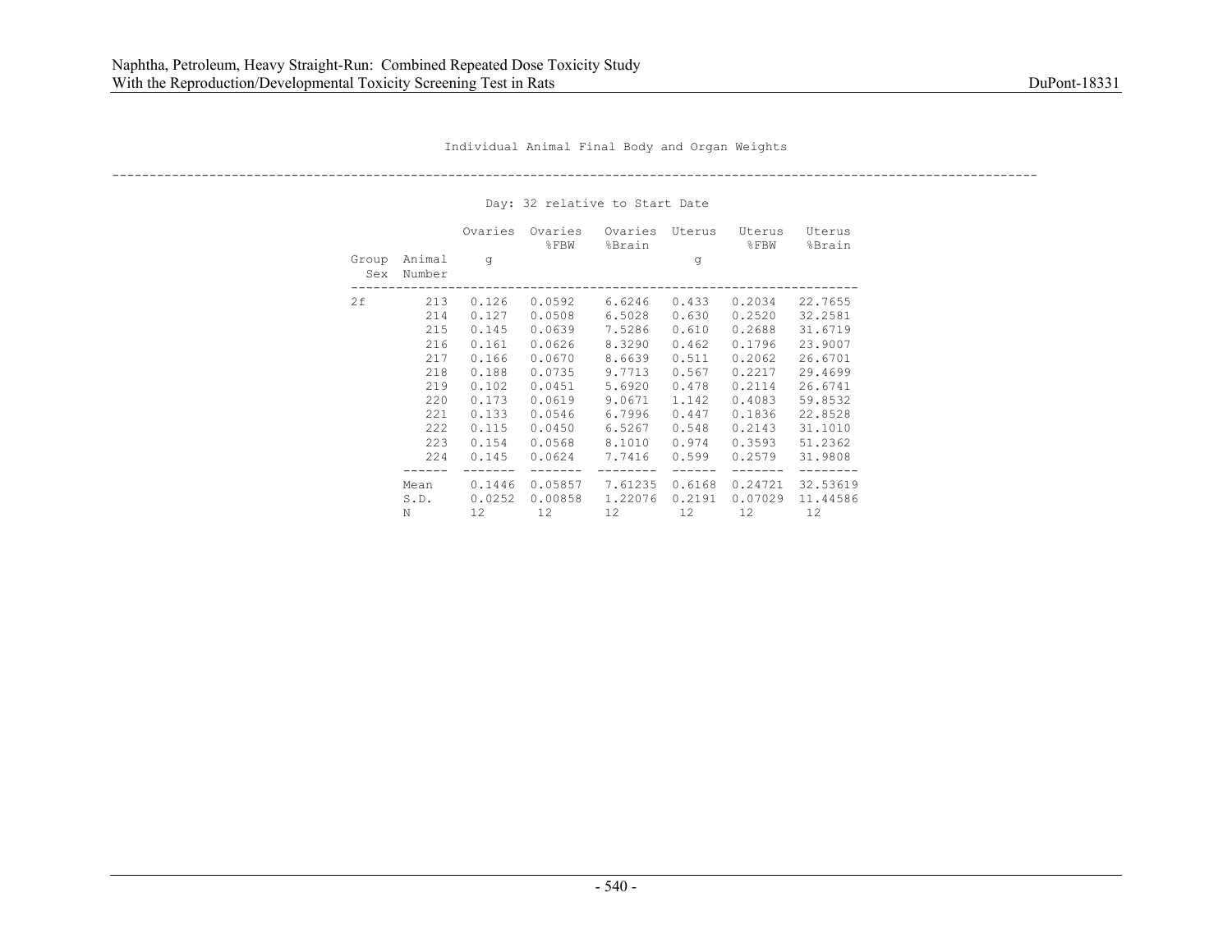Individual Animal Final Body and Organ Weights

Day: 32 relative to Start Date

| Group Sex | Animal Number | Ovaries g | Ovaries %FBW | Ovaries %Brain | Uterus g | Uterus %FBW | Uterus %Brain |
|---|---|---|---|---|---|---|---|
| 2f | 213 | 0.126 | 0.0592 | 6.6246 | 0.433 | 0.2034 | 22.7655 |
| | 214 | 0.127 | 0.0508 | 6.5028 | 0.630 | 0.2520 | 32.2581 |
| | 215 | 0.145 | 0.0639 | 7.5286 | 0.610 | 0.2688 | 31.6719 |
| | 216 | 0.161 | 0.0626 | 8.3290 | 0.462 | 0.1796 | 23.9007 |
| | 217 | 0.166 | 0.0670 | 8.6639 | 0.511 | 0.2062 | 26.6701 |
| | 218 | 0.188 | 0.0735 | 9.7713 | 0.567 | 0.2217 | 29.4699 |
| | 219 | 0.102 | 0.0451 | 5.6920 | 0.478 | 0.2114 | 26.6741 |
| | 220 | 0.173 | 0.0619 | 9.0671 | 1.142 | 0.4083 | 59.8532 |
| | 221 | 0.133 | 0.0546 | 6.7996 | 0.447 | 0.1836 | 22.8528 |
| | 222 | 0.115 | 0.0450 | 6.5267 | 0.548 | 0.2143 | 31.1010 |
| | 223 | 0.154 | 0.0568 | 8.1010 | 0.974 | 0.3593 | 51.2362 |
| | 224 | 0.145 | 0.0624 | 7.7416 | 0.599 | 0.2579 | 31.9808 |
| | Mean | 0.1446 | 0.05857 | 7.61235 | 0.6168 | 0.24721 | 32.53619 |
| | S.D. | 0.0252 | 0.00858 | 1.22076 | 0.2191 | 0.07029 | 11.44586 |
| | N | 12 | 12 | 12 | 12 | 12 | 12 |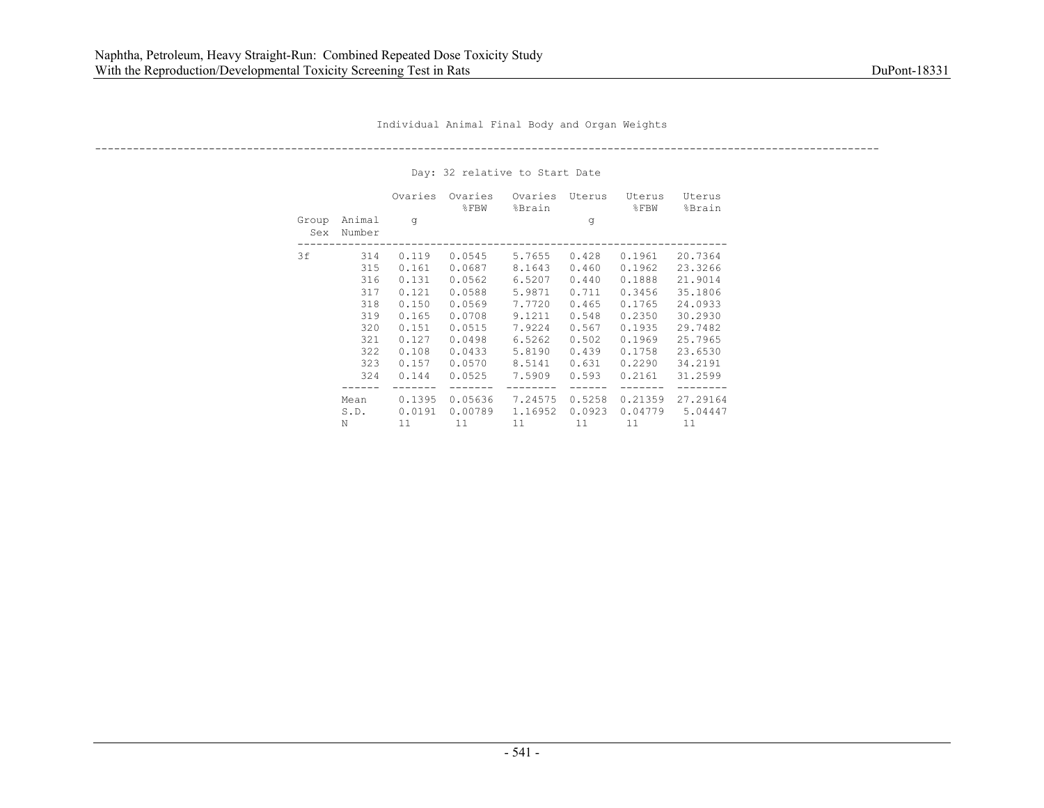Individual Animal Final Body and Organ Weights

Day: 32 relative to Start Date

| Group Sex | Animal Number | Ovaries g | Ovaries %FBW | Ovaries %Brain | Uterus g | Uterus %FBW | Uterus %Brain |
|---|---|---|---|---|---|---|---|
| 3f | 314 | 0.119 | 0.0545 | 5.7655 | 0.428 | 0.1961 | 20.7364 |
| | 315 | 0.161 | 0.0687 | 8.1643 | 0.460 | 0.1962 | 23.3266 |
| | 316 | 0.131 | 0.0562 | 6.5207 | 0.440 | 0.1888 | 21.9014 |
| | 317 | 0.121 | 0.0588 | 5.9871 | 0.711 | 0.3456 | 35.1806 |
| | 318 | 0.150 | 0.0569 | 7.7720 | 0.465 | 0.1765 | 24.0933 |
| | 319 | 0.165 | 0.0708 | 9.1211 | 0.548 | 0.2350 | 30.2930 |
| | 320 | 0.151 | 0.0515 | 7.9224 | 0.567 | 0.1935 | 29.7482 |
| | 321 | 0.127 | 0.0498 | 6.5262 | 0.502 | 0.1969 | 25.7965 |
| | 322 | 0.108 | 0.0433 | 5.8190 | 0.439 | 0.1758 | 23.6530 |
| | 323 | 0.157 | 0.0570 | 8.5141 | 0.631 | 0.2290 | 34.2191 |
| | 324 | 0.144 | 0.0525 | 7.5909 | 0.593 | 0.2161 | 31.2599 |
| | Mean | 0.1395 | 0.05636 | 7.24575 | 0.5258 | 0.21359 | 27.29164 |
| | S.D. | 0.0191 | 0.00789 | 1.16952 | 0.0923 | 0.04779 | 5.04447 |
| | N | 11 | 11 | 11 | 11 | 11 | 11 |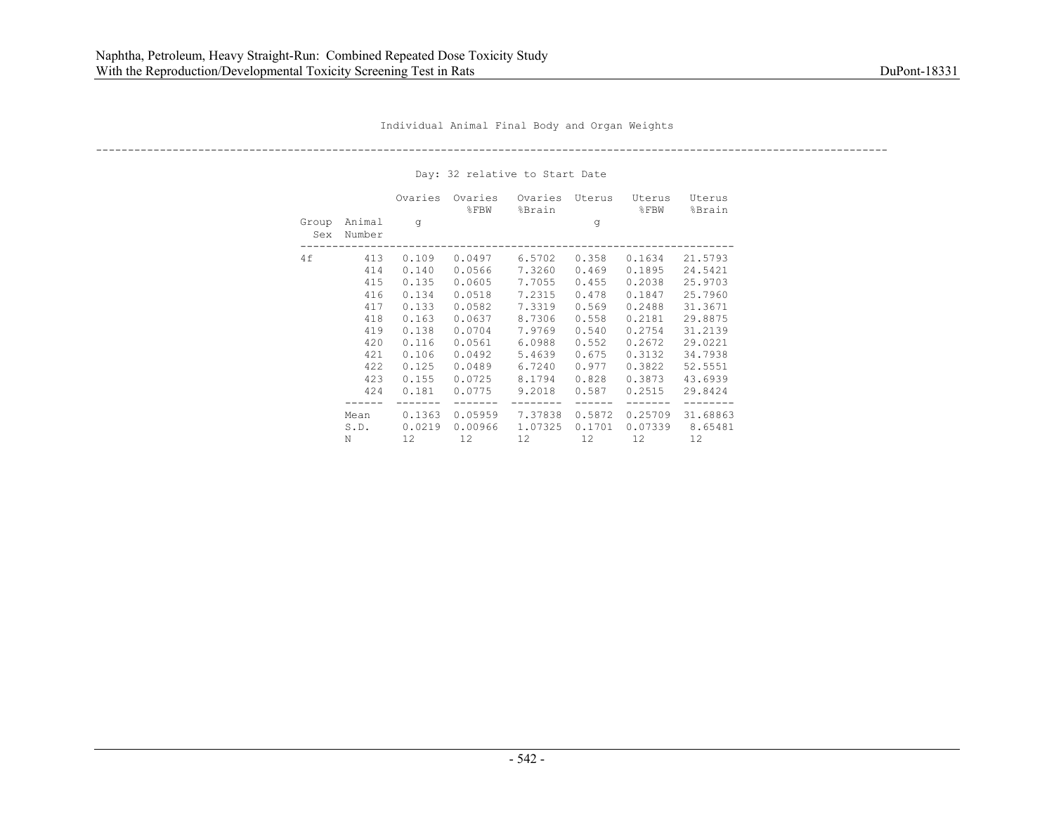Individual Animal Final Body and Organ Weights

Day: 32 relative to Start Date

| Group Sex | Animal Number | Ovaries g | Ovaries %FBW | Ovaries %Brain | Uterus g | Uterus %FBW | Uterus %Brain |
|---|---|---|---|---|---|---|---|
| 4f | 413 | 0.109 | 0.0497 | 6.5702 | 0.358 | 0.1634 | 21.5793 |
| | 414 | 0.140 | 0.0566 | 7.3260 | 0.469 | 0.1895 | 24.5421 |
| | 415 | 0.135 | 0.0605 | 7.7055 | 0.455 | 0.2038 | 25.9703 |
| | 416 | 0.134 | 0.0518 | 7.2315 | 0.478 | 0.1847 | 25.7960 |
| | 417 | 0.133 | 0.0582 | 7.3319 | 0.569 | 0.2488 | 31.3671 |
| | 418 | 0.163 | 0.0637 | 8.7306 | 0.558 | 0.2181 | 29.8875 |
| | 419 | 0.138 | 0.0704 | 7.9769 | 0.540 | 0.2754 | 31.2139 |
| | 420 | 0.116 | 0.0561 | 6.0988 | 0.552 | 0.2672 | 29.0221 |
| | 421 | 0.106 | 0.0492 | 5.4639 | 0.675 | 0.3132 | 34.7938 |
| | 422 | 0.125 | 0.0489 | 6.7240 | 0.977 | 0.3822 | 52.5551 |
| | 423 | 0.155 | 0.0725 | 8.1794 | 0.828 | 0.3873 | 43.6939 |
| | 424 | 0.181 | 0.0775 | 9.2018 | 0.587 | 0.2515 | 29.8424 |
| | Mean | 0.1363 | 0.05959 | 7.37838 | 0.5872 | 0.25709 | 31.68863 |
| | S.D. | 0.0219 | 0.00966 | 1.07325 | 0.1701 | 0.07339 | 8.65481 |
| | N | 12 | 12 | 12 | 12 | 12 | 12 |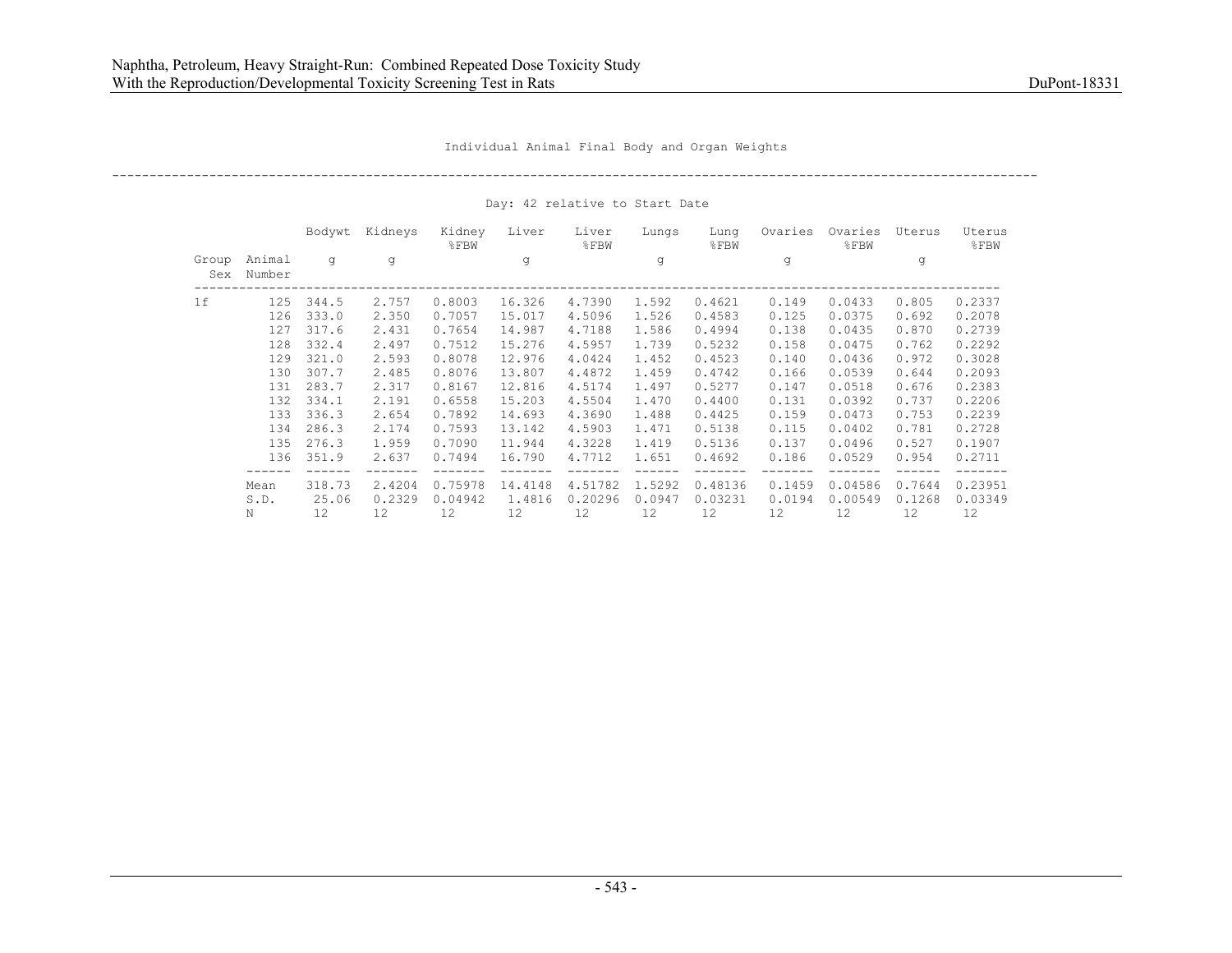Individual Animal Final Body and Organ Weights

Day: 42 relative to Start Date

| Group Sex | Animal Number | Bodywt g | Kidneys g | Kidney %FBW | Liver g | Liver %FBW | Lungs g | Lung %FBW | Ovaries g | Ovaries %FBW | Uterus g | Uterus %FBW |
|---|---|---|---|---|---|---|---|---|---|---|---|---|
| 1f | 125 | 344.5 | 2.757 | 0.8003 | 16.326 | 4.7390 | 1.592 | 0.4621 | 0.149 | 0.0433 | 0.805 | 0.2337 |
| | 126 | 333.0 | 2.350 | 0.7057 | 15.017 | 4.5096 | 1.526 | 0.4583 | 0.125 | 0.0375 | 0.692 | 0.2078 |
| | 127 | 317.6 | 2.431 | 0.7654 | 14.987 | 4.7188 | 1.586 | 0.4994 | 0.138 | 0.0435 | 0.870 | 0.2739 |
| | 128 | 332.4 | 2.497 | 0.7512 | 15.276 | 4.5957 | 1.739 | 0.5232 | 0.158 | 0.0475 | 0.762 | 0.2292 |
| | 129 | 321.0 | 2.593 | 0.8078 | 12.976 | 4.0424 | 1.452 | 0.4523 | 0.140 | 0.0436 | 0.972 | 0.3028 |
| | 130 | 307.7 | 2.485 | 0.8076 | 13.807 | 4.4872 | 1.459 | 0.4742 | 0.166 | 0.0539 | 0.644 | 0.2093 |
| | 131 | 283.7 | 2.317 | 0.8167 | 12.816 | 4.5174 | 1.497 | 0.5277 | 0.147 | 0.0518 | 0.676 | 0.2383 |
| | 132 | 334.1 | 2.191 | 0.6558 | 15.203 | 4.5504 | 1.470 | 0.4400 | 0.131 | 0.0392 | 0.737 | 0.2206 |
| | 133 | 336.3 | 2.654 | 0.7892 | 14.693 | 4.3690 | 1.488 | 0.4425 | 0.159 | 0.0473 | 0.753 | 0.2239 |
| | 134 | 286.3 | 2.174 | 0.7593 | 13.142 | 4.5903 | 1.471 | 0.5138 | 0.115 | 0.0402 | 0.781 | 0.2728 |
| | 135 | 276.3 | 1.959 | 0.7090 | 11.944 | 4.3228 | 1.419 | 0.5136 | 0.137 | 0.0496 | 0.527 | 0.1907 |
| | 136 | 351.9 | 2.637 | 0.7494 | 16.790 | 4.7712 | 1.651 | 0.4692 | 0.186 | 0.0529 | 0.954 | 0.2711 |
| | Mean | 318.73 | 2.4204 | 0.75978 | 14.4148 | 4.51782 | 1.5292 | 0.48136 | 0.1459 | 0.04586 | 0.7644 | 0.23951 |
| | S.D. | 25.06 | 0.2329 | 0.04942 | 1.4816 | 0.20296 | 0.0947 | 0.03231 | 0.0194 | 0.00549 | 0.1268 | 0.03349 |
| | N | 12 | 12 | 12 | 12 | 12 | 12 | 12 | 12 | 12 | 12 | 12 |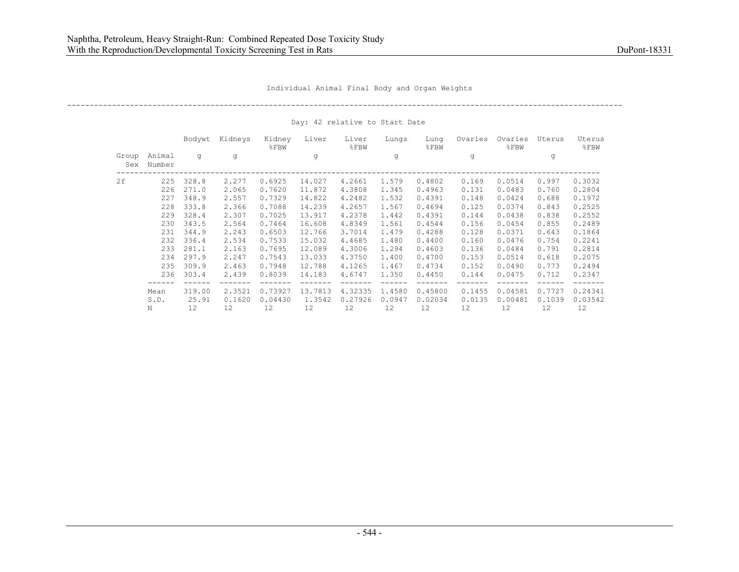Individual Animal Final Body and Organ Weights

Day: 42 relative to Start Date

| Group Sex | Animal Number | Bodywt g | Kidneys g | Kidney %FBW | Liver g | Liver %FBW | Lungs g | Lung %FBW | Ovaries g | Ovaries %FBW | Uterus g | Uterus %FBW |
|---|---|---|---|---|---|---|---|---|---|---|---|---|
| 2f | 225 | 328.8 | 2.277 | 0.6925 | 14.027 | 4.2661 | 1.579 | 0.4802 | 0.169 | 0.0514 | 0.997 | 0.3032 |
| | 226 | 271.0 | 2.065 | 0.7620 | 11.872 | 4.3808 | 1.345 | 0.4963 | 0.131 | 0.0483 | 0.760 | 0.2804 |
| | 227 | 348.9 | 2.557 | 0.7329 | 14.822 | 4.2482 | 1.532 | 0.4391 | 0.148 | 0.0424 | 0.688 | 0.1972 |
| | 228 | 333.8 | 2.366 | 0.7088 | 14.239 | 4.2657 | 1.567 | 0.4694 | 0.125 | 0.0374 | 0.843 | 0.2525 |
| | 229 | 328.4 | 2.307 | 0.7025 | 13.917 | 4.2378 | 1.442 | 0.4391 | 0.144 | 0.0438 | 0.838 | 0.2552 |
| | 230 | 343.5 | 2.564 | 0.7464 | 16.608 | 4.8349 | 1.561 | 0.4544 | 0.156 | 0.0454 | 0.855 | 0.2489 |
| | 231 | 344.9 | 2.243 | 0.6503 | 12.766 | 3.7014 | 1.479 | 0.4288 | 0.128 | 0.0371 | 0.643 | 0.1864 |
| | 232 | 336.4 | 2.534 | 0.7533 | 15.032 | 4.4685 | 1.480 | 0.4400 | 0.160 | 0.0476 | 0.754 | 0.2241 |
| | 233 | 281.1 | 2.163 | 0.7695 | 12.089 | 4.3006 | 1.294 | 0.4603 | 0.136 | 0.0484 | 0.791 | 0.2814 |
| | 234 | 297.9 | 2.247 | 0.7543 | 13.033 | 4.3750 | 1.400 | 0.4700 | 0.153 | 0.0514 | 0.618 | 0.2075 |
| | 235 | 309.9 | 2.463 | 0.7948 | 12.788 | 4.1265 | 1.467 | 0.4734 | 0.152 | 0.0490 | 0.773 | 0.2494 |
| | 236 | 303.4 | 2.439 | 0.8039 | 14.183 | 4.6747 | 1.350 | 0.4450 | 0.144 | 0.0475 | 0.712 | 0.2347 |
| | Mean | 319.00 | 2.3521 | 0.73927 | 13.7813 | 4.32335 | 1.4580 | 0.45800 | 0.1455 | 0.04581 | 0.7727 | 0.24341 |
| | S.D. | 25.91 | 0.1620 | 0.04430 | 1.3542 | 0.27926 | 0.0947 | 0.02034 | 0.0135 | 0.00481 | 0.1039 | 0.03542 |
| | N | 12 | 12 | 12 | 12 | 12 | 12 | 12 | 12 | 12 | 12 | 12 |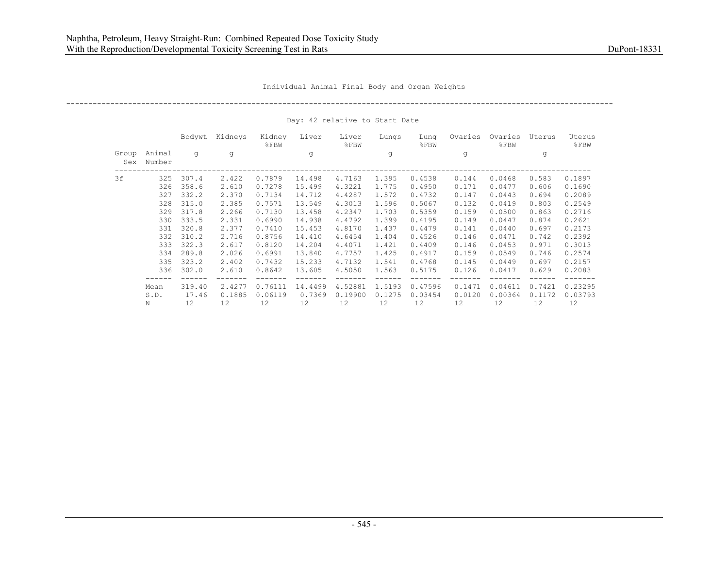Individual Animal Final Body and Organ Weights

Day: 42 relative to Start Date

| Group Sex | Animal Number | Bodywt g | Kidneys g | Kidney %FBW | Liver g | Liver %FBW | Lungs g | Lung %FBW | Ovaries g | Ovaries %FBW | Uterus g | Uterus %FBW |
|---|---|---|---|---|---|---|---|---|---|---|---|---|
| 3f | 325 | 307.4 | 2.422 | 0.7879 | 14.498 | 4.7163 | 1.395 | 0.4538 | 0.144 | 0.0468 | 0.583 | 0.1897 |
| | 326 | 358.6 | 2.610 | 0.7278 | 15.499 | 4.3221 | 1.775 | 0.4950 | 0.171 | 0.0477 | 0.606 | 0.1690 |
| | 327 | 332.2 | 2.370 | 0.7134 | 14.712 | 4.4287 | 1.572 | 0.4732 | 0.147 | 0.0443 | 0.694 | 0.2089 |
| | 328 | 315.0 | 2.385 | 0.7571 | 13.549 | 4.3013 | 1.596 | 0.5067 | 0.132 | 0.0419 | 0.803 | 0.2549 |
| | 329 | 317.8 | 2.266 | 0.7130 | 13.458 | 4.2347 | 1.703 | 0.5359 | 0.159 | 0.0500 | 0.863 | 0.2716 |
| | 330 | 333.5 | 2.331 | 0.6990 | 14.938 | 4.4792 | 1.399 | 0.4195 | 0.149 | 0.0447 | 0.874 | 0.2621 |
| | 331 | 320.8 | 2.377 | 0.7410 | 15.453 | 4.8170 | 1.437 | 0.4479 | 0.141 | 0.0440 | 0.697 | 0.2173 |
| | 332 | 310.2 | 2.716 | 0.8756 | 14.410 | 4.6454 | 1.404 | 0.4526 | 0.146 | 0.0471 | 0.742 | 0.2392 |
| | 333 | 322.3 | 2.617 | 0.8120 | 14.204 | 4.4071 | 1.421 | 0.4409 | 0.146 | 0.0453 | 0.971 | 0.3013 |
| | 334 | 289.8 | 2.026 | 0.6991 | 13.840 | 4.7757 | 1.425 | 0.4917 | 0.159 | 0.0549 | 0.746 | 0.2574 |
| | 335 | 323.2 | 2.402 | 0.7432 | 15.233 | 4.7132 | 1.541 | 0.4768 | 0.145 | 0.0449 | 0.697 | 0.2157 |
| | 336 | 302.0 | 2.610 | 0.8642 | 13.605 | 4.5050 | 1.563 | 0.5175 | 0.126 | 0.0417 | 0.629 | 0.2083 |
| | Mean | 319.40 | 2.4277 | 0.76111 | 14.4499 | 4.52881 | 1.5193 | 0.47596 | 0.1471 | 0.04611 | 0.7421 | 0.23295 |
| | S.D. | 17.46 | 0.1885 | 0.06119 | 0.7369 | 0.19900 | 0.1275 | 0.03454 | 0.0120 | 0.00364 | 0.1172 | 0.03793 |
| | N | 12 | 12 | 12 | 12 | 12 | 12 | 12 | 12 | 12 | 12 | 12 |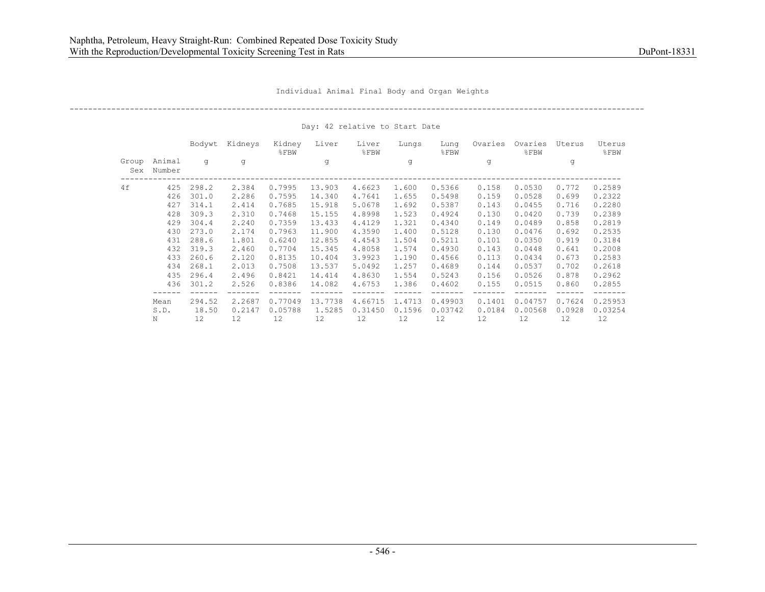Individual Animal Final Body and Organ Weights

Day: 42 relative to Start Date

| Group Sex | Animal Number | Bodywt g | Kidneys g | Kidney %FBW | Liver g | Liver %FBW | Lungs g | Lung %FBW | Ovaries g | Ovaries %FBW | Uterus g | Uterus %FBW |
|---|---|---|---|---|---|---|---|---|---|---|---|---|
| 4f | 425 | 298.2 | 2.384 | 0.7995 | 13.903 | 4.6623 | 1.600 | 0.5366 | 0.158 | 0.0530 | 0.772 | 0.2589 |
| | 426 | 301.0 | 2.286 | 0.7595 | 14.340 | 4.7641 | 1.655 | 0.5498 | 0.159 | 0.0528 | 0.699 | 0.2322 |
| | 427 | 314.1 | 2.414 | 0.7685 | 15.918 | 5.0678 | 1.692 | 0.5387 | 0.143 | 0.0455 | 0.716 | 0.2280 |
| | 428 | 309.3 | 2.310 | 0.7468 | 15.155 | 4.8998 | 1.523 | 0.4924 | 0.130 | 0.0420 | 0.739 | 0.2389 |
| | 429 | 304.4 | 2.240 | 0.7359 | 13.433 | 4.4129 | 1.321 | 0.4340 | 0.149 | 0.0489 | 0.858 | 0.2819 |
| | 430 | 273.0 | 2.174 | 0.7963 | 11.900 | 4.3590 | 1.400 | 0.5128 | 0.130 | 0.0476 | 0.692 | 0.2535 |
| | 431 | 288.6 | 1.801 | 0.6240 | 12.855 | 4.4543 | 1.504 | 0.5211 | 0.101 | 0.0350 | 0.919 | 0.3184 |
| | 432 | 319.3 | 2.460 | 0.7704 | 15.345 | 4.8058 | 1.574 | 0.4930 | 0.143 | 0.0448 | 0.641 | 0.2008 |
| | 433 | 260.6 | 2.120 | 0.8135 | 10.404 | 3.9923 | 1.190 | 0.4566 | 0.113 | 0.0434 | 0.673 | 0.2583 |
| | 434 | 268.1 | 2.013 | 0.7508 | 13.537 | 5.0492 | 1.257 | 0.4689 | 0.144 | 0.0537 | 0.702 | 0.2618 |
| | 435 | 296.4 | 2.496 | 0.8421 | 14.414 | 4.8630 | 1.554 | 0.5243 | 0.156 | 0.0526 | 0.878 | 0.2962 |
| | 436 | 301.2 | 2.526 | 0.8386 | 14.082 | 4.6753 | 1.386 | 0.4602 | 0.155 | 0.0515 | 0.860 | 0.2855 |
| | Mean | 294.52 | 2.2687 | 0.77049 | 13.7738 | 4.66715 | 1.4713 | 0.49903 | 0.1401 | 0.04757 | 0.7624 | 0.25953 |
| | S.D. | 18.50 | 0.2147 | 0.05788 | 1.5285 | 0.31450 | 0.1596 | 0.03742 | 0.0184 | 0.00568 | 0.0928 | 0.03254 |
| | N | 12 | 12 | 12 | 12 | 12 | 12 | 12 | 12 | 12 | 12 | 12 |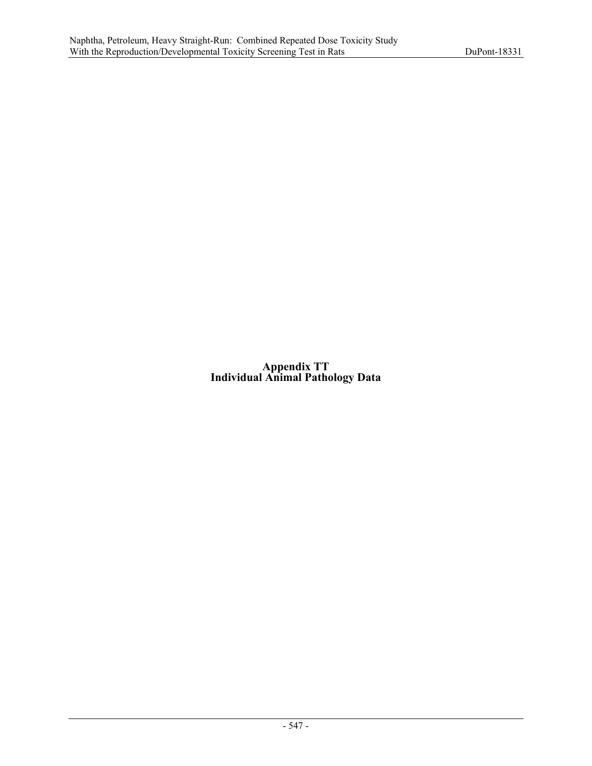# Appendix TT
# Individual Animal Pathology Data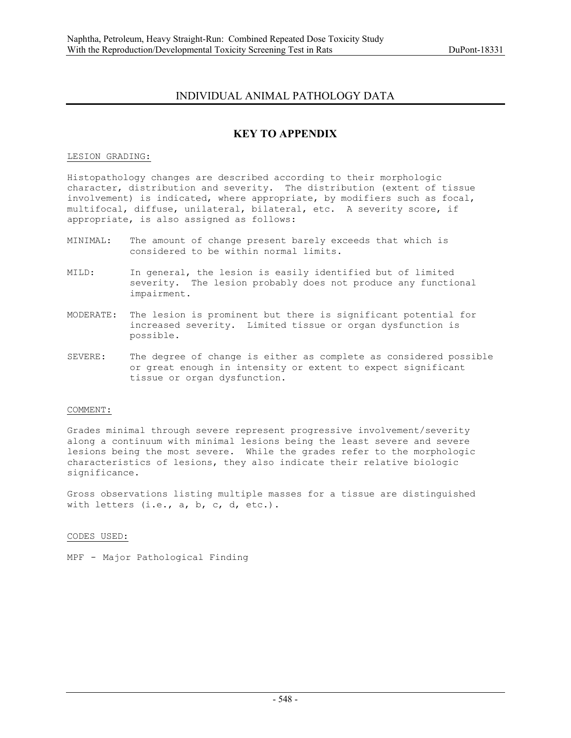# INDIVIDUAL ANIMAL PATHOLOGY DATA

## KEY TO APPENDIX

LESION GRADING:

Histopathology changes are described according to their morphologic character, distribution and severity. The distribution (extent of tissue involvement) is indicated, where appropriate, by modifiers such as focal, multifocal, diffuse, unilateral, bilateral, etc. A severity score, if appropriate, is also assigned as follows:

- MINIMAL: The amount of change present barely exceeds that which is considered to be within normal limits.
- MILD: In general, the lesion is easily identified but of limited severity. The lesion probably does not produce any functional impairment.
- MODERATE: The lesion is prominent but there is significant potential for increased severity. Limited tissue or organ dysfunction is possible.
- SEVERE: The degree of change is either as complete as considered possible or great enough in intensity or extent to expect significant tissue or organ dysfunction.

COMMENT:

Grades minimal through severe represent progressive involvement/severity along a continuum with minimal lesions being the least severe and severe lesions being the most severe. While the grades refer to the morphologic characteristics of lesions, they also indicate their relative biologic significance.

Gross observations listing multiple masses for a tissue are distinguished with letters (i.e., a, b, c, d, etc.).

CODES USED:

MPF - Major Pathological Finding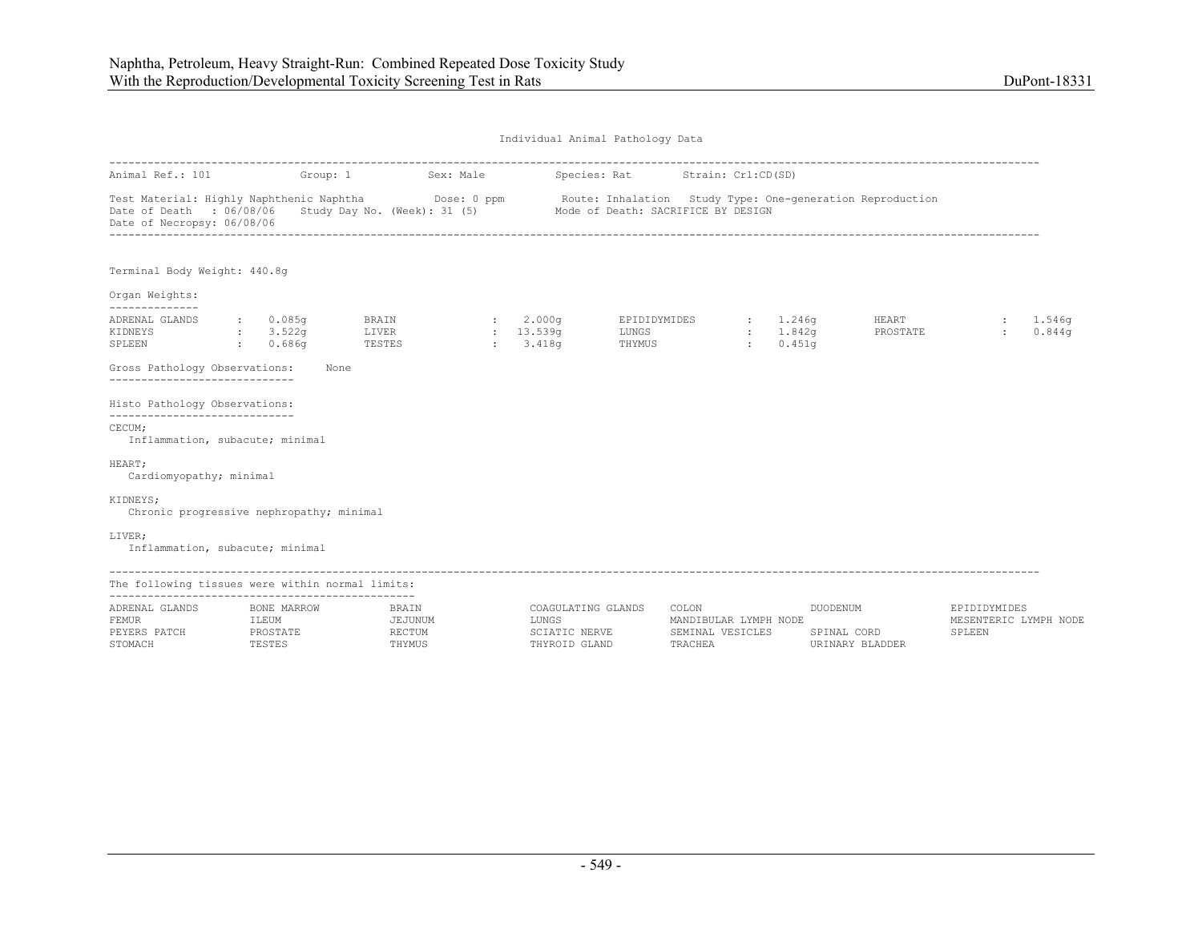Individual Animal Pathology Data

Animal Ref.: 101 Group: 1 Sex: Male Species: Rat Strain: Crl:CD(SD)

Test Material: Highly Naphthenic Naphtha Dose: 0 ppm Route: Inhalation Study Type: One-generation Reproduction
Date of Death : 06/08/06 Study Day No. (Week): 31 (5) Mode of Death: SACRIFICE BY DESIGN
Date of Necropsy: 06/08/06

Terminal Body Weight: 440.8g

Organ Weights:

| Organ | Weight | Organ | Weight | Organ | Weight | Organ | Weight |
|---|---|---|---|---|---|---|---|
| ADRENAL GLANDS | 0.085g | BRAIN | 2.000g | EPIDIDYMIDES | 1.246g | HEART | 1.546g |
| KIDNEYS | 3.522g | LIVER | 13.539g | LUNGS | 1.842g | PROSTATE | 0.844g |
| SPLEEN | 0.686g | TESTES | 3.418g | THYMUS | 0.451g | | |

Gross Pathology Observations: None

Histo Pathology Observations:

CECUM;
Inflammation, subacute; minimal

HEART;
Cardiomyopathy; minimal

KIDNEYS;
Chronic progressive nephropathy; minimal

LIVER;
Inflammation, subacute; minimal

The following tissues were within normal limits:

| | | | | | | |
|---|---|---|---|---|---|---|
| ADRENAL GLANDS | BONE MARROW | BRAIN | COAGULATING GLANDS | COLON | DUODENUM | EPIDIDYMIDES |
| FEMUR | ILEUM | JEJUNUM | LUNGS | MANDIBULAR LYMPH NODE | | MESENTERIC LYMPH NODE |
| PEYERS PATCH | PROSTATE | RECTUM | SCIATIC NERVE | SEMINAL VESICLES | SPINAL CORD | SPLEEN |
| STOMACH | TESTES | THYMUS | THYROID GLAND | TRACHEA | URINARY BLADDER | |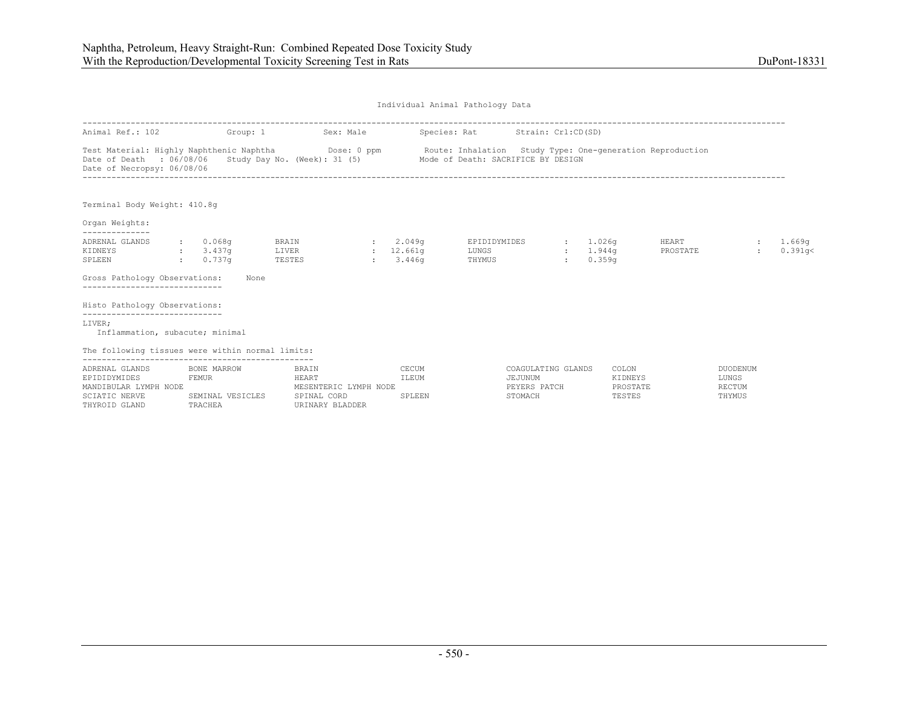Individual Animal Pathology Data

Animal Ref.: 102 Group: 1 Sex: Male Species: Rat Strain: Crl:CD(SD)

Test Material: Highly Naphthenic Naphtha Dose: 0 ppm Route: Inhalation Study Type: One-generation Reproduction
Date of Death : 06/08/06 Study Day No. (Week): 31 (5) Mode of Death: SACRIFICE BY DESIGN
Date of Necropsy: 06/08/06

Terminal Body Weight: 410.8g

Organ Weights:

| Organ | Weight | Organ | Weight | Organ | Weight | Organ | Weight |
|---|---|---|---|---|---|---|---|
| ADRENAL GLANDS | 0.068g | BRAIN | 2.049g | EPIDIDYMIDES | 1.026g | HEART | 1.669g |
| KIDNEYS | 3.437g | LIVER | 12.661g | LUNGS | 1.944g | PROSTATE | 0.391g< |
| SPLEEN | 0.737g | TESTES | 3.446g | THYMUS | 0.359g | | |

Gross Pathology Observations: None

Histo Pathology Observations:

LIVER;
Inflammation, subacute; minimal

The following tissues were within normal limits:

| | | | | | | |
|---|---|---|---|---|---|---|
| ADRENAL GLANDS | BONE MARROW | BRAIN | CECUM | COAGULATING GLANDS | COLON | DUODENUM |
| EPIDIDYMIDES | FEMUR | HEART | ILEUM | JEJUNUM | KIDNEYS | LUNGS |
| MANDIBULAR LYMPH NODE | | MESENTERIC LYMPH NODE | | PEYERS PATCH | PROSTATE | RECTUM |
| SCIATIC NERVE | SEMINAL VESICLES | SPINAL CORD | SPLEEN | STOMACH | TESTES | THYMUS |
| THYROID GLAND | TRACHEA | URINARY BLADDER | | | | |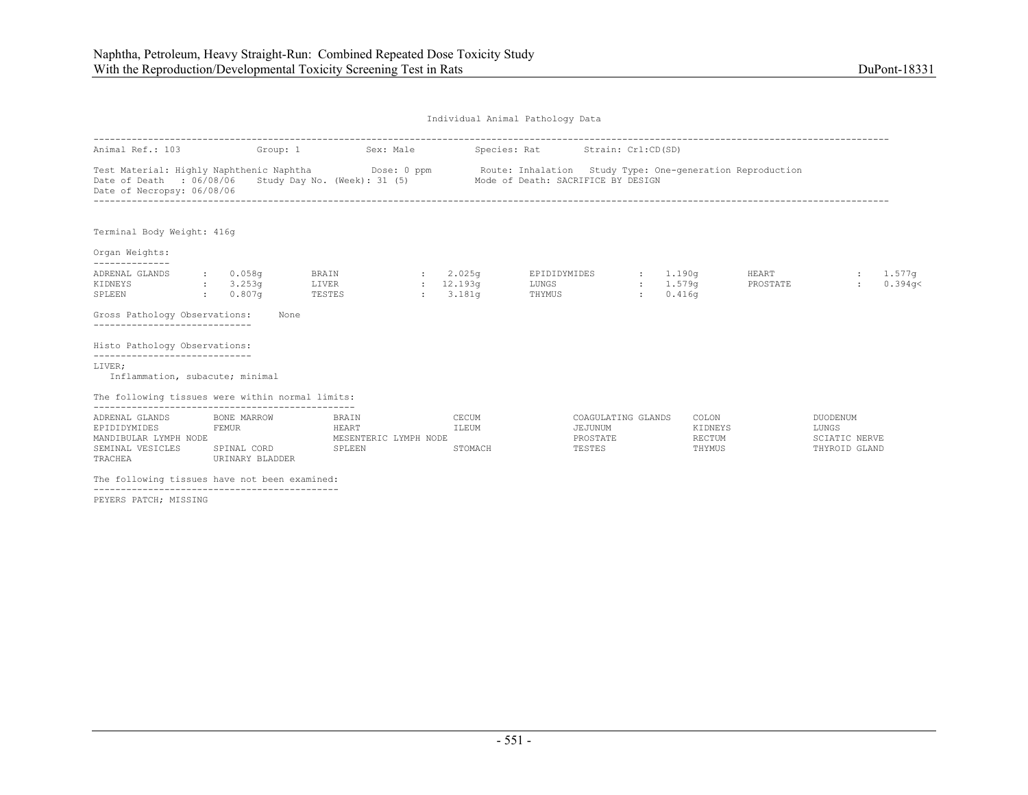Individual Animal Pathology Data

---

Animal Ref.: 103 Group: 1 Sex: Male Species: Rat Strain: Crl:CD(SD)

Test Material: Highly Naphthenic Naphtha Dose: 0 ppm Route: Inhalation Study Type: One-generation Reproduction
Date of Death : 06/08/06 Study Day No. (Week): 31 (5) Mode of Death: SACRIFICE BY DESIGN
Date of Necropsy: 06/08/06

---

Terminal Body Weight: 416g

Organ Weights:

| Organ | Weight | Organ | Weight | Organ | Weight | Organ | Weight |
|---|---|---|---|---|---|---|---|
| ADRENAL GLANDS | 0.058g | BRAIN | 2.025g | EPIDIDYMIDES | 1.190g | HEART | 1.577g |
| KIDNEYS | 3.253g | LIVER | 12.193g | LUNGS | 1.579g | PROSTATE | 0.394g< |
| SPLEEN | 0.807g | TESTES | 3.181g | THYMUS | 0.416g | | |

Gross Pathology Observations: None

Histo Pathology Observations:

LIVER;
Inflammation, subacute; minimal

The following tissues were within normal limits:

| | | | | | | |
|---|---|---|---|---|---|---|
| ADRENAL GLANDS | BONE MARROW | BRAIN | CECUM | COAGULATING GLANDS | COLON | DUODENUM |
| EPIDIDYMIDES | FEMUR | HEART | ILEUM | JEJUNUM | KIDNEYS | LUNGS |
| MANDIBULAR LYMPH NODE | | MESENTERIC LYMPH NODE | | PROSTATE | RECTUM | SCIATIC NERVE |
| SEMINAL VESICLES | SPINAL CORD | SPLEEN | STOMACH | TESTES | THYMUS | THYROID GLAND |
| TRACHEA | URINARY BLADDER | | | | | |

The following tissues have not been examined:

PEYERS PATCH; MISSING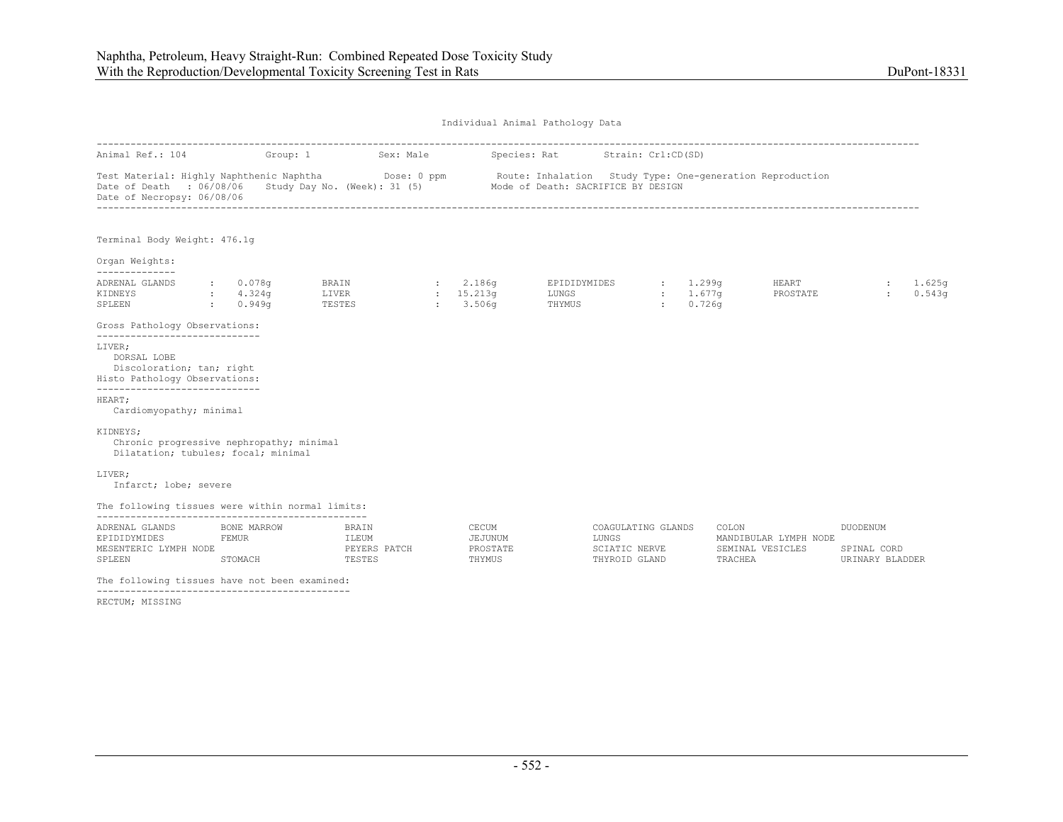Individual Animal Pathology Data

Animal Ref.: 104 Group: 1 Sex: Male Species: Rat Strain: Crl:CD(SD)

Test Material: Highly Naphthenic Naphtha Dose: 0 ppm Route: Inhalation Study Type: One-generation Reproduction
Date of Death : 06/08/06 Study Day No. (Week): 31 (5) Mode of Death: SACRIFICE BY DESIGN
Date of Necropsy: 06/08/06

Terminal Body Weight: 476.1g

Organ Weights:

| | | | | | | | |
|---|---|---|---|---|---|---|---|
| ADRENAL GLANDS | 0.078g | BRAIN | 2.186g | EPIDIDYMIDES | 1.299g | HEART | 1.625g |
| KIDNEYS | 4.324g | LIVER | 15.213g | LUNGS | 1.677g | PROSTATE | 0.543g |
| SPLEEN | 0.949g | TESTES | 3.506g | THYMUS | 0.726g | | |

Gross Pathology Observations:

LIVER;
DORSAL LOBE
Discoloration; tan; right

Histo Pathology Observations:

HEART;
Cardiomyopathy; minimal

KIDNEYS;
Chronic progressive nephropathy; minimal
Dilatation; tubules; focal; minimal

LIVER;
Infarct; lobe; severe

The following tissues were within normal limits:

| | | | | | | |
|---|---|---|---|---|---|---|
| ADRENAL GLANDS | BONE MARROW | BRAIN | CECUM | COAGULATING GLANDS | COLON | DUODENUM |
| EPIDIDYMIDES | FEMUR | ILEUM | JEJUNUM | LUNGS | MANDIBULAR LYMPH NODE | |
| MESENTERIC LYMPH NODE | | PEYERS PATCH | PROSTATE | SCIATIC NERVE | SEMINAL VESICLES | SPINAL CORD |
| SPLEEN | STOMACH | TESTES | THYMUS | THYROID GLAND | TRACHEA | URINARY BLADDER |

The following tissues have not been examined:

RECTUM; MISSING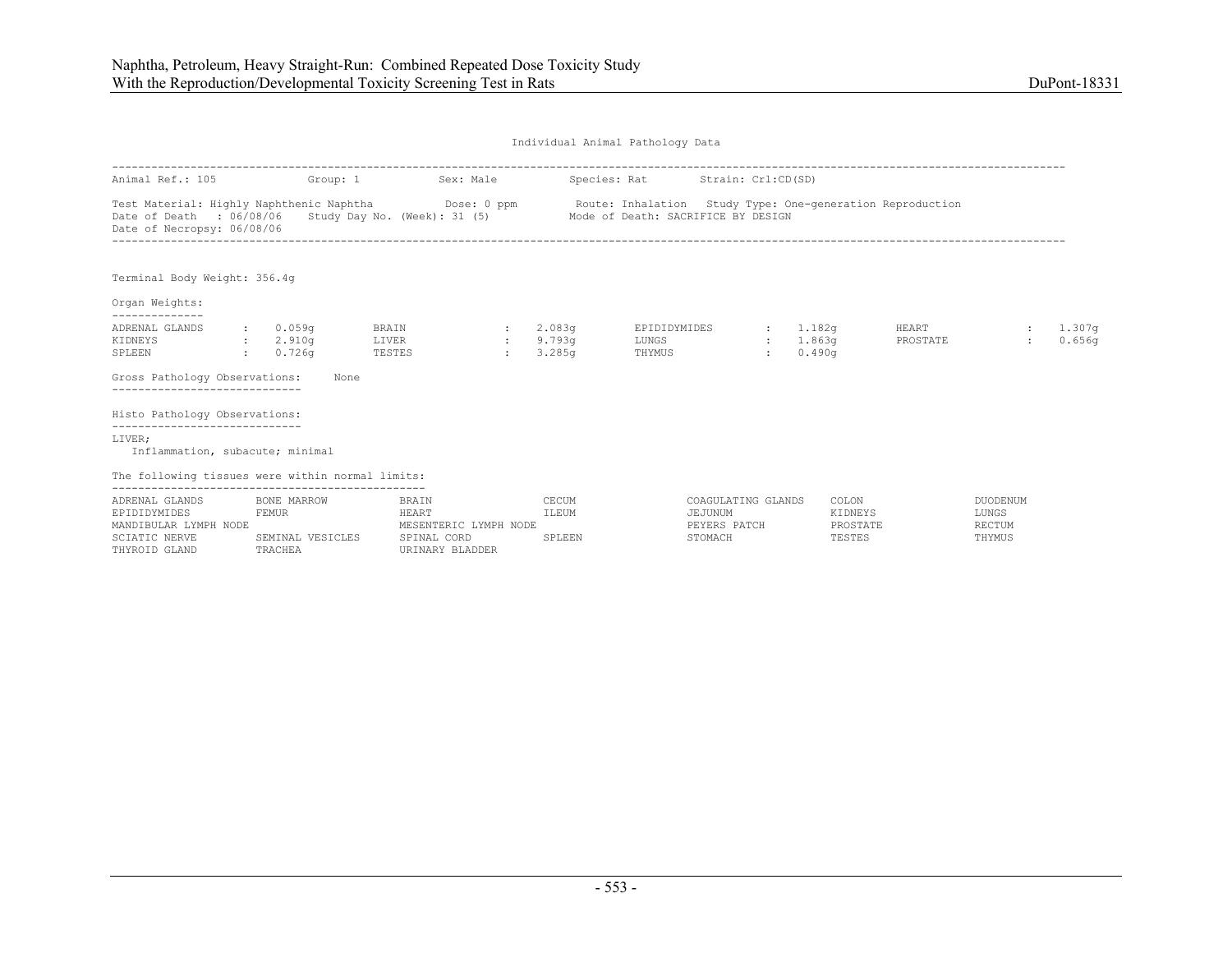Individual Animal Pathology Data

Animal Ref.: 105 Group: 1 Sex: Male Species: Rat Strain: Crl:CD(SD)

Test Material: Highly Naphthenic Naphtha Dose: 0 ppm Route: Inhalation Study Type: One-generation Reproduction
Date of Death : 06/08/06 Study Day No. (Week): 31 (5) Mode of Death: SACRIFICE BY DESIGN
Date of Necropsy: 06/08/06

Terminal Body Weight: 356.4g

Organ Weights:

| | | | | | | | |
|---|---|---|---|---|---|---|---|
| ADRENAL GLANDS | 0.059g | BRAIN | 2.083g | EPIDIDYMIDES | 1.182g | HEART | 1.307g |
| KIDNEYS | 2.910g | LIVER | 9.793g | LUNGS | 1.863g | PROSTATE | 0.656g |
| SPLEEN | 0.726g | TESTES | 3.285g | THYMUS | 0.490g | | |

Gross Pathology Observations: None

Histo Pathology Observations:

LIVER;
Inflammation, subacute; minimal

The following tissues were within normal limits:

| | | | | | | |
|---|---|---|---|---|---|---|
| ADRENAL GLANDS | BONE MARROW | BRAIN | CECUM | COAGULATING GLANDS | COLON | DUODENUM |
| EPIDIDYMIDES | FEMUR | HEART | ILEUM | JEJUNUM | KIDNEYS | LUNGS |
| MANDIBULAR LYMPH NODE | | MESENTERIC LYMPH NODE | | PEYERS PATCH | PROSTATE | RECTUM |
| SCIATIC NERVE | SEMINAL VESICLES | SPINAL CORD | SPLEEN | STOMACH | TESTES | THYMUS |
| THYROID GLAND | TRACHEA | URINARY BLADDER | | | | |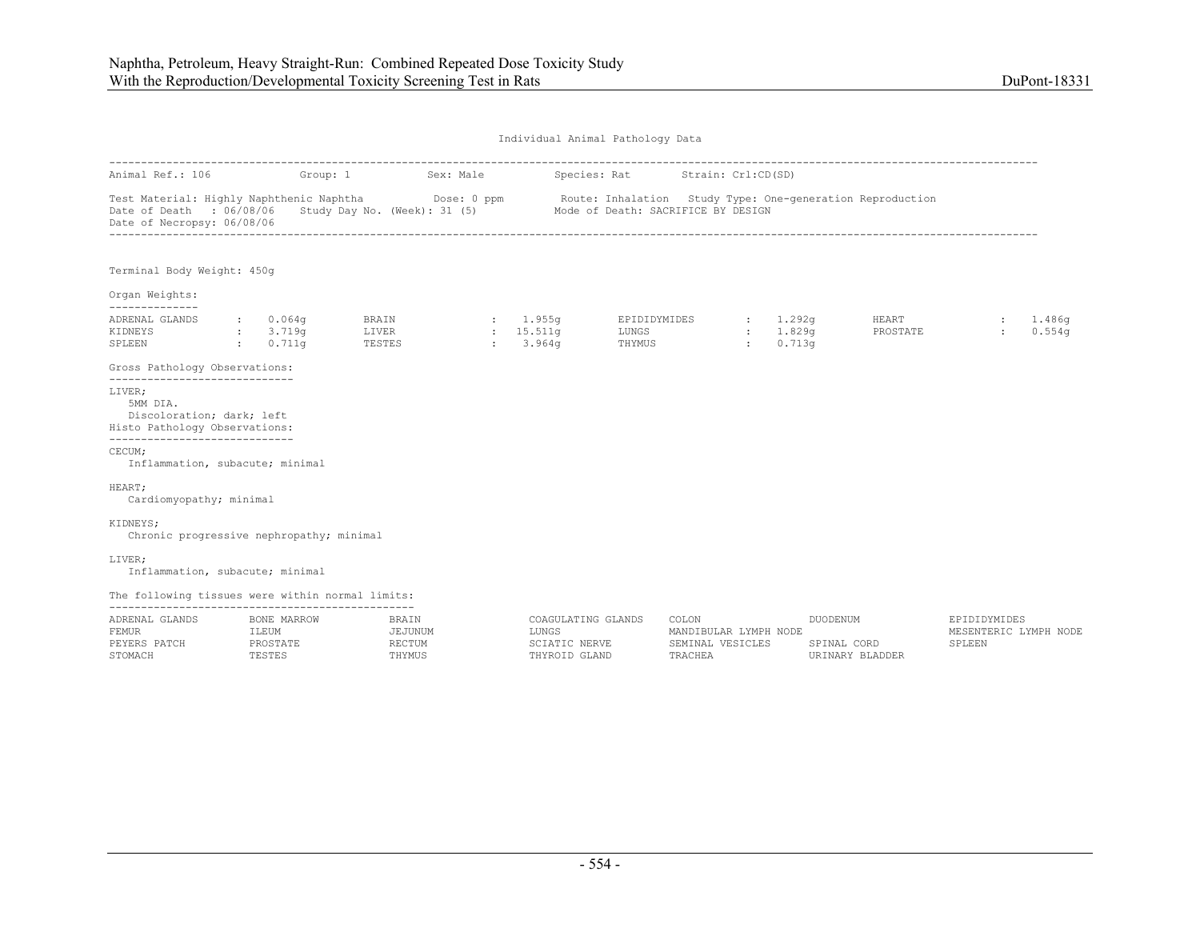Individual Animal Pathology Data

---

Animal Ref.: 106    Group: 1    Sex: Male    Species: Rat    Strain: Crl:CD(SD)

Test Material: Highly Naphthenic Naphtha    Dose: 0 ppm    Route: Inhalation    Study Type: One-generation Reproduction
Date of Death : 06/08/06    Study Day No. (Week): 31 (5)    Mode of Death: SACRIFICE BY DESIGN
Date of Necropsy: 06/08/06

---

Terminal Body Weight: 450g

Organ Weights:

| | | | | | | | |
|---|---|---|---|---|---|---|---|
| ADRENAL GLANDS | : 0.064g | BRAIN | : 1.955g | EPIDIDYMIDES | : 1.292g | HEART | : 1.486g |
| KIDNEYS | : 3.719g | LIVER | : 15.511g | LUNGS | : 1.829g | PROSTATE | : 0.554g |
| SPLEEN | : 0.711g | TESTES | : 3.964g | THYMUS | : 0.713g | | |

Gross Pathology Observations:

LIVER;
5MM DIA.
Discoloration; dark; left

Histo Pathology Observations:

CECUM;
Inflammation, subacute; minimal

HEART;
Cardiomyopathy; minimal

KIDNEYS;
Chronic progressive nephropathy; minimal

LIVER;
Inflammation, subacute; minimal

The following tissues were within normal limits:

| | | | | | | |
|---|---|---|---|---|---|---|
| ADRENAL GLANDS | BONE MARROW | BRAIN | COAGULATING GLANDS | COLON | DUODENUM | EPIDIDYMIDES |
| FEMUR | ILEUM | JEJUNUM | LUNGS | MANDIBULAR LYMPH NODE | | MESENTERIC LYMPH NODE |
| PEYERS PATCH | PROSTATE | RECTUM | SCIATIC NERVE | SEMINAL VESICLES | SPINAL CORD | SPLEEN |
| STOMACH | TESTES | THYMUS | THYROID GLAND | TRACHEA | URINARY BLADDER | |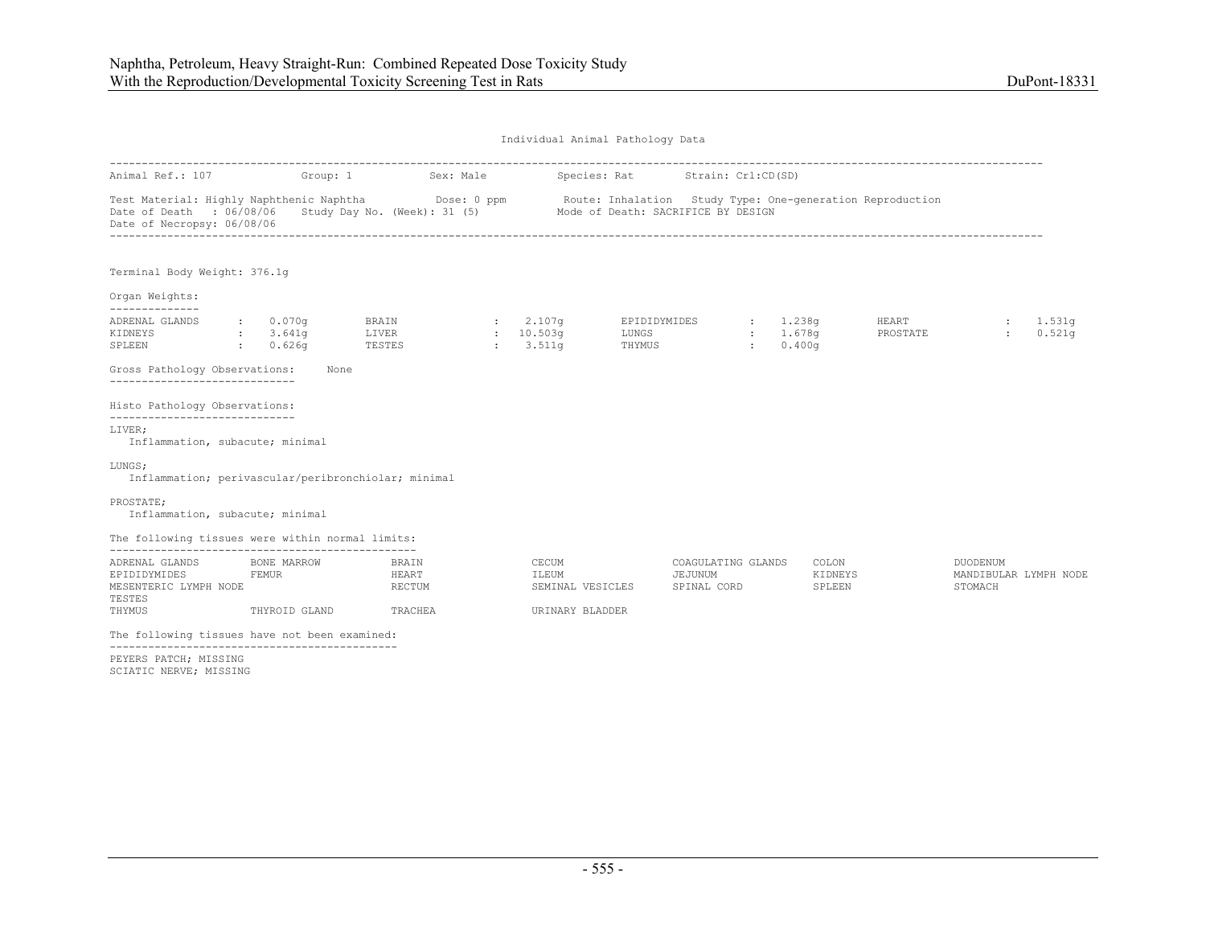Individual Animal Pathology Data

Animal Ref.: 107 Group: 1 Sex: Male Species: Rat Strain: Crl:CD(SD)

Test Material: Highly Naphthenic Naphtha Dose: 0 ppm Route: Inhalation Study Type: One-generation Reproduction
Date of Death : 06/08/06 Study Day No. (Week): 31 (5) Mode of Death: SACRIFICE BY DESIGN
Date of Necropsy: 06/08/06

Terminal Body Weight: 376.1g

Organ Weights:

| | | | | | | | |
|---|---|---|---|---|---|---|---|
| ADRENAL GLANDS | 0.070g | BRAIN | 2.107g | EPIDIDYMIDES | 1.238g | HEART | 1.531g |
| KIDNEYS | 3.641g | LIVER | 10.503g | LUNGS | 1.678g | PROSTATE | 0.521g |
| SPLEEN | 0.626g | TESTES | 3.511g | THYMUS | 0.400g | | |

Gross Pathology Observations: None

Histo Pathology Observations:

LIVER;
Inflammation, subacute; minimal

LUNGS;
Inflammation; perivascular/peribronchiolar; minimal

PROSTATE;
Inflammation, subacute; minimal

The following tissues were within normal limits:

| | | | | | | |
|---|---|---|---|---|---|---|
| ADRENAL GLANDS | BONE MARROW | BRAIN | CECUM | COAGULATING GLANDS | COLON | DUODENUM |
| EPIDIDYMIDES | FEMUR | HEART | ILEUM | JEJUNUM | KIDNEYS | MANDIBULAR LYMPH NODE |
| MESENTERIC LYMPH NODE | | RECTUM | SEMINAL VESICLES | SPINAL CORD | SPLEEN | STOMACH |
| TESTES | | | | | | |
| THYMUS | THYROID GLAND | TRACHEA | URINARY BLADDER | | | |

The following tissues have not been examined:

PEYERS PATCH; MISSING
SCIATIC NERVE; MISSING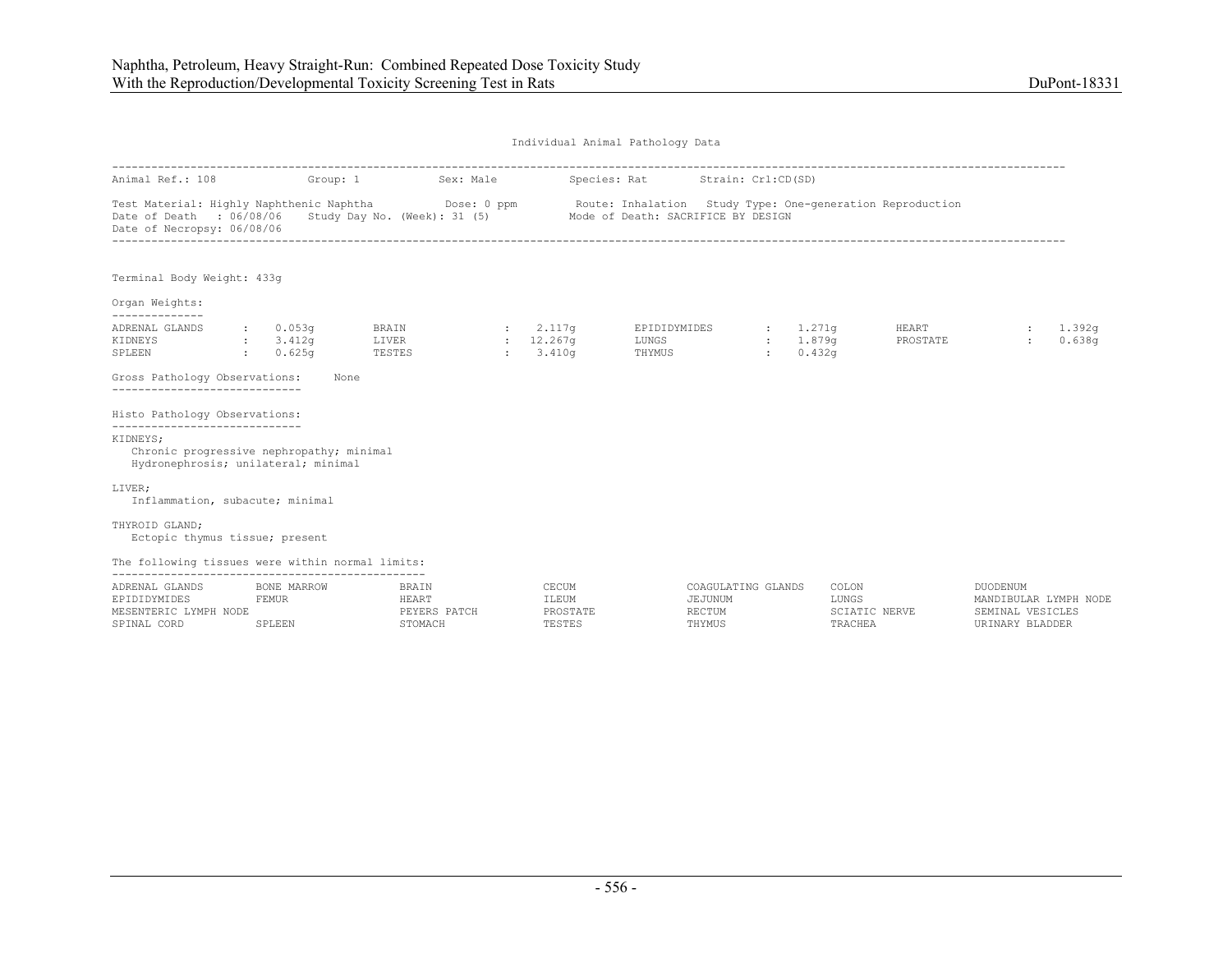Individual Animal Pathology Data

Animal Ref.: 108 Group: 1 Sex: Male Species: Rat Strain: Crl:CD(SD)

Test Material: Highly Naphthenic Naphtha Dose: 0 ppm Route: Inhalation Study Type: One-generation Reproduction
Date of Death : 06/08/06 Study Day No. (Week): 31 (5) Mode of Death: SACRIFICE BY DESIGN
Date of Necropsy: 06/08/06

Terminal Body Weight: 433g

Organ Weights:

| | | | | | | | |
|---|---|---|---|---|---|---|---|
| ADRENAL GLANDS | : 0.053g | BRAIN | : 2.117g | EPIDIDYMIDES | : 1.271g | HEART | : 1.392g |
| KIDNEYS | : 3.412g | LIVER | : 12.267g | LUNGS | : 1.879g | PROSTATE | : 0.638g |
| SPLEEN | : 0.625g | TESTES | : 3.410g | THYMUS | : 0.432g | | |

Gross Pathology Observations: None

Histo Pathology Observations:

KIDNEYS;
Chronic progressive nephropathy; minimal
Hydronephrosis; unilateral; minimal

LIVER;
Inflammation, subacute; minimal

THYROID GLAND;
Ectopic thymus tissue; present

The following tissues were within normal limits:

| | | | | | | |
|---|---|---|---|---|---|---|
| ADRENAL GLANDS | BONE MARROW | BRAIN | CECUM | COAGULATING GLANDS | COLON | DUODENUM |
| EPIDIDYMIDES | FEMUR | HEART | ILEUM | JEJUNUM | LUNGS | MANDIBULAR LYMPH NODE |
| MESENTERIC LYMPH NODE | | PEYERS PATCH | PROSTATE | RECTUM | SCIATIC NERVE | SEMINAL VESICLES |
| SPINAL CORD | SPLEEN | STOMACH | TESTES | THYMUS | TRACHEA | URINARY BLADDER |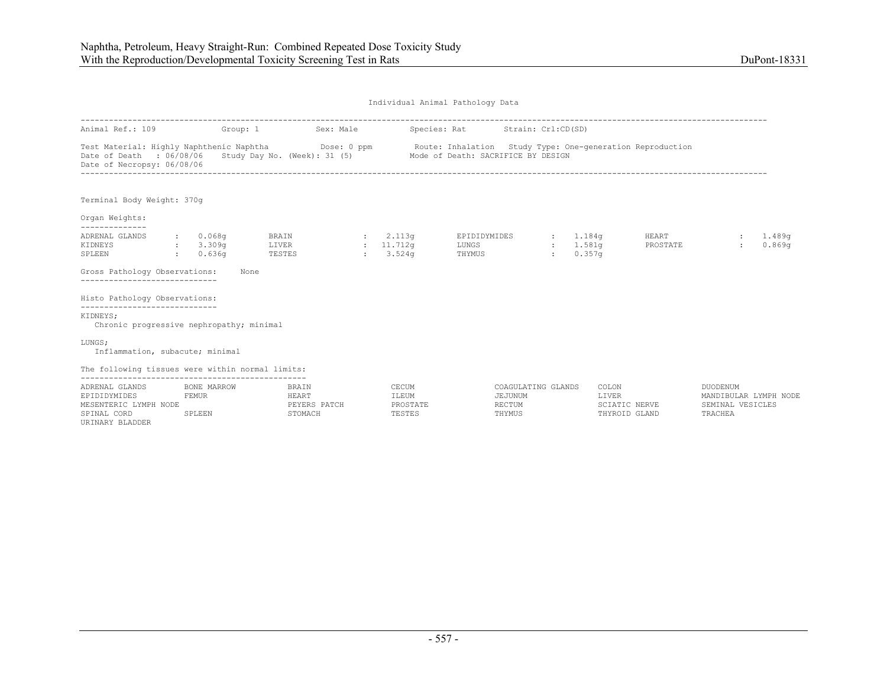## Individual Animal Pathology Data

Animal Ref.: 109 Group: 1 Sex: Male Species: Rat Strain: Crl:CD(SD)

Test Material: Highly Naphthenic Naphtha Dose: 0 ppm Route: Inhalation Study Type: One-generation Reproduction
Date of Death : 06/08/06 Study Day No. (Week): 31 (5) Mode of Death: SACRIFICE BY DESIGN
Date of Necropsy: 06/08/06

Terminal Body Weight: 370g

**Organ Weights:**

| Organ | Weight | Organ | Weight | Organ | Weight | Organ | Weight |
|---|---|---|---|---|---|---|---|
| ADRENAL GLANDS | 0.068g | BRAIN | 2.113g | EPIDIDYMIDES | 1.184g | HEART | 1.489g |
| KIDNEYS | 3.309g | LIVER | 11.712g | LUNGS | 1.581g | PROSTATE | 0.869g |
| SPLEEN | 0.636g | TESTES | 3.524g | THYMUS | 0.357g | | |

**Gross Pathology Observations:** None

**Histo Pathology Observations:**

KIDNEYS;
Chronic progressive nephropathy; minimal

LUNGS;
Inflammation, subacute; minimal

**The following tissues were within normal limits:**

| | | | | | | |
|---|---|---|---|---|---|---|
| ADRENAL GLANDS | BONE MARROW | BRAIN | CECUM | COAGULATING GLANDS | COLON | DUODENUM |
| EPIDIDYMIDES | FEMUR | HEART | ILEUM | JEJUNUM | LIVER | MANDIBULAR LYMPH NODE |
| MESENTERIC LYMPH NODE | | PEYERS PATCH | PROSTATE | RECTUM | SCIATIC NERVE | SEMINAL VESICLES |
| SPINAL CORD | SPLEEN | STOMACH | TESTES | THYMUS | THYROID GLAND | TRACHEA |
| URINARY BLADDER | | | | | | |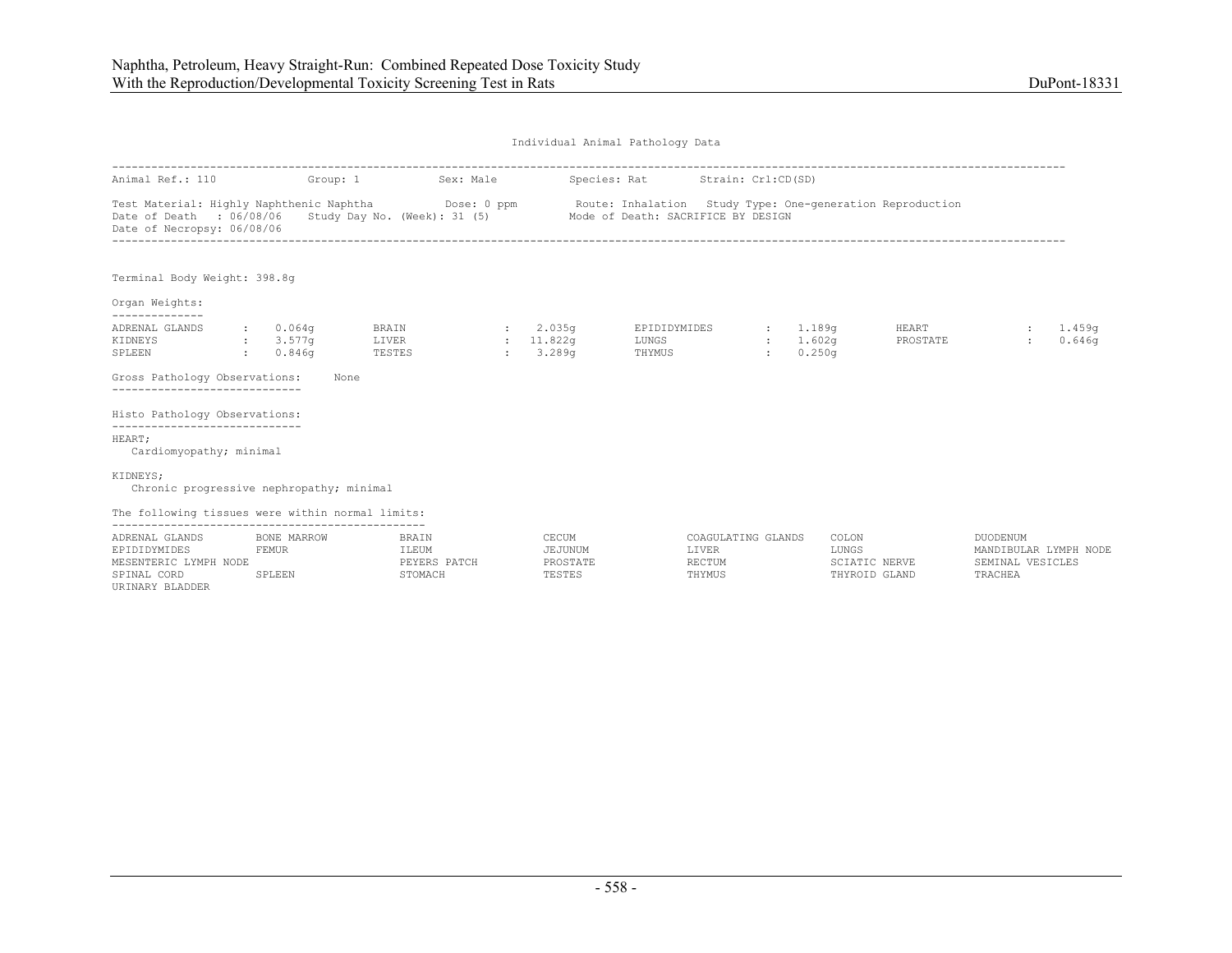Individual Animal Pathology Data

Animal Ref.: 110 Group: 1 Sex: Male Species: Rat Strain: Crl:CD(SD)

Test Material: Highly Naphthenic Naphtha Dose: 0 ppm Route: Inhalation Study Type: One-generation Reproduction
Date of Death : 06/08/06 Study Day No. (Week): 31 (5) Mode of Death: SACRIFICE BY DESIGN
Date of Necropsy: 06/08/06

Terminal Body Weight: 398.8g

Organ Weights:

| | | | | | | | |
|---|---|---|---|---|---|---|---|
| ADRENAL GLANDS | 0.064g | BRAIN | 2.035g | EPIDIDYMIDES | 1.189g | HEART | 1.459g |
| KIDNEYS | 3.577g | LIVER | 11.822g | LUNGS | 1.602g | PROSTATE | 0.646g |
| SPLEEN | 0.846g | TESTES | 3.289g | THYMUS | 0.250g | | |

Gross Pathology Observations: None

Histo Pathology Observations:

HEART;
Cardiomyopathy; minimal

KIDNEYS;
Chronic progressive nephropathy; minimal

The following tissues were within normal limits:

| | | | | | | |
|---|---|---|---|---|---|---|
| ADRENAL GLANDS | BONE MARROW | BRAIN | CECUM | COAGULATING GLANDS | COLON | DUODENUM |
| EPIDIDYMIDES | FEMUR | ILEUM | JEJUNUM | LIVER | LUNGS | MANDIBULAR LYMPH NODE |
| MESENTERIC LYMPH NODE | | PEYERS PATCH | PROSTATE | RECTUM | SCIATIC NERVE | SEMINAL VESICLES |
| SPINAL CORD | SPLEEN | STOMACH | TESTES | THYMUS | THYROID GLAND | TRACHEA |
| URINARY BLADDER | | | | | | |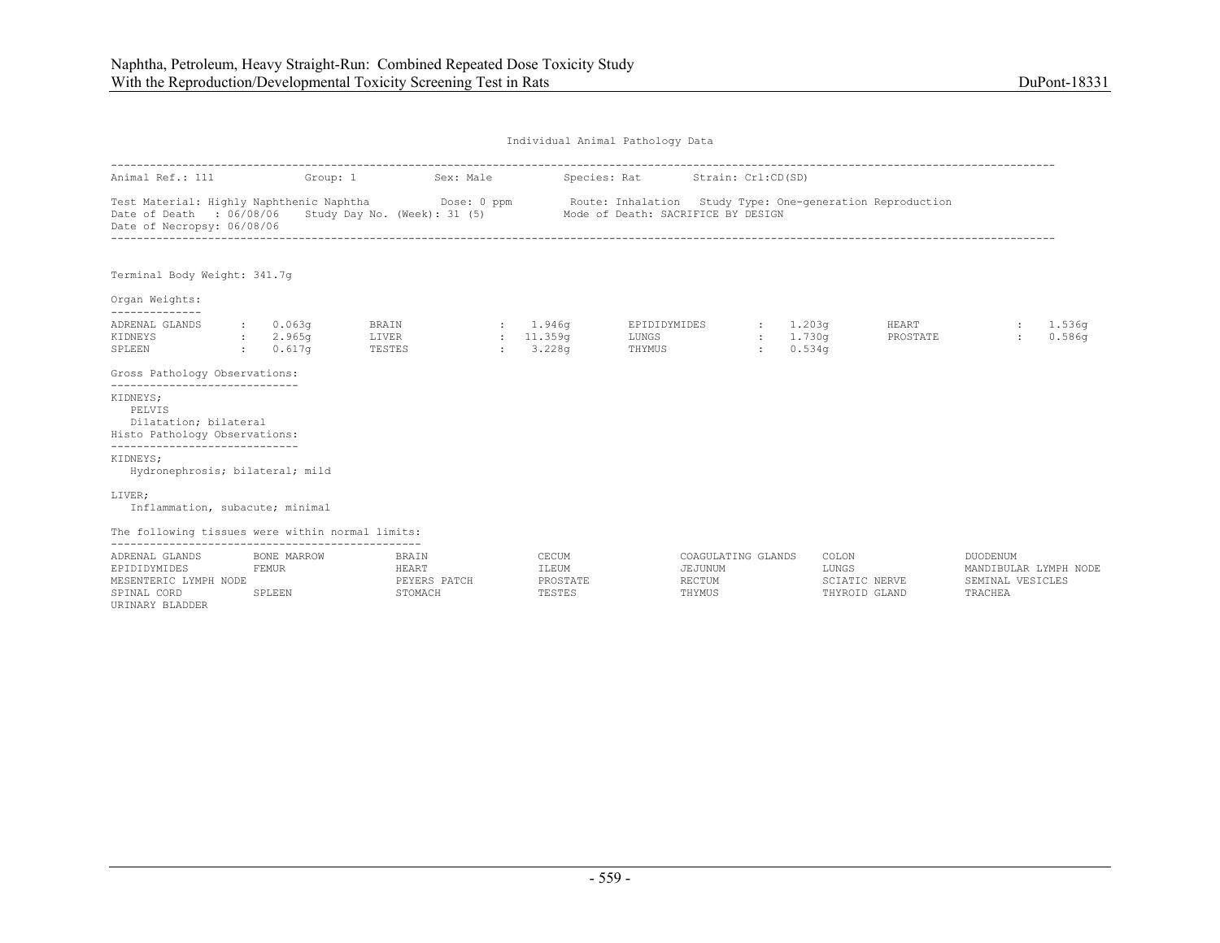Individual Animal Pathology Data

Animal Ref.: 111 Group: 1 Sex: Male Species: Rat Strain: Crl:CD(SD)

Test Material: Highly Naphthenic Naphtha Dose: 0 ppm Route: Inhalation Study Type: One-generation Reproduction
Date of Death : 06/08/06 Study Day No. (Week): 31 (5) Mode of Death: SACRIFICE BY DESIGN
Date of Necropsy: 06/08/06

Terminal Body Weight: 341.7g

**Organ Weights:**

| | | | | | | | |
|---|---|---|---|---|---|---|---|
| ADRENAL GLANDS | 0.063g | BRAIN | 1.946g | EPIDIDYMIDES | 1.203g | HEART | 1.536g |
| KIDNEYS | 2.965g | LIVER | 11.359g | LUNGS | 1.730g | PROSTATE | 0.586g |
| SPLEEN | 0.617g | TESTES | 3.228g | THYMUS | 0.534g | | |

**Gross Pathology Observations:**

KIDNEYS;
PELVIS
Dilatation; bilateral

**Histo Pathology Observations:**

KIDNEYS;
Hydronephrosis; bilateral; mild

LIVER;
Inflammation, subacute; minimal

**The following tissues were within normal limits:**

| | | | | | | |
|---|---|---|---|---|---|---|
| ADRENAL GLANDS | BONE MARROW | BRAIN | CECUM | COAGULATING GLANDS | COLON | DUODENUM |
| EPIDIDYMIDES | FEMUR | HEART | ILEUM | JEJUNUM | LUNGS | MANDIBULAR LYMPH NODE |
| MESENTERIC LYMPH NODE | | PEYERS PATCH | PROSTATE | RECTUM | SCIATIC NERVE | SEMINAL VESICLES |
| SPINAL CORD | SPLEEN | STOMACH | TESTES | THYMUS | THYROID GLAND | TRACHEA |
| URINARY BLADDER | | | | | | |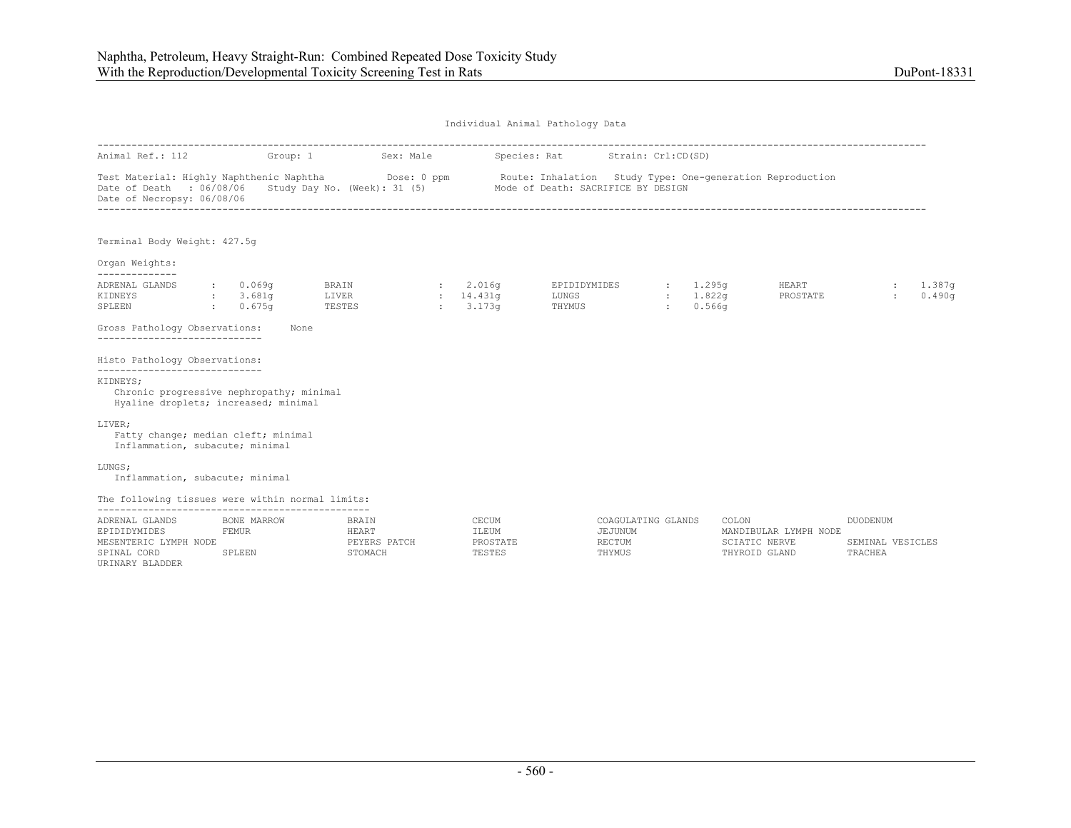Individual Animal Pathology Data

Animal Ref.: 112 Group: 1 Sex: Male Species: Rat Strain: Crl:CD(SD)

Test Material: Highly Naphthenic Naphtha Dose: 0 ppm Route: Inhalation Study Type: One-generation Reproduction
Date of Death : 06/08/06 Study Day No. (Week): 31 (5) Mode of Death: SACRIFICE BY DESIGN
Date of Necropsy: 06/08/06

Terminal Body Weight: 427.5g

Organ Weights:

| | | | | | | | |
|---|---|---|---|---|---|---|---|
| ADRENAL GLANDS | 0.069g | BRAIN | 2.016g | EPIDIDYMIDES | 1.295g | HEART | 1.387g |
| KIDNEYS | 3.681g | LIVER | 14.431g | LUNGS | 1.822g | PROSTATE | 0.490g |
| SPLEEN | 0.675g | TESTES | 3.173g | THYMUS | 0.566g | | |

Gross Pathology Observations: None

Histo Pathology Observations:

KIDNEYS;
Chronic progressive nephropathy; minimal
Hyaline droplets; increased; minimal

LIVER;
Fatty change; median cleft; minimal
Inflammation, subacute; minimal

LUNGS;
Inflammation, subacute; minimal

The following tissues were within normal limits:

| | | | | | | |
|---|---|---|---|---|---|---|
| ADRENAL GLANDS | BONE MARROW | BRAIN | CECUM | COAGULATING GLANDS | COLON | DUODENUM |
| EPIDIDYMIDES | FEMUR | HEART | ILEUM | JEJUNUM | MANDIBULAR LYMPH NODE | |
| MESENTERIC LYMPH NODE | | PEYERS PATCH | PROSTATE | RECTUM | SCIATIC NERVE | SEMINAL VESICLES |
| SPINAL CORD | SPLEEN | STOMACH | TESTES | THYMUS | THYROID GLAND | TRACHEA |
| URINARY BLADDER | | | | | | |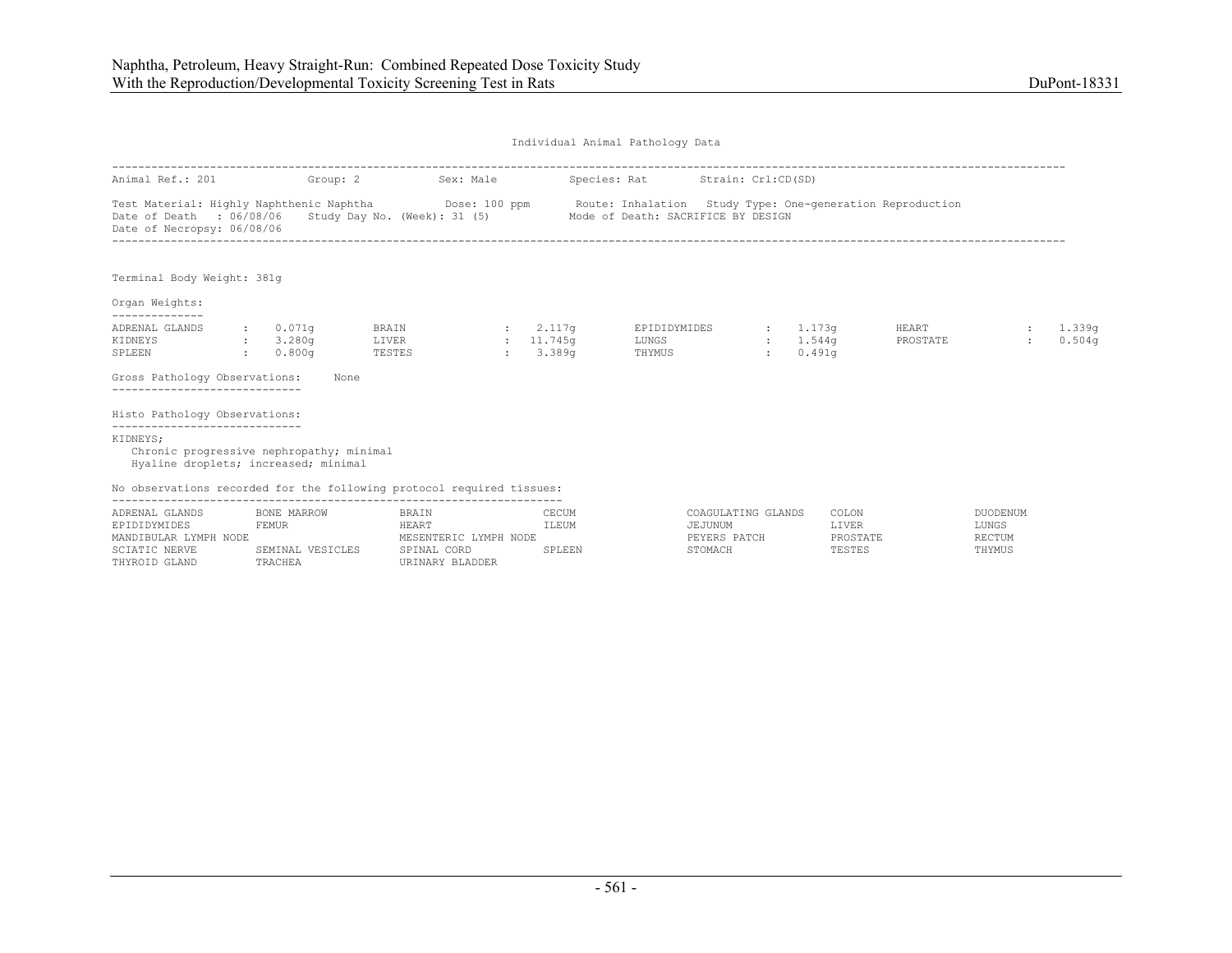Individual Animal Pathology Data

Animal Ref.: 201    Group: 2    Sex: Male    Species: Rat    Strain: Crl:CD(SD)

Test Material: Highly Naphthenic Naphtha    Dose: 100 ppm    Route: Inhalation    Study Type: One-generation Reproduction
Date of Death : 06/08/06    Study Day No. (Week): 31 (5)    Mode of Death: SACRIFICE BY DESIGN
Date of Necropsy: 06/08/06

Terminal Body Weight: 381g

Organ Weights:

| Organ | Weight | Organ | Weight | Organ | Weight | Organ | Weight |
|---|---|---|---|---|---|---|---|
| ADRENAL GLANDS | 0.071g | BRAIN | 2.117g | EPIDIDYMIDES | 1.173g | HEART | 1.339g |
| KIDNEYS | 3.280g | LIVER | 11.745g | LUNGS | 1.544g | PROSTATE | 0.504g |
| SPLEEN | 0.800g | TESTES | 3.389g | THYMUS | 0.491g | | |

Gross Pathology Observations: None

Histo Pathology Observations:

KIDNEYS;
- Chronic progressive nephropathy; minimal
- Hyaline droplets; increased; minimal

No observations recorded for the following protocol required tissues:

| | | | | | | |
|---|---|---|---|---|---|---|
| ADRENAL GLANDS | BONE MARROW | BRAIN | CECUM | COAGULATING GLANDS | COLON | DUODENUM |
| EPIDIDYMIDES | FEMUR | HEART | ILEUM | JEJUNUM | LIVER | LUNGS |
| MANDIBULAR LYMPH NODE | | MESENTERIC LYMPH NODE | | PEYERS PATCH | PROSTATE | RECTUM |
| SCIATIC NERVE | SEMINAL VESICLES | SPINAL CORD | SPLEEN | STOMACH | TESTES | THYMUS |
| THYROID GLAND | TRACHEA | URINARY BLADDER | | | | |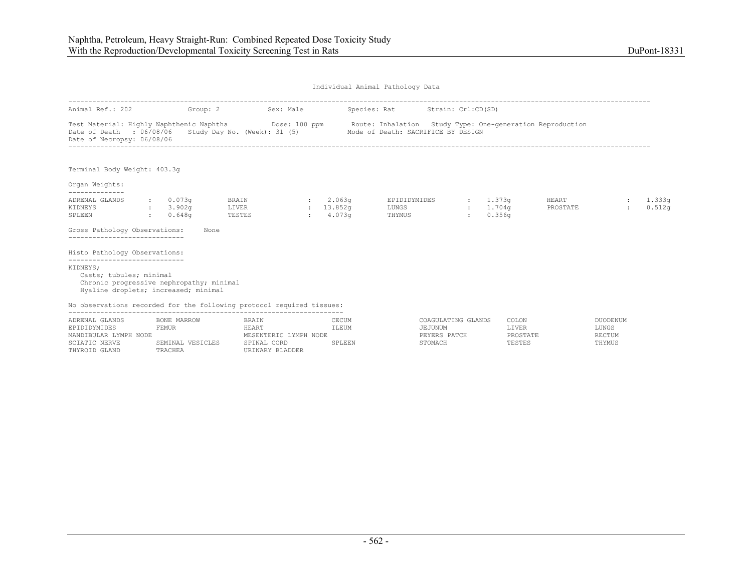Individual Animal Pathology Data

Animal Ref.: 202 Group: 2 Sex: Male Species: Rat Strain: Crl:CD(SD)

Test Material: Highly Naphthenic Naphtha Dose: 100 ppm Route: Inhalation Study Type: One-generation Reproduction
Date of Death : 06/08/06 Study Day No. (Week): 31 (5) Mode of Death: SACRIFICE BY DESIGN
Date of Necropsy: 06/08/06

Terminal Body Weight: 403.3g

Organ Weights:

| | | | | | | | |
|---|---|---|---|---|---|---|---|
| ADRENAL GLANDS | : 0.073g | BRAIN | : 2.063g | EPIDIDYMIDES | : 1.373g | HEART | : 1.333g |
| KIDNEYS | : 3.902g | LIVER | : 13.852g | LUNGS | : 1.704g | PROSTATE | : 0.512g |
| SPLEEN | : 0.648g | TESTES | : 4.073g | THYMUS | : 0.356g | | |

Gross Pathology Observations: None

Histo Pathology Observations:

KIDNEYS;
- Casts; tubules; minimal
- Chronic progressive nephropathy; minimal
- Hyaline droplets; increased; minimal

No observations recorded for the following protocol required tissues:

| | | | | | | |
|---|---|---|---|---|---|---|
| ADRENAL GLANDS | BONE MARROW | BRAIN | CECUM | COAGULATING GLANDS | COLON | DUODENUM |
| EPIDIDYMIDES | FEMUR | HEART | ILEUM | JEJUNUM | LIVER | LUNGS |
| MANDIBULAR LYMPH NODE | | MESENTERIC LYMPH NODE | | PEYERS PATCH | PROSTATE | RECTUM |
| SCIATIC NERVE | SEMINAL VESICLES | SPINAL CORD | SPLEEN | STOMACH | TESTES | THYMUS |
| THYROID GLAND | TRACHEA | URINARY BLADDER | | | | |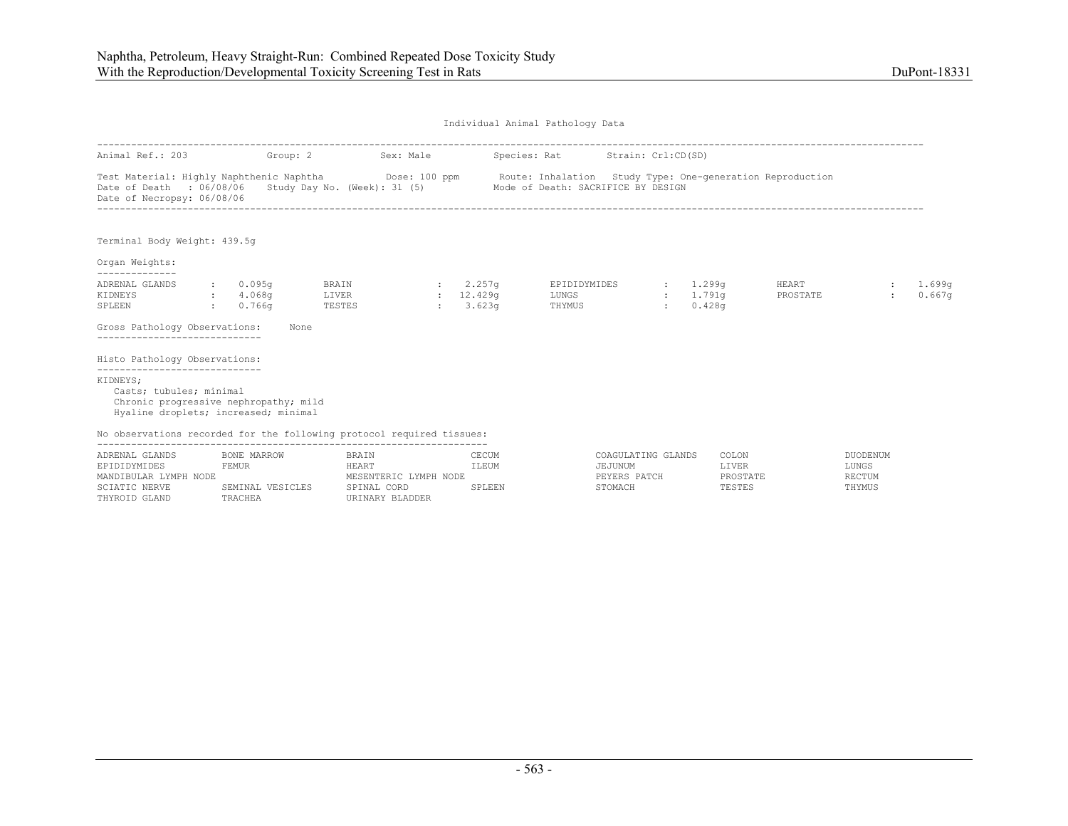Individual Animal Pathology Data

Animal Ref.: 203 Group: 2 Sex: Male Species: Rat Strain: Crl:CD(SD)

Test Material: Highly Naphthenic Naphtha Dose: 100 ppm Route: Inhalation Study Type: One-generation Reproduction
Date of Death : 06/08/06 Study Day No. (Week): 31 (5) Mode of Death: SACRIFICE BY DESIGN
Date of Necropsy: 06/08/06

Terminal Body Weight: 439.5g

Organ Weights:

| | | | | | | | |
|---|---|---|---|---|---|---|---|
| ADRENAL GLANDS | 0.095g | BRAIN | 2.257g | EPIDIDYMIDES | 1.299g | HEART | 1.699g |
| KIDNEYS | 4.068g | LIVER | 12.429g | LUNGS | 1.791g | PROSTATE | 0.667g |
| SPLEEN | 0.766g | TESTES | 3.623g | THYMUS | 0.428g | | |

Gross Pathology Observations: None

Histo Pathology Observations:

KIDNEYS;
- Casts; tubules; minimal
- Chronic progressive nephropathy; mild
- Hyaline droplets; increased; minimal

No observations recorded for the following protocol required tissues:

| | | | | | | |
|---|---|---|---|---|---|---|
| ADRENAL GLANDS | BONE MARROW | BRAIN | CECUM | COAGULATING GLANDS | COLON | DUODENUM |
| EPIDIDYMIDES | FEMUR | HEART | ILEUM | JEJUNUM | LIVER | LUNGS |
| MANDIBULAR LYMPH NODE | | MESENTERIC LYMPH NODE | | PEYERS PATCH | PROSTATE | RECTUM |
| SCIATIC NERVE | SEMINAL VESICLES | SPINAL CORD | SPLEEN | STOMACH | TESTES | THYMUS |
| THYROID GLAND | TRACHEA | URINARY BLADDER | | | | |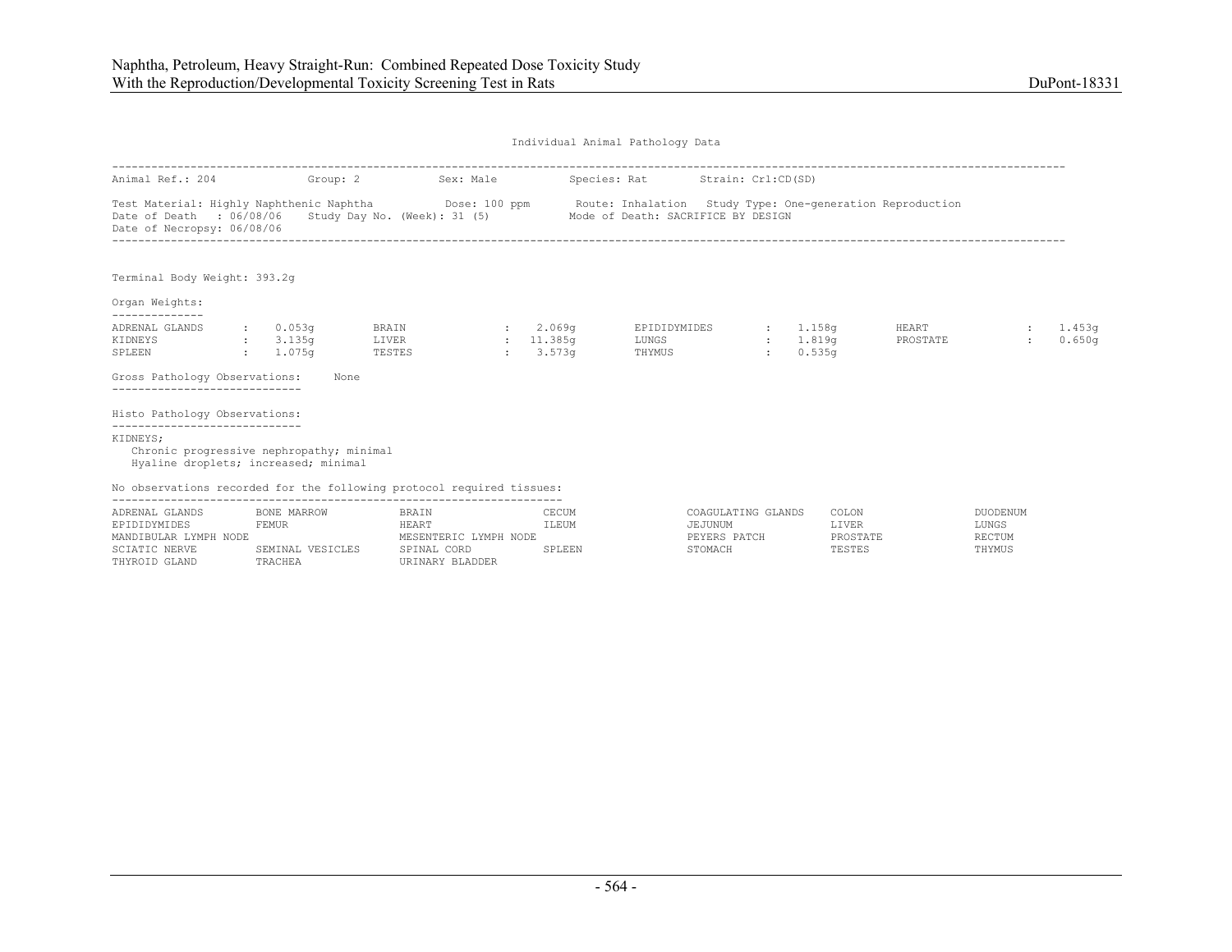Individual Animal Pathology Data

Animal Ref.: 204 Group: 2 Sex: Male Species: Rat Strain: Crl:CD(SD)

Test Material: Highly Naphthenic Naphtha Dose: 100 ppm Route: Inhalation Study Type: One-generation Reproduction
Date of Death : 06/08/06 Study Day No. (Week): 31 (5) Mode of Death: SACRIFICE BY DESIGN
Date of Necropsy: 06/08/06

Terminal Body Weight: 393.2g

Organ Weights:

| | | | | | | | |
|---|---|---|---|---|---|---|---|
| ADRENAL GLANDS | 0.053g | BRAIN | 2.069g | EPIDIDYMIDES | 1.158g | HEART | 1.453g |
| KIDNEYS | 3.135g | LIVER | 11.385g | LUNGS | 1.819g | PROSTATE | 0.650g |
| SPLEEN | 1.075g | TESTES | 3.573g | THYMUS | 0.535g | | |

Gross Pathology Observations: None

Histo Pathology Observations:

KIDNEYS;
- Chronic progressive nephropathy; minimal
- Hyaline droplets; increased; minimal

No observations recorded for the following protocol required tissues:

| | | | | | | |
|---|---|---|---|---|---|---|
| ADRENAL GLANDS | BONE MARROW | BRAIN | CECUM | COAGULATING GLANDS | COLON | DUODENUM |
| EPIDIDYMIDES | FEMUR | HEART | ILEUM | JEJUNUM | LIVER | LUNGS |
| MANDIBULAR LYMPH NODE | | MESENTERIC LYMPH NODE | | PEYERS PATCH | PROSTATE | RECTUM |
| SCIATIC NERVE | SEMINAL VESICLES | SPINAL CORD | SPLEEN | STOMACH | TESTES | THYMUS |
| THYROID GLAND | TRACHEA | URINARY BLADDER | | | | |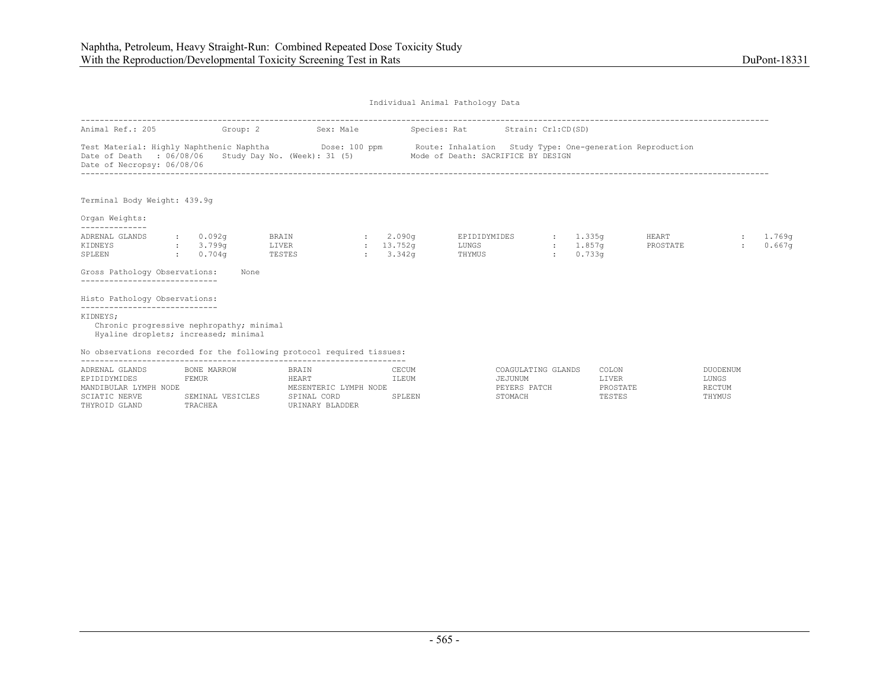Individual Animal Pathology Data

Animal Ref.: 205 Group: 2 Sex: Male Species: Rat Strain: Crl:CD(SD)

Test Material: Highly Naphthenic Naphtha Dose: 100 ppm Route: Inhalation Study Type: One-generation Reproduction
Date of Death : 06/08/06 Study Day No. (Week): 31 (5) Mode of Death: SACRIFICE BY DESIGN
Date of Necropsy: 06/08/06

Terminal Body Weight: 439.9g

Organ Weights:

| | | | | | | | |
|---|---|---|---|---|---|---|---|
| ADRENAL GLANDS | : 0.092g | BRAIN | : 2.090g | EPIDIDYMIDES | : 1.335g | HEART | : 1.769g |
| KIDNEYS | : 3.799g | LIVER | : 13.752g | LUNGS | : 1.857g | PROSTATE | : 0.667g |
| SPLEEN | : 0.704g | TESTES | : 3.342g | THYMUS | : 0.733g | | |

Gross Pathology Observations: None

Histo Pathology Observations:

KIDNEYS;
- Chronic progressive nephropathy; minimal
- Hyaline droplets; increased; minimal

No observations recorded for the following protocol required tissues:

| | | | | | | |
|---|---|---|---|---|---|---|
| ADRENAL GLANDS | BONE MARROW | BRAIN | CECUM | COAGULATING GLANDS | COLON | DUODENUM |
| EPIDIDYMIDES | FEMUR | HEART | ILEUM | JEJUNUM | LIVER | LUNGS |
| MANDIBULAR LYMPH NODE | | MESENTERIC LYMPH NODE | | PEYERS PATCH | PROSTATE | RECTUM |
| SCIATIC NERVE | SEMINAL VESICLES | SPINAL CORD | SPLEEN | STOMACH | TESTES | THYMUS |
| THYROID GLAND | TRACHEA | URINARY BLADDER | | | | |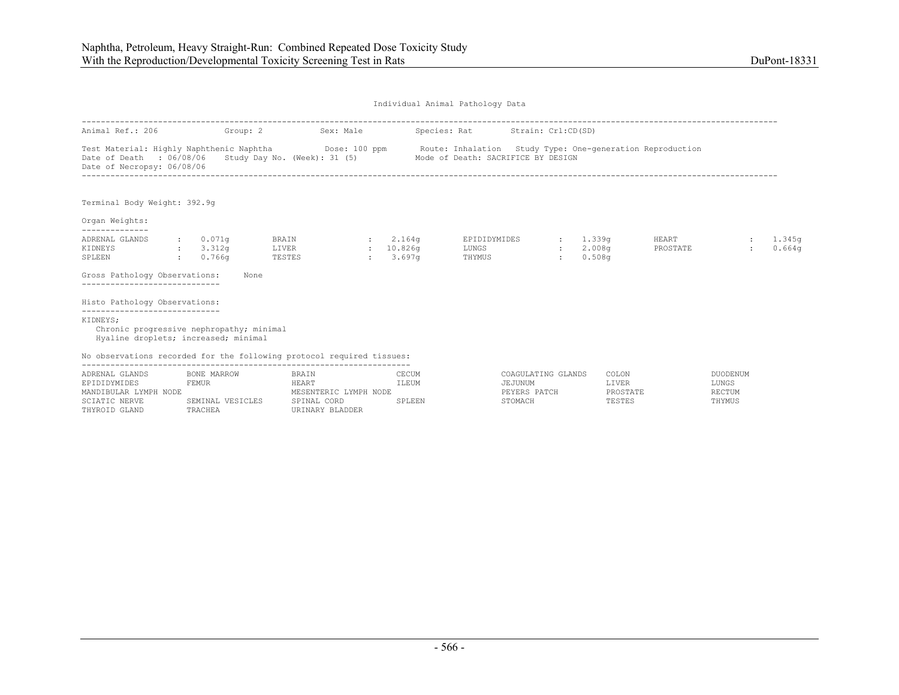Individual Animal Pathology Data

Animal Ref.: 206 Group: 2 Sex: Male Species: Rat Strain: Crl:CD(SD)

Test Material: Highly Naphthenic Naphtha Dose: 100 ppm Route: Inhalation Study Type: One-generation Reproduction
Date of Death : 06/08/06 Study Day No. (Week): 31 (5) Mode of Death: SACRIFICE BY DESIGN
Date of Necropsy: 06/08/06

Terminal Body Weight: 392.9g

Organ Weights:

| | | | | | | | |
|---|---|---|---|---|---|---|---|
| ADRENAL GLANDS | : 0.071g | BRAIN | : 2.164g | EPIDIDYMIDES | : 1.339g | HEART | : 1.345g |
| KIDNEYS | : 3.312g | LIVER | : 10.826g | LUNGS | : 2.008g | PROSTATE | : 0.664g |
| SPLEEN | : 0.766g | TESTES | : 3.697g | THYMUS | : 0.508g | | |

Gross Pathology Observations: None

Histo Pathology Observations:

KIDNEYS;
- Chronic progressive nephropathy; minimal
- Hyaline droplets; increased; minimal

No observations recorded for the following protocol required tissues:

| | | | | | | |
|---|---|---|---|---|---|---|
| ADRENAL GLANDS | BONE MARROW | BRAIN | CECUM | COAGULATING GLANDS | COLON | DUODENUM |
| EPIDIDYMIDES | FEMUR | HEART | ILEUM | JEJUNUM | LIVER | LUNGS |
| MANDIBULAR LYMPH NODE | | MESENTERIC LYMPH NODE | | PEYERS PATCH | PROSTATE | RECTUM |
| SCIATIC NERVE | SEMINAL VESICLES | SPINAL CORD | SPLEEN | STOMACH | TESTES | THYMUS |
| THYROID GLAND | TRACHEA | URINARY BLADDER | | | | |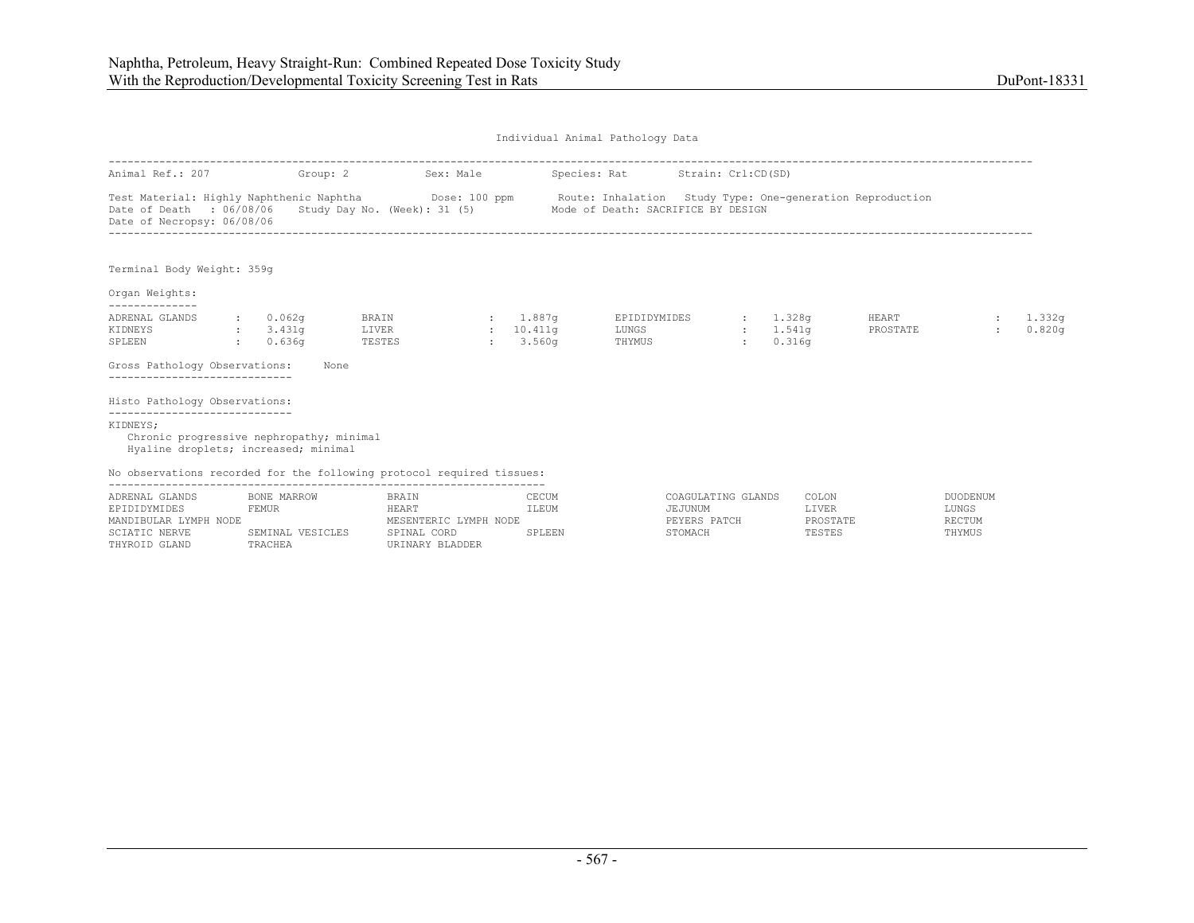Individual Animal Pathology Data

Animal Ref.: 207 Group: 2 Sex: Male Species: Rat Strain: Crl:CD(SD)

Test Material: Highly Naphthenic Naphtha Dose: 100 ppm Route: Inhalation Study Type: One-generation Reproduction
Date of Death : 06/08/06 Study Day No. (Week): 31 (5) Mode of Death: SACRIFICE BY DESIGN
Date of Necropsy: 06/08/06

Terminal Body Weight: 359g

Organ Weights:

| Organ | Weight | Organ | Weight | Organ | Weight | Organ | Weight |
|---|---|---|---|---|---|---|---|
| ADRENAL GLANDS | 0.062g | BRAIN | 1.887g | EPIDIDYMIDES | 1.328g | HEART | 1.332g |
| KIDNEYS | 3.431g | LIVER | 10.411g | LUNGS | 1.541g | PROSTATE | 0.820g |
| SPLEEN | 0.636g | TESTES | 3.560g | THYMUS | 0.316g | | |

Gross Pathology Observations: None

Histo Pathology Observations:

KIDNEYS;
- Chronic progressive nephropathy; minimal
- Hyaline droplets; increased; minimal

No observations recorded for the following protocol required tissues:

| | | | | | | |
|---|---|---|---|---|---|---|
| ADRENAL GLANDS | BONE MARROW | BRAIN | CECUM | COAGULATING GLANDS | COLON | DUODENUM |
| EPIDIDYMIDES | FEMUR | HEART | ILEUM | JEJUNUM | LIVER | LUNGS |
| MANDIBULAR LYMPH NODE | | MESENTERIC LYMPH NODE | | PEYERS PATCH | PROSTATE | RECTUM |
| SCIATIC NERVE | SEMINAL VESICLES | SPINAL CORD | SPLEEN | STOMACH | TESTES | THYMUS |
| THYROID GLAND | TRACHEA | URINARY BLADDER | | | | |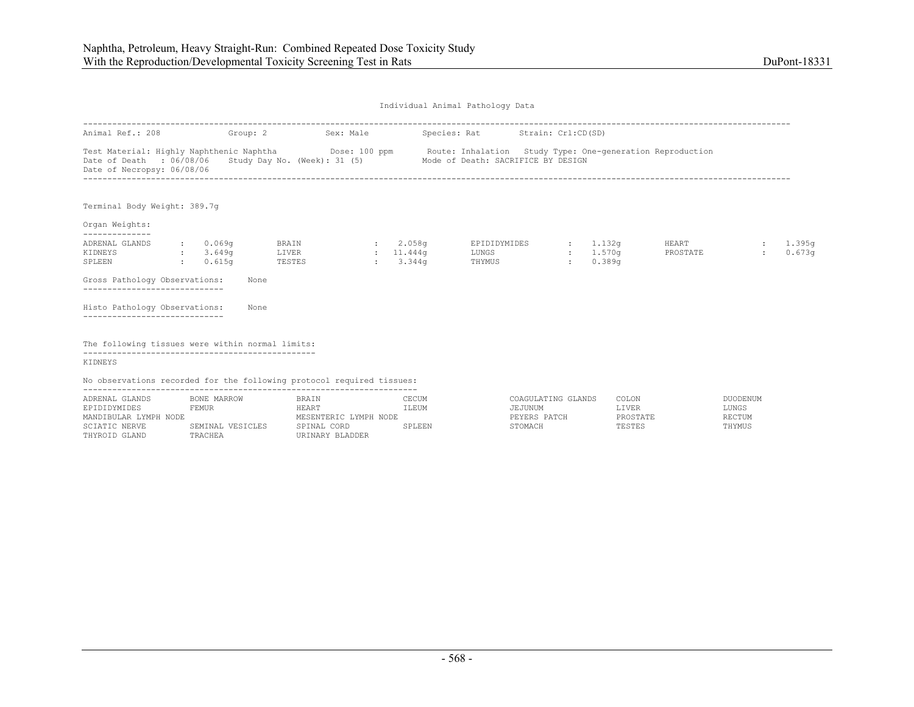Individual Animal Pathology Data

Animal Ref.: 208 Group: 2 Sex: Male Species: Rat Strain: Crl:CD(SD)

Test Material: Highly Naphthenic Naphtha Dose: 100 ppm Route: Inhalation Study Type: One-generation Reproduction
Date of Death : 06/08/06 Study Day No. (Week): 31 (5) Mode of Death: SACRIFICE BY DESIGN
Date of Necropsy: 06/08/06

Terminal Body Weight: 389.7g

Organ Weights:

| Organ | Weight | Organ | Weight | Organ | Weight | Organ | Weight |
|---|---|---|---|---|---|---|---|
| ADRENAL GLANDS | 0.069g | BRAIN | 2.058g | EPIDIDYMIDES | 1.132g | HEART | 1.395g |
| KIDNEYS | 3.649g | LIVER | 11.444g | LUNGS | 1.570g | PROSTATE | 0.673g |
| SPLEEN | 0.615g | TESTES | 3.344g | THYMUS | 0.389g | | |

Gross Pathology Observations: None

Histo Pathology Observations: None

The following tissues were within normal limits:

KIDNEYS

No observations recorded for the following protocol required tissues:

| | | | | | | |
|---|---|---|---|---|---|---|
| ADRENAL GLANDS | BONE MARROW | BRAIN | CECUM | COAGULATING GLANDS | COLON | DUODENUM |
| EPIDIDYMIDES | FEMUR | HEART | ILEUM | JEJUNUM | LIVER | LUNGS |
| MANDIBULAR LYMPH NODE | | MESENTERIC LYMPH NODE | | PEYERS PATCH | PROSTATE | RECTUM |
| SCIATIC NERVE | SEMINAL VESICLES | SPINAL CORD | SPLEEN | STOMACH | TESTES | THYMUS |
| THYROID GLAND | TRACHEA | URINARY BLADDER | | | | |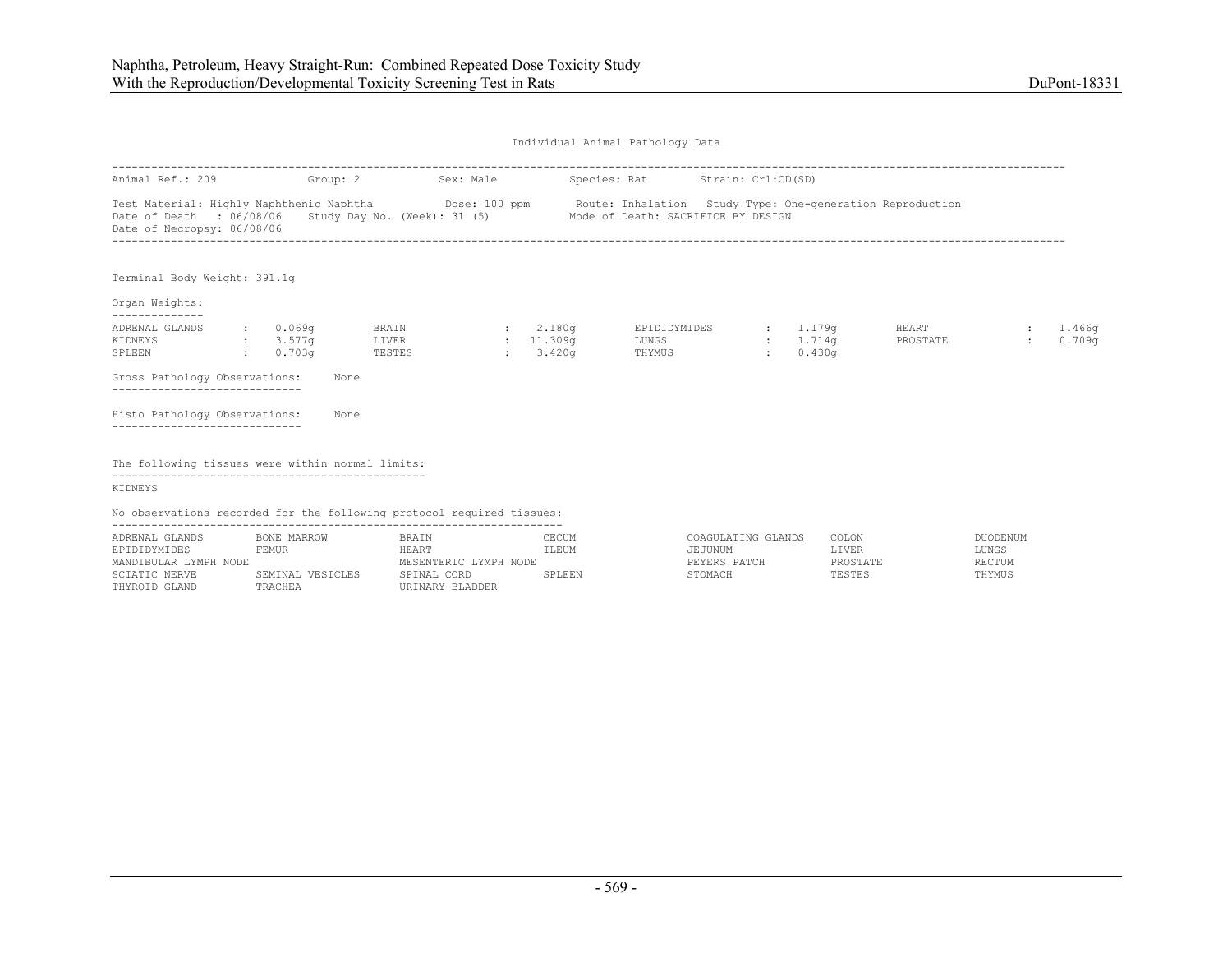Individual Animal Pathology Data

Animal Ref.: 209　　Group: 2　　Sex: Male　　Species: Rat　　Strain: Crl:CD(SD)

Test Material: Highly Naphthenic Naphtha　　Dose: 100 ppm　　Route: Inhalation　　Study Type: One-generation Reproduction
Date of Death : 06/08/06　　Study Day No. (Week): 31 (5)　　Mode of Death: SACRIFICE BY DESIGN
Date of Necropsy: 06/08/06

Terminal Body Weight: 391.1g

Organ Weights:

| | | | | | | | |
|---|---|---|---|---|---|---|---|
| ADRENAL GLANDS | 0.069g | BRAIN | 2.180g | EPIDIDYMIDES | 1.179g | HEART | 1.466g |
| KIDNEYS | 3.577g | LIVER | 11.309g | LUNGS | 1.714g | PROSTATE | 0.709g |
| SPLEEN | 0.703g | TESTES | 3.420g | THYMUS | 0.430g | | |

Gross Pathology Observations: None

Histo Pathology Observations: None

The following tissues were within normal limits:

KIDNEYS

No observations recorded for the following protocol required tissues:

| | | | | | | |
|---|---|---|---|---|---|---|
| ADRENAL GLANDS | BONE MARROW | BRAIN | CECUM | COAGULATING GLANDS | COLON | DUODENUM |
| EPIDIDYMIDES | FEMUR | HEART | ILEUM | JEJUNUM | LIVER | LUNGS |
| MANDIBULAR LYMPH NODE | | MESENTERIC LYMPH NODE | | PEYERS PATCH | PROSTATE | RECTUM |
| SCIATIC NERVE | SEMINAL VESICLES | SPINAL CORD | SPLEEN | STOMACH | TESTES | THYMUS |
| THYROID GLAND | TRACHEA | URINARY BLADDER | | | | |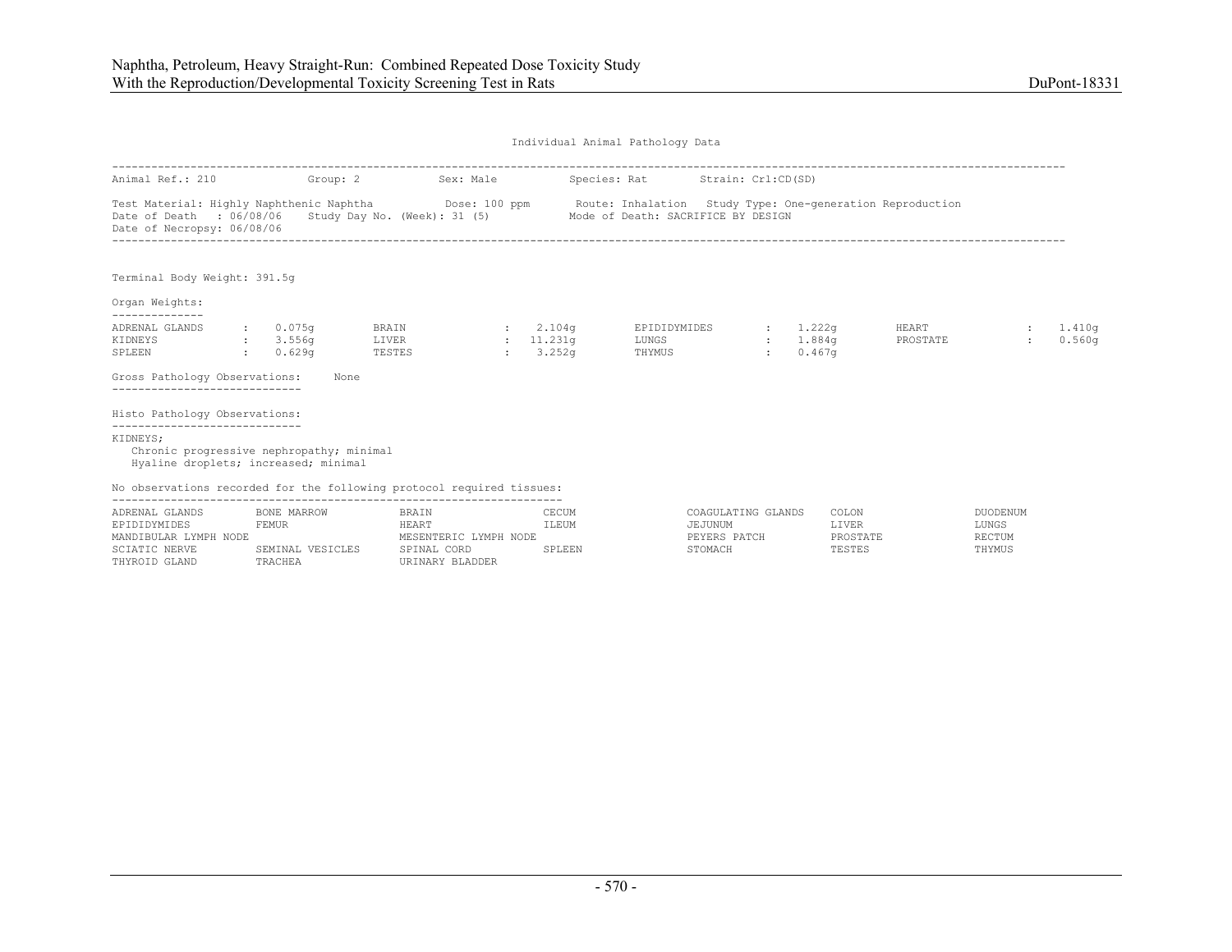Individual Animal Pathology Data

Animal Ref.: 210 Group: 2 Sex: Male Species: Rat Strain: Crl:CD(SD)

Test Material: Highly Naphthenic Naphtha Dose: 100 ppm Route: Inhalation Study Type: One-generation Reproduction
Date of Death : 06/08/06 Study Day No. (Week): 31 (5) Mode of Death: SACRIFICE BY DESIGN
Date of Necropsy: 06/08/06

Terminal Body Weight: 391.5g

Organ Weights:

| Organ | Weight | Organ | Weight | Organ | Weight | Organ | Weight |
|---|---|---|---|---|---|---|---|
| ADRENAL GLANDS | 0.075g | BRAIN | 2.104g | EPIDIDYMIDES | 1.222g | HEART | 1.410g |
| KIDNEYS | 3.556g | LIVER | 11.231g | LUNGS | 1.884g | PROSTATE | 0.560g |
| SPLEEN | 0.629g | TESTES | 3.252g | THYMUS | 0.467g | | |

Gross Pathology Observations: None

Histo Pathology Observations:

KIDNEYS;
- Chronic progressive nephropathy; minimal
- Hyaline droplets; increased; minimal

No observations recorded for the following protocol required tissues:

| | | | | | | |
|---|---|---|---|---|---|---|
| ADRENAL GLANDS | BONE MARROW | BRAIN | CECUM | COAGULATING GLANDS | COLON | DUODENUM |
| EPIDIDYMIDES | FEMUR | HEART | ILEUM | JEJUNUM | LIVER | LUNGS |
| MANDIBULAR LYMPH NODE | | MESENTERIC LYMPH NODE | | PEYERS PATCH | PROSTATE | RECTUM |
| SCIATIC NERVE | SEMINAL VESICLES | SPINAL CORD | SPLEEN | STOMACH | TESTES | THYMUS |
| THYROID GLAND | TRACHEA | URINARY BLADDER | | | | |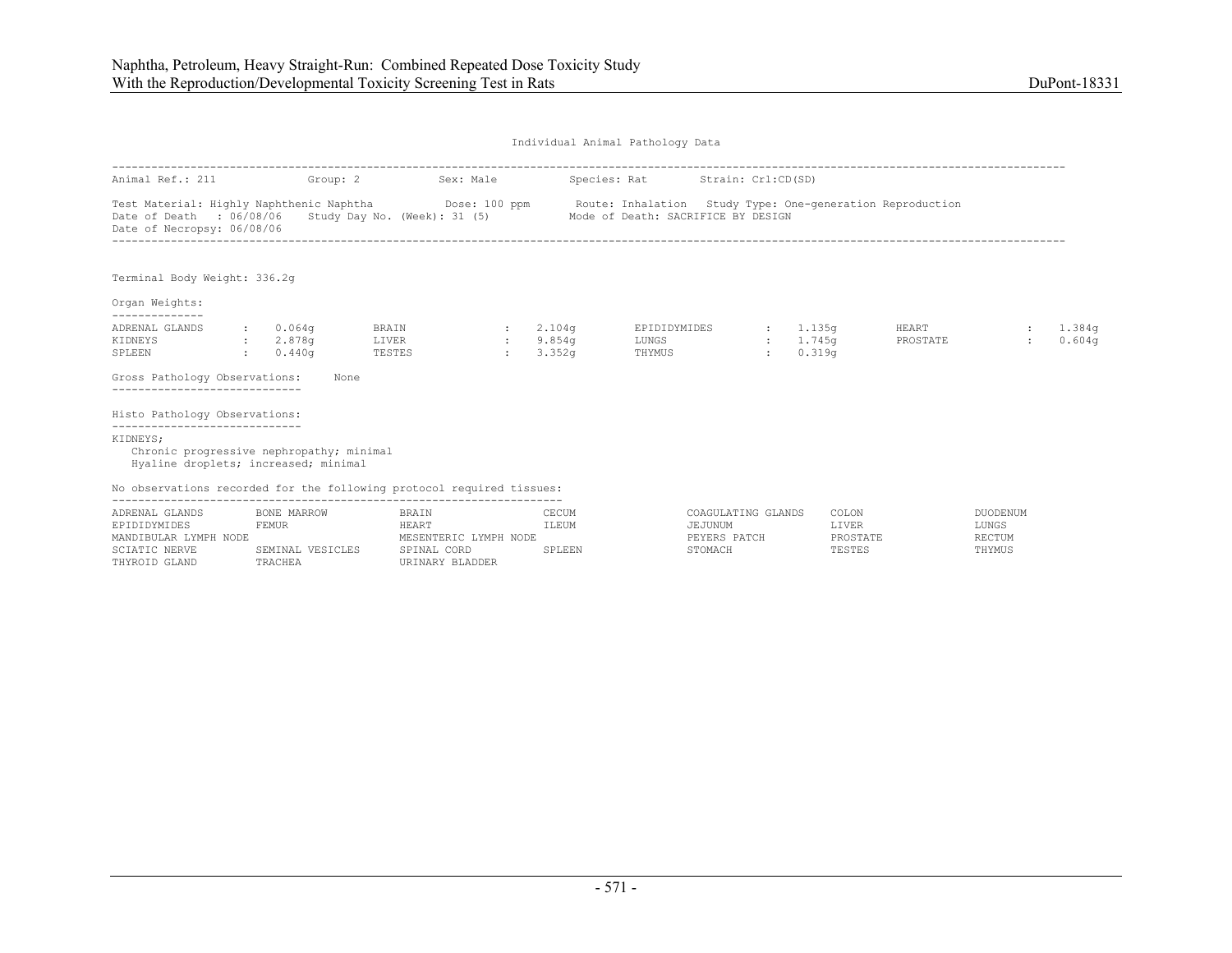Individual Animal Pathology Data

Animal Ref.: 211 Group: 2 Sex: Male Species: Rat Strain: Crl:CD(SD)

Test Material: Highly Naphthenic Naphtha Dose: 100 ppm Route: Inhalation Study Type: One-generation Reproduction
Date of Death : 06/08/06 Study Day No. (Week): 31 (5) Mode of Death: SACRIFICE BY DESIGN
Date of Necropsy: 06/08/06

Terminal Body Weight: 336.2g

Organ Weights:

| Organ | Weight | Organ | Weight | Organ | Weight | Organ | Weight |
|---|---|---|---|---|---|---|---|
| ADRENAL GLANDS | 0.064g | BRAIN | 2.104g | EPIDIDYMIDES | 1.135g | HEART | 1.384g |
| KIDNEYS | 2.878g | LIVER | 9.854g | LUNGS | 1.745g | PROSTATE | 0.604g |
| SPLEEN | 0.440g | TESTES | 3.352g | THYMUS | 0.319g | | |

Gross Pathology Observations: None

Histo Pathology Observations:

KIDNEYS;
- Chronic progressive nephropathy; minimal
- Hyaline droplets; increased; minimal

No observations recorded for the following protocol required tissues:

| | | | | | | |
|---|---|---|---|---|---|---|
| ADRENAL GLANDS | BONE MARROW | BRAIN | CECUM | COAGULATING GLANDS | COLON | DUODENUM |
| EPIDIDYMIDES | FEMUR | HEART | ILEUM | JEJUNUM | LIVER | LUNGS |
| MANDIBULAR LYMPH NODE | | MESENTERIC LYMPH NODE | | PEYERS PATCH | PROSTATE | RECTUM |
| SCIATIC NERVE | SEMINAL VESICLES | SPINAL CORD | SPLEEN | STOMACH | TESTES | THYMUS |
| THYROID GLAND | TRACHEA | URINARY BLADDER | | | | |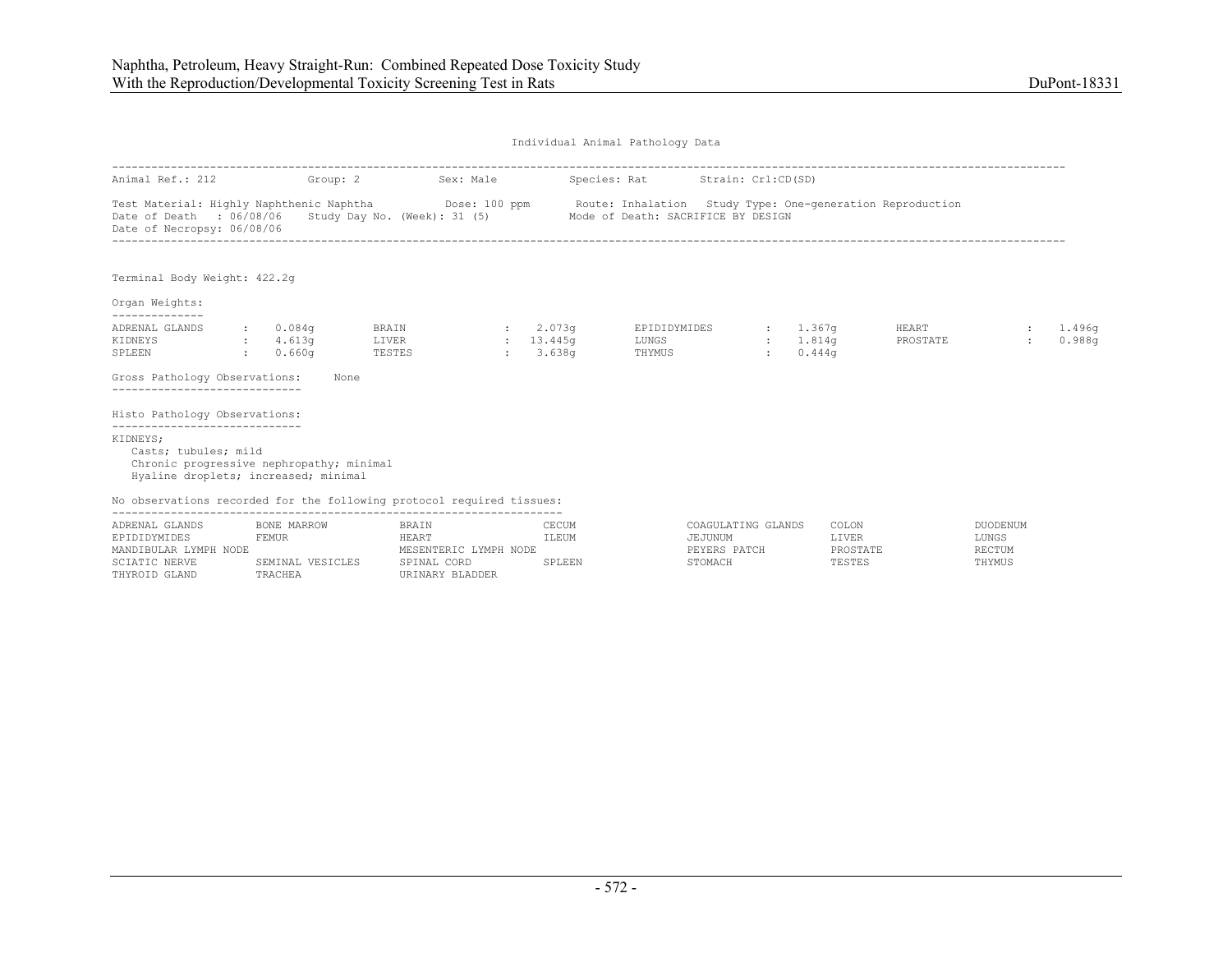Individual Animal Pathology Data

Animal Ref.: 212 Group: 2 Sex: Male Species: Rat Strain: Crl:CD(SD)

Test Material: Highly Naphthenic Naphtha Dose: 100 ppm Route: Inhalation Study Type: One-generation Reproduction
Date of Death : 06/08/06 Study Day No. (Week): 31 (5) Mode of Death: SACRIFICE BY DESIGN
Date of Necropsy: 06/08/06

Terminal Body Weight: 422.2g

Organ Weights:

| Organ | Weight | Organ | Weight | Organ | Weight | Organ | Weight |
|---|---|---|---|---|---|---|---|
| ADRENAL GLANDS | 0.084g | BRAIN | 2.073g | EPIDIDYMIDES | 1.367g | HEART | 1.496g |
| KIDNEYS | 4.613g | LIVER | 13.445g | LUNGS | 1.814g | PROSTATE | 0.988g |
| SPLEEN | 0.660g | TESTES | 3.638g | THYMUS | 0.444g | | |

Gross Pathology Observations: None

Histo Pathology Observations:

KIDNEYS;
- Casts; tubules; mild
- Chronic progressive nephropathy; minimal
- Hyaline droplets; increased; minimal

No observations recorded for the following protocol required tissues:

| | | | | | | |
|---|---|---|---|---|---|---|
| ADRENAL GLANDS | BONE MARROW | BRAIN | CECUM | COAGULATING GLANDS | COLON | DUODENUM |
| EPIDIDYMIDES | FEMUR | HEART | ILEUM | JEJUNUM | LIVER | LUNGS |
| MANDIBULAR LYMPH NODE | | MESENTERIC LYMPH NODE | | PEYERS PATCH | PROSTATE | RECTUM |
| SCIATIC NERVE | SEMINAL VESICLES | SPINAL CORD | SPLEEN | STOMACH | TESTES | THYMUS |
| THYROID GLAND | TRACHEA | URINARY BLADDER | | | | |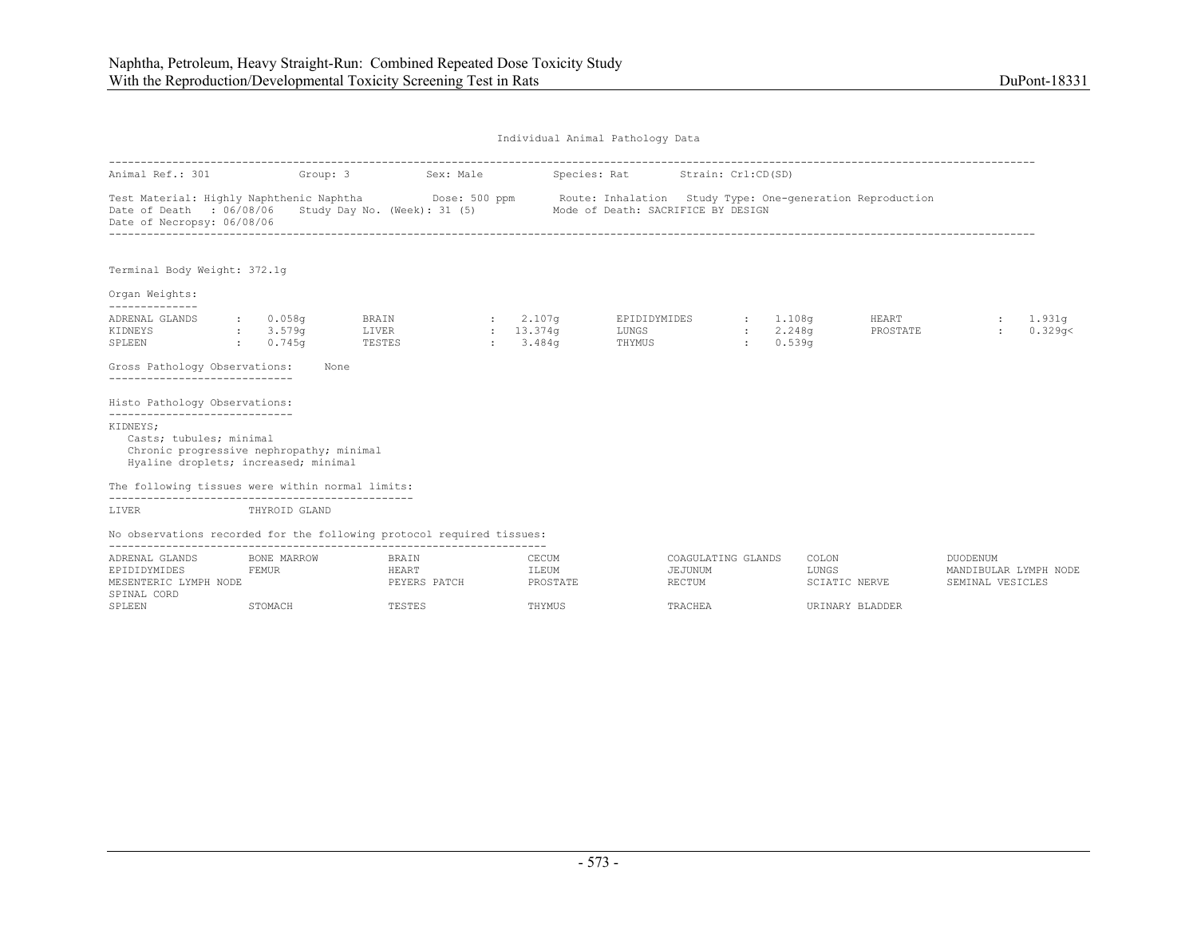Individual Animal Pathology Data

---

Animal Ref.: 301 &nbsp;&nbsp;&nbsp; Group: 3 &nbsp;&nbsp;&nbsp; Sex: Male &nbsp;&nbsp;&nbsp; Species: Rat &nbsp;&nbsp;&nbsp; Strain: Crl:CD(SD)

Test Material: Highly Naphthenic Naphtha &nbsp;&nbsp;&nbsp; Dose: 500 ppm &nbsp;&nbsp;&nbsp; Route: Inhalation &nbsp;&nbsp;&nbsp; Study Type: One-generation Reproduction
Date of Death : 06/08/06 &nbsp;&nbsp;&nbsp; Study Day No. (Week): 31 (5) &nbsp;&nbsp;&nbsp; Mode of Death: SACRIFICE BY DESIGN
Date of Necropsy: 06/08/06

---

Terminal Body Weight: 372.1g

Organ Weights:

| | | | | | | | |
|---|---|---|---|---|---|---|---|
| ADRENAL GLANDS | 0.058g | BRAIN | 2.107g | EPIDIDYMIDES | 1.108g | HEART | 1.931g |
| KIDNEYS | 3.579g | LIVER | 13.374g | LUNGS | 2.248g | PROSTATE | 0.329g< |
| SPLEEN | 0.745g | TESTES | 3.484g | THYMUS | 0.539g | | |

Gross Pathology Observations: None

Histo Pathology Observations:

KIDNEYS;
- Casts; tubules; minimal
- Chronic progressive nephropathy; minimal
- Hyaline droplets; increased; minimal

The following tissues were within normal limits:

LIVER &nbsp;&nbsp;&nbsp; THYROID GLAND

No observations recorded for the following protocol required tissues:

| | | | | | | |
|---|---|---|---|---|---|---|
| ADRENAL GLANDS | BONE MARROW | BRAIN | CECUM | COAGULATING GLANDS | COLON | DUODENUM |
| EPIDIDYMIDES | FEMUR | HEART | ILEUM | JEJUNUM | LUNGS | MANDIBULAR LYMPH NODE |
| MESENTERIC LYMPH NODE | | PEYERS PATCH | PROSTATE | RECTUM | SCIATIC NERVE | SEMINAL VESICLES |
| SPINAL CORD | | | | | | |
| SPLEEN | STOMACH | TESTES | THYMUS | TRACHEA | URINARY BLADDER | |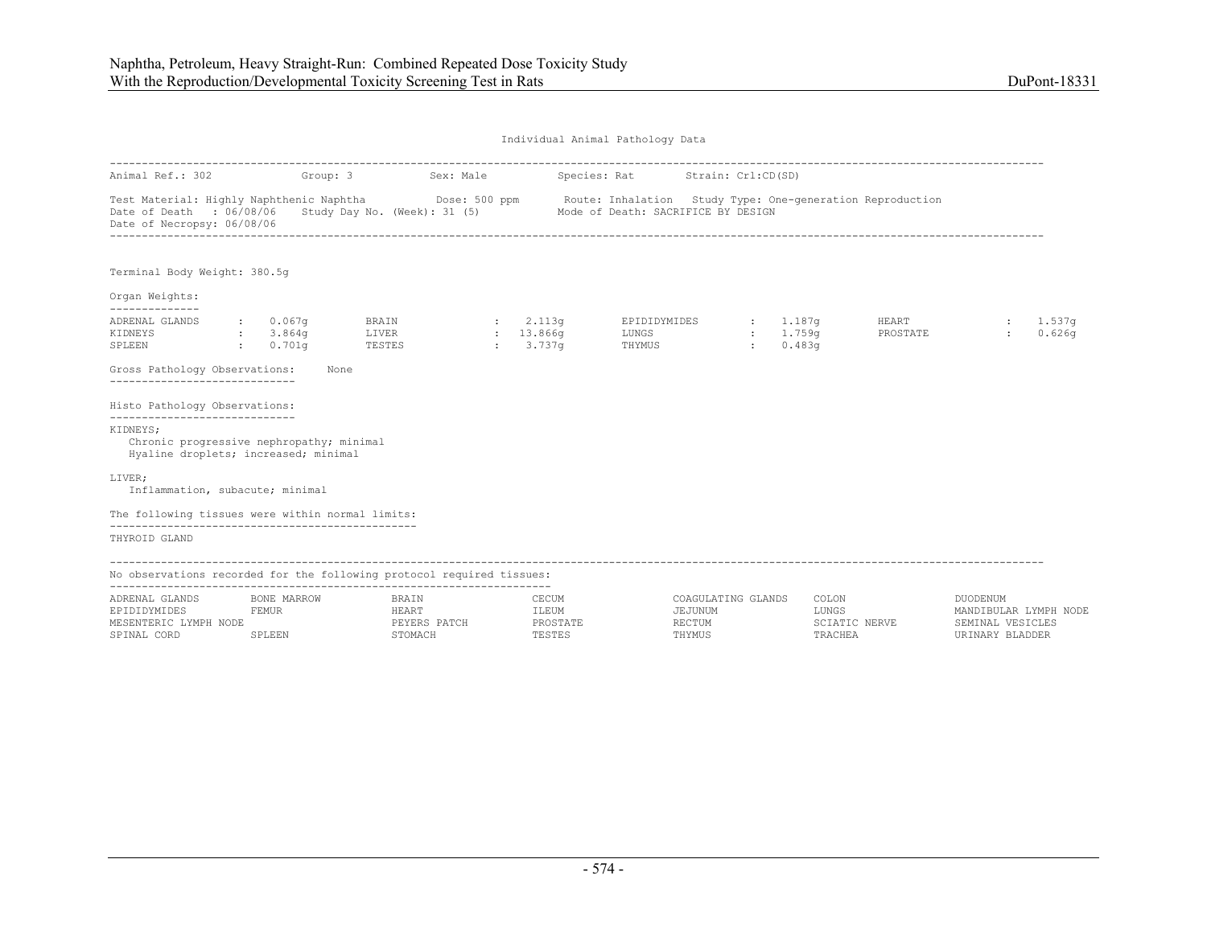Individual Animal Pathology Data

Animal Ref.: 302　　Group: 3　　Sex: Male　　Species: Rat　　Strain: Crl:CD(SD)

Test Material: Highly Naphthenic Naphtha　　Dose: 500 ppm　　Route: Inhalation　　Study Type: One-generation Reproduction
Date of Death : 06/08/06　　Study Day No. (Week): 31 (5)　　Mode of Death: SACRIFICE BY DESIGN
Date of Necropsy: 06/08/06

Terminal Body Weight: 380.5g

Organ Weights:

| | | | | | | | |
|---|---|---|---|---|---|---|---|
| ADRENAL GLANDS | 0.067g | BRAIN | 2.113g | EPIDIDYMIDES | 1.187g | HEART | 1.537g |
| KIDNEYS | 3.864g | LIVER | 13.866g | LUNGS | 1.759g | PROSTATE | 0.626g |
| SPLEEN | 0.701g | TESTES | 3.737g | THYMUS | 0.483g | | |

Gross Pathology Observations: None

Histo Pathology Observations:

KIDNEYS;
- Chronic progressive nephropathy; minimal
- Hyaline droplets; increased; minimal

LIVER;
- Inflammation, subacute; minimal

The following tissues were within normal limits:

THYROID GLAND

No observations recorded for the following protocol required tissues:

| | | | | | | |
|---|---|---|---|---|---|---|
| ADRENAL GLANDS | BONE MARROW | BRAIN | CECUM | COAGULATING GLANDS | COLON | DUODENUM |
| EPIDIDYMIDES | FEMUR | HEART | ILEUM | JEJUNUM | LUNGS | MANDIBULAR LYMPH NODE |
| MESENTERIC LYMPH NODE | | PEYERS PATCH | PROSTATE | RECTUM | SCIATIC NERVE | SEMINAL VESICLES |
| SPINAL CORD | SPLEEN | STOMACH | TESTES | THYMUS | TRACHEA | URINARY BLADDER |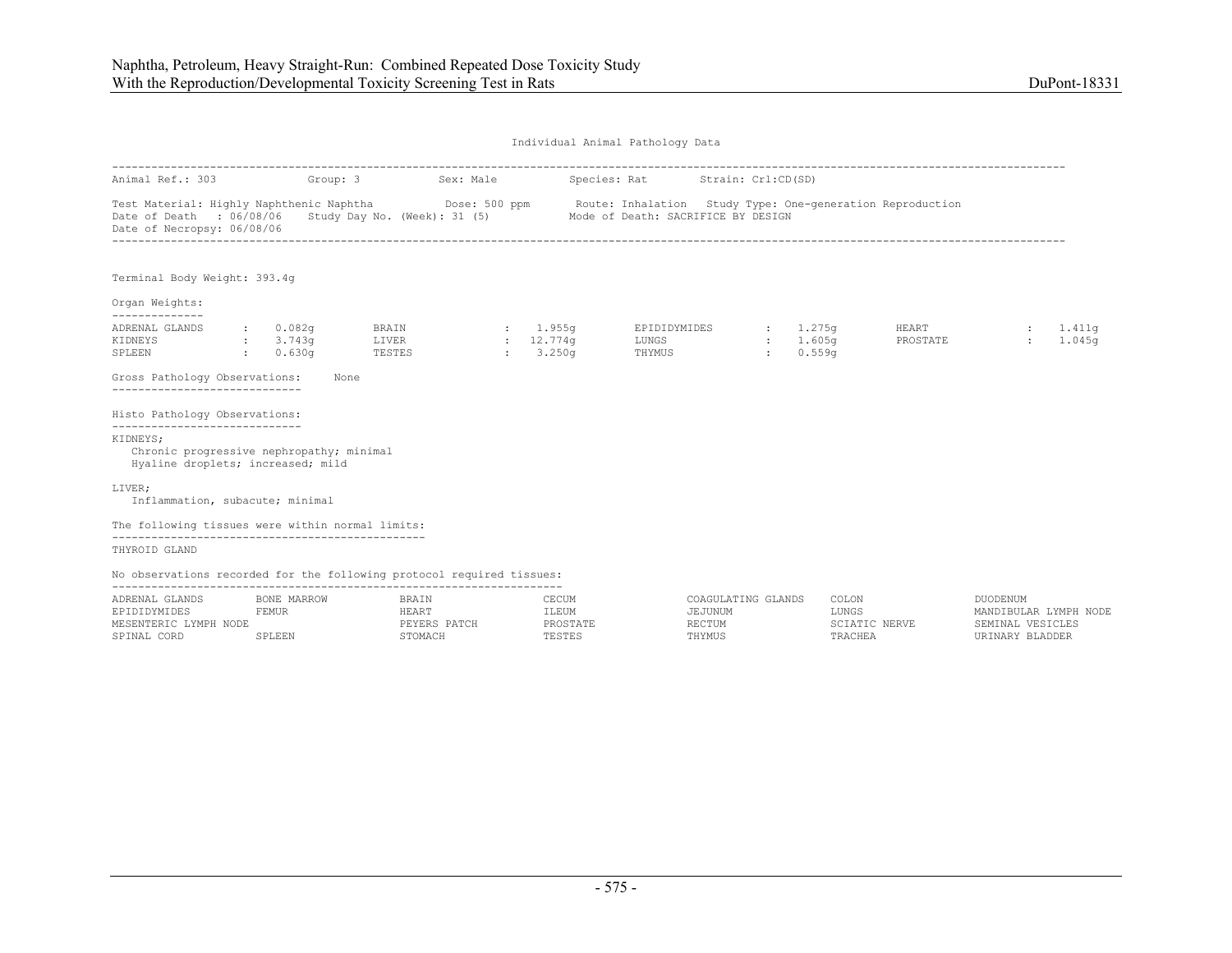Individual Animal Pathology Data

Animal Ref.: 303 Group: 3 Sex: Male Species: Rat Strain: Crl:CD(SD)

Test Material: Highly Naphthenic Naphtha Dose: 500 ppm Route: Inhalation Study Type: One-generation Reproduction
Date of Death : 06/08/06 Study Day No. (Week): 31 (5) Mode of Death: SACRIFICE BY DESIGN
Date of Necropsy: 06/08/06

Terminal Body Weight: 393.4g

Organ Weights:

| Organ | Weight | Organ | Weight | Organ | Weight | Organ | Weight |
|---|---|---|---|---|---|---|---|
| ADRENAL GLANDS | 0.082g | BRAIN | 1.955g | EPIDIDYMIDES | 1.275g | HEART | 1.411g |
| KIDNEYS | 3.743g | LIVER | 12.774g | LUNGS | 1.605g | PROSTATE | 1.045g |
| SPLEEN | 0.630g | TESTES | 3.250g | THYMUS | 0.559g | | |

Gross Pathology Observations: None

Histo Pathology Observations:

KIDNEYS;
- Chronic progressive nephropathy; minimal
- Hyaline droplets; increased; mild

LIVER;
- Inflammation, subacute; minimal

The following tissues were within normal limits:

THYROID GLAND

No observations recorded for the following protocol required tissues:

| | | | | | | |
|---|---|---|---|---|---|---|
| ADRENAL GLANDS | BONE MARROW | BRAIN | CECUM | COAGULATING GLANDS | COLON | DUODENUM |
| EPIDIDYMIDES | FEMUR | HEART | ILEUM | JEJUNUM | LUNGS | MANDIBULAR LYMPH NODE |
| MESENTERIC LYMPH NODE | | PEYERS PATCH | PROSTATE | RECTUM | SCIATIC NERVE | SEMINAL VESICLES |
| SPINAL CORD | SPLEEN | STOMACH | TESTES | THYMUS | TRACHEA | URINARY BLADDER |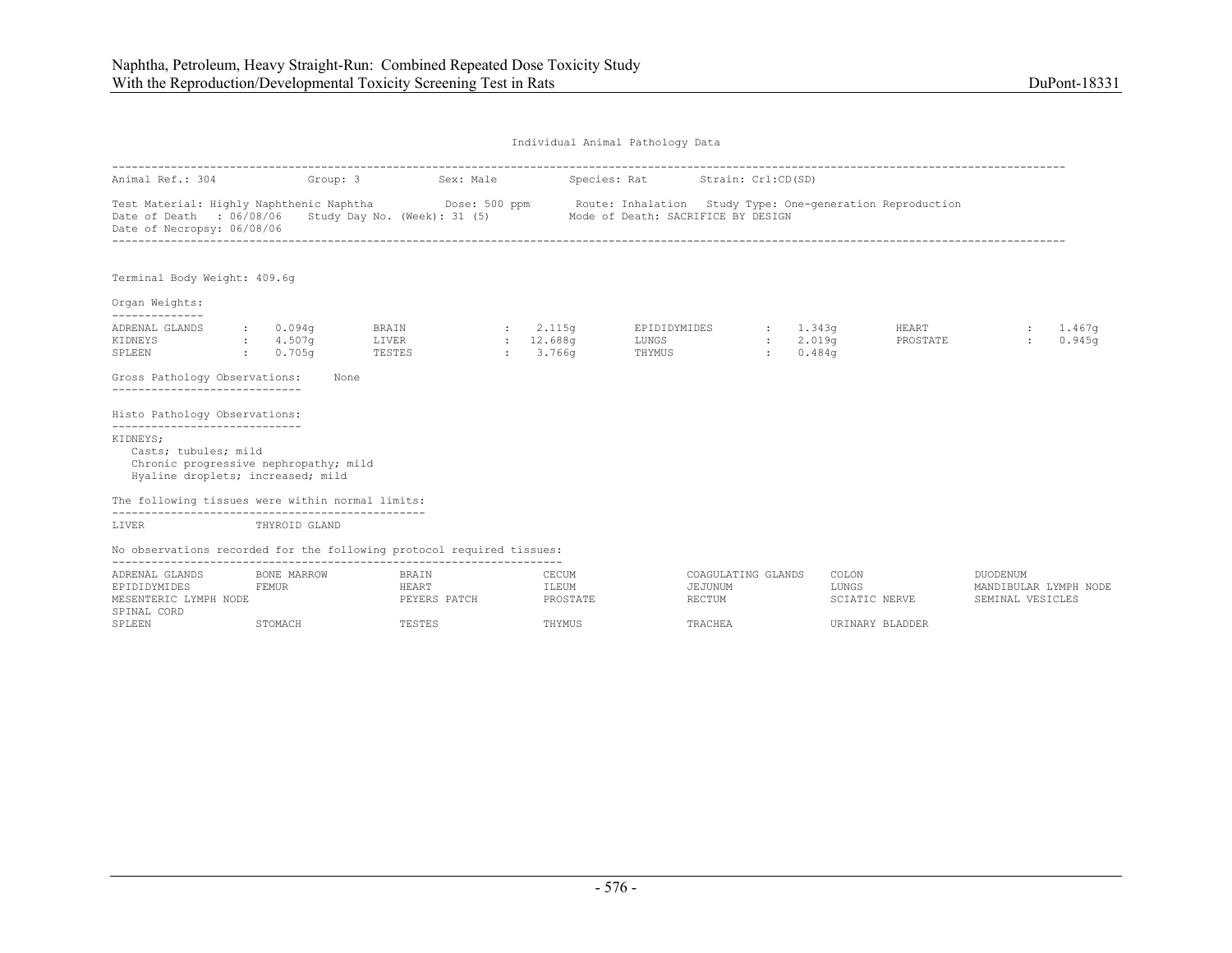## Individual Animal Pathology Data

Animal Ref.: 304 Group: 3 Sex: Male Species: Rat Strain: Crl:CD(SD)

Test Material: Highly Naphthenic Naphtha Dose: 500 ppm Route: Inhalation Study Type: One-generation Reproduction
Date of Death : 06/08/06 Study Day No. (Week): 31 (5) Mode of Death: SACRIFICE BY DESIGN
Date of Necropsy: 06/08/06

Terminal Body Weight: 409.6g

**Organ Weights:**

| Organ | Weight | Organ | Weight | Organ | Weight | Organ | Weight |
|---|---|---|---|---|---|---|---|
| ADRENAL GLANDS | 0.094g | BRAIN | 2.115g | EPIDIDYMIDES | 1.343g | HEART | 1.467g |
| KIDNEYS | 4.507g | LIVER | 12.688g | LUNGS | 2.019g | PROSTATE | 0.945g |
| SPLEEN | 0.705g | TESTES | 3.766g | THYMUS | 0.484g | | |

**Gross Pathology Observations:** None

**Histo Pathology Observations:**

KIDNEYS;
- Casts; tubules; mild
- Chronic progressive nephropathy; mild
- Hyaline droplets; increased; mild

**The following tissues were within normal limits:**

LIVER THYROID GLAND

**No observations recorded for the following protocol required tissues:**

ADRENAL GLANDS, BONE MARROW, BRAIN, CECUM, COAGULATING GLANDS, COLON, DUODENUM, EPIDIDYMIDES, FEMUR, HEART, ILEUM, JEJUNUM, LUNGS, MANDIBULAR LYMPH NODE, MESENTERIC LYMPH NODE, PEYERS PATCH, PROSTATE, RECTUM, SCIATIC NERVE, SEMINAL VESICLES, SPINAL CORD, SPLEEN, STOMACH, TESTES, THYMUS, TRACHEA, URINARY BLADDER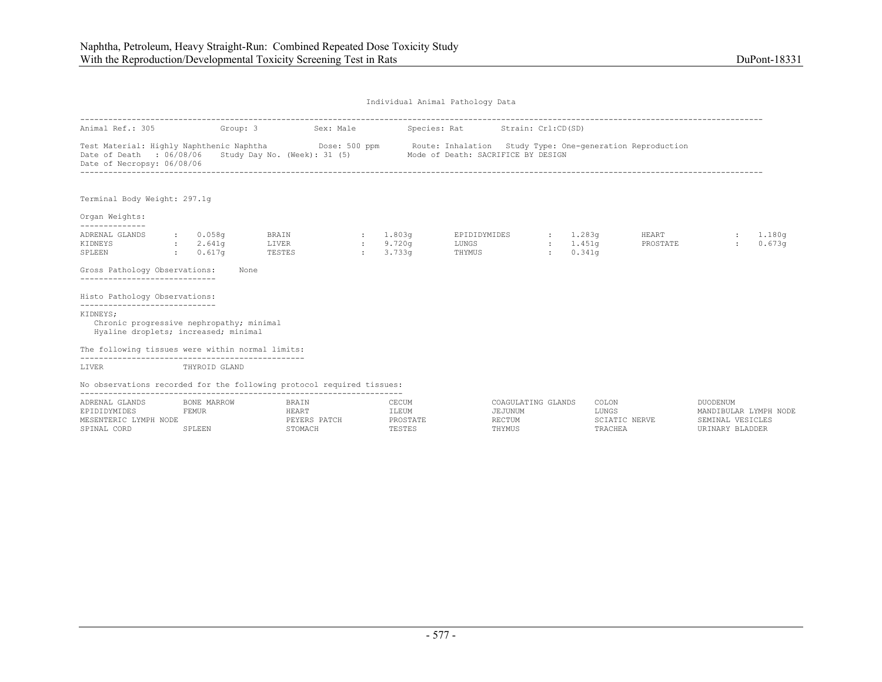## Individual Animal Pathology Data

Animal Ref.: 305 Group: 3 Sex: Male Species: Rat Strain: Crl:CD(SD)

Test Material: Highly Naphthenic Naphtha Dose: 500 ppm Route: Inhalation Study Type: One-generation Reproduction
Date of Death : 06/08/06 Study Day No. (Week): 31 (5) Mode of Death: SACRIFICE BY DESIGN
Date of Necropsy: 06/08/06

Terminal Body Weight: 297.1g

**Organ Weights:**

| Organ | Weight | Organ | Weight | Organ | Weight | Organ | Weight |
|---|---|---|---|---|---|---|---|
| ADRENAL GLANDS | 0.058g | BRAIN | 1.803g | EPIDIDYMIDES | 1.283g | HEART | 1.180g |
| KIDNEYS | 2.641g | LIVER | 9.720g | LUNGS | 1.451g | PROSTATE | 0.673g |
| SPLEEN | 0.617g | TESTES | 3.733g | THYMUS | 0.341g | | |

**Gross Pathology Observations:** None

**Histo Pathology Observations:**

KIDNEYS;
- Chronic progressive nephropathy; minimal
- Hyaline droplets; increased; minimal

**The following tissues were within normal limits:**

LIVER THYROID GLAND

**No observations recorded for the following protocol required tissues:**

| | | | | | | |
|---|---|---|---|---|---|---|
| ADRENAL GLANDS | BONE MARROW | BRAIN | CECUM | COAGULATING GLANDS | COLON | DUODENUM |
| EPIDIDYMIDES | FEMUR | HEART | ILEUM | JEJUNUM | LUNGS | MANDIBULAR LYMPH NODE |
| MESENTERIC LYMPH NODE | | PEYERS PATCH | PROSTATE | RECTUM | SCIATIC NERVE | SEMINAL VESICLES |
| SPINAL CORD | SPLEEN | STOMACH | TESTES | THYMUS | TRACHEA | URINARY BLADDER |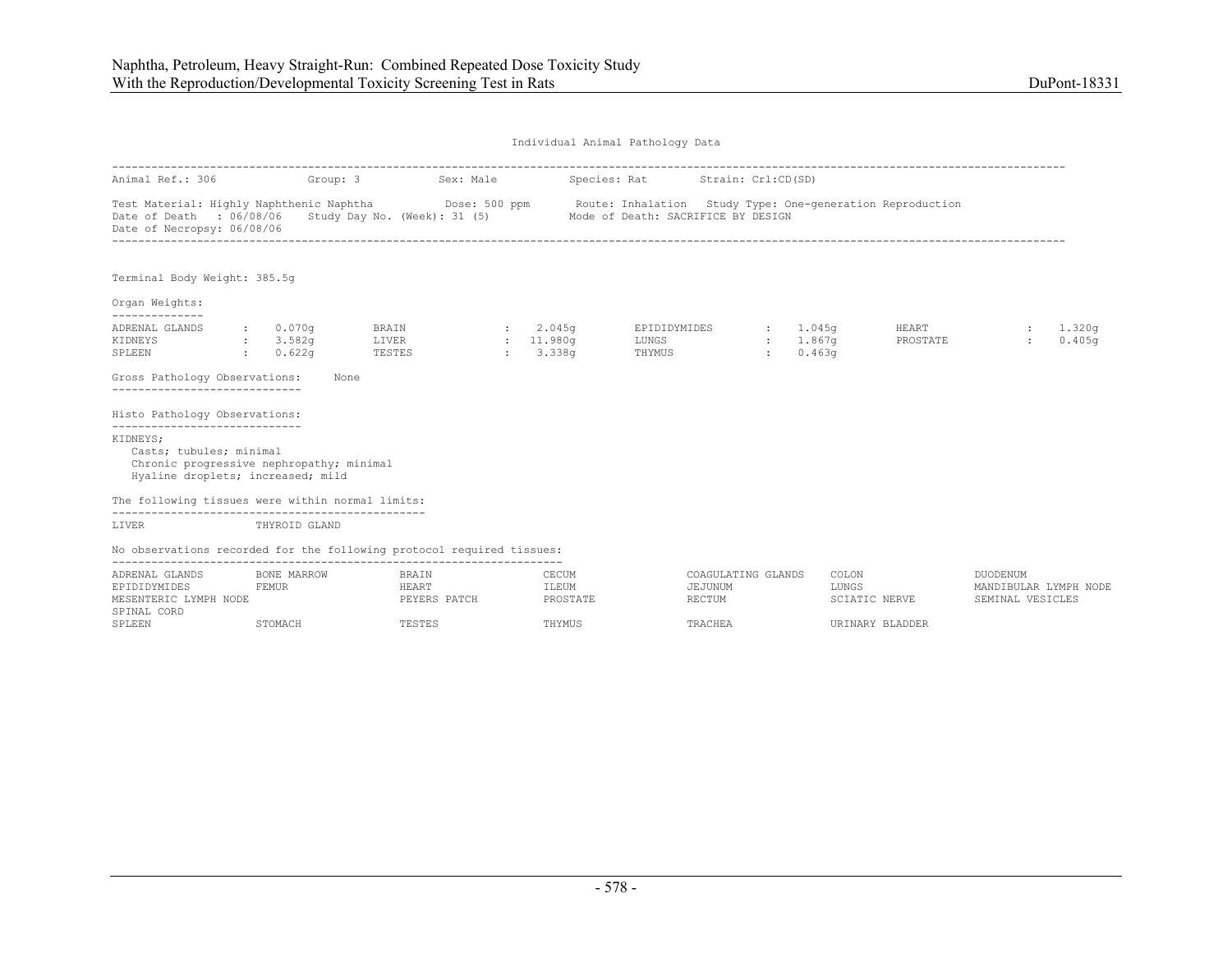Individual Animal Pathology Data

Animal Ref.: 306 Group: 3 Sex: Male Species: Rat Strain: Crl:CD(SD)

Test Material: Highly Naphthenic Naphtha Dose: 500 ppm Route: Inhalation Study Type: One-generation Reproduction
Date of Death : 06/08/06 Study Day No. (Week): 31 (5) Mode of Death: SACRIFICE BY DESIGN
Date of Necropsy: 06/08/06

Terminal Body Weight: 385.5g

Organ Weights:

| Organ | Weight | Organ | Weight | Organ | Weight | Organ | Weight |
|---|---|---|---|---|---|---|---|
| ADRENAL GLANDS | 0.070g | BRAIN | 2.045g | EPIDIDYMIDES | 1.045g | HEART | 1.320g |
| KIDNEYS | 3.582g | LIVER | 11.980g | LUNGS | 1.867g | PROSTATE | 0.405g |
| SPLEEN | 0.622g | TESTES | 3.338g | THYMUS | 0.463g | | |

Gross Pathology Observations: None

Histo Pathology Observations:

KIDNEYS;
- Casts; tubules; minimal
- Chronic progressive nephropathy; minimal
- Hyaline droplets; increased; mild

The following tissues were within normal limits:

LIVER THYROID GLAND

No observations recorded for the following protocol required tissues:

ADRENAL GLANDS, BONE MARROW, BRAIN, CECUM, COAGULATING GLANDS, COLON, DUODENUM, EPIDIDYMIDES, FEMUR, HEART, ILEUM, JEJUNUM, LUNGS, MANDIBULAR LYMPH NODE, MESENTERIC LYMPH NODE, PEYERS PATCH, PROSTATE, RECTUM, SCIATIC NERVE, SEMINAL VESICLES, SPINAL CORD, SPLEEN, STOMACH, TESTES, THYMUS, TRACHEA, URINARY BLADDER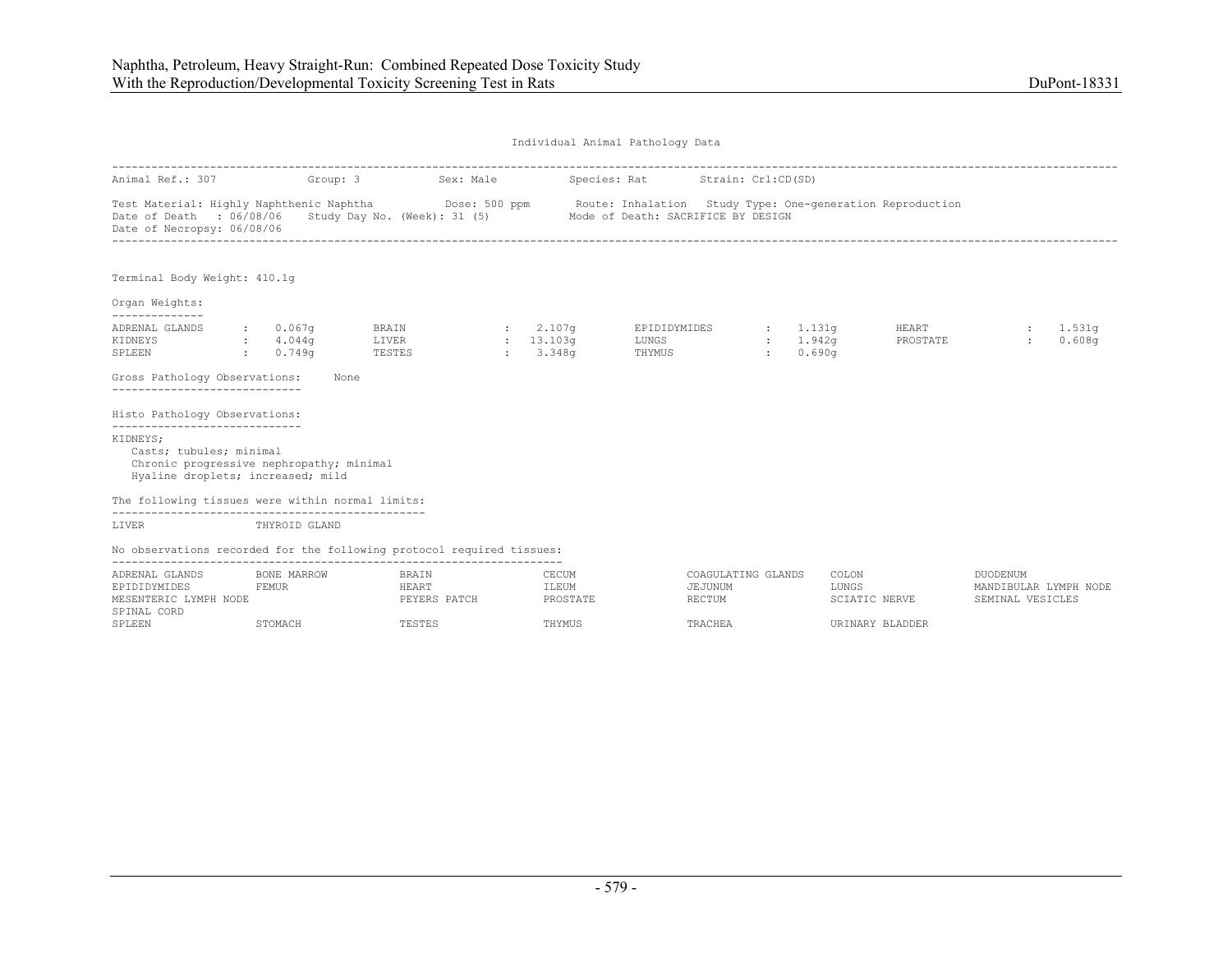Individual Animal Pathology Data

Animal Ref.: 307 Group: 3 Sex: Male Species: Rat Strain: Crl:CD(SD)

Test Material: Highly Naphthenic Naphtha Dose: 500 ppm Route: Inhalation Study Type: One-generation Reproduction
Date of Death : 06/08/06 Study Day No. (Week): 31 (5) Mode of Death: SACRIFICE BY DESIGN
Date of Necropsy: 06/08/06

Terminal Body Weight: 410.1g

Organ Weights:

| | | | | | | | |
|---|---|---|---|---|---|---|---|
| ADRENAL GLANDS | : 0.067g | BRAIN | : 2.107g | EPIDIDYMIDES | : 1.131g | HEART | : 1.531g |
| KIDNEYS | : 4.044g | LIVER | : 13.103g | LUNGS | : 1.942g | PROSTATE | : 0.608g |
| SPLEEN | : 0.749g | TESTES | : 3.348g | THYMUS | : 0.690g | | |

Gross Pathology Observations: None

Histo Pathology Observations:

KIDNEYS;
- Casts; tubules; minimal
- Chronic progressive nephropathy; minimal
- Hyaline droplets; increased; mild

The following tissues were within normal limits:

LIVER THYROID GLAND

No observations recorded for the following protocol required tissues:

| | | | | | | |
|---|---|---|---|---|---|---|
| ADRENAL GLANDS | BONE MARROW | BRAIN | CECUM | COAGULATING GLANDS | COLON | DUODENUM |
| EPIDIDYMIDES | FEMUR | HEART | ILEUM | JEJUNUM | LUNGS | MANDIBULAR LYMPH NODE |
| MESENTERIC LYMPH NODE | | PEYERS PATCH | PROSTATE | RECTUM | SCIATIC NERVE | SEMINAL VESICLES |
| SPINAL CORD | | | | | | |
| SPLEEN | STOMACH | TESTES | THYMUS | TRACHEA | URINARY BLADDER | |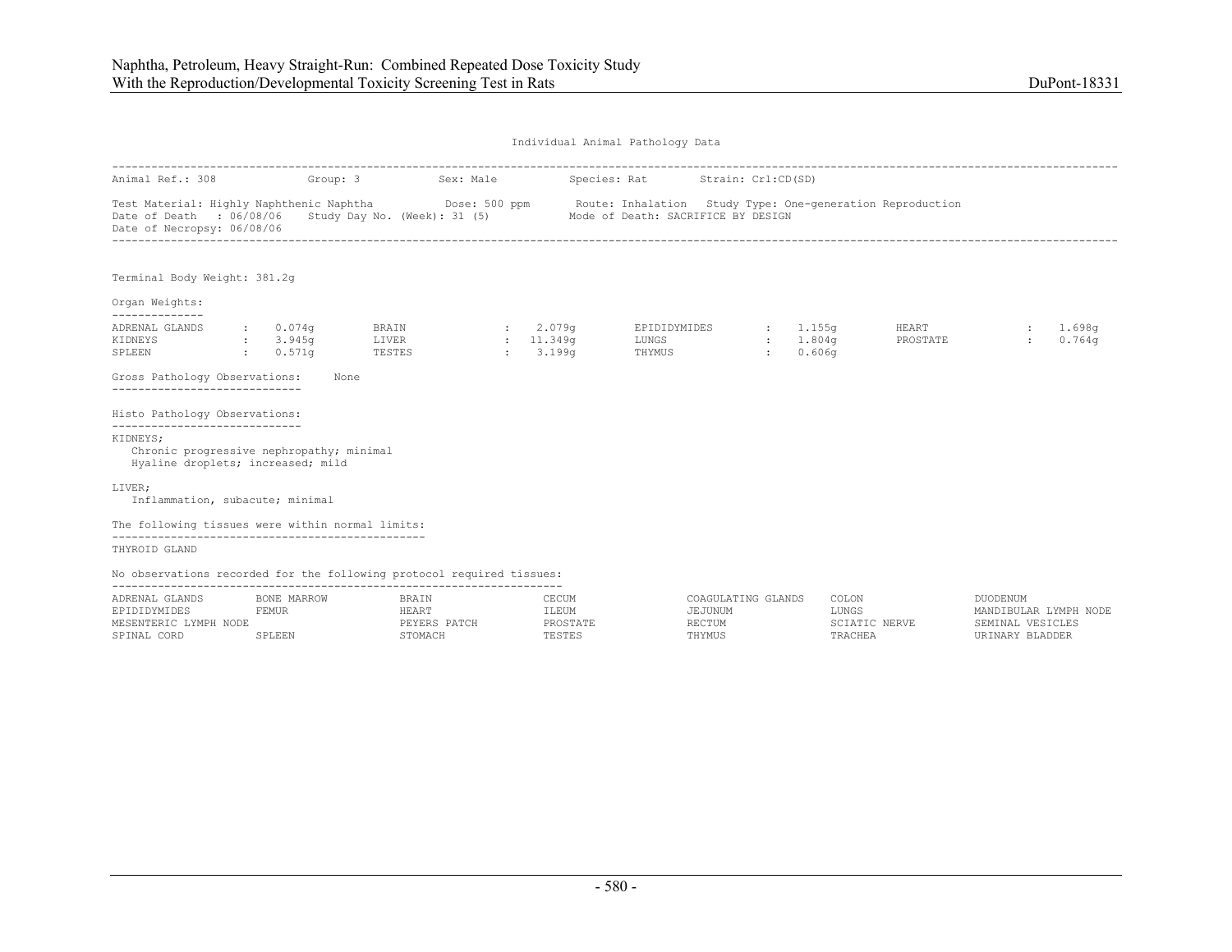Individual Animal Pathology Data

Animal Ref.: 308 Group: 3 Sex: Male Species: Rat Strain: Crl:CD(SD)

Test Material: Highly Naphthenic Naphtha Dose: 500 ppm Route: Inhalation Study Type: One-generation Reproduction
Date of Death : 06/08/06 Study Day No. (Week): 31 (5) Mode of Death: SACRIFICE BY DESIGN
Date of Necropsy: 06/08/06

Terminal Body Weight: 381.2g

Organ Weights:

| Organ | Weight | Organ | Weight | Organ | Weight | Organ | Weight |
|---|---|---|---|---|---|---|---|
| ADRENAL GLANDS | 0.074g | BRAIN | 2.079g | EPIDIDYMIDES | 1.155g | HEART | 1.698g |
| KIDNEYS | 3.945g | LIVER | 11.349g | LUNGS | 1.804g | PROSTATE | 0.764g |
| SPLEEN | 0.571g | TESTES | 3.199g | THYMUS | 0.606g | | |

Gross Pathology Observations: None

Histo Pathology Observations:

KIDNEYS;
- Chronic progressive nephropathy; minimal
- Hyaline droplets; increased; mild

LIVER;
- Inflammation, subacute; minimal

The following tissues were within normal limits:

THYROID GLAND

No observations recorded for the following protocol required tissues:

| | | | | | | |
|---|---|---|---|---|---|---|
| ADRENAL GLANDS | BONE MARROW | BRAIN | CECUM | COAGULATING GLANDS | COLON | DUODENUM |
| EPIDIDYMIDES | FEMUR | HEART | ILEUM | JEJUNUM | LUNGS | MANDIBULAR LYMPH NODE |
| MESENTERIC LYMPH NODE | | PEYERS PATCH | PROSTATE | RECTUM | SCIATIC NERVE | SEMINAL VESICLES |
| SPINAL CORD | SPLEEN | STOMACH | TESTES | THYMUS | TRACHEA | URINARY BLADDER |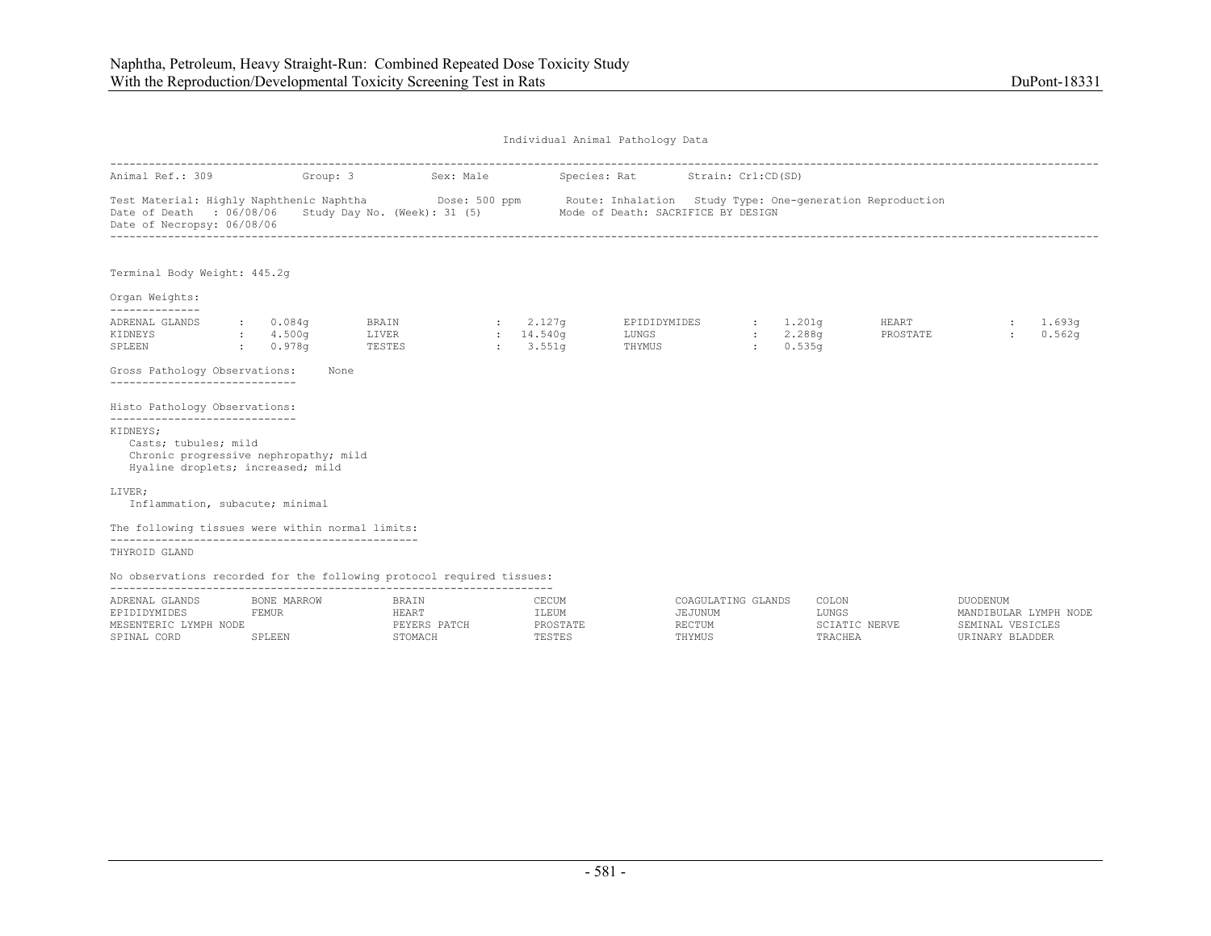Individual Animal Pathology Data

Animal Ref.: 309 Group: 3 Sex: Male Species: Rat Strain: Crl:CD(SD)

Test Material: Highly Naphthenic Naphtha Dose: 500 ppm Route: Inhalation Study Type: One-generation Reproduction
Date of Death : 06/08/06 Study Day No. (Week): 31 (5) Mode of Death: SACRIFICE BY DESIGN
Date of Necropsy: 06/08/06

Terminal Body Weight: 445.2g

Organ Weights:

| Organ | Weight | Organ | Weight | Organ | Weight | Organ | Weight |
|---|---|---|---|---|---|---|---|
| ADRENAL GLANDS | 0.084g | BRAIN | 2.127g | EPIDIDYMIDES | 1.201g | HEART | 1.693g |
| KIDNEYS | 4.500g | LIVER | 14.540g | LUNGS | 2.288g | PROSTATE | 0.562g |
| SPLEEN | 0.978g | TESTES | 3.551g | THYMUS | 0.535g | | |

Gross Pathology Observations: None

Histo Pathology Observations:

KIDNEYS;
- Casts; tubules; mild
- Chronic progressive nephropathy; mild
- Hyaline droplets; increased; mild

LIVER;
- Inflammation, subacute; minimal

The following tissues were within normal limits:

THYROID GLAND

No observations recorded for the following protocol required tissues:

| | | | | | | |
|---|---|---|---|---|---|---|
| ADRENAL GLANDS | BONE MARROW | BRAIN | CECUM | COAGULATING GLANDS | COLON | DUODENUM |
| EPIDIDYMIDES | FEMUR | HEART | ILEUM | JEJUNUM | LUNGS | MANDIBULAR LYMPH NODE |
| MESENTERIC LYMPH NODE | | PEYERS PATCH | PROSTATE | RECTUM | SCIATIC NERVE | SEMINAL VESICLES |
| SPINAL CORD | SPLEEN | STOMACH | TESTES | THYMUS | TRACHEA | URINARY BLADDER |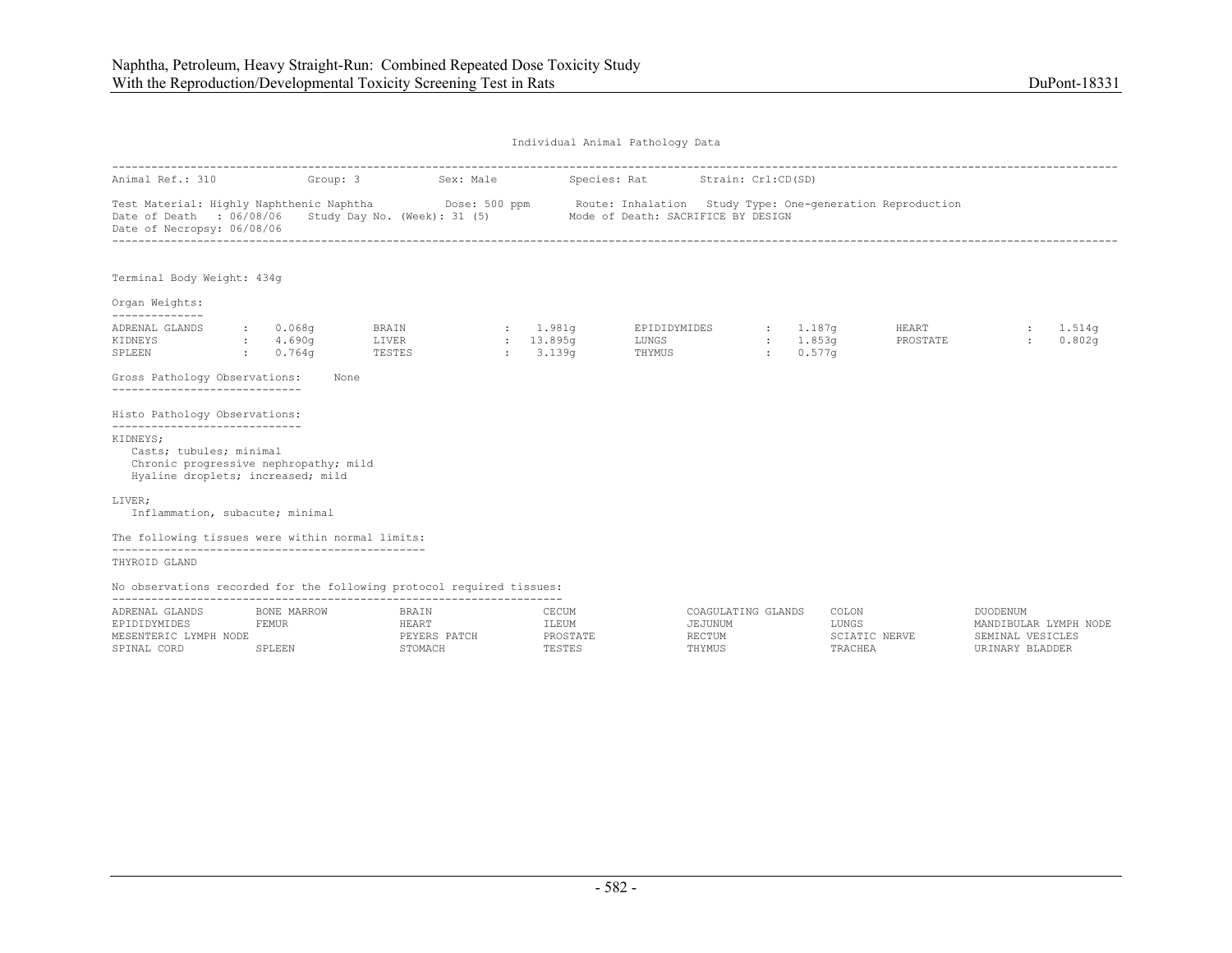Individual Animal Pathology Data

Animal Ref.: 310    Group: 3    Sex: Male    Species: Rat    Strain: Crl:CD(SD)

Test Material: Highly Naphthenic Naphtha    Dose: 500 ppm    Route: Inhalation    Study Type: One-generation Reproduction
Date of Death : 06/08/06    Study Day No. (Week): 31 (5)    Mode of Death: SACRIFICE BY DESIGN
Date of Necropsy: 06/08/06

Terminal Body Weight: 434g

**Organ Weights:**

| Organ | Weight | Organ | Weight | Organ | Weight | Organ | Weight |
|---|---|---|---|---|---|---|---|
| ADRENAL GLANDS | 0.068g | BRAIN | 1.981g | EPIDIDYMIDES | 1.187g | HEART | 1.514g |
| KIDNEYS | 4.690g | LIVER | 13.895g | LUNGS | 1.853g | PROSTATE | 0.802g |
| SPLEEN | 0.764g | TESTES | 3.139g | THYMUS | 0.577g | | |

**Gross Pathology Observations:** None

**Histo Pathology Observations:**

KIDNEYS;
- Casts; tubules; minimal
- Chronic progressive nephropathy; mild
- Hyaline droplets; increased; mild

LIVER;
- Inflammation, subacute; minimal

**The following tissues were within normal limits:**

THYROID GLAND

**No observations recorded for the following protocol required tissues:**

| | | | | | | |
|---|---|---|---|---|---|---|
| ADRENAL GLANDS | BONE MARROW | BRAIN | CECUM | COAGULATING GLANDS | COLON | DUODENUM |
| EPIDIDYMIDES | FEMUR | HEART | ILEUM | JEJUNUM | LUNGS | MANDIBULAR LYMPH NODE |
| MESENTERIC LYMPH NODE | | PEYERS PATCH | PROSTATE | RECTUM | SCIATIC NERVE | SEMINAL VESICLES |
| SPINAL CORD | SPLEEN | STOMACH | TESTES | THYMUS | TRACHEA | URINARY BLADDER |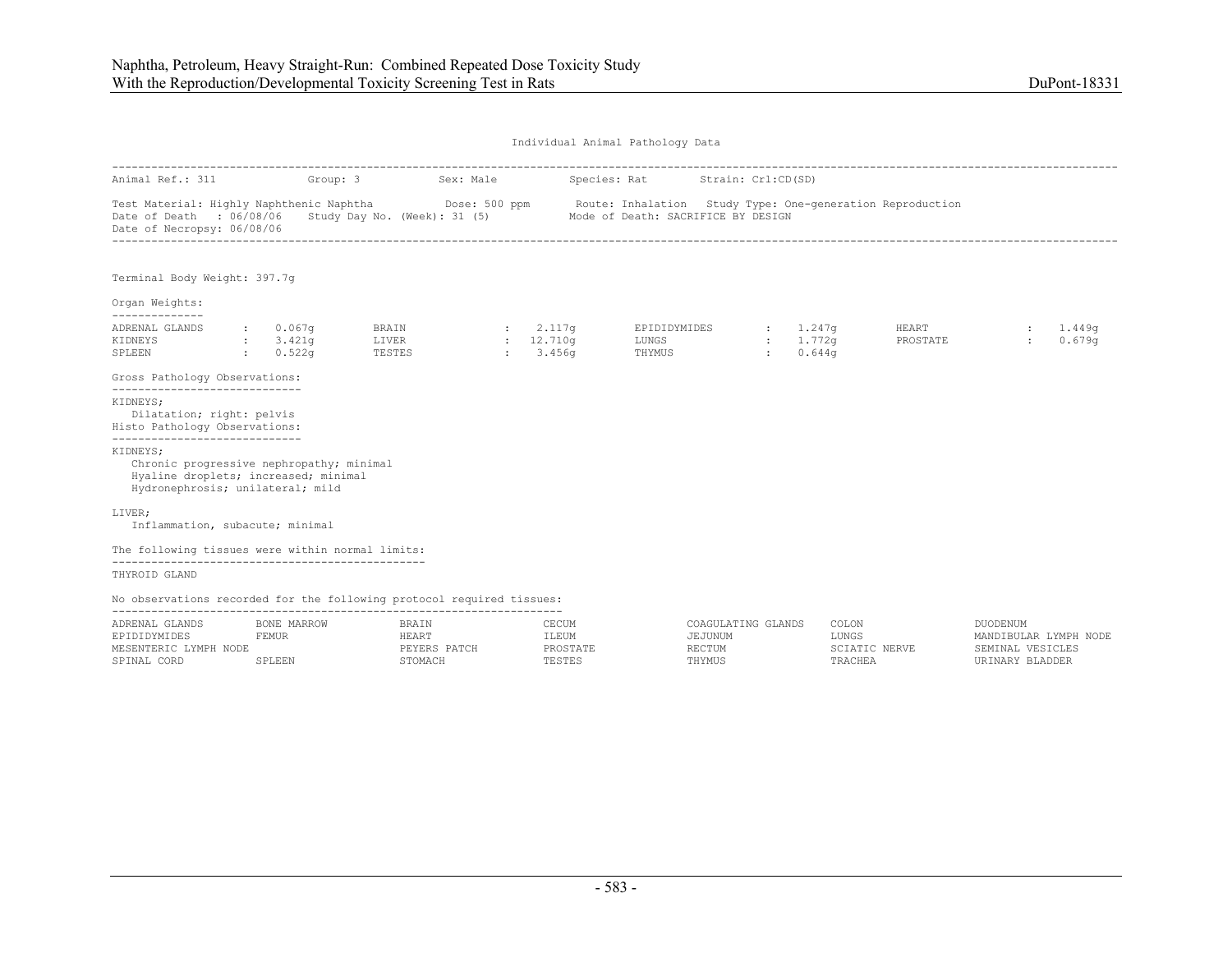Individual Animal Pathology Data

| | | | | |
|---|---|---|---|---|
| Animal Ref.: 311 | Group: 3 | Sex: Male | Species: Rat | Strain: Crl:CD(SD) |

Test Material: Highly Naphthenic Naphtha    Dose: 500 ppm    Route: Inhalation    Study Type: One-generation Reproduction
Date of Death : 06/08/06    Study Day No. (Week): 31 (5)    Mode of Death: SACRIFICE BY DESIGN
Date of Necropsy: 06/08/06

Terminal Body Weight: 397.7g

Organ Weights:

| Organ | Weight | Organ | Weight | Organ | Weight | Organ | Weight |
|---|---|---|---|---|---|---|---|
| ADRENAL GLANDS | 0.067g | BRAIN | 2.117g | EPIDIDYMIDES | 1.247g | HEART | 1.449g |
| KIDNEYS | 3.421g | LIVER | 12.710g | LUNGS | 1.772g | PROSTATE | 0.679g |
| SPLEEN | 0.522g | TESTES | 3.456g | THYMUS | 0.644g | | |

Gross Pathology Observations:

KIDNEYS;
  Dilatation; right: pelvis

Histo Pathology Observations:

KIDNEYS;
  Chronic progressive nephropathy; minimal
  Hyaline droplets; increased; minimal
  Hydronephrosis; unilateral; mild

LIVER;
  Inflammation, subacute; minimal

The following tissues were within normal limits:

THYROID GLAND

No observations recorded for the following protocol required tissues:

| | | | | | | |
|---|---|---|---|---|---|---|
| ADRENAL GLANDS | BONE MARROW | BRAIN | CECUM | COAGULATING GLANDS | COLON | DUODENUM |
| EPIDIDYMIDES | FEMUR | HEART | ILEUM | JEJUNUM | LUNGS | MANDIBULAR LYMPH NODE |
| MESENTERIC LYMPH NODE | | PEYERS PATCH | PROSTATE | RECTUM | SCIATIC NERVE | SEMINAL VESICLES |
| SPINAL CORD | SPLEEN | STOMACH | TESTES | THYMUS | TRACHEA | URINARY BLADDER |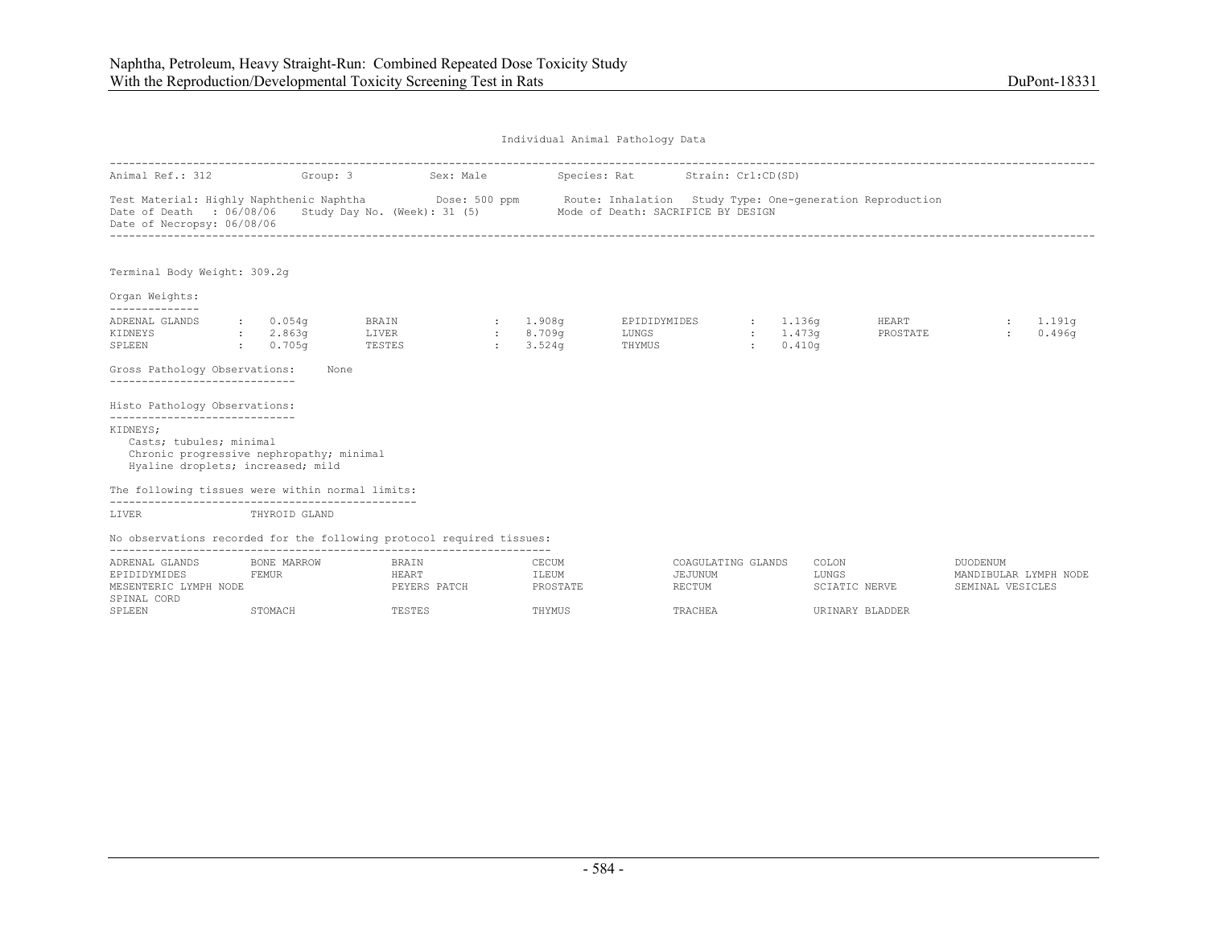Individual Animal Pathology Data

| | | | | | |
|---|---|---|---|---|---|
| Animal Ref.: 312 | Group: 3 | Sex: Male | Species: Rat | Strain: Crl:CD(SD) | |

Test Material: Highly Naphthenic Naphtha    Dose: 500 ppm    Route: Inhalation    Study Type: One-generation Reproduction
Date of Death : 06/08/06    Study Day No. (Week): 31 (5)    Mode of Death: SACRIFICE BY DESIGN
Date of Necropsy: 06/08/06

Terminal Body Weight: 309.2g

Organ Weights:

| Organ | Weight | Organ | Weight | Organ | Weight | Organ | Weight |
|---|---|---|---|---|---|---|---|
| ADRENAL GLANDS | 0.054g | BRAIN | 1.908g | EPIDIDYMIDES | 1.136g | HEART | 1.191g |
| KIDNEYS | 2.863g | LIVER | 8.709g | LUNGS | 1.473g | PROSTATE | 0.496g |
| SPLEEN | 0.705g | TESTES | 3.524g | THYMUS | 0.410g | | |

Gross Pathology Observations: None

Histo Pathology Observations:

KIDNEYS;
- Casts; tubules; minimal
- Chronic progressive nephropathy; minimal
- Hyaline droplets; increased; mild

The following tissues were within normal limits:

LIVER    THYROID GLAND

No observations recorded for the following protocol required tissues:

| | | | | | | |
|---|---|---|---|---|---|---|
| ADRENAL GLANDS | BONE MARROW | BRAIN | CECUM | COAGULATING GLANDS | COLON | DUODENUM |
| EPIDIDYMIDES | FEMUR | HEART | ILEUM | JEJUNUM | LUNGS | MANDIBULAR LYMPH NODE |
| MESENTERIC LYMPH NODE | | PEYERS PATCH | PROSTATE | RECTUM | SCIATIC NERVE | SEMINAL VESICLES |
| SPINAL CORD | | | | | | |
| SPLEEN | STOMACH | TESTES | THYMUS | TRACHEA | URINARY BLADDER | |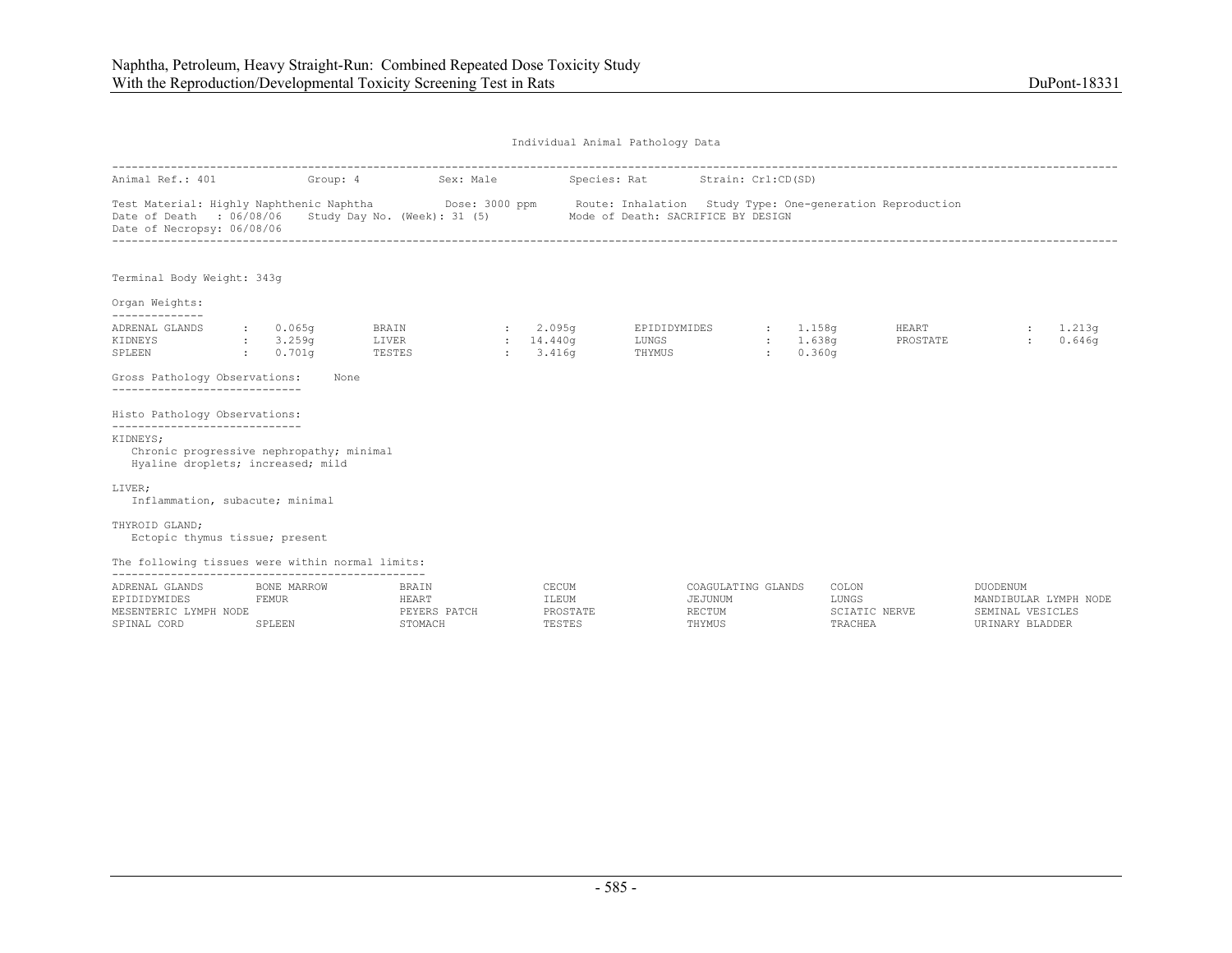## Individual Animal Pathology Data

Animal Ref.: 401 Group: 4 Sex: Male Species: Rat Strain: Crl:CD(SD)

Test Material: Highly Naphthenic Naphtha Dose: 3000 ppm Route: Inhalation Study Type: One-generation Reproduction
Date of Death : 06/08/06 Study Day No. (Week): 31 (5) Mode of Death: SACRIFICE BY DESIGN
Date of Necropsy: 06/08/06

Terminal Body Weight: 343g

**Organ Weights:**

| Organ | Weight | Organ | Weight | Organ | Weight | Organ | Weight |
|---|---|---|---|---|---|---|---|
| ADRENAL GLANDS | 0.065g | BRAIN | 2.095g | EPIDIDYMIDES | 1.158g | HEART | 1.213g |
| KIDNEYS | 3.259g | LIVER | 14.440g | LUNGS | 1.638g | PROSTATE | 0.646g |
| SPLEEN | 0.701g | TESTES | 3.416g | THYMUS | 0.360g | | |

**Gross Pathology Observations:** None

**Histo Pathology Observations:**

KIDNEYS;
- Chronic progressive nephropathy; minimal
- Hyaline droplets; increased; mild

LIVER;
- Inflammation, subacute; minimal

THYROID GLAND;
- Ectopic thymus tissue; present

**The following tissues were within normal limits:**

| | | | | | | |
|---|---|---|---|---|---|---|
| ADRENAL GLANDS | BONE MARROW | BRAIN | CECUM | COAGULATING GLANDS | COLON | DUODENUM |
| EPIDIDYMIDES | FEMUR | HEART | ILEUM | JEJUNUM | LUNGS | MANDIBULAR LYMPH NODE |
| MESENTERIC LYMPH NODE | | PEYERS PATCH | PROSTATE | RECTUM | SCIATIC NERVE | SEMINAL VESICLES |
| SPINAL CORD | SPLEEN | STOMACH | TESTES | THYMUS | TRACHEA | URINARY BLADDER |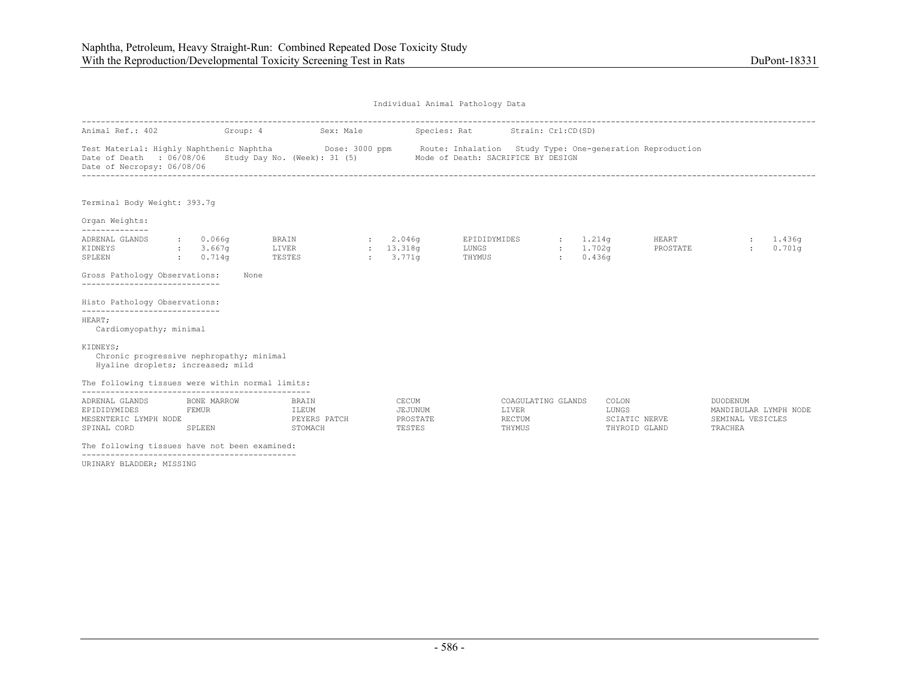Individual Animal Pathology Data

Animal Ref.: 402 Group: 4 Sex: Male Species: Rat Strain: Crl:CD(SD)

Test Material: Highly Naphthenic Naphtha Dose: 3000 ppm Route: Inhalation Study Type: One-generation Reproduction
Date of Death : 06/08/06 Study Day No. (Week): 31 (5) Mode of Death: SACRIFICE BY DESIGN
Date of Necropsy: 06/08/06

Terminal Body Weight: 393.7g

Organ Weights:

| | | | | | | | |
|---|---|---|---|---|---|---|---|
| ADRENAL GLANDS | 0.066g | BRAIN | 2.046g | EPIDIDYMIDES | 1.214g | HEART | 1.436g |
| KIDNEYS | 3.667g | LIVER | 13.318g | LUNGS | 1.702g | PROSTATE | 0.701g |
| SPLEEN | 0.714g | TESTES | 3.771g | THYMUS | 0.436g | | |

Gross Pathology Observations: None

Histo Pathology Observations:

HEART;
Cardiomyopathy; minimal

KIDNEYS;
Chronic progressive nephropathy; minimal
Hyaline droplets; increased; mild

The following tissues were within normal limits:

| | | | | | | |
|---|---|---|---|---|---|---|
| ADRENAL GLANDS | BONE MARROW | BRAIN | CECUM | COAGULATING GLANDS | COLON | DUODENUM |
| EPIDIDYMIDES | FEMUR | ILEUM | JEJUNUM | LIVER | LUNGS | MANDIBULAR LYMPH NODE |
| MESENTERIC LYMPH NODE | | PEYERS PATCH | PROSTATE | RECTUM | SCIATIC NERVE | SEMINAL VESICLES |
| SPINAL CORD | SPLEEN | STOMACH | TESTES | THYMUS | THYROID GLAND | TRACHEA |

The following tissues have not been examined:

URINARY BLADDER; MISSING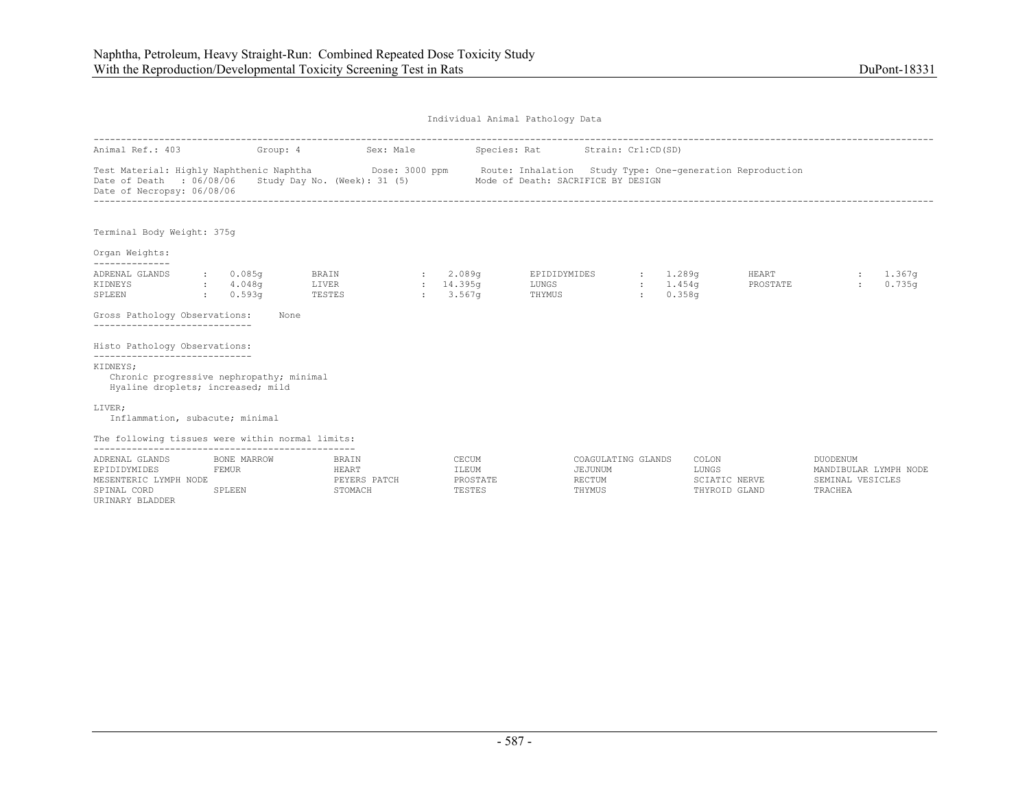Individual Animal Pathology Data

Animal Ref.: 403 Group: 4 Sex: Male Species: Rat Strain: Crl:CD(SD)

Test Material: Highly Naphthenic Naphtha Dose: 3000 ppm Route: Inhalation Study Type: One-generation Reproduction
Date of Death : 06/08/06 Study Day No. (Week): 31 (5) Mode of Death: SACRIFICE BY DESIGN
Date of Necropsy: 06/08/06

Terminal Body Weight: 375g

Organ Weights:

| | | | | | | | |
|---|---|---|---|---|---|---|---|
| ADRENAL GLANDS | 0.085g | BRAIN | 2.089g | EPIDIDYMIDES | 1.289g | HEART | 1.367g |
| KIDNEYS | 4.048g | LIVER | 14.395g | LUNGS | 1.454g | PROSTATE | 0.735g |
| SPLEEN | 0.593g | TESTES | 3.567g | THYMUS | 0.358g | | |

Gross Pathology Observations: None

Histo Pathology Observations:

KIDNEYS;
Chronic progressive nephropathy; minimal
Hyaline droplets; increased; mild

LIVER;
Inflammation, subacute; minimal

The following tissues were within normal limits:

| | | | | | | |
|---|---|---|---|---|---|---|
| ADRENAL GLANDS | BONE MARROW | BRAIN | CECUM | COAGULATING GLANDS | COLON | DUODENUM |
| EPIDIDYMIDES | FEMUR | HEART | ILEUM | JEJUNUM | LUNGS | MANDIBULAR LYMPH NODE |
| MESENTERIC LYMPH NODE | | PEYERS PATCH | PROSTATE | RECTUM | SCIATIC NERVE | SEMINAL VESICLES |
| SPINAL CORD | SPLEEN | STOMACH | TESTES | THYMUS | THYROID GLAND | TRACHEA |
| URINARY BLADDER | | | | | | |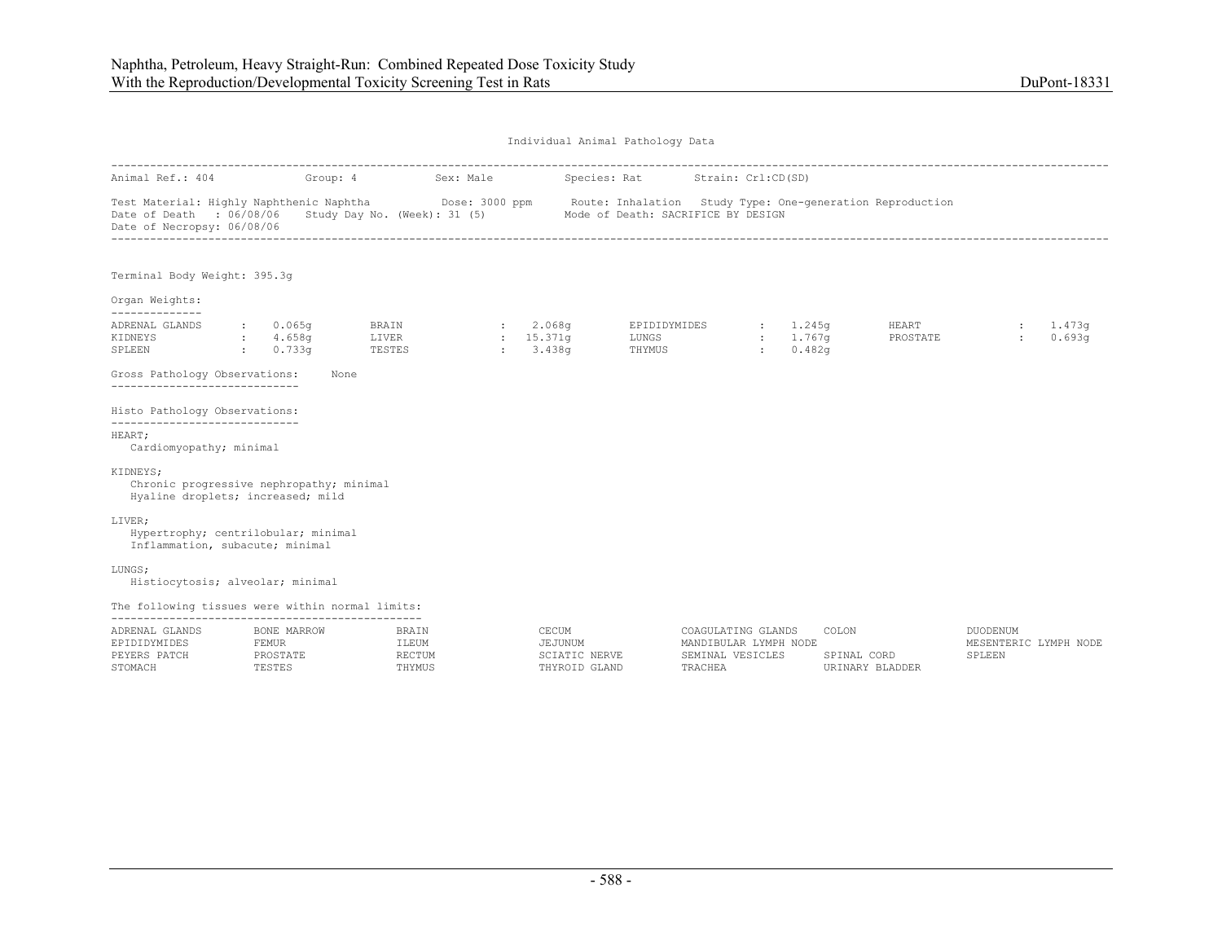Individual Animal Pathology Data

| | | | | |
|---|---|---|---|---|
| Animal Ref.: 404 | Group: 4 | Sex: Male | Species: Rat | Strain: Crl:CD(SD) |

Test Material: Highly Naphthenic Naphtha Dose: 3000 ppm Route: Inhalation Study Type: One-generation Reproduction
Date of Death : 06/08/06 Study Day No. (Week): 31 (5) Mode of Death: SACRIFICE BY DESIGN
Date of Necropsy: 06/08/06

Terminal Body Weight: 395.3g

Organ Weights:

| Organ | Weight | Organ | Weight | Organ | Weight | Organ | Weight |
|---|---|---|---|---|---|---|---|
| ADRENAL GLANDS | 0.065g | BRAIN | 2.068g | EPIDIDYMIDES | 1.245g | HEART | 1.473g |
| KIDNEYS | 4.658g | LIVER | 15.371g | LUNGS | 1.767g | PROSTATE | 0.693g |
| SPLEEN | 0.733g | TESTES | 3.438g | THYMUS | 0.482g | | |

Gross Pathology Observations: None

Histo Pathology Observations:

HEART;
Cardiomyopathy; minimal

KIDNEYS;
Chronic progressive nephropathy; minimal
Hyaline droplets; increased; mild

LIVER;
Hypertrophy; centrilobular; minimal
Inflammation, subacute; minimal

LUNGS;
Histiocytosis; alveolar; minimal

The following tissues were within normal limits:

| | | | | | | |
|---|---|---|---|---|---|---|
| ADRENAL GLANDS | BONE MARROW | BRAIN | CECUM | COAGULATING GLANDS | COLON | DUODENUM |
| EPIDIDYMIDES | FEMUR | ILEUM | JEJUNUM | MANDIBULAR LYMPH NODE | | MESENTERIC LYMPH NODE |
| PEYERS PATCH | PROSTATE | RECTUM | SCIATIC NERVE | SEMINAL VESICLES | SPINAL CORD | SPLEEN |
| STOMACH | TESTES | THYMUS | THYROID GLAND | TRACHEA | URINARY BLADDER | |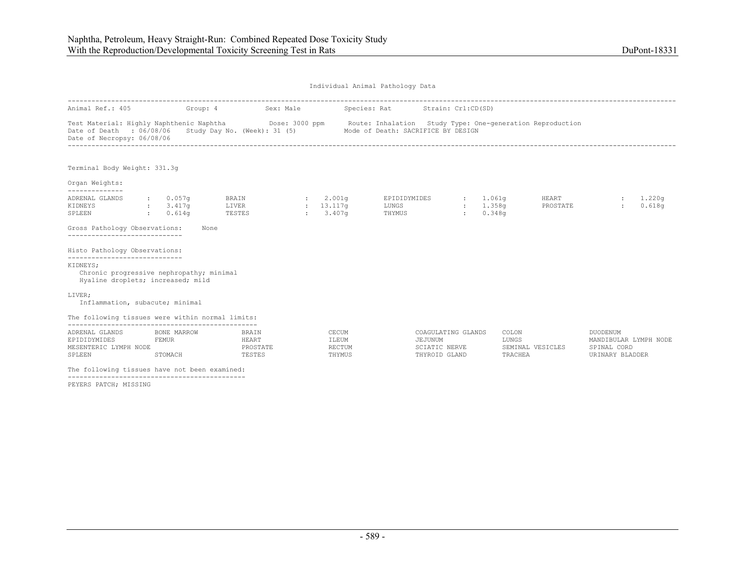Individual Animal Pathology Data

Animal Ref.: 405 Group: 4 Sex: Male Species: Rat Strain: Crl:CD(SD)

Test Material: Highly Naphthenic Naphtha Dose: 3000 ppm Route: Inhalation Study Type: One-generation Reproduction
Date of Death : 06/08/06 Study Day No. (Week): 31 (5) Mode of Death: SACRIFICE BY DESIGN
Date of Necropsy: 06/08/06

Terminal Body Weight: 331.3g

Organ Weights:

| | | | | | | | |
|---|---|---|---|---|---|---|---|
| ADRENAL GLANDS | 0.057g | BRAIN | 2.001g | EPIDIDYMIDES | 1.061g | HEART | 1.220g |
| KIDNEYS | 3.417g | LIVER | 13.117g | LUNGS | 1.358g | PROSTATE | 0.618g |
| SPLEEN | 0.614g | TESTES | 3.407g | THYMUS | 0.348g | | |

Gross Pathology Observations: None

Histo Pathology Observations:

KIDNEYS;
- Chronic progressive nephropathy; minimal
- Hyaline droplets; increased; mild

LIVER;
- Inflammation, subacute; minimal

The following tissues were within normal limits:

| | | | | | | |
|---|---|---|---|---|---|---|
| ADRENAL GLANDS | BONE MARROW | BRAIN | CECUM | COAGULATING GLANDS | COLON | DUODENUM |
| EPIDIDYMIDES | FEMUR | HEART | ILEUM | JEJUNUM | LUNGS | MANDIBULAR LYMPH NODE |
| MESENTERIC LYMPH NODE | | PROSTATE | RECTUM | SCIATIC NERVE | SEMINAL VESICLES | SPINAL CORD |
| SPLEEN | STOMACH | TESTES | THYMUS | THYROID GLAND | TRACHEA | URINARY BLADDER |

The following tissues have not been examined:

PEYERS PATCH; MISSING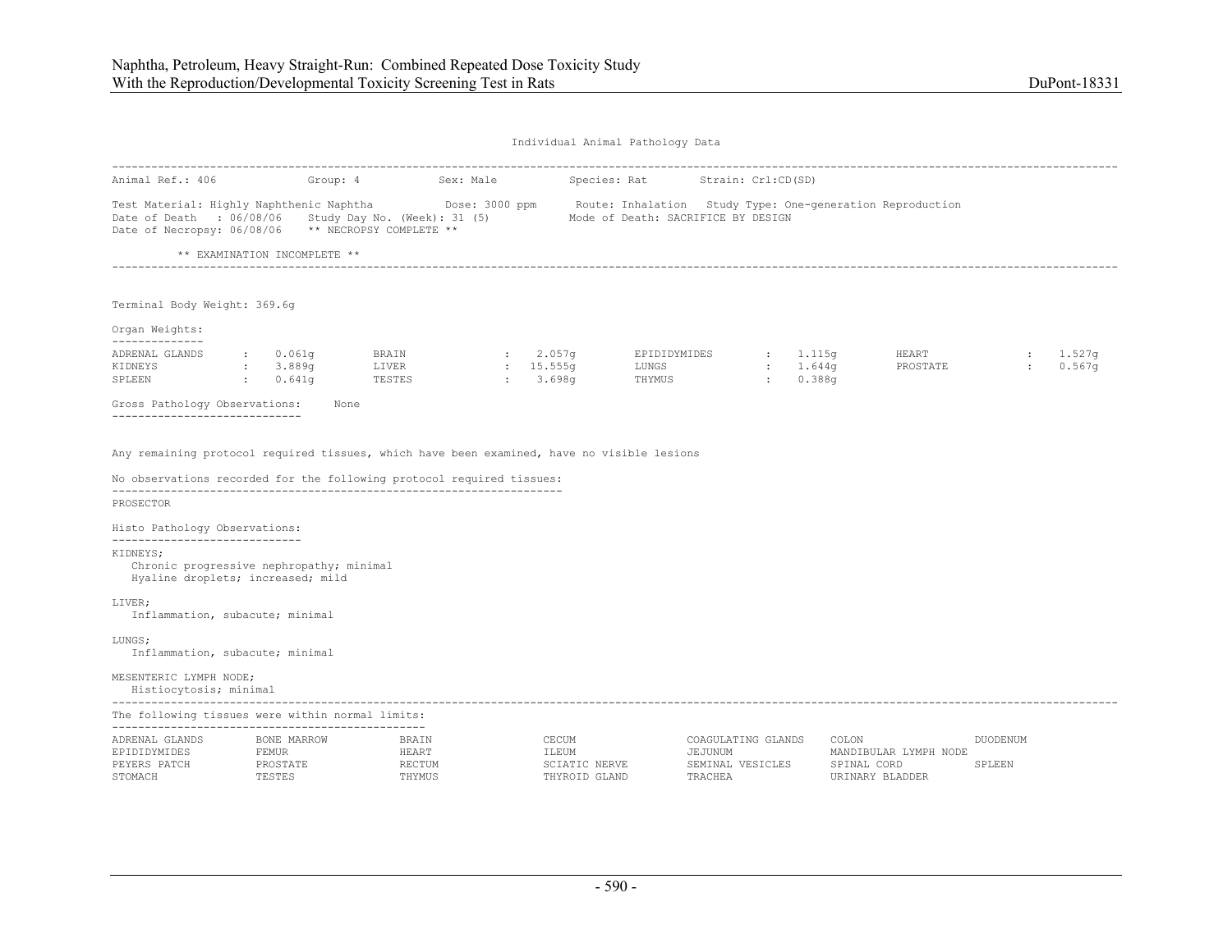## Individual Animal Pathology Data

Animal Ref.: 406 Group: 4 Sex: Male Species: Rat Strain: Crl:CD(SD)

Test Material: Highly Naphthenic Naphtha Dose: 3000 ppm Route: Inhalation Study Type: One-generation Reproduction
Date of Death : 06/08/06 Study Day No. (Week): 31 (5) Mode of Death: SACRIFICE BY DESIGN
Date of Necropsy: 06/08/06 ** NECROPSY COMPLETE **

** EXAMINATION INCOMPLETE **

Terminal Body Weight: 369.6g

Organ Weights:

| Organ | Weight | Organ | Weight | Organ | Weight | Organ | Weight |
|---|---|---|---|---|---|---|---|
| ADRENAL GLANDS | 0.061g | BRAIN | 2.057g | EPIDIDYMIDES | 1.115g | HEART | 1.527g |
| KIDNEYS | 3.889g | LIVER | 15.555g | LUNGS | 1.644g | PROSTATE | 0.567g |
| SPLEEN | 0.641g | TESTES | 3.698g | THYMUS | 0.388g | | |

Gross Pathology Observations: None

Any remaining protocol required tissues, which have been examined, have no visible lesions

No observations recorded for the following protocol required tissues:

PROSECTOR

Histo Pathology Observations:

KIDNEYS;
- Chronic progressive nephropathy; minimal
- Hyaline droplets; increased; mild

LIVER;
- Inflammation, subacute; minimal

LUNGS;
- Inflammation, subacute; minimal

MESENTERIC LYMPH NODE;
- Histiocytosis; minimal

The following tissues were within normal limits:

| | | | | | | |
|---|---|---|---|---|---|---|
| ADRENAL GLANDS | BONE MARROW | BRAIN | CECUM | COAGULATING GLANDS | COLON | DUODENUM |
| EPIDIDYMIDES | FEMUR | HEART | ILEUM | JEJUNUM | MANDIBULAR LYMPH NODE | |
| PEYERS PATCH | PROSTATE | RECTUM | SCIATIC NERVE | SEMINAL VESICLES | SPINAL CORD | SPLEEN |
| STOMACH | TESTES | THYMUS | THYROID GLAND | TRACHEA | URINARY BLADDER | |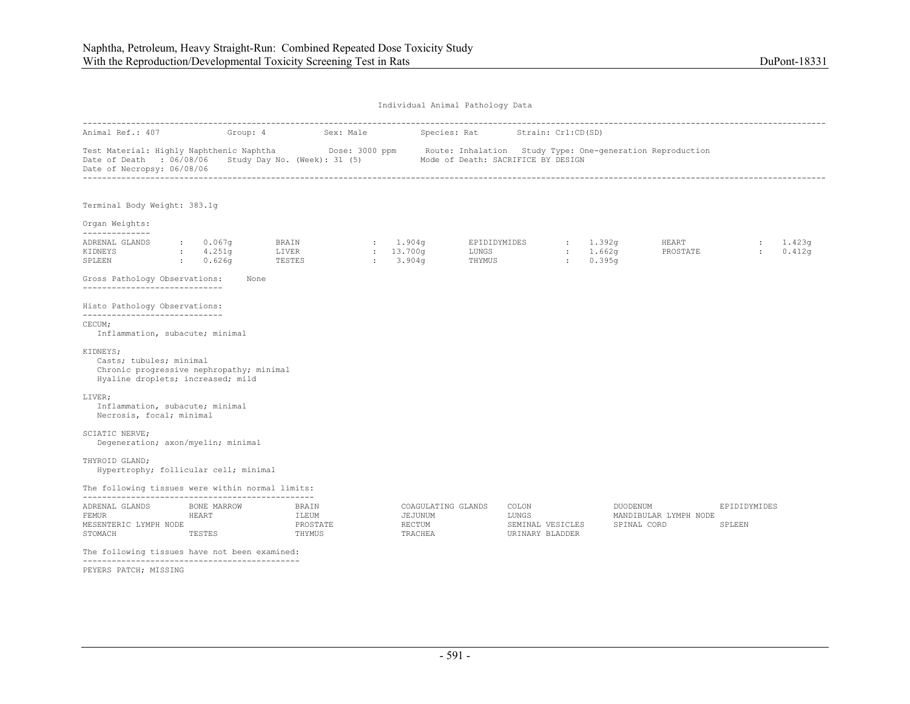Individual Animal Pathology Data

---

Animal Ref.: 407 Group: 4 Sex: Male Species: Rat Strain: Crl:CD(SD)

Test Material: Highly Naphthenic Naphtha Dose: 3000 ppm Route: Inhalation Study Type: One-generation Reproduction
Date of Death : 06/08/06 Study Day No. (Week): 31 (5) Mode of Death: SACRIFICE BY DESIGN
Date of Necropsy: 06/08/06

---

Terminal Body Weight: 383.1g

Organ Weights:

| Organ | Weight | Organ | Weight | Organ | Weight | Organ | Weight |
|---|---|---|---|---|---|---|---|
| ADRENAL GLANDS | 0.067g | BRAIN | 1.904g | EPIDIDYMIDES | 1.392g | HEART | 1.423g |
| KIDNEYS | 4.251g | LIVER | 13.700g | LUNGS | 1.662g | PROSTATE | 0.412g |
| SPLEEN | 0.626g | TESTES | 3.904g | THYMUS | 0.395g | | |

Gross Pathology Observations: None

Histo Pathology Observations:

CECUM;
 Inflammation, subacute; minimal

KIDNEYS;
 Casts; tubules; minimal
 Chronic progressive nephropathy; minimal
 Hyaline droplets; increased; mild

LIVER;
 Inflammation, subacute; minimal
 Necrosis, focal; minimal

SCIATIC NERVE;
 Degeneration; axon/myelin; minimal

THYROID GLAND;
 Hypertrophy; follicular cell; minimal

The following tissues were within normal limits:

| | | | | | | |
|---|---|---|---|---|---|---|
| ADRENAL GLANDS | BONE MARROW | BRAIN | COAGULATING GLANDS | COLON | DUODENUM | EPIDIDYMIDES |
| FEMUR | HEART | ILEUM | JEJUNUM | LUNGS | MANDIBULAR LYMPH NODE | |
| MESENTERIC LYMPH NODE | | PROSTATE | RECTUM | SEMINAL VESICLES | SPINAL CORD | SPLEEN |
| STOMACH | TESTES | THYMUS | TRACHEA | URINARY BLADDER | | |

The following tissues have not been examined:

PEYERS PATCH; MISSING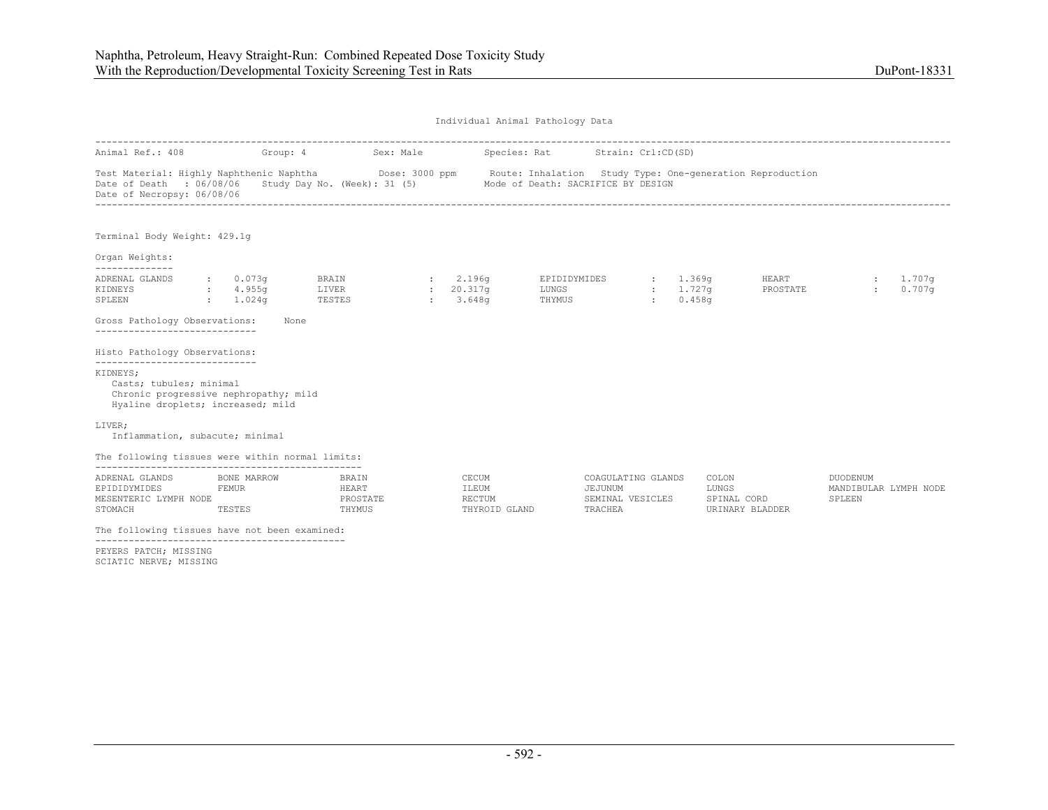Individual Animal Pathology Data

Animal Ref.: 408 Group: 4 Sex: Male Species: Rat Strain: Crl:CD(SD)

Test Material: Highly Naphthenic Naphtha Dose: 3000 ppm Route: Inhalation Study Type: One-generation Reproduction
Date of Death : 06/08/06 Study Day No. (Week): 31 (5) Mode of Death: SACRIFICE BY DESIGN
Date of Necropsy: 06/08/06

Terminal Body Weight: 429.1g

Organ Weights:

| Organ | Weight | Organ | Weight | Organ | Weight | Organ | Weight |
|---|---|---|---|---|---|---|---|
| ADRENAL GLANDS | 0.073g | BRAIN | 2.196g | EPIDIDYMIDES | 1.369g | HEART | 1.707g |
| KIDNEYS | 4.955g | LIVER | 20.317g | LUNGS | 1.727g | PROSTATE | 0.707g |
| SPLEEN | 1.024g | TESTES | 3.648g | THYMUS | 0.458g | | |

Gross Pathology Observations: None

Histo Pathology Observations:

KIDNEYS;
- Casts; tubules; minimal
- Chronic progressive nephropathy; mild
- Hyaline droplets; increased; mild

LIVER;
- Inflammation, subacute; minimal

The following tissues were within normal limits:

| | | | | | | |
|---|---|---|---|---|---|---|
| ADRENAL GLANDS | BONE MARROW | BRAIN | CECUM | COAGULATING GLANDS | COLON | DUODENUM |
| EPIDIDYMIDES | FEMUR | HEART | ILEUM | JEJUNUM | LUNGS | MANDIBULAR LYMPH NODE |
| MESENTERIC LYMPH NODE | | PROSTATE | RECTUM | SEMINAL VESICLES | SPINAL CORD | SPLEEN |
| STOMACH | TESTES | THYMUS | THYROID GLAND | TRACHEA | URINARY BLADDER | |

The following tissues have not been examined:

PEYERS PATCH; MISSING
SCIATIC NERVE; MISSING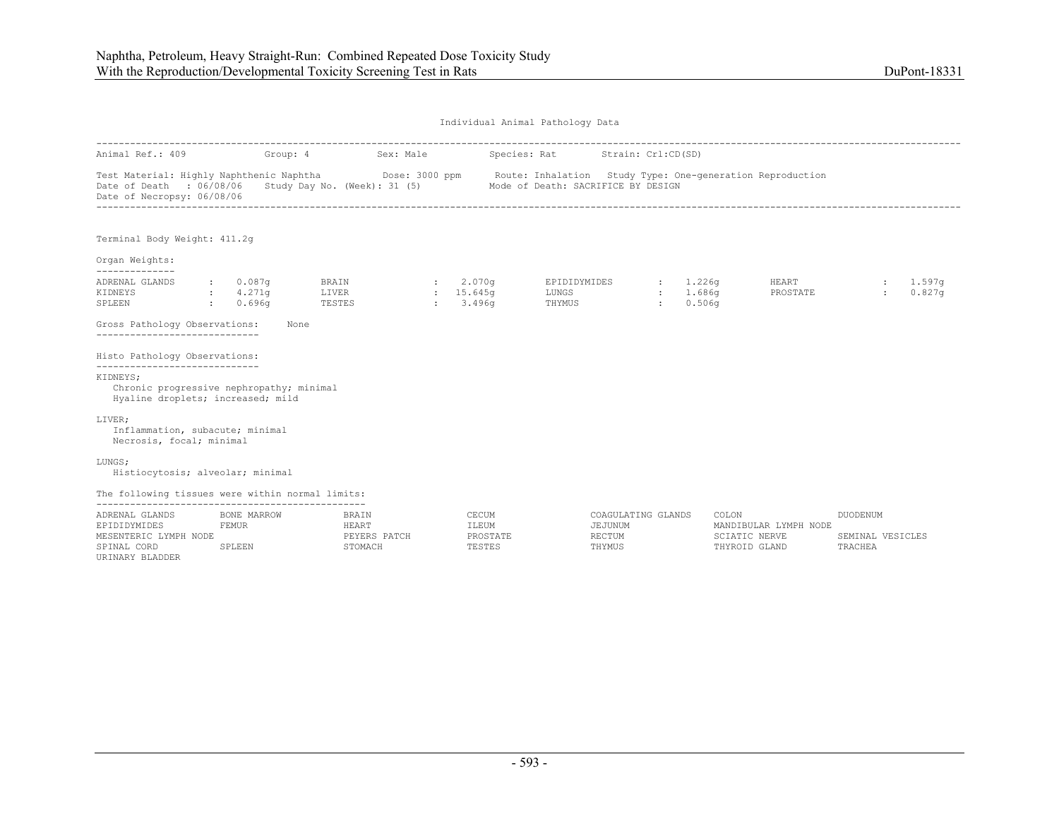Individual Animal Pathology Data

Animal Ref.: 409 Group: 4 Sex: Male Species: Rat Strain: Crl:CD(SD)

Test Material: Highly Naphthenic Naphtha Dose: 3000 ppm Route: Inhalation Study Type: One-generation Reproduction
Date of Death : 06/08/06 Study Day No. (Week): 31 (5) Mode of Death: SACRIFICE BY DESIGN
Date of Necropsy: 06/08/06

Terminal Body Weight: 411.2g

Organ Weights:

| Organ | Weight | Organ | Weight | Organ | Weight | Organ | Weight |
|---|---|---|---|---|---|---|---|
| ADRENAL GLANDS | 0.087g | BRAIN | 2.070g | EPIDIDYMIDES | 1.226g | HEART | 1.597g |
| KIDNEYS | 4.271g | LIVER | 15.645g | LUNGS | 1.686g | PROSTATE | 0.827g |
| SPLEEN | 0.696g | TESTES | 3.496g | THYMUS | 0.506g | | |

Gross Pathology Observations: None

Histo Pathology Observations:

KIDNEYS;
- Chronic progressive nephropathy; minimal
- Hyaline droplets; increased; mild

LIVER;
- Inflammation, subacute; minimal
- Necrosis, focal; minimal

LUNGS;
- Histiocytosis; alveolar; minimal

The following tissues were within normal limits:

| | | | | | | |
|---|---|---|---|---|---|---|
| ADRENAL GLANDS | BONE MARROW | BRAIN | CECUM | COAGULATING GLANDS | COLON | DUODENUM |
| EPIDIDYMIDES | FEMUR | HEART | ILEUM | JEJUNUM | MANDIBULAR LYMPH NODE | |
| MESENTERIC LYMPH NODE | | PEYERS PATCH | PROSTATE | RECTUM | SCIATIC NERVE | SEMINAL VESICLES |
| SPINAL CORD | SPLEEN | STOMACH | TESTES | THYMUS | THYROID GLAND | TRACHEA |
| URINARY BLADDER | | | | | | |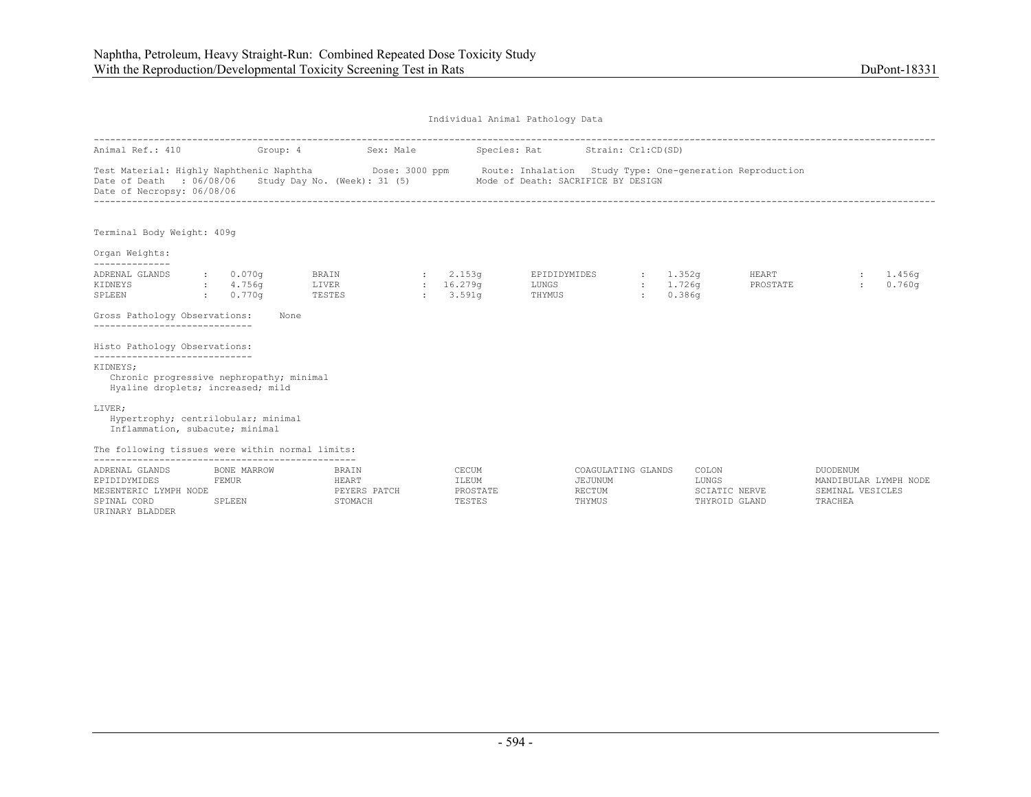Individual Animal Pathology Data

Animal Ref.: 410 Group: 4 Sex: Male Species: Rat Strain: Crl:CD(SD)

Test Material: Highly Naphthenic Naphtha Dose: 3000 ppm Route: Inhalation Study Type: One-generation Reproduction
Date of Death : 06/08/06 Study Day No. (Week): 31 (5) Mode of Death: SACRIFICE BY DESIGN
Date of Necropsy: 06/08/06

Terminal Body Weight: 409g

Organ Weights:

| | | | | | | | |
|---|---|---|---|---|---|---|---|
| ADRENAL GLANDS | 0.070g | BRAIN | 2.153g | EPIDIDYMIDES | 1.352g | HEART | 1.456g |
| KIDNEYS | 4.756g | LIVER | 16.279g | LUNGS | 1.726g | PROSTATE | 0.760g |
| SPLEEN | 0.770g | TESTES | 3.591g | THYMUS | 0.386g | | |

Gross Pathology Observations: None

Histo Pathology Observations:

KIDNEYS;
- Chronic progressive nephropathy; minimal
- Hyaline droplets; increased; mild

LIVER;
- Hypertrophy; centrilobular; minimal
- Inflammation, subacute; minimal

The following tissues were within normal limits:

| | | | | | | |
|---|---|---|---|---|---|---|
| ADRENAL GLANDS | BONE MARROW | BRAIN | CECUM | COAGULATING GLANDS | COLON | DUODENUM |
| EPIDIDYMIDES | FEMUR | HEART | ILEUM | JEJUNUM | LUNGS | MANDIBULAR LYMPH NODE |
| MESENTERIC LYMPH NODE | | PEYERS PATCH | PROSTATE | RECTUM | SCIATIC NERVE | SEMINAL VESICLES |
| SPINAL CORD | SPLEEN | STOMACH | TESTES | THYMUS | THYROID GLAND | TRACHEA |
| URINARY BLADDER | | | | | | |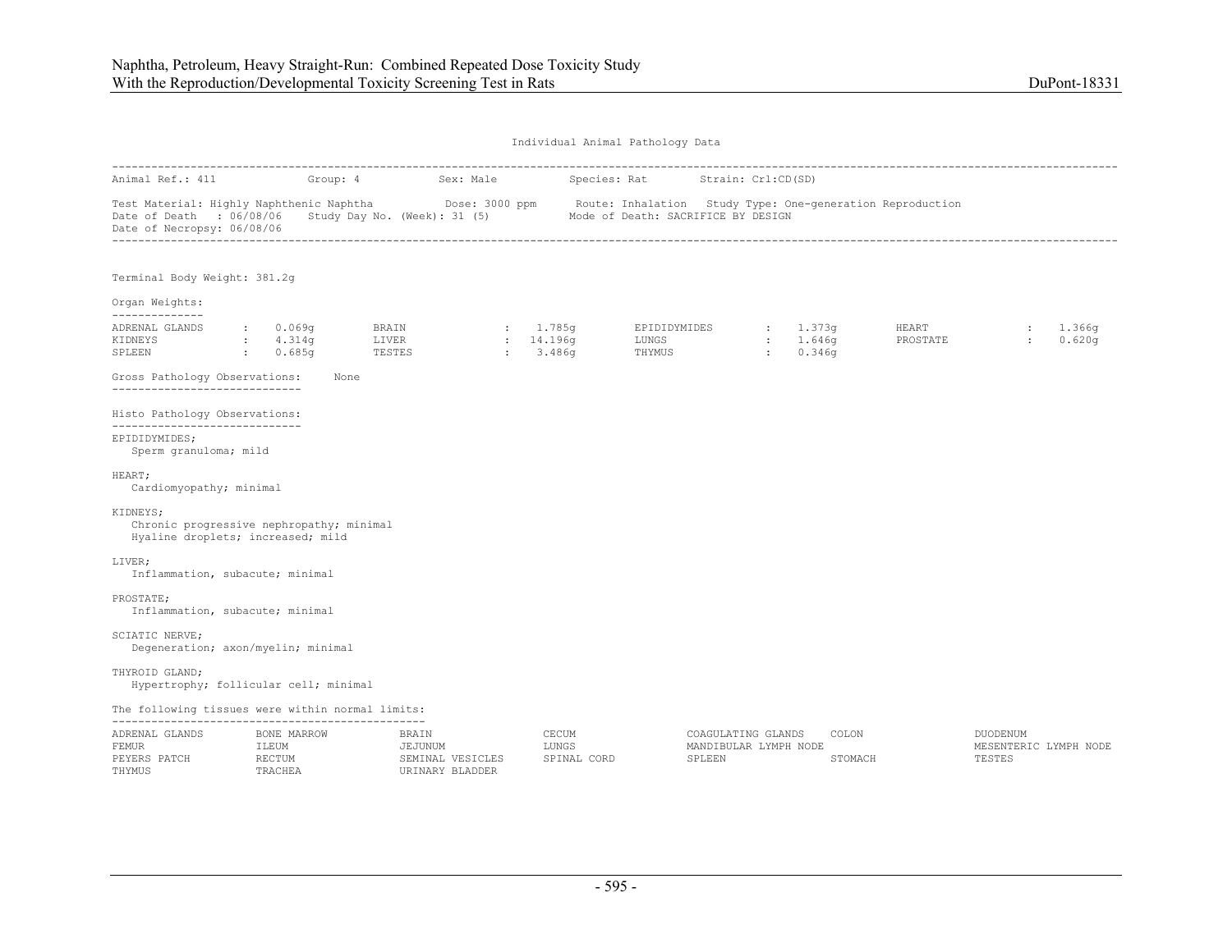Individual Animal Pathology Data

Animal Ref.: 411 Group: 4 Sex: Male Species: Rat Strain: Crl:CD(SD)

Test Material: Highly Naphthenic Naphtha Dose: 3000 ppm Route: Inhalation Study Type: One-generation Reproduction
Date of Death : 06/08/06 Study Day No. (Week): 31 (5) Mode of Death: SACRIFICE BY DESIGN
Date of Necropsy: 06/08/06

Terminal Body Weight: 381.2g

Organ Weights:

| | | | | | | | |
|---|---|---|---|---|---|---|---|
| ADRENAL GLANDS | 0.069g | BRAIN | 1.785g | EPIDIDYMIDES | 1.373g | HEART | 1.366g |
| KIDNEYS | 4.314g | LIVER | 14.196g | LUNGS | 1.646g | PROSTATE | 0.620g |
| SPLEEN | 0.685g | TESTES | 3.486g | THYMUS | 0.346g | | |

Gross Pathology Observations: None

Histo Pathology Observations:

EPIDIDYMIDES;
Sperm granuloma; mild

HEART;
Cardiomyopathy; minimal

KIDNEYS;
Chronic progressive nephropathy; minimal
Hyaline droplets; increased; mild

LIVER;
Inflammation, subacute; minimal

PROSTATE;
Inflammation, subacute; minimal

SCIATIC NERVE;
Degeneration; axon/myelin; minimal

THYROID GLAND;
Hypertrophy; follicular cell; minimal

The following tissues were within normal limits:

| | | | | | | |
|---|---|---|---|---|---|---|
| ADRENAL GLANDS | BONE MARROW | BRAIN | CECUM | COAGULATING GLANDS | COLON | DUODENUM |
| FEMUR | ILEUM | JEJUNUM | LUNGS | MANDIBULAR LYMPH NODE | | MESENTERIC LYMPH NODE |
| PEYERS PATCH | RECTUM | SEMINAL VESICLES | SPINAL CORD | SPLEEN | STOMACH | TESTES |
| THYMUS | TRACHEA | URINARY BLADDER | | | | |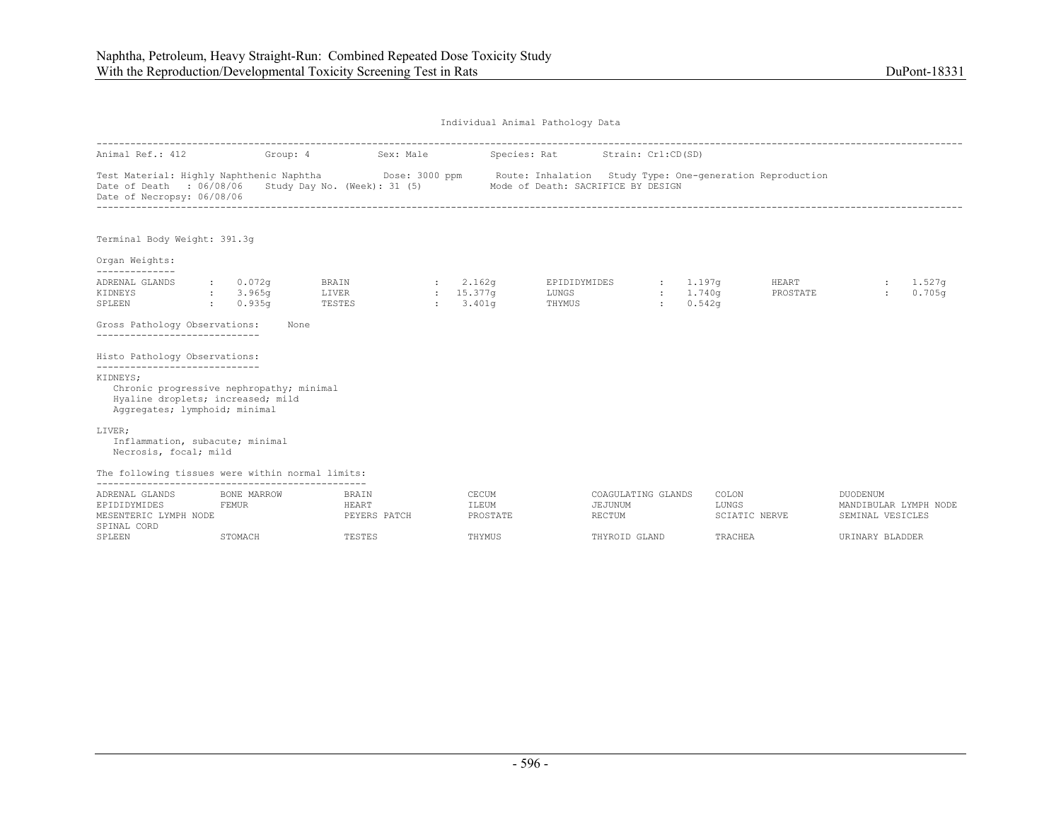Individual Animal Pathology Data

| Animal Ref.: 412 | Group: 4 | Sex: Male | Species: Rat | Strain: Crl:CD(SD) |
|---|---|---|---|---|

Test Material: Highly Naphthenic Naphtha    Dose: 3000 ppm    Route: Inhalation    Study Type: One-generation Reproduction
Date of Death : 06/08/06    Study Day No. (Week): 31 (5)    Mode of Death: SACRIFICE BY DESIGN
Date of Necropsy: 06/08/06

Terminal Body Weight: 391.3g

Organ Weights:

| Organ | Weight | Organ | Weight | Organ | Weight | Organ | Weight |
|---|---|---|---|---|---|---|---|
| ADRENAL GLANDS | 0.072g | BRAIN | 2.162g | EPIDIDYMIDES | 1.197g | HEART | 1.527g |
| KIDNEYS | 3.965g | LIVER | 15.377g | LUNGS | 1.740g | PROSTATE | 0.705g |
| SPLEEN | 0.935g | TESTES | 3.401g | THYMUS | 0.542g | | |

Gross Pathology Observations: None

Histo Pathology Observations:

KIDNEYS;
- Chronic progressive nephropathy; minimal
- Hyaline droplets; increased; mild
- Aggregates; lymphoid; minimal

LIVER;
- Inflammation, subacute; minimal
- Necrosis, focal; mild

The following tissues were within normal limits:

| | | | | | | |
|---|---|---|---|---|---|---|
| ADRENAL GLANDS | BONE MARROW | BRAIN | CECUM | COAGULATING GLANDS | COLON | DUODENUM |
| EPIDIDYMIDES | FEMUR | HEART | ILEUM | JEJUNUM | LUNGS | MANDIBULAR LYMPH NODE |
| MESENTERIC LYMPH NODE | | PEYERS PATCH | PROSTATE | RECTUM | SCIATIC NERVE | SEMINAL VESICLES |
| SPINAL CORD | | | | | | |
| SPLEEN | STOMACH | TESTES | THYMUS | THYROID GLAND | TRACHEA | URINARY BLADDER |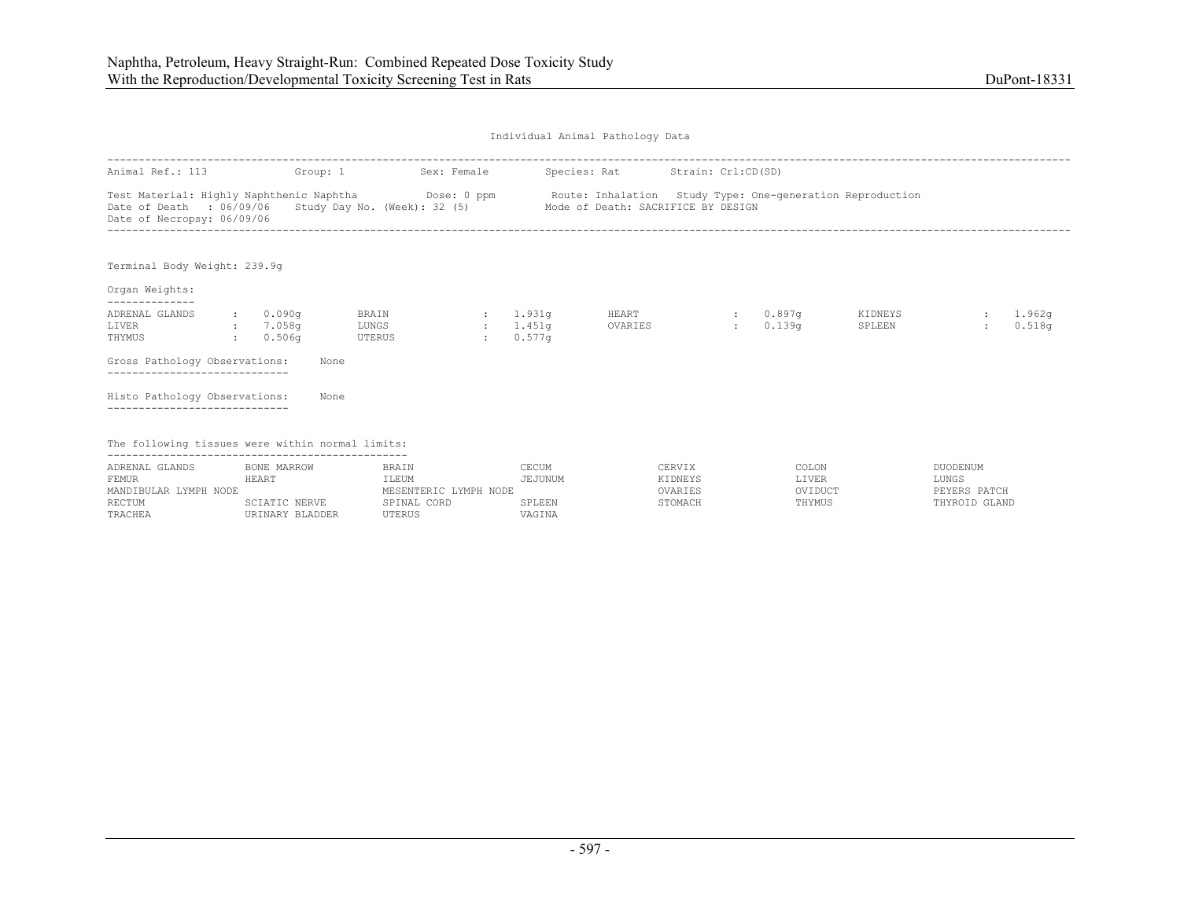Individual Animal Pathology Data

Animal Ref.: 113 Group: 1 Sex: Female Species: Rat Strain: Crl:CD(SD)

Test Material: Highly Naphthenic Naphtha Dose: 0 ppm Route: Inhalation Study Type: One-generation Reproduction
Date of Death : 06/09/06 Study Day No. (Week): 32 (5) Mode of Death: SACRIFICE BY DESIGN
Date of Necropsy: 06/09/06

Terminal Body Weight: 239.9g

Organ Weights:

| | | | | | | | |
|---|---|---|---|---|---|---|---|
| ADRENAL GLANDS | : 0.090g | BRAIN | : 1.931g | HEART | : 0.897g | KIDNEYS | : 1.962g |
| LIVER | : 7.058g | LUNGS | : 1.451g | OVARIES | : 0.139g | SPLEEN | : 0.518g |
| THYMUS | : 0.506g | UTERUS | : 0.577g | | | | |

Gross Pathology Observations: None

Histo Pathology Observations: None

The following tissues were within normal limits:

| | | | | | | |
|---|---|---|---|---|---|---|
| ADRENAL GLANDS | BONE MARROW | BRAIN | CECUM | CERVIX | COLON | DUODENUM |
| FEMUR | HEART | ILEUM | JEJUNUM | KIDNEYS | LIVER | LUNGS |
| MANDIBULAR LYMPH NODE | | MESENTERIC LYMPH NODE | | OVARIES | OVIDUCT | PEYERS PATCH |
| RECTUM | SCIATIC NERVE | SPINAL CORD | SPLEEN | STOMACH | THYMUS | THYROID GLAND |
| TRACHEA | URINARY BLADDER | UTERUS | VAGINA | | | |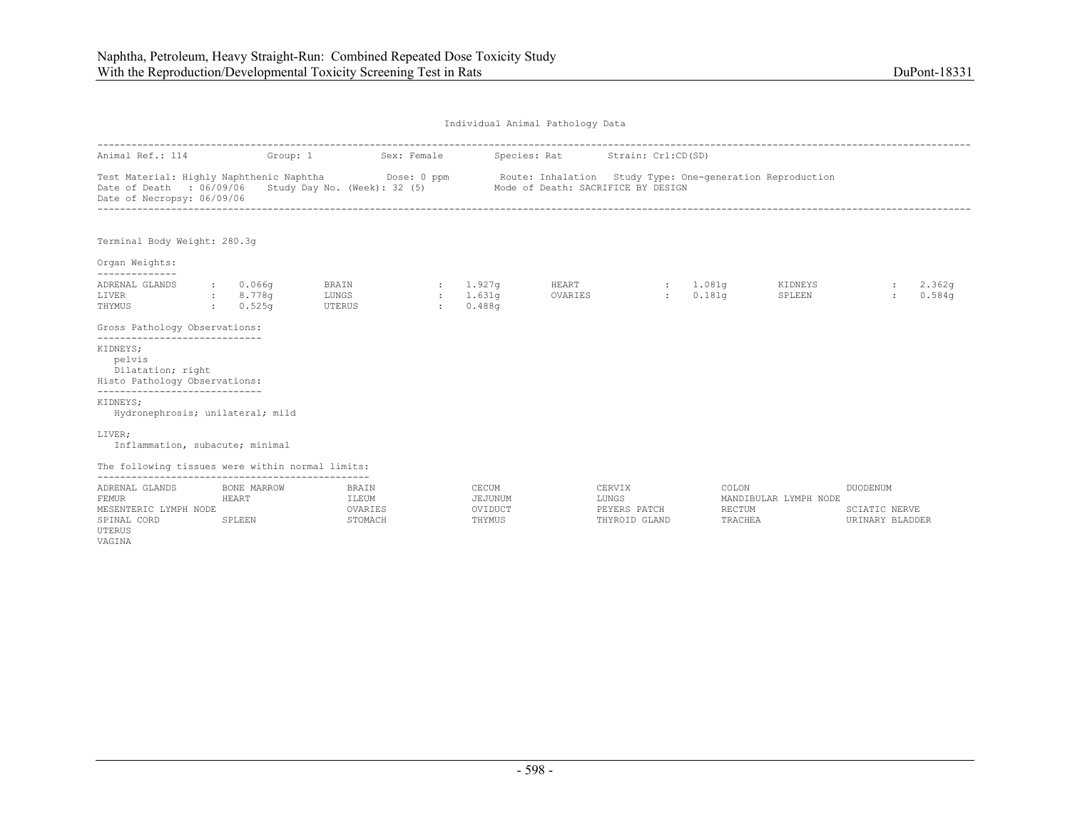Individual Animal Pathology Data

Animal Ref.: 114 Group: 1 Sex: Female Species: Rat Strain: Crl:CD(SD)

Test Material: Highly Naphthenic Naphtha Dose: 0 ppm Route: Inhalation Study Type: One-generation Reproduction
Date of Death : 06/09/06 Study Day No. (Week): 32 (5) Mode of Death: SACRIFICE BY DESIGN
Date of Necropsy: 06/09/06

Terminal Body Weight: 280.3g

Organ Weights:

| Organ | Weight | Organ | Weight | Organ | Weight | Organ | Weight |
|---|---|---|---|---|---|---|---|
| ADRENAL GLANDS | 0.066g | BRAIN | 1.927g | HEART | 1.081g | KIDNEYS | 2.362g |
| LIVER | 8.778g | LUNGS | 1.631g | OVARIES | 0.181g | SPLEEN | 0.584g |
| THYMUS | 0.525g | UTERUS | 0.488g | | | | |

Gross Pathology Observations:

KIDNEYS;
- pelvis
- Dilatation; right

Histo Pathology Observations:

KIDNEYS;
- Hydronephrosis; unilateral; mild

LIVER;
- Inflammation, subacute; minimal

The following tissues were within normal limits:

ADRENAL GLANDS, BONE MARROW, BRAIN, CECUM, CERVIX, COLON, DUODENUM, FEMUR, HEART, ILEUM, JEJUNUM, LUNGS, MANDIBULAR LYMPH NODE, MESENTERIC LYMPH NODE, OVARIES, OVIDUCT, PEYERS PATCH, RECTUM, SCIATIC NERVE, SPINAL CORD, SPLEEN, STOMACH, THYMUS, THYROID GLAND, TRACHEA, URINARY BLADDER, UTERUS, VAGINA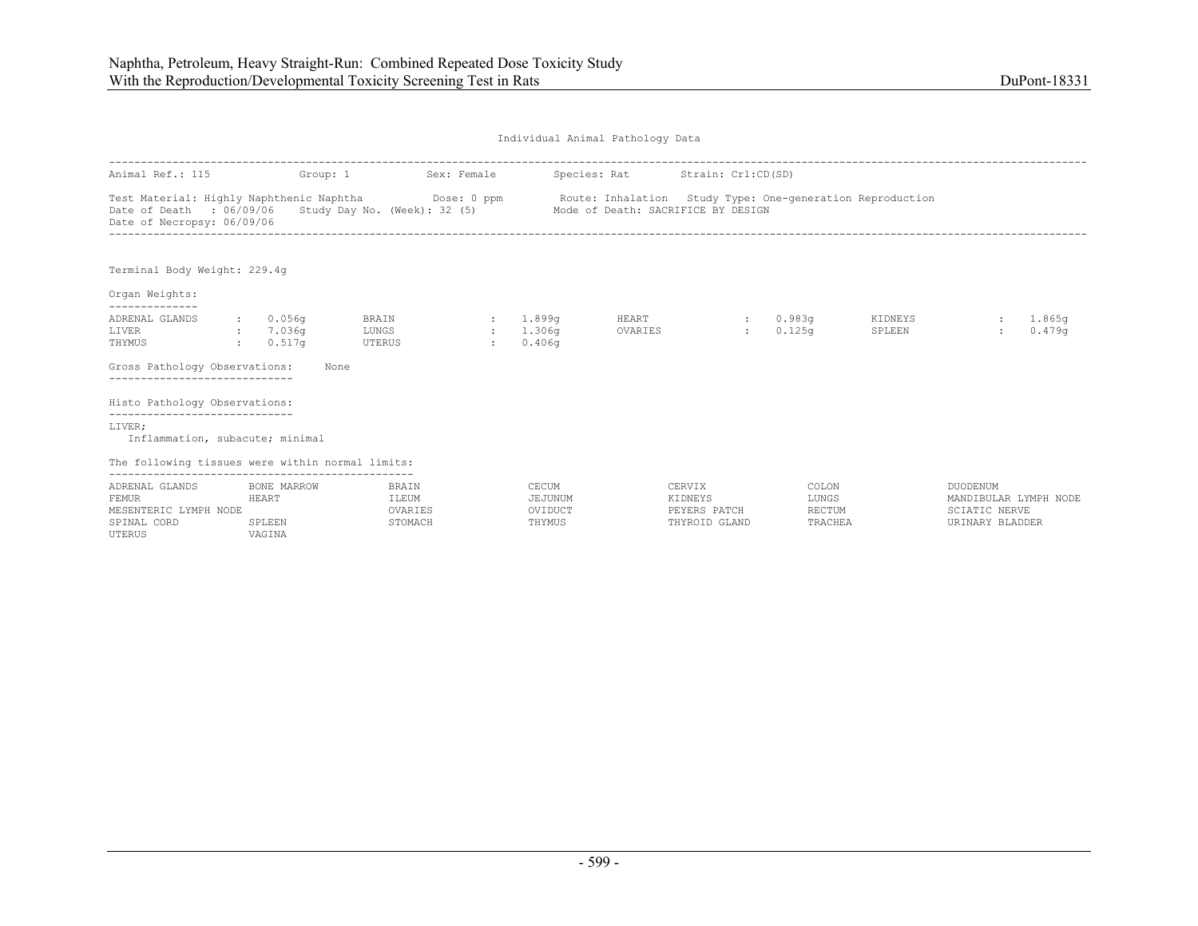Individual Animal Pathology Data

Animal Ref.: 115 Group: 1 Sex: Female Species: Rat Strain: Crl:CD(SD)

Test Material: Highly Naphthenic Naphtha Dose: 0 ppm Route: Inhalation Study Type: One-generation Reproduction
Date of Death : 06/09/06 Study Day No. (Week): 32 (5) Mode of Death: SACRIFICE BY DESIGN
Date of Necropsy: 06/09/06

Terminal Body Weight: 229.4g

Organ Weights:

| Organ | Weight | Organ | Weight | Organ | Weight | Organ | Weight |
|---|---|---|---|---|---|---|---|
| ADRENAL GLANDS | 0.056g | BRAIN | 1.899g | HEART | 0.983g | KIDNEYS | 1.865g |
| LIVER | 7.036g | LUNGS | 1.306g | OVARIES | 0.125g | SPLEEN | 0.479g |
| THYMUS | 0.517g | UTERUS | 0.406g | | | | |

Gross Pathology Observations: None

Histo Pathology Observations:

LIVER;
Inflammation, subacute; minimal

The following tissues were within normal limits:

| | | | | | | |
|---|---|---|---|---|---|---|
| ADRENAL GLANDS | BONE MARROW | BRAIN | CECUM | CERVIX | COLON | DUODENUM |
| FEMUR | HEART | ILEUM | JEJUNUM | KIDNEYS | LUNGS | MANDIBULAR LYMPH NODE |
| MESENTERIC LYMPH NODE | | OVARIES | OVIDUCT | PEYERS PATCH | RECTUM | SCIATIC NERVE |
| SPINAL CORD | SPLEEN | STOMACH | THYMUS | THYROID GLAND | TRACHEA | URINARY BLADDER |
| UTERUS | VAGINA | | | | | |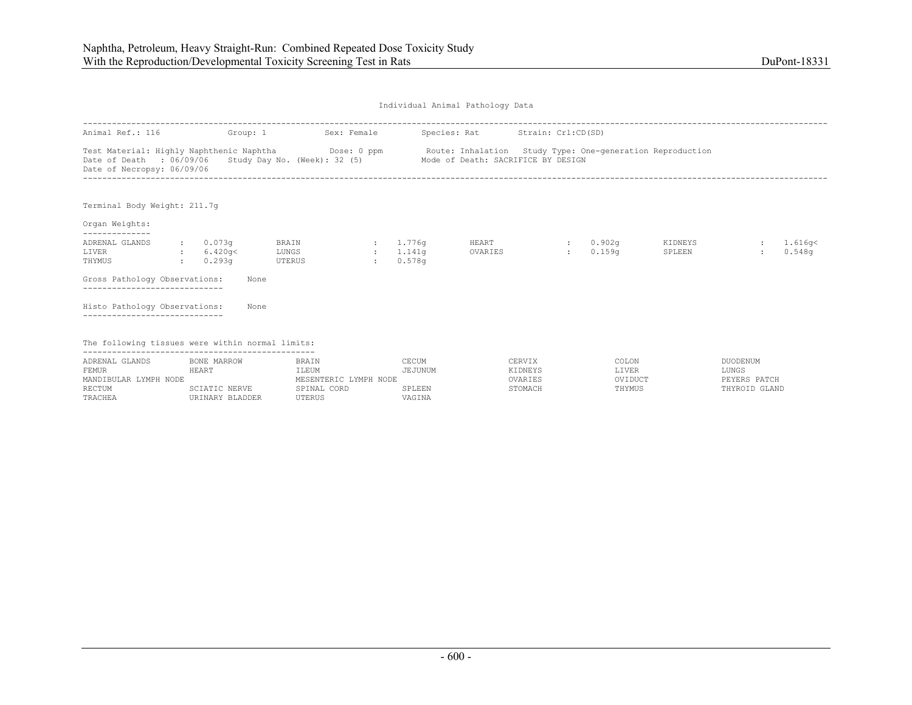Individual Animal Pathology Data

Animal Ref.: 116 Group: 1 Sex: Female Species: Rat Strain: Crl:CD(SD)

Test Material: Highly Naphthenic Naphtha Dose: 0 ppm Route: Inhalation Study Type: One-generation Reproduction
Date of Death : 06/09/06 Study Day No. (Week): 32 (5) Mode of Death: SACRIFICE BY DESIGN
Date of Necropsy: 06/09/06

Terminal Body Weight: 211.7g

Organ Weights:

| | | | | | | | |
|---|---|---|---|---|---|---|---|
| ADRENAL GLANDS | 0.073g | BRAIN | 1.776g | HEART | 0.902g | KIDNEYS | 1.616g< |
| LIVER | 6.420g< | LUNGS | 1.141g | OVARIES | 0.159g | SPLEEN | 0.548g |
| THYMUS | 0.293g | UTERUS | 0.578g | | | | |

Gross Pathology Observations: None

Histo Pathology Observations: None

The following tissues were within normal limits:

| | | | | | | |
|---|---|---|---|---|---|---|
| ADRENAL GLANDS | BONE MARROW | BRAIN | CECUM | CERVIX | COLON | DUODENUM |
| FEMUR | HEART | ILEUM | JEJUNUM | KIDNEYS | LIVER | LUNGS |
| MANDIBULAR LYMPH NODE | | MESENTERIC LYMPH NODE | | OVARIES | OVIDUCT | PEYERS PATCH |
| RECTUM | SCIATIC NERVE | SPINAL CORD | SPLEEN | STOMACH | THYMUS | THYROID GLAND |
| TRACHEA | URINARY BLADDER | UTERUS | VAGINA | | | |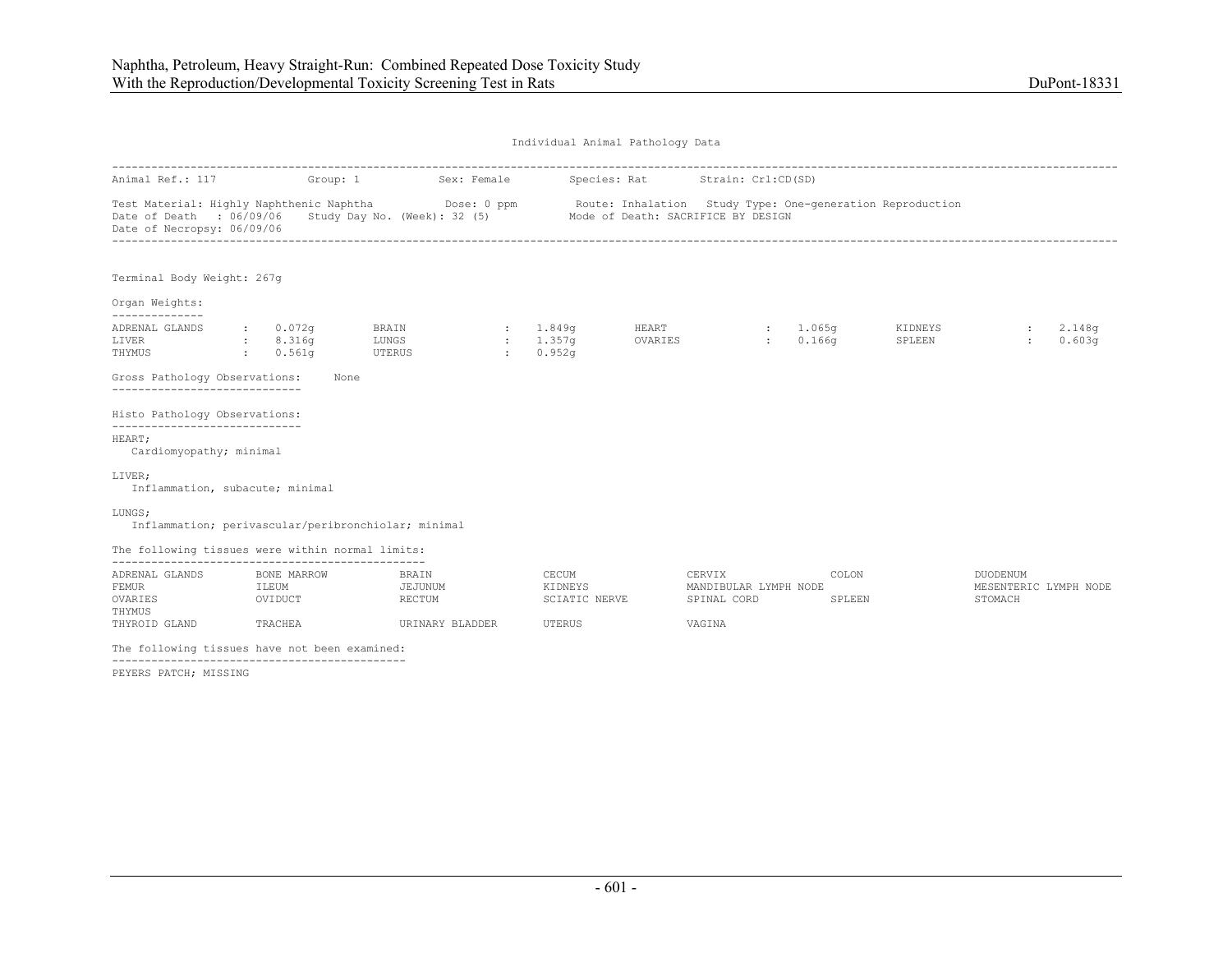Individual Animal Pathology Data

Animal Ref.: 117 Group: 1 Sex: Female Species: Rat Strain: Crl:CD(SD)

Test Material: Highly Naphthenic Naphtha Dose: 0 ppm Route: Inhalation Study Type: One-generation Reproduction
Date of Death : 06/09/06 Study Day No. (Week): 32 (5) Mode of Death: SACRIFICE BY DESIGN
Date of Necropsy: 06/09/06

Terminal Body Weight: 267g

Organ Weights:

| | | | | | | | |
|---|---|---|---|---|---|---|---|
| ADRENAL GLANDS | 0.072g | BRAIN | 1.849g | HEART | 1.065g | KIDNEYS | 2.148g |
| LIVER | 8.316g | LUNGS | 1.357g | OVARIES | 0.166g | SPLEEN | 0.603g |
| THYMUS | 0.561g | UTERUS | 0.952g | | | | |

Gross Pathology Observations: None

Histo Pathology Observations:

HEART;
Cardiomyopathy; minimal

LIVER;
Inflammation, subacute; minimal

LUNGS;
Inflammation; perivascular/peribronchiolar; minimal

The following tissues were within normal limits:

ADRENAL GLANDS, BONE MARROW, BRAIN, CECUM, CERVIX, COLON, DUODENUM, FEMUR, ILEUM, JEJUNUM, KIDNEYS, MANDIBULAR LYMPH NODE, MESENTERIC LYMPH NODE, OVARIES, OVIDUCT, RECTUM, SCIATIC NERVE, SPINAL CORD, SPLEEN, STOMACH, THYMUS, THYROID GLAND, TRACHEA, URINARY BLADDER, UTERUS, VAGINA

The following tissues have not been examined:

PEYERS PATCH; MISSING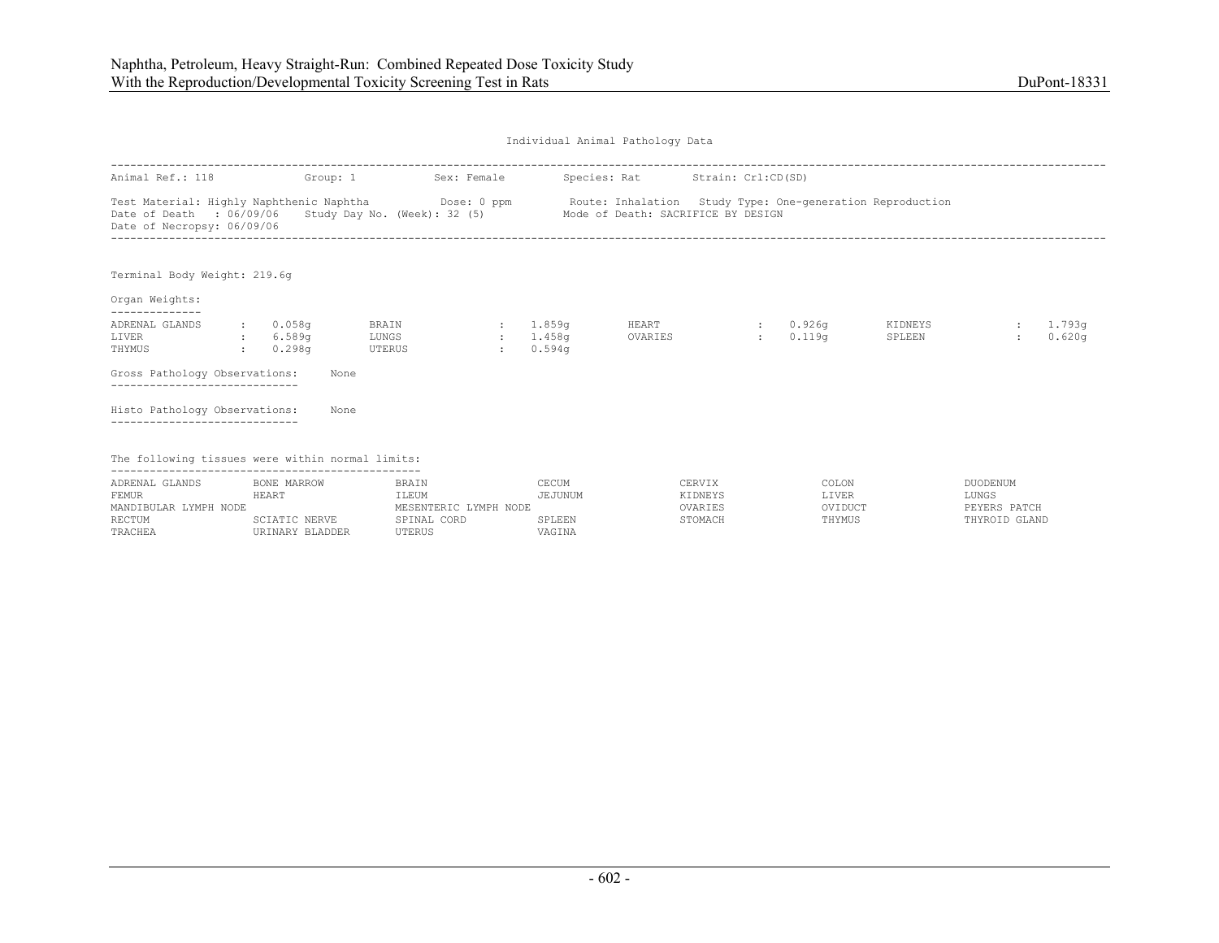Individual Animal Pathology Data

Animal Ref.: 118 Group: 1 Sex: Female Species: Rat Strain: Crl:CD(SD)

Test Material: Highly Naphthenic Naphtha Dose: 0 ppm Route: Inhalation Study Type: One-generation Reproduction
Date of Death : 06/09/06 Study Day No. (Week): 32 (5) Mode of Death: SACRIFICE BY DESIGN
Date of Necropsy: 06/09/06

Terminal Body Weight: 219.6g

Organ Weights:

| Organ | Weight | Organ | Weight | Organ | Weight | Organ | Weight |
|---|---|---|---|---|---|---|---|
| ADRENAL GLANDS | 0.058g | BRAIN | 1.859g | HEART | 0.926g | KIDNEYS | 1.793g |
| LIVER | 6.589g | LUNGS | 1.458g | OVARIES | 0.119g | SPLEEN | 0.620g |
| THYMUS | 0.298g | UTERUS | 0.594g | | | | |

Gross Pathology Observations: None

Histo Pathology Observations: None

The following tissues were within normal limits:

ADRENAL GLANDS, BONE MARROW, BRAIN, CECUM, CERVIX, COLON, DUODENUM, FEMUR, HEART, ILEUM, JEJUNUM, KIDNEYS, LIVER, LUNGS, MANDIBULAR LYMPH NODE, MESENTERIC LYMPH NODE, OVARIES, OVIDUCT, PEYERS PATCH, RECTUM, SCIATIC NERVE, SPINAL CORD, SPLEEN, STOMACH, THYMUS, THYROID GLAND, TRACHEA, URINARY BLADDER, UTERUS, VAGINA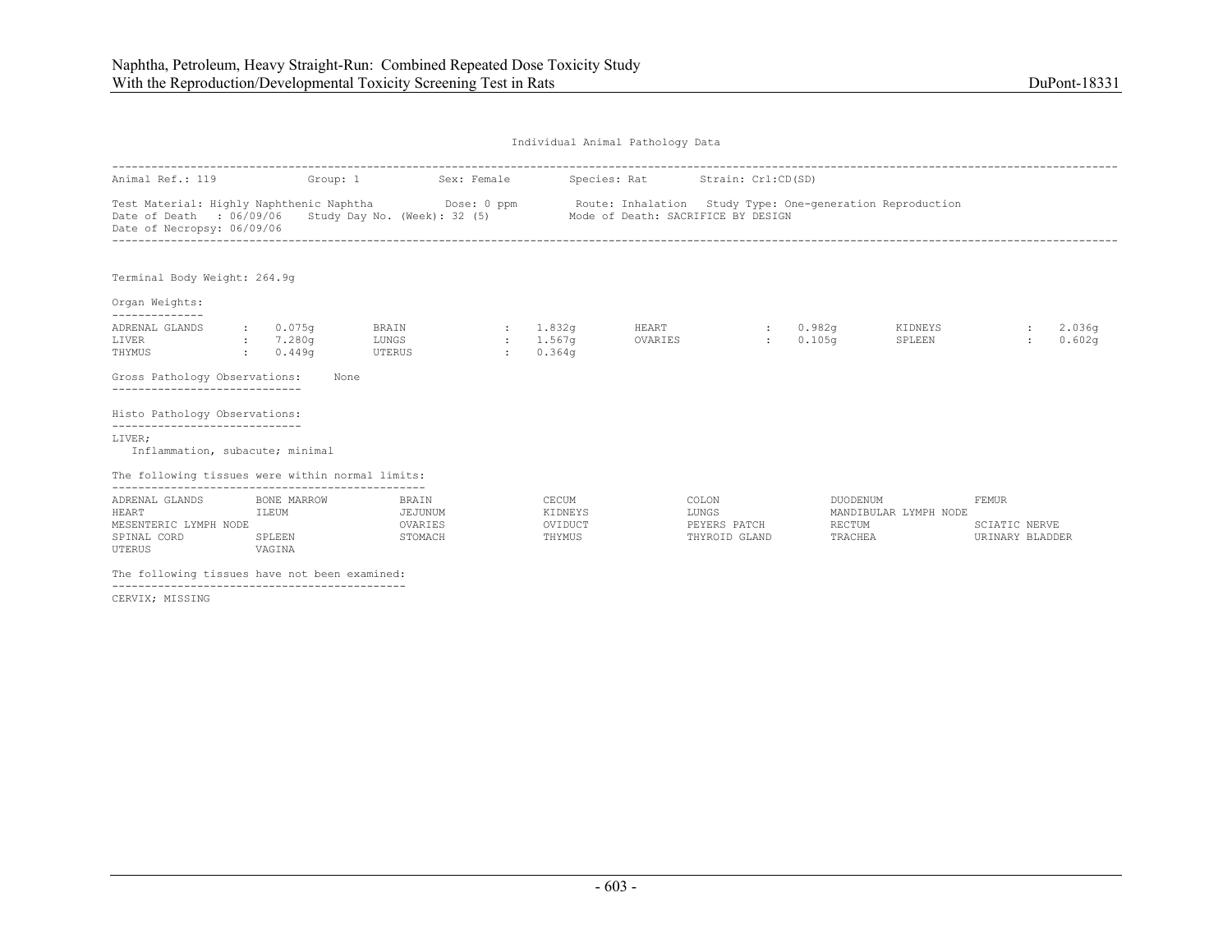Individual Animal Pathology Data

Animal Ref.: 119 Group: 1 Sex: Female Species: Rat Strain: Crl:CD(SD)

Test Material: Highly Naphthenic Naphtha Dose: 0 ppm Route: Inhalation Study Type: One-generation Reproduction
Date of Death : 06/09/06 Study Day No. (Week): 32 (5) Mode of Death: SACRIFICE BY DESIGN
Date of Necropsy: 06/09/06

Terminal Body Weight: 264.9g

Organ Weights:

| Organ | Weight | Organ | Weight | Organ | Weight | Organ | Weight |
|---|---|---|---|---|---|---|---|
| ADRENAL GLANDS | 0.075g | BRAIN | 1.832g | HEART | 0.982g | KIDNEYS | 2.036g |
| LIVER | 7.280g | LUNGS | 1.567g | OVARIES | 0.105g | SPLEEN | 0.602g |
| THYMUS | 0.449g | UTERUS | 0.364g | | | | |

Gross Pathology Observations: None

Histo Pathology Observations:

LIVER;
Inflammation, subacute; minimal

The following tissues were within normal limits:

ADRENAL GLANDS, BONE MARROW, BRAIN, CECUM, COLON, DUODENUM, FEMUR, HEART, ILEUM, JEJUNUM, KIDNEYS, LUNGS, MANDIBULAR LYMPH NODE, MESENTERIC LYMPH NODE, OVARIES, OVIDUCT, PEYERS PATCH, RECTUM, SCIATIC NERVE, SPINAL CORD, SPLEEN, STOMACH, THYMUS, THYROID GLAND, TRACHEA, URINARY BLADDER, UTERUS, VAGINA

The following tissues have not been examined:

CERVIX; MISSING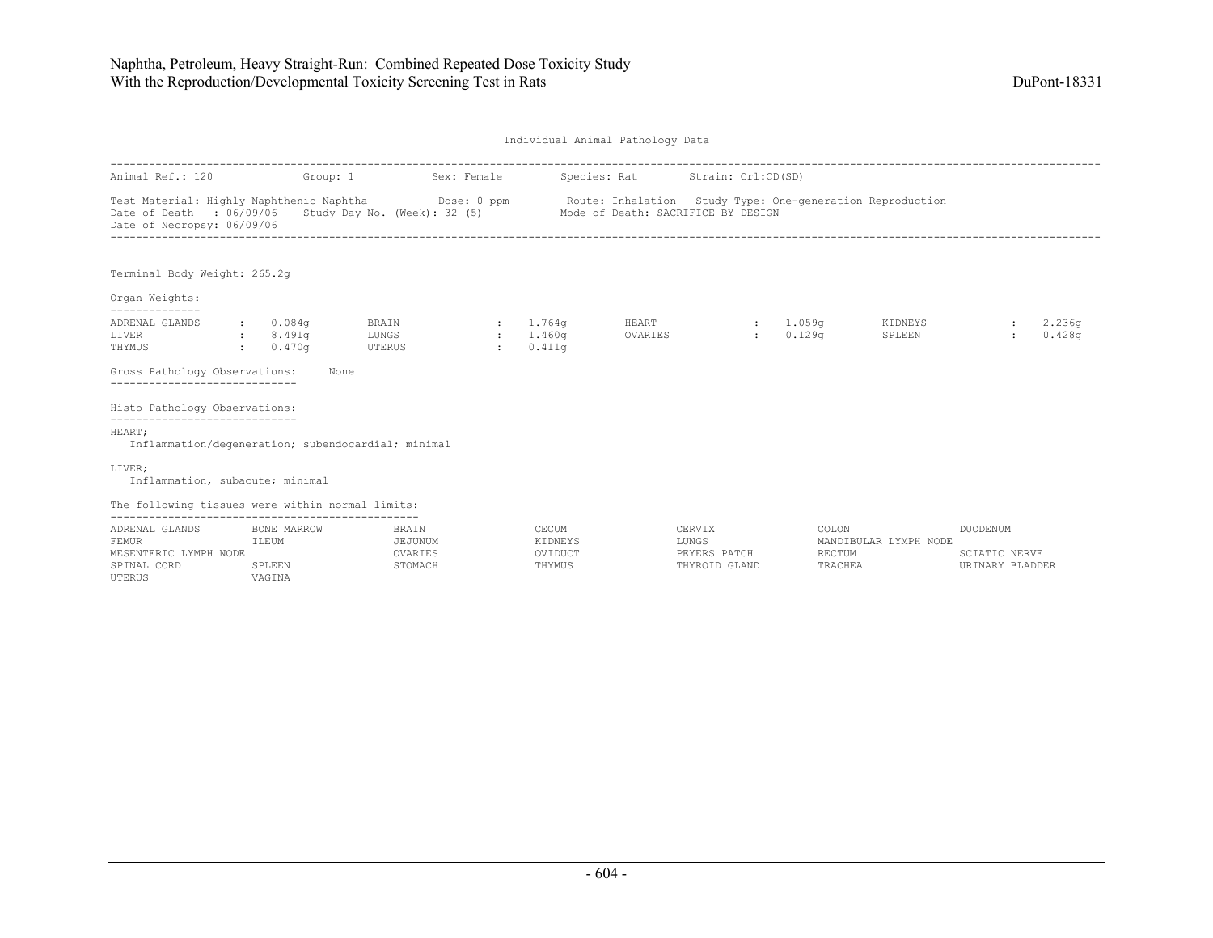Individual Animal Pathology Data

Animal Ref.: 120 Group: 1 Sex: Female Species: Rat Strain: Crl:CD(SD)

Test Material: Highly Naphthenic Naphtha Dose: 0 ppm Route: Inhalation Study Type: One-generation Reproduction
Date of Death : 06/09/06 Study Day No. (Week): 32 (5) Mode of Death: SACRIFICE BY DESIGN
Date of Necropsy: 06/09/06

Terminal Body Weight: 265.2g

Organ Weights:

| Organ | Weight | Organ | Weight | Organ | Weight | Organ | Weight |
|---|---|---|---|---|---|---|---|
| ADRENAL GLANDS | 0.084g | BRAIN | 1.764g | HEART | 1.059g | KIDNEYS | 2.236g |
| LIVER | 8.491g | LUNGS | 1.460g | OVARIES | 0.129g | SPLEEN | 0.428g |
| THYMUS | 0.470g | UTERUS | 0.411g | | | | |

Gross Pathology Observations: None

Histo Pathology Observations:

HEART;
Inflammation/degeneration; subendocardial; minimal

LIVER;
Inflammation, subacute; minimal

The following tissues were within normal limits:

| | | | | | | |
|---|---|---|---|---|---|---|
| ADRENAL GLANDS | BONE MARROW | BRAIN | CECUM | CERVIX | COLON | DUODENUM |
| FEMUR | ILEUM | JEJUNUM | KIDNEYS | LUNGS | MANDIBULAR LYMPH NODE | |
| MESENTERIC LYMPH NODE | | OVARIES | OVIDUCT | PEYERS PATCH | RECTUM | SCIATIC NERVE |
| SPINAL CORD | SPLEEN | STOMACH | THYMUS | THYROID GLAND | TRACHEA | URINARY BLADDER |
| UTERUS | VAGINA | | | | | |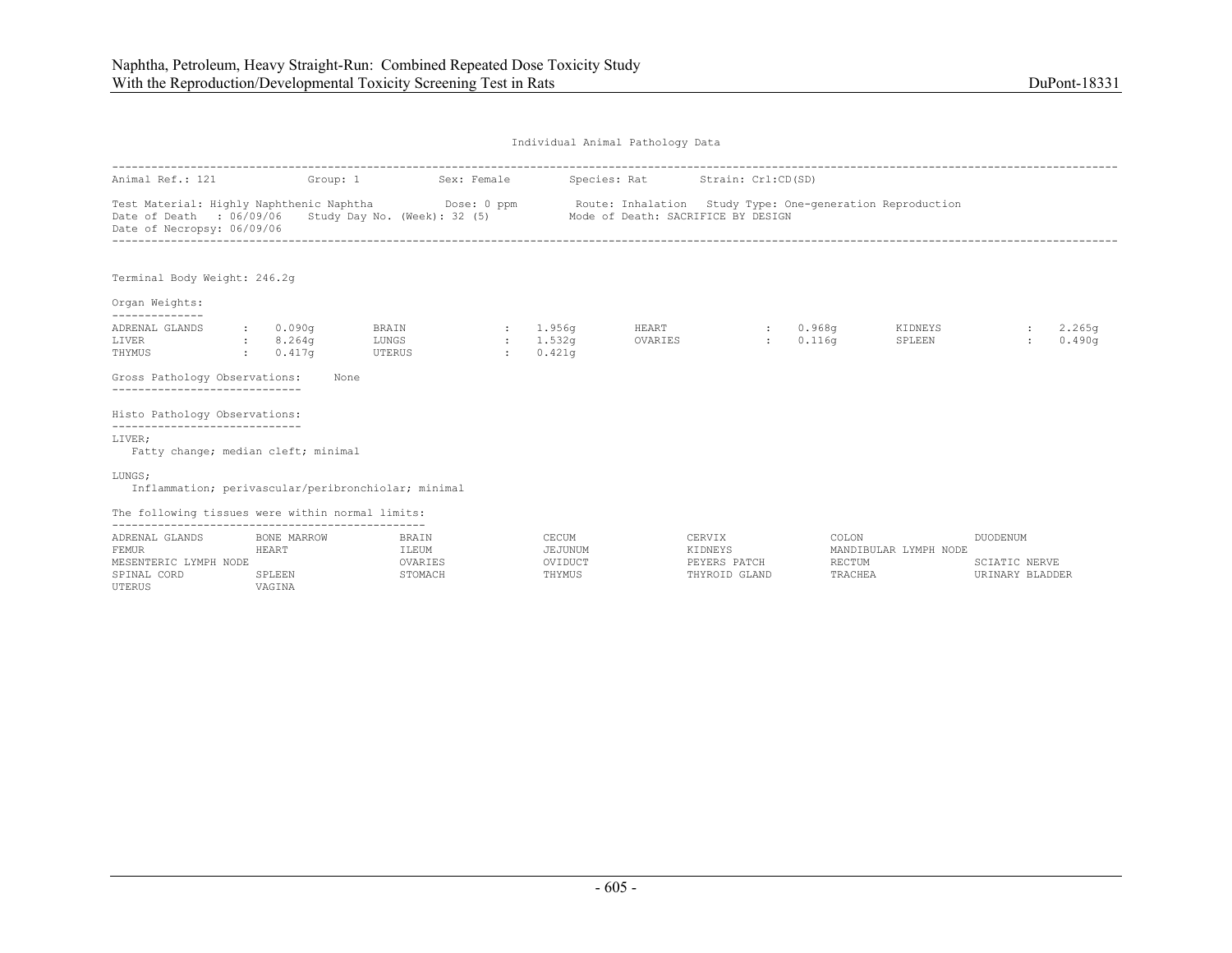Individual Animal Pathology Data

Animal Ref.: 121 Group: 1 Sex: Female Species: Rat Strain: Crl:CD(SD)

Test Material: Highly Naphthenic Naphtha Dose: 0 ppm Route: Inhalation Study Type: One-generation Reproduction
Date of Death : 06/09/06 Study Day No. (Week): 32 (5) Mode of Death: SACRIFICE BY DESIGN
Date of Necropsy: 06/09/06

Terminal Body Weight: 246.2g

Organ Weights:

| Organ | Weight | Organ | Weight | Organ | Weight | Organ | Weight |
|---|---|---|---|---|---|---|---|
| ADRENAL GLANDS | 0.090g | BRAIN | 1.956g | HEART | 0.968g | KIDNEYS | 2.265g |
| LIVER | 8.264g | LUNGS | 1.532g | OVARIES | 0.116g | SPLEEN | 0.490g |
| THYMUS | 0.417g | UTERUS | 0.421g | | | | |

Gross Pathology Observations: None

Histo Pathology Observations:

LIVER;
Fatty change; median cleft; minimal

LUNGS;
Inflammation; perivascular/peribronchiolar; minimal

The following tissues were within normal limits:

| | | | | | | |
|---|---|---|---|---|---|---|
| ADRENAL GLANDS | BONE MARROW | BRAIN | CECUM | CERVIX | COLON | DUODENUM |
| FEMUR | HEART | ILEUM | JEJUNUM | KIDNEYS | MANDIBULAR LYMPH NODE | |
| MESENTERIC LYMPH NODE | | OVARIES | OVIDUCT | PEYERS PATCH | RECTUM | SCIATIC NERVE |
| SPINAL CORD | SPLEEN | STOMACH | THYMUS | THYROID GLAND | TRACHEA | URINARY BLADDER |
| UTERUS | VAGINA | | | | | |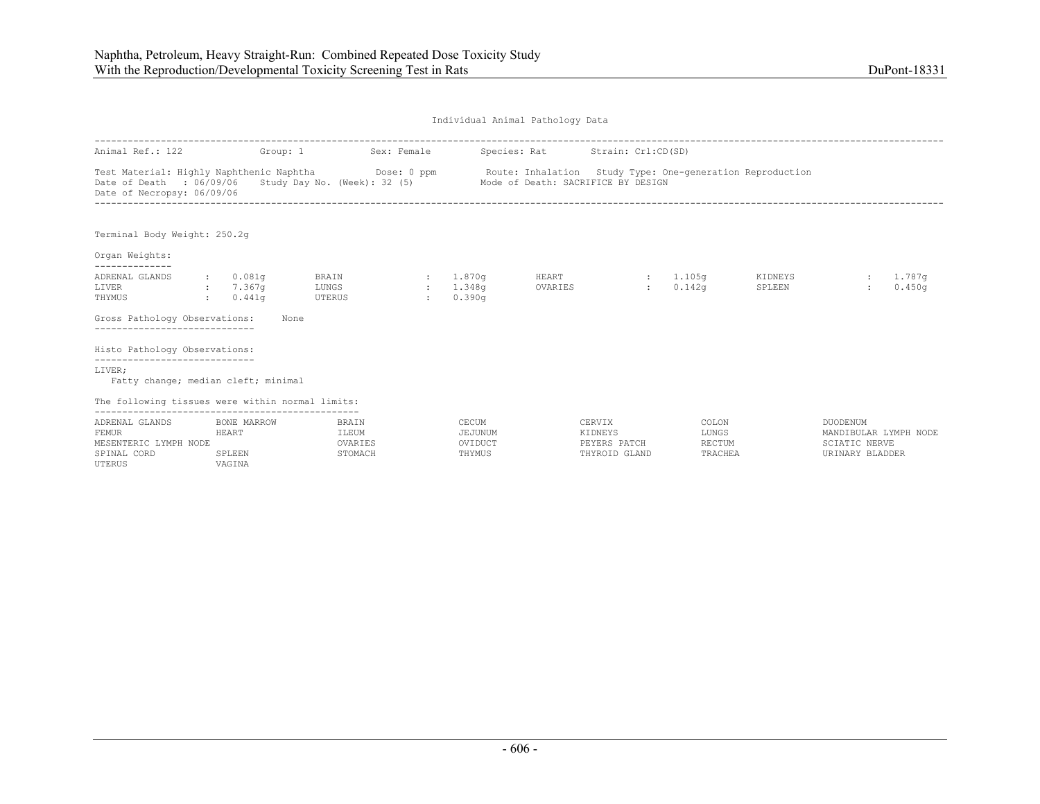Individual Animal Pathology Data

Animal Ref.: 122    Group: 1    Sex: Female    Species: Rat    Strain: Crl:CD(SD)

Test Material: Highly Naphthenic Naphtha    Dose: 0 ppm    Route: Inhalation    Study Type: One-generation Reproduction
Date of Death : 06/09/06    Study Day No. (Week): 32 (5)    Mode of Death: SACRIFICE BY DESIGN
Date of Necropsy: 06/09/06

Terminal Body Weight: 250.2g

Organ Weights:

| | | | | | | | |
|---|---|---|---|---|---|---|---|
| ADRENAL GLANDS | 0.081g | BRAIN | 1.870g | HEART | 1.105g | KIDNEYS | 1.787g |
| LIVER | 7.367g | LUNGS | 1.348g | OVARIES | 0.142g | SPLEEN | 0.450g |
| THYMUS | 0.441g | UTERUS | 0.390g | | | | |

Gross Pathology Observations: None

Histo Pathology Observations:

LIVER;
Fatty change; median cleft; minimal

The following tissues were within normal limits:

| | | | | | | |
|---|---|---|---|---|---|---|
| ADRENAL GLANDS | BONE MARROW | BRAIN | CECUM | CERVIX | COLON | DUODENUM |
| FEMUR | HEART | ILEUM | JEJUNUM | KIDNEYS | LUNGS | MANDIBULAR LYMPH NODE |
| MESENTERIC LYMPH NODE | | OVARIES | OVIDUCT | PEYERS PATCH | RECTUM | SCIATIC NERVE |
| SPINAL CORD | SPLEEN | STOMACH | THYMUS | THYROID GLAND | TRACHEA | URINARY BLADDER |
| UTERUS | VAGINA | | | | | |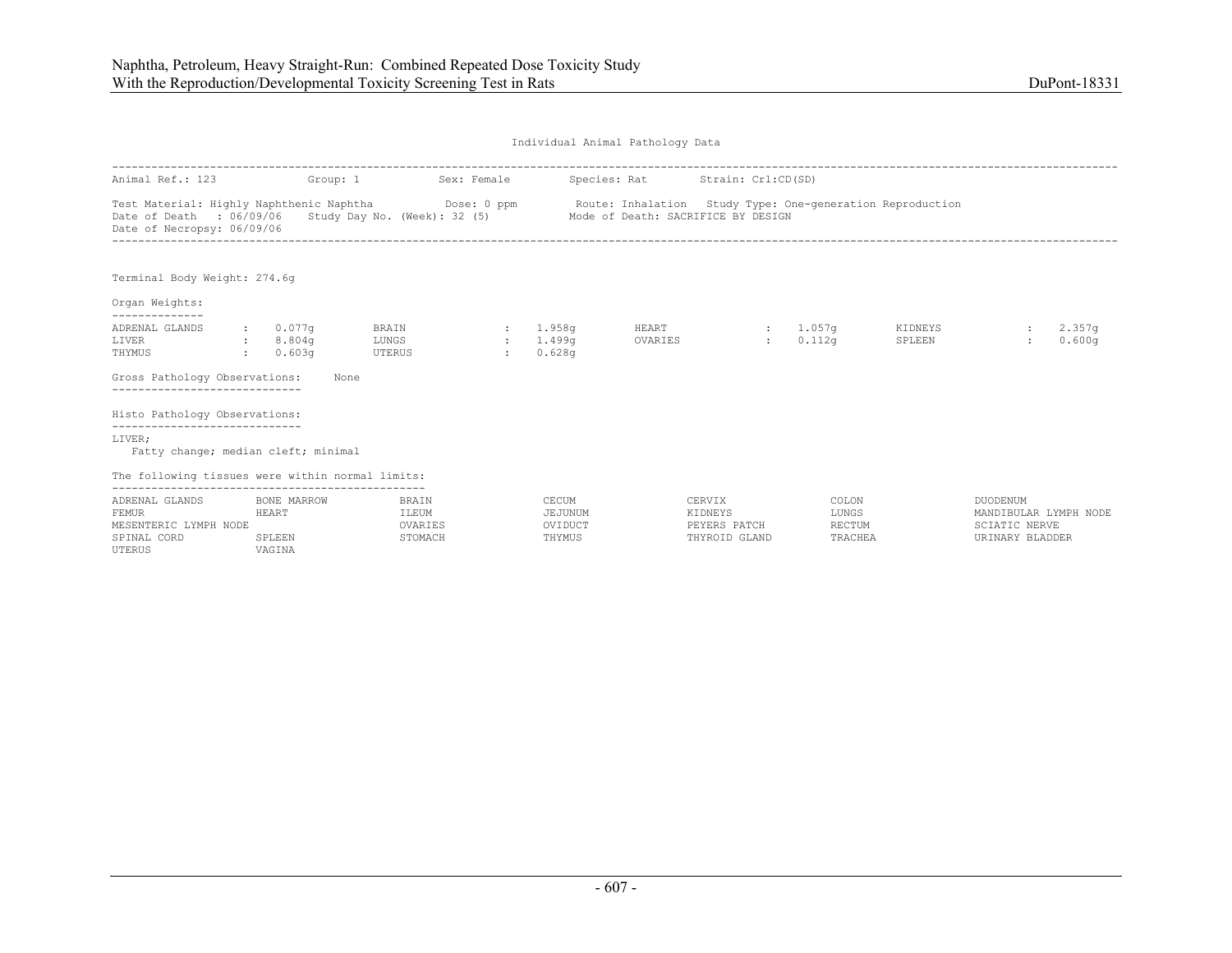Individual Animal Pathology Data

Animal Ref.: 123 Group: 1 Sex: Female Species: Rat Strain: Crl:CD(SD)

Test Material: Highly Naphthenic Naphtha Dose: 0 ppm Route: Inhalation Study Type: One-generation Reproduction
Date of Death : 06/09/06 Study Day No. (Week): 32 (5) Mode of Death: SACRIFICE BY DESIGN
Date of Necropsy: 06/09/06

Terminal Body Weight: 274.6g

**Organ Weights:**

| Organ | Weight | Organ | Weight | Organ | Weight | Organ | Weight |
|---|---|---|---|---|---|---|---|
| ADRENAL GLANDS | 0.077g | BRAIN | 1.958g | HEART | 1.057g | KIDNEYS | 2.357g |
| LIVER | 8.804g | LUNGS | 1.499g | OVARIES | 0.112g | SPLEEN | 0.600g |
| THYMUS | 0.603g | UTERUS | 0.628g | | | | |

**Gross Pathology Observations:** None

**Histo Pathology Observations:**

LIVER;
Fatty change; median cleft; minimal

**The following tissues were within normal limits:**

| | | | | | | |
|---|---|---|---|---|---|---|
| ADRENAL GLANDS | BONE MARROW | BRAIN | CECUM | CERVIX | COLON | DUODENUM |
| FEMUR | HEART | ILEUM | JEJUNUM | KIDNEYS | LUNGS | MANDIBULAR LYMPH NODE |
| MESENTERIC LYMPH NODE | | OVARIES | OVIDUCT | PEYERS PATCH | RECTUM | SCIATIC NERVE |
| SPINAL CORD | SPLEEN | STOMACH | THYMUS | THYROID GLAND | TRACHEA | URINARY BLADDER |
| UTERUS | VAGINA | | | | | |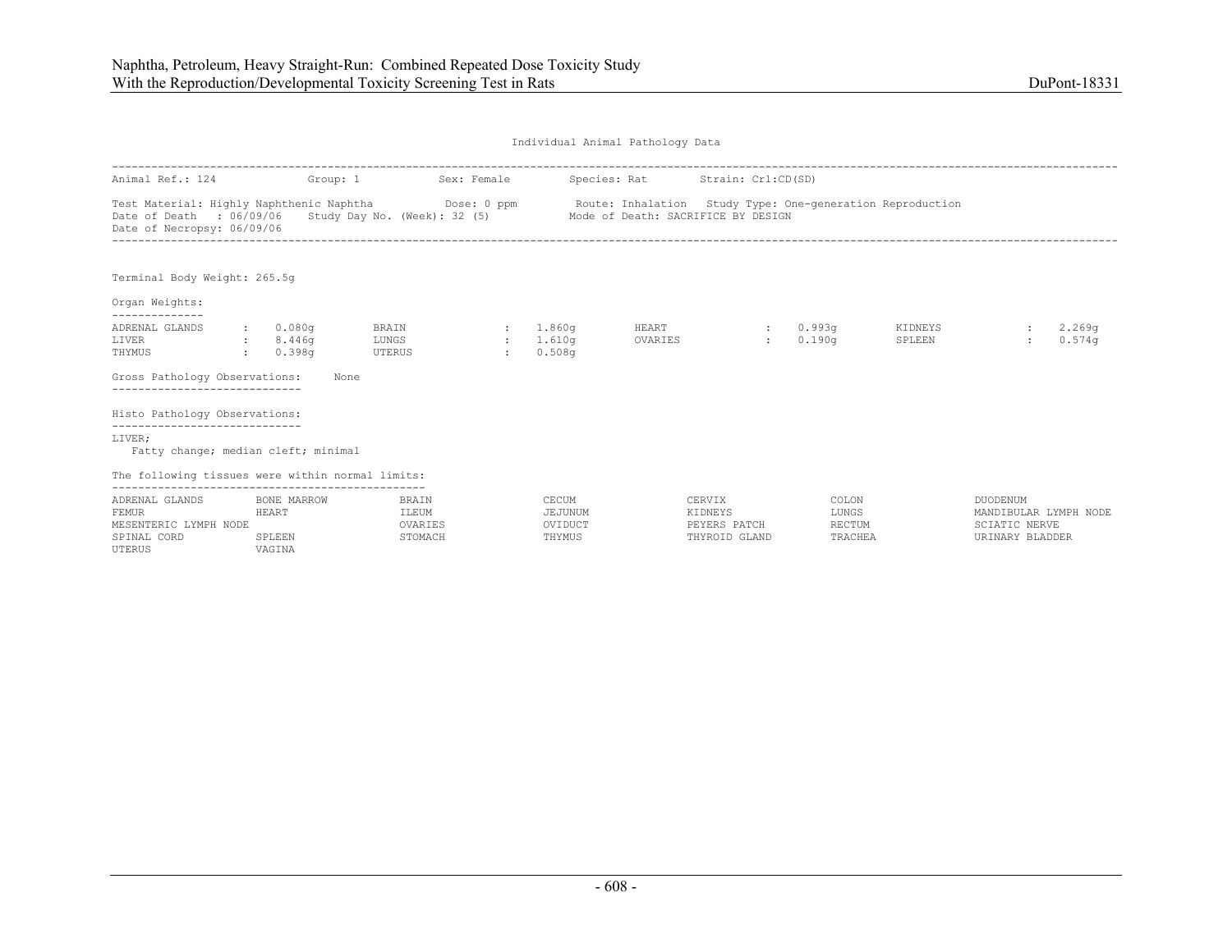Individual Animal Pathology Data

Animal Ref.: 124 Group: 1 Sex: Female Species: Rat Strain: Crl:CD(SD)

Test Material: Highly Naphthenic Naphtha Dose: 0 ppm Route: Inhalation Study Type: One-generation Reproduction
Date of Death : 06/09/06 Study Day No. (Week): 32 (5) Mode of Death: SACRIFICE BY DESIGN
Date of Necropsy: 06/09/06

Terminal Body Weight: 265.5g

Organ Weights:

| Organ | Weight | Organ | Weight | Organ | Weight | Organ | Weight |
|---|---|---|---|---|---|---|---|
| ADRENAL GLANDS | 0.080g | BRAIN | 1.860g | HEART | 0.993g | KIDNEYS | 2.269g |
| LIVER | 8.446g | LUNGS | 1.610g | OVARIES | 0.190g | SPLEEN | 0.574g |
| THYMUS | 0.398g | UTERUS | 0.508g | | | | |

Gross Pathology Observations: None

Histo Pathology Observations:

LIVER;
Fatty change; median cleft; minimal

The following tissues were within normal limits:

| | | | | | | |
|---|---|---|---|---|---|---|
| ADRENAL GLANDS | BONE MARROW | BRAIN | CECUM | CERVIX | COLON | DUODENUM |
| FEMUR | HEART | ILEUM | JEJUNUM | KIDNEYS | LUNGS | MANDIBULAR LYMPH NODE |
| MESENTERIC LYMPH NODE | | OVARIES | OVIDUCT | PEYERS PATCH | RECTUM | SCIATIC NERVE |
| SPINAL CORD | SPLEEN | STOMACH | THYMUS | THYROID GLAND | TRACHEA | URINARY BLADDER |
| UTERUS | VAGINA | | | | | |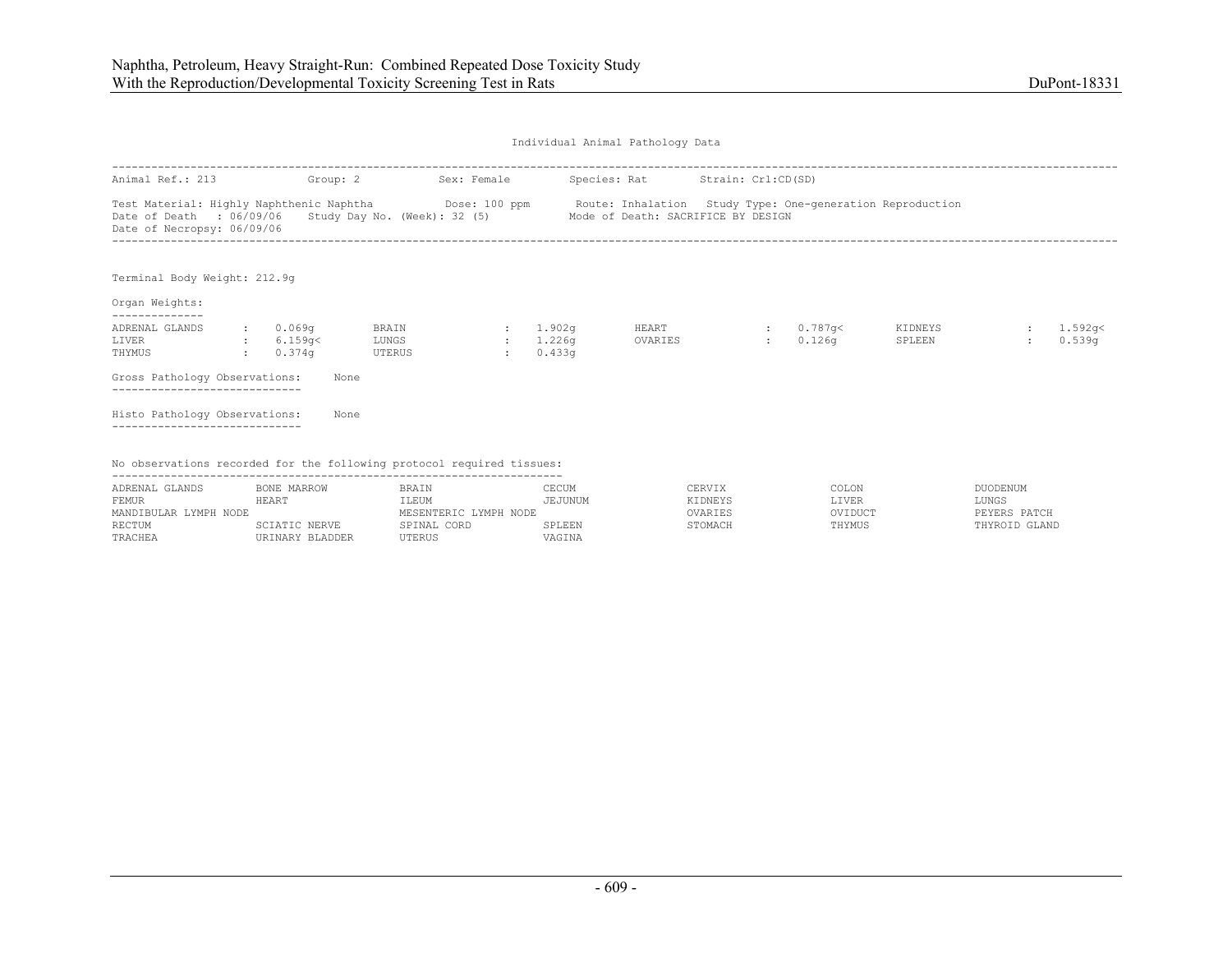Individual Animal Pathology Data

Animal Ref.: 213 Group: 2 Sex: Female Species: Rat Strain: Crl:CD(SD)

Test Material: Highly Naphthenic Naphtha Dose: 100 ppm Route: Inhalation Study Type: One-generation Reproduction
Date of Death : 06/09/06 Study Day No. (Week): 32 (5) Mode of Death: SACRIFICE BY DESIGN
Date of Necropsy: 06/09/06

Terminal Body Weight: 212.9g

Organ Weights:

| Organ | Weight | Organ | Weight | Organ | Weight | Organ | Weight |
|---|---|---|---|---|---|---|---|
| ADRENAL GLANDS | 0.069g | BRAIN | 1.902g | HEART | 0.787g< | KIDNEYS | 1.592g< |
| LIVER | 6.159g< | LUNGS | 1.226g | OVARIES | 0.126g | SPLEEN | 0.539g |
| THYMUS | 0.374g | UTERUS | 0.433g | | | | |

Gross Pathology Observations: None

Histo Pathology Observations: None

No observations recorded for the following protocol required tissues:

| | | | | | | |
|---|---|---|---|---|---|---|
| ADRENAL GLANDS | BONE MARROW | BRAIN | CECUM | CERVIX | COLON | DUODENUM |
| FEMUR | HEART | ILEUM | JEJUNUM | KIDNEYS | LIVER | LUNGS |
| MANDIBULAR LYMPH NODE | | MESENTERIC LYMPH NODE | | OVARIES | OVIDUCT | PEYERS PATCH |
| RECTUM | SCIATIC NERVE | SPINAL CORD | SPLEEN | STOMACH | THYMUS | THYROID GLAND |
| TRACHEA | URINARY BLADDER | UTERUS | VAGINA | | | |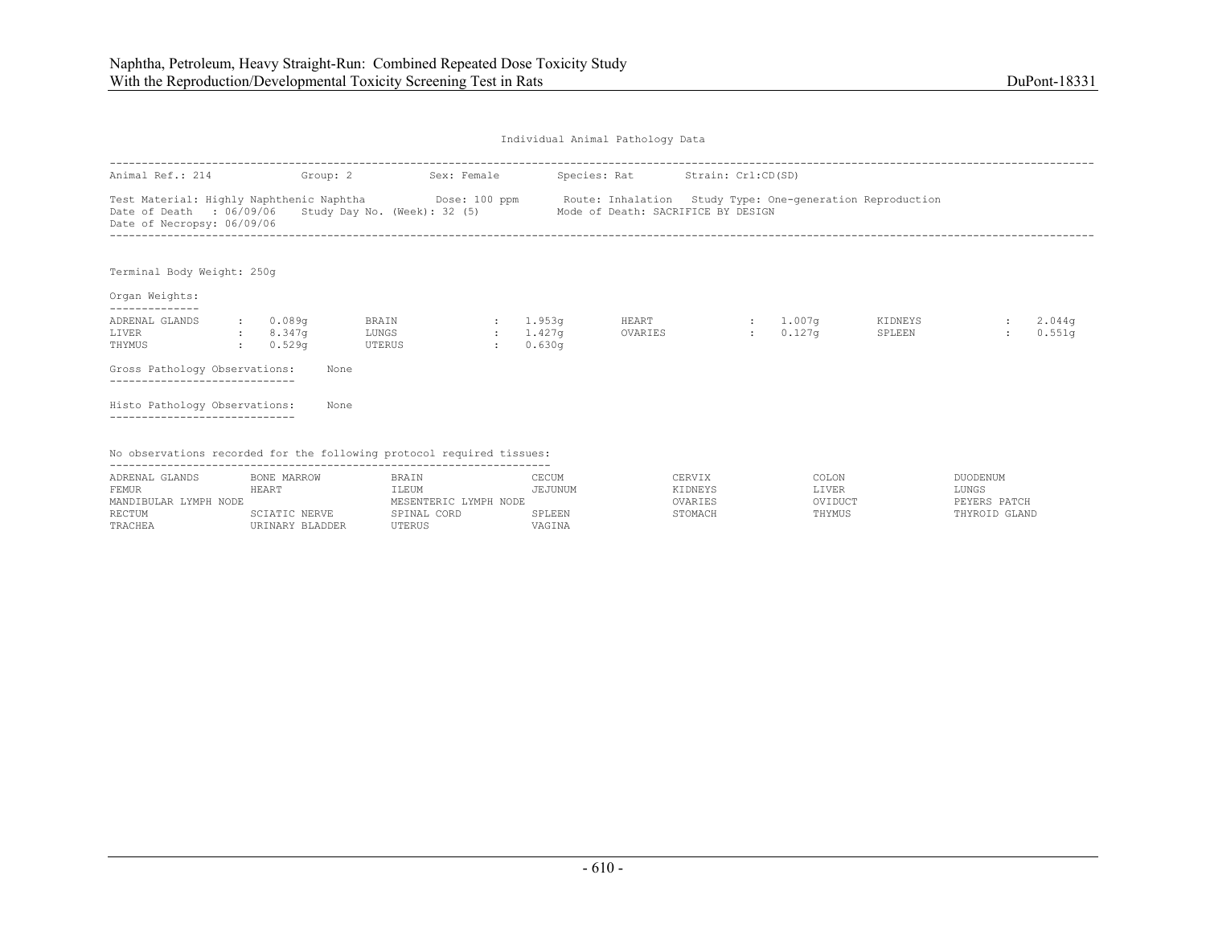Individual Animal Pathology Data

Animal Ref.: 214 Group: 2 Sex: Female Species: Rat Strain: Crl:CD(SD)

Test Material: Highly Naphthenic Naphtha Dose: 100 ppm Route: Inhalation Study Type: One-generation Reproduction
Date of Death : 06/09/06 Study Day No. (Week): 32 (5) Mode of Death: SACRIFICE BY DESIGN
Date of Necropsy: 06/09/06

Terminal Body Weight: 250g

Organ Weights:

| Organ | Weight | Organ | Weight | Organ | Weight | Organ | Weight |
|---|---|---|---|---|---|---|---|
| ADRENAL GLANDS | 0.089g | BRAIN | 1.953g | HEART | 1.007g | KIDNEYS | 2.044g |
| LIVER | 8.347g | LUNGS | 1.427g | OVARIES | 0.127g | SPLEEN | 0.551g |
| THYMUS | 0.529g | UTERUS | 0.630g | | | | |

Gross Pathology Observations: None

Histo Pathology Observations: None

No observations recorded for the following protocol required tissues:

| | | | | | | |
|---|---|---|---|---|---|---|
| ADRENAL GLANDS | BONE MARROW | BRAIN | CECUM | CERVIX | COLON | DUODENUM |
| FEMUR | HEART | ILEUM | JEJUNUM | KIDNEYS | LIVER | LUNGS |
| MANDIBULAR LYMPH NODE | | MESENTERIC LYMPH NODE | | OVARIES | OVIDUCT | PEYERS PATCH |
| RECTUM | SCIATIC NERVE | SPINAL CORD | SPLEEN | STOMACH | THYMUS | THYROID GLAND |
| TRACHEA | URINARY BLADDER | UTERUS | VAGINA | | | |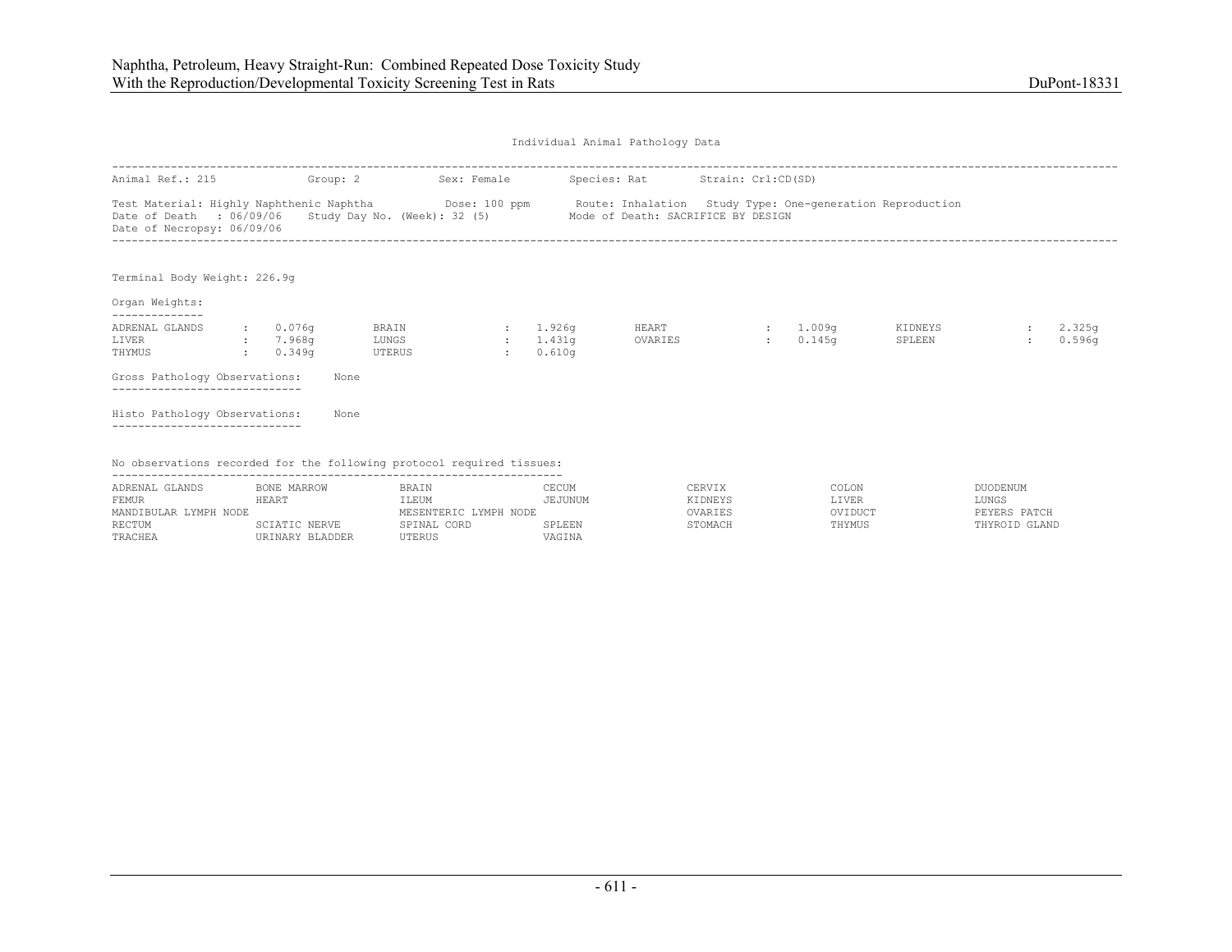Individual Animal Pathology Data

Animal Ref.: 215 Group: 2 Sex: Female Species: Rat Strain: Crl:CD(SD)

Test Material: Highly Naphthenic Naphtha Dose: 100 ppm Route: Inhalation Study Type: One-generation Reproduction
Date of Death : 06/09/06 Study Day No. (Week): 32 (5) Mode of Death: SACRIFICE BY DESIGN
Date of Necropsy: 06/09/06

Terminal Body Weight: 226.9g

Organ Weights:

| | | | | | | | |
|---|---|---|---|---|---|---|---|
| ADRENAL GLANDS | : 0.076g | BRAIN | : 1.926g | HEART | : 1.009g | KIDNEYS | : 2.325g |
| LIVER | : 7.968g | LUNGS | : 1.431g | OVARIES | : 0.145g | SPLEEN | : 0.596g |
| THYMUS | : 0.349g | UTERUS | : 0.610g | | | | |

Gross Pathology Observations: None

Histo Pathology Observations: None

No observations recorded for the following protocol required tissues:

| | | | | | | |
|---|---|---|---|---|---|---|
| ADRENAL GLANDS | BONE MARROW | BRAIN | CECUM | CERVIX | COLON | DUODENUM |
| FEMUR | HEART | ILEUM | JEJUNUM | KIDNEYS | LIVER | LUNGS |
| MANDIBULAR LYMPH NODE | | MESENTERIC LYMPH NODE | | OVARIES | OVIDUCT | PEYERS PATCH |
| RECTUM | SCIATIC NERVE | SPINAL CORD | SPLEEN | STOMACH | THYMUS | THYROID GLAND |
| TRACHEA | URINARY BLADDER | UTERUS | VAGINA | | | |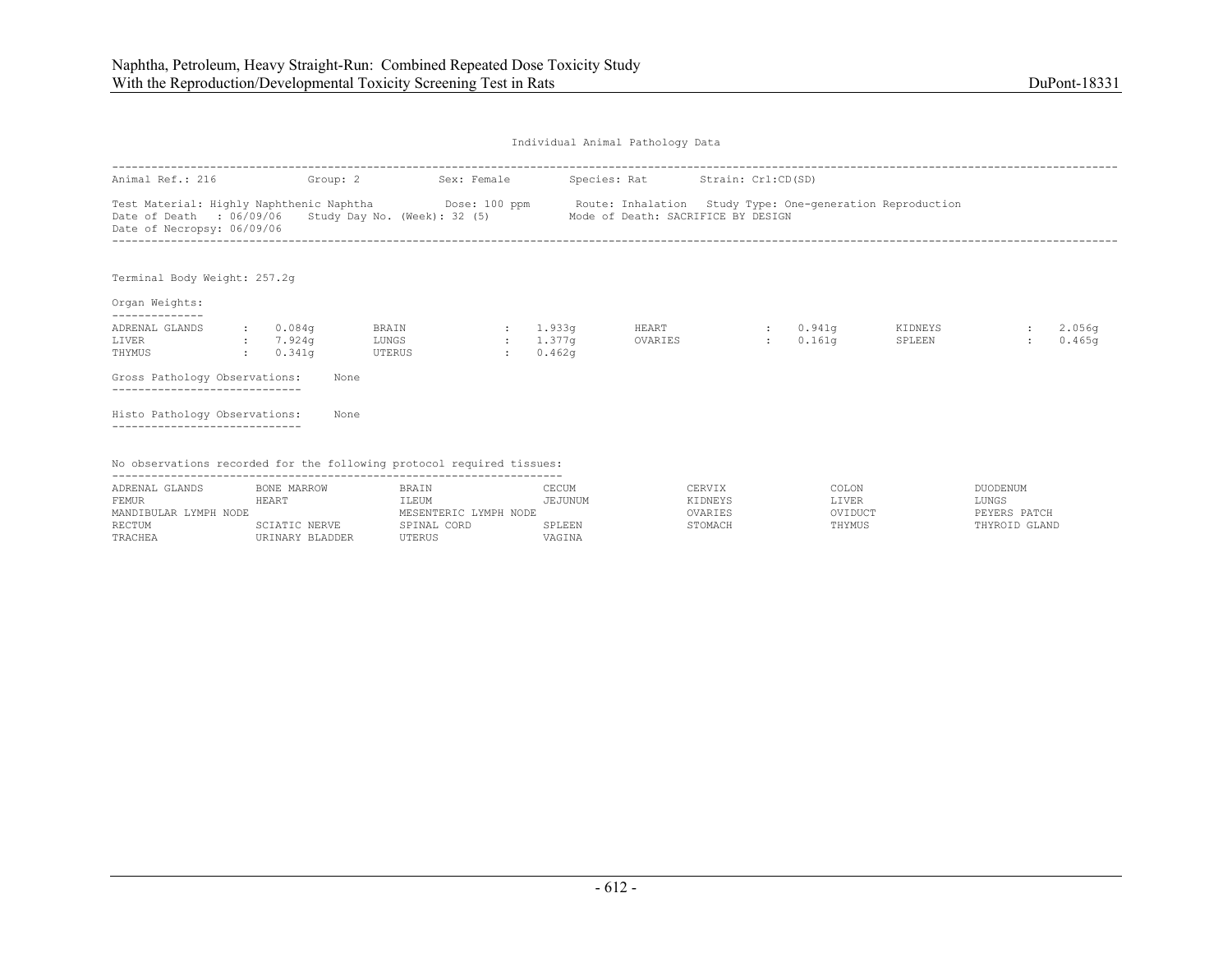Individual Animal Pathology Data

Animal Ref.: 216 Group: 2 Sex: Female Species: Rat Strain: Crl:CD(SD)

Test Material: Highly Naphthenic Naphtha Dose: 100 ppm Route: Inhalation Study Type: One-generation Reproduction
Date of Death : 06/09/06 Study Day No. (Week): 32 (5) Mode of Death: SACRIFICE BY DESIGN
Date of Necropsy: 06/09/06

Terminal Body Weight: 257.2g

Organ Weights:

| | | | | | | | |
|---|---|---|---|---|---|---|---|
| ADRENAL GLANDS | 0.084g | BRAIN | 1.933g | HEART | 0.941g | KIDNEYS | 2.056g |
| LIVER | 7.924g | LUNGS | 1.377g | OVARIES | 0.161g | SPLEEN | 0.465g |
| THYMUS | 0.341g | UTERUS | 0.462g | | | | |

Gross Pathology Observations: None

Histo Pathology Observations: None

No observations recorded for the following protocol required tissues:

| | | | | | | |
|---|---|---|---|---|---|---|
| ADRENAL GLANDS | BONE MARROW | BRAIN | CECUM | CERVIX | COLON | DUODENUM |
| FEMUR | HEART | ILEUM | JEJUNUM | KIDNEYS | LIVER | LUNGS |
| MANDIBULAR LYMPH NODE | | MESENTERIC LYMPH NODE | | OVARIES | OVIDUCT | PEYERS PATCH |
| RECTUM | SCIATIC NERVE | SPINAL CORD | SPLEEN | STOMACH | THYMUS | THYROID GLAND |
| TRACHEA | URINARY BLADDER | UTERUS | VAGINA | | | |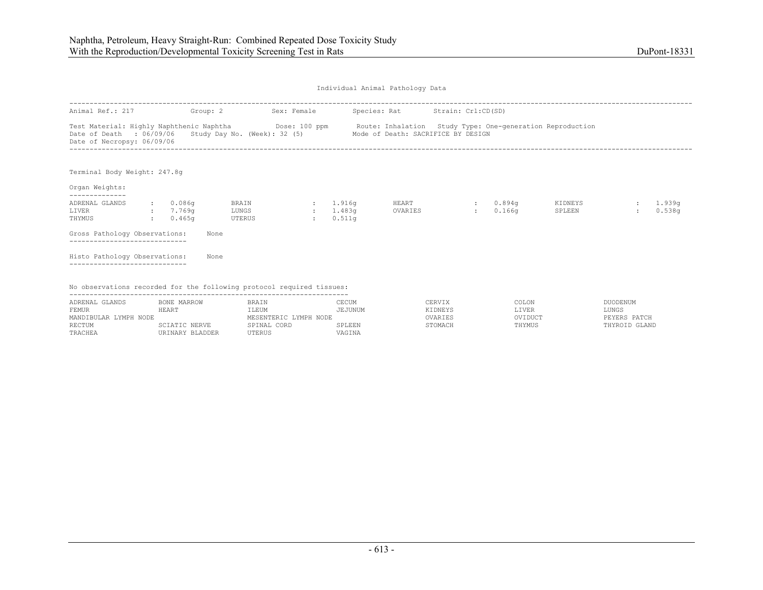Individual Animal Pathology Data

Animal Ref.: 217 Group: 2 Sex: Female Species: Rat Strain: Crl:CD(SD)

Test Material: Highly Naphthenic Naphtha Dose: 100 ppm Route: Inhalation Study Type: One-generation Reproduction
Date of Death : 06/09/06 Study Day No. (Week): 32 (5) Mode of Death: SACRIFICE BY DESIGN
Date of Necropsy: 06/09/06

Terminal Body Weight: 247.8g

Organ Weights:

| | | | | | | | |
|---|---|---|---|---|---|---|---|
| ADRENAL GLANDS | 0.086g | BRAIN | 1.916g | HEART | 0.894g | KIDNEYS | 1.939g |
| LIVER | 7.769g | LUNGS | 1.483g | OVARIES | 0.166g | SPLEEN | 0.538g |
| THYMUS | 0.465g | UTERUS | 0.511g | | | | |

Gross Pathology Observations: None

Histo Pathology Observations: None

No observations recorded for the following protocol required tissues:

| | | | | | | |
|---|---|---|---|---|---|---|
| ADRENAL GLANDS | BONE MARROW | BRAIN | CECUM | CERVIX | COLON | DUODENUM |
| FEMUR | HEART | ILEUM | JEJUNUM | KIDNEYS | LIVER | LUNGS |
| MANDIBULAR LYMPH NODE | | MESENTERIC LYMPH NODE | | OVARIES | OVIDUCT | PEYERS PATCH |
| RECTUM | SCIATIC NERVE | SPINAL CORD | SPLEEN | STOMACH | THYMUS | THYROID GLAND |
| TRACHEA | URINARY BLADDER | UTERUS | VAGINA | | | |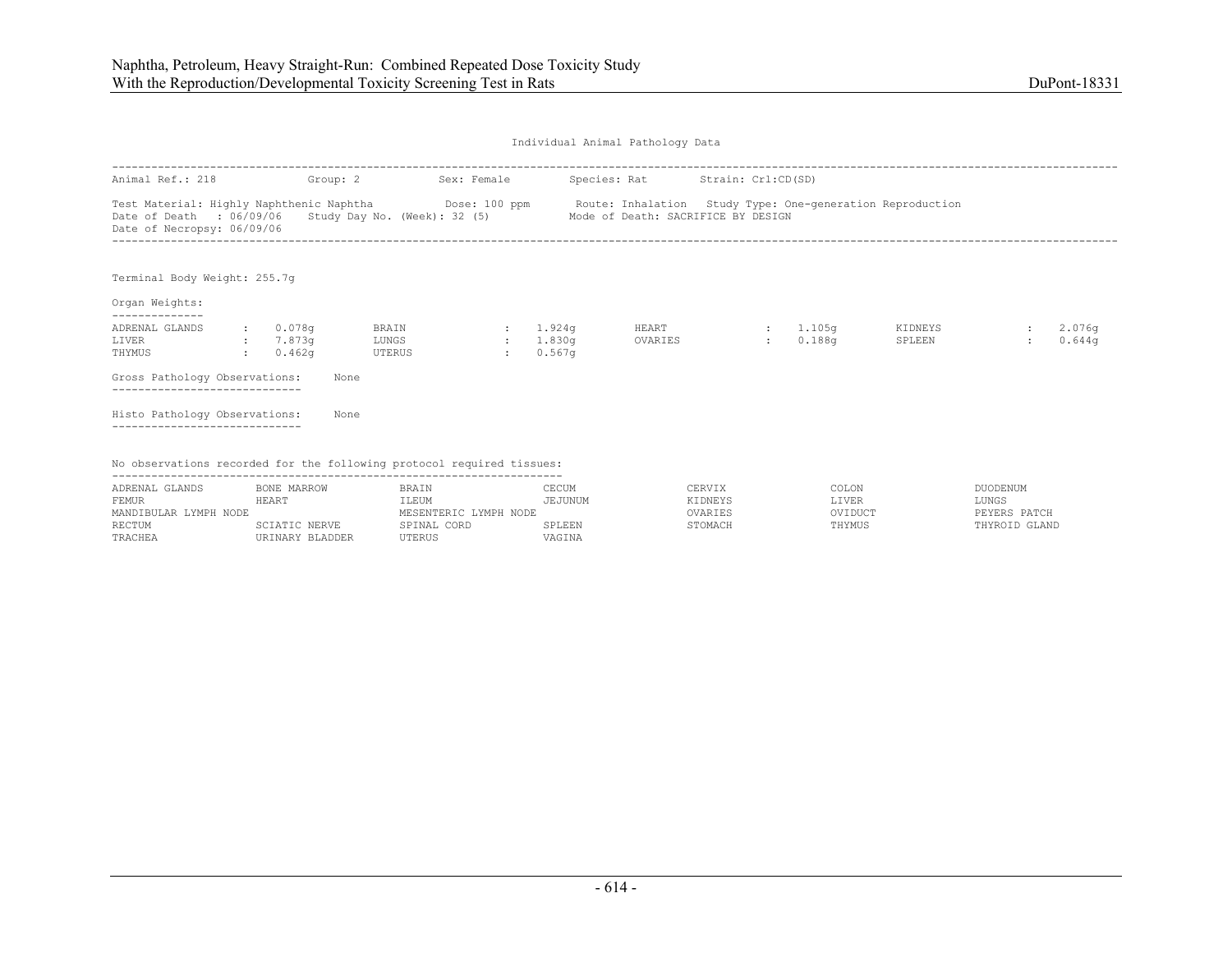Individual Animal Pathology Data

Animal Ref.: 218 Group: 2 Sex: Female Species: Rat Strain: Crl:CD(SD)

Test Material: Highly Naphthenic Naphtha Dose: 100 ppm Route: Inhalation Study Type: One-generation Reproduction
Date of Death : 06/09/06 Study Day No. (Week): 32 (5) Mode of Death: SACRIFICE BY DESIGN
Date of Necropsy: 06/09/06

Terminal Body Weight: 255.7g

Organ Weights:

| | | | | | | | |
|---|---|---|---|---|---|---|---|
| ADRENAL GLANDS | 0.078g | BRAIN | 1.924g | HEART | 1.105g | KIDNEYS | 2.076g |
| LIVER | 7.873g | LUNGS | 1.830g | OVARIES | 0.188g | SPLEEN | 0.644g |
| THYMUS | 0.462g | UTERUS | 0.567g | | | | |

Gross Pathology Observations: None

Histo Pathology Observations: None

No observations recorded for the following protocol required tissues:

| | | | | | | |
|---|---|---|---|---|---|---|
| ADRENAL GLANDS | BONE MARROW | BRAIN | CECUM | CERVIX | COLON | DUODENUM |
| FEMUR | HEART | ILEUM | JEJUNUM | KIDNEYS | LIVER | LUNGS |
| MANDIBULAR LYMPH NODE | | MESENTERIC LYMPH NODE | | OVARIES | OVIDUCT | PEYERS PATCH |
| RECTUM | SCIATIC NERVE | SPINAL CORD | SPLEEN | STOMACH | THYMUS | THYROID GLAND |
| TRACHEA | URINARY BLADDER | UTERUS | VAGINA | | | |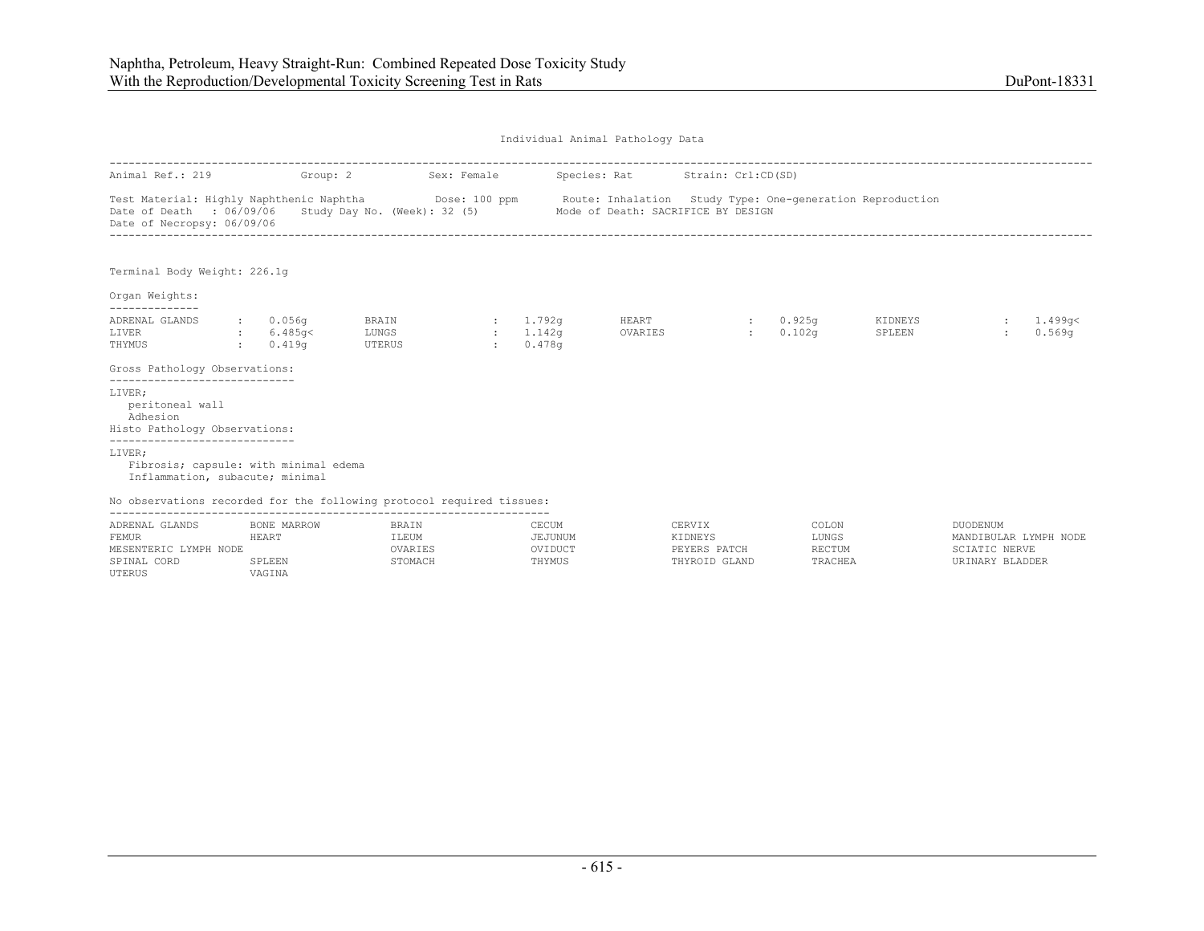Individual Animal Pathology Data

Animal Ref.: 219 Group: 2 Sex: Female Species: Rat Strain: Crl:CD(SD)

Test Material: Highly Naphthenic Naphtha Dose: 100 ppm Route: Inhalation Study Type: One-generation Reproduction
Date of Death : 06/09/06 Study Day No. (Week): 32 (5) Mode of Death: SACRIFICE BY DESIGN
Date of Necropsy: 06/09/06

Terminal Body Weight: 226.1g

Organ Weights:

| Organ | Weight | Organ | Weight | Organ | Weight | Organ | Weight |
|---|---|---|---|---|---|---|---|
| ADRENAL GLANDS | 0.056g | BRAIN | 1.792g | HEART | 0.925g | KIDNEYS | 1.499g< |
| LIVER | 6.485g< | LUNGS | 1.142g | OVARIES | 0.102g | SPLEEN | 0.569g |
| THYMUS | 0.419g | UTERUS | 0.478g | | | | |

Gross Pathology Observations:

LIVER;
- peritoneal wall
- Adhesion

Histo Pathology Observations:

LIVER;
- Fibrosis; capsule: with minimal edema
- Inflammation, subacute; minimal

No observations recorded for the following protocol required tissues:

ADRENAL GLANDS, BONE MARROW, BRAIN, CECUM, CERVIX, COLON, DUODENUM, FEMUR, HEART, ILEUM, JEJUNUM, KIDNEYS, LUNGS, MANDIBULAR LYMPH NODE, MESENTERIC LYMPH NODE, OVARIES, OVIDUCT, PEYERS PATCH, RECTUM, SCIATIC NERVE, SPINAL CORD, SPLEEN, STOMACH, THYMUS, THYROID GLAND, TRACHEA, URINARY BLADDER, UTERUS, VAGINA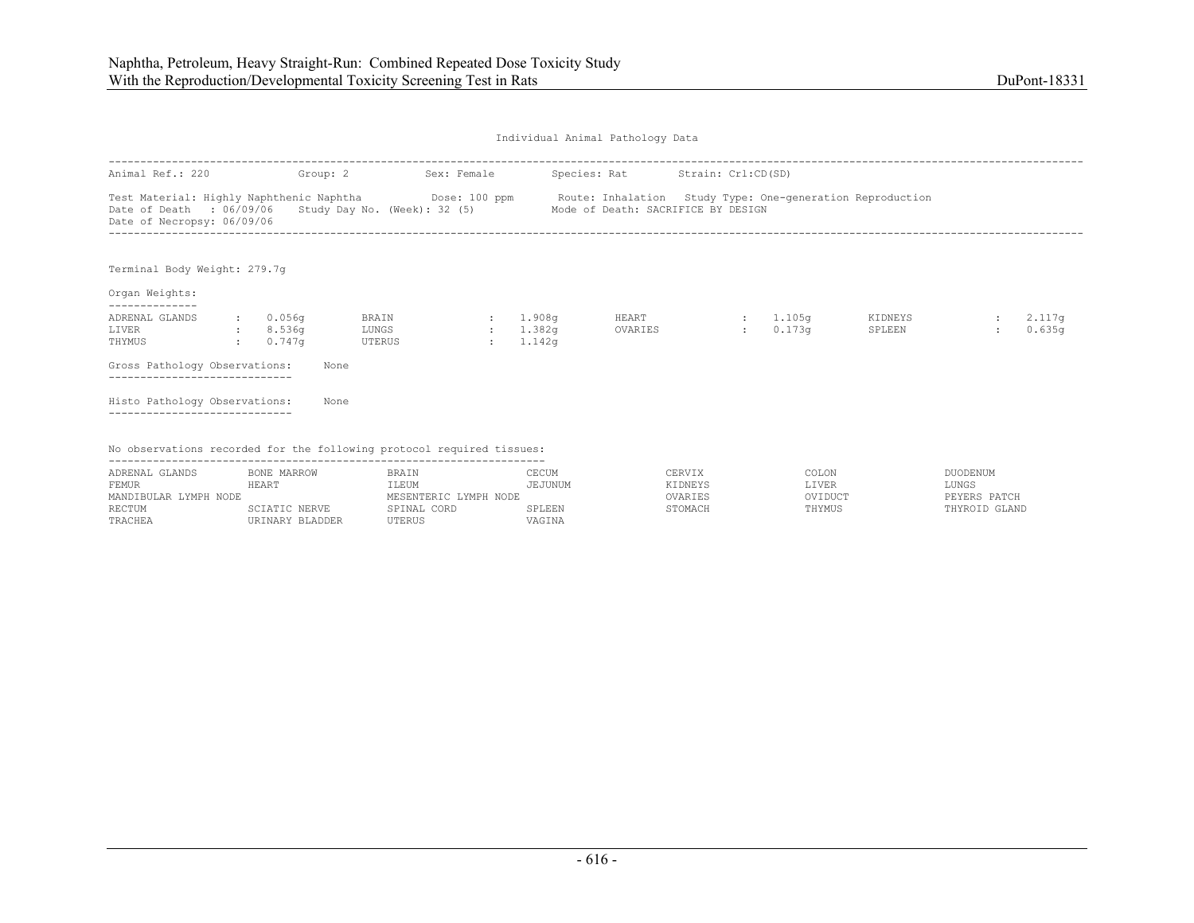## Individual Animal Pathology Data

Animal Ref.: 220 Group: 2 Sex: Female Species: Rat Strain: Crl:CD(SD)

Test Material: Highly Naphthenic Naphtha Dose: 100 ppm Route: Inhalation Study Type: One-generation Reproduction
Date of Death : 06/09/06 Study Day No. (Week): 32 (5) Mode of Death: SACRIFICE BY DESIGN
Date of Necropsy: 06/09/06

Terminal Body Weight: 279.7g

Organ Weights:

| Organ | Weight | Organ | Weight | Organ | Weight | Organ | Weight |
|---|---|---|---|---|---|---|---|
| ADRENAL GLANDS | 0.056g | BRAIN | 1.908g | HEART | 1.105g | KIDNEYS | 2.117g |
| LIVER | 8.536g | LUNGS | 1.382g | OVARIES | 0.173g | SPLEEN | 0.635g |
| THYMUS | 0.747g | UTERUS | 1.142g | | | | |

Gross Pathology Observations: None

Histo Pathology Observations: None

No observations recorded for the following protocol required tissues:

| | | | | | | |
|---|---|---|---|---|---|---|
| ADRENAL GLANDS | BONE MARROW | BRAIN | CECUM | CERVIX | COLON | DUODENUM |
| FEMUR | HEART | ILEUM | JEJUNUM | KIDNEYS | LIVER | LUNGS |
| MANDIBULAR LYMPH NODE | | MESENTERIC LYMPH NODE | | OVARIES | OVIDUCT | PEYERS PATCH |
| RECTUM | SCIATIC NERVE | SPINAL CORD | SPLEEN | STOMACH | THYMUS | THYROID GLAND |
| TRACHEA | URINARY BLADDER | UTERUS | VAGINA | | | |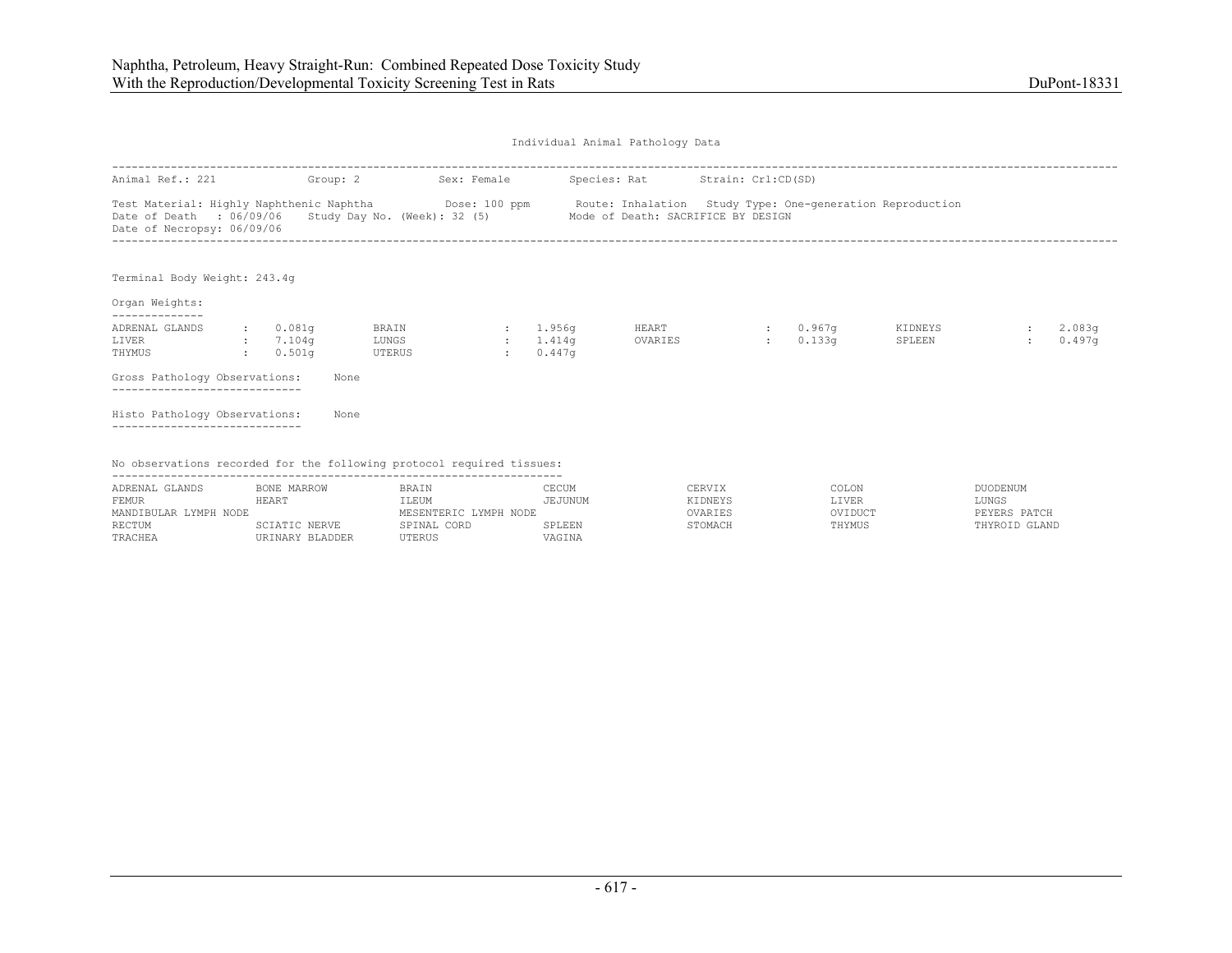Individual Animal Pathology Data

Animal Ref.: 221　　Group: 2　　Sex: Female　　Species: Rat　　Strain: Crl:CD(SD)

Test Material: Highly Naphthenic Naphtha　　Dose: 100 ppm　　Route: Inhalation　　Study Type: One-generation Reproduction
Date of Death : 06/09/06　　Study Day No. (Week): 32 (5)　　Mode of Death: SACRIFICE BY DESIGN
Date of Necropsy: 06/09/06

Terminal Body Weight: 243.4g

Organ Weights:

| Organ | Weight | Organ | Weight | Organ | Weight | Organ | Weight |
|---|---|---|---|---|---|---|---|
| ADRENAL GLANDS | 0.081g | BRAIN | 1.956g | HEART | 0.967g | KIDNEYS | 2.083g |
| LIVER | 7.104g | LUNGS | 1.414g | OVARIES | 0.133g | SPLEEN | 0.497g |
| THYMUS | 0.501g | UTERUS | 0.447g | | | | |

Gross Pathology Observations: None

Histo Pathology Observations: None

No observations recorded for the following protocol required tissues:

| | | | | | | |
|---|---|---|---|---|---|---|
| ADRENAL GLANDS | BONE MARROW | BRAIN | CECUM | CERVIX | COLON | DUODENUM |
| FEMUR | HEART | ILEUM | JEJUNUM | KIDNEYS | LIVER | LUNGS |
| MANDIBULAR LYMPH NODE | | MESENTERIC LYMPH NODE | | OVARIES | OVIDUCT | PEYERS PATCH |
| RECTUM | SCIATIC NERVE | SPINAL CORD | SPLEEN | STOMACH | THYMUS | THYROID GLAND |
| TRACHEA | URINARY BLADDER | UTERUS | VAGINA | | | |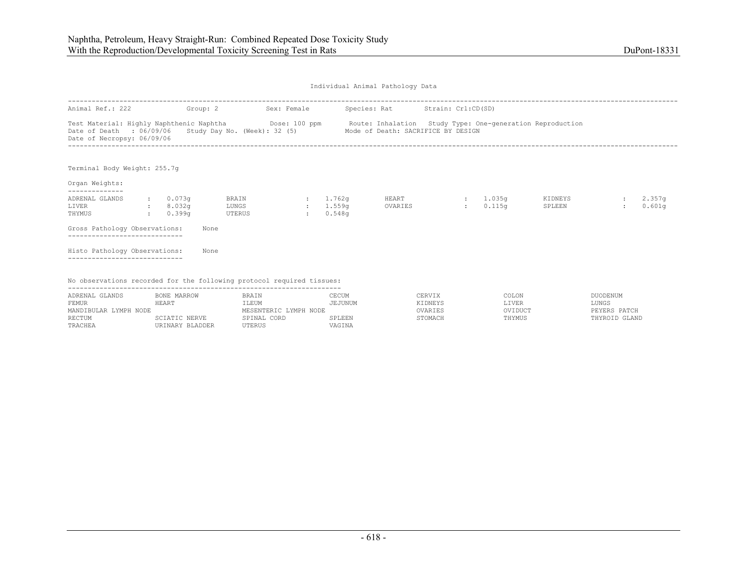Individual Animal Pathology Data

Animal Ref.: 222 Group: 2 Sex: Female Species: Rat Strain: Crl:CD(SD)

Test Material: Highly Naphthenic Naphtha Dose: 100 ppm Route: Inhalation Study Type: One-generation Reproduction
Date of Death : 06/09/06 Study Day No. (Week): 32 (5) Mode of Death: SACRIFICE BY DESIGN
Date of Necropsy: 06/09/06

Terminal Body Weight: 255.7g

Organ Weights:

| | | | | | | | |
|---|---|---|---|---|---|---|---|
| ADRENAL GLANDS | 0.073g | BRAIN | 1.762g | HEART | 1.035g | KIDNEYS | 2.357g |
| LIVER | 8.032g | LUNGS | 1.559g | OVARIES | 0.115g | SPLEEN | 0.601g |
| THYMUS | 0.399g | UTERUS | 0.548g | | | | |

Gross Pathology Observations: None

Histo Pathology Observations: None

No observations recorded for the following protocol required tissues:

| | | | | | | |
|---|---|---|---|---|---|---|
| ADRENAL GLANDS | BONE MARROW | BRAIN | CECUM | CERVIX | COLON | DUODENUM |
| FEMUR | HEART | ILEUM | JEJUNUM | KIDNEYS | LIVER | LUNGS |
| MANDIBULAR LYMPH NODE | | MESENTERIC LYMPH NODE | | OVARIES | OVIDUCT | PEYERS PATCH |
| RECTUM | SCIATIC NERVE | SPINAL CORD | SPLEEN | STOMACH | THYMUS | THYROID GLAND |
| TRACHEA | URINARY BLADDER | UTERUS | VAGINA | | | |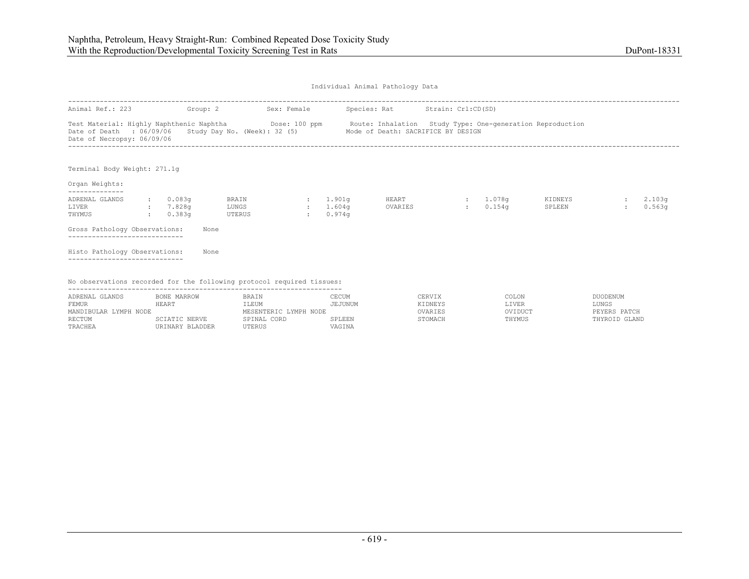Individual Animal Pathology Data

Animal Ref.: 223 Group: 2 Sex: Female Species: Rat Strain: Crl:CD(SD)

Test Material: Highly Naphthenic Naphtha Dose: 100 ppm Route: Inhalation Study Type: One-generation Reproduction
Date of Death : 06/09/06 Study Day No. (Week): 32 (5) Mode of Death: SACRIFICE BY DESIGN
Date of Necropsy: 06/09/06

Terminal Body Weight: 271.1g

Organ Weights:

| Organ | Weight | Organ | Weight | Organ | Weight | Organ | Weight |
|---|---|---|---|---|---|---|---|
| ADRENAL GLANDS | 0.083g | BRAIN | 1.901g | HEART | 1.078g | KIDNEYS | 2.103g |
| LIVER | 7.828g | LUNGS | 1.604g | OVARIES | 0.154g | SPLEEN | 0.563g |
| THYMUS | 0.383g | UTERUS | 0.974g | | | | |

Gross Pathology Observations: None

Histo Pathology Observations: None

No observations recorded for the following protocol required tissues:

| | | | | | | |
|---|---|---|---|---|---|---|
| ADRENAL GLANDS | BONE MARROW | BRAIN | CECUM | CERVIX | COLON | DUODENUM |
| FEMUR | HEART | ILEUM | JEJUNUM | KIDNEYS | LIVER | LUNGS |
| MANDIBULAR LYMPH NODE | | MESENTERIC LYMPH NODE | | OVARIES | OVIDUCT | PEYERS PATCH |
| RECTUM | SCIATIC NERVE | SPINAL CORD | SPLEEN | STOMACH | THYMUS | THYROID GLAND |
| TRACHEA | URINARY BLADDER | UTERUS | VAGINA | | | |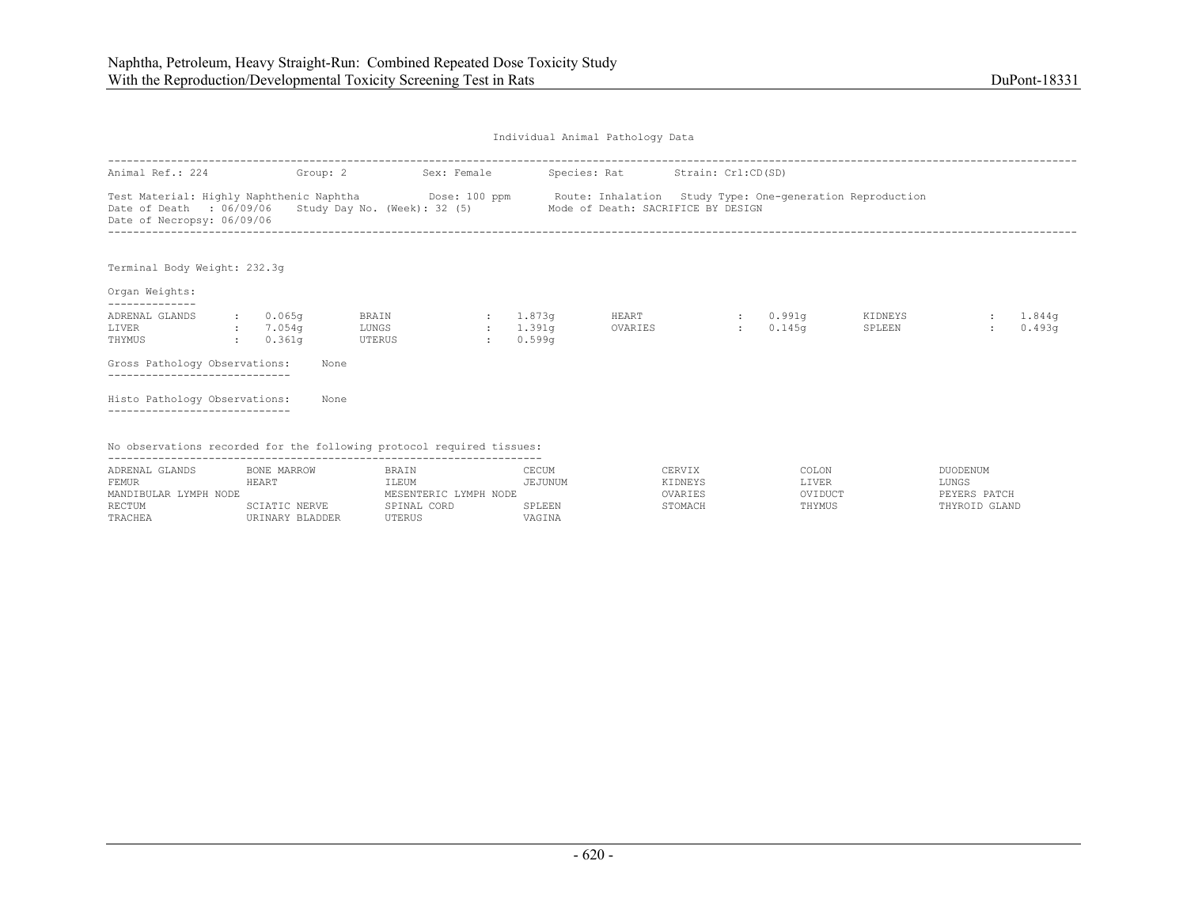Individual Animal Pathology Data

Animal Ref.: 224 Group: 2 Sex: Female Species: Rat Strain: Crl:CD(SD)

Test Material: Highly Naphthenic Naphtha Dose: 100 ppm Route: Inhalation Study Type: One-generation Reproduction
Date of Death : 06/09/06 Study Day No. (Week): 32 (5) Mode of Death: SACRIFICE BY DESIGN
Date of Necropsy: 06/09/06

Terminal Body Weight: 232.3g

Organ Weights:

| Organ | Weight | Organ | Weight | Organ | Weight | Organ | Weight |
|---|---|---|---|---|---|---|---|
| ADRENAL GLANDS | 0.065g | BRAIN | 1.873g | HEART | 0.991g | KIDNEYS | 1.844g |
| LIVER | 7.054g | LUNGS | 1.391g | OVARIES | 0.145g | SPLEEN | 0.493g |
| THYMUS | 0.361g | UTERUS | 0.599g | | | | |

Gross Pathology Observations: None

Histo Pathology Observations: None

No observations recorded for the following protocol required tissues:

| | | | | | | |
|---|---|---|---|---|---|---|
| ADRENAL GLANDS | BONE MARROW | BRAIN | CECUM | CERVIX | COLON | DUODENUM |
| FEMUR | HEART | ILEUM | JEJUNUM | KIDNEYS | LIVER | LUNGS |
| MANDIBULAR LYMPH NODE | | MESENTERIC LYMPH NODE | | OVARIES | OVIDUCT | PEYERS PATCH |
| RECTUM | SCIATIC NERVE | SPINAL CORD | SPLEEN | STOMACH | THYMUS | THYROID GLAND |
| TRACHEA | URINARY BLADDER | UTERUS | VAGINA | | | |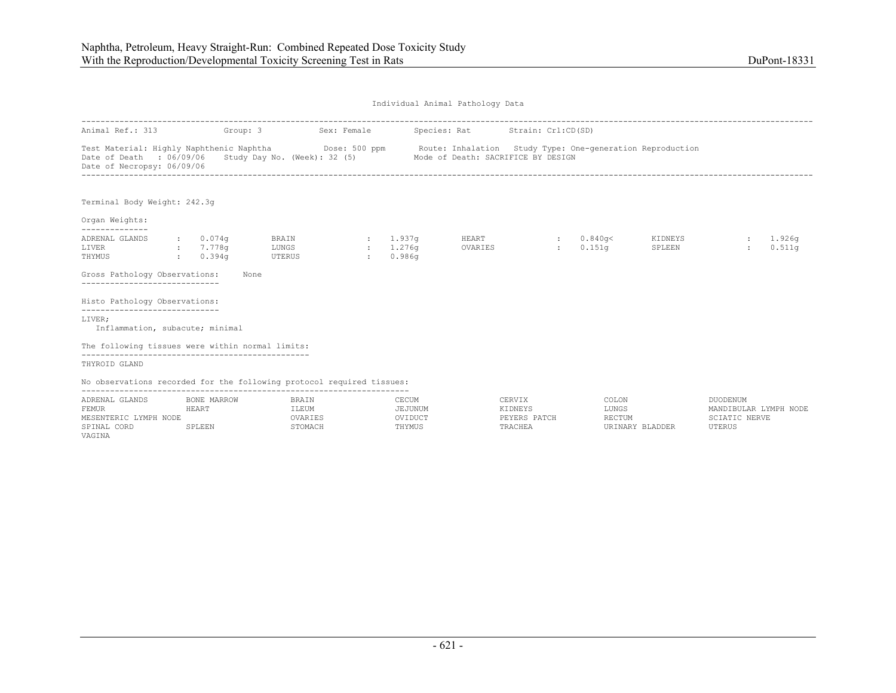Individual Animal Pathology Data

Animal Ref.: 313 Group: 3 Sex: Female Species: Rat Strain: Crl:CD(SD)

Test Material: Highly Naphthenic Naphtha Dose: 500 ppm Route: Inhalation Study Type: One-generation Reproduction
Date of Death : 06/09/06 Study Day No. (Week): 32 (5) Mode of Death: SACRIFICE BY DESIGN
Date of Necropsy: 06/09/06

Terminal Body Weight: 242.3g

Organ Weights:

| | | | | | | | |
|---|---|---|---|---|---|---|---|
| ADRENAL GLANDS | : 0.074g | BRAIN | : 1.937g | HEART | : 0.840g< | KIDNEYS | : 1.926g |
| LIVER | : 7.778g | LUNGS | : 1.276g | OVARIES | : 0.151g | SPLEEN | : 0.511g |
| THYMUS | : 0.394g | UTERUS | : 0.986g | | | | |

Gross Pathology Observations: None

Histo Pathology Observations:

LIVER;
Inflammation, subacute; minimal

The following tissues were within normal limits:

THYROID GLAND

No observations recorded for the following protocol required tissues:

| | | | | | | |
|---|---|---|---|---|---|---|
| ADRENAL GLANDS | BONE MARROW | BRAIN | CECUM | CERVIX | COLON | DUODENUM |
| FEMUR | HEART | ILEUM | JEJUNUM | KIDNEYS | LUNGS | MANDIBULAR LYMPH NODE |
| MESENTERIC LYMPH NODE | | OVARIES | OVIDUCT | PEYERS PATCH | RECTUM | SCIATIC NERVE |
| SPINAL CORD | SPLEEN | STOMACH | THYMUS | TRACHEA | URINARY BLADDER | UTERUS |
| VAGINA | | | | | | |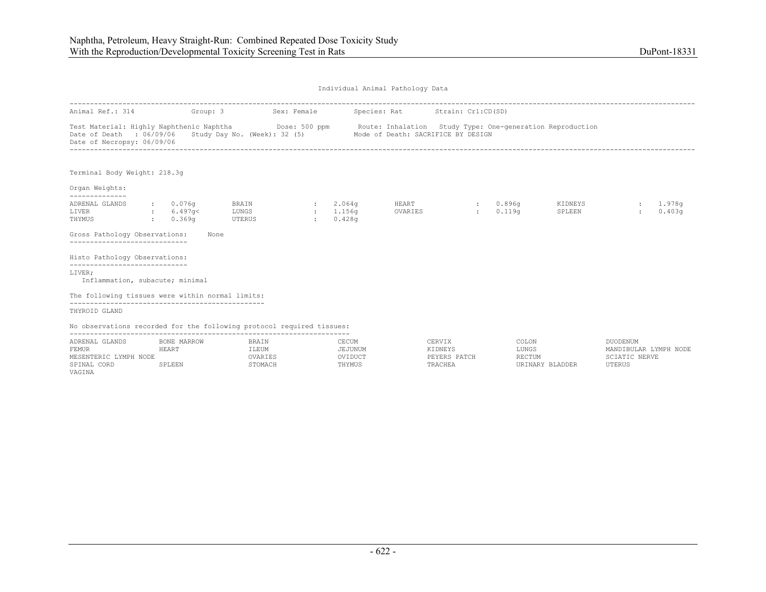Individual Animal Pathology Data

Animal Ref.: 314 Group: 3 Sex: Female Species: Rat Strain: Crl:CD(SD)

Test Material: Highly Naphthenic Naphtha Dose: 500 ppm Route: Inhalation Study Type: One-generation Reproduction
Date of Death : 06/09/06 Study Day No. (Week): 32 (5) Mode of Death: SACRIFICE BY DESIGN
Date of Necropsy: 06/09/06

Terminal Body Weight: 218.3g

Organ Weights:

| | | | | | | | |
|---|---|---|---|---|---|---|---|
| ADRENAL GLANDS | 0.076g | BRAIN | 2.064g | HEART | 0.896g | KIDNEYS | 1.978g |
| LIVER | 6.497g< | LUNGS | 1.156g | OVARIES | 0.119g | SPLEEN | 0.403g |
| THYMUS | 0.369g | UTERUS | 0.428g | | | | |

Gross Pathology Observations: None

Histo Pathology Observations:

LIVER;
Inflammation, subacute; minimal

The following tissues were within normal limits:

THYROID GLAND

No observations recorded for the following protocol required tissues:

ADRENAL GLANDS, BONE MARROW, BRAIN, CECUM, CERVIX, COLON, DUODENUM, FEMUR, HEART, ILEUM, JEJUNUM, KIDNEYS, LUNGS, MANDIBULAR LYMPH NODE, MESENTERIC LYMPH NODE, OVARIES, OVIDUCT, PEYERS PATCH, RECTUM, SCIATIC NERVE, SPINAL CORD, SPLEEN, STOMACH, THYMUS, TRACHEA, URINARY BLADDER, UTERUS, VAGINA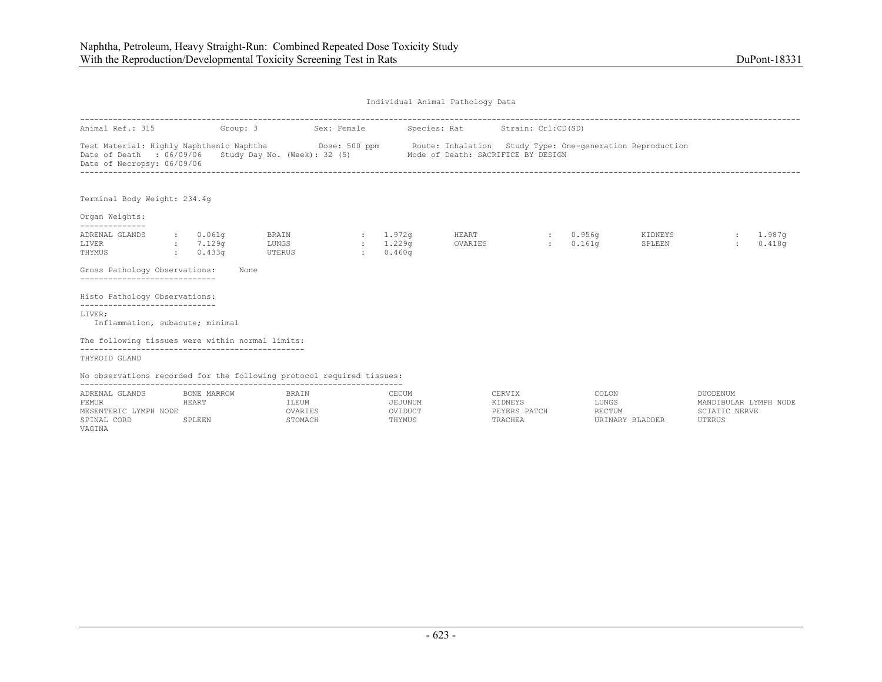Individual Animal Pathology Data

Animal Ref.: 315 Group: 3 Sex: Female Species: Rat Strain: Crl:CD(SD)

Test Material: Highly Naphthenic Naphtha Dose: 500 ppm Route: Inhalation Study Type: One-generation Reproduction
Date of Death : 06/09/06 Study Day No. (Week): 32 (5) Mode of Death: SACRIFICE BY DESIGN
Date of Necropsy: 06/09/06

Terminal Body Weight: 234.4g

Organ Weights:

| | | | | | | | |
|---|---|---|---|---|---|---|---|
| ADRENAL GLANDS | : 0.061g | BRAIN | : 1.972g | HEART | : 0.956g | KIDNEYS | : 1.987g |
| LIVER | : 7.129g | LUNGS | : 1.229g | OVARIES | : 0.161g | SPLEEN | : 0.418g |
| THYMUS | : 0.433g | UTERUS | : 0.460g | | | | |

Gross Pathology Observations: None

Histo Pathology Observations:

LIVER;
  Inflammation, subacute; minimal

The following tissues were within normal limits:

THYROID GLAND

No observations recorded for the following protocol required tissues:

| | | | | | | |
|---|---|---|---|---|---|---|
| ADRENAL GLANDS | BONE MARROW | BRAIN | CECUM | CERVIX | COLON | DUODENUM |
| FEMUR | HEART | ILEUM | JEJUNUM | KIDNEYS | LUNGS | MANDIBULAR LYMPH NODE |
| MESENTERIC LYMPH NODE | | OVARIES | OVIDUCT | PEYERS PATCH | RECTUM | SCIATIC NERVE |
| SPINAL CORD | SPLEEN | STOMACH | THYMUS | TRACHEA | URINARY BLADDER | UTERUS |
| VAGINA | | | | | | |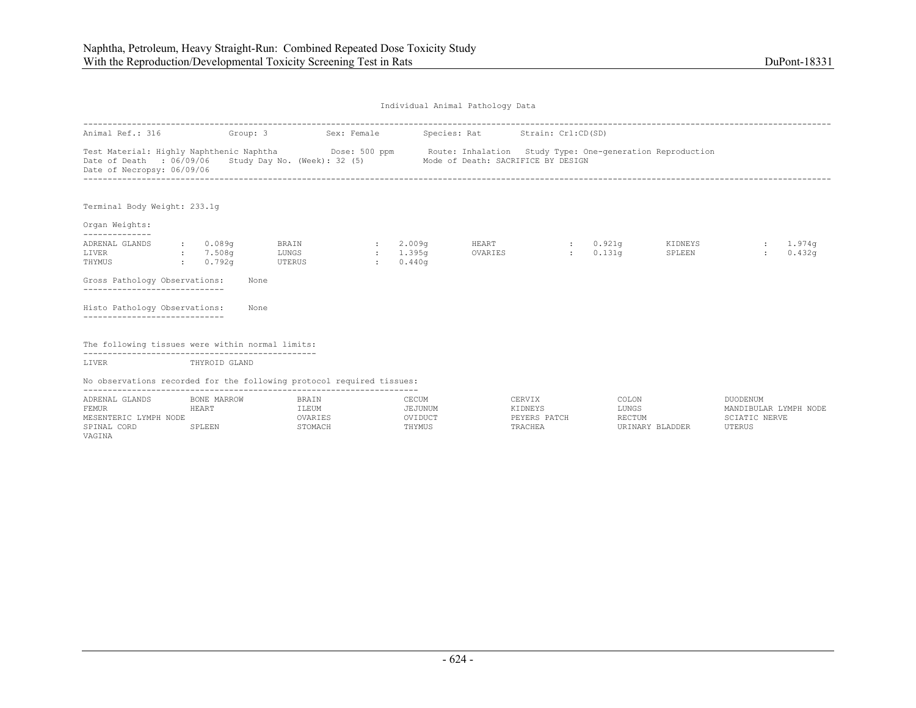Individual Animal Pathology Data

Animal Ref.: 316 Group: 3 Sex: Female Species: Rat Strain: Crl:CD(SD)

Test Material: Highly Naphthenic Naphtha Dose: 500 ppm Route: Inhalation Study Type: One-generation Reproduction
Date of Death : 06/09/06 Study Day No. (Week): 32 (5) Mode of Death: SACRIFICE BY DESIGN
Date of Necropsy: 06/09/06

Terminal Body Weight: 233.1g

Organ Weights:

| | | | | | | | |
|---|---|---|---|---|---|---|---|
| ADRENAL GLANDS | 0.089g | BRAIN | 2.009g | HEART | 0.921g | KIDNEYS | 1.974g |
| LIVER | 7.508g | LUNGS | 1.395g | OVARIES | 0.131g | SPLEEN | 0.432g |
| THYMUS | 0.792g | UTERUS | 0.440g | | | | |

Gross Pathology Observations: None

Histo Pathology Observations: None

The following tissues were within normal limits:

LIVER THYROID GLAND

No observations recorded for the following protocol required tissues:

| | | | | | | |
|---|---|---|---|---|---|---|
| ADRENAL GLANDS | BONE MARROW | BRAIN | CECUM | CERVIX | COLON | DUODENUM |
| FEMUR | HEART | ILEUM | JEJUNUM | KIDNEYS | LUNGS | MANDIBULAR LYMPH NODE |
| MESENTERIC LYMPH NODE | | OVARIES | OVIDUCT | PEYERS PATCH | RECTUM | SCIATIC NERVE |
| SPINAL CORD | SPLEEN | STOMACH | THYMUS | TRACHEA | URINARY BLADDER | UTERUS |
| VAGINA | | | | | | |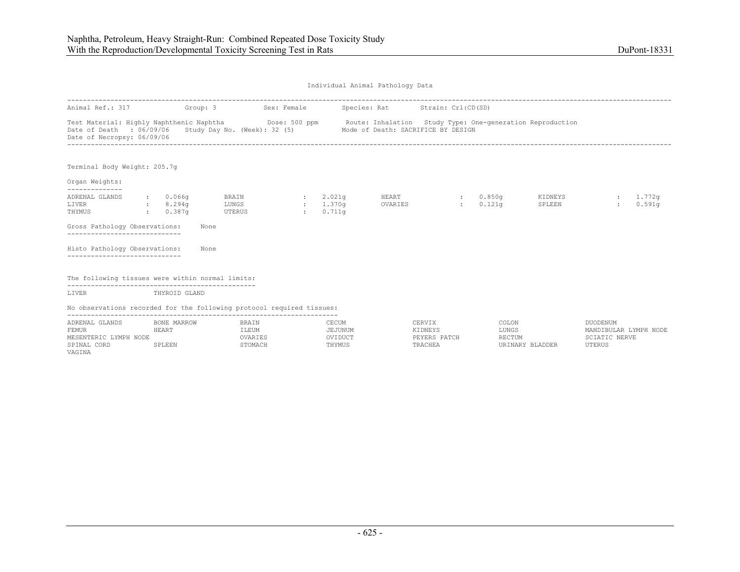Individual Animal Pathology Data

Animal Ref.: 317 Group: 3 Sex: Female Species: Rat Strain: Crl:CD(SD)

Test Material: Highly Naphthenic Naphtha Dose: 500 ppm Route: Inhalation Study Type: One-generation Reproduction
Date of Death : 06/09/06 Study Day No. (Week): 32 (5) Mode of Death: SACRIFICE BY DESIGN
Date of Necropsy: 06/09/06

Terminal Body Weight: 205.7g

Organ Weights:

| | | | | | | | |
|---|---|---|---|---|---|---|---|
| ADRENAL GLANDS | 0.066g | BRAIN | 2.021g | HEART | 0.850g | KIDNEYS | 1.772g |
| LIVER | 8.294g | LUNGS | 1.370g | OVARIES | 0.121g | SPLEEN | 0.591g |
| THYMUS | 0.387g | UTERUS | 0.711g | | | | |

Gross Pathology Observations: None

Histo Pathology Observations: None

The following tissues were within normal limits:

LIVER THYROID GLAND

No observations recorded for the following protocol required tissues:

| | | | | | | |
|---|---|---|---|---|---|---|
| ADRENAL GLANDS | BONE MARROW | BRAIN | CECUM | CERVIX | COLON | DUODENUM |
| FEMUR | HEART | ILEUM | JEJUNUM | KIDNEYS | LUNGS | MANDIBULAR LYMPH NODE |
| MESENTERIC LYMPH NODE | | OVARIES | OVIDUCT | PEYERS PATCH | RECTUM | SCIATIC NERVE |
| SPINAL CORD | SPLEEN | STOMACH | THYMUS | TRACHEA | URINARY BLADDER | UTERUS |
| VAGINA | | | | | | |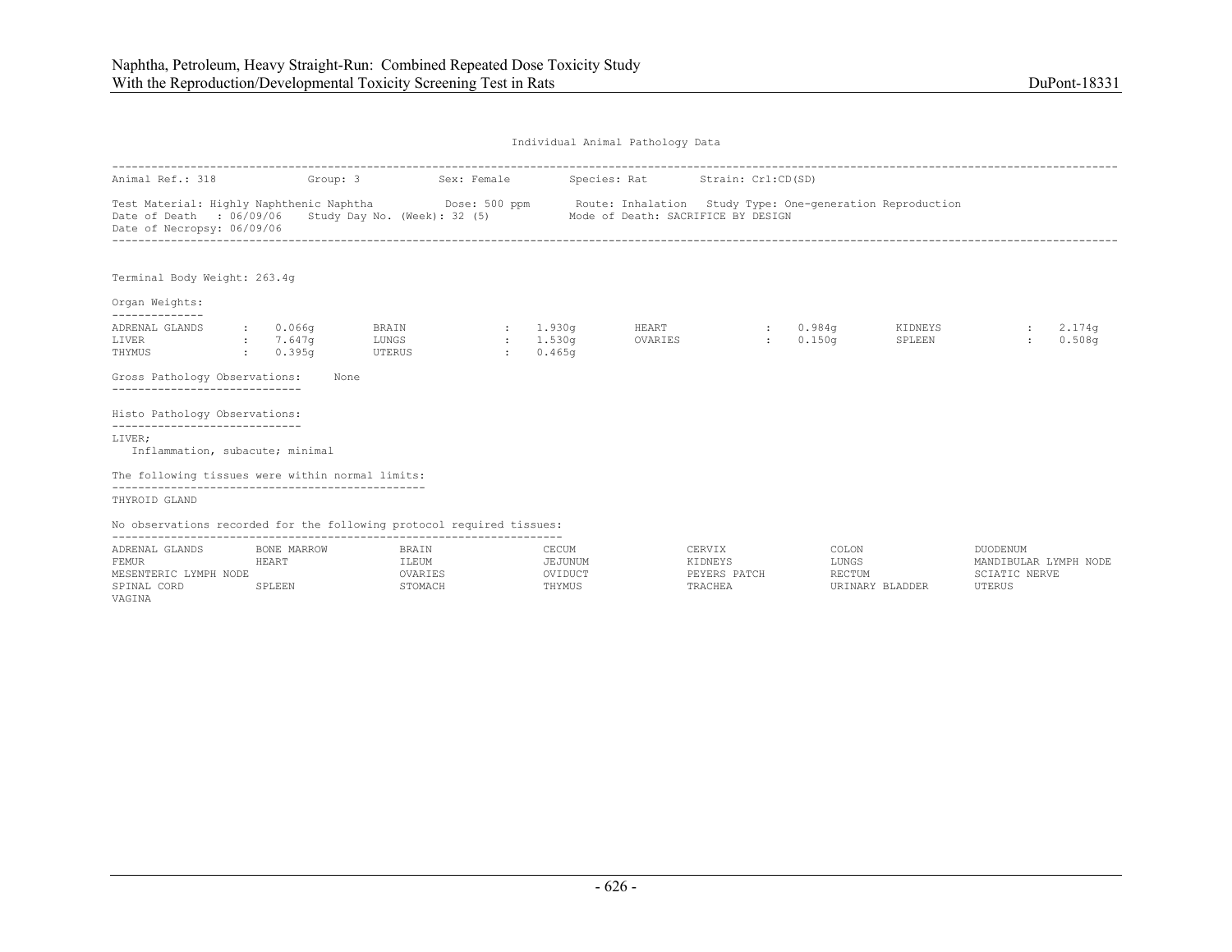Individual Animal Pathology Data

Animal Ref.: 318 Group: 3 Sex: Female Species: Rat Strain: Crl:CD(SD)

Test Material: Highly Naphthenic Naphtha Dose: 500 ppm Route: Inhalation Study Type: One-generation Reproduction
Date of Death : 06/09/06 Study Day No. (Week): 32 (5) Mode of Death: SACRIFICE BY DESIGN
Date of Necropsy: 06/09/06

Terminal Body Weight: 263.4g

Organ Weights:

| | | | | | | | |
|---|---|---|---|---|---|---|---|
| ADRENAL GLANDS | 0.066g | BRAIN | 1.930g | HEART | 0.984g | KIDNEYS | 2.174g |
| LIVER | 7.647g | LUNGS | 1.530g | OVARIES | 0.150g | SPLEEN | 0.508g |
| THYMUS | 0.395g | UTERUS | 0.465g | | | | |

Gross Pathology Observations: None

Histo Pathology Observations:

LIVER;
  Inflammation, subacute; minimal

The following tissues were within normal limits:

THYROID GLAND

No observations recorded for the following protocol required tissues:

| | | | | | | |
|---|---|---|---|---|---|---|
| ADRENAL GLANDS | BONE MARROW | BRAIN | CECUM | CERVIX | COLON | DUODENUM |
| FEMUR | HEART | ILEUM | JEJUNUM | KIDNEYS | LUNGS | MANDIBULAR LYMPH NODE |
| MESENTERIC LYMPH NODE | | OVARIES | OVIDUCT | PEYERS PATCH | RECTUM | SCIATIC NERVE |
| SPINAL CORD | SPLEEN | STOMACH | THYMUS | TRACHEA | URINARY BLADDER | UTERUS |
| VAGINA | | | | | | |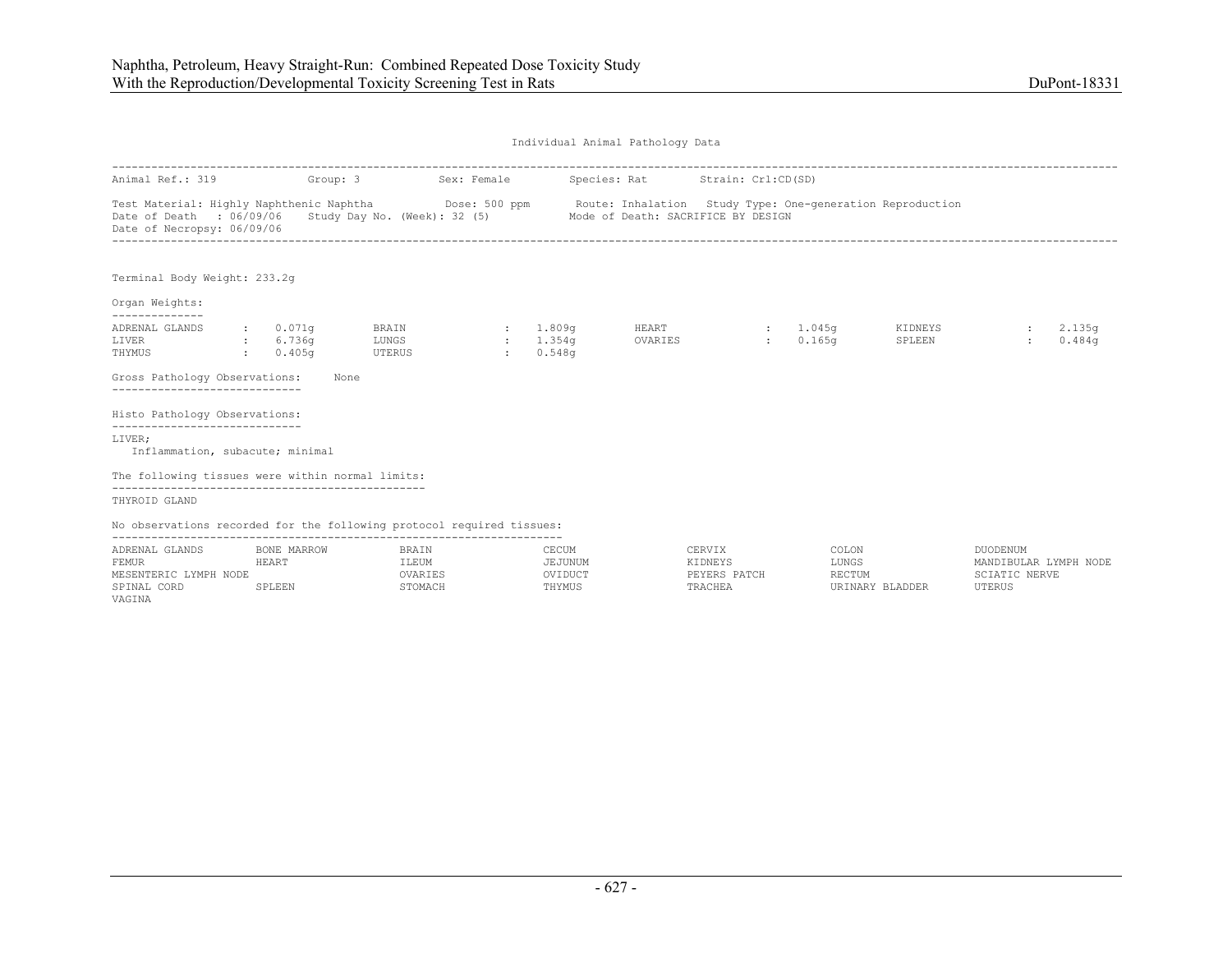Individual Animal Pathology Data

Animal Ref.: 319    Group: 3    Sex: Female    Species: Rat    Strain: Crl:CD(SD)

Test Material: Highly Naphthenic Naphtha    Dose: 500 ppm    Route: Inhalation    Study Type: One-generation Reproduction
Date of Death : 06/09/06    Study Day No. (Week): 32 (5)    Mode of Death: SACRIFICE BY DESIGN
Date of Necropsy: 06/09/06

Terminal Body Weight: 233.2g

Organ Weights:

| | | | | | | | |
|---|---|---|---|---|---|---|---|
| ADRENAL GLANDS | 0.071g | BRAIN | 1.809g | HEART | 1.045g | KIDNEYS | 2.135g |
| LIVER | 6.736g | LUNGS | 1.354g | OVARIES | 0.165g | SPLEEN | 0.484g |
| THYMUS | 0.405g | UTERUS | 0.548g | | | | |

Gross Pathology Observations: None

Histo Pathology Observations:

LIVER;
  Inflammation, subacute; minimal

The following tissues were within normal limits:

THYROID GLAND

No observations recorded for the following protocol required tissues:

| | | | | | | |
|---|---|---|---|---|---|---|
| ADRENAL GLANDS | BONE MARROW | BRAIN | CECUM | CERVIX | COLON | DUODENUM |
| FEMUR | HEART | ILEUM | JEJUNUM | KIDNEYS | LUNGS | MANDIBULAR LYMPH NODE |
| MESENTERIC LYMPH NODE | | OVARIES | OVIDUCT | PEYERS PATCH | RECTUM | SCIATIC NERVE |
| SPINAL CORD | SPLEEN | STOMACH | THYMUS | TRACHEA | URINARY BLADDER | UTERUS |
| VAGINA | | | | | | |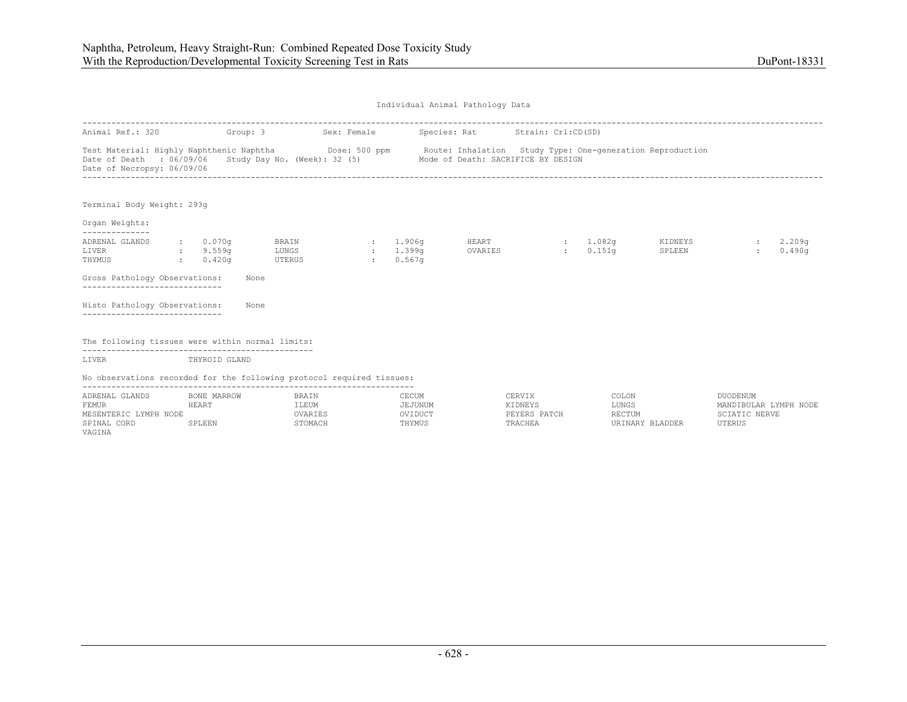Individual Animal Pathology Data

Animal Ref.: 320 Group: 3 Sex: Female Species: Rat Strain: Crl:CD(SD)

Test Material: Highly Naphthenic Naphtha Dose: 500 ppm Route: Inhalation Study Type: One-generation Reproduction
Date of Death : 06/09/06 Study Day No. (Week): 32 (5) Mode of Death: SACRIFICE BY DESIGN
Date of Necropsy: 06/09/06

Terminal Body Weight: 293g

**Organ Weights:**

| Organ | Weight | Organ | Weight | Organ | Weight | Organ | Weight |
|---|---|---|---|---|---|---|---|
| ADRENAL GLANDS | 0.070g | BRAIN | 1.906g | HEART | 1.082g | KIDNEYS | 2.209g |
| LIVER | 9.559g | LUNGS | 1.399g | OVARIES | 0.151g | SPLEEN | 0.490g |
| THYMUS | 0.420g | UTERUS | 0.567g | | | | |

**Gross Pathology Observations:** None

**Histo Pathology Observations:** None

**The following tissues were within normal limits:**

LIVER THYROID GLAND

**No observations recorded for the following protocol required tissues:**

ADRENAL GLANDS, BONE MARROW, BRAIN, CECUM, CERVIX, COLON, DUODENUM, FEMUR, HEART, ILEUM, JEJUNUM, KIDNEYS, LUNGS, MANDIBULAR LYMPH NODE, MESENTERIC LYMPH NODE, OVARIES, OVIDUCT, PEYERS PATCH, RECTUM, SCIATIC NERVE, SPINAL CORD, SPLEEN, STOMACH, THYMUS, TRACHEA, URINARY BLADDER, UTERUS, VAGINA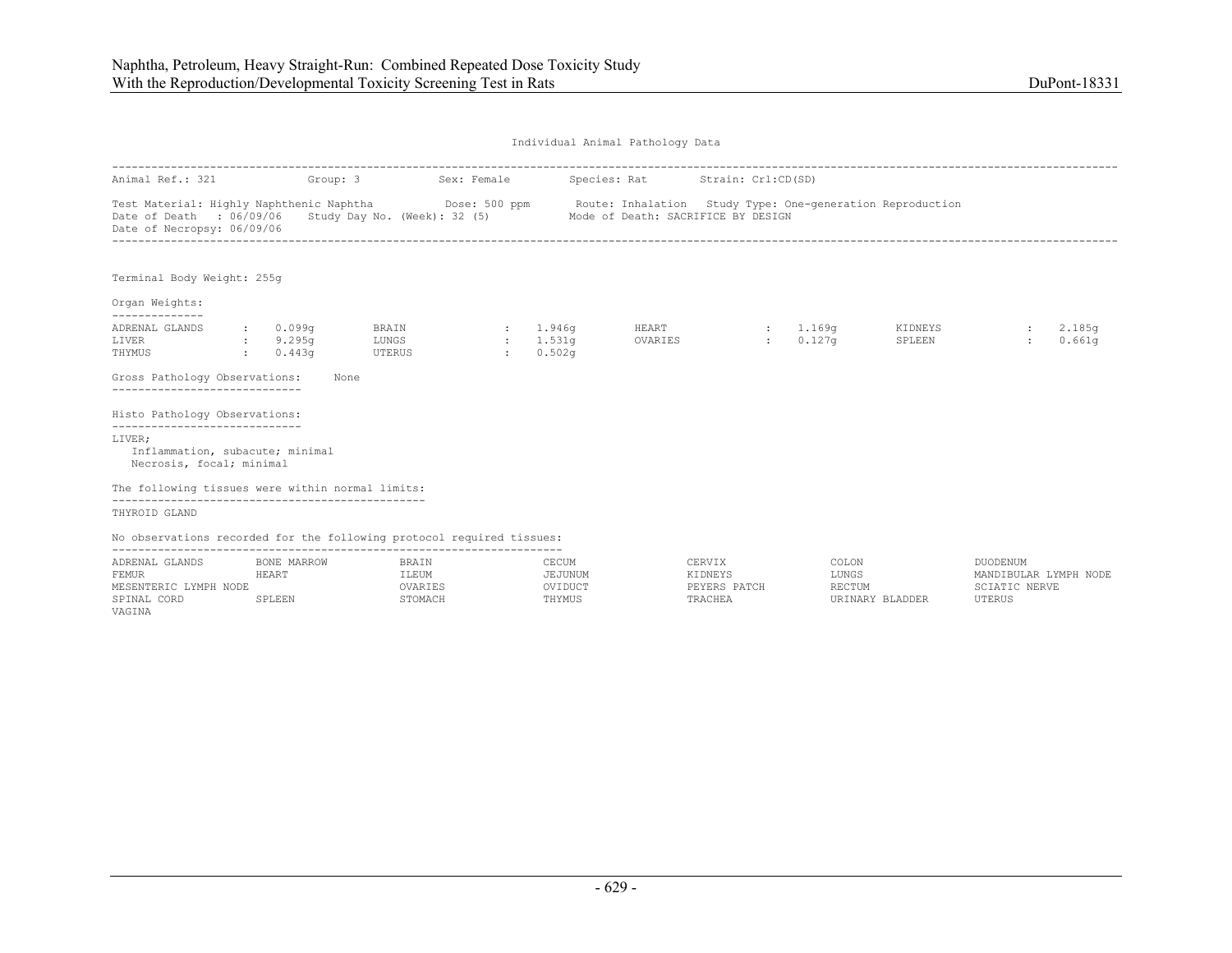Individual Animal Pathology Data

Animal Ref.: 321 Group: 3 Sex: Female Species: Rat Strain: Crl:CD(SD)

Test Material: Highly Naphthenic Naphtha Dose: 500 ppm Route: Inhalation Study Type: One-generation Reproduction
Date of Death : 06/09/06 Study Day No. (Week): 32 (5) Mode of Death: SACRIFICE BY DESIGN
Date of Necropsy: 06/09/06

Terminal Body Weight: 255g

Organ Weights:

| | | | | | | | |
|---|---|---|---|---|---|---|---|
| ADRENAL GLANDS | 0.099g | BRAIN | 1.946g | HEART | 1.169g | KIDNEYS | 2.185g |
| LIVER | 9.295g | LUNGS | 1.531g | OVARIES | 0.127g | SPLEEN | 0.661g |
| THYMUS | 0.443g | UTERUS | 0.502g | | | | |

Gross Pathology Observations: None

Histo Pathology Observations:

LIVER;
- Inflammation, subacute; minimal
- Necrosis, focal; minimal

The following tissues were within normal limits:

THYROID GLAND

No observations recorded for the following protocol required tissues:

| | | | | | | |
|---|---|---|---|---|---|---|
| ADRENAL GLANDS | BONE MARROW | BRAIN | CECUM | CERVIX | COLON | DUODENUM |
| FEMUR | HEART | ILEUM | JEJUNUM | KIDNEYS | LUNGS | MANDIBULAR LYMPH NODE |
| MESENTERIC LYMPH NODE | | OVARIES | OVIDUCT | PEYERS PATCH | RECTUM | SCIATIC NERVE |
| SPINAL CORD | SPLEEN | STOMACH | THYMUS | TRACHEA | URINARY BLADDER | UTERUS |
| VAGINA | | | | | | |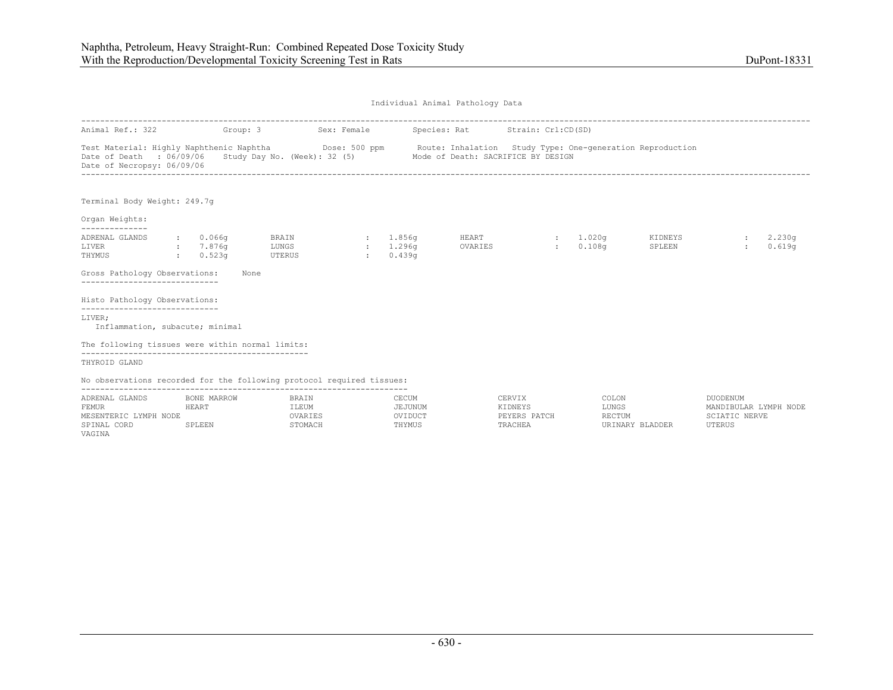Individual Animal Pathology Data

Animal Ref.: 322 Group: 3 Sex: Female Species: Rat Strain: Crl:CD(SD)

Test Material: Highly Naphthenic Naphtha Dose: 500 ppm Route: Inhalation Study Type: One-generation Reproduction
Date of Death : 06/09/06 Study Day No. (Week): 32 (5) Mode of Death: SACRIFICE BY DESIGN
Date of Necropsy: 06/09/06

Terminal Body Weight: 249.7g

Organ Weights:

| Organ | Weight | Organ | Weight | Organ | Weight | Organ | Weight |
|---|---|---|---|---|---|---|---|
| ADRENAL GLANDS | 0.066g | BRAIN | 1.856g | HEART | 1.020g | KIDNEYS | 2.230g |
| LIVER | 7.876g | LUNGS | 1.296g | OVARIES | 0.108g | SPLEEN | 0.619g |
| THYMUS | 0.523g | UTERUS | 0.439g | | | | |

Gross Pathology Observations: None

Histo Pathology Observations:

LIVER;
 Inflammation, subacute; minimal

The following tissues were within normal limits:

THYROID GLAND

No observations recorded for the following protocol required tissues:

| | | | | | | |
|---|---|---|---|---|---|---|
| ADRENAL GLANDS | BONE MARROW | BRAIN | CECUM | CERVIX | COLON | DUODENUM |
| FEMUR | HEART | ILEUM | JEJUNUM | KIDNEYS | LUNGS | MANDIBULAR LYMPH NODE |
| MESENTERIC LYMPH NODE | | OVARIES | OVIDUCT | PEYERS PATCH | RECTUM | SCIATIC NERVE |
| SPINAL CORD | SPLEEN | STOMACH | THYMUS | TRACHEA | URINARY BLADDER | UTERUS |
| VAGINA | | | | | | |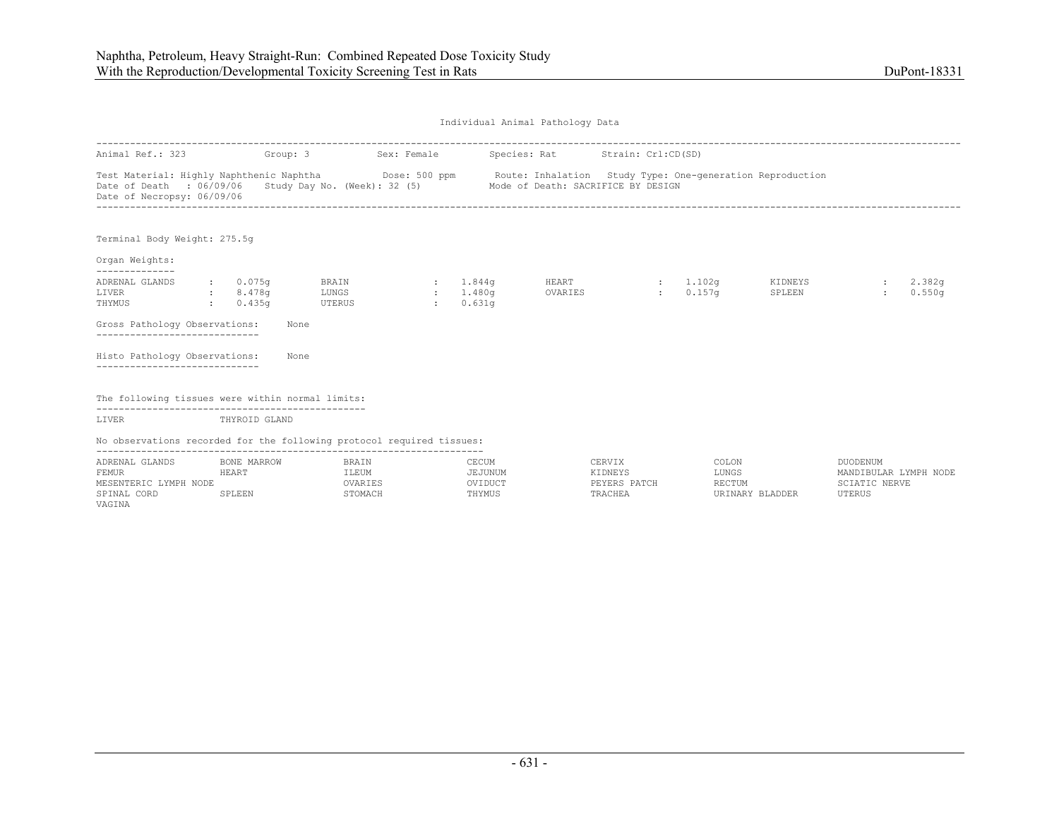Individual Animal Pathology Data

| | | | | |
|---|---|---|---|---|
| Animal Ref.: 323 | Group: 3 | Sex: Female | Species: Rat | Strain: Crl:CD(SD) |

Test Material: Highly Naphthenic Naphtha    Dose: 500 ppm    Route: Inhalation    Study Type: One-generation Reproduction
Date of Death : 06/09/06    Study Day No. (Week): 32 (5)    Mode of Death: SACRIFICE BY DESIGN
Date of Necropsy: 06/09/06

Terminal Body Weight: 275.5g

Organ Weights:

| | | | | | | | |
|---|---|---|---|---|---|---|---|
| ADRENAL GLANDS | 0.075g | BRAIN | 1.844g | HEART | 1.102g | KIDNEYS | 2.382g |
| LIVER | 8.478g | LUNGS | 1.480g | OVARIES | 0.157g | SPLEEN | 0.550g |
| THYMUS | 0.435g | UTERUS | 0.631g | | | | |

Gross Pathology Observations: None

Histo Pathology Observations: None

The following tissues were within normal limits:

LIVER    THYROID GLAND

No observations recorded for the following protocol required tissues:

| | | | | | | |
|---|---|---|---|---|---|---|
| ADRENAL GLANDS | BONE MARROW | BRAIN | CECUM | CERVIX | COLON | DUODENUM |
| FEMUR | HEART | ILEUM | JEJUNUM | KIDNEYS | LUNGS | MANDIBULAR LYMPH NODE |
| MESENTERIC LYMPH NODE | | OVARIES | OVIDUCT | PEYERS PATCH | RECTUM | SCIATIC NERVE |
| SPINAL CORD | SPLEEN | STOMACH | THYMUS | TRACHEA | URINARY BLADDER | UTERUS |
| VAGINA | | | | | | |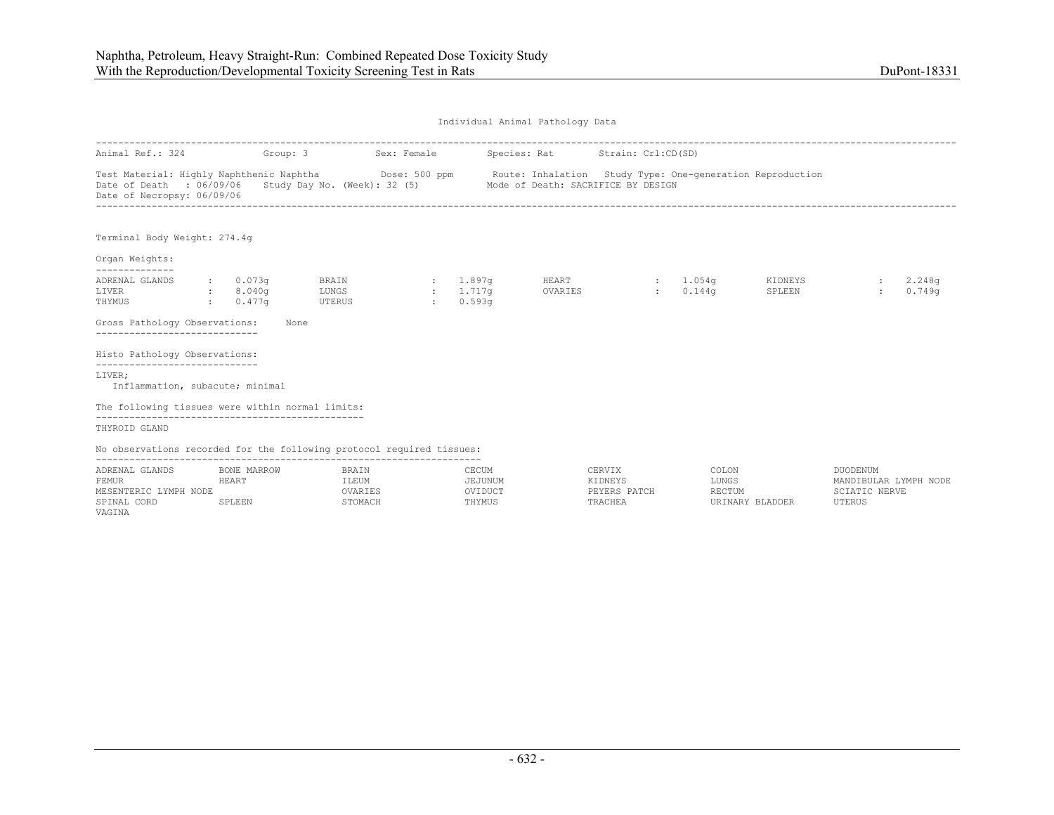Individual Animal Pathology Data

Animal Ref.: 324 Group: 3 Sex: Female Species: Rat Strain: Crl:CD(SD)

Test Material: Highly Naphthenic Naphtha Dose: 500 ppm Route: Inhalation Study Type: One-generation Reproduction
Date of Death : 06/09/06 Study Day No. (Week): 32 (5) Mode of Death: SACRIFICE BY DESIGN
Date of Necropsy: 06/09/06

Terminal Body Weight: 274.4g

Organ Weights:

| Organ | Weight | Organ | Weight | Organ | Weight | Organ | Weight |
|---|---|---|---|---|---|---|---|
| ADRENAL GLANDS | 0.073g | BRAIN | 1.897g | HEART | 1.054g | KIDNEYS | 2.248g |
| LIVER | 8.040g | LUNGS | 1.717g | OVARIES | 0.144g | SPLEEN | 0.749g |
| THYMUS | 0.477g | UTERUS | 0.593g | | | | |

Gross Pathology Observations: None

Histo Pathology Observations:

LIVER;
Inflammation, subacute; minimal

The following tissues were within normal limits:

THYROID GLAND

No observations recorded for the following protocol required tissues:

| | | | | | | |
|---|---|---|---|---|---|---|
| ADRENAL GLANDS | BONE MARROW | BRAIN | CECUM | CERVIX | COLON | DUODENUM |
| FEMUR | HEART | ILEUM | JEJUNUM | KIDNEYS | LUNGS | MANDIBULAR LYMPH NODE |
| MESENTERIC LYMPH NODE | | OVARIES | OVIDUCT | PEYERS PATCH | RECTUM | SCIATIC NERVE |
| SPINAL CORD | SPLEEN | STOMACH | THYMUS | TRACHEA | URINARY BLADDER | UTERUS |
| VAGINA | | | | | | |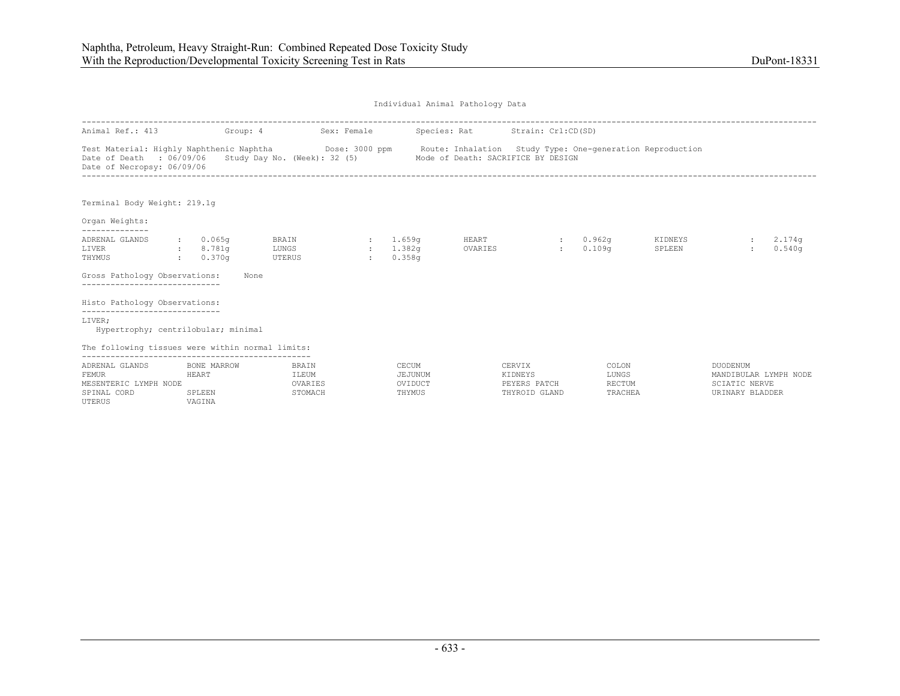Individual Animal Pathology Data

Animal Ref.: 413 Group: 4 Sex: Female Species: Rat Strain: Crl:CD(SD)

Test Material: Highly Naphthenic Naphtha Dose: 3000 ppm Route: Inhalation Study Type: One-generation Reproduction
Date of Death : 06/09/06 Study Day No. (Week): 32 (5) Mode of Death: SACRIFICE BY DESIGN
Date of Necropsy: 06/09/06

Terminal Body Weight: 219.1g

Organ Weights:

| | | | | | | | |
|---|---|---|---|---|---|---|---|
| ADRENAL GLANDS | 0.065g | BRAIN | 1.659g | HEART | 0.962g | KIDNEYS | 2.174g |
| LIVER | 8.781g | LUNGS | 1.382g | OVARIES | 0.109g | SPLEEN | 0.540g |
| THYMUS | 0.370g | UTERUS | 0.358g | | | | |

Gross Pathology Observations: None

Histo Pathology Observations:

LIVER;
Hypertrophy; centrilobular; minimal

The following tissues were within normal limits:

| | | | | | | |
|---|---|---|---|---|---|---|
| ADRENAL GLANDS | BONE MARROW | BRAIN | CECUM | CERVIX | COLON | DUODENUM |
| FEMUR | HEART | ILEUM | JEJUNUM | KIDNEYS | LUNGS | MANDIBULAR LYMPH NODE |
| MESENTERIC LYMPH NODE | | OVARIES | OVIDUCT | PEYERS PATCH | RECTUM | SCIATIC NERVE |
| SPINAL CORD | SPLEEN | STOMACH | THYMUS | THYROID GLAND | TRACHEA | URINARY BLADDER |
| UTERUS | VAGINA | | | | | |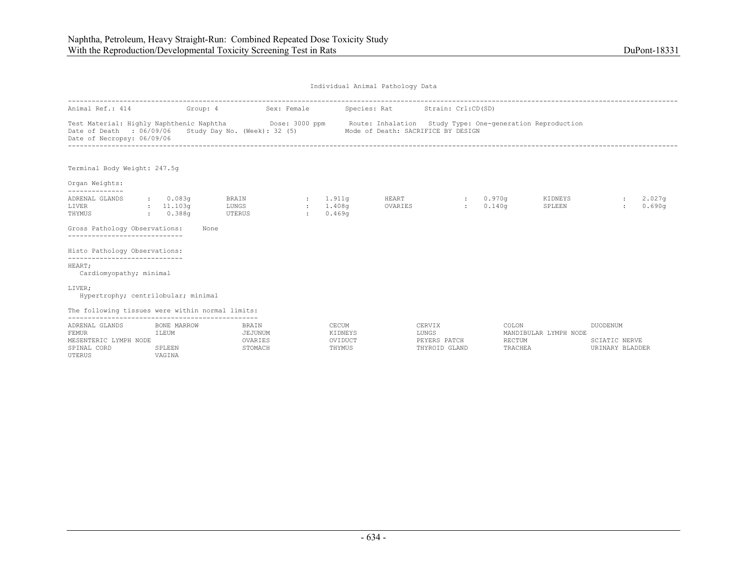Individual Animal Pathology Data

---

Animal Ref.: 414 Group: 4 Sex: Female Species: Rat Strain: Crl:CD(SD)

Test Material: Highly Naphthenic Naphtha Dose: 3000 ppm Route: Inhalation Study Type: One-generation Reproduction
Date of Death : 06/09/06 Study Day No. (Week): 32 (5) Mode of Death: SACRIFICE BY DESIGN
Date of Necropsy: 06/09/06

---

Terminal Body Weight: 247.5g

Organ Weights:

| | | | | | | | |
|---|---|---|---|---|---|---|---|
| ADRENAL GLANDS | : 0.083g | BRAIN | : 1.911g | HEART | : 0.970g | KIDNEYS | : 2.027g |
| LIVER | : 11.103g | LUNGS | : 1.408g | OVARIES | : 0.140g | SPLEEN | : 0.690g |
| THYMUS | : 0.388g | UTERUS | : 0.469g | | | | |

Gross Pathology Observations: None

Histo Pathology Observations:

HEART;
Cardiomyopathy; minimal

LIVER;
Hypertrophy; centrilobular; minimal

The following tissues were within normal limits:

| | | | | | | |
|---|---|---|---|---|---|---|
| ADRENAL GLANDS | BONE MARROW | BRAIN | CECUM | CERVIX | COLON | DUODENUM |
| FEMUR | ILEUM | JEJUNUM | KIDNEYS | LUNGS | MANDIBULAR LYMPH NODE | |
| MESENTERIC LYMPH NODE | | OVARIES | OVIDUCT | PEYERS PATCH | RECTUM | SCIATIC NERVE |
| SPINAL CORD | SPLEEN | STOMACH | THYMUS | THYROID GLAND | TRACHEA | URINARY BLADDER |
| UTERUS | VAGINA | | | | | |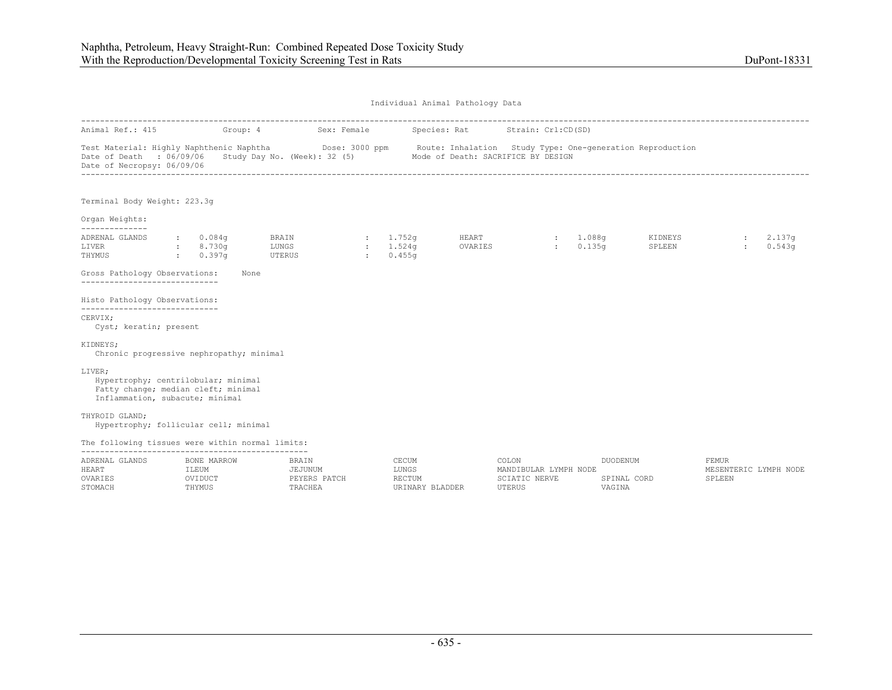Individual Animal Pathology Data

---

Animal Ref.: 415 Group: 4 Sex: Female Species: Rat Strain: Crl:CD(SD)

Test Material: Highly Naphthenic Naphtha Dose: 3000 ppm Route: Inhalation Study Type: One-generation Reproduction
Date of Death : 06/09/06 Study Day No. (Week): 32 (5) Mode of Death: SACRIFICE BY DESIGN
Date of Necropsy: 06/09/06

---

Terminal Body Weight: 223.3g

Organ Weights:

| | | | | | | | |
|---|---|---|---|---|---|---|---|
| ADRENAL GLANDS | 0.084g | BRAIN | 1.752g | HEART | 1.088g | KIDNEYS | 2.137g |
| LIVER | 8.730g | LUNGS | 1.524g | OVARIES | 0.135g | SPLEEN | 0.543g |
| THYMUS | 0.397g | UTERUS | 0.455g | | | | |

Gross Pathology Observations: None

Histo Pathology Observations:

CERVIX;
  Cyst; keratin; present

KIDNEYS;
  Chronic progressive nephropathy; minimal

LIVER;
  Hypertrophy; centrilobular; minimal
  Fatty change; median cleft; minimal
  Inflammation, subacute; minimal

THYROID GLAND;
  Hypertrophy; follicular cell; minimal

The following tissues were within normal limits:

| | | | | | | |
|---|---|---|---|---|---|---|
| ADRENAL GLANDS | BONE MARROW | BRAIN | CECUM | COLON | DUODENUM | FEMUR |
| HEART | ILEUM | JEJUNUM | LUNGS | MANDIBULAR LYMPH NODE | | MESENTERIC LYMPH NODE |
| OVARIES | OVIDUCT | PEYERS PATCH | RECTUM | SCIATIC NERVE | SPINAL CORD | SPLEEN |
| STOMACH | THYMUS | TRACHEA | URINARY BLADDER | UTERUS | VAGINA | |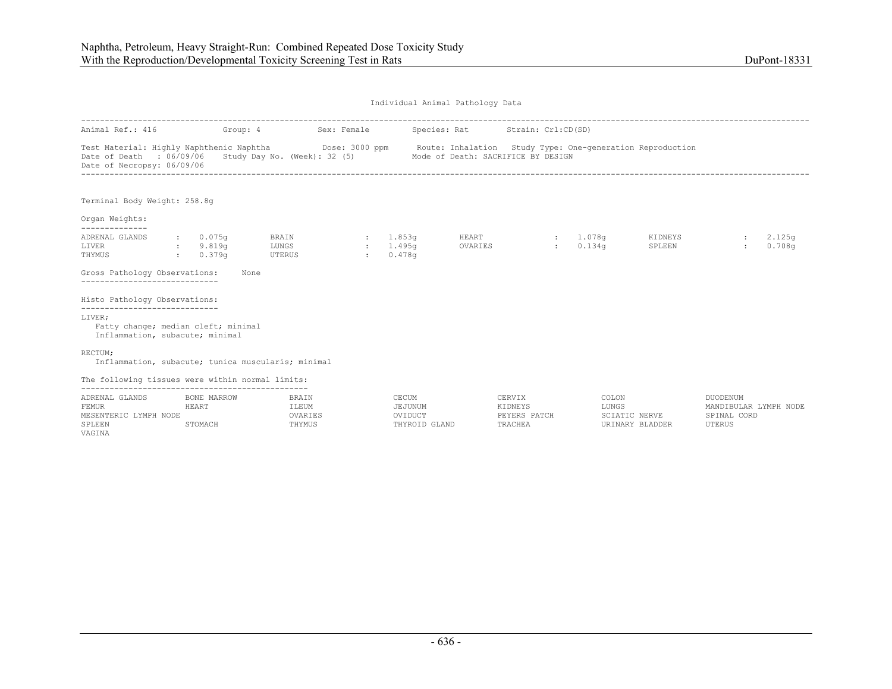Individual Animal Pathology Data

Animal Ref.: 416 Group: 4 Sex: Female Species: Rat Strain: Crl:CD(SD)

Test Material: Highly Naphthenic Naphtha Dose: 3000 ppm Route: Inhalation Study Type: One-generation Reproduction
Date of Death : 06/09/06 Study Day No. (Week): 32 (5) Mode of Death: SACRIFICE BY DESIGN
Date of Necropsy: 06/09/06

Terminal Body Weight: 258.8g

Organ Weights:

| Organ | Weight | Organ | Weight | Organ | Weight | Organ | Weight |
|---|---|---|---|---|---|---|---|
| ADRENAL GLANDS | 0.075g | BRAIN | 1.853g | HEART | 1.078g | KIDNEYS | 2.125g |
| LIVER | 9.819g | LUNGS | 1.495g | OVARIES | 0.134g | SPLEEN | 0.708g |
| THYMUS | 0.379g | UTERUS | 0.478g | | | | |

Gross Pathology Observations: None

Histo Pathology Observations:

LIVER;
- Fatty change; median cleft; minimal
- Inflammation, subacute; minimal

RECTUM;
- Inflammation, subacute; tunica muscularis; minimal

The following tissues were within normal limits:

| | | | | | | |
|---|---|---|---|---|---|---|
| ADRENAL GLANDS | BONE MARROW | BRAIN | CECUM | CERVIX | COLON | DUODENUM |
| FEMUR | HEART | ILEUM | JEJUNUM | KIDNEYS | LUNGS | MANDIBULAR LYMPH NODE |
| MESENTERIC LYMPH NODE | | OVARIES | OVIDUCT | PEYERS PATCH | SCIATIC NERVE | SPINAL CORD |
| SPLEEN | STOMACH | THYMUS | THYROID GLAND | TRACHEA | URINARY BLADDER | UTERUS |
| VAGINA | | | | | | |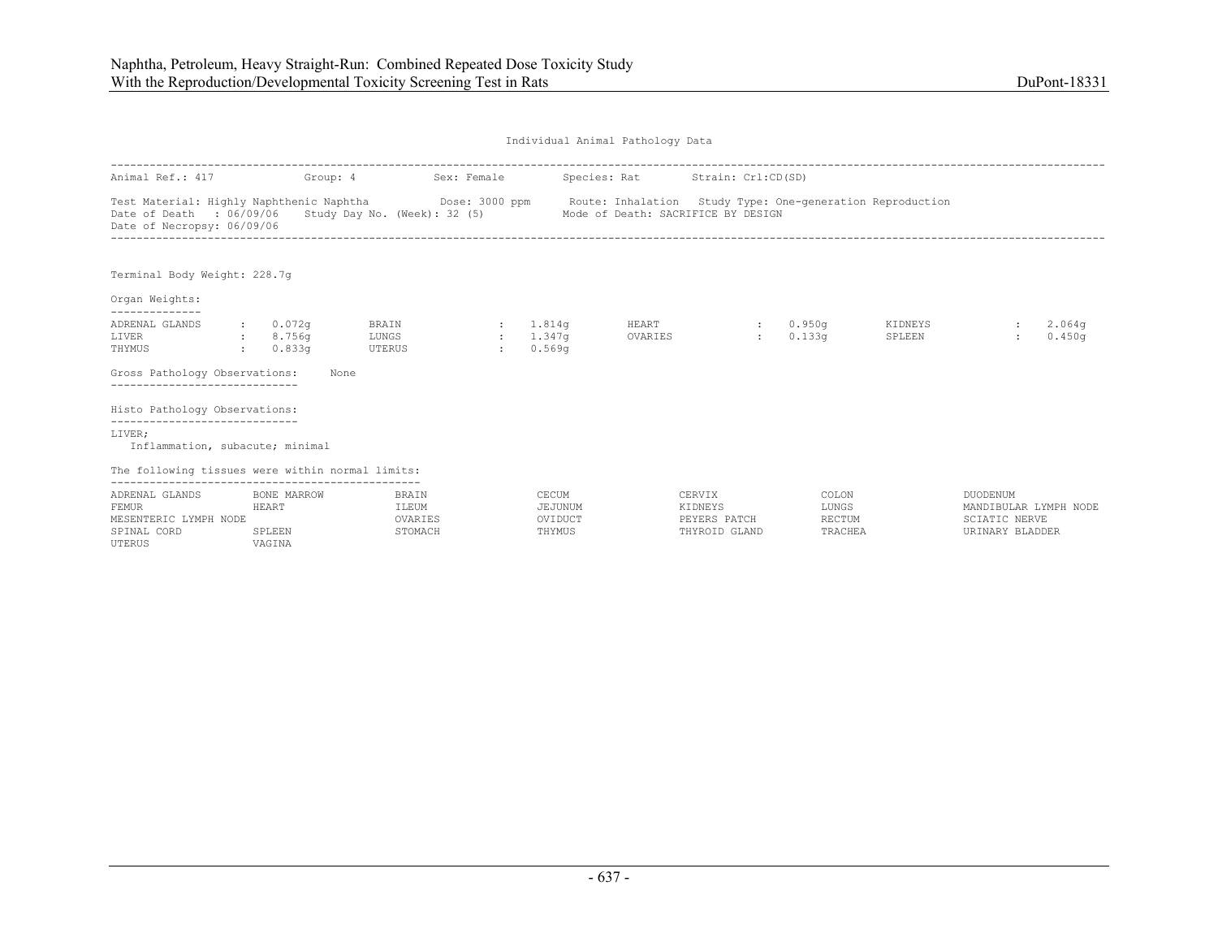Individual Animal Pathology Data

Animal Ref.: 417 Group: 4 Sex: Female Species: Rat Strain: Crl:CD(SD)

Test Material: Highly Naphthenic Naphtha Dose: 3000 ppm Route: Inhalation Study Type: One-generation Reproduction
Date of Death : 06/09/06 Study Day No. (Week): 32 (5) Mode of Death: SACRIFICE BY DESIGN
Date of Necropsy: 06/09/06

Terminal Body Weight: 228.7g

Organ Weights:

| | | | | | | | |
|---|---|---|---|---|---|---|---|
| ADRENAL GLANDS | : 0.072g | BRAIN | : 1.814g | HEART | : 0.950g | KIDNEYS | : 2.064g |
| LIVER | : 8.756g | LUNGS | : 1.347g | OVARIES | : 0.133g | SPLEEN | : 0.450g |
| THYMUS | : 0.833g | UTERUS | : 0.569g | | | | |

Gross Pathology Observations: None

Histo Pathology Observations:

LIVER;
Inflammation, subacute; minimal

The following tissues were within normal limits:

| | | | | | | |
|---|---|---|---|---|---|---|
| ADRENAL GLANDS | BONE MARROW | BRAIN | CECUM | CERVIX | COLON | DUODENUM |
| FEMUR | HEART | ILEUM | JEJUNUM | KIDNEYS | LUNGS | MANDIBULAR LYMPH NODE |
| MESENTERIC LYMPH NODE | | OVARIES | OVIDUCT | PEYERS PATCH | RECTUM | SCIATIC NERVE |
| SPINAL CORD | SPLEEN | STOMACH | THYMUS | THYROID GLAND | TRACHEA | URINARY BLADDER |
| UTERUS | VAGINA | | | | | |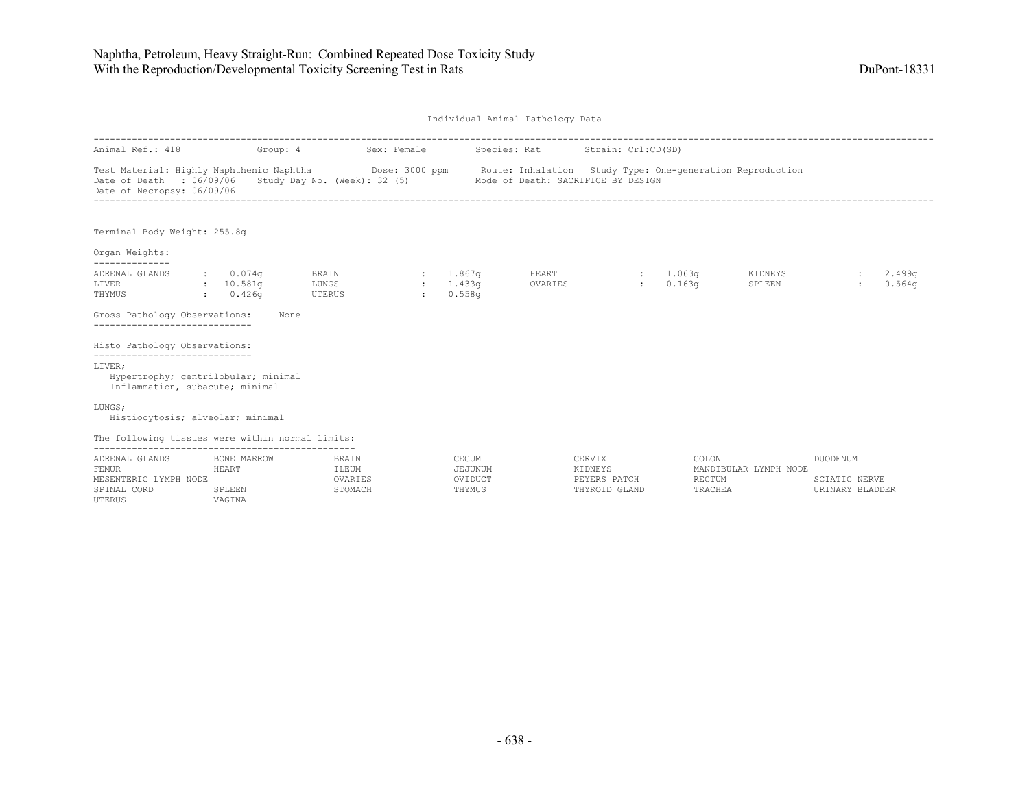Individual Animal Pathology Data

| | | | | |
|---|---|---|---|---|
| Animal Ref.: 418 | Group: 4 | Sex: Female | Species: Rat | Strain: Crl:CD(SD) |

Test Material: Highly Naphthenic Naphtha  Dose: 3000 ppm  Route: Inhalation  Study Type: One-generation Reproduction
Date of Death : 06/09/06  Study Day No. (Week): 32 (5)  Mode of Death: SACRIFICE BY DESIGN
Date of Necropsy: 06/09/06

Terminal Body Weight: 255.8g

**Organ Weights:**

| Organ | Weight | Organ | Weight | Organ | Weight | Organ | Weight |
|---|---|---|---|---|---|---|---|
| ADRENAL GLANDS | 0.074g | BRAIN | 1.867g | HEART | 1.063g | KIDNEYS | 2.499g |
| LIVER | 10.581g | LUNGS | 1.433g | OVARIES | 0.163g | SPLEEN | 0.564g |
| THYMUS | 0.426g | UTERUS | 0.558g | | | | |

**Gross Pathology Observations:** None

**Histo Pathology Observations:**

LIVER;
- Hypertrophy; centrilobular; minimal
- Inflammation, subacute; minimal

LUNGS;
- Histiocytosis; alveolar; minimal

**The following tissues were within normal limits:**

| | | | | | | |
|---|---|---|---|---|---|---|
| ADRENAL GLANDS | BONE MARROW | BRAIN | CECUM | CERVIX | COLON | DUODENUM |
| FEMUR | HEART | ILEUM | JEJUNUM | KIDNEYS | MANDIBULAR LYMPH NODE | |
| MESENTERIC LYMPH NODE | | OVARIES | OVIDUCT | PEYERS PATCH | RECTUM | SCIATIC NERVE |
| SPINAL CORD | SPLEEN | STOMACH | THYMUS | THYROID GLAND | TRACHEA | URINARY BLADDER |
| UTERUS | VAGINA | | | | | |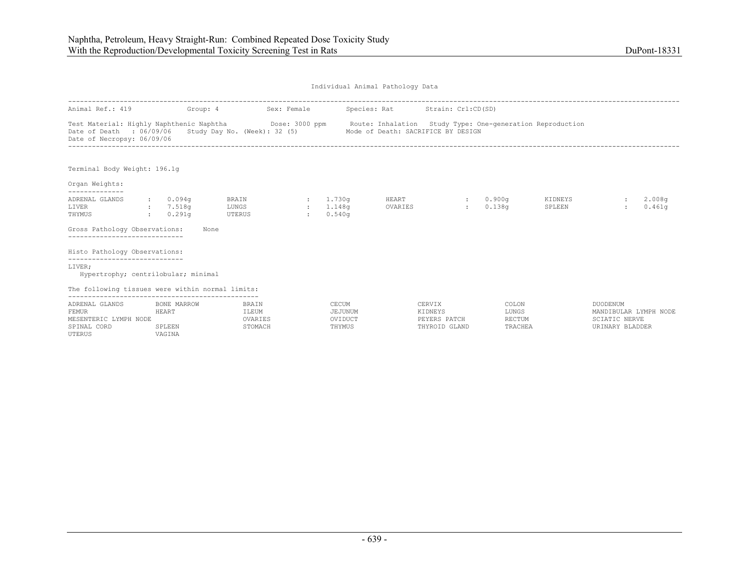Individual Animal Pathology Data

Animal Ref.: 419 Group: 4 Sex: Female Species: Rat Strain: Crl:CD(SD)

Test Material: Highly Naphthenic Naphtha Dose: 3000 ppm Route: Inhalation Study Type: One-generation Reproduction
Date of Death : 06/09/06 Study Day No. (Week): 32 (5) Mode of Death: SACRIFICE BY DESIGN
Date of Necropsy: 06/09/06

Terminal Body Weight: 196.1g

Organ Weights:

| Organ | Weight | Organ | Weight | Organ | Weight | Organ | Weight |
|---|---|---|---|---|---|---|---|
| ADRENAL GLANDS | 0.094g | BRAIN | 1.730g | HEART | 0.900g | KIDNEYS | 2.008g |
| LIVER | 7.518g | LUNGS | 1.148g | OVARIES | 0.138g | SPLEEN | 0.461g |
| THYMUS | 0.291g | UTERUS | 0.540g | | | | |

Gross Pathology Observations: None

Histo Pathology Observations:

LIVER;
Hypertrophy; centrilobular; minimal

The following tissues were within normal limits:

| | | | | | | |
|---|---|---|---|---|---|---|
| ADRENAL GLANDS | BONE MARROW | BRAIN | CECUM | CERVIX | COLON | DUODENUM |
| FEMUR | HEART | ILEUM | JEJUNUM | KIDNEYS | LUNGS | MANDIBULAR LYMPH NODE |
| MESENTERIC LYMPH NODE | | OVARIES | OVIDUCT | PEYERS PATCH | RECTUM | SCIATIC NERVE |
| SPINAL CORD | SPLEEN | STOMACH | THYMUS | THYROID GLAND | TRACHEA | URINARY BLADDER |
| UTERUS | VAGINA | | | | | |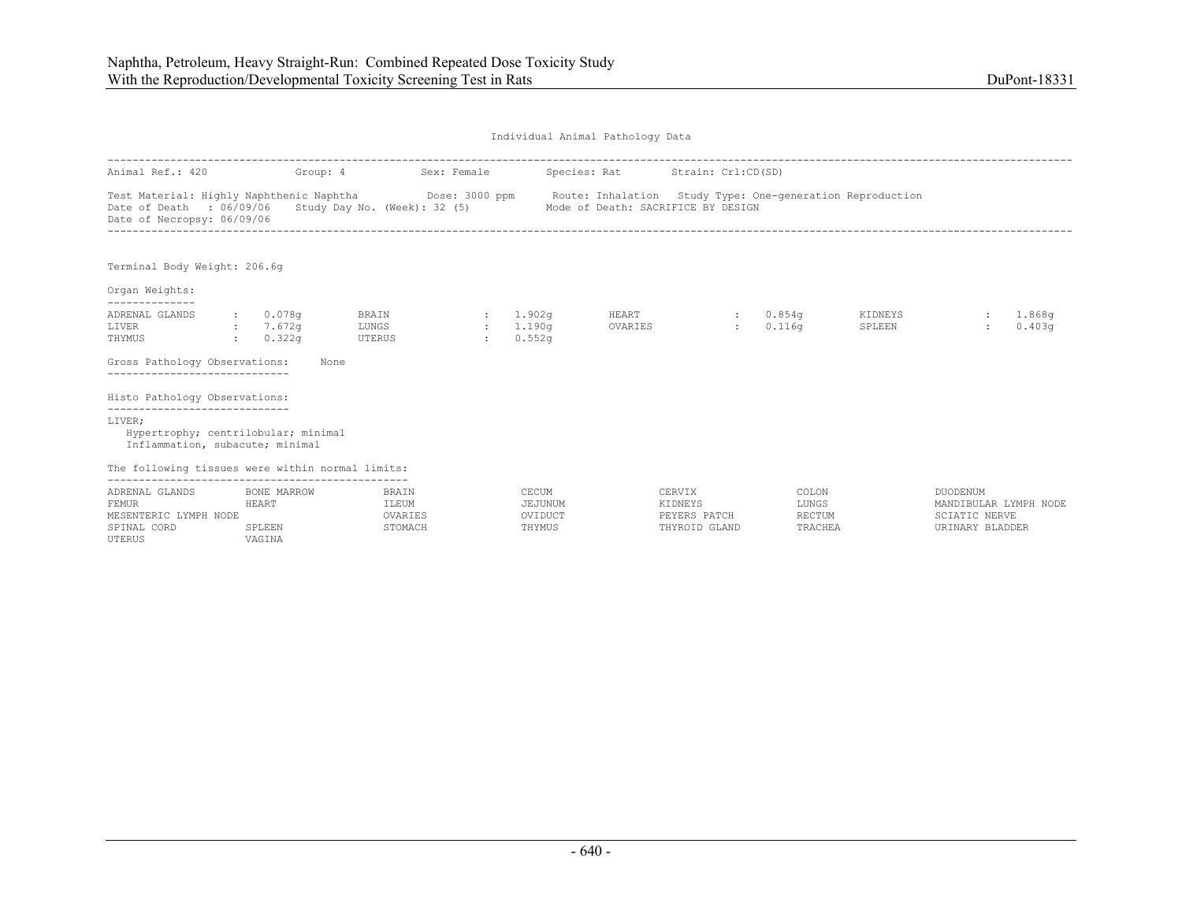Individual Animal Pathology Data

Animal Ref.: 420 Group: 4 Sex: Female Species: Rat Strain: Crl:CD(SD)

Test Material: Highly Naphthenic Naphtha Dose: 3000 ppm Route: Inhalation Study Type: One-generation Reproduction
Date of Death : 06/09/06 Study Day No. (Week): 32 (5) Mode of Death: SACRIFICE BY DESIGN
Date of Necropsy: 06/09/06

Terminal Body Weight: 206.6g

Organ Weights:

| | | | | | | | |
|---|---|---|---|---|---|---|---|
| ADRENAL GLANDS | 0.078g | BRAIN | 1.902g | HEART | 0.854g | KIDNEYS | 1.868g |
| LIVER | 7.672g | LUNGS | 1.190g | OVARIES | 0.116g | SPLEEN | 0.403g |
| THYMUS | 0.322g | UTERUS | 0.552g | | | | |

Gross Pathology Observations: None

Histo Pathology Observations:

LIVER;
- Hypertrophy; centrilobular; minimal
- Inflammation, subacute; minimal

The following tissues were within normal limits:

| | | | | | | |
|---|---|---|---|---|---|---|
| ADRENAL GLANDS | BONE MARROW | BRAIN | CECUM | CERVIX | COLON | DUODENUM |
| FEMUR | HEART | ILEUM | JEJUNUM | KIDNEYS | LUNGS | MANDIBULAR LYMPH NODE |
| MESENTERIC LYMPH NODE | | OVARIES | OVIDUCT | PEYERS PATCH | RECTUM | SCIATIC NERVE |
| SPINAL CORD | SPLEEN | STOMACH | THYMUS | THYROID GLAND | TRACHEA | URINARY BLADDER |
| UTERUS | VAGINA | | | | | |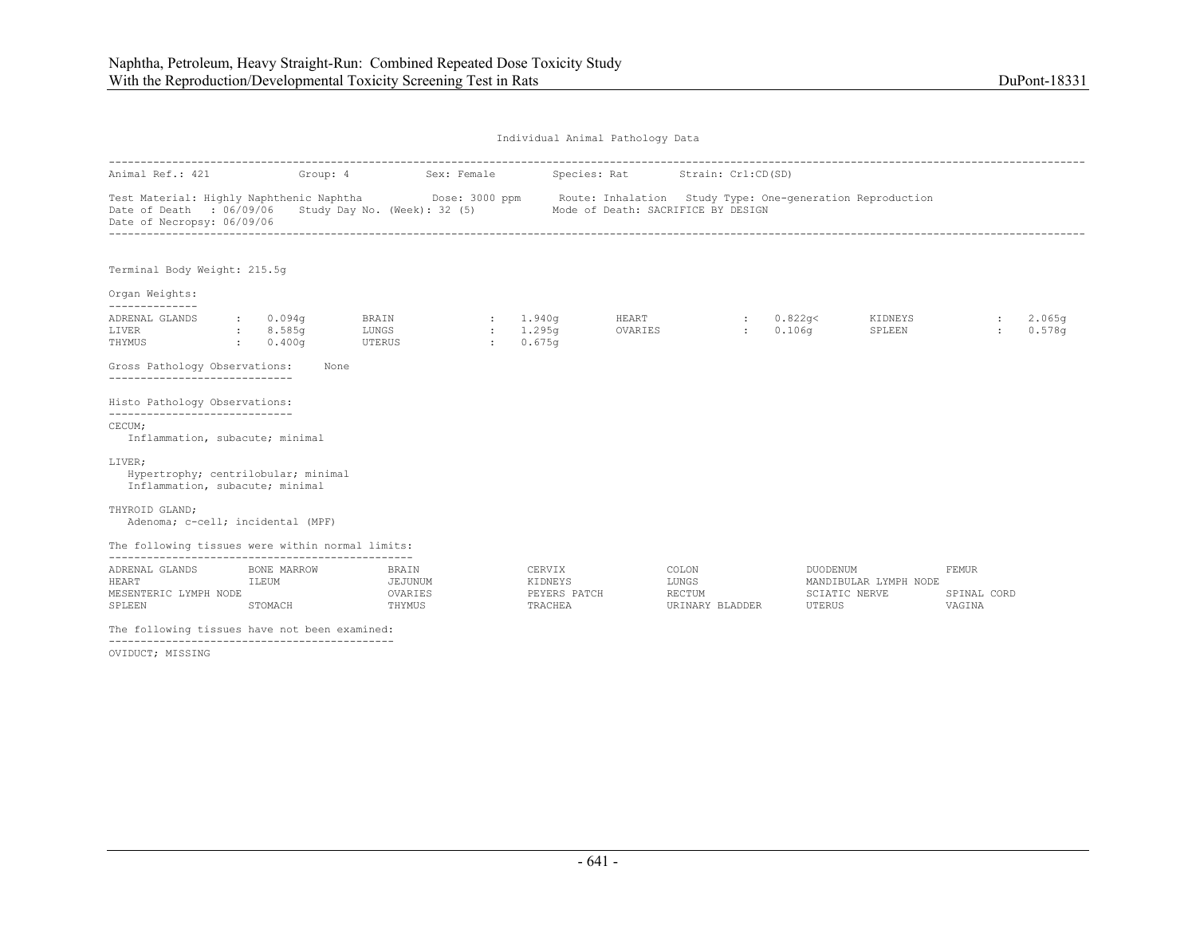Individual Animal Pathology Data

Animal Ref.: 421    Group: 4    Sex: Female    Species: Rat    Strain: Crl:CD(SD)

Test Material: Highly Naphthenic Naphtha    Dose: 3000 ppm    Route: Inhalation    Study Type: One-generation Reproduction
Date of Death : 06/09/06    Study Day No. (Week): 32 (5)    Mode of Death: SACRIFICE BY DESIGN
Date of Necropsy: 06/09/06

Terminal Body Weight: 215.5g

Organ Weights:

| | | | | | | | |
|---|---|---|---|---|---|---|---|
| ADRENAL GLANDS | : 0.094g | BRAIN | : 1.940g | HEART | : 0.822g< | KIDNEYS | : 2.065g |
| LIVER | : 8.585g | LUNGS | : 1.295g | OVARIES | : 0.106g | SPLEEN | : 0.578g |
| THYMUS | : 0.400g | UTERUS | : 0.675g | | | | |

Gross Pathology Observations: None

Histo Pathology Observations:

CECUM;
   Inflammation, subacute; minimal

LIVER;
   Hypertrophy; centrilobular; minimal
   Inflammation, subacute; minimal

THYROID GLAND;
   Adenoma; c-cell; incidental (MPF)

The following tissues were within normal limits:

| | | | | | | |
|---|---|---|---|---|---|---|
| ADRENAL GLANDS | BONE MARROW | BRAIN | CERVIX | COLON | DUODENUM | FEMUR |
| HEART | ILEUM | JEJUNUM | KIDNEYS | LUNGS | MANDIBULAR LYMPH NODE | |
| MESENTERIC LYMPH NODE | | OVARIES | PEYERS PATCH | RECTUM | SCIATIC NERVE | SPINAL CORD |
| SPLEEN | STOMACH | THYMUS | TRACHEA | URINARY BLADDER | UTERUS | VAGINA |

The following tissues have not been examined:

OVIDUCT; MISSING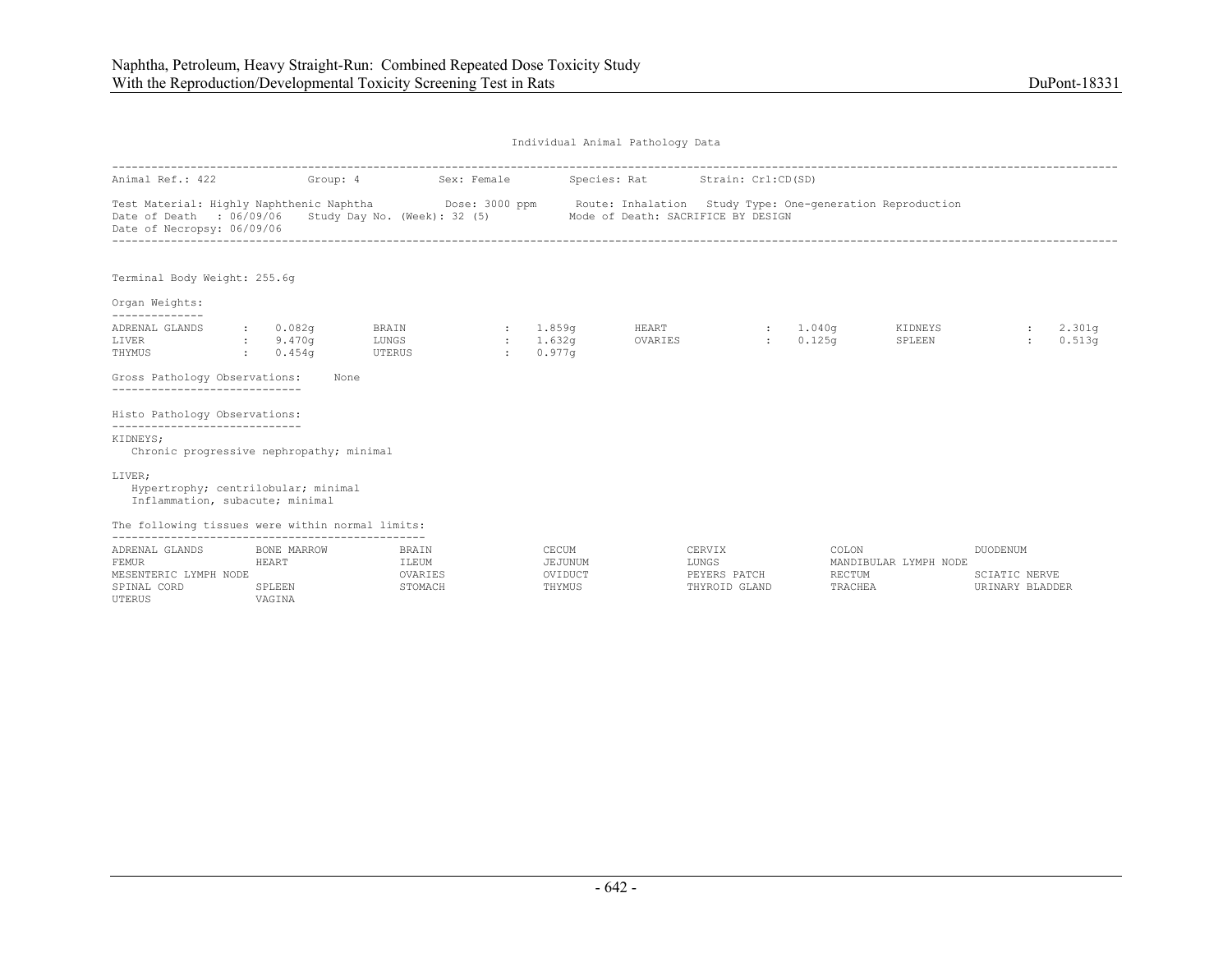Individual Animal Pathology Data

Animal Ref.: 422 Group: 4 Sex: Female Species: Rat Strain: Crl:CD(SD)

Test Material: Highly Naphthenic Naphtha Dose: 3000 ppm Route: Inhalation Study Type: One-generation Reproduction
Date of Death : 06/09/06 Study Day No. (Week): 32 (5) Mode of Death: SACRIFICE BY DESIGN
Date of Necropsy: 06/09/06

Terminal Body Weight: 255.6g

Organ Weights:

| Organ | Weight | Organ | Weight | Organ | Weight | Organ | Weight |
|---|---|---|---|---|---|---|---|
| ADRENAL GLANDS | 0.082g | BRAIN | 1.859g | HEART | 1.040g | KIDNEYS | 2.301g |
| LIVER | 9.470g | LUNGS | 1.632g | OVARIES | 0.125g | SPLEEN | 0.513g |
| THYMUS | 0.454g | UTERUS | 0.977g | | | | |

Gross Pathology Observations: None

Histo Pathology Observations:

KIDNEYS;
- Chronic progressive nephropathy; minimal

LIVER;
- Hypertrophy; centrilobular; minimal
- Inflammation, subacute; minimal

The following tissues were within normal limits:

| | | | | | | |
|---|---|---|---|---|---|---|
| ADRENAL GLANDS | BONE MARROW | BRAIN | CECUM | CERVIX | COLON | DUODENUM |
| FEMUR | HEART | ILEUM | JEJUNUM | LUNGS | MANDIBULAR LYMPH NODE | |
| MESENTERIC LYMPH NODE | | OVARIES | OVIDUCT | PEYERS PATCH | RECTUM | SCIATIC NERVE |
| SPINAL CORD | SPLEEN | STOMACH | THYMUS | THYROID GLAND | TRACHEA | URINARY BLADDER |
| UTERUS | VAGINA | | | | | |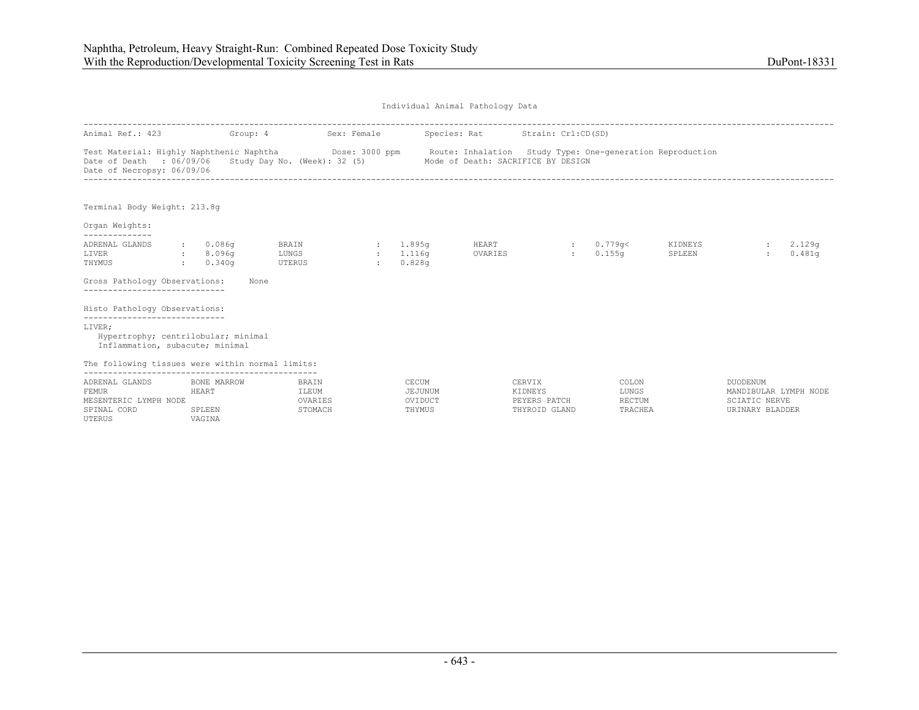Individual Animal Pathology Data

Animal Ref.: 423 Group: 4 Sex: Female Species: Rat Strain: Crl:CD(SD)

Test Material: Highly Naphthenic Naphtha Dose: 3000 ppm Route: Inhalation Study Type: One-generation Reproduction
Date of Death : 06/09/06 Study Day No. (Week): 32 (5) Mode of Death: SACRIFICE BY DESIGN
Date of Necropsy: 06/09/06

Terminal Body Weight: 213.8g

Organ Weights:

| Organ | Weight | Organ | Weight | Organ | Weight | Organ | Weight |
|---|---|---|---|---|---|---|---|
| ADRENAL GLANDS | 0.086g | BRAIN | 1.895g | HEART | 0.779g< | KIDNEYS | 2.129g |
| LIVER | 8.096g | LUNGS | 1.116g | OVARIES | 0.155g | SPLEEN | 0.481g |
| THYMUS | 0.340g | UTERUS | 0.828g | | | | |

Gross Pathology Observations: None

Histo Pathology Observations:

LIVER;
- Hypertrophy; centrilobular; minimal
- Inflammation, subacute; minimal

The following tissues were within normal limits:

| | | | | | | |
|---|---|---|---|---|---|---|
| ADRENAL GLANDS | BONE MARROW | BRAIN | CECUM | CERVIX | COLON | DUODENUM |
| FEMUR | HEART | ILEUM | JEJUNUM | KIDNEYS | LUNGS | MANDIBULAR LYMPH NODE |
| MESENTERIC LYMPH NODE | | OVARIES | OVIDUCT | PEYERS PATCH | RECTUM | SCIATIC NERVE |
| SPINAL CORD | SPLEEN | STOMACH | THYMUS | THYROID GLAND | TRACHEA | URINARY BLADDER |
| UTERUS | VAGINA | | | | | |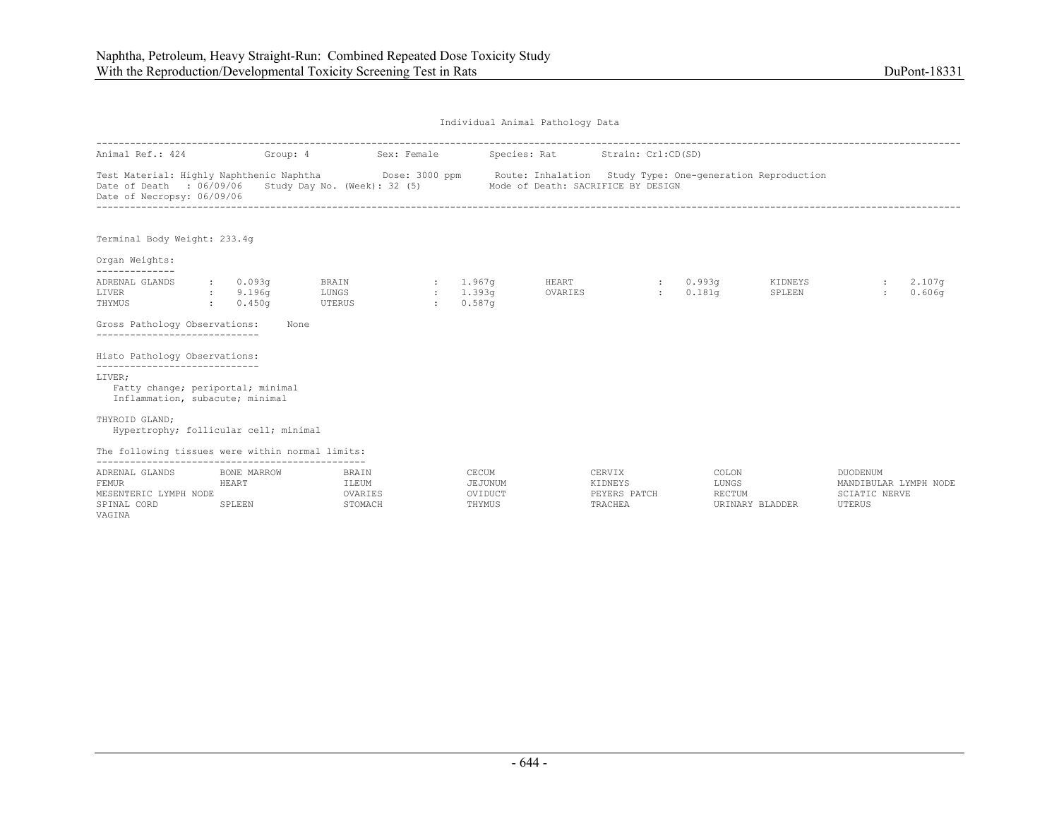Individual Animal Pathology Data

Animal Ref.: 424 Group: 4 Sex: Female Species: Rat Strain: Crl:CD(SD)

Test Material: Highly Naphthenic Naphtha Dose: 3000 ppm Route: Inhalation Study Type: One-generation Reproduction
Date of Death : 06/09/06 Study Day No. (Week): 32 (5) Mode of Death: SACRIFICE BY DESIGN
Date of Necropsy: 06/09/06

Terminal Body Weight: 233.4g

Organ Weights:

| | | | | | | | |
|---|---|---|---|---|---|---|---|
| ADRENAL GLANDS | 0.093g | BRAIN | 1.967g | HEART | 0.993g | KIDNEYS | 2.107g |
| LIVER | 9.196g | LUNGS | 1.393g | OVARIES | 0.181g | SPLEEN | 0.606g |
| THYMUS | 0.450g | UTERUS | 0.587g | | | | |

Gross Pathology Observations: None

Histo Pathology Observations:

LIVER;
- Fatty change; periportal; minimal
- Inflammation, subacute; minimal

THYROID GLAND;
- Hypertrophy; follicular cell; minimal

The following tissues were within normal limits:

| | | | | | | |
|---|---|---|---|---|---|---|
| ADRENAL GLANDS | BONE MARROW | BRAIN | CECUM | CERVIX | COLON | DUODENUM |
| FEMUR | HEART | ILEUM | JEJUNUM | KIDNEYS | LUNGS | MANDIBULAR LYMPH NODE |
| MESENTERIC LYMPH NODE | | OVARIES | OVIDUCT | PEYERS PATCH | RECTUM | SCIATIC NERVE |
| SPINAL CORD | SPLEEN | STOMACH | THYMUS | TRACHEA | URINARY BLADDER | UTERUS |
| VAGINA | | | | | | |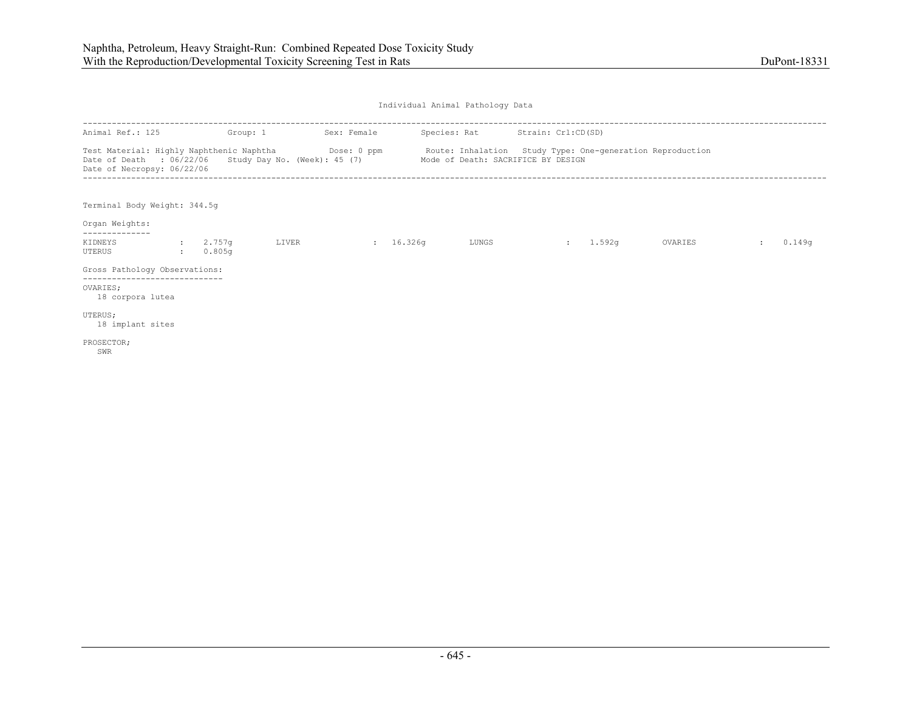Individual Animal Pathology Data

---

Animal Ref.: 125　　Group: 1　　Sex: Female　　Species: Rat　　Strain: Crl:CD(SD)

Test Material: Highly Naphthenic Naphtha　　Dose: 0 ppm　　Route: Inhalation　　Study Type: One-generation Reproduction
Date of Death : 06/22/06　　Study Day No. (Week): 45 (7)　　Mode of Death: SACRIFICE BY DESIGN
Date of Necropsy: 06/22/06

---

Terminal Body Weight: 344.5g

Organ Weights:

| Organ | Weight | Organ | Weight | Organ | Weight | Organ | Weight |
|---|---|---|---|---|---|---|---|
| KIDNEYS | 2.757g | LIVER | 16.326g | LUNGS | 1.592g | OVARIES | 0.149g |
| UTERUS | 0.805g | | | | | | |

Gross Pathology Observations:

OVARIES;
18 corpora lutea

UTERUS;
18 implant sites

PROSECTOR;
SWR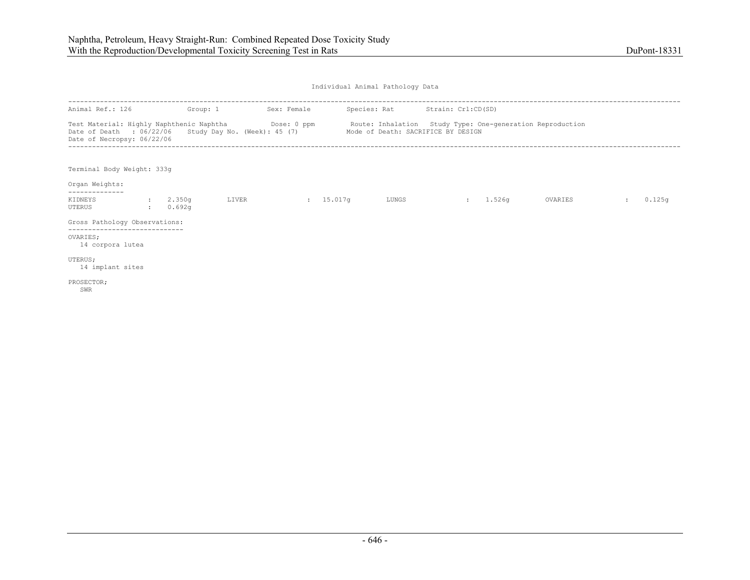Individual Animal Pathology Data

---

Animal Ref.: 126 Group: 1 Sex: Female Species: Rat Strain: Crl:CD(SD)

Test Material: Highly Naphthenic Naphtha Dose: 0 ppm Route: Inhalation Study Type: One-generation Reproduction
Date of Death : 06/22/06 Study Day No. (Week): 45 (7) Mode of Death: SACRIFICE BY DESIGN
Date of Necropsy: 06/22/06

---

Terminal Body Weight: 333g

Organ Weights:

| Organ | Weight | Organ | Weight | Organ | Weight | Organ | Weight |
|---|---|---|---|---|---|---|---|
| KIDNEYS | 2.350g | LIVER | 15.017g | LUNGS | 1.526g | OVARIES | 0.125g |
| UTERUS | 0.692g | | | | | | |

Gross Pathology Observations:

OVARIES;
 14 corpora lutea

UTERUS;
 14 implant sites

PROSECTOR;
 SWR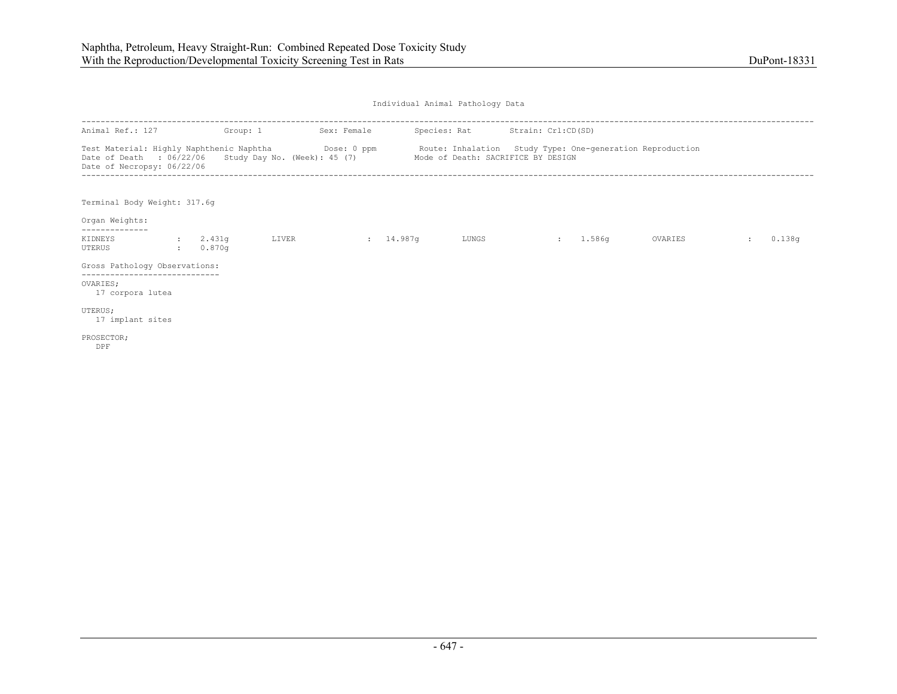Individual Animal Pathology Data

---

Animal Ref.: 127  Group: 1  Sex: Female  Species: Rat  Strain: Crl:CD(SD)

Test Material: Highly Naphthenic Naphtha  Dose: 0 ppm  Route: Inhalation  Study Type: One-generation Reproduction
Date of Death : 06/22/06  Study Day No. (Week): 45 (7)  Mode of Death: SACRIFICE BY DESIGN
Date of Necropsy: 06/22/06

---

Terminal Body Weight: 317.6g

Organ Weights:

| Organ | Weight | Organ | Weight | Organ | Weight | Organ | Weight |
|---|---|---|---|---|---|---|---|
| KIDNEYS | 2.431g | LIVER | 14.987g | LUNGS | 1.586g | OVARIES | 0.138g |
| UTERUS | 0.870g | | | | | | |

Gross Pathology Observations:

OVARIES;
 17 corpora lutea

UTERUS;
 17 implant sites

PROSECTOR;
 DPF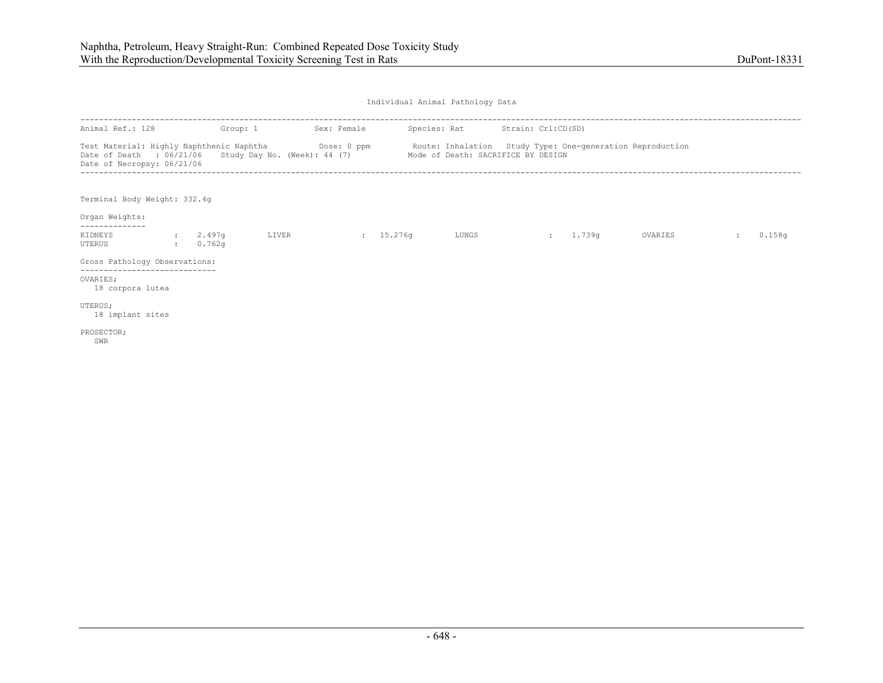Individual Animal Pathology Data

---

Animal Ref.: 128 Group: 1 Sex: Female Species: Rat Strain: Crl:CD(SD)

Test Material: Highly Naphthenic Naphtha Dose: 0 ppm Route: Inhalation Study Type: One-generation Reproduction
Date of Death : 06/21/06 Study Day No. (Week): 44 (7) Mode of Death: SACRIFICE BY DESIGN
Date of Necropsy: 06/21/06

---

Terminal Body Weight: 332.4g

Organ Weights:

| Organ | Weight | Organ | Weight | Organ | Weight | Organ | Weight |
|---|---|---|---|---|---|---|---|
| KIDNEYS | 2.497g | LIVER | 15.276g | LUNGS | 1.739g | OVARIES | 0.158g |
| UTERUS | 0.762g | | | | | | |

Gross Pathology Observations:

OVARIES;
18 corpora lutea

UTERUS;
18 implant sites

PROSECTOR;
SWR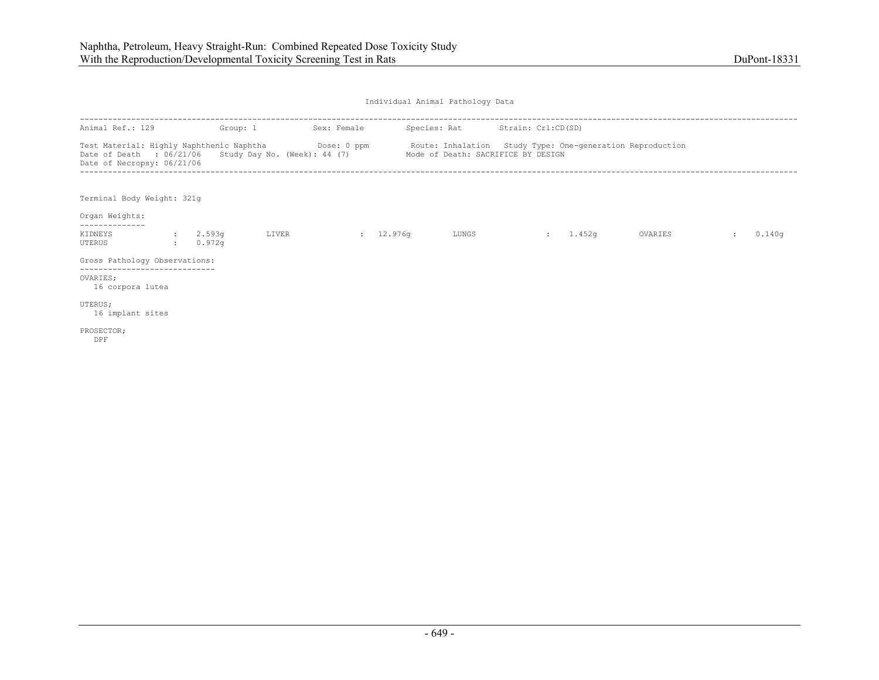Individual Animal Pathology Data

---

Animal Ref.: 129 Group: 1 Sex: Female Species: Rat Strain: Crl:CD(SD)

Test Material: Highly Naphthenic Naphtha Dose: 0 ppm Route: Inhalation Study Type: One-generation Reproduction
Date of Death : 06/21/06 Study Day No. (Week): 44 (7) Mode of Death: SACRIFICE BY DESIGN
Date of Necropsy: 06/21/06

---

Terminal Body Weight: 321g

Organ Weights:

| Organ | Weight | Organ | Weight | Organ | Weight | Organ | Weight |
|---|---|---|---|---|---|---|---|
| KIDNEYS | 2.593g | LIVER | 12.976g | LUNGS | 1.452g | OVARIES | 0.140g |
| UTERUS | 0.972g | | | | | | |

Gross Pathology Observations:

OVARIES;
16 corpora lutea

UTERUS;
16 implant sites

PROSECTOR;
DPF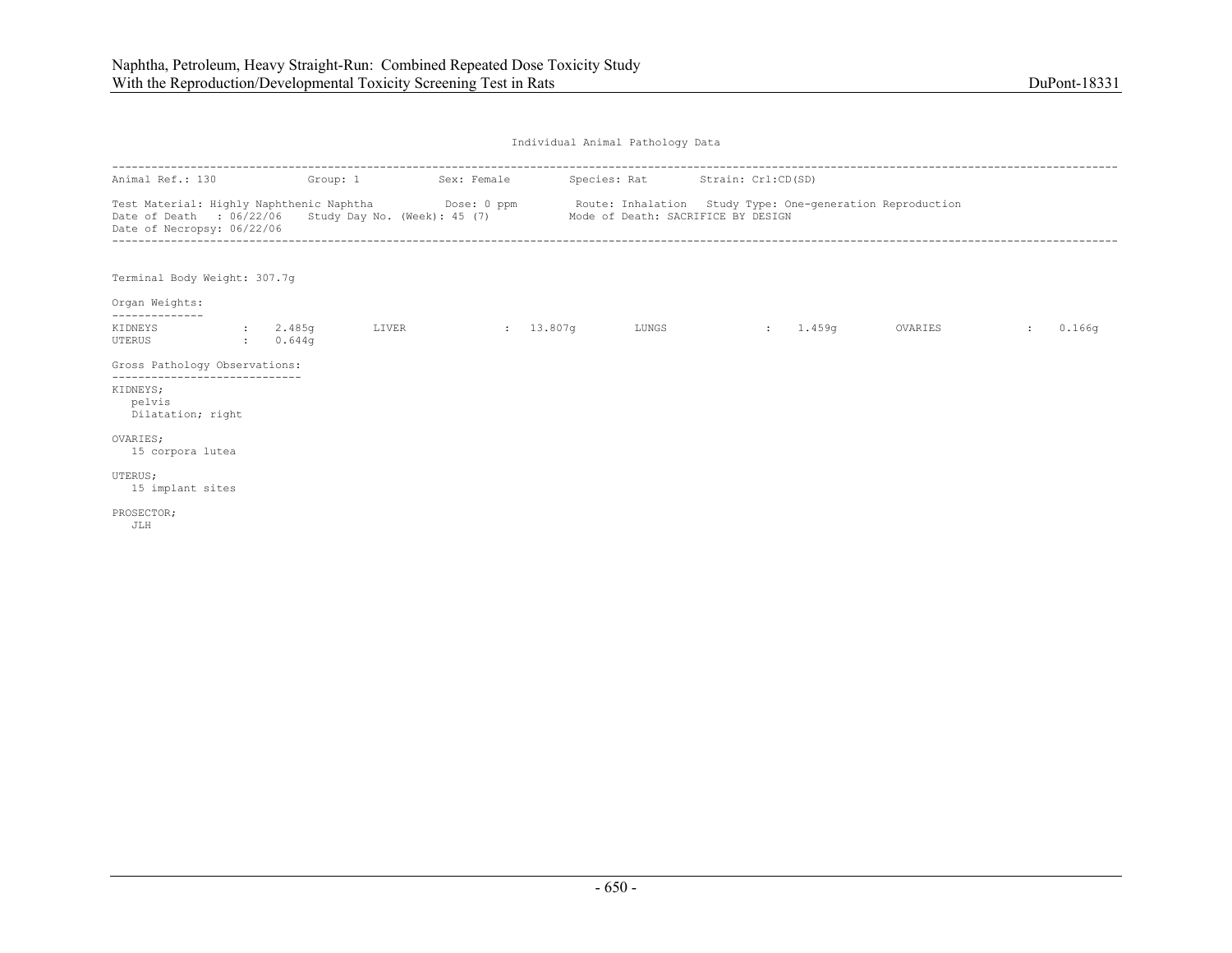Individual Animal Pathology Data

---

Animal Ref.: 130 Group: 1 Sex: Female Species: Rat Strain: Crl:CD(SD)

Test Material: Highly Naphthenic Naphtha Dose: 0 ppm Route: Inhalation Study Type: One-generation Reproduction
Date of Death : 06/22/06 Study Day No. (Week): 45 (7) Mode of Death: SACRIFICE BY DESIGN
Date of Necropsy: 06/22/06

---

Terminal Body Weight: 307.7g

Organ Weights:

| Organ | Weight | Organ | Weight | Organ | Weight | Organ | Weight |
|---|---|---|---|---|---|---|---|
| KIDNEYS | 2.485g | LIVER | 13.807g | LUNGS | 1.459g | OVARIES | 0.166g |
| UTERUS | 0.644g | | | | | | |

Gross Pathology Observations:

KIDNEYS;
pelvis
Dilatation; right

OVARIES;
15 corpora lutea

UTERUS;
15 implant sites

PROSECTOR;
JLH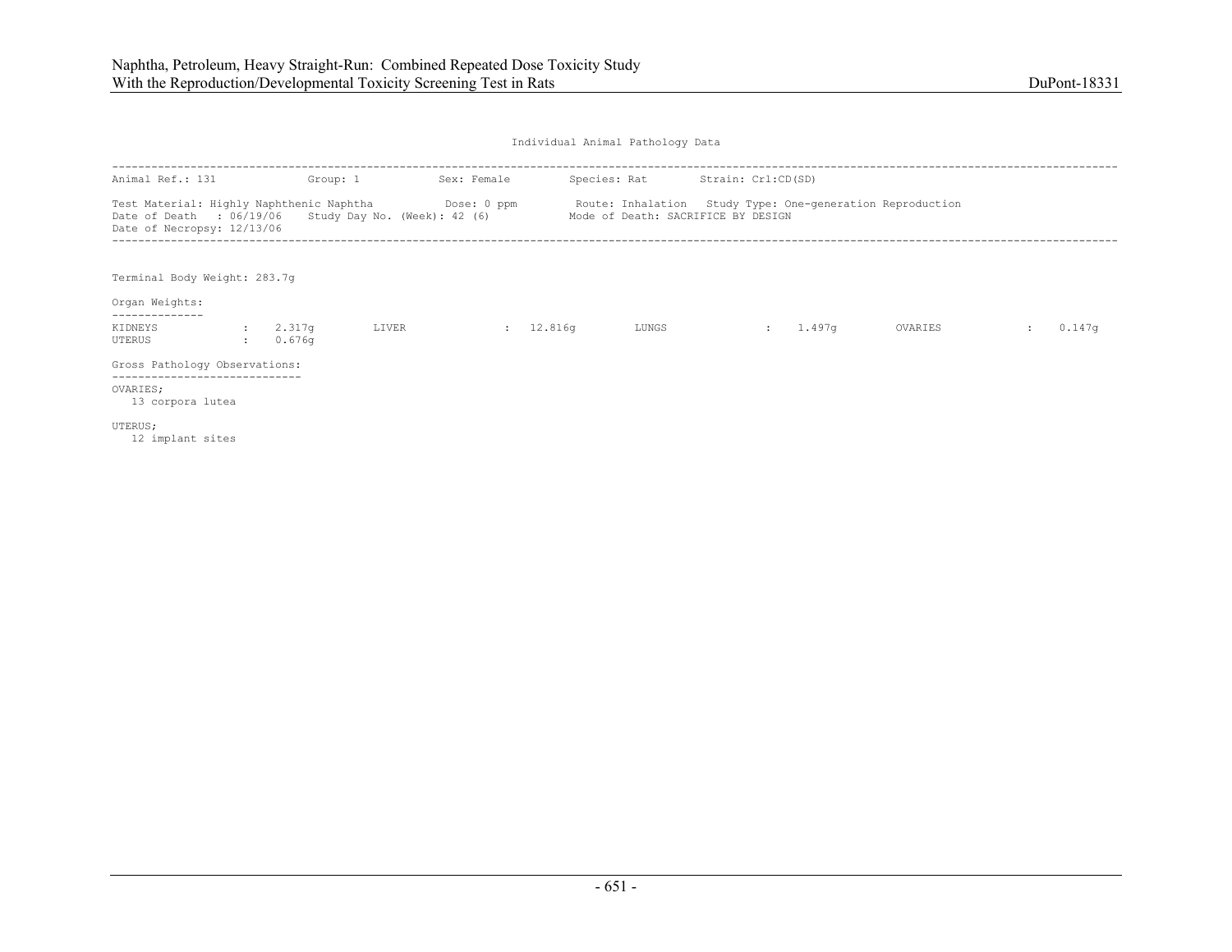Individual Animal Pathology Data

---

Animal Ref.: 131 Group: 1 Sex: Female Species: Rat Strain: Crl:CD(SD)

Test Material: Highly Naphthenic Naphtha Dose: 0 ppm Route: Inhalation Study Type: One-generation Reproduction
Date of Death : 06/19/06 Study Day No. (Week): 42 (6) Mode of Death: SACRIFICE BY DESIGN
Date of Necropsy: 12/13/06

---

Terminal Body Weight: 283.7g

Organ Weights:

| Organ | Weight | Organ | Weight | Organ | Weight | Organ | Weight |
|---|---|---|---|---|---|---|---|
| KIDNEYS | 2.317g | LIVER | 12.816g | LUNGS | 1.497g | OVARIES | 0.147g |
| UTERUS | 0.676g | | | | | | |

Gross Pathology Observations:

OVARIES;
13 corpora lutea

UTERUS;
12 implant sites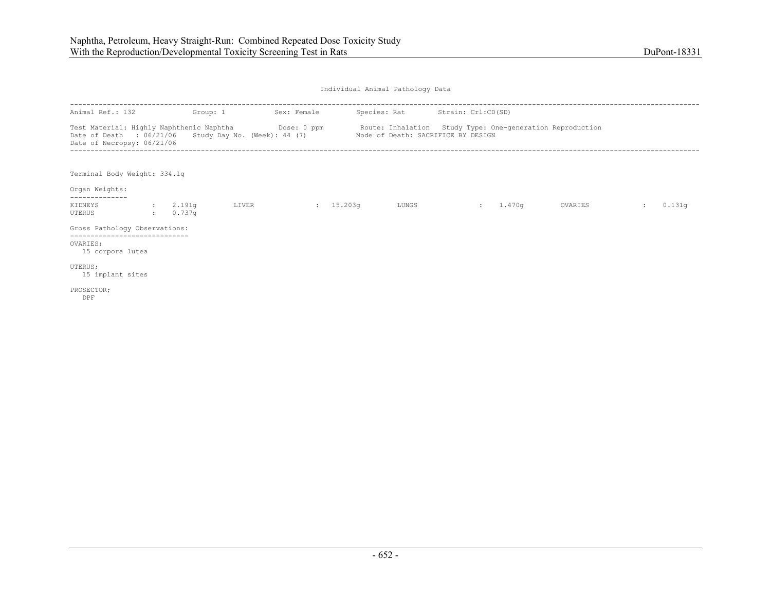Individual Animal Pathology Data

Animal Ref.: 132 Group: 1 Sex: Female Species: Rat Strain: Crl:CD(SD)

Test Material: Highly Naphthenic Naphtha Dose: 0 ppm Route: Inhalation Study Type: One-generation Reproduction
Date of Death : 06/21/06 Study Day No. (Week): 44 (7) Mode of Death: SACRIFICE BY DESIGN
Date of Necropsy: 06/21/06

Terminal Body Weight: 334.1g

Organ Weights:

| | | | | | | | |
|---|---|---|---|---|---|---|---|
| KIDNEYS | : 2.191g | LIVER | : 15.203g | LUNGS | : 1.470g | OVARIES | : 0.131g |
| UTERUS | : 0.737g | | | | | | |

Gross Pathology Observations:

OVARIES;
15 corpora lutea

UTERUS;
15 implant sites

PROSECTOR;
DPF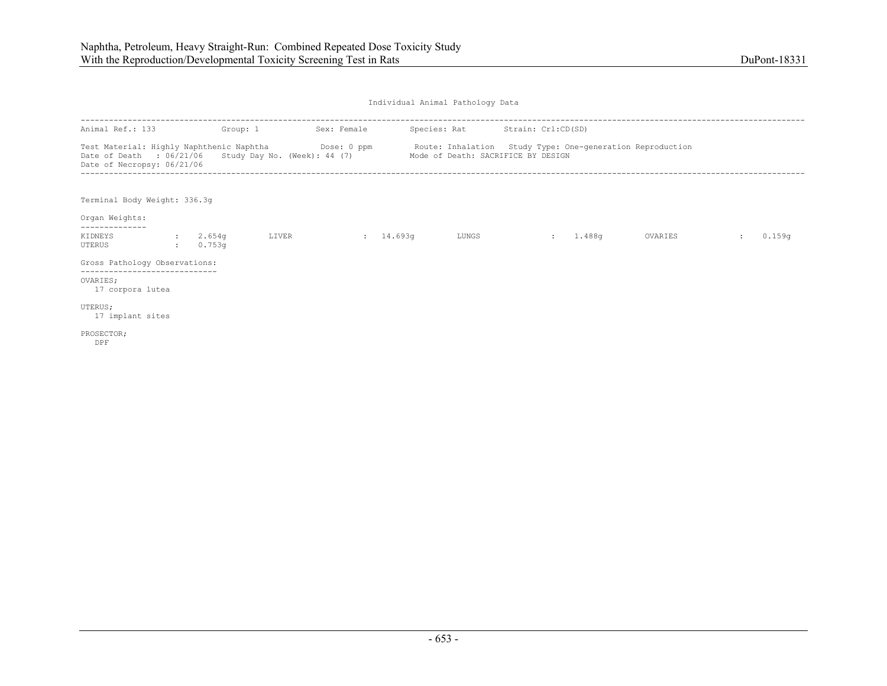Individual Animal Pathology Data

```
-----------------------------------------------------------------------------------------------------------------------------------------------
Animal Ref.: 133            Group: 1           Sex: Female         Species: Rat        Strain: Crl:CD(SD)

Test Material: Highly Naphthenic Naphtha           Dose: 0 ppm         Route: Inhalation   Study Type: One-generation Reproduction
Date of Death   : 06/21/06    Study Day No. (Week): 44 (7)            Mode of Death: SACRIFICE BY DESIGN
Date of Necropsy: 06/21/06
-----------------------------------------------------------------------------------------------------------------------------------------------
```

Terminal Body Weight: 336.3g

Organ Weights:

| Organ | Weight | Organ | Weight | Organ | Weight | Organ | Weight |
|---|---|---|---|---|---|---|---|
| KIDNEYS | 2.654g | LIVER | 14.693g | LUNGS | 1.488g | OVARIES | 0.159g |
| UTERUS | 0.753g | | | | | | |

Gross Pathology Observations:

OVARIES;
   17 corpora lutea

UTERUS;
   17 implant sites

PROSECTOR;
   DPF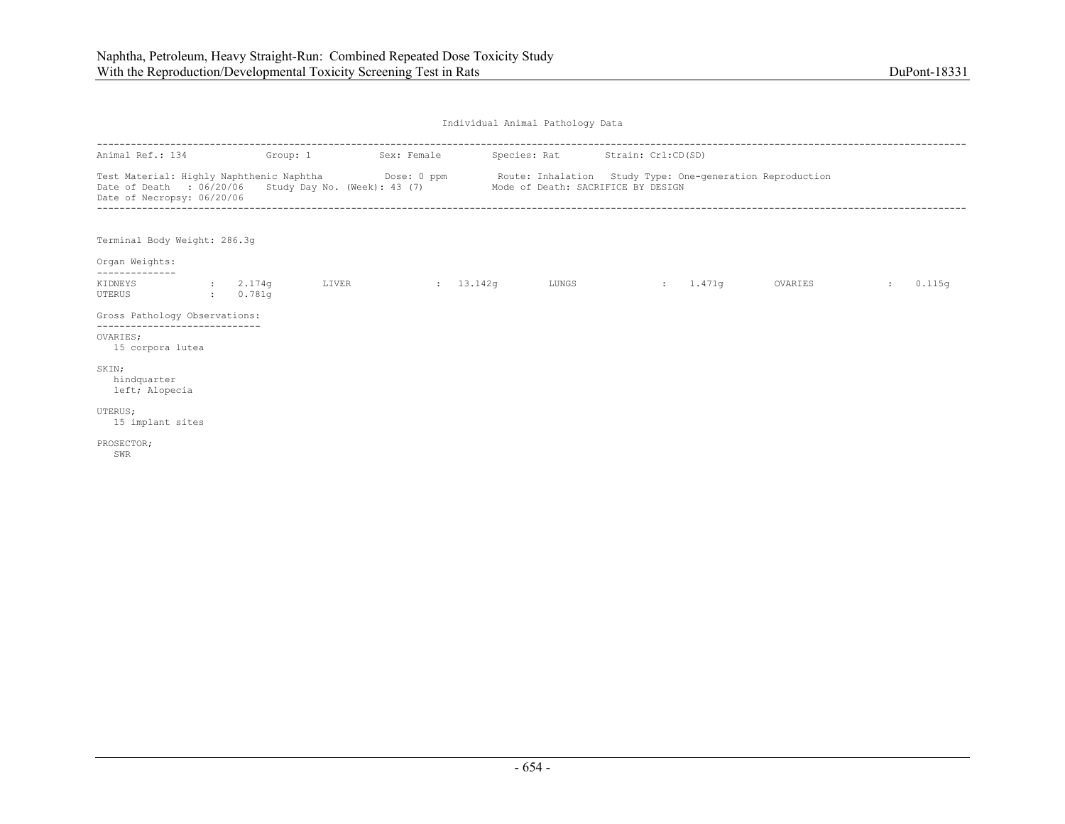Individual Animal Pathology Data

Animal Ref.: 134 Group: 1 Sex: Female Species: Rat Strain: Crl:CD(SD)

Test Material: Highly Naphthenic Naphtha Dose: 0 ppm Route: Inhalation Study Type: One-generation Reproduction
Date of Death : 06/20/06 Study Day No. (Week): 43 (7) Mode of Death: SACRIFICE BY DESIGN
Date of Necropsy: 06/20/06

Terminal Body Weight: 286.3g

Organ Weights:

| Organ | Weight | Organ | Weight | Organ | Weight | Organ | Weight |
|---|---|---|---|---|---|---|---|
| KIDNEYS | 2.174g | LIVER | 13.142g | LUNGS | 1.471g | OVARIES | 0.115g |
| UTERUS | 0.781g | | | | | | |

Gross Pathology Observations:

OVARIES;
15 corpora lutea

SKIN;
hindquarter
left; Alopecia

UTERUS;
15 implant sites

PROSECTOR;
SWR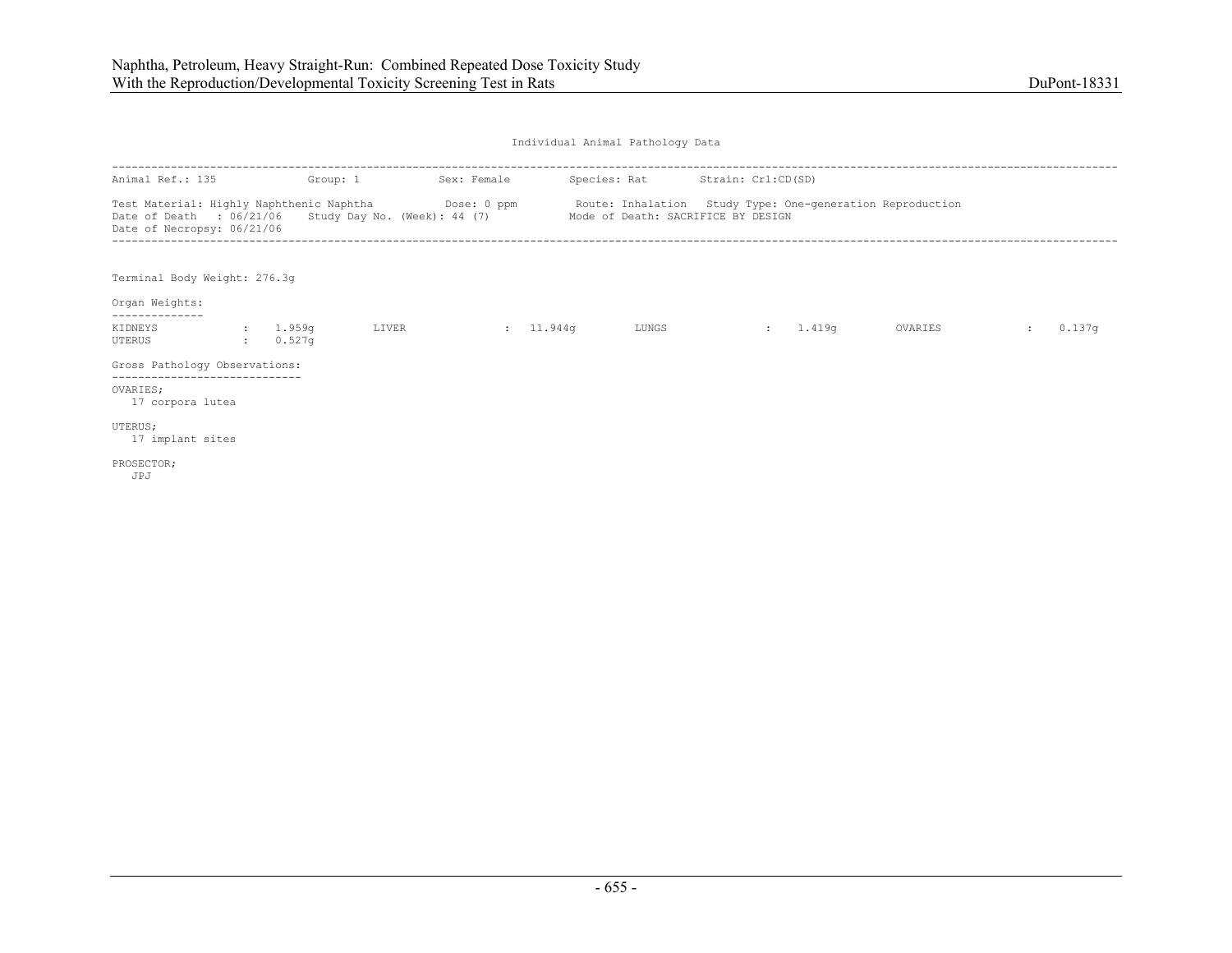Individual Animal Pathology Data

---

Animal Ref.: 135 Group: 1 Sex: Female Species: Rat Strain: Crl:CD(SD)

Test Material: Highly Naphthenic Naphtha Dose: 0 ppm Route: Inhalation Study Type: One-generation Reproduction
Date of Death : 06/21/06 Study Day No. (Week): 44 (7) Mode of Death: SACRIFICE BY DESIGN
Date of Necropsy: 06/21/06

---

Terminal Body Weight: 276.3g

Organ Weights:

| Organ | Weight | Organ | Weight | Organ | Weight | Organ | Weight |
|---|---|---|---|---|---|---|---|
| KIDNEYS | 1.959g | LIVER | 11.944g | LUNGS | 1.419g | OVARIES | 0.137g |
| UTERUS | 0.527g | | | | | | |

Gross Pathology Observations:

OVARIES;
17 corpora lutea

UTERUS;
17 implant sites

PROSECTOR;
JPJ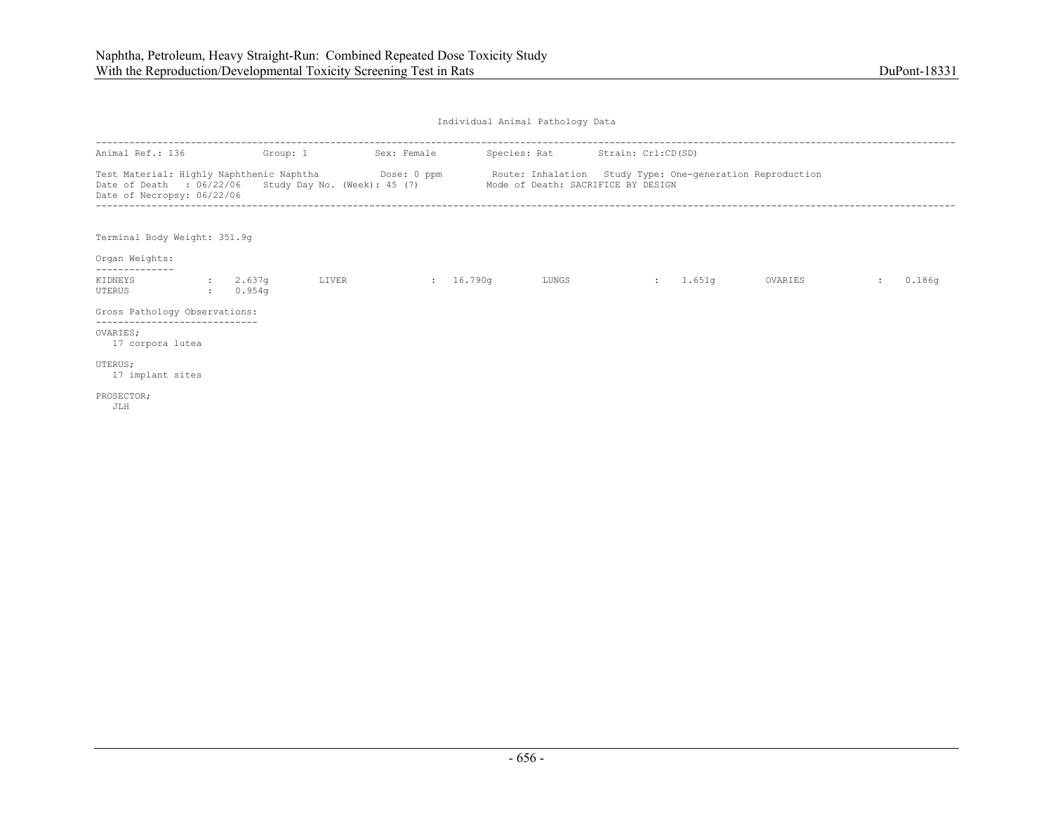Individual Animal Pathology Data

---

Animal Ref.: 136 Group: 1 Sex: Female Species: Rat Strain: Crl:CD(SD)

Test Material: Highly Naphthenic Naphtha Dose: 0 ppm Route: Inhalation Study Type: One-generation Reproduction
Date of Death : 06/22/06 Study Day No. (Week): 45 (7) Mode of Death: SACRIFICE BY DESIGN
Date of Necropsy: 06/22/06

---

Terminal Body Weight: 351.9g

Organ Weights:

| KIDNEYS | : | 2.637g | LIVER | : | 16.790g | LUNGS | : | 1.651g | OVARIES | : | 0.186g |
|---|---|---|---|---|---|---|---|---|---|---|---|
| UTERUS | : | 0.954g | | | | | | | | | |

Gross Pathology Observations:

OVARIES;
17 corpora lutea

UTERUS;
17 implant sites

PROSECTOR;
JLH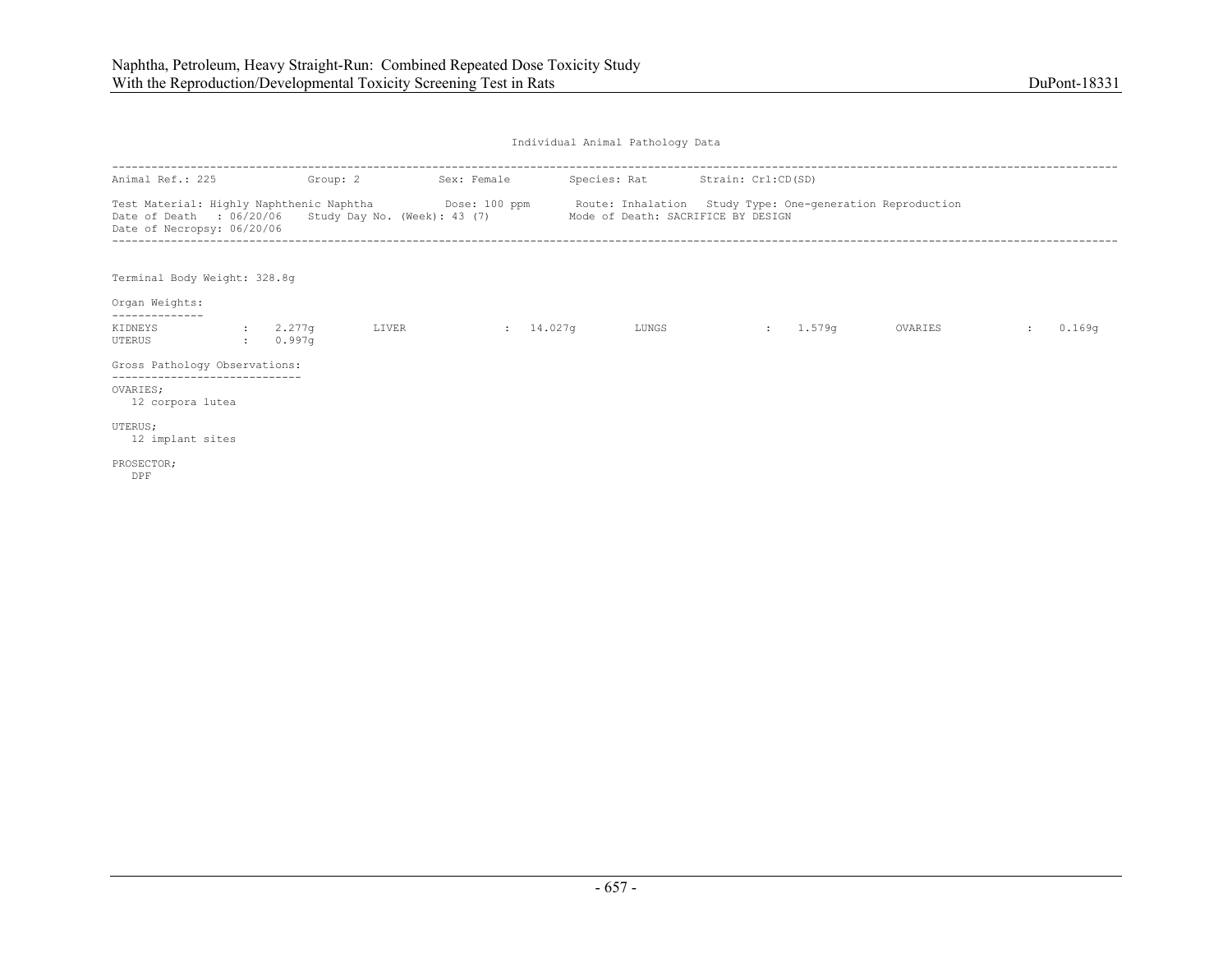Individual Animal Pathology Data

| | | | | |
|---|---|---|---|---|
| Animal Ref.: 225 | Group: 2 | Sex: Female | Species: Rat | Strain: Crl:CD(SD) |

Test Material: Highly Naphthenic Naphtha    Dose: 100 ppm    Route: Inhalation    Study Type: One-generation Reproduction
Date of Death : 06/20/06    Study Day No. (Week): 43 (7)    Mode of Death: SACRIFICE BY DESIGN
Date of Necropsy: 06/20/06

Terminal Body Weight: 328.8g

Organ Weights:

| Organ | Weight | Organ | Weight | Organ | Weight | Organ | Weight |
|---|---|---|---|---|---|---|---|
| KIDNEYS | 2.277g | LIVER | 14.027g | LUNGS | 1.579g | OVARIES | 0.169g |
| UTERUS | 0.997g | | | | | | |

Gross Pathology Observations:

OVARIES;
12 corpora lutea

UTERUS;
12 implant sites

PROSECTOR;
DPF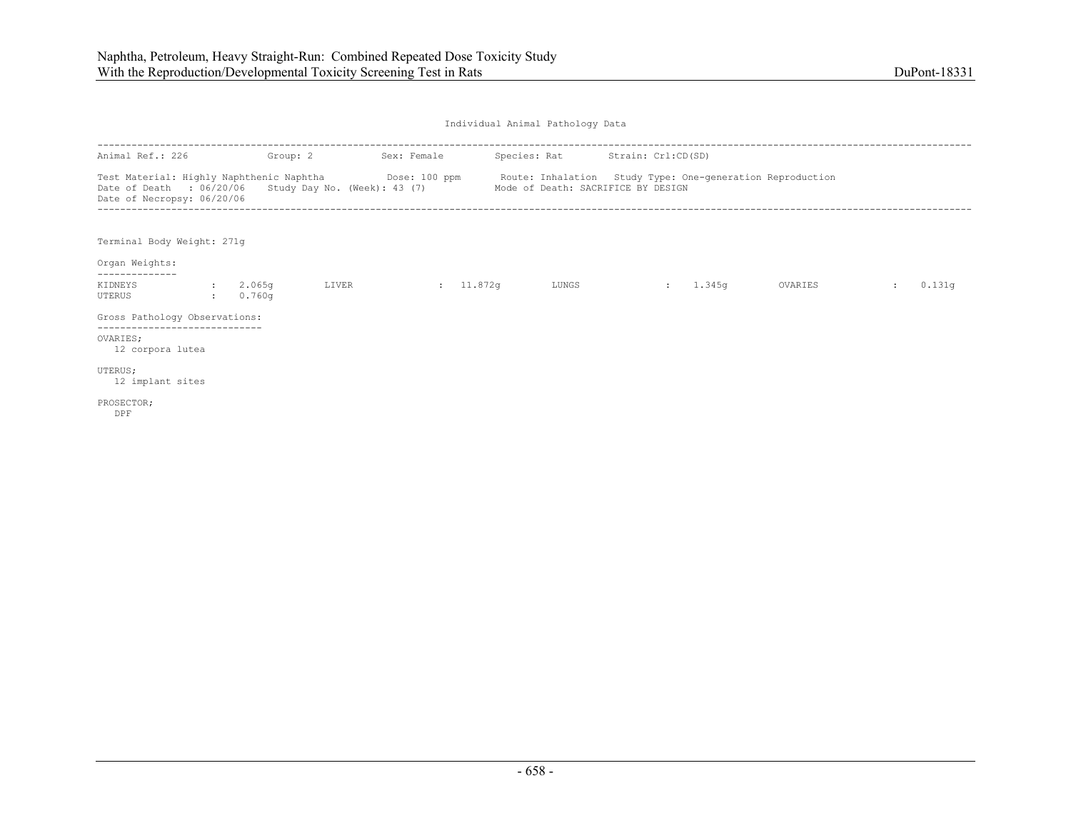Individual Animal Pathology Data

---

Animal Ref.: 226 &nbsp;&nbsp;&nbsp;&nbsp; Group: 2 &nbsp;&nbsp;&nbsp;&nbsp; Sex: Female &nbsp;&nbsp;&nbsp;&nbsp; Species: Rat &nbsp;&nbsp;&nbsp;&nbsp; Strain: Crl:CD(SD)

Test Material: Highly Naphthenic Naphtha &nbsp;&nbsp;&nbsp;&nbsp; Dose: 100 ppm &nbsp;&nbsp;&nbsp;&nbsp; Route: Inhalation &nbsp;&nbsp;&nbsp;&nbsp; Study Type: One-generation Reproduction
Date of Death : 06/20/06 &nbsp;&nbsp;&nbsp;&nbsp; Study Day No. (Week): 43 (7) &nbsp;&nbsp;&nbsp;&nbsp; Mode of Death: SACRIFICE BY DESIGN
Date of Necropsy: 06/20/06

---

Terminal Body Weight: 271g

Organ Weights:

| | | | |
|---|---|---|---|
| KIDNEYS : 2.065g | LIVER : 11.872g | LUNGS : 1.345g | OVARIES : 0.131g |
| UTERUS : 0.760g | | | |

Gross Pathology Observations:

OVARIES;
12 corpora lutea

UTERUS;
12 implant sites

PROSECTOR;
DPF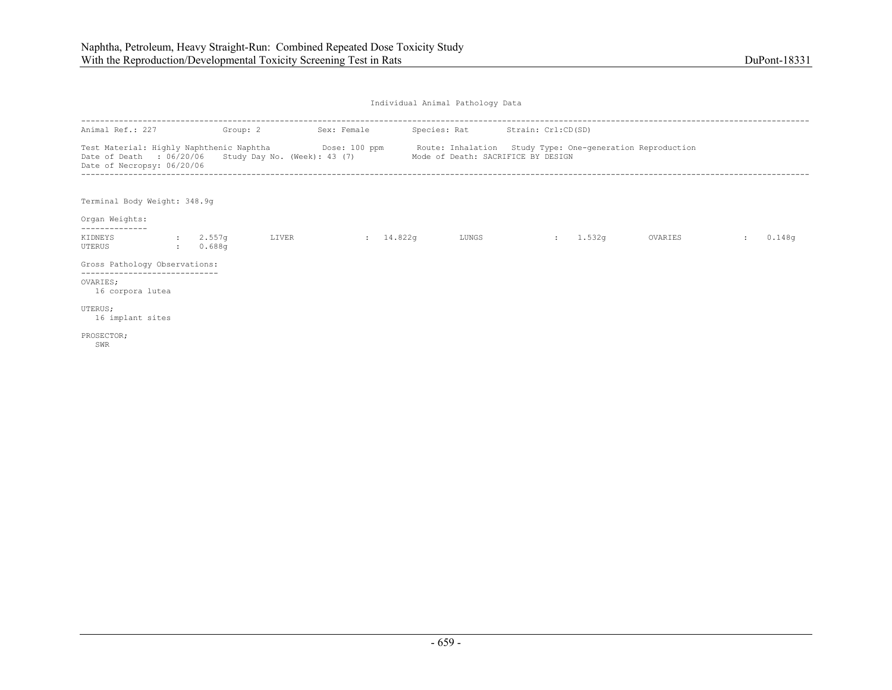Individual Animal Pathology Data

```
-----------------------------------------------------------------------------------------------------------------------------------------
Animal Ref.: 227            Group: 2           Sex: Female         Species: Rat        Strain: Crl:CD(SD)

Test Material: Highly Naphthenic Naphtha           Dose: 100 ppm       Route: Inhalation   Study Type: One-generation Reproduction
Date of Death   : 06/20/06    Study Day No. (Week): 43 (7)            Mode of Death: SACRIFICE BY DESIGN
Date of Necropsy: 06/20/06
-----------------------------------------------------------------------------------------------------------------------------------------


Terminal Body Weight: 348.9g

Organ Weights:
--------------
KIDNEYS            :    2.557g        LIVER               :  14.822g        LUNGS               :   1.532g        OVARIES            :   0.148g
UTERUS             :    0.688g

Gross Pathology Observations:
-----------------------------
OVARIES;
   16 corpora lutea

UTERUS;
   16 implant sites

PROSECTOR;
   SWR
```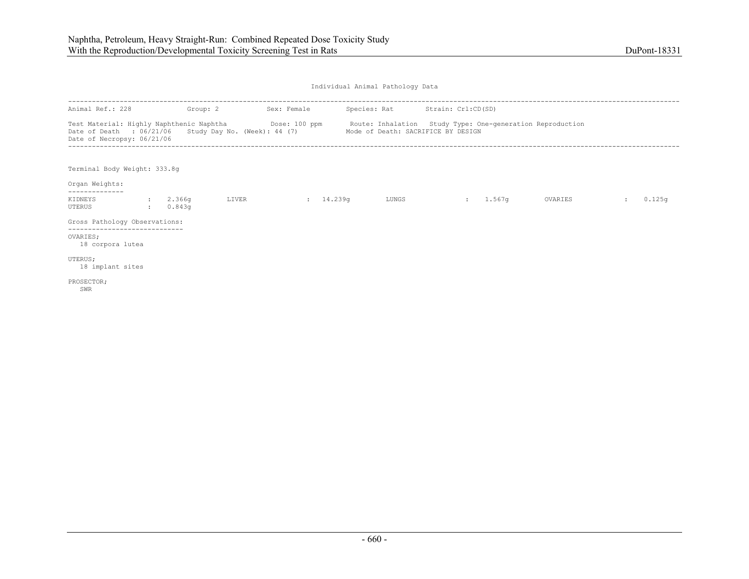Individual Animal Pathology Data

---

Animal Ref.: 228    Group: 2    Sex: Female    Species: Rat    Strain: Crl:CD(SD)

Test Material: Highly Naphthenic Naphtha    Dose: 100 ppm    Route: Inhalation    Study Type: One-generation Reproduction
Date of Death : 06/21/06    Study Day No. (Week): 44 (7)    Mode of Death: SACRIFICE BY DESIGN
Date of Necropsy: 06/21/06

---

Terminal Body Weight: 333.8g

Organ Weights:

| | | | | | | | |
|---|---|---|---|---|---|---|---|
| KIDNEYS | 2.366g | LIVER | 14.239g | LUNGS | 1.567g | OVARIES | 0.125g |
| UTERUS | 0.843g | | | | | | |

Gross Pathology Observations:

OVARIES;
18 corpora lutea

UTERUS;
18 implant sites

PROSECTOR;
SWR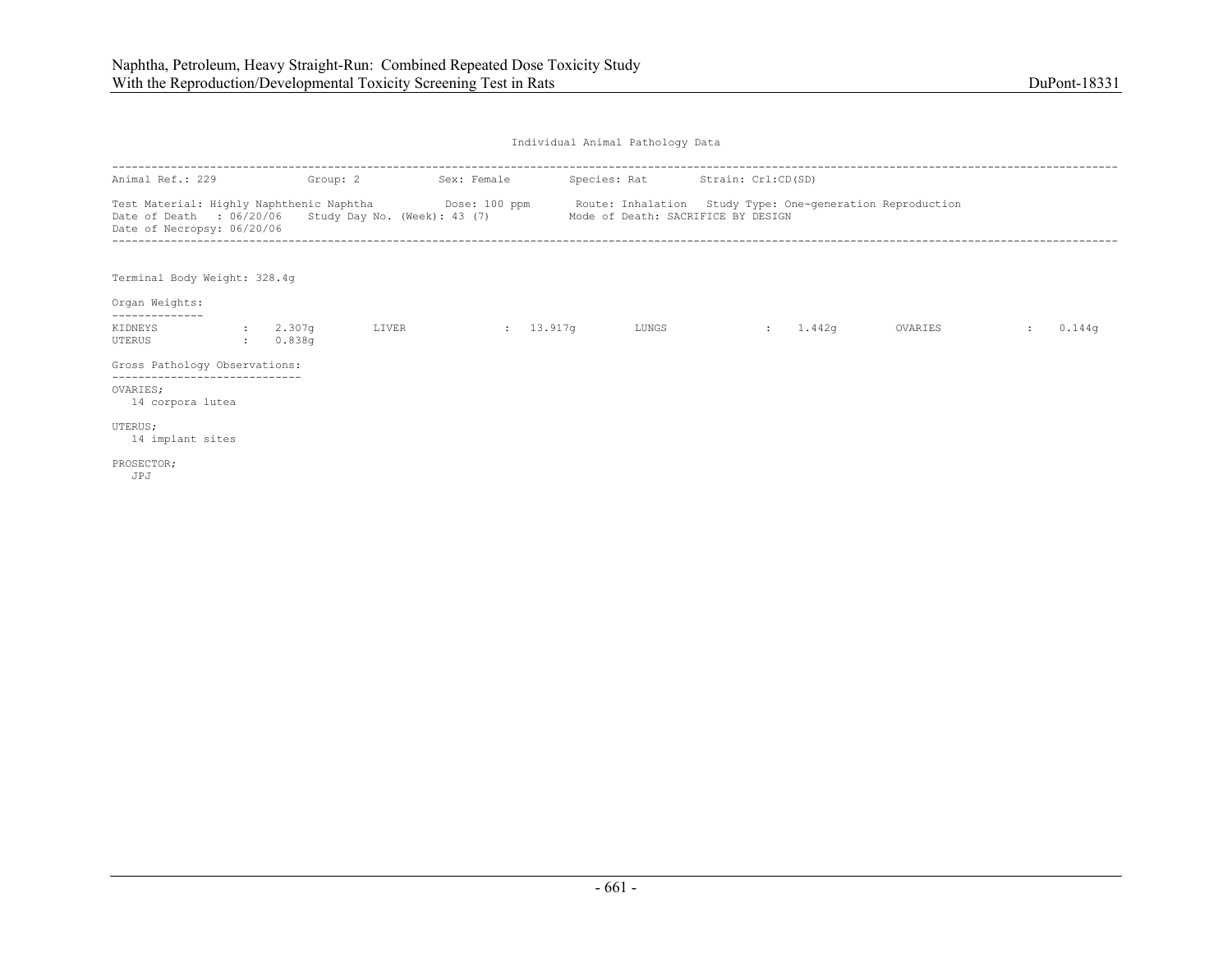Individual Animal Pathology Data

```
------------------------------------------------------------------------------------------------------------------------------------------------------------
Animal Ref.: 229             Group: 2           Sex: Female         Species: Rat        Strain: Crl:CD(SD)

Test Material: Highly Naphthenic Naphtha           Dose: 100 ppm       Route: Inhalation   Study Type: One-generation Reproduction
Date of Death   : 06/20/06    Study Day No. (Week): 43 (7)            Mode of Death: SACRIFICE BY DESIGN
Date of Necropsy: 06/20/06
------------------------------------------------------------------------------------------------------------------------------------------------------------


Terminal Body Weight: 328.4g

Organ Weights:
--------------
KIDNEYS            :    2.307g        LIVER               :  13.917g        LUNGS               :    1.442g        OVARIES             :    0.144g
UTERUS             :    0.838g

Gross Pathology Observations:
-----------------------------
OVARIES;
   14 corpora lutea

UTERUS;
   14 implant sites

PROSECTOR;
   JPJ
```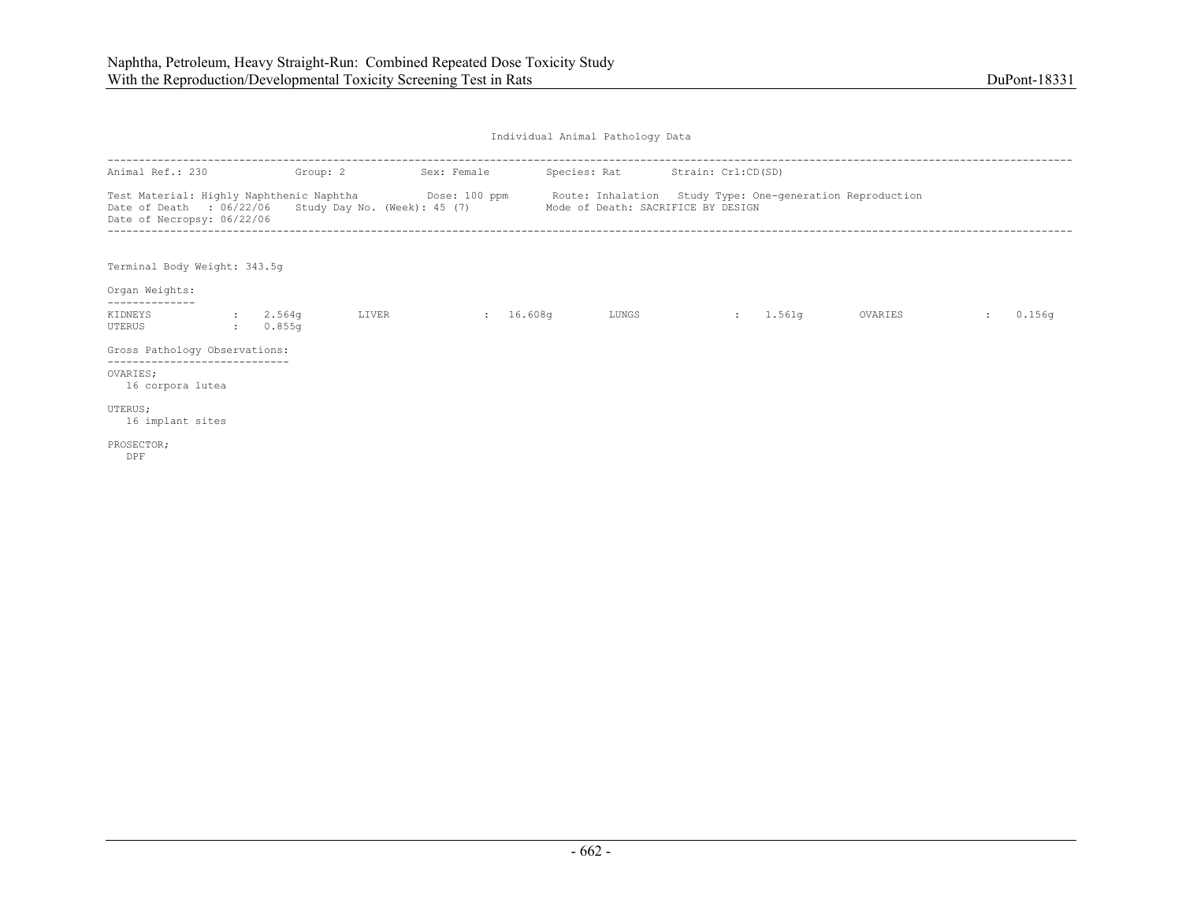Individual Animal Pathology Data

---

Animal Ref.: 230 Group: 2 Sex: Female Species: Rat Strain: Crl:CD(SD)

Test Material: Highly Naphthenic Naphtha Dose: 100 ppm Route: Inhalation Study Type: One-generation Reproduction
Date of Death : 06/22/06 Study Day No. (Week): 45 (7) Mode of Death: SACRIFICE BY DESIGN
Date of Necropsy: 06/22/06

---

Terminal Body Weight: 343.5g

Organ Weights:

| Organ | Weight | Organ | Weight | Organ | Weight | Organ | Weight |
|---|---|---|---|---|---|---|---|
| KIDNEYS | 2.564g | LIVER | 16.608g | LUNGS | 1.561g | OVARIES | 0.156g |
| UTERUS | 0.855g | | | | | | |

Gross Pathology Observations:

OVARIES;
16 corpora lutea

UTERUS;
16 implant sites

PROSECTOR;
DPF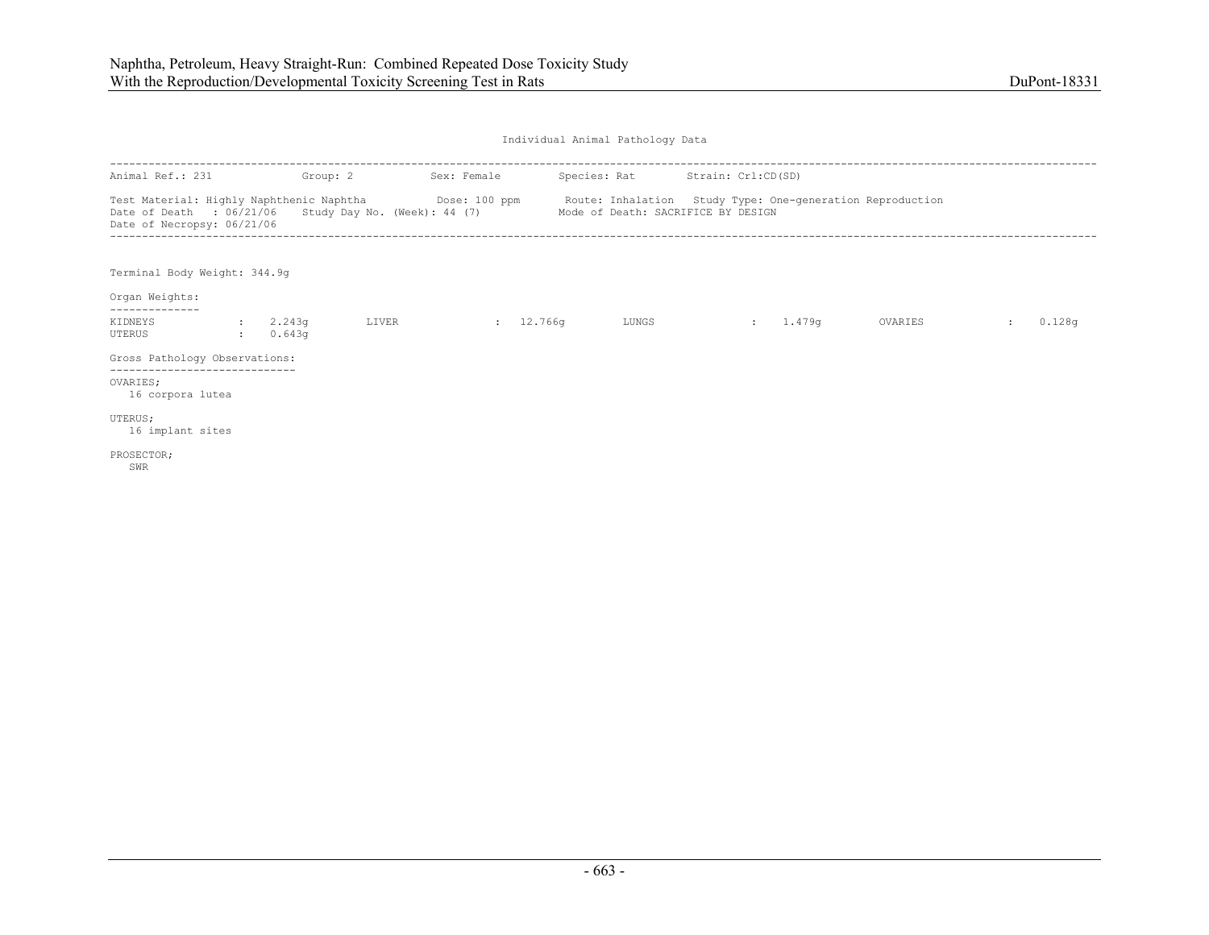Individual Animal Pathology Data

---

Animal Ref.: 231 Group: 2 Sex: Female Species: Rat Strain: Crl:CD(SD)

Test Material: Highly Naphthenic Naphtha Dose: 100 ppm Route: Inhalation Study Type: One-generation Reproduction
Date of Death : 06/21/06 Study Day No. (Week): 44 (7) Mode of Death: SACRIFICE BY DESIGN
Date of Necropsy: 06/21/06

---

Terminal Body Weight: 344.9g

Organ Weights:

| Organ | Weight | Organ | Weight | Organ | Weight | Organ | Weight |
|---|---|---|---|---|---|---|---|
| KIDNEYS | 2.243g | LIVER | 12.766g | LUNGS | 1.479g | OVARIES | 0.128g |
| UTERUS | 0.643g | | | | | | |

Gross Pathology Observations:

OVARIES;
16 corpora lutea

UTERUS;
16 implant sites

PROSECTOR;
SWR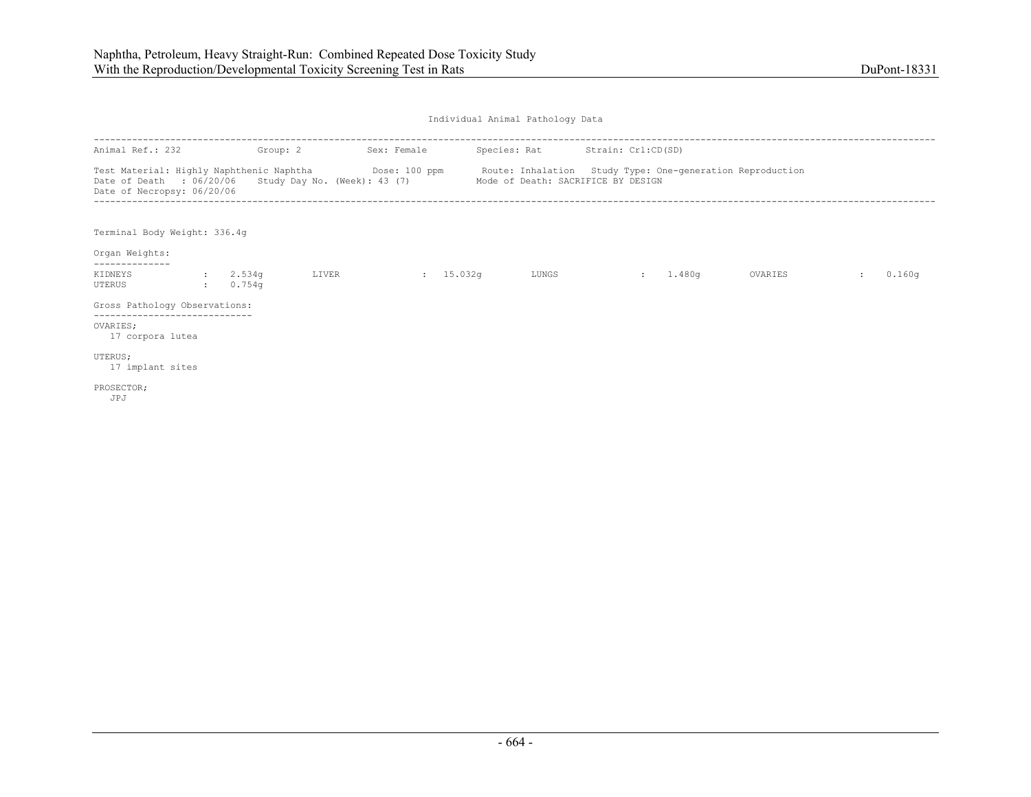Individual Animal Pathology Data

---

Animal Ref.: 232    Group: 2    Sex: Female    Species: Rat    Strain: Crl:CD(SD)

Test Material: Highly Naphthenic Naphtha    Dose: 100 ppm    Route: Inhalation    Study Type: One-generation Reproduction
Date of Death : 06/20/06    Study Day No. (Week): 43 (7)    Mode of Death: SACRIFICE BY DESIGN
Date of Necropsy: 06/20/06

---

Terminal Body Weight: 336.4g

Organ Weights:

| Organ | Weight | Organ | Weight | Organ | Weight | Organ | Weight |
|---|---|---|---|---|---|---|---|
| KIDNEYS | 2.534g | LIVER | 15.032g | LUNGS | 1.480g | OVARIES | 0.160g |
| UTERUS | 0.754g | | | | | | |

Gross Pathology Observations:

OVARIES;
17 corpora lutea

UTERUS;
17 implant sites

PROSECTOR;
JPJ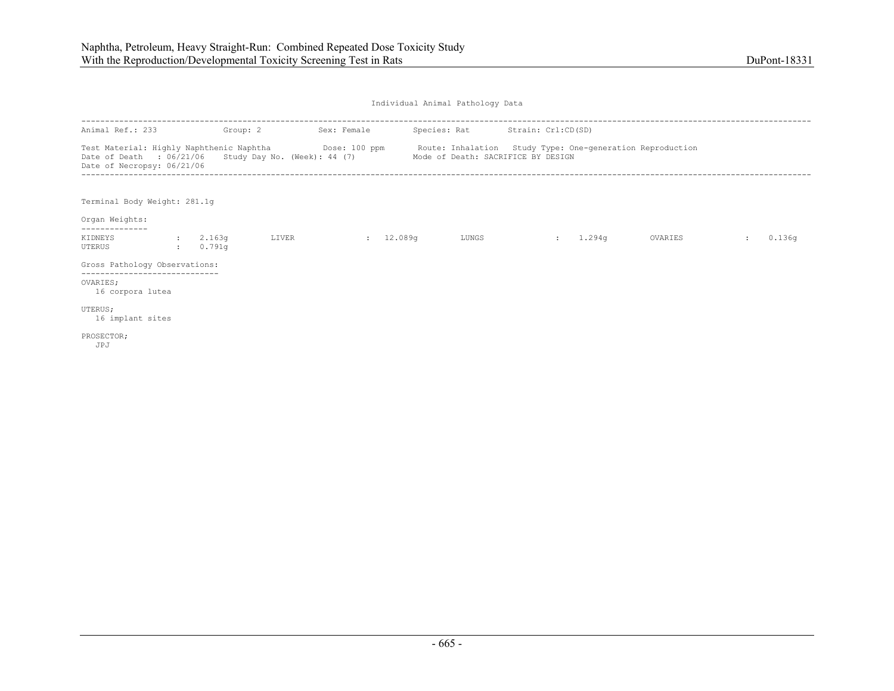Individual Animal Pathology Data

---

Animal Ref.: 233    Group: 2    Sex: Female    Species: Rat    Strain: Crl:CD(SD)

Test Material: Highly Naphthenic Naphtha    Dose: 100 ppm    Route: Inhalation    Study Type: One-generation Reproduction
Date of Death : 06/21/06    Study Day No. (Week): 44 (7)    Mode of Death: SACRIFICE BY DESIGN
Date of Necropsy: 06/21/06

---

Terminal Body Weight: 281.1g

Organ Weights:

| Organ | Weight | Organ | Weight | Organ | Weight | Organ | Weight |
|---|---|---|---|---|---|---|---|
| KIDNEYS | 2.163g | LIVER | 12.089g | LUNGS | 1.294g | OVARIES | 0.136g |
| UTERUS | 0.791g | | | | | | |

Gross Pathology Observations:

OVARIES;
16 corpora lutea

UTERUS;
16 implant sites

PROSECTOR;
JPJ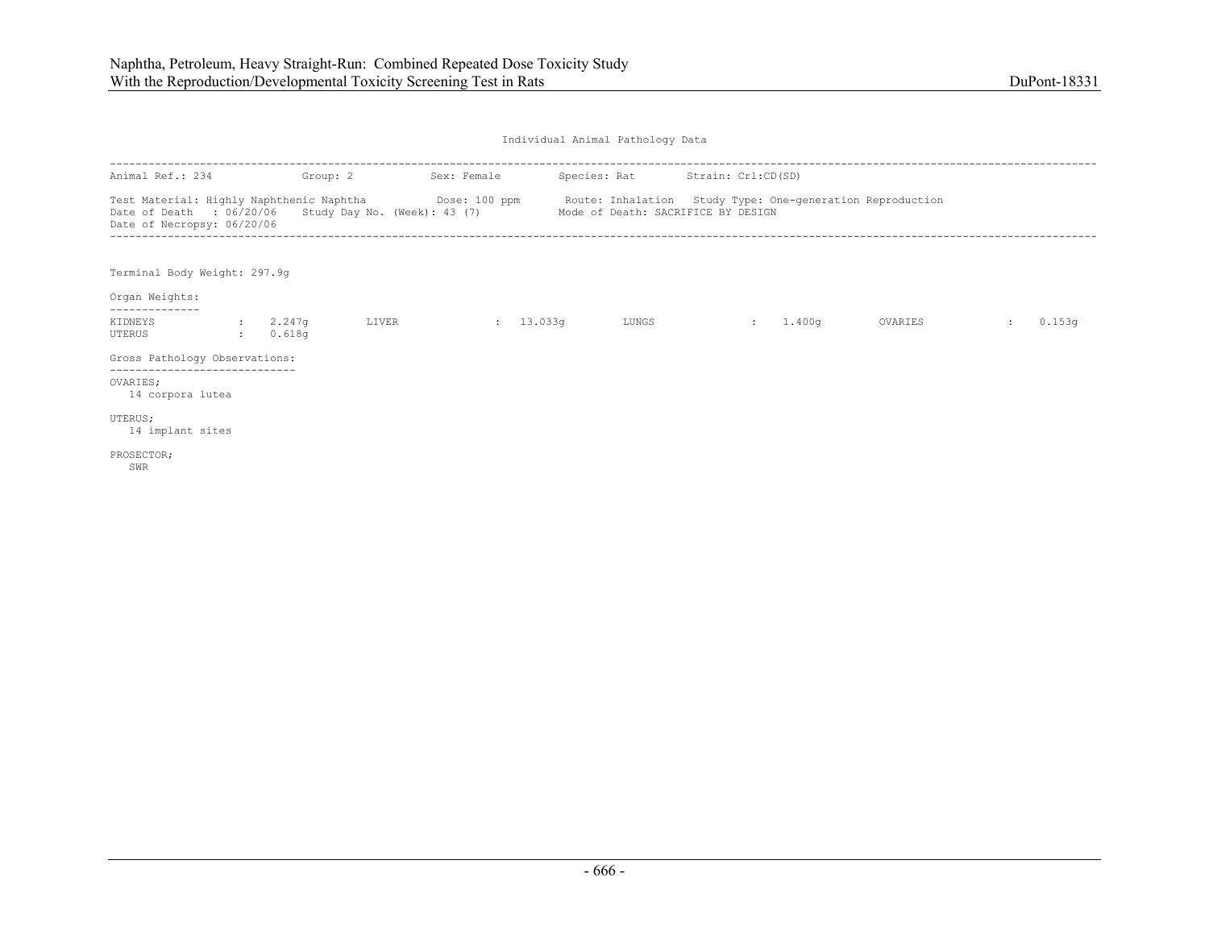Individual Animal Pathology Data

---

Animal Ref.: 234 Group: 2 Sex: Female Species: Rat Strain: Crl:CD(SD)

Test Material: Highly Naphthenic Naphtha Dose: 100 ppm Route: Inhalation Study Type: One-generation Reproduction
Date of Death : 06/20/06 Study Day No. (Week): 43 (7) Mode of Death: SACRIFICE BY DESIGN
Date of Necropsy: 06/20/06

---

Terminal Body Weight: 297.9g

Organ Weights:

| | | | | | | | |
|---|---|---|---|---|---|---|---|
| KIDNEYS | : 2.247g | LIVER | : 13.033g | LUNGS | : 1.400g | OVARIES | : 0.153g |
| UTERUS | : 0.618g | | | | | | |

Gross Pathology Observations:

OVARIES;
 14 corpora lutea

UTERUS;
 14 implant sites

PROSECTOR;
 SWR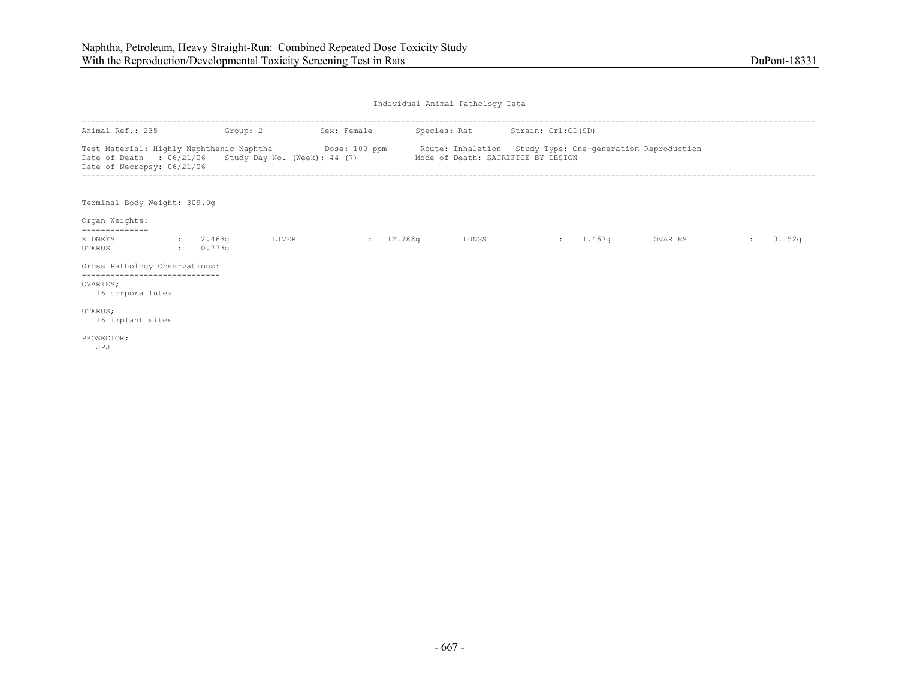Individual Animal Pathology Data

---

Animal Ref.: 235 Group: 2 Sex: Female Species: Rat Strain: Crl:CD(SD)

Test Material: Highly Naphthenic Naphtha Dose: 100 ppm Route: Inhalation Study Type: One-generation Reproduction
Date of Death : 06/21/06 Study Day No. (Week): 44 (7) Mode of Death: SACRIFICE BY DESIGN
Date of Necropsy: 06/21/06

---

Terminal Body Weight: 309.9g

Organ Weights:

| | | | | | | | |
|---|---|---|---|---|---|---|---|
| KIDNEYS | : 2.463g | LIVER | : 12.788g | LUNGS | : 1.467g | OVARIES | : 0.152g |
| UTERUS | : 0.773g | | | | | | |

Gross Pathology Observations:

OVARIES;
16 corpora lutea

UTERUS;
16 implant sites

PROSECTOR;
JPJ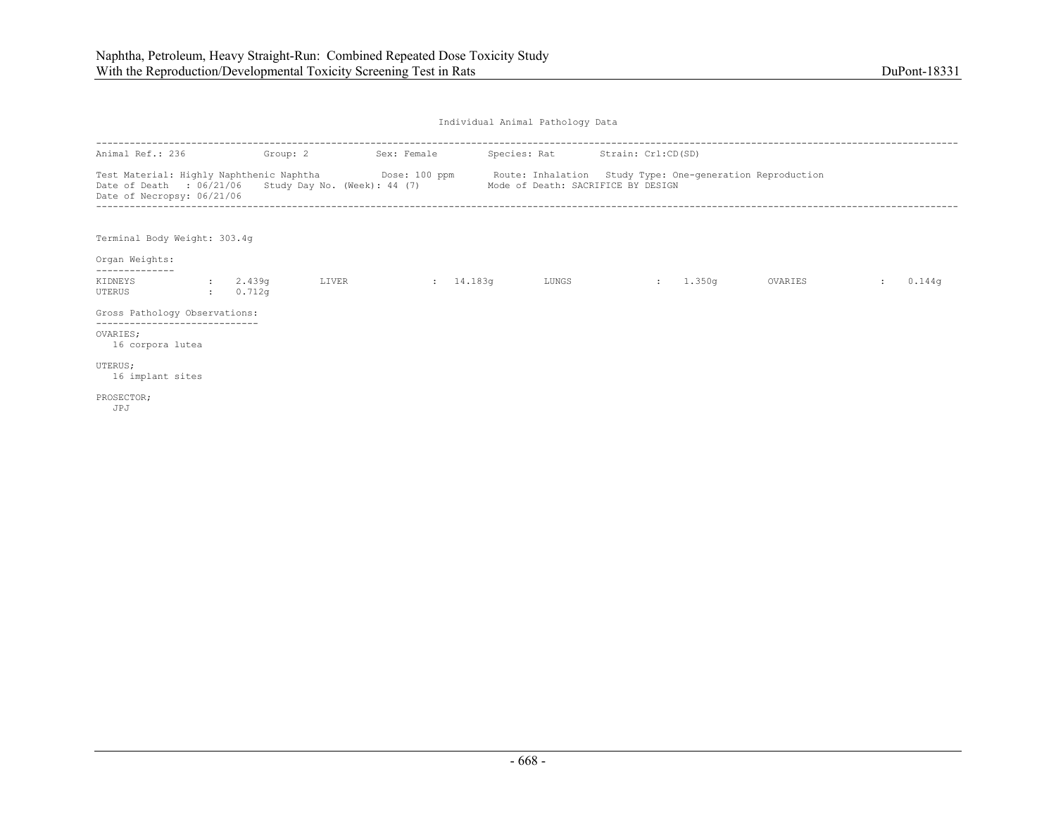Individual Animal Pathology Data

Animal Ref.: 236 Group: 2 Sex: Female Species: Rat Strain: Crl:CD(SD)

Test Material: Highly Naphthenic Naphtha Dose: 100 ppm Route: Inhalation Study Type: One-generation Reproduction
Date of Death : 06/21/06 Study Day No. (Week): 44 (7) Mode of Death: SACRIFICE BY DESIGN
Date of Necropsy: 06/21/06

Terminal Body Weight: 303.4g

Organ Weights:

| | | | | | | | |
|---|---|---|---|---|---|---|---|
| KIDNEYS | : 2.439g | LIVER | : 14.183g | LUNGS | : 1.350g | OVARIES | : 0.144g |
| UTERUS | : 0.712g | | | | | | |

Gross Pathology Observations:

OVARIES;
16 corpora lutea

UTERUS;
16 implant sites

PROSECTOR;
JPJ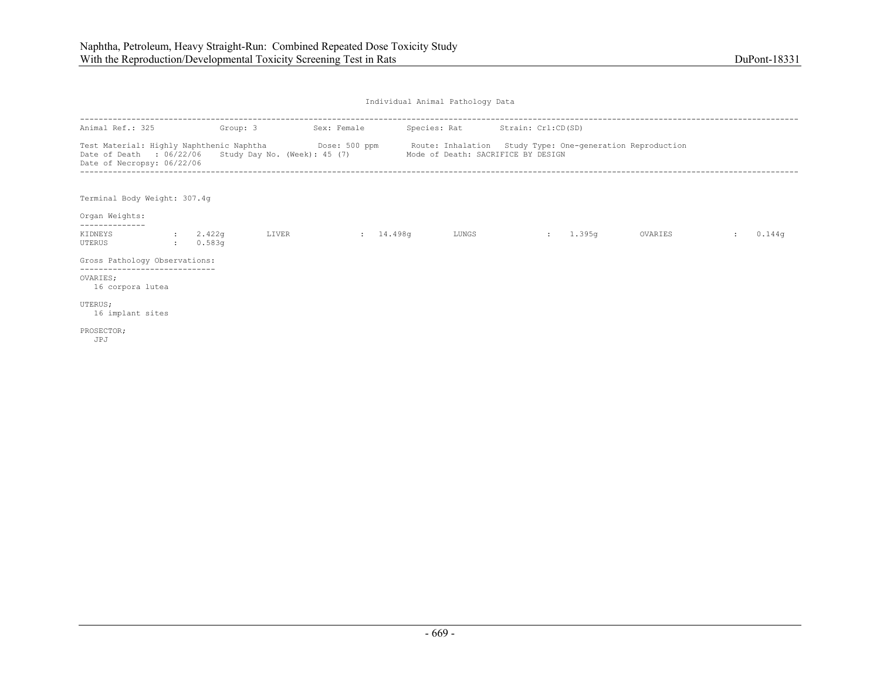Individual Animal Pathology Data

---

Animal Ref.: 325 Group: 3 Sex: Female Species: Rat Strain: Crl:CD(SD)

Test Material: Highly Naphthenic Naphtha Dose: 500 ppm Route: Inhalation Study Type: One-generation Reproduction
Date of Death : 06/22/06 Study Day No. (Week): 45 (7) Mode of Death: SACRIFICE BY DESIGN
Date of Necropsy: 06/22/06

---

Terminal Body Weight: 307.4g

Organ Weights:

| Organ | Weight | Organ | Weight | Organ | Weight | Organ | Weight |
|---|---|---|---|---|---|---|---|
| KIDNEYS | 2.422g | LIVER | 14.498g | LUNGS | 1.395g | OVARIES | 0.144g |
| UTERUS | 0.583g | | | | | | |

Gross Pathology Observations:

OVARIES;
16 corpora lutea

UTERUS;
16 implant sites

PROSECTOR;
JPJ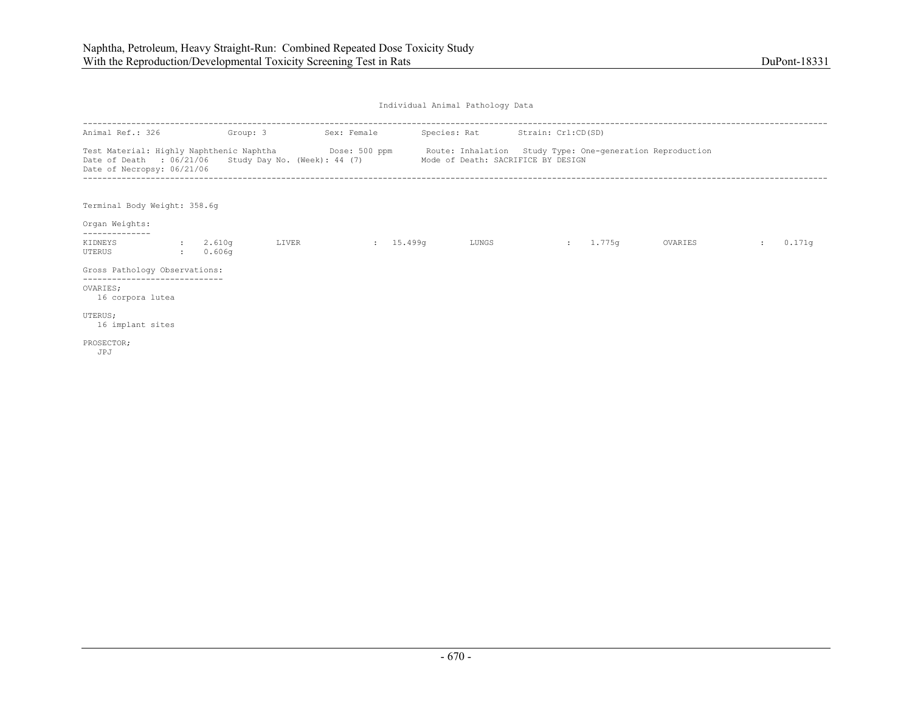Individual Animal Pathology Data

Animal Ref.: 326 Group: 3 Sex: Female Species: Rat Strain: Crl:CD(SD)

Test Material: Highly Naphthenic Naphtha Dose: 500 ppm Route: Inhalation Study Type: One-generation Reproduction
Date of Death : 06/21/06 Study Day No. (Week): 44 (7) Mode of Death: SACRIFICE BY DESIGN
Date of Necropsy: 06/21/06

Terminal Body Weight: 358.6g

Organ Weights:

| | | | | | | | |
|---|---|---|---|---|---|---|---|
| KIDNEYS | : 2.610g | LIVER | : 15.499g | LUNGS | : 1.775g | OVARIES | : 0.171g |
| UTERUS | : 0.606g | | | | | | |

Gross Pathology Observations:

OVARIES;
16 corpora lutea

UTERUS;
16 implant sites

PROSECTOR;
JPJ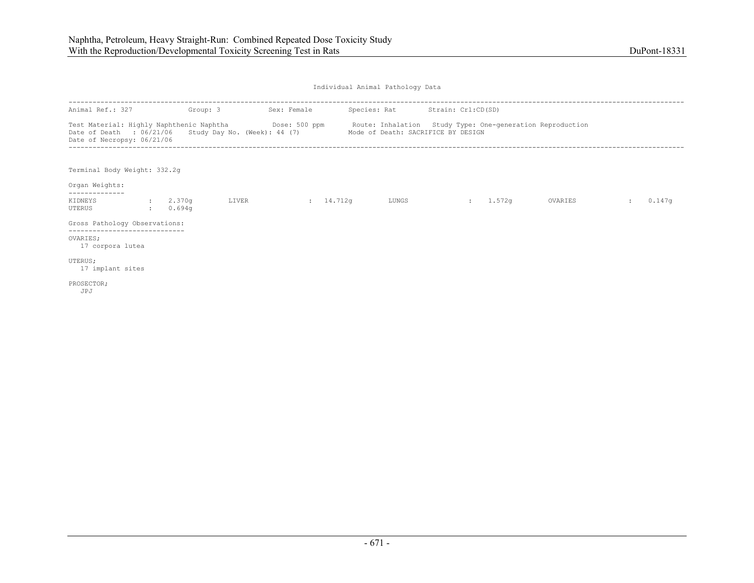Individual Animal Pathology Data

---

Animal Ref.: 327 Group: 3 Sex: Female Species: Rat Strain: Crl:CD(SD)

Test Material: Highly Naphthenic Naphtha Dose: 500 ppm Route: Inhalation Study Type: One-generation Reproduction
Date of Death : 06/21/06 Study Day No. (Week): 44 (7) Mode of Death: SACRIFICE BY DESIGN
Date of Necropsy: 06/21/06

---

Terminal Body Weight: 332.2g

Organ Weights:

| Organ | Weight | Organ | Weight | Organ | Weight | Organ | Weight |
|---|---|---|---|---|---|---|---|
| KIDNEYS | 2.370g | LIVER | 14.712g | LUNGS | 1.572g | OVARIES | 0.147g |
| UTERUS | 0.694g | | | | | | |

Gross Pathology Observations:

OVARIES;
17 corpora lutea

UTERUS;
17 implant sites

PROSECTOR;
JPJ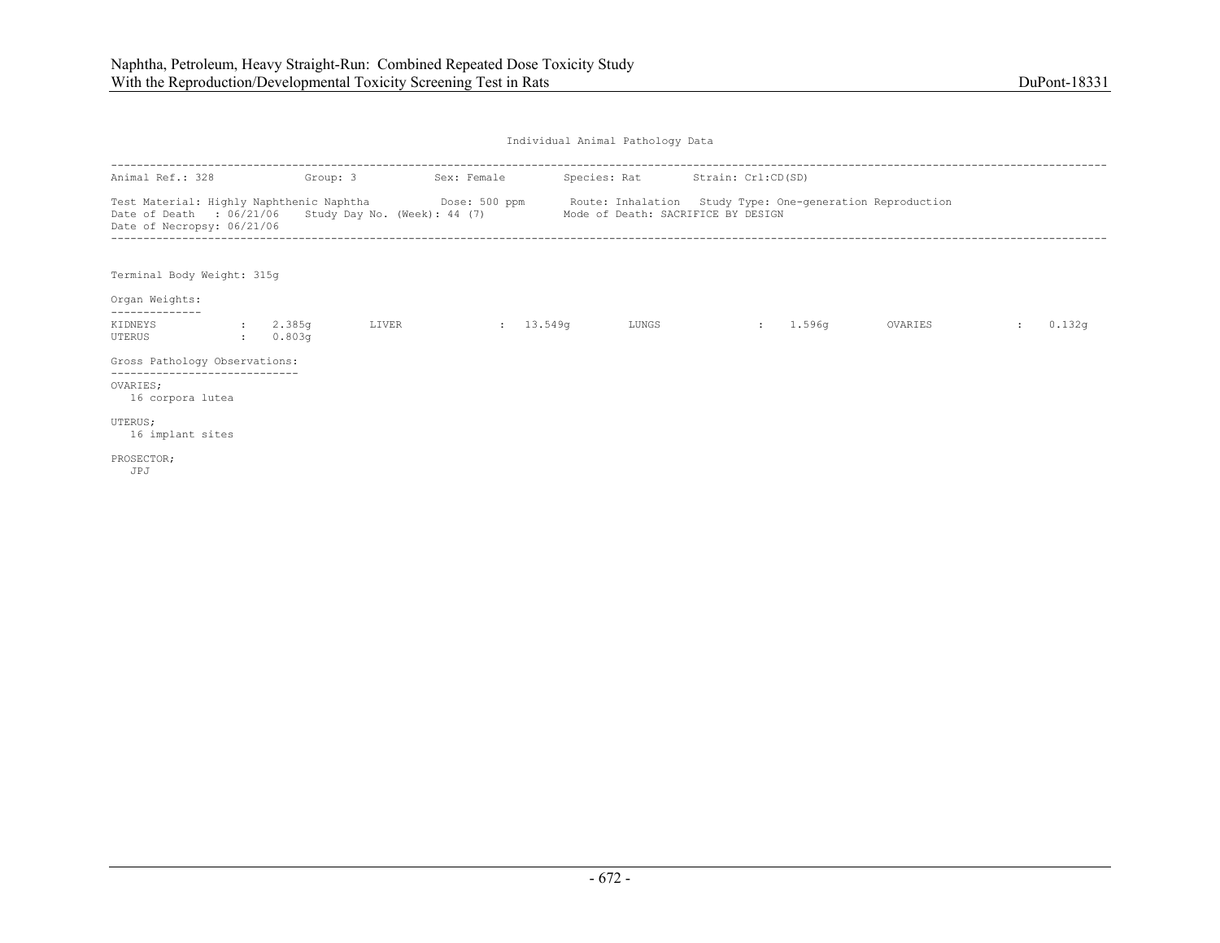Individual Animal Pathology Data

---

Animal Ref.: 328    Group: 3    Sex: Female    Species: Rat    Strain: Crl:CD(SD)

Test Material: Highly Naphthenic Naphtha    Dose: 500 ppm    Route: Inhalation    Study Type: One-generation Reproduction
Date of Death : 06/21/06    Study Day No. (Week): 44 (7)    Mode of Death: SACRIFICE BY DESIGN
Date of Necropsy: 06/21/06

---

Terminal Body Weight: 315g

Organ Weights:

| Organ | Weight | Organ | Weight | Organ | Weight | Organ | Weight |
|---|---|---|---|---|---|---|---|
| KIDNEYS | 2.385g | LIVER | 13.549g | LUNGS | 1.596g | OVARIES | 0.132g |
| UTERUS | 0.803g | | | | | | |

Gross Pathology Observations:

OVARIES;
16 corpora lutea

UTERUS;
16 implant sites

PROSECTOR;
JPJ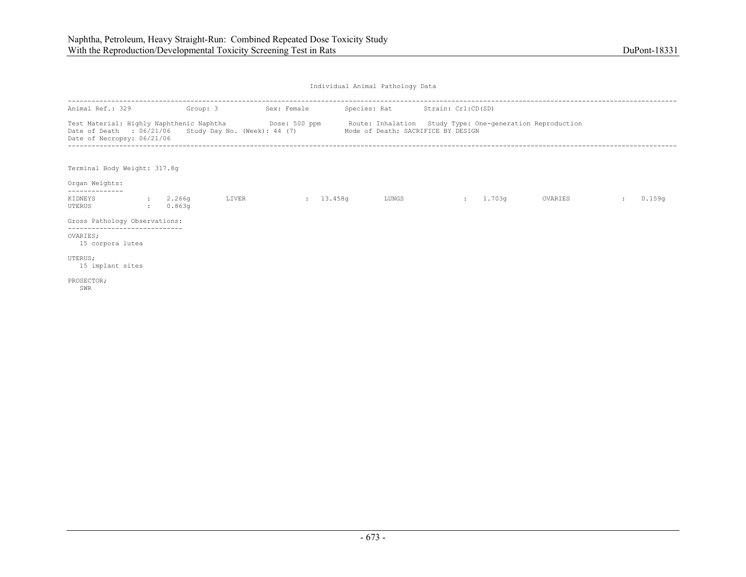Individual Animal Pathology Data

Animal Ref.: 329 Group: 3 Sex: Female Species: Rat Strain: Crl:CD(SD)

Test Material: Highly Naphthenic Naphtha Dose: 500 ppm Route: Inhalation Study Type: One-generation Reproduction
Date of Death : 06/21/06 Study Day No. (Week): 44 (7) Mode of Death: SACRIFICE BY DESIGN
Date of Necropsy: 06/21/06

Terminal Body Weight: 317.8g

Organ Weights:

| Organ | Weight | Organ | Weight | Organ | Weight | Organ | Weight |
|---|---|---|---|---|---|---|---|
| KIDNEYS | 2.266g | LIVER | 13.458g | LUNGS | 1.703g | OVARIES | 0.159g |
| UTERUS | 0.863g | | | | | | |

Gross Pathology Observations:

OVARIES;
15 corpora lutea

UTERUS;
15 implant sites

PROSECTOR;
SWR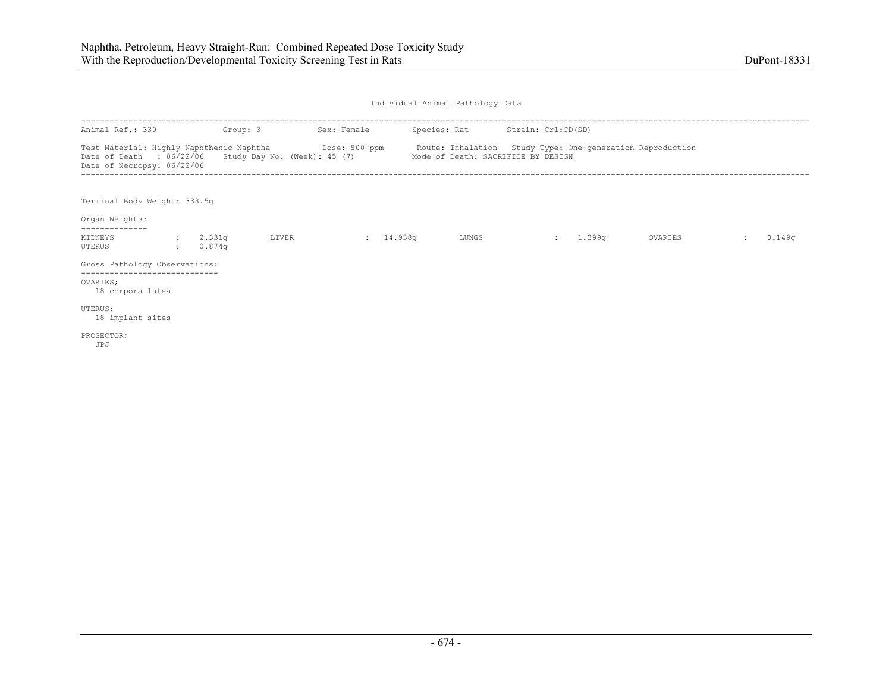Individual Animal Pathology Data

```
---------------------------------------------------------------------------------------------------------------------------------------------
Animal Ref.: 330             Group: 3            Sex: Female         Species: Rat        Strain: Crl:CD(SD)

Test Material: Highly Naphthenic Naphtha           Dose: 500 ppm       Route: Inhalation   Study Type: One-generation Reproduction
Date of Death  : 06/22/06    Study Day No. (Week): 45 (7)            Mode of Death: SACRIFICE BY DESIGN
Date of Necropsy: 06/22/06
---------------------------------------------------------------------------------------------------------------------------------------------
```

Terminal Body Weight: 333.5g

Organ Weights:

| | | | | | | | |
|---|---|---|---|---|---|---|---|
| KIDNEYS | : 2.331g | LIVER | : 14.938g | LUNGS | : 1.399g | OVARIES | : 0.149g |
| UTERUS | : 0.874g | | | | | | |

Gross Pathology Observations:

OVARIES;
18 corpora lutea

UTERUS;
18 implant sites

PROSECTOR;
JPJ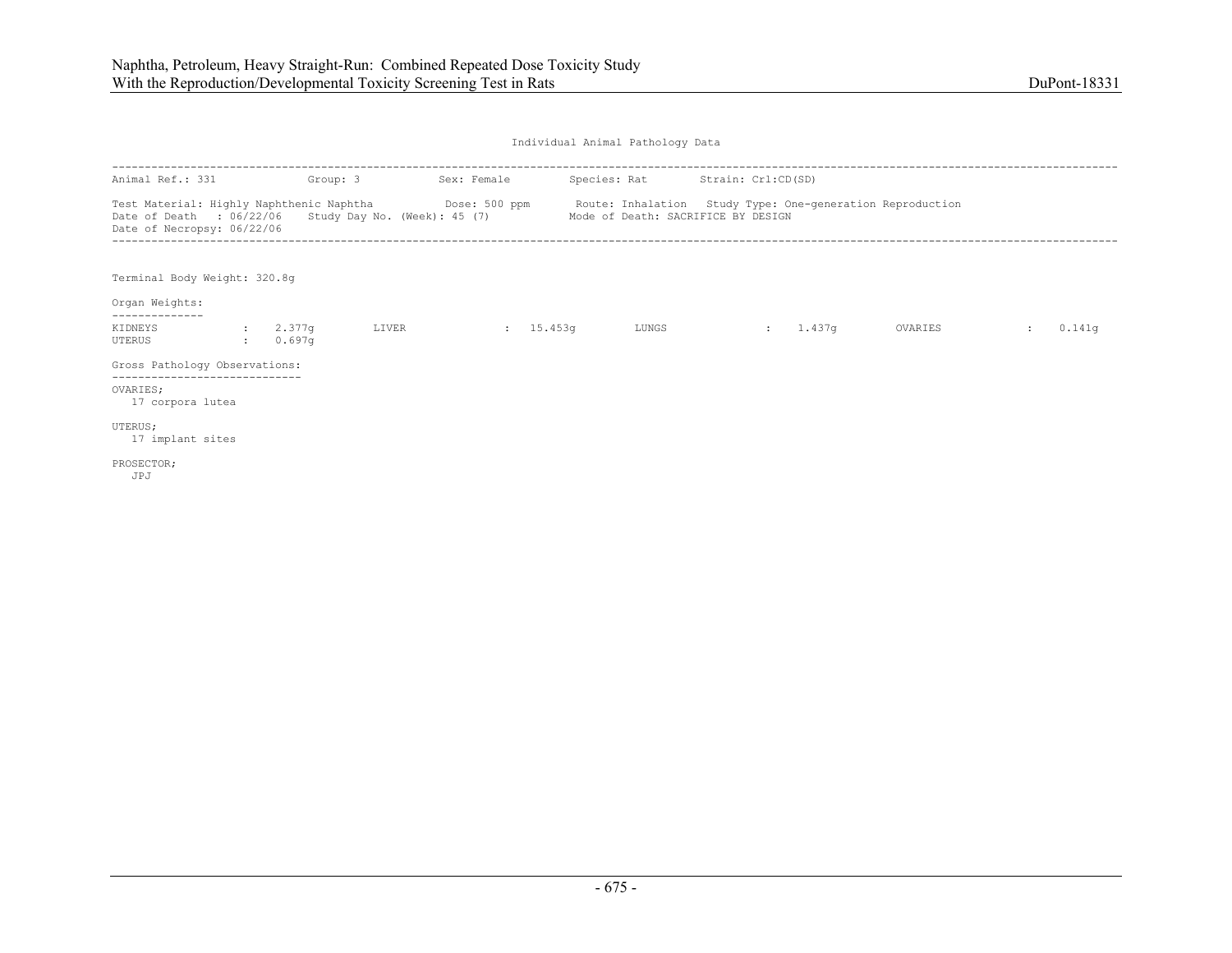Individual Animal Pathology Data

Animal Ref.: 331    Group: 3    Sex: Female    Species: Rat    Strain: Crl:CD(SD)

Test Material: Highly Naphthenic Naphtha    Dose: 500 ppm    Route: Inhalation    Study Type: One-generation Reproduction
Date of Death : 06/22/06    Study Day No. (Week): 45 (7)    Mode of Death: SACRIFICE BY DESIGN
Date of Necropsy: 06/22/06

Terminal Body Weight: 320.8g

Organ Weights:

| Organ | Weight | Organ | Weight | Organ | Weight | Organ | Weight |
|---|---|---|---|---|---|---|---|
| KIDNEYS | 2.377g | LIVER | 15.453g | LUNGS | 1.437g | OVARIES | 0.141g |
| UTERUS | 0.697g | | | | | | |

Gross Pathology Observations:

OVARIES;
17 corpora lutea

UTERUS;
17 implant sites

PROSECTOR;
JPJ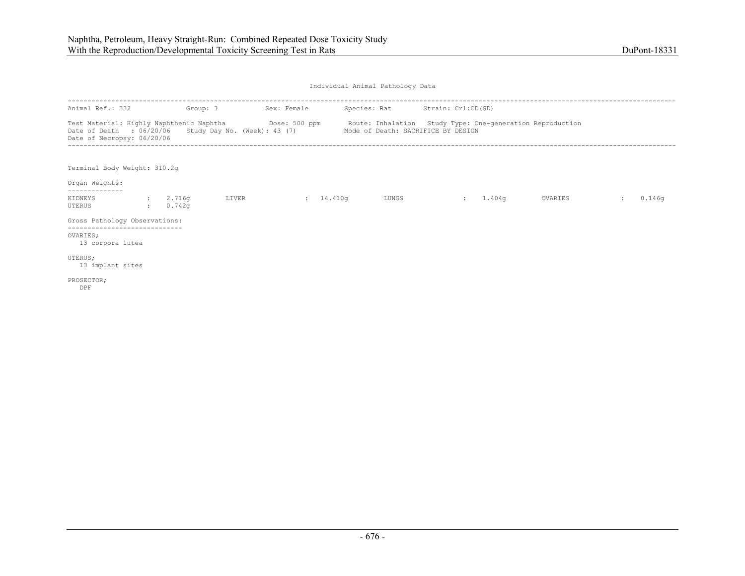Individual Animal Pathology Data

---

Animal Ref.: 332 Group: 3 Sex: Female Species: Rat Strain: Crl:CD(SD)

Test Material: Highly Naphthenic Naphtha Dose: 500 ppm Route: Inhalation Study Type: One-generation Reproduction
Date of Death : 06/20/06 Study Day No. (Week): 43 (7) Mode of Death: SACRIFICE BY DESIGN
Date of Necropsy: 06/20/06

---

Terminal Body Weight: 310.2g

Organ Weights:

| Organ | Weight | Organ | Weight | Organ | Weight | Organ | Weight |
|---|---|---|---|---|---|---|---|
| KIDNEYS | 2.716g | LIVER | 14.410g | LUNGS | 1.404g | OVARIES | 0.146g |
| UTERUS | 0.742g | | | | | | |

Gross Pathology Observations:

OVARIES;
13 corpora lutea

UTERUS;
13 implant sites

PROSECTOR;
DPF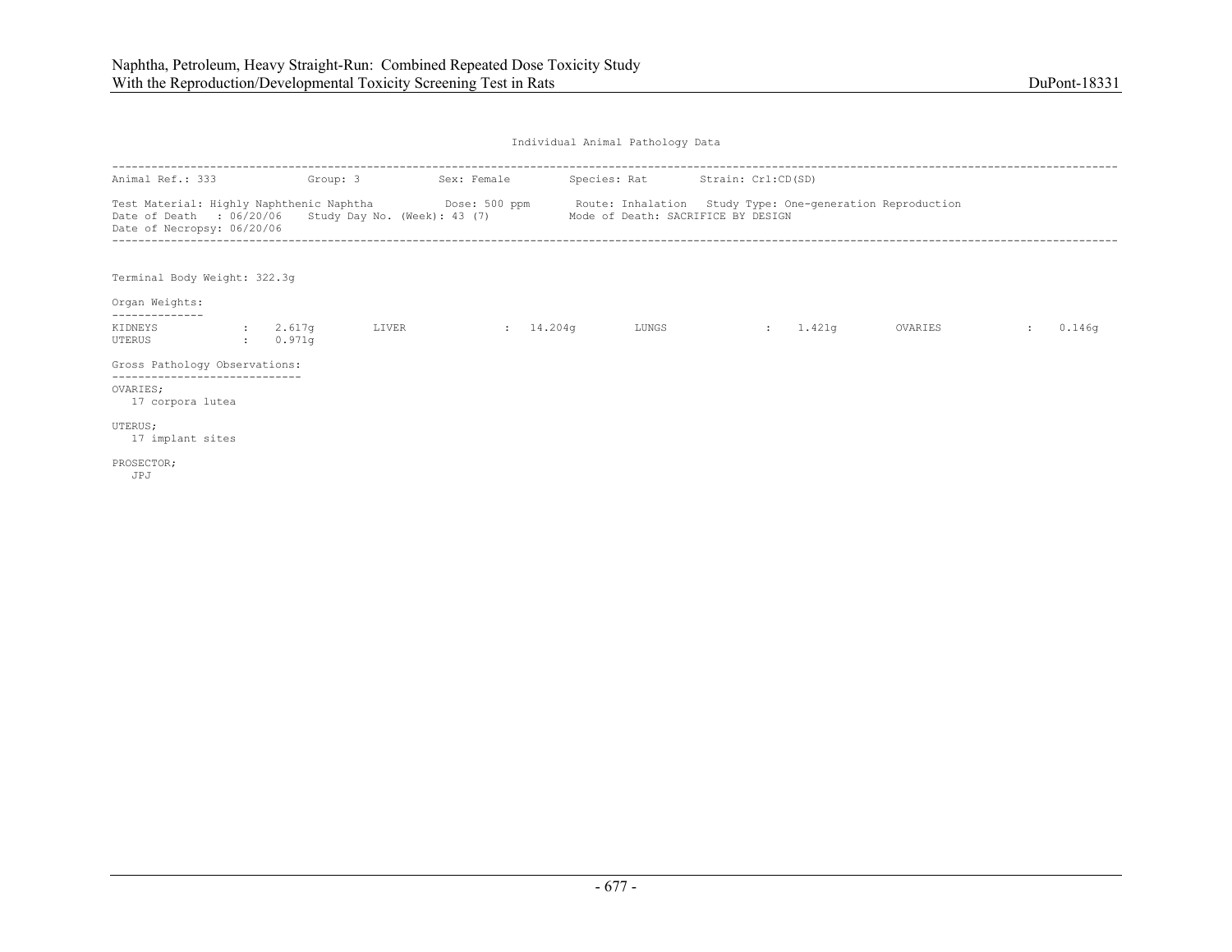Individual Animal Pathology Data

Animal Ref.: 333    Group: 3    Sex: Female    Species: Rat    Strain: Crl:CD(SD)

Test Material: Highly Naphthenic Naphtha    Dose: 500 ppm    Route: Inhalation    Study Type: One-generation Reproduction
Date of Death : 06/20/06    Study Day No. (Week): 43 (7)    Mode of Death: SACRIFICE BY DESIGN
Date of Necropsy: 06/20/06

Terminal Body Weight: 322.3g

Organ Weights:

| | | | | | | | |
|---|---|---|---|---|---|---|---|
| KIDNEYS | 2.617g | LIVER | 14.204g | LUNGS | 1.421g | OVARIES | 0.146g |
| UTERUS | 0.971g | | | | | | |

Gross Pathology Observations:

OVARIES;
17 corpora lutea

UTERUS;
17 implant sites

PROSECTOR;
JPJ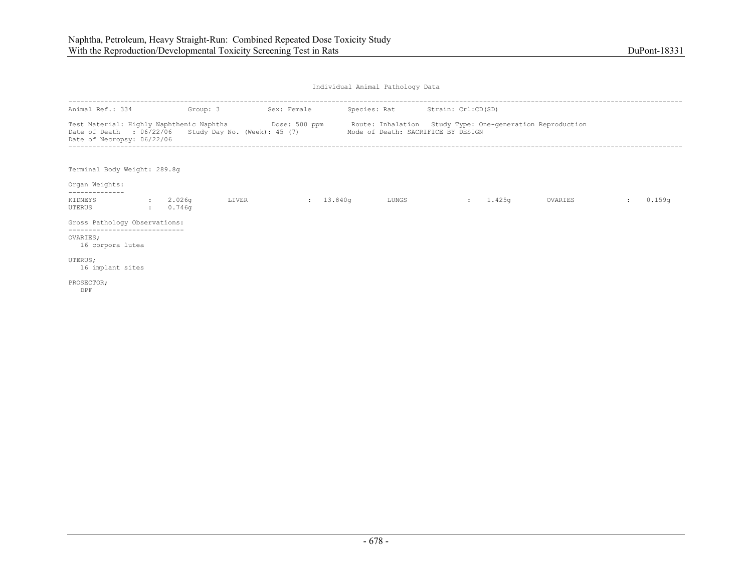Individual Animal Pathology Data

Animal Ref.: 334 Group: 3 Sex: Female Species: Rat Strain: Crl:CD(SD)

Test Material: Highly Naphthenic Naphtha Dose: 500 ppm Route: Inhalation Study Type: One-generation Reproduction
Date of Death : 06/22/06 Study Day No. (Week): 45 (7) Mode of Death: SACRIFICE BY DESIGN
Date of Necropsy: 06/22/06

Terminal Body Weight: 289.8g

Organ Weights:

| | | | | | | | |
|---|---|---|---|---|---|---|---|
| KIDNEYS | : 2.026g | LIVER | : 13.840g | LUNGS | : 1.425g | OVARIES | : 0.159g |
| UTERUS | : 0.746g | | | | | | |

Gross Pathology Observations:

OVARIES;
16 corpora lutea

UTERUS;
16 implant sites

PROSECTOR;
DPF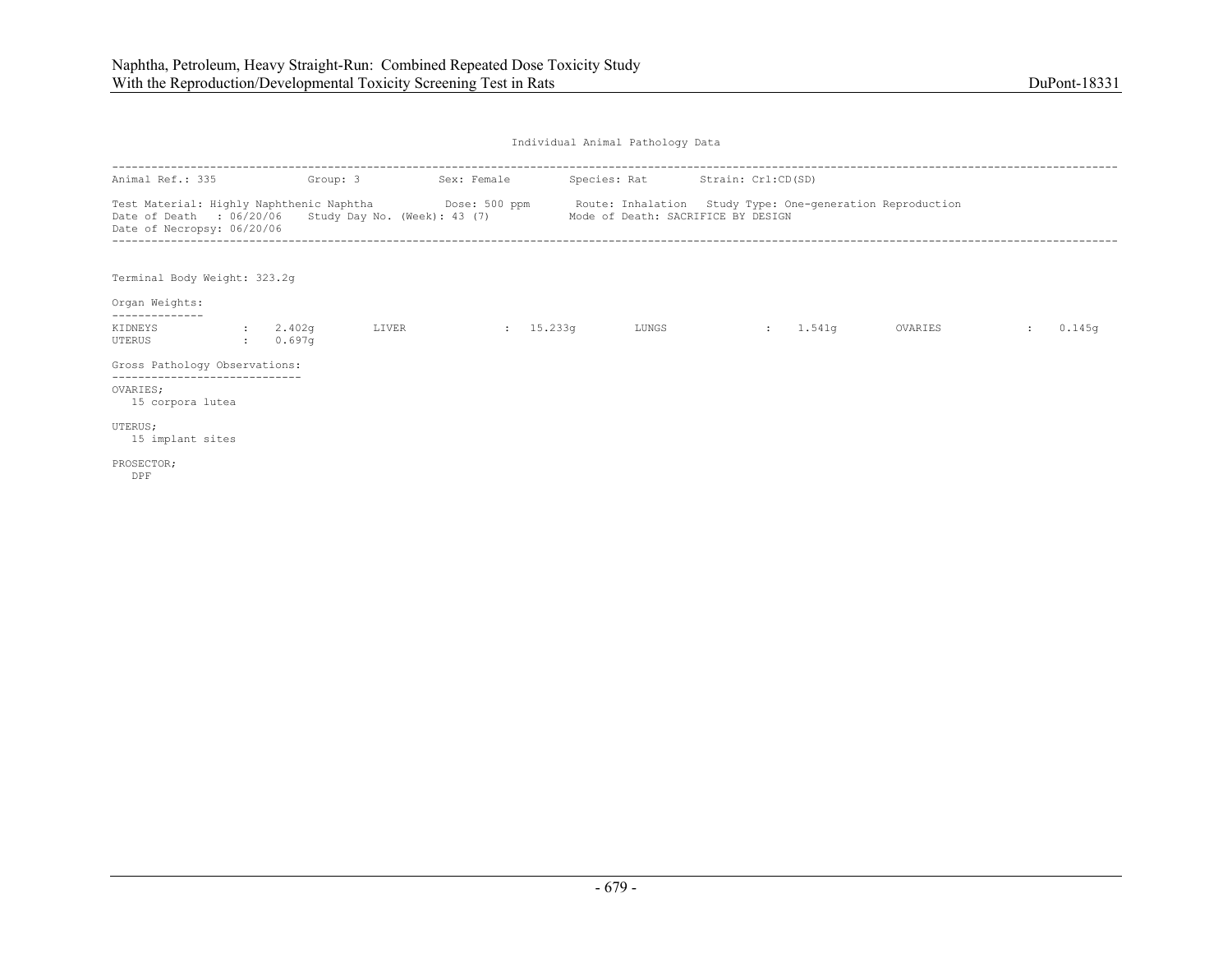Individual Animal Pathology Data

```
--------------------------------------------------------------------------------------------------------------------------------------------
Animal Ref.: 335             Group: 3           Sex: Female        Species: Rat        Strain: Crl:CD(SD)

Test Material: Highly Naphthenic Naphtha          Dose: 500 ppm       Route: Inhalation   Study Type: One-generation Reproduction
Date of Death   : 06/20/06    Study Day No. (Week): 43 (7)           Mode of Death: SACRIFICE BY DESIGN
Date of Necropsy: 06/20/06
--------------------------------------------------------------------------------------------------------------------------------------------
```

Terminal Body Weight: 323.2g

Organ Weights:

```
--------------
KIDNEYS            :    2.402g        LIVER              :  15.233g        LUNGS              :   1.541g        OVARIES            :   0.145g
UTERUS             :    0.697g
```

Gross Pathology Observations:

```
-----------------------------
OVARIES;
   15 corpora lutea

UTERUS;
   15 implant sites

PROSECTOR;
   DPF
```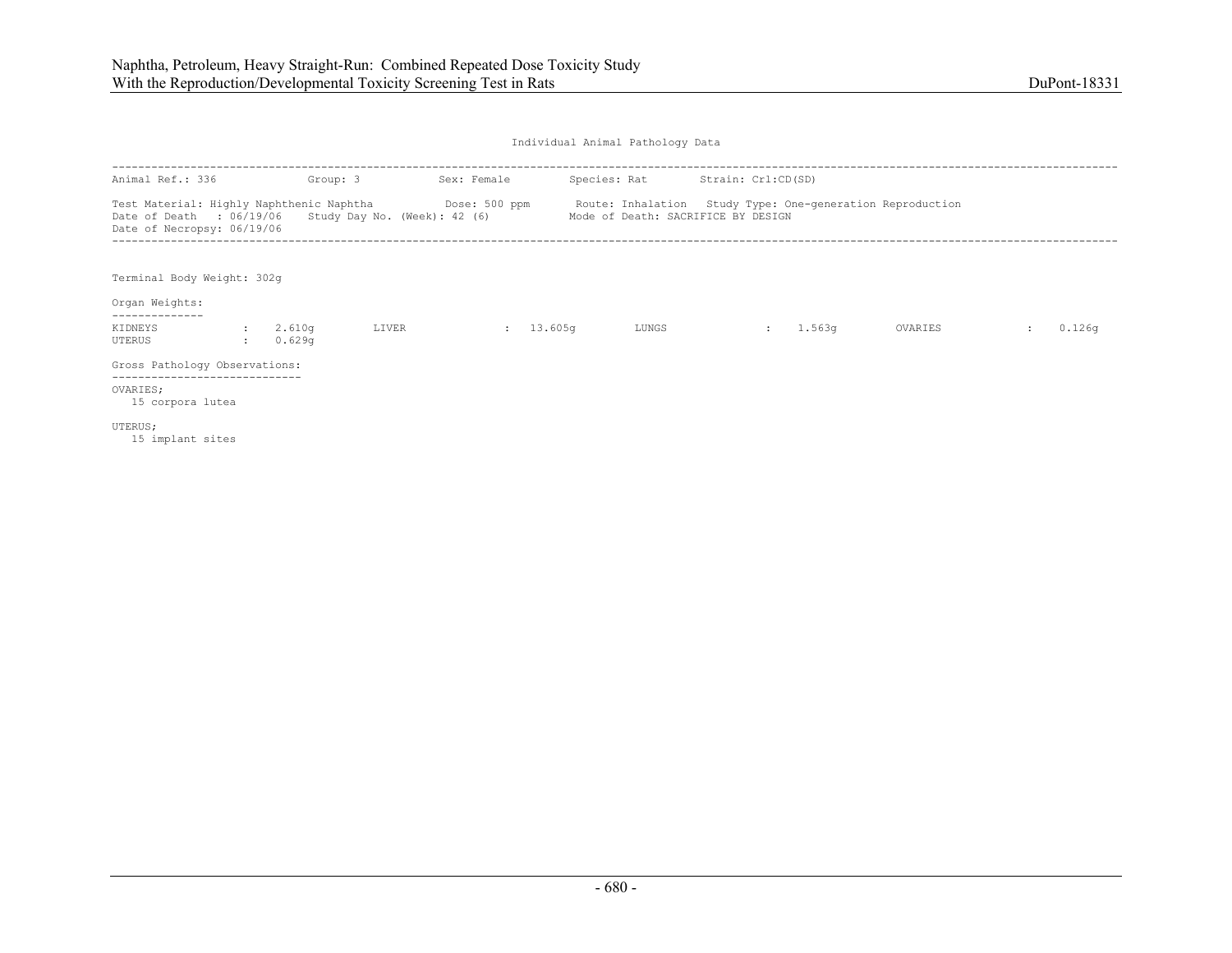Individual Animal Pathology Data

---

Animal Ref.: 336 Group: 3 Sex: Female Species: Rat Strain: Crl:CD(SD)

Test Material: Highly Naphthenic Naphtha Dose: 500 ppm Route: Inhalation Study Type: One-generation Reproduction
Date of Death : 06/19/06 Study Day No. (Week): 42 (6) Mode of Death: SACRIFICE BY DESIGN
Date of Necropsy: 06/19/06

---

Terminal Body Weight: 302g

Organ Weights:

| Organ | Weight | Organ | Weight | Organ | Weight | Organ | Weight |
|---|---|---|---|---|---|---|---|
| KIDNEYS | 2.610g | LIVER | 13.605g | LUNGS | 1.563g | OVARIES | 0.126g |
| UTERUS | 0.629g | | | | | | |

Gross Pathology Observations:

OVARIES;
15 corpora lutea

UTERUS;
15 implant sites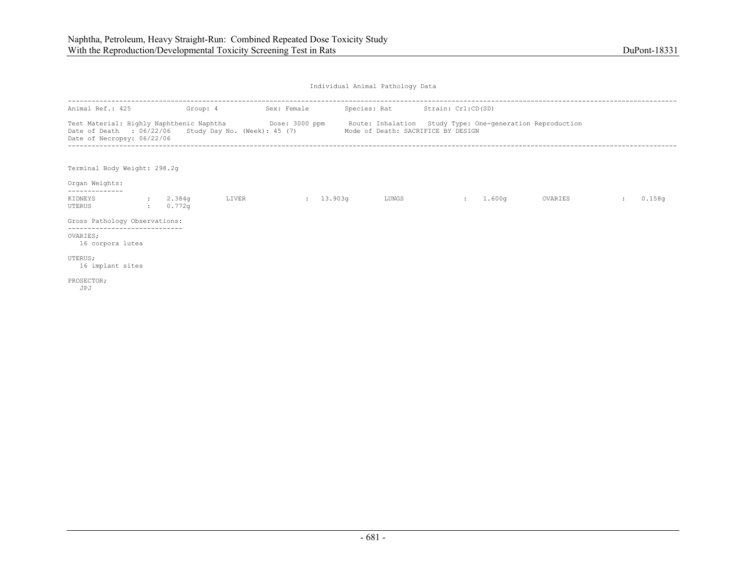Individual Animal Pathology Data

---

Animal Ref.: 425 Group: 4 Sex: Female Species: Rat Strain: Crl:CD(SD)

Test Material: Highly Naphthenic Naphtha Dose: 3000 ppm Route: Inhalation Study Type: One-generation Reproduction
Date of Death : 06/22/06 Study Day No. (Week): 45 (7) Mode of Death: SACRIFICE BY DESIGN
Date of Necropsy: 06/22/06

---

Terminal Body Weight: 298.2g

Organ Weights:

| Organ | Weight | Organ | Weight | Organ | Weight | Organ | Weight |
|---|---|---|---|---|---|---|---|
| KIDNEYS | 2.384g | LIVER | 13.903g | LUNGS | 1.600g | OVARIES | 0.158g |
| UTERUS | 0.772g | | | | | | |

Gross Pathology Observations:

OVARIES;
16 corpora lutea

UTERUS;
16 implant sites

PROSECTOR;
JPJ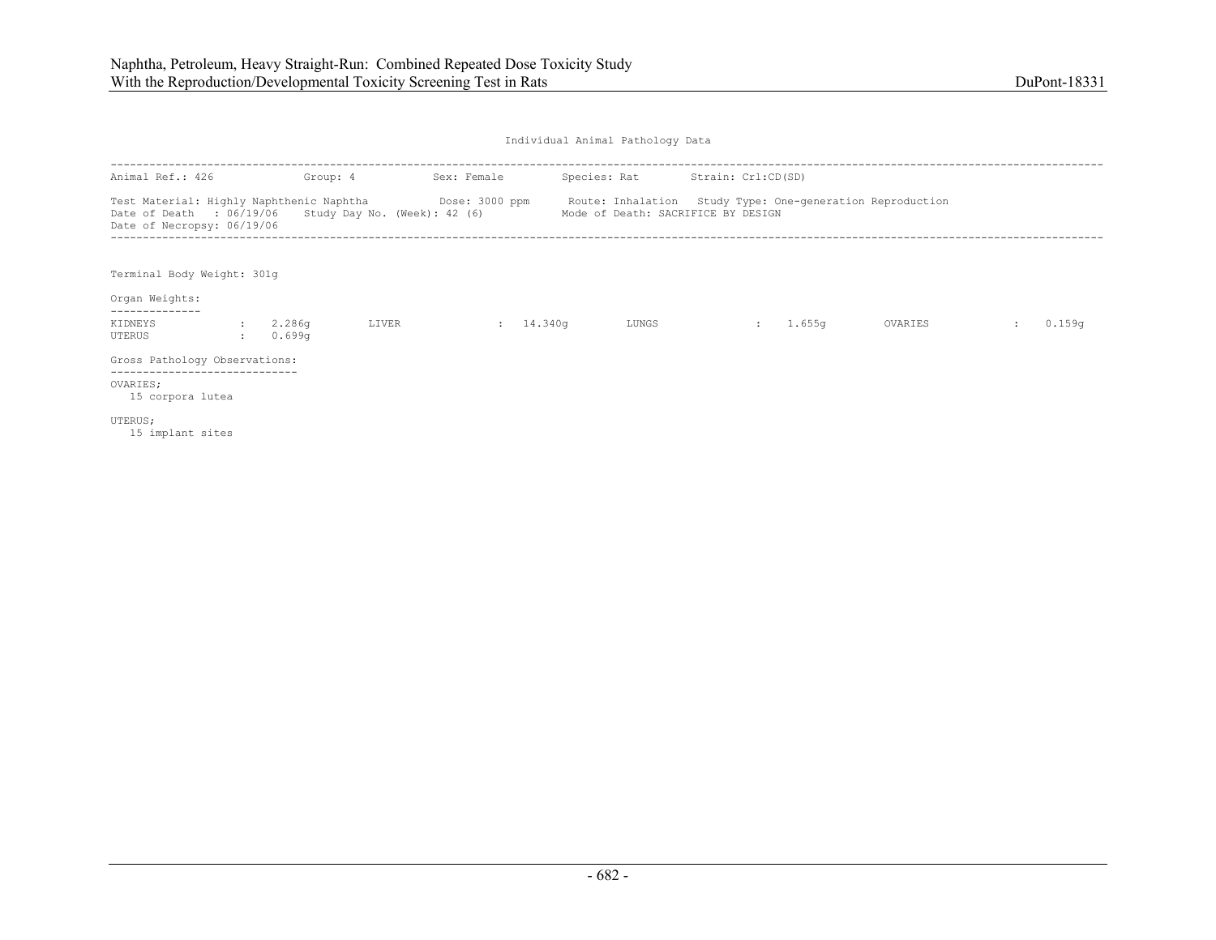Individual Animal Pathology Data

---

Animal Ref.: 426 Group: 4 Sex: Female Species: Rat Strain: Crl:CD(SD)

Test Material: Highly Naphthenic Naphtha Dose: 3000 ppm Route: Inhalation Study Type: One-generation Reproduction
Date of Death : 06/19/06 Study Day No. (Week): 42 (6) Mode of Death: SACRIFICE BY DESIGN
Date of Necropsy: 06/19/06

---

Terminal Body Weight: 301g

Organ Weights:

| Organ | Weight | Organ | Weight | Organ | Weight | Organ | Weight |
|---|---|---|---|---|---|---|---|
| KIDNEYS | 2.286g | LIVER | 14.340g | LUNGS | 1.655g | OVARIES | 0.159g |
| UTERUS | 0.699g | | | | | | |

Gross Pathology Observations:

OVARIES;
15 corpora lutea

UTERUS;
15 implant sites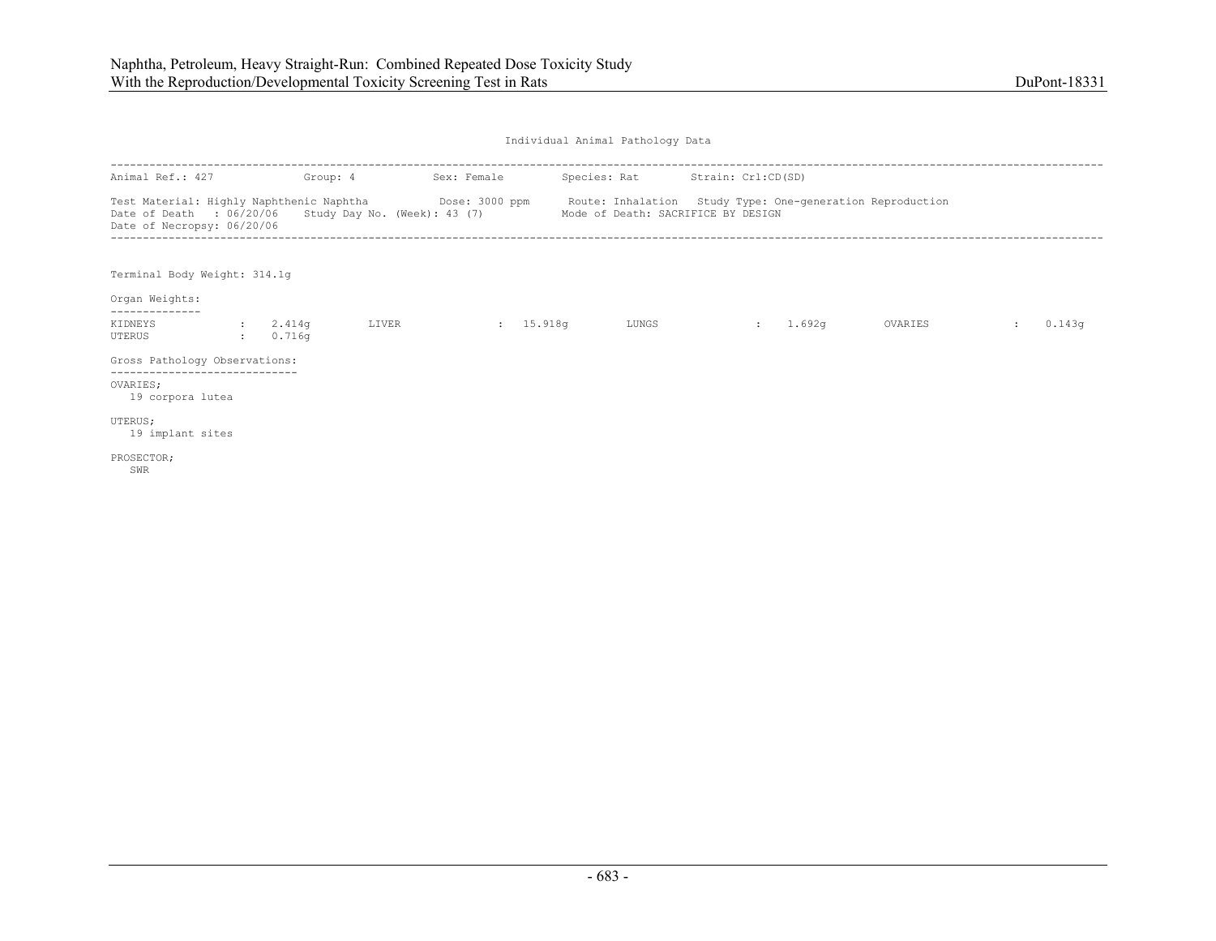Individual Animal Pathology Data

---

Animal Ref.: 427 Group: 4 Sex: Female Species: Rat Strain: Crl:CD(SD)

Test Material: Highly Naphthenic Naphtha Dose: 3000 ppm Route: Inhalation Study Type: One-generation Reproduction
Date of Death : 06/20/06 Study Day No. (Week): 43 (7) Mode of Death: SACRIFICE BY DESIGN
Date of Necropsy: 06/20/06

---

Terminal Body Weight: 314.1g

Organ Weights:

| Organ | Weight | Organ | Weight | Organ | Weight | Organ | Weight |
|---|---|---|---|---|---|---|---|
| KIDNEYS | 2.414g | LIVER | 15.918g | LUNGS | 1.692g | OVARIES | 0.143g |
| UTERUS | 0.716g | | | | | | |

Gross Pathology Observations:

OVARIES;
19 corpora lutea

UTERUS;
19 implant sites

PROSECTOR;
SWR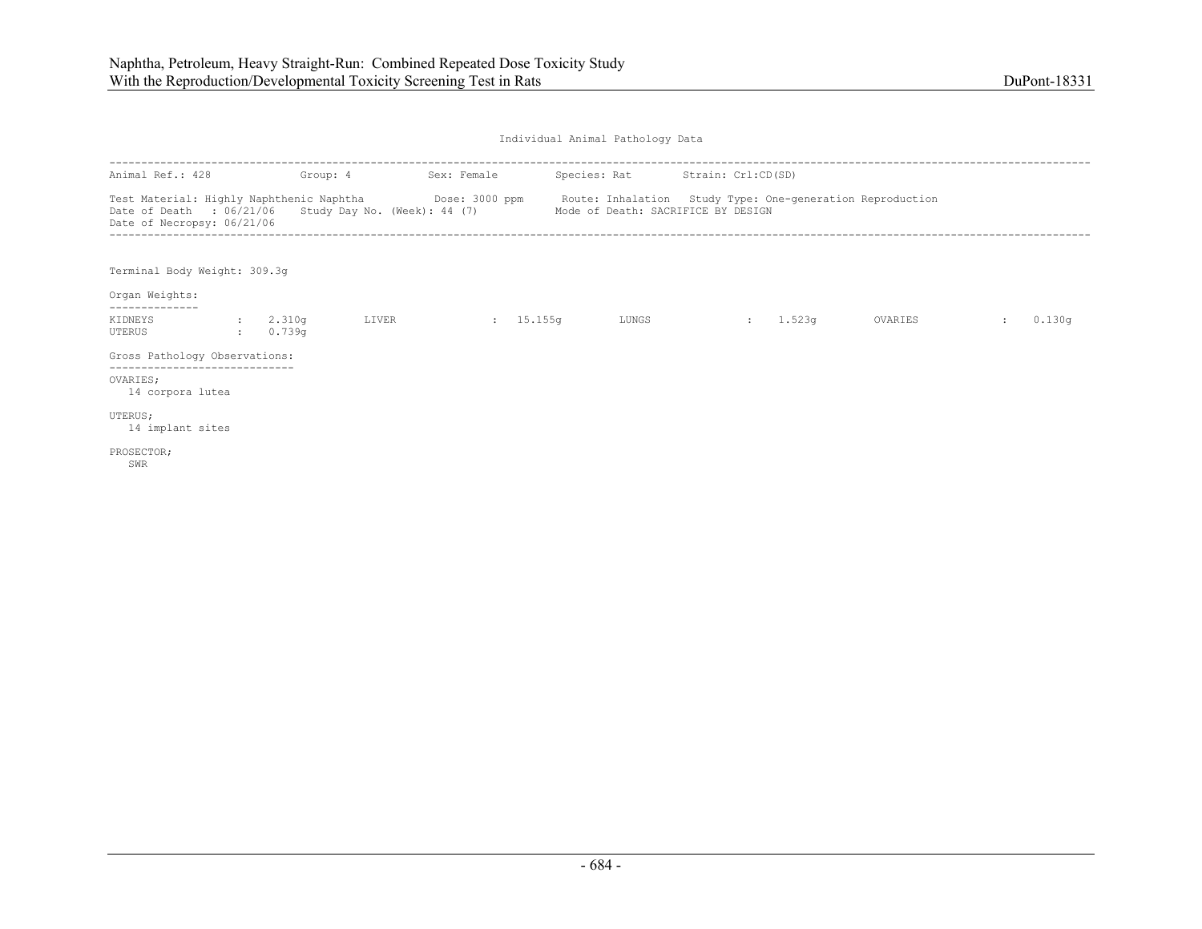Individual Animal Pathology Data

---

Animal Ref.: 428 Group: 4 Sex: Female Species: Rat Strain: Crl:CD(SD)

Test Material: Highly Naphthenic Naphtha Dose: 3000 ppm Route: Inhalation Study Type: One-generation Reproduction
Date of Death : 06/21/06 Study Day No. (Week): 44 (7) Mode of Death: SACRIFICE BY DESIGN
Date of Necropsy: 06/21/06

---

Terminal Body Weight: 309.3g

Organ Weights:

| Organ | Weight | Organ | Weight | Organ | Weight | Organ | Weight |
|---|---|---|---|---|---|---|---|
| KIDNEYS | 2.310g | LIVER | 15.155g | LUNGS | 1.523g | OVARIES | 0.130g |
| UTERUS | 0.739g | | | | | | |

Gross Pathology Observations:

OVARIES;
14 corpora lutea

UTERUS;
14 implant sites

PROSECTOR;
SWR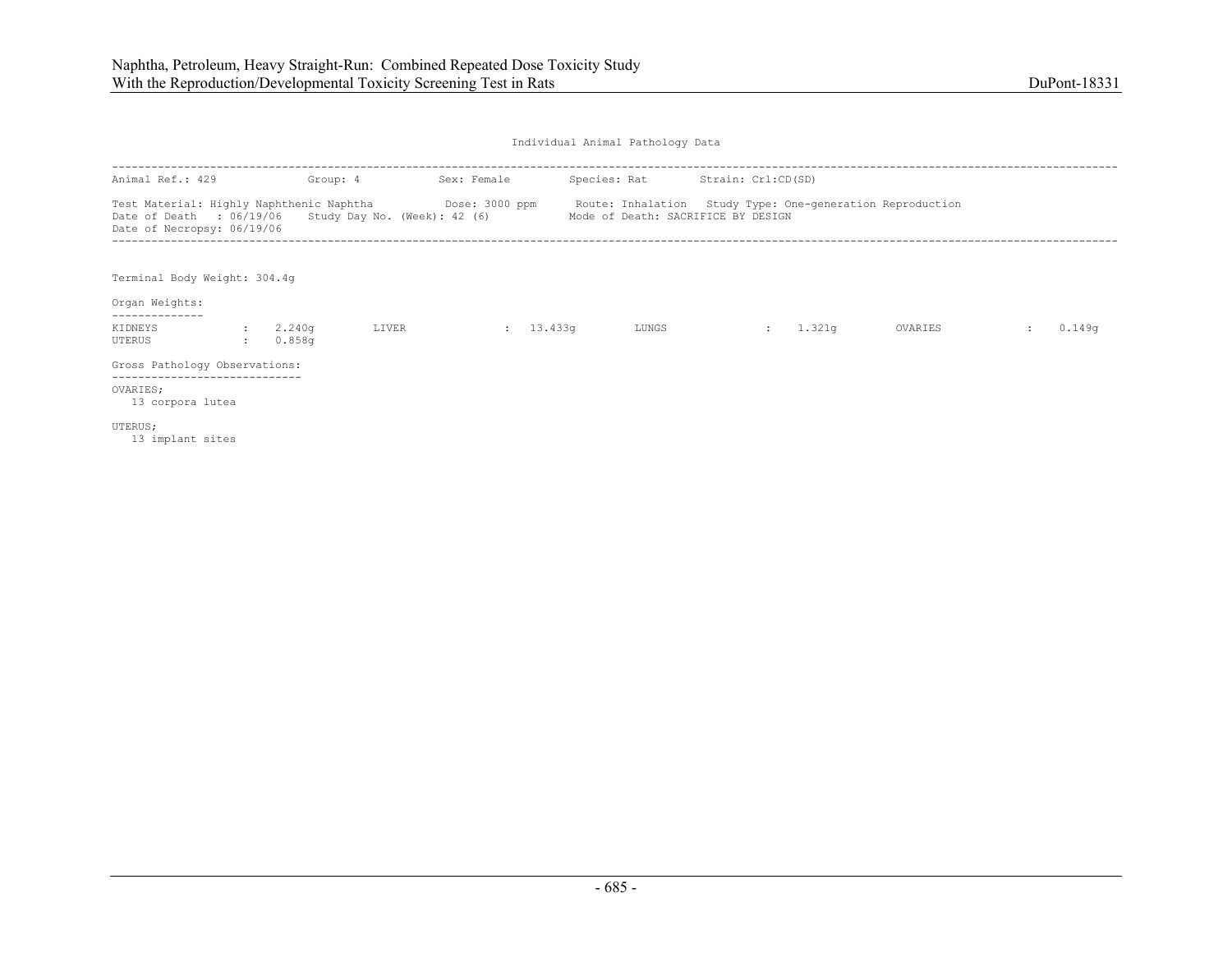Individual Animal Pathology Data

Animal Ref.: 429 Group: 4 Sex: Female Species: Rat Strain: Crl:CD(SD)

Test Material: Highly Naphthenic Naphtha Dose: 3000 ppm Route: Inhalation Study Type: One-generation Reproduction
Date of Death : 06/19/06 Study Day No. (Week): 42 (6) Mode of Death: SACRIFICE BY DESIGN
Date of Necropsy: 06/19/06

Terminal Body Weight: 304.4g

Organ Weights:

| Organ | Weight | Organ | Weight | Organ | Weight | Organ | Weight |
|---|---|---|---|---|---|---|---|
| KIDNEYS | 2.240g | LIVER | 13.433g | LUNGS | 1.321g | OVARIES | 0.149g |
| UTERUS | 0.858g | | | | | | |

Gross Pathology Observations:

OVARIES;
13 corpora lutea

UTERUS;
13 implant sites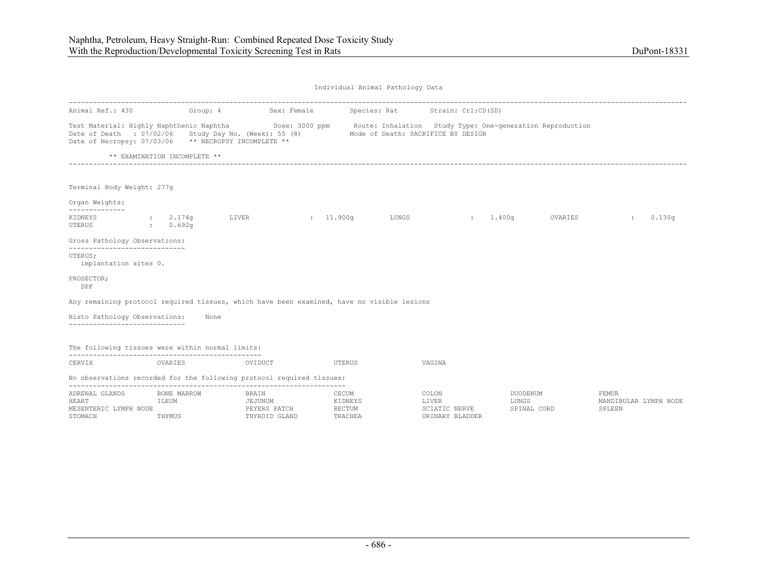Individual Animal Pathology Data

Animal Ref.: 430 Group: 4 Sex: Female Species: Rat Strain: Crl:CD(SD)

Test Material: Highly Naphthenic Naphtha Dose: 3000 ppm Route: Inhalation Study Type: One-generation Reproduction
Date of Death : 07/02/06 Study Day No. (Week): 55 (8) Mode of Death: SACRIFICE BY DESIGN
Date of Necropsy: 07/03/06 ** NECROPSY INCOMPLETE **

** EXAMINATION INCOMPLETE **

Terminal Body Weight: 277g

Organ Weights:

| | | | | | | | |
|---|---|---|---|---|---|---|---|
| KIDNEYS | 2.174g | LIVER | 11.900g | LUNGS | 1.400g | OVARIES | 0.130g |
| UTERUS | 0.692g | | | | | | |

Gross Pathology Observations:

UTERUS;
implantation sites 0.

PROSECTOR;
DPF

Any remaining protocol required tissues, which have been examined, have no visible lesions

Histo Pathology Observations: None

The following tissues were within normal limits:

| | | | | |
|---|---|---|---|---|
| CERVIX | OVARIES | OVIDUCT | UTERUS | VAGINA |

No observations recorded for the following protocol required tissues:

| | | | | | | |
|---|---|---|---|---|---|---|
| ADRENAL GLANDS | BONE MARROW | BRAIN | CECUM | COLON | DUODENUM | FEMUR |
| HEART | ILEUM | JEJUNUM | KIDNEYS | LIVER | LUNGS | MANDIBULAR LYMPH NODE |
| MESENTERIC LYMPH NODE | | PEYERS PATCH | RECTUM | SCIATIC NERVE | SPINAL CORD | SPLEEN |
| STOMACH | THYMUS | THYROID GLAND | TRACHEA | URINARY BLADDER | | |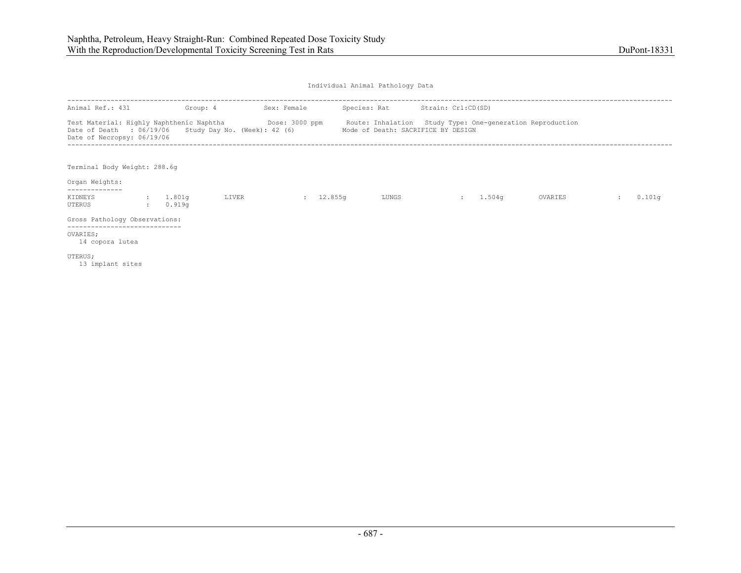Individual Animal Pathology Data

---

Animal Ref.: 431 Group: 4 Sex: Female Species: Rat Strain: Crl:CD(SD)

Test Material: Highly Naphthenic Naphtha Dose: 3000 ppm Route: Inhalation Study Type: One-generation Reproduction
Date of Death : 06/19/06 Study Day No. (Week): 42 (6) Mode of Death: SACRIFICE BY DESIGN
Date of Necropsy: 06/19/06

---

Terminal Body Weight: 288.6g

Organ Weights:

| | | | | | | | |
|---|---|---|---|---|---|---|---|
| KIDNEYS | : 1.801g | LIVER | : 12.855g | LUNGS | : 1.504g | OVARIES | : 0.101g |
| UTERUS | : 0.919g | | | | | | |

Gross Pathology Observations:

OVARIES;
14 copora lutea

UTERUS;
13 implant sites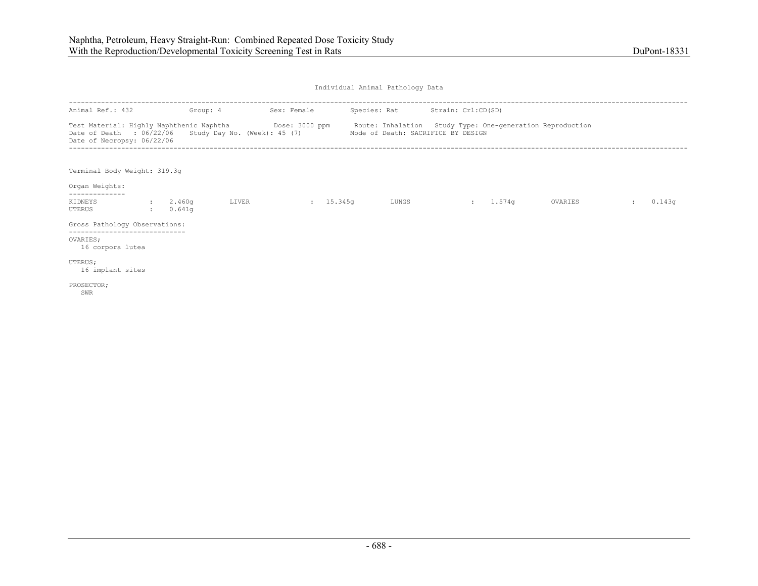Individual Animal Pathology Data

---

Animal Ref.: 432 Group: 4 Sex: Female Species: Rat Strain: Crl:CD(SD)

Test Material: Highly Naphthenic Naphtha Dose: 3000 ppm Route: Inhalation Study Type: One-generation Reproduction
Date of Death : 06/22/06 Study Day No. (Week): 45 (7) Mode of Death: SACRIFICE BY DESIGN
Date of Necropsy: 06/22/06

---

Terminal Body Weight: 319.3g

Organ Weights:

| KIDNEYS | : | 2.460g | LIVER | : | 15.345g | LUNGS | : | 1.574g | OVARIES | : | 0.143g |
|---|---|---|---|---|---|---|---|---|---|---|---|
| UTERUS | : | 0.641g | | | | | | | | | |

Gross Pathology Observations:

OVARIES;
16 corpora lutea

UTERUS;
16 implant sites

PROSECTOR;
SWR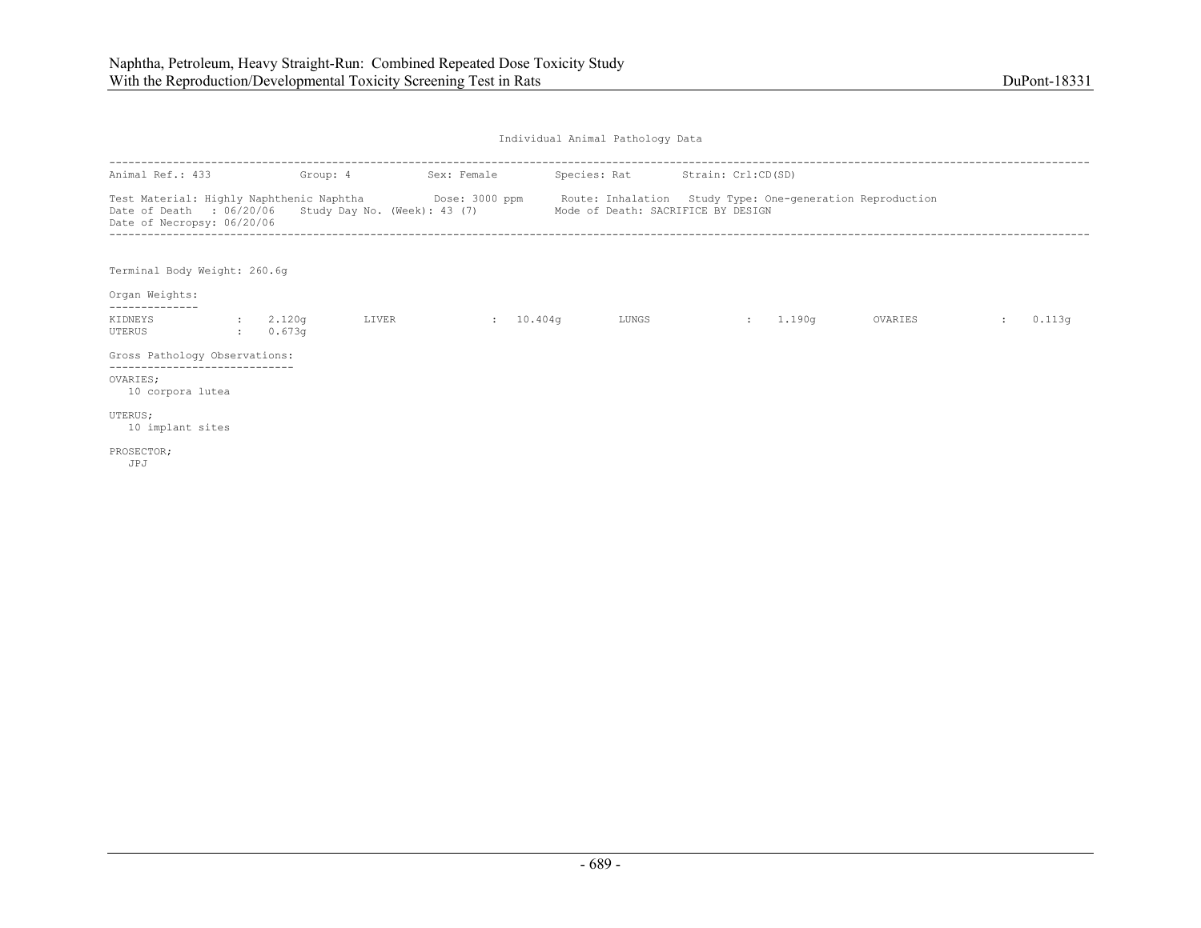Individual Animal Pathology Data

---

Animal Ref.: 433 Group: 4 Sex: Female Species: Rat Strain: Crl:CD(SD)

Test Material: Highly Naphthenic Naphtha Dose: 3000 ppm Route: Inhalation Study Type: One-generation Reproduction
Date of Death : 06/20/06 Study Day No. (Week): 43 (7) Mode of Death: SACRIFICE BY DESIGN
Date of Necropsy: 06/20/06

---

Terminal Body Weight: 260.6g

Organ Weights:

| Organ | Weight | Organ | Weight | Organ | Weight | Organ | Weight |
|---|---|---|---|---|---|---|---|
| KIDNEYS | 2.120g | LIVER | 10.404g | LUNGS | 1.190g | OVARIES | 0.113g |
| UTERUS | 0.673g | | | | | | |

Gross Pathology Observations:

OVARIES;
10 corpora lutea

UTERUS;
10 implant sites

PROSECTOR;
JPJ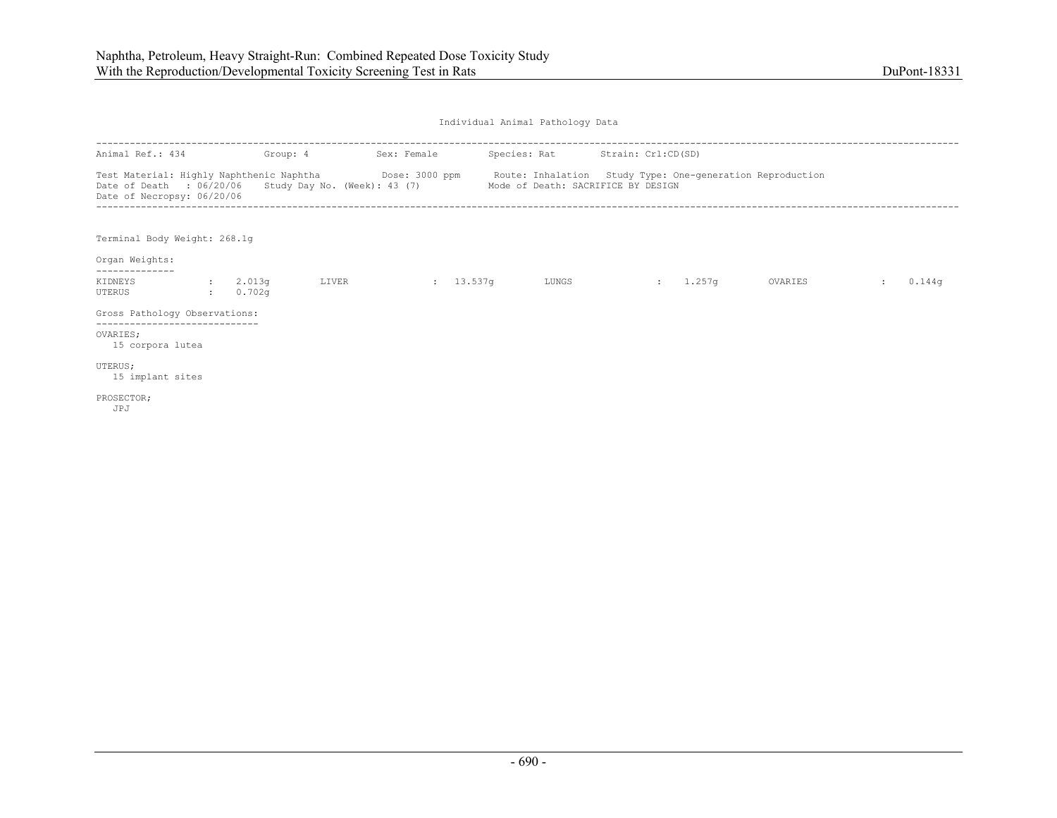Individual Animal Pathology Data

Animal Ref.: 434　　Group: 4　　Sex: Female　　Species: Rat　　Strain: Crl:CD(SD)

Test Material: Highly Naphthenic Naphtha　　Dose: 3000 ppm　　Route: Inhalation　　Study Type: One-generation Reproduction
Date of Death : 06/20/06　　Study Day No. (Week): 43 (7)　　Mode of Death: SACRIFICE BY DESIGN
Date of Necropsy: 06/20/06

Terminal Body Weight: 268.1g

Organ Weights:

| Organ | Weight | Organ | Weight | Organ | Weight | Organ | Weight |
|---|---|---|---|---|---|---|---|
| KIDNEYS | 2.013g | LIVER | 13.537g | LUNGS | 1.257g | OVARIES | 0.144g |
| UTERUS | 0.702g | | | | | | |

Gross Pathology Observations:

OVARIES;
15 corpora lutea

UTERUS;
15 implant sites

PROSECTOR;
JPJ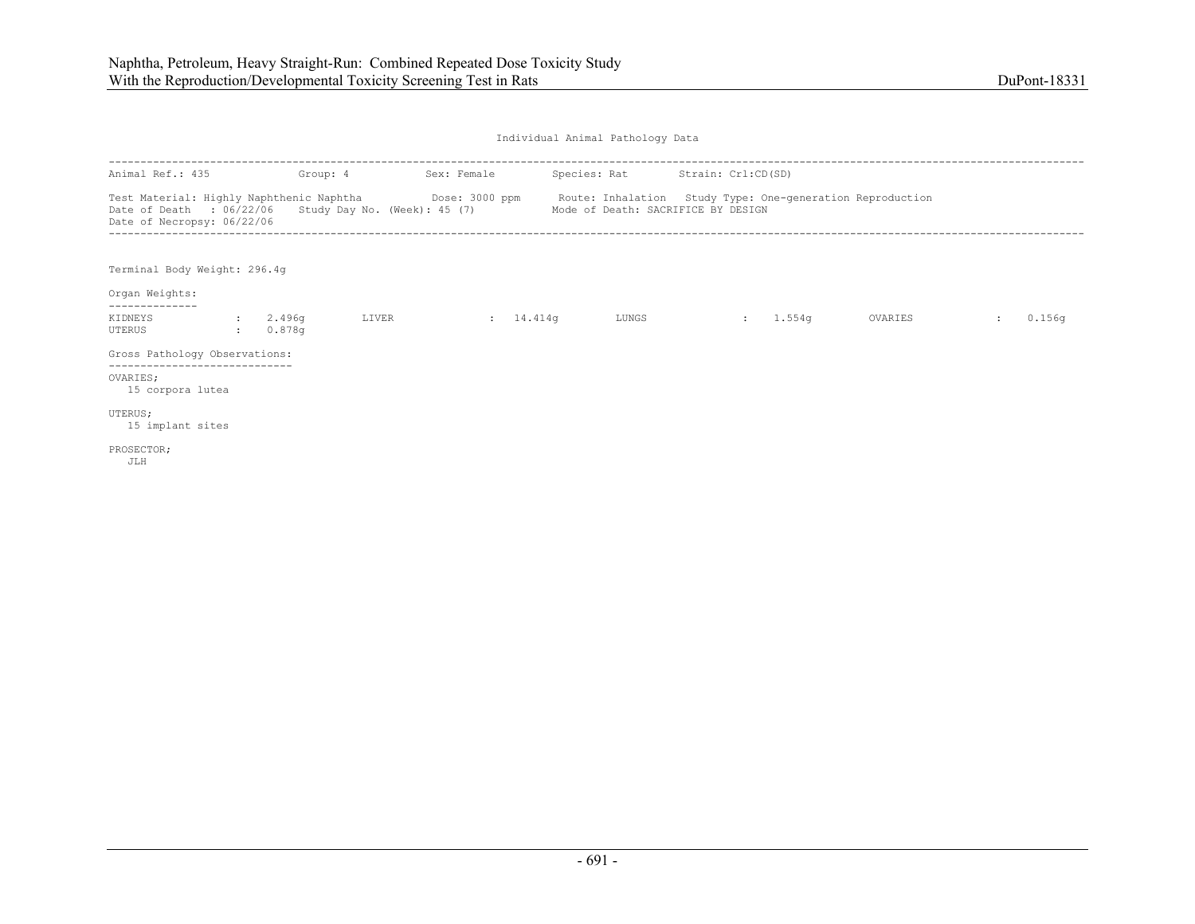Individual Animal Pathology Data

---

Animal Ref.: 435 Group: 4 Sex: Female Species: Rat Strain: Crl:CD(SD)

Test Material: Highly Naphthenic Naphtha Dose: 3000 ppm Route: Inhalation Study Type: One-generation Reproduction
Date of Death : 06/22/06 Study Day No. (Week): 45 (7) Mode of Death: SACRIFICE BY DESIGN
Date of Necropsy: 06/22/06

---

Terminal Body Weight: 296.4g

Organ Weights:

| | | | | | | | |
|---|---|---|---|---|---|---|---|
| KIDNEYS | : 2.496g | LIVER | : 14.414g | LUNGS | : 1.554g | OVARIES | : 0.156g |
| UTERUS | : 0.878g | | | | | | |

Gross Pathology Observations:

OVARIES;
15 corpora lutea

UTERUS;
15 implant sites

PROSECTOR;
JLH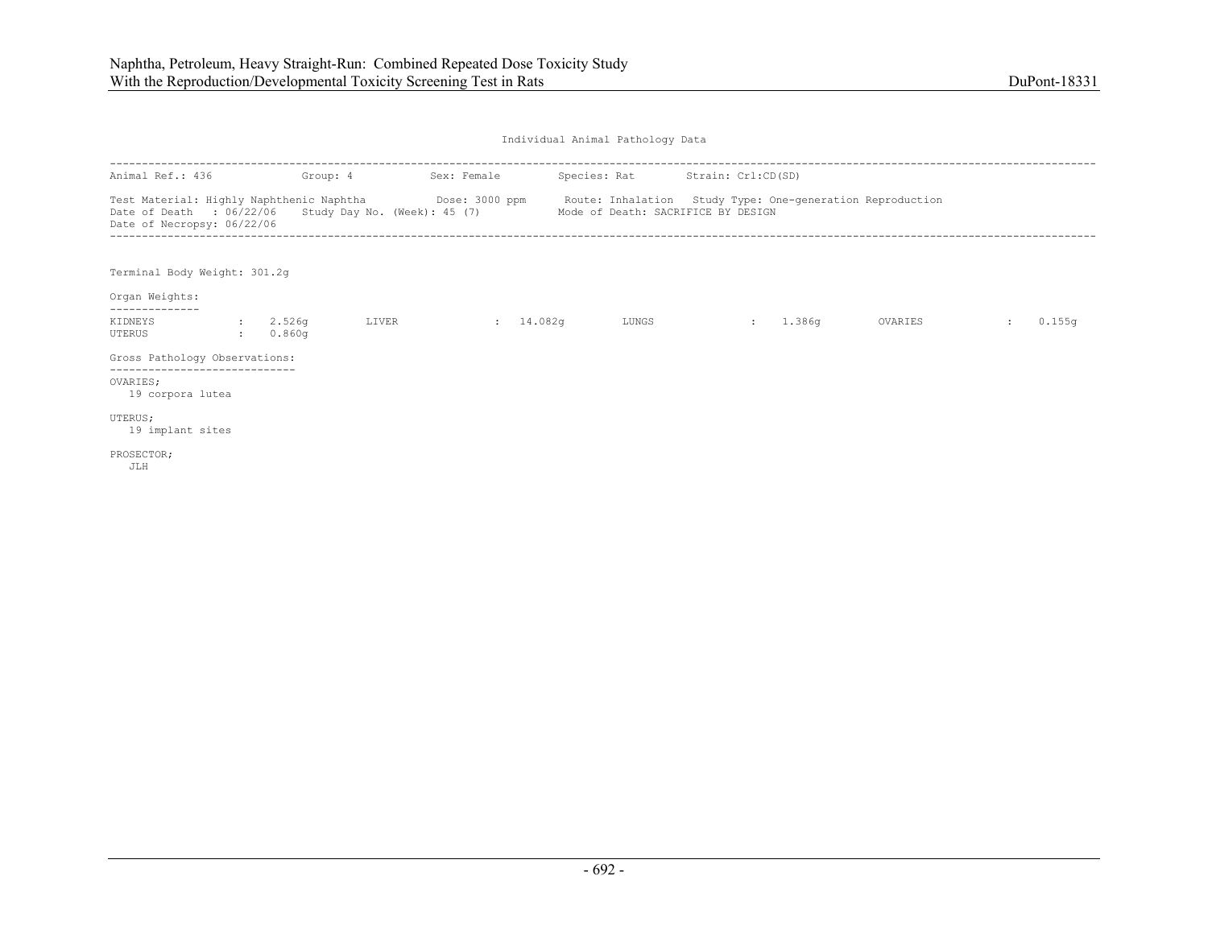Individual Animal Pathology Data

```
---------------------------------------------------------------------------------------------------------------------------------------------
Animal Ref.: 436             Group: 4           Sex: Female         Species: Rat        Strain: Crl:CD(SD)

Test Material: Highly Naphthenic Naphtha           Dose: 3000 ppm      Route: Inhalation   Study Type: One-generation Reproduction
Date of Death   : 06/22/06    Study Day No. (Week): 45 (7)           Mode of Death: SACRIFICE BY DESIGN
Date of Necropsy: 06/22/06
---------------------------------------------------------------------------------------------------------------------------------------------


Terminal Body Weight: 301.2g

Organ Weights:
--------------
KIDNEYS            :    2.526g        LIVER              :  14.082g        LUNGS              :   1.386g        OVARIES            :    0.155g
UTERUS             :    0.860g

Gross Pathology Observations:
-----------------------------
OVARIES;
   19 corpora lutea

UTERUS;
   19 implant sites

PROSECTOR;
   JLH
```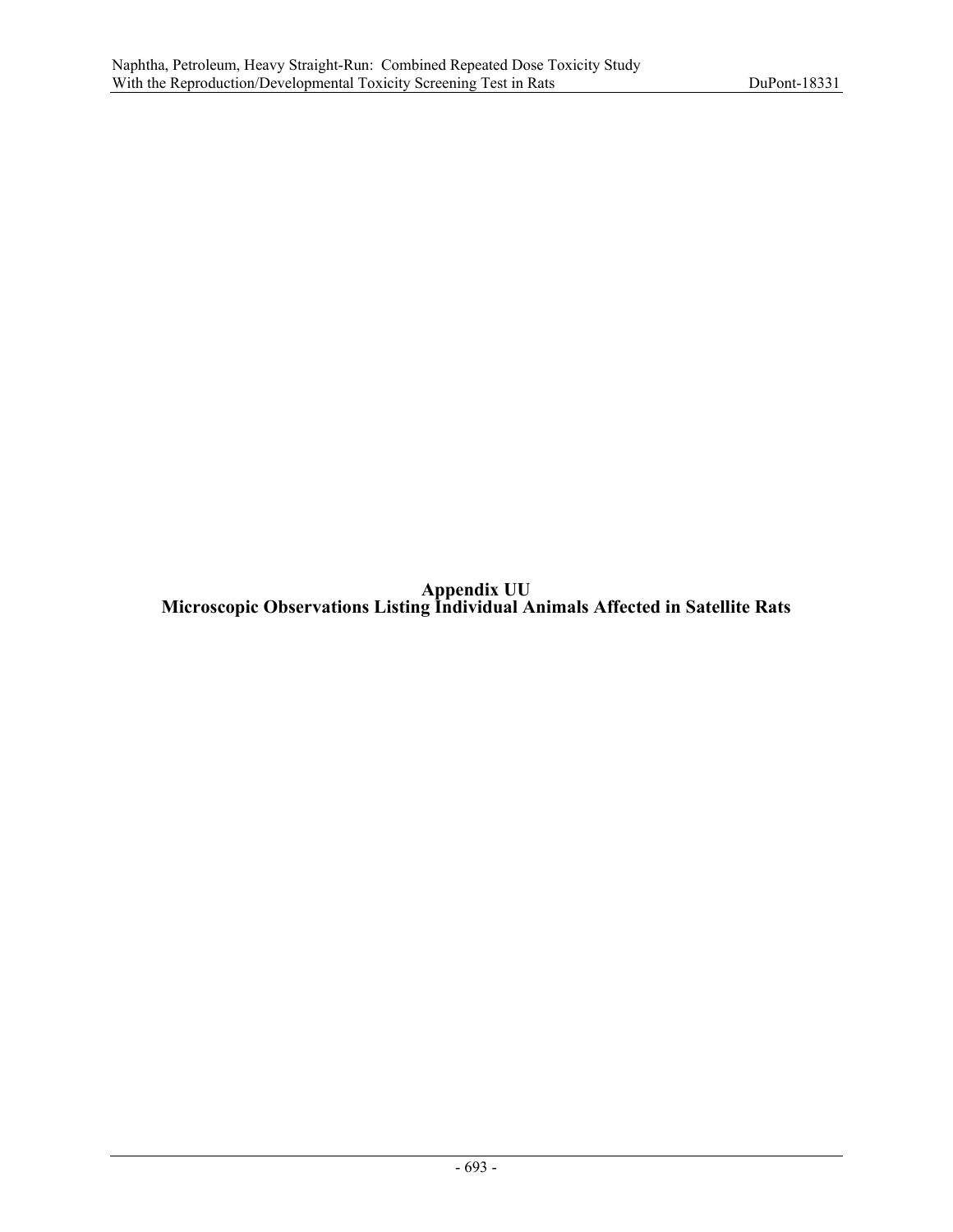# Appendix UU
# Microscopic Observations Listing Individual Animals Affected in Satellite Rats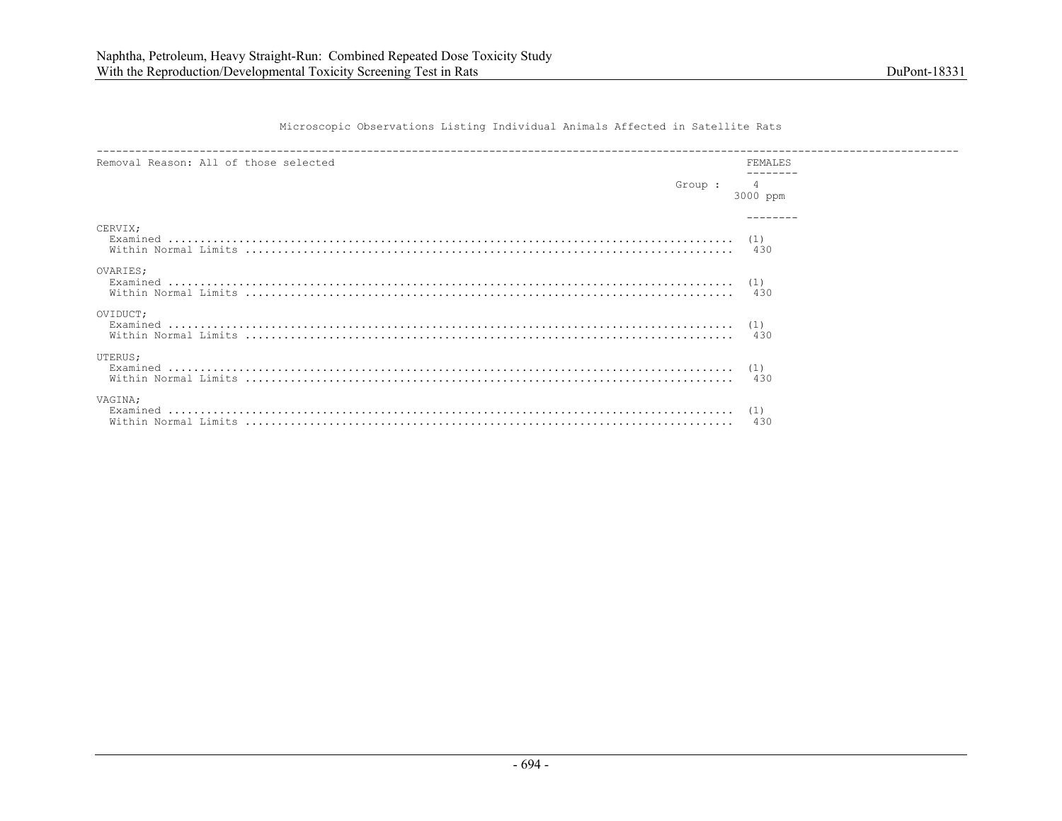Microscopic Observations Listing Individual Animals Affected in Satellite Rats

Removal Reason: All of those selected

| | FEMALES |
|---|---|
| Group : | 4<br>3000 ppm |
| **CERVIX;** | |
| Examined | (1) |
| Within Normal Limits | 430 |
| **OVARIES;** | |
| Examined | (1) |
| Within Normal Limits | 430 |
| **OVIDUCT;** | |
| Examined | (1) |
| Within Normal Limits | 430 |
| **UTERUS;** | |
| Examined | (1) |
| Within Normal Limits | 430 |
| **VAGINA;** | |
| Examined | (1) |
| Within Normal Limits | 430 |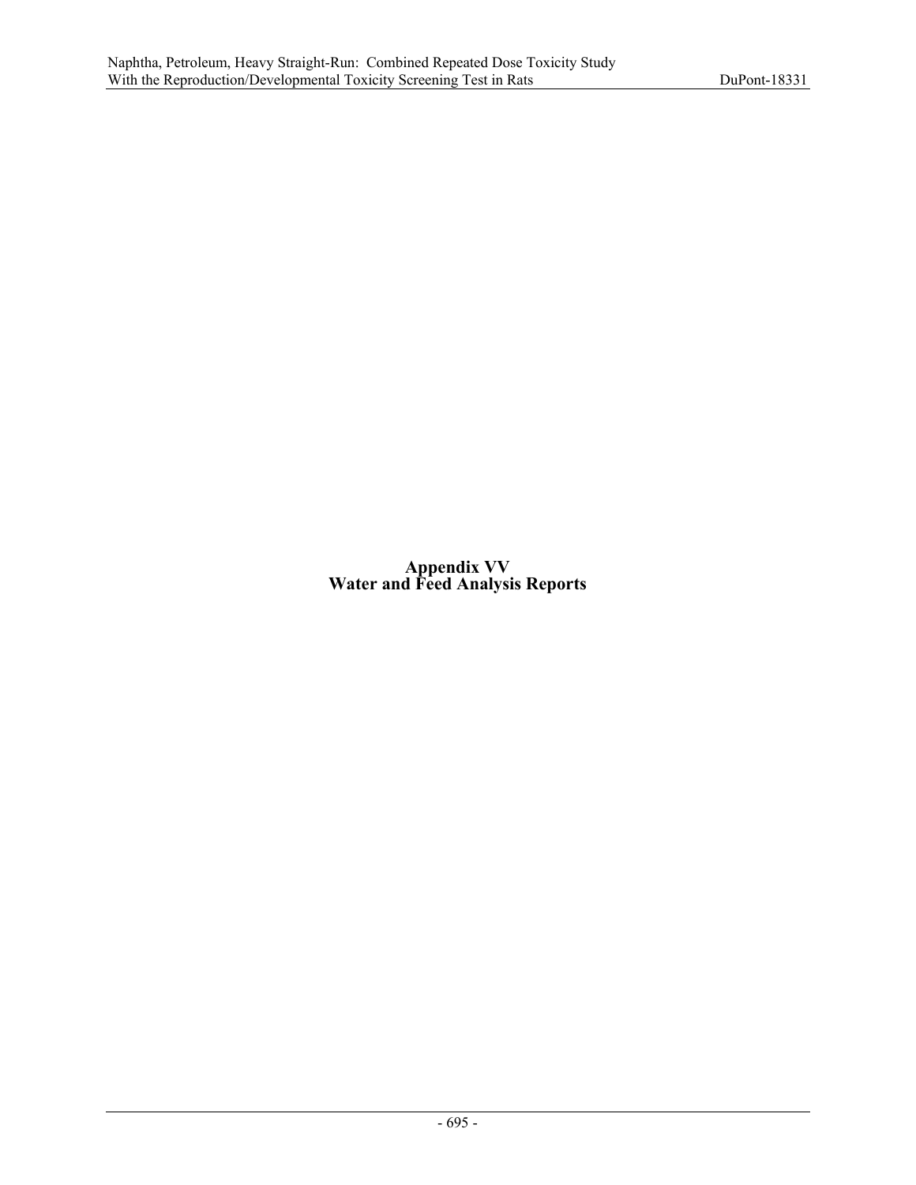# Appendix VV
# Water and Feed Analysis Reports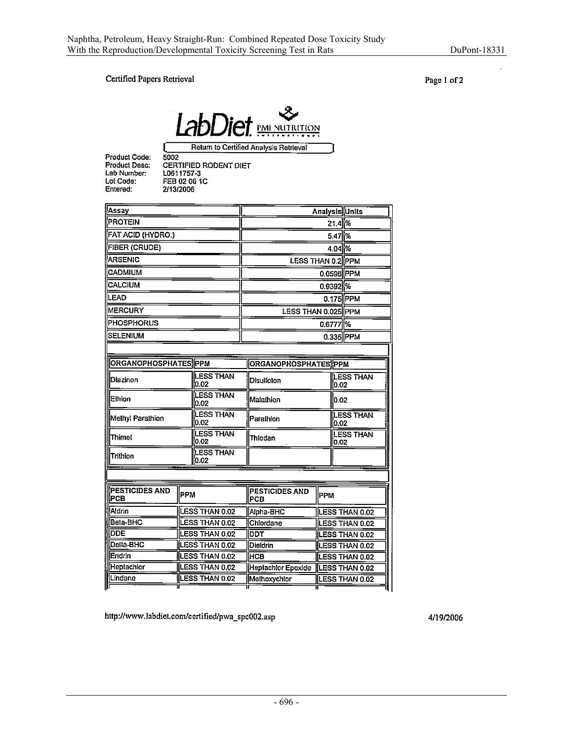Certified Papers Retrieval

Page 1 of 2

LabDiet PMI NUTRITION INTERNATIONAL

Return to Certified Analysis Retrieval

Product Code: 5002
Product Desc: CERTIFIED RODENT DIET
Lab Number: L0611757-3
Lot Code: FEB 02 06 1C
Entered: 2/13/2006

| Assay | Analysis | Units |
|---|---|---|
| PROTEIN | 21.4 | % |
| FAT ACID (HYDRO.) | 5.47 | % |
| FIBER (CRUDE) | 4.04 | % |
| ARSENIC | LESS THAN 0.2 | PPM |
| CADMIUM | 0.0596 | PPM |
| CALCIUM | 0.9392 | % |
| LEAD | 0.175 | PPM |
| MERCURY | LESS THAN 0.025 | PPM |
| PHOSPHORUS | 0.6777 | % |
| SELENIUM | 0.336 | PPM |

| ORGANOPHOSPHATES | PPM | ORGANOPHOSPHATES | PPM |
|---|---|---|---|
| Diazinon | LESS THAN 0.02 | Disulfoton | LESS THAN 0.02 |
| Ethion | LESS THAN 0.02 | Malathion | 0.02 |
| Methyl Parathion | LESS THAN 0.02 | Parathion | LESS THAN 0.02 |
| Thimet | LESS THAN 0.02 | Thiodan | LESS THAN 0.02 |
| Trithion | LESS THAN 0.02 | | |

| PESTICIDES AND PCB | PPM | PESTICIDES AND PCB | PPM |
|---|---|---|---|
| Aldrin | LESS THAN 0.02 | Alpha-BHC | LESS THAN 0.02 |
| Beta-BHC | LESS THAN 0.02 | Chlordane | LESS THAN 0.02 |
| DDE | LESS THAN 0.02 | DDT | LESS THAN 0.02 |
| Delta-BHC | LESS THAN 0.02 | Dieldrin | LESS THAN 0.02 |
| Endrin | LESS THAN 0.02 | HCB | LESS THAN 0.02 |
| Heptachlor | LESS THAN 0.02 | Heptachlor Epoxide | LESS THAN 0.02 |
| Lindane | LESS THAN 0.02 | Methoxychlor | LESS THAN 0.02 |

http://www.labdiet.com/certified/pwa_spc002.asp

4/19/2006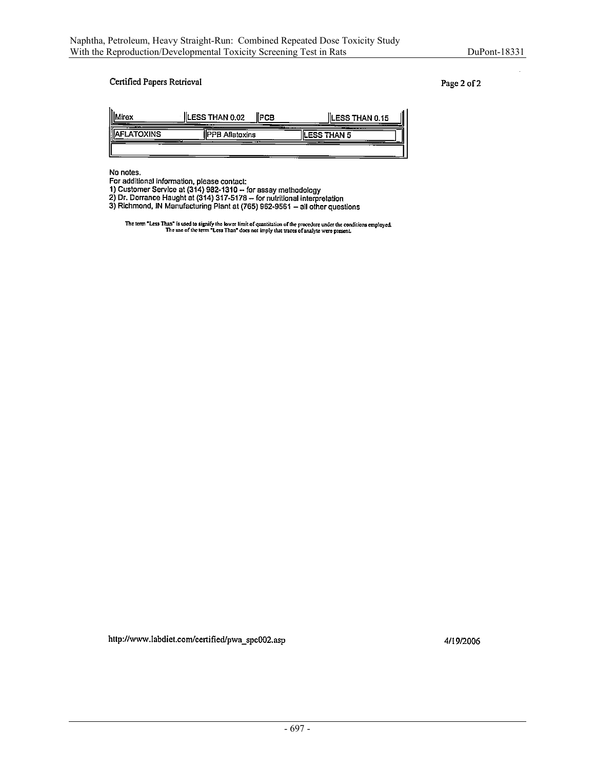Certified Papers Retrieval

| Mirex | LESS THAN 0.02 | PCB | LESS THAN 0.15 |
|---|---|---|---|
| AFLATOXINS | PPB Aflatoxins | LESS THAN 5 | |
| | | | |

No notes.
For additional information, please contact:
1) Customer Service at (314) 982-1310 -- for assay methodology
2) Dr. Dorrance Haught at (314) 317-5178 -- for nutritional interpretation
3) Richmond, IN Manufacturing Plant at (765) 962-9561 -- all other questions

The term "Less Than" is used to signify the lower limit of quantitation of the procedure under the conditions employed.
The use of the term "Less Than" does not imply that traces of analyte were present.

http://www.labdiet.com/certified/pwa_spc002.asp 4/19/2006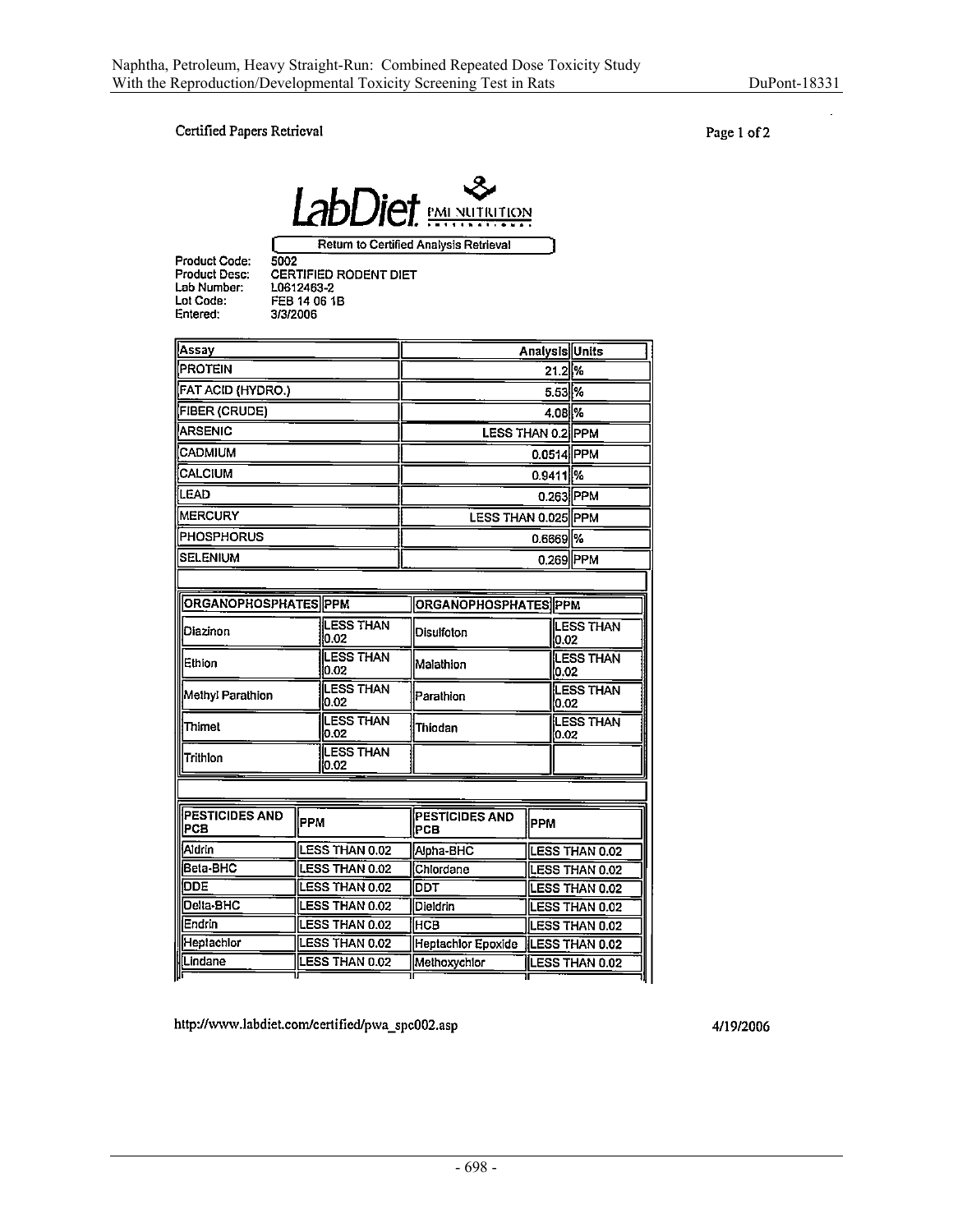Certified Papers Retrieval

LabDiet PMI NUTRITION INTERNATIONAL

Return to Certified Analysis Retrieval

Product Code: 5002
Product Desc: CERTIFIED RODENT DIET
Lab Number: L0612463-2
Lot Code: FEB 14 06 1B
Entered: 3/3/2006

| Assay | Analysis | Units |
|---|---|---|
| PROTEIN | 21.2 | % |
| FAT ACID (HYDRO.) | 5.53 | % |
| FIBER (CRUDE) | 4.08 | % |
| ARSENIC | LESS THAN 0.2 | PPM |
| CADMIUM | 0.0514 | PPM |
| CALCIUM | 0.9411 | % |
| LEAD | 0.263 | PPM |
| MERCURY | LESS THAN 0.025 | PPM |
| PHOSPHORUS | 0.6669 | % |
| SELENIUM | 0.269 | PPM |

| ORGANOPHOSPHATES | PPM | ORGANOPHOSPHATES | PPM |
|---|---|---|---|
| Diazinon | LESS THAN 0.02 | Disulfoton | LESS THAN 0.02 |
| Ethion | LESS THAN 0.02 | Malathion | LESS THAN 0.02 |
| Methyl Parathion | LESS THAN 0.02 | Parathion | LESS THAN 0.02 |
| Thimet | LESS THAN 0.02 | Thiodan | LESS THAN 0.02 |
| Trithion | LESS THAN 0.02 | | |

| PESTICIDES AND PCB | PPM | PESTICIDES AND PCB | PPM |
|---|---|---|---|
| Aldrin | LESS THAN 0.02 | Alpha-BHC | LESS THAN 0.02 |
| Beta-BHC | LESS THAN 0.02 | Chlordane | LESS THAN 0.02 |
| DDE | LESS THAN 0.02 | DDT | LESS THAN 0.02 |
| Delta-BHC | LESS THAN 0.02 | Dieldrin | LESS THAN 0.02 |
| Endrin | LESS THAN 0.02 | HCB | LESS THAN 0.02 |
| Heptachlor | LESS THAN 0.02 | Heptachlor Epoxide | LESS THAN 0.02 |
| Lindane | LESS THAN 0.02 | Methoxychlor | LESS THAN 0.02 |

http://www.labdiet.com/certified/pwa_spc002.asp 4/19/2006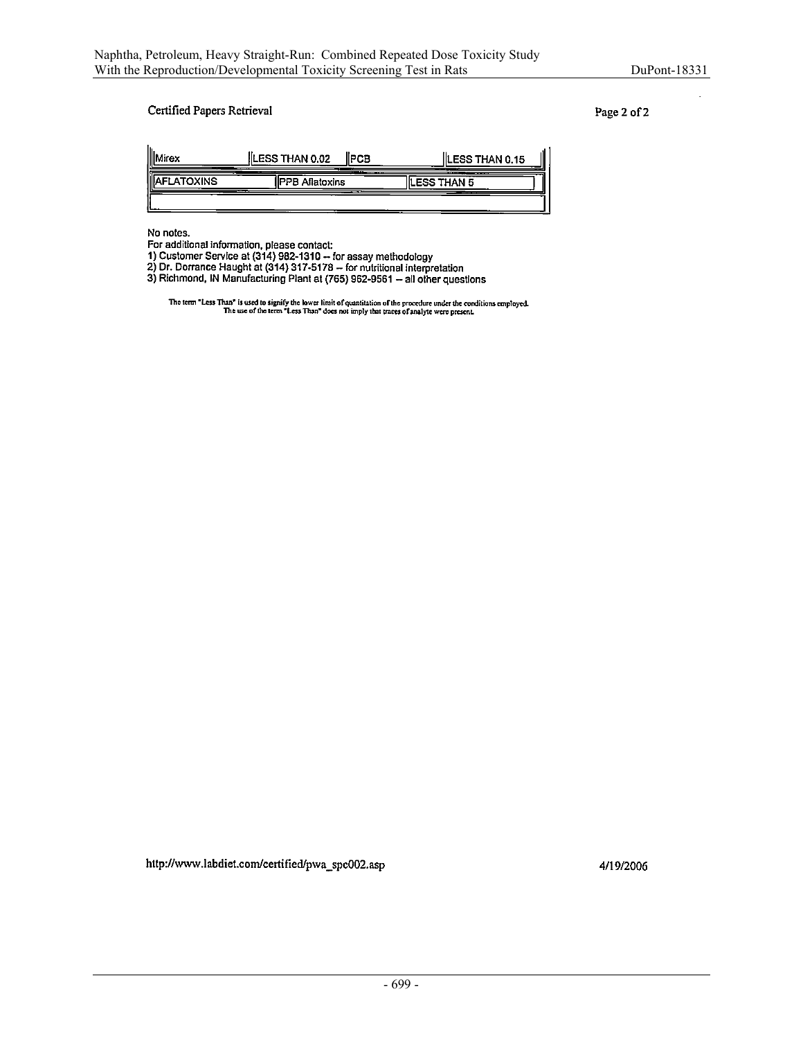Certified Papers Retrieval

Page 2 of 2

| | | | |
|---|---|---|---|
| Mirex | LESS THAN 0.02 | PCB | LESS THAN 0.15 |
| AFLATOXINS | PPB Aflatoxins | LESS THAN 5 | |
| | | | |

No notes.
For additional information, please contact:
1) Customer Service at (314) 982-1310 -- for assay methodology
2) Dr. Dorrance Haught at (314) 317-5178 -- for nutritional interpretation
3) Richmond, IN Manufacturing Plant at (765) 962-9561 -- all other questions

The term "Less Than" is used to signify the lower limit of quantitation of the procedure under the conditions employed. The use of the term "Less Than" does not imply that traces of analyte were present.

http://www.labdiet.com/certified/pwa_spc002.asp 4/19/2006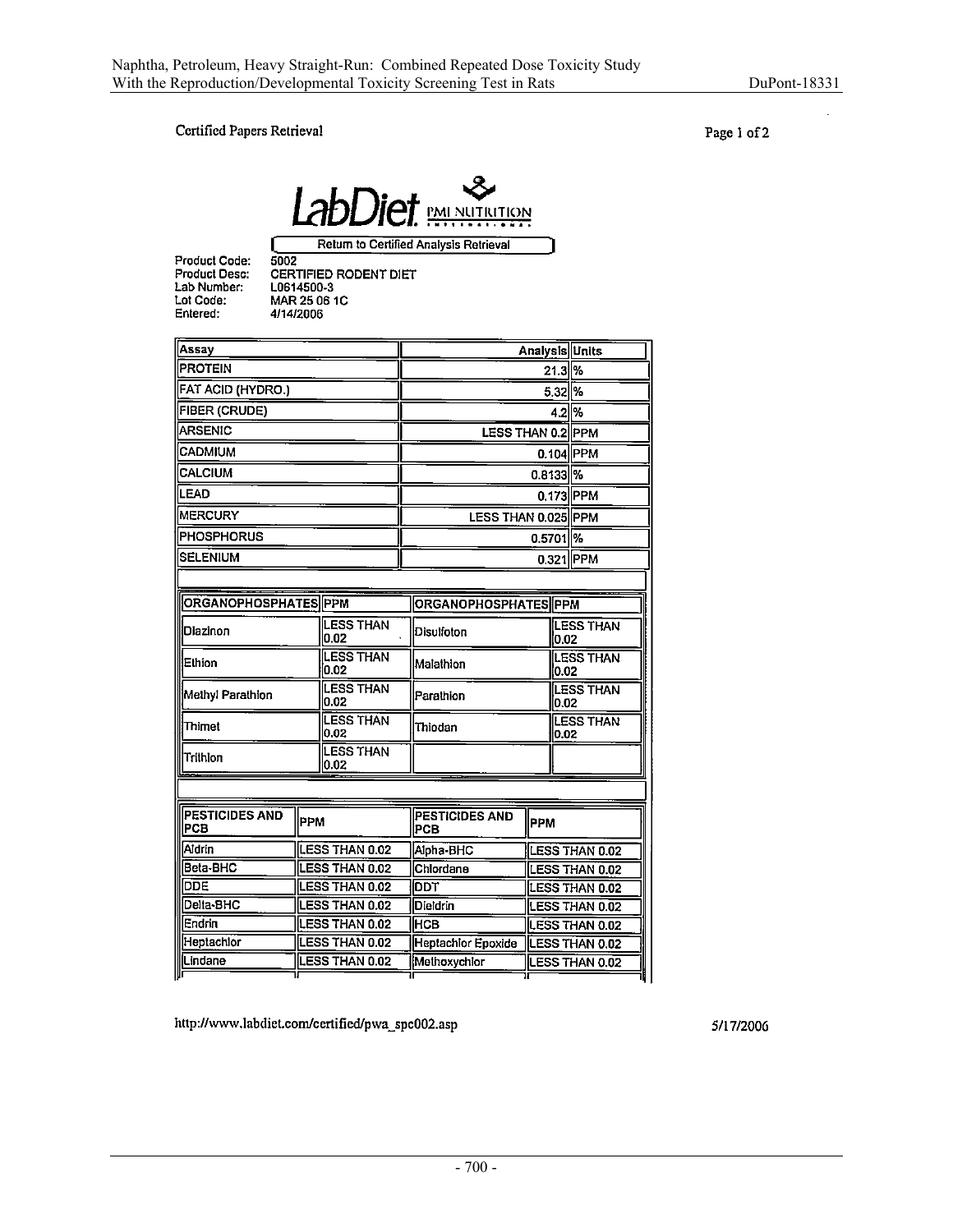Certified Papers Retrieval

LabDiet PMI NUTRITION INTERNATIONAL

Return to Certified Analysis Retrieval

Product Code: 5002
Product Desc: CERTIFIED RODENT DIET
Lab Number: L0614500-3
Lot Code: MAR 25 06 1C
Entered: 4/14/2006

| Assay | Analysis | Units |
|---|---|---|
| PROTEIN | 21.3 | % |
| FAT ACID (HYDRO.) | 5.32 | % |
| FIBER (CRUDE) | 4.2 | % |
| ARSENIC | LESS THAN 0.2 | PPM |
| CADMIUM | 0.104 | PPM |
| CALCIUM | 0.8133 | % |
| LEAD | 0.173 | PPM |
| MERCURY | LESS THAN 0.025 | PPM |
| PHOSPHORUS | 0.5701 | % |
| SELENIUM | 0.321 | PPM |

| ORGANOPHOSPHATES | PPM | ORGANOPHOSPHATES | PPM |
|---|---|---|---|
| Diazinon | LESS THAN 0.02 | Disulfoton | LESS THAN 0.02 |
| Ethion | LESS THAN 0.02 | Malathion | LESS THAN 0.02 |
| Methyl Parathion | LESS THAN 0.02 | Parathion | LESS THAN 0.02 |
| Thimet | LESS THAN 0.02 | Thiodan | LESS THAN 0.02 |
| Trithion | LESS THAN 0.02 | | |

| PESTICIDES AND PCB | PPM | PESTICIDES AND PCB | PPM |
|---|---|---|---|
| Aldrin | LESS THAN 0.02 | Alpha-BHC | LESS THAN 0.02 |
| Beta-BHC | LESS THAN 0.02 | Chlordane | LESS THAN 0.02 |
| DDE | LESS THAN 0.02 | DDT | LESS THAN 0.02 |
| Delta-BHC | LESS THAN 0.02 | Dieldrin | LESS THAN 0.02 |
| Endrin | LESS THAN 0.02 | HCB | LESS THAN 0.02 |
| Heptachlor | LESS THAN 0.02 | Heptachlor Epoxide | LESS THAN 0.02 |
| Lindane | LESS THAN 0.02 | Methoxychlor | LESS THAN 0.02 |

http://www.labdiet.com/certified/pwa_spc002.asp 5/17/2006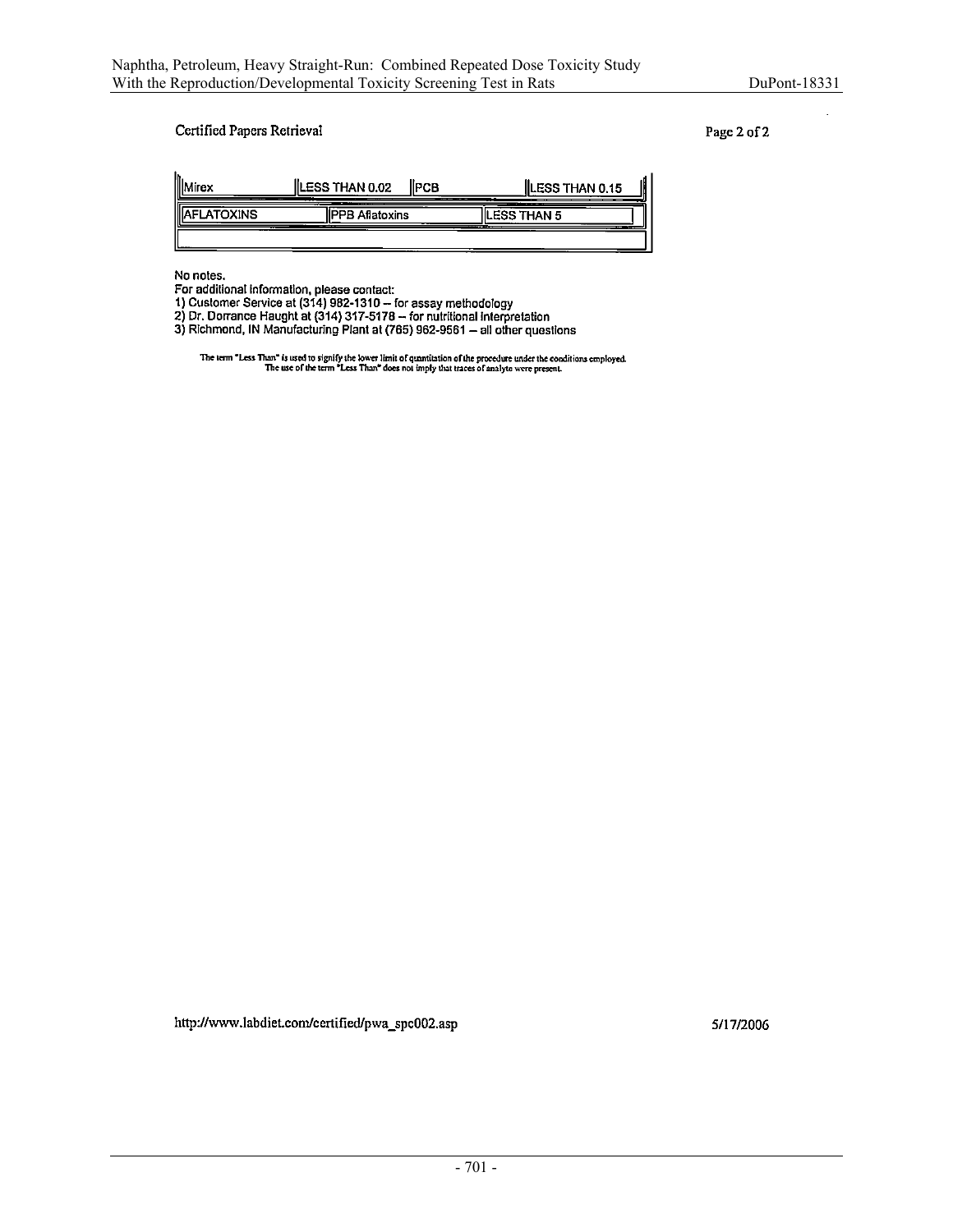Certified Papers Retrieval

| Mirex | LESS THAN 0.02 | PCB | LESS THAN 0.15 |
|---|---|---|---|
| AFLATOXINS | PPB Aflatoxins | LESS THAN 5 | |
| | | | |

No notes.

For additional information, please contact:

1) Customer Service at (314) 982-1310 -- for assay methodology
2) Dr. Dorrance Haught at (314) 317-5178 -- for nutritional interpretation
3) Richmond, IN Manufacturing Plant at (765) 962-9561 -- all other questions

The term "Less Than" is used to signify the lower limit of quantitation of the procedure under the conditions employed. The use of the term "Less Than" does not imply that traces of analyte were present.

http://www.labdiet.com/certified/pwa_spc002.asp 5/17/2006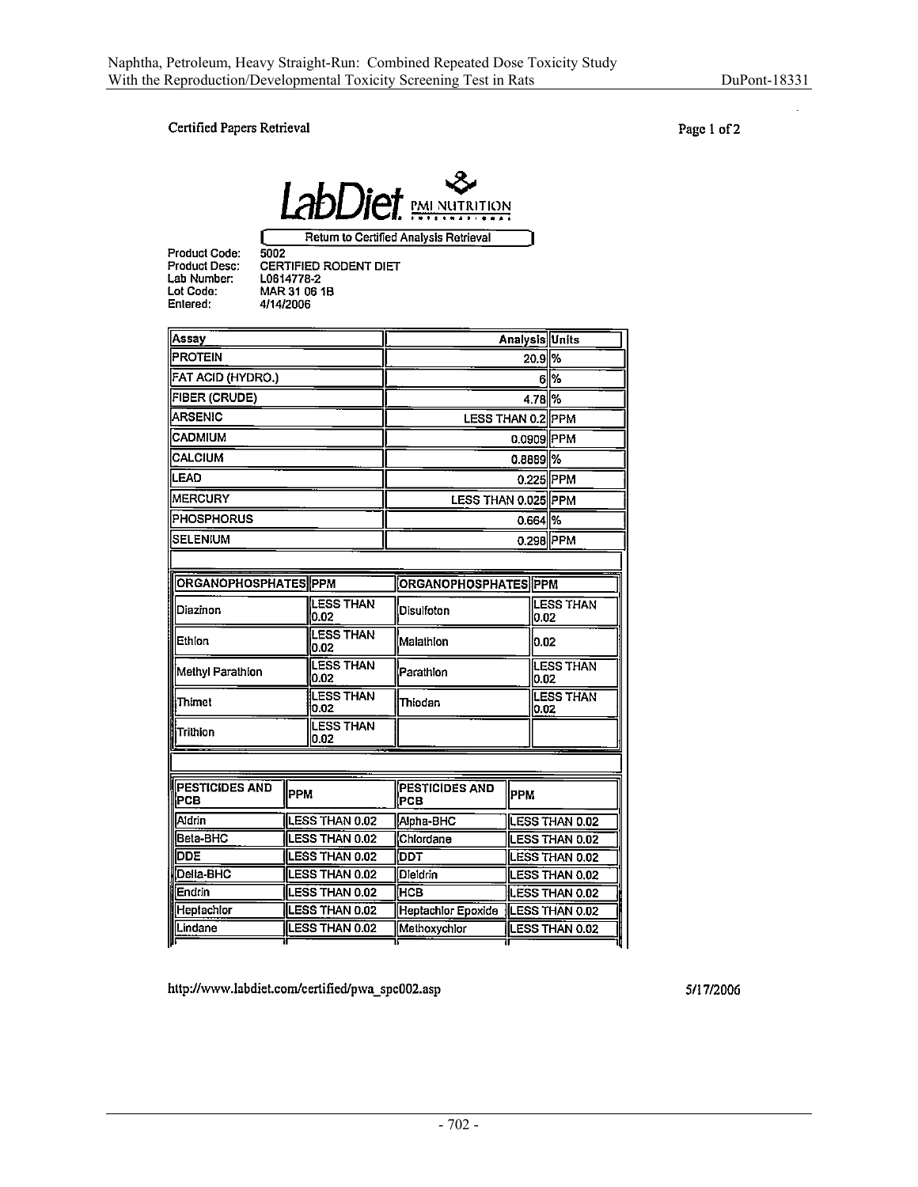Certified Papers Retrieval

LabDiet PMI NUTRITION

Return to Certified Analysis Retrieval

Product Code: 5002
Product Desc: CERTIFIED RODENT DIET
Lab Number: L0614778-2
Lot Code: MAR 31 06 1B
Entered: 4/14/2006

| Assay | Analysis | Units |
|---|---|---|
| PROTEIN | 20.9 | % |
| FAT ACID (HYDRO.) | 6 | % |
| FIBER (CRUDE) | 4.78 | % |
| ARSENIC | LESS THAN 0.2 | PPM |
| CADMIUM | 0.0909 | PPM |
| CALCIUM | 0.8889 | % |
| LEAD | 0.225 | PPM |
| MERCURY | LESS THAN 0.025 | PPM |
| PHOSPHORUS | 0.664 | % |
| SELENIUM | 0.298 | PPM |

| ORGANOPHOSPHATES | PPM | ORGANOPHOSPHATES | PPM |
|---|---|---|---|
| Diazinon | LESS THAN 0.02 | Disulfoton | LESS THAN 0.02 |
| Ethion | LESS THAN 0.02 | Malathion | 0.02 |
| Methyl Parathion | LESS THAN 0.02 | Parathion | LESS THAN 0.02 |
| Thimet | LESS THAN 0.02 | Thiodan | LESS THAN 0.02 |
| Trithion | LESS THAN 0.02 | | |

| PESTICIDES AND PCB | PPM | PESTICIDES AND PCB | PPM |
|---|---|---|---|
| Aldrin | LESS THAN 0.02 | Alpha-BHC | LESS THAN 0.02 |
| Beta-BHC | LESS THAN 0.02 | Chlordane | LESS THAN 0.02 |
| DDE | LESS THAN 0.02 | DDT | LESS THAN 0.02 |
| Delta-BHC | LESS THAN 0.02 | Dieldrin | LESS THAN 0.02 |
| Endrin | LESS THAN 0.02 | HCB | LESS THAN 0.02 |
| Heptachlor | LESS THAN 0.02 | Heptachlor Epoxide | LESS THAN 0.02 |
| Lindane | LESS THAN 0.02 | Methoxychlor | LESS THAN 0.02 |

http://www.labdiet.com/certified/pwa_spc002.asp 5/17/2006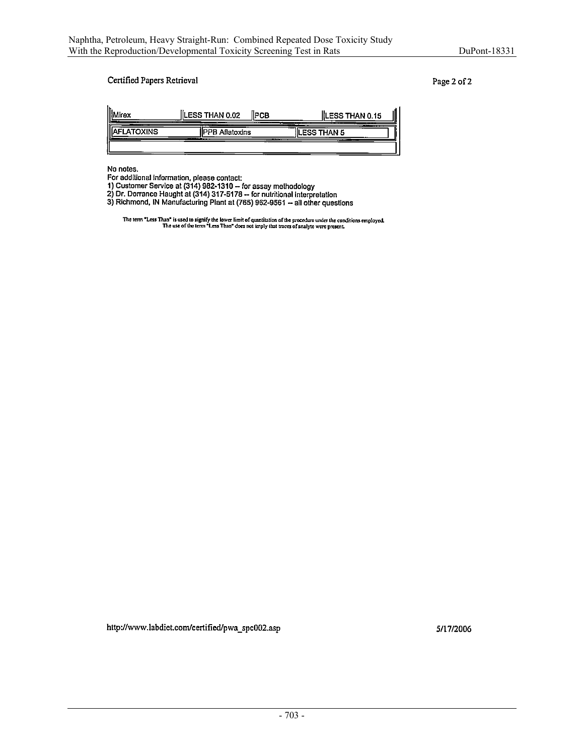Certified Papers Retrieval

Page 2 of 2

| Mirex | LESS THAN 0.02 | PCB | LESS THAN 0.15 |
|---|---|---|---|
| AFLATOXINS | PPB Aflatoxins | LESS THAN 5 | |
| | | | |

No notes.

For additional information, please contact:

1) Customer Service at (314) 982-1310 -- for assay methodology
2) Dr. Dorrance Haught at (314) 317-5178 -- for nutritional interpretation
3) Richmond, IN Manufacturing Plant at (765) 962-9561 -- all other questions

The term "Less Than" is used to signify the lower limit of quantitation of the procedure under the conditions employed. The use of the term "Less Than" does not imply that traces of analyte were present.

http://www.labdiet.com/certified/pwa_spc002.asp 5/17/2006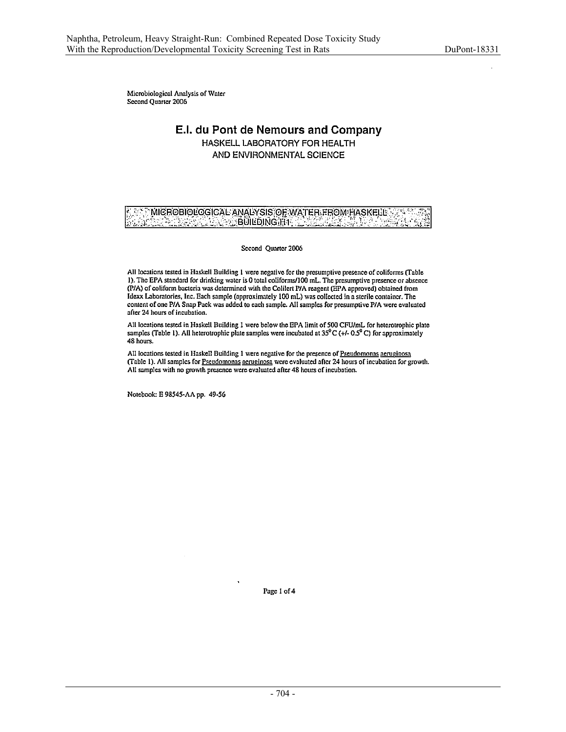Microbiological Analysis of Water
Second Quarter 2006

# E.I. du Pont de Nemours and Company

## HASKELL LABORATORY FOR HEALTH AND ENVIRONMENTAL SCIENCE

## MICROBIOLOGICAL ANALYSIS OF WATER FROM HASKELL BUILDING H1

Second Quarter 2006

All locations tested in Haskell Building 1 were negative for the presumptive presence of coliforms (Table 1). The EPA standard for drinking water is 0 total coliforms/100 mL. The presumptive presence or absence (P/A) of coliform bacteria was determined with the Colilert P/A reagent (EPA approved) obtained from Idexx Laboratories, Inc. Each sample (approximately 100 mL) was collected in a sterile container. The content of one P/A Snap Pack was added to each sample. All samples for presumptive P/A were evaluated after 24 hours of incubation.

All locations tested in Haskell Building 1 were below the EPA limit of 500 CFU/mL for heterotrophic plate samples (Table 1). All heterotrophic plate samples were incubated at 35$^{\circ}$ C (+/- 0.5$^{\circ}$ C) for approximately 48 hours.

All locations tested in Haskell Building 1 were negative for the presence of Pseudomonas aeruginosa (Table 1). All samples for Pseudomonas aeruginosa were evaluated after 24 hours of incubation for growth. All samples with no growth presence were evaluated after 48 hours of incubation.

Notebook: E 98545-AA pp. 49-56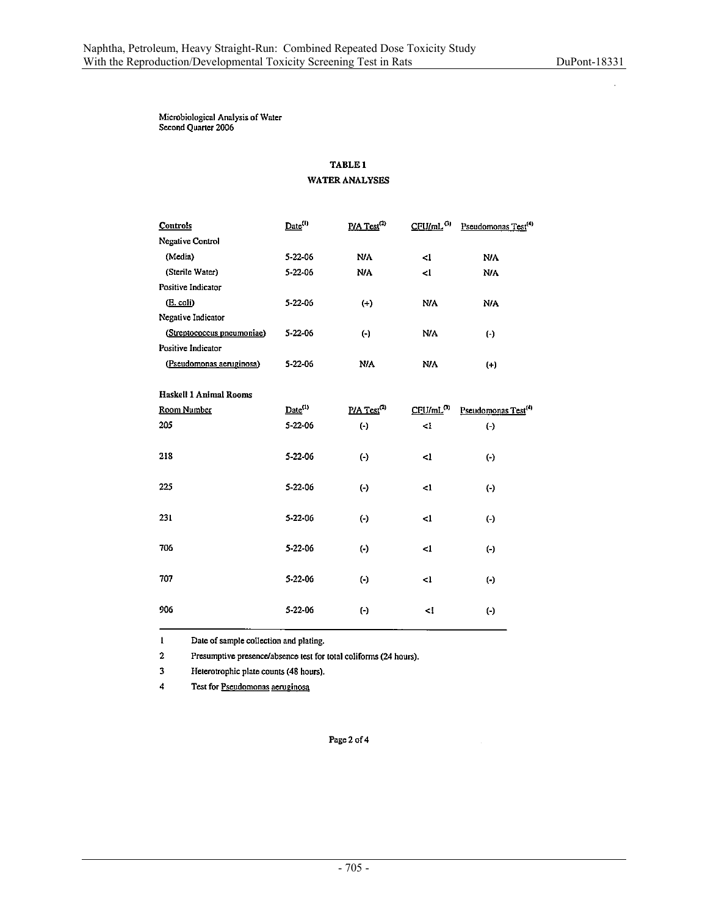Microbiological Analysis of Water
Second Quarter 2006

**TABLE 1**
**WATER ANALYSES**

| Controls | Date[1] | P/A Test[2] | CFU/mL[3] | Pseudomonas Test[4] |
|---|---|---|---|---|
| Negative Control | | | | |
| (Media) | 5-22-06 | N/A | <1 | N/A |
| (Sterile Water) | 5-22-06 | N/A | <1 | N/A |
| Positive Indicator | | | | |
| (E. coli) | 5-22-06 | (+) | N/A | N/A |
| Negative Indicator | | | | |
| (Streptococcus pneumoniae) | 5-22-06 | (-) | N/A | (-) |
| Positive Indicator | | | | |
| (Pseudomonas aeruginosa) | 5-22-06 | N/A | N/A | (+) |

**Haskell 1 Animal Rooms**

| Room Number | Date[1] | P/A Test[2] | CFU/mL[3] | Pseudomonas Test[4] |
|---|---|---|---|---|
| 205 | 5-22-06 | (-) | <1 | (-) |
| 218 | 5-22-06 | (-) | <1 | (-) |
| 225 | 5-22-06 | (-) | <1 | (-) |
| 231 | 5-22-06 | (-) | <1 | (-) |
| 706 | 5-22-06 | (-) | <1 | (-) |
| 707 | 5-22-06 | (-) | <1 | (-) |
| 906 | 5-22-06 | (-) | <1 | (-) |

1 Date of sample collection and plating.

2 Presumptive presence/absence test for total coliforms (24 hours).

3 Heterotrophic plate counts (48 hours).

4 Test for Pseudomonas aeruginosa

Page 2 of 4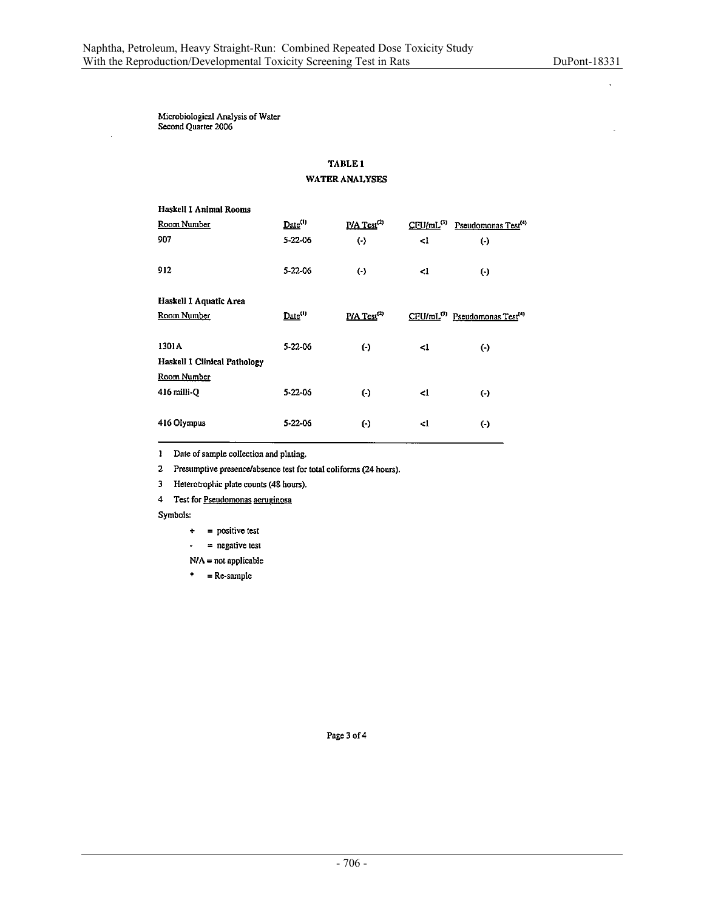Microbiological Analysis of Water
Second Quarter 2006

**TABLE 1**

**WATER ANALYSES**

| **Haskell 1 Animal Rooms** | | | | |
|---|---|---|---|---|
| Room Number | Date[1] | P/A Test[2] | CFU/mL[3] | Pseudomonas Test[4] |
| 907 | 5-22-06 | (-) | <1 | (-) |
| 912 | 5-22-06 | (-) | <1 | (-) |
| **Haskell 1 Aquatic Area** | | | | |
| Room Number | Date[1] | P/A Test[2] | CFU/mL[3] | Pseudomonas Test[4] |
| 1301A | 5-22-06 | (-) | <1 | (-) |
| **Haskell 1 Clinical Pathology** | | | | |
| Room Number | | | | |
| 416 milli-Q | 5-22-06 | (-) | <1 | (-) |
| 416 Olympus | 5-22-06 | (-) | <1 | (-) |

1 Date of sample collection and plating.

2 Presumptive presence/absence test for total coliforms (24 hours).

3 Heterotrophic plate counts (48 hours).

4 Test for Pseudomonas aeruginosa

Symbols:

- + = positive test
- - = negative test
- N/A = not applicable
- * = Re-sample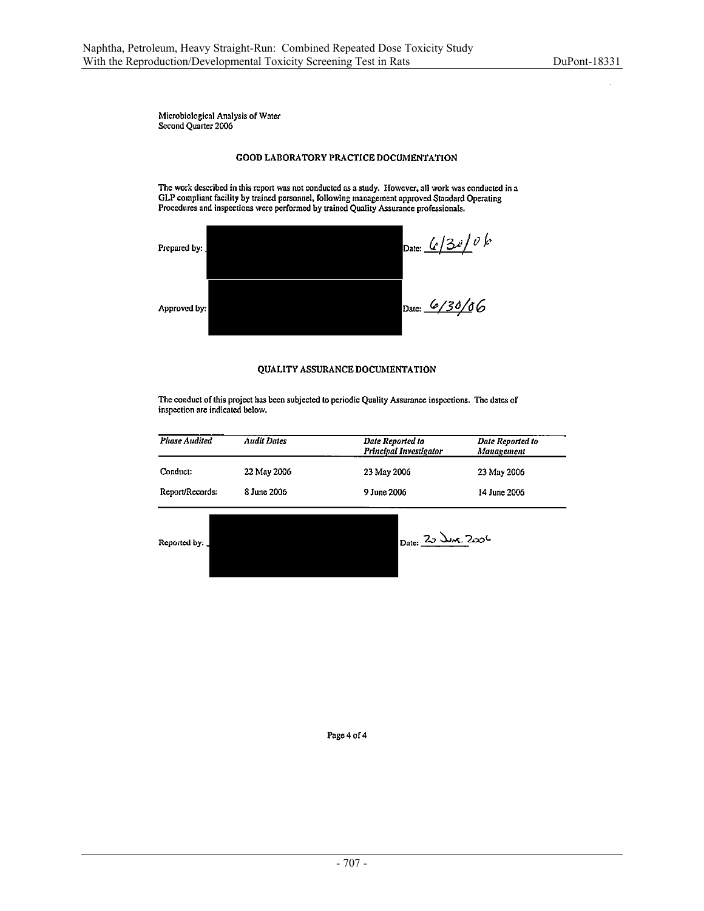Microbiological Analysis of Water
Second Quarter 2006

## GOOD LABORATORY PRACTICE DOCUMENTATION

The work described in this report was not conducted as a study. However, all work was conducted in a GLP compliant facility by trained personnel, following management approved Standard Operating Procedures and inspections were performed by trained Quality Assurance professionals.

Prepared by: Date: 6/30/06

Approved by: Date: 6/30/06

## QUALITY ASSURANCE DOCUMENTATION

The conduct of this project has been subjected to periodic Quality Assurance inspections. The dates of inspection are indicated below.

| *Phase Audited* | *Audit Dates* | *Date Reported to Principal Investigator* | *Date Reported to Management* |
|---|---|---|---|
| Conduct: | 22 May 2006 | 23 May 2006 | 23 May 2006 |
| Report/Records: | 8 June 2006 | 9 June 2006 | 14 June 2006 |

Reported by: Date: 20 June 2006